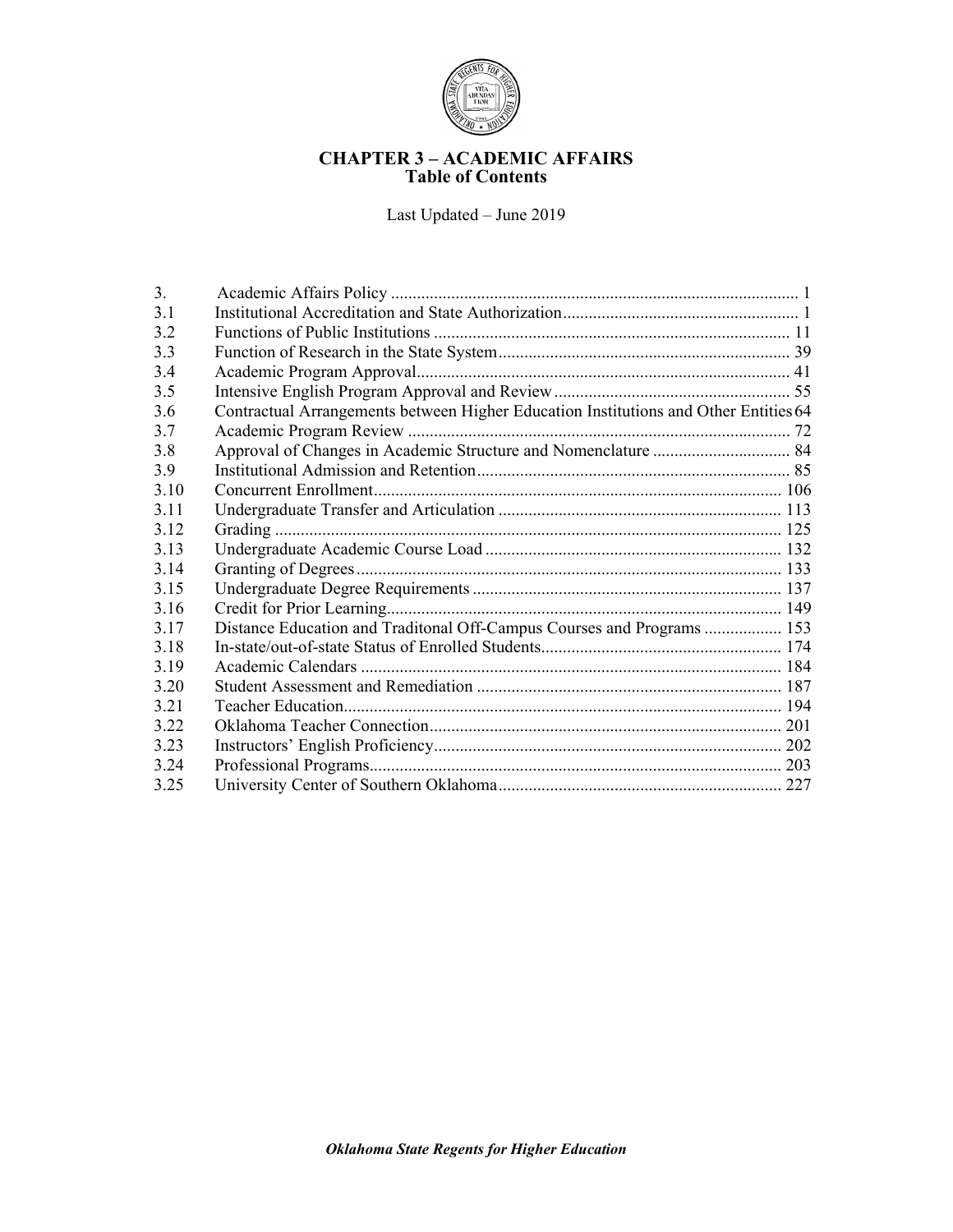# CHAPTER 3 – ACADEMIC AFFAIRS
## Table of Contents

Last Updated – June 2019

| | | |
|---|---|---|
| 3. | Academic Affairs Policy | 1 |
| 3.1 | Institutional Accreditation and State Authorization | 1 |
| 3.2 | Functions of Public Institutions | 11 |
| 3.3 | Function of Research in the State System | 39 |
| 3.4 | Academic Program Approval | 41 |
| 3.5 | Intensive English Program Approval and Review | 55 |
| 3.6 | Contractual Arrangements between Higher Education Institutions and Other Entities | 64 |
| 3.7 | Academic Program Review | 72 |
| 3.8 | Approval of Changes in Academic Structure and Nomenclature | 84 |
| 3.9 | Institutional Admission and Retention | 85 |
| 3.10 | Concurrent Enrollment | 106 |
| 3.11 | Undergraduate Transfer and Articulation | 113 |
| 3.12 | Grading | 125 |
| 3.13 | Undergraduate Academic Course Load | 132 |
| 3.14 | Granting of Degrees | 133 |
| 3.15 | Undergraduate Degree Requirements | 137 |
| 3.16 | Credit for Prior Learning | 149 |
| 3.17 | Distance Education and Traditonal Off-Campus Courses and Programs | 153 |
| 3.18 | In-state/out-of-state Status of Enrolled Students | 174 |
| 3.19 | Academic Calendars | 184 |
| 3.20 | Student Assessment and Remediation | 187 |
| 3.21 | Teacher Education | 194 |
| 3.22 | Oklahoma Teacher Connection | 201 |
| 3.23 | Instructors' English Proficiency | 202 |
| 3.24 | Professional Programs | 203 |
| 3.25 | University Center of Southern Oklahoma | 227 |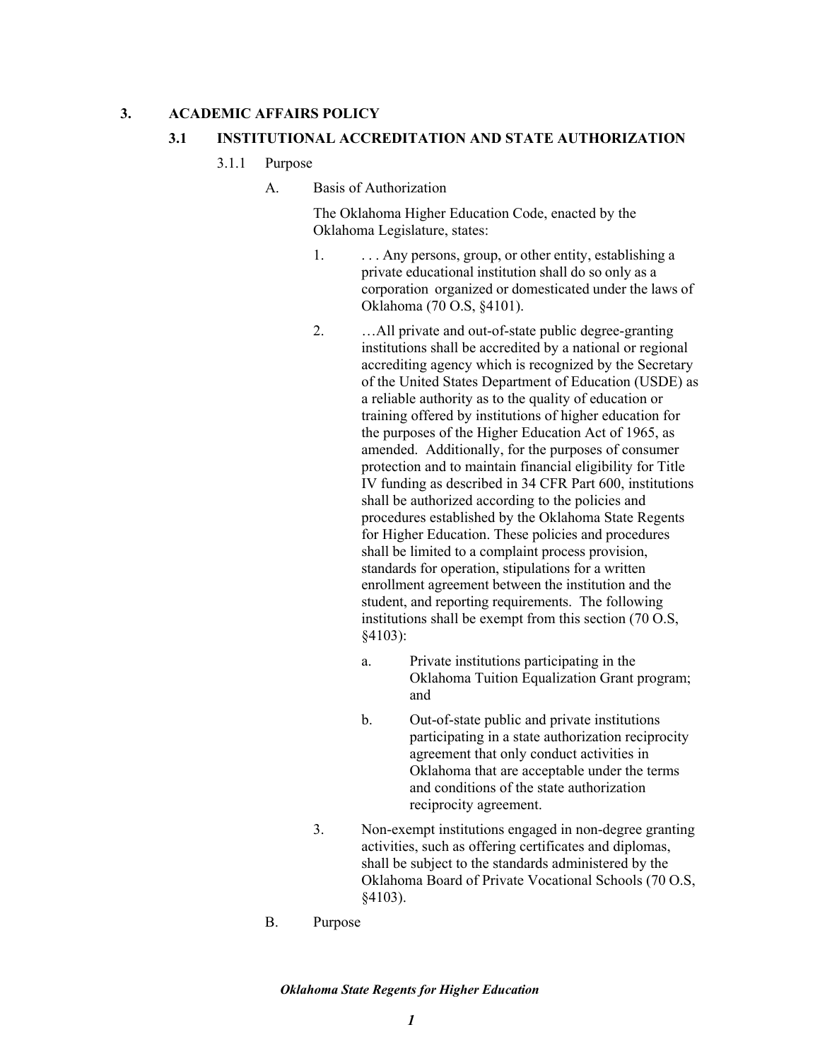# 3. ACADEMIC AFFAIRS POLICY

## 3.1 INSTITUTIONAL ACCREDITATION AND STATE AUTHORIZATION

### 3.1.1 Purpose

A. Basis of Authorization

The Oklahoma Higher Education Code, enacted by the Oklahoma Legislature, states:

1. . . . Any persons, group, or other entity, establishing a private educational institution shall do so only as a corporation organized or domesticated under the laws of Oklahoma (70 O.S, §4101).

2. …All private and out-of-state public degree-granting institutions shall be accredited by a national or regional accrediting agency which is recognized by the Secretary of the United States Department of Education (USDE) as a reliable authority as to the quality of education or training offered by institutions of higher education for the purposes of the Higher Education Act of 1965, as amended. Additionally, for the purposes of consumer protection and to maintain financial eligibility for Title IV funding as described in 34 CFR Part 600, institutions shall be authorized according to the policies and procedures established by the Oklahoma State Regents for Higher Education. These policies and procedures shall be limited to a complaint process provision, standards for operation, stipulations for a written enrollment agreement between the institution and the student, and reporting requirements. The following institutions shall be exempt from this section (70 O.S, §4103):

   a. Private institutions participating in the Oklahoma Tuition Equalization Grant program; and

   b. Out-of-state public and private institutions participating in a state authorization reciprocity agreement that only conduct activities in Oklahoma that are acceptable under the terms and conditions of the state authorization reciprocity agreement.

3. Non-exempt institutions engaged in non-degree granting activities, such as offering certificates and diplomas, shall be subject to the standards administered by the Oklahoma Board of Private Vocational Schools (70 O.S, §4103).

B. Purpose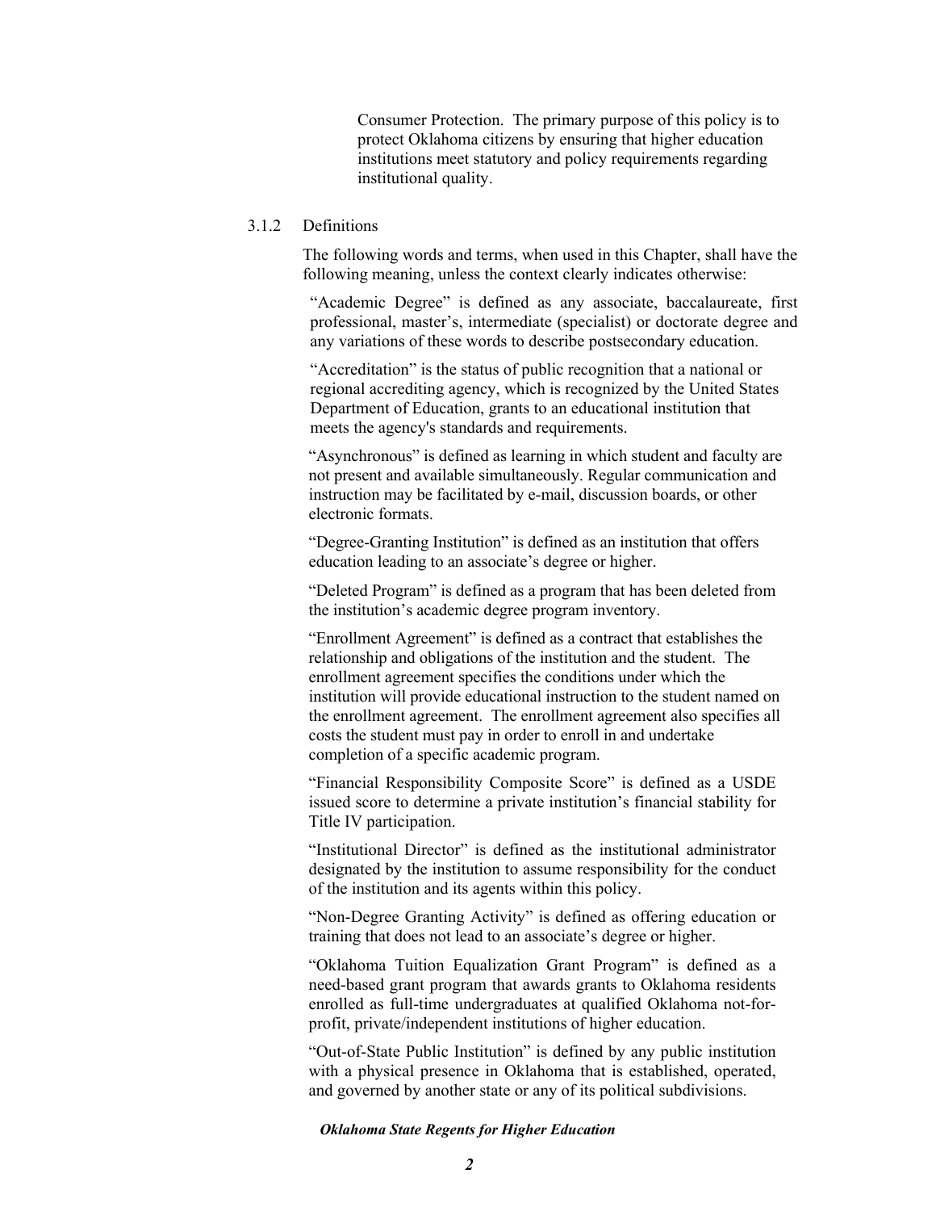Consumer Protection. The primary purpose of this policy is to protect Oklahoma citizens by ensuring that higher education institutions meet statutory and policy requirements regarding institutional quality.

### 3.1.2 Definitions

The following words and terms, when used in this Chapter, shall have the following meaning, unless the context clearly indicates otherwise:

"Academic Degree" is defined as any associate, baccalaureate, first professional, master's, intermediate (specialist) or doctorate degree and any variations of these words to describe postsecondary education.

"Accreditation" is the status of public recognition that a national or regional accrediting agency, which is recognized by the United States Department of Education, grants to an educational institution that meets the agency's standards and requirements.

"Asynchronous" is defined as learning in which student and faculty are not present and available simultaneously. Regular communication and instruction may be facilitated by e-mail, discussion boards, or other electronic formats.

"Degree-Granting Institution" is defined as an institution that offers education leading to an associate's degree or higher.

"Deleted Program" is defined as a program that has been deleted from the institution's academic degree program inventory.

"Enrollment Agreement" is defined as a contract that establishes the relationship and obligations of the institution and the student. The enrollment agreement specifies the conditions under which the institution will provide educational instruction to the student named on the enrollment agreement. The enrollment agreement also specifies all costs the student must pay in order to enroll in and undertake completion of a specific academic program.

"Financial Responsibility Composite Score" is defined as a USDE issued score to determine a private institution's financial stability for Title IV participation.

"Institutional Director" is defined as the institutional administrator designated by the institution to assume responsibility for the conduct of the institution and its agents within this policy.

"Non-Degree Granting Activity" is defined as offering education or training that does not lead to an associate's degree or higher.

"Oklahoma Tuition Equalization Grant Program" is defined as a need-based grant program that awards grants to Oklahoma residents enrolled as full-time undergraduates at qualified Oklahoma not-for-profit, private/independent institutions of higher education.

"Out-of-State Public Institution" is defined by any public institution with a physical presence in Oklahoma that is established, operated, and governed by another state or any of its political subdivisions.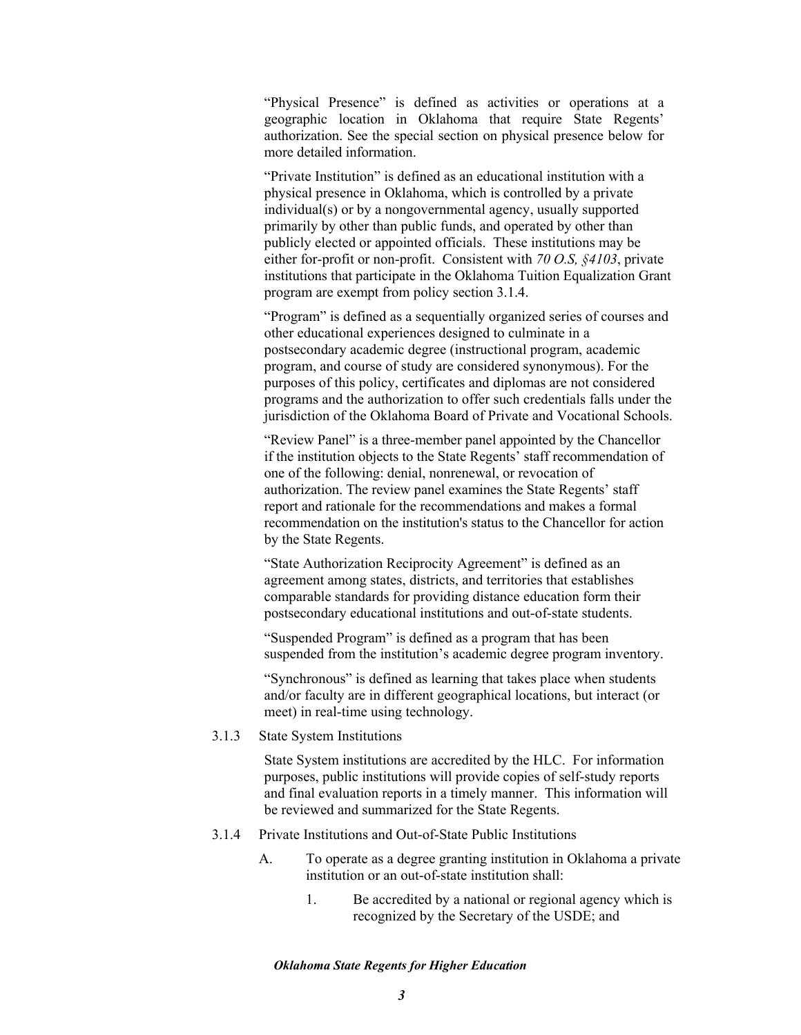"Physical Presence" is defined as activities or operations at a geographic location in Oklahoma that require State Regents' authorization. See the special section on physical presence below for more detailed information.

"Private Institution" is defined as an educational institution with a physical presence in Oklahoma, which is controlled by a private individual(s) or by a nongovernmental agency, usually supported primarily by other than public funds, and operated by other than publicly elected or appointed officials. These institutions may be either for-profit or non-profit. Consistent with *70 O.S, §4103*, private institutions that participate in the Oklahoma Tuition Equalization Grant program are exempt from policy section 3.1.4.

"Program" is defined as a sequentially organized series of courses and other educational experiences designed to culminate in a postsecondary academic degree (instructional program, academic program, and course of study are considered synonymous). For the purposes of this policy, certificates and diplomas are not considered programs and the authorization to offer such credentials falls under the jurisdiction of the Oklahoma Board of Private and Vocational Schools.

"Review Panel" is a three-member panel appointed by the Chancellor if the institution objects to the State Regents' staff recommendation of one of the following: denial, nonrenewal, or revocation of authorization. The review panel examines the State Regents' staff report and rationale for the recommendations and makes a formal recommendation on the institution's status to the Chancellor for action by the State Regents.

"State Authorization Reciprocity Agreement" is defined as an agreement among states, districts, and territories that establishes comparable standards for providing distance education form their postsecondary educational institutions and out-of-state students.

"Suspended Program" is defined as a program that has been suspended from the institution's academic degree program inventory.

"Synchronous" is defined as learning that takes place when students and/or faculty are in different geographical locations, but interact (or meet) in real-time using technology.

3.1.3 State System Institutions

State System institutions are accredited by the HLC. For information purposes, public institutions will provide copies of self-study reports and final evaluation reports in a timely manner. This information will be reviewed and summarized for the State Regents.

3.1.4 Private Institutions and Out-of-State Public Institutions

A. To operate as a degree granting institution in Oklahoma a private institution or an out-of-state institution shall:

1. Be accredited by a national or regional agency which is recognized by the Secretary of the USDE; and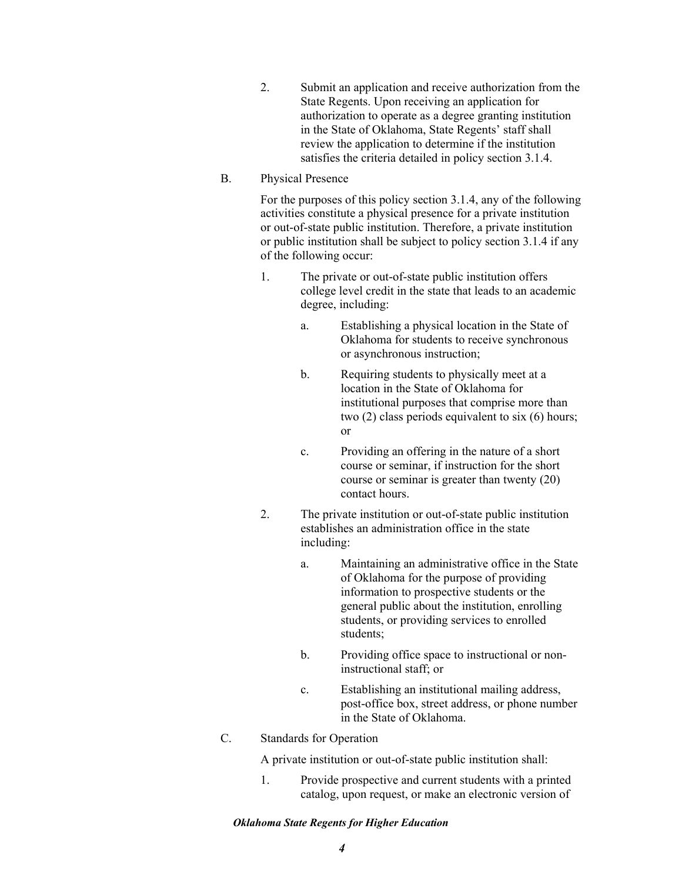2. Submit an application and receive authorization from the State Regents. Upon receiving an application for authorization to operate as a degree granting institution in the State of Oklahoma, State Regents' staff shall review the application to determine if the institution satisfies the criteria detailed in policy section 3.1.4.

B. Physical Presence

For the purposes of this policy section 3.1.4, any of the following activities constitute a physical presence for a private institution or out-of-state public institution. Therefore, a private institution or public institution shall be subject to policy section 3.1.4 if any of the following occur:

1. The private or out-of-state public institution offers college level credit in the state that leads to an academic degree, including:

   a. Establishing a physical location in the State of Oklahoma for students to receive synchronous or asynchronous instruction;

   b. Requiring students to physically meet at a location in the State of Oklahoma for institutional purposes that comprise more than two (2) class periods equivalent to six (6) hours; or

   c. Providing an offering in the nature of a short course or seminar, if instruction for the short course or seminar is greater than twenty (20) contact hours.

2. The private institution or out-of-state public institution establishes an administration office in the state including:

   a. Maintaining an administrative office in the State of Oklahoma for the purpose of providing information to prospective students or the general public about the institution, enrolling students, or providing services to enrolled students;

   b. Providing office space to instructional or non-instructional staff; or

   c. Establishing an institutional mailing address, post-office box, street address, or phone number in the State of Oklahoma.

C. Standards for Operation

A private institution or out-of-state public institution shall:

1. Provide prospective and current students with a printed catalog, upon request, or make an electronic version of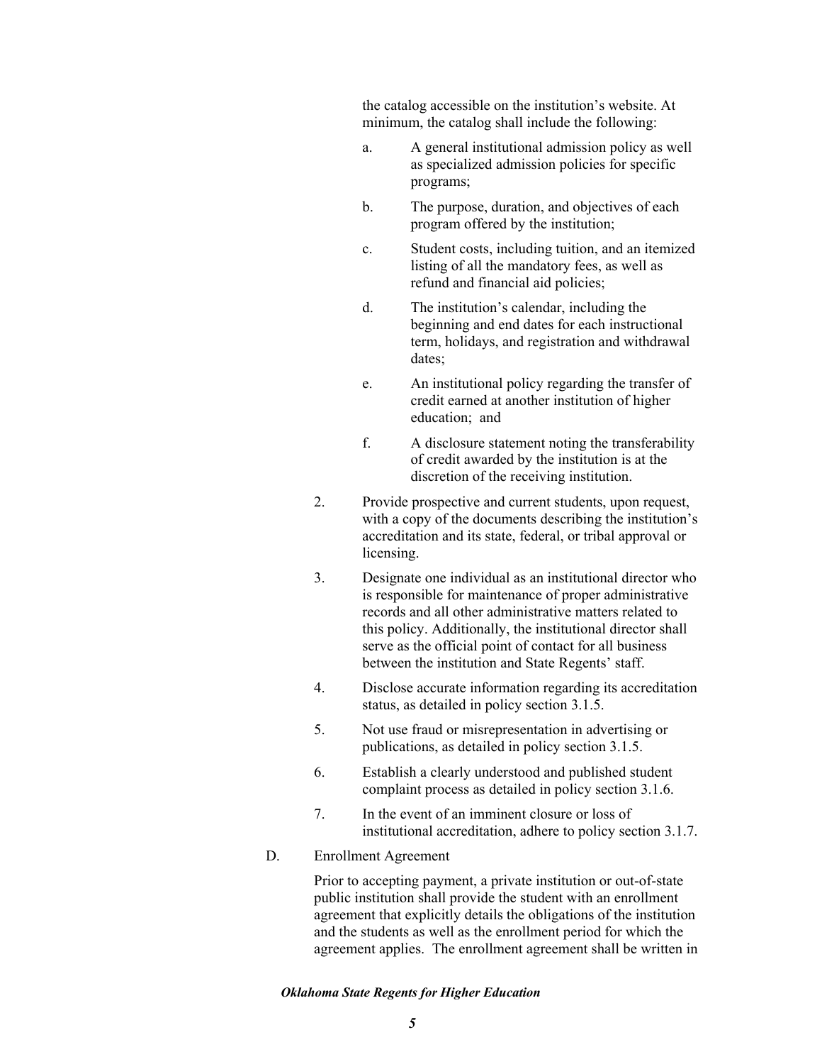the catalog accessible on the institution's website. At minimum, the catalog shall include the following:

a. A general institutional admission policy as well as specialized admission policies for specific programs;

b. The purpose, duration, and objectives of each program offered by the institution;

c. Student costs, including tuition, and an itemized listing of all the mandatory fees, as well as refund and financial aid policies;

d. The institution's calendar, including the beginning and end dates for each instructional term, holidays, and registration and withdrawal dates;

e. An institutional policy regarding the transfer of credit earned at another institution of higher education; and

f. A disclosure statement noting the transferability of credit awarded by the institution is at the discretion of the receiving institution.

2. Provide prospective and current students, upon request, with a copy of the documents describing the institution's accreditation and its state, federal, or tribal approval or licensing.

3. Designate one individual as an institutional director who is responsible for maintenance of proper administrative records and all other administrative matters related to this policy. Additionally, the institutional director shall serve as the official point of contact for all business between the institution and State Regents' staff.

4. Disclose accurate information regarding its accreditation status, as detailed in policy section 3.1.5.

5. Not use fraud or misrepresentation in advertising or publications, as detailed in policy section 3.1.5.

6. Establish a clearly understood and published student complaint process as detailed in policy section 3.1.6.

7. In the event of an imminent closure or loss of institutional accreditation, adhere to policy section 3.1.7.

D. Enrollment Agreement

Prior to accepting payment, a private institution or out-of-state public institution shall provide the student with an enrollment agreement that explicitly details the obligations of the institution and the students as well as the enrollment period for which the agreement applies. The enrollment agreement shall be written in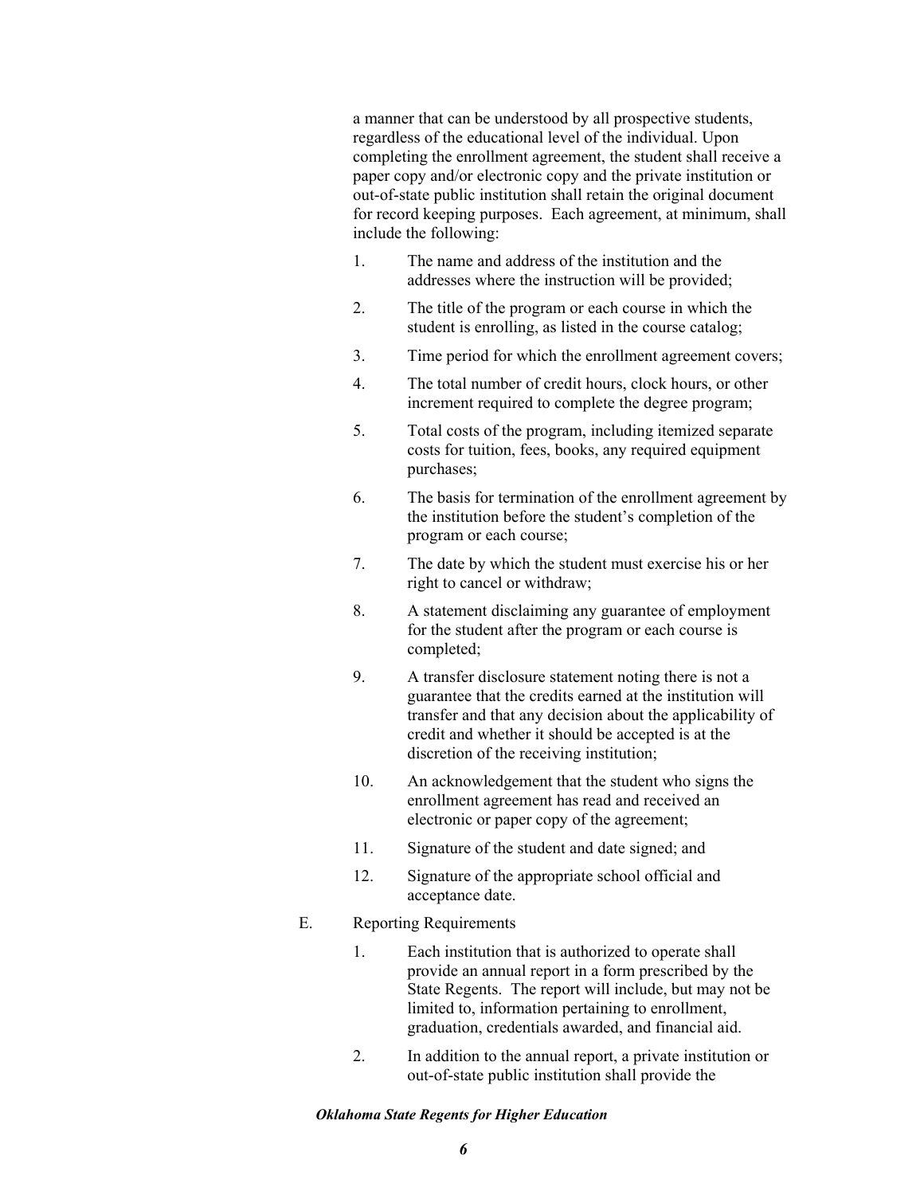a manner that can be understood by all prospective students, regardless of the educational level of the individual. Upon completing the enrollment agreement, the student shall receive a paper copy and/or electronic copy and the private institution or out-of-state public institution shall retain the original document for record keeping purposes. Each agreement, at minimum, shall include the following:

1. The name and address of the institution and the addresses where the instruction will be provided;
2. The title of the program or each course in which the student is enrolling, as listed in the course catalog;
3. Time period for which the enrollment agreement covers;
4. The total number of credit hours, clock hours, or other increment required to complete the degree program;
5. Total costs of the program, including itemized separate costs for tuition, fees, books, any required equipment purchases;
6. The basis for termination of the enrollment agreement by the institution before the student's completion of the program or each course;
7. The date by which the student must exercise his or her right to cancel or withdraw;
8. A statement disclaiming any guarantee of employment for the student after the program or each course is completed;
9. A transfer disclosure statement noting there is not a guarantee that the credits earned at the institution will transfer and that any decision about the applicability of credit and whether it should be accepted is at the discretion of the receiving institution;
10. An acknowledgement that the student who signs the enrollment agreement has read and received an electronic or paper copy of the agreement;
11. Signature of the student and date signed; and
12. Signature of the appropriate school official and acceptance date.

E. Reporting Requirements

1. Each institution that is authorized to operate shall provide an annual report in a form prescribed by the State Regents. The report will include, but may not be limited to, information pertaining to enrollment, graduation, credentials awarded, and financial aid.
2. In addition to the annual report, a private institution or out-of-state public institution shall provide the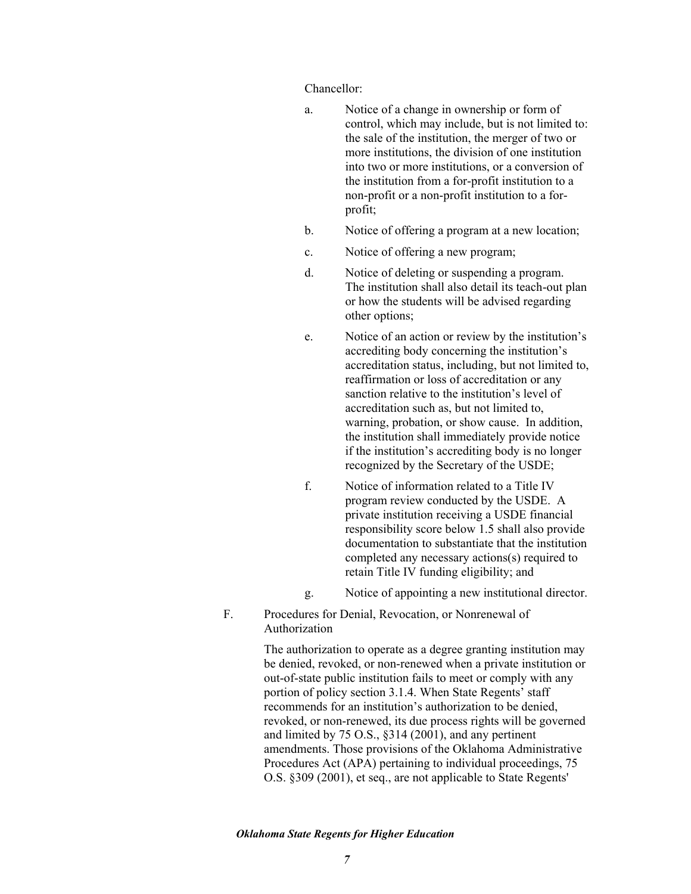Chancellor:

a. Notice of a change in ownership or form of control, which may include, but is not limited to: the sale of the institution, the merger of two or more institutions, the division of one institution into two or more institutions, or a conversion of the institution from a for-profit institution to a non-profit or a non-profit institution to a for-profit;

b. Notice of offering a program at a new location;

c. Notice of offering a new program;

d. Notice of deleting or suspending a program. The institution shall also detail its teach-out plan or how the students will be advised regarding other options;

e. Notice of an action or review by the institution's accrediting body concerning the institution's accreditation status, including, but not limited to, reaffirmation or loss of accreditation or any sanction relative to the institution's level of accreditation such as, but not limited to, warning, probation, or show cause. In addition, the institution shall immediately provide notice if the institution's accrediting body is no longer recognized by the Secretary of the USDE;

f. Notice of information related to a Title IV program review conducted by the USDE. A private institution receiving a USDE financial responsibility score below 1.5 shall also provide documentation to substantiate that the institution completed any necessary actions(s) required to retain Title IV funding eligibility; and

g. Notice of appointing a new institutional director.

F. Procedures for Denial, Revocation, or Nonrenewal of Authorization

The authorization to operate as a degree granting institution may be denied, revoked, or non-renewed when a private institution or out-of-state public institution fails to meet or comply with any portion of policy section 3.1.4. When State Regents' staff recommends for an institution's authorization to be denied, revoked, or non-renewed, its due process rights will be governed and limited by 75 O.S., §314 (2001), and any pertinent amendments. Those provisions of the Oklahoma Administrative Procedures Act (APA) pertaining to individual proceedings, 75 O.S. §309 (2001), et seq., are not applicable to State Regents'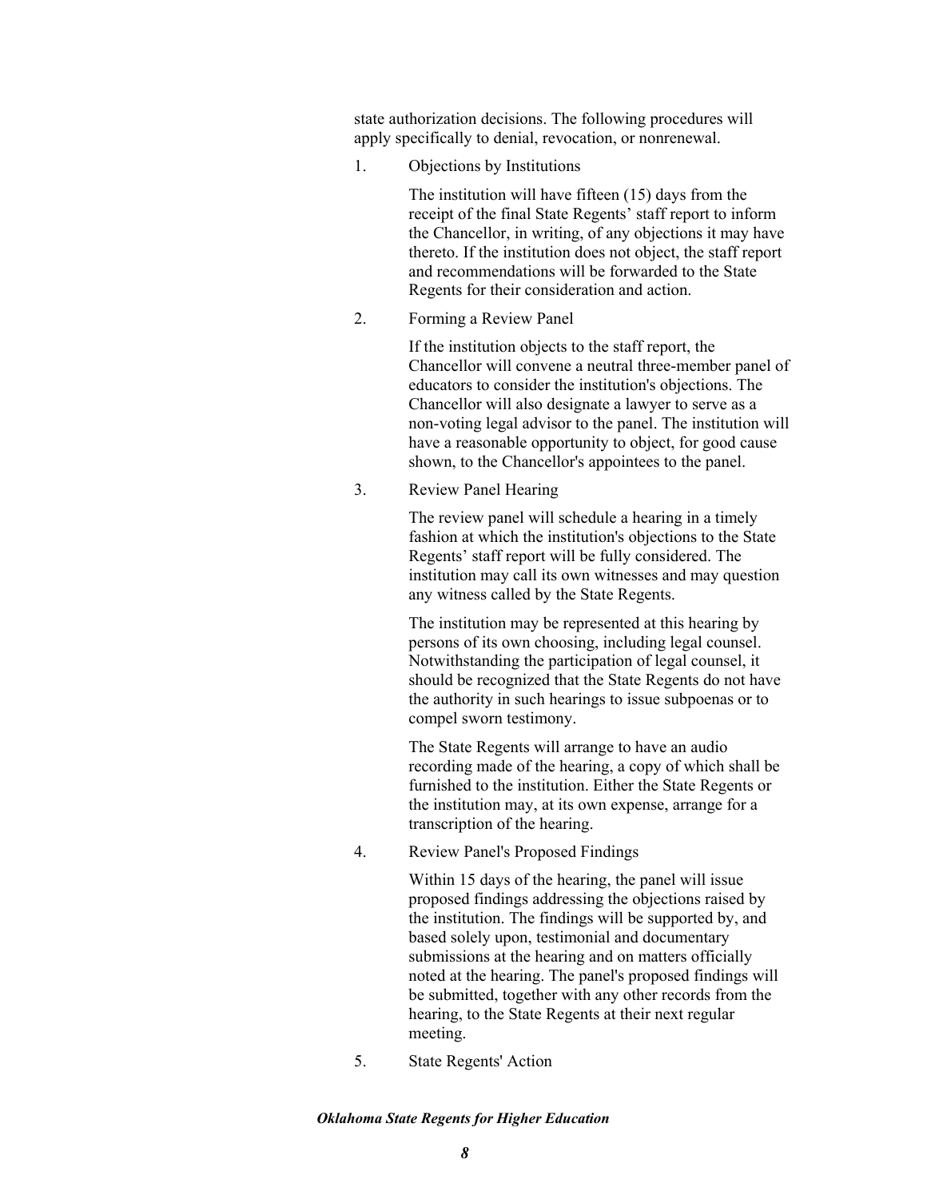state authorization decisions. The following procedures will apply specifically to denial, revocation, or nonrenewal.

1. Objections by Institutions

   The institution will have fifteen (15) days from the receipt of the final State Regents' staff report to inform the Chancellor, in writing, of any objections it may have thereto. If the institution does not object, the staff report and recommendations will be forwarded to the State Regents for their consideration and action.

2. Forming a Review Panel

   If the institution objects to the staff report, the Chancellor will convene a neutral three-member panel of educators to consider the institution's objections. The Chancellor will also designate a lawyer to serve as a non-voting legal advisor to the panel. The institution will have a reasonable opportunity to object, for good cause shown, to the Chancellor's appointees to the panel.

3. Review Panel Hearing

   The review panel will schedule a hearing in a timely fashion at which the institution's objections to the State Regents' staff report will be fully considered. The institution may call its own witnesses and may question any witness called by the State Regents.

   The institution may be represented at this hearing by persons of its own choosing, including legal counsel. Notwithstanding the participation of legal counsel, it should be recognized that the State Regents do not have the authority in such hearings to issue subpoenas or to compel sworn testimony.

   The State Regents will arrange to have an audio recording made of the hearing, a copy of which shall be furnished to the institution. Either the State Regents or the institution may, at its own expense, arrange for a transcription of the hearing.

4. Review Panel's Proposed Findings

   Within 15 days of the hearing, the panel will issue proposed findings addressing the objections raised by the institution. The findings will be supported by, and based solely upon, testimonial and documentary submissions at the hearing and on matters officially noted at the hearing. The panel's proposed findings will be submitted, together with any other records from the hearing, to the State Regents at their next regular meeting.

5. State Regents' Action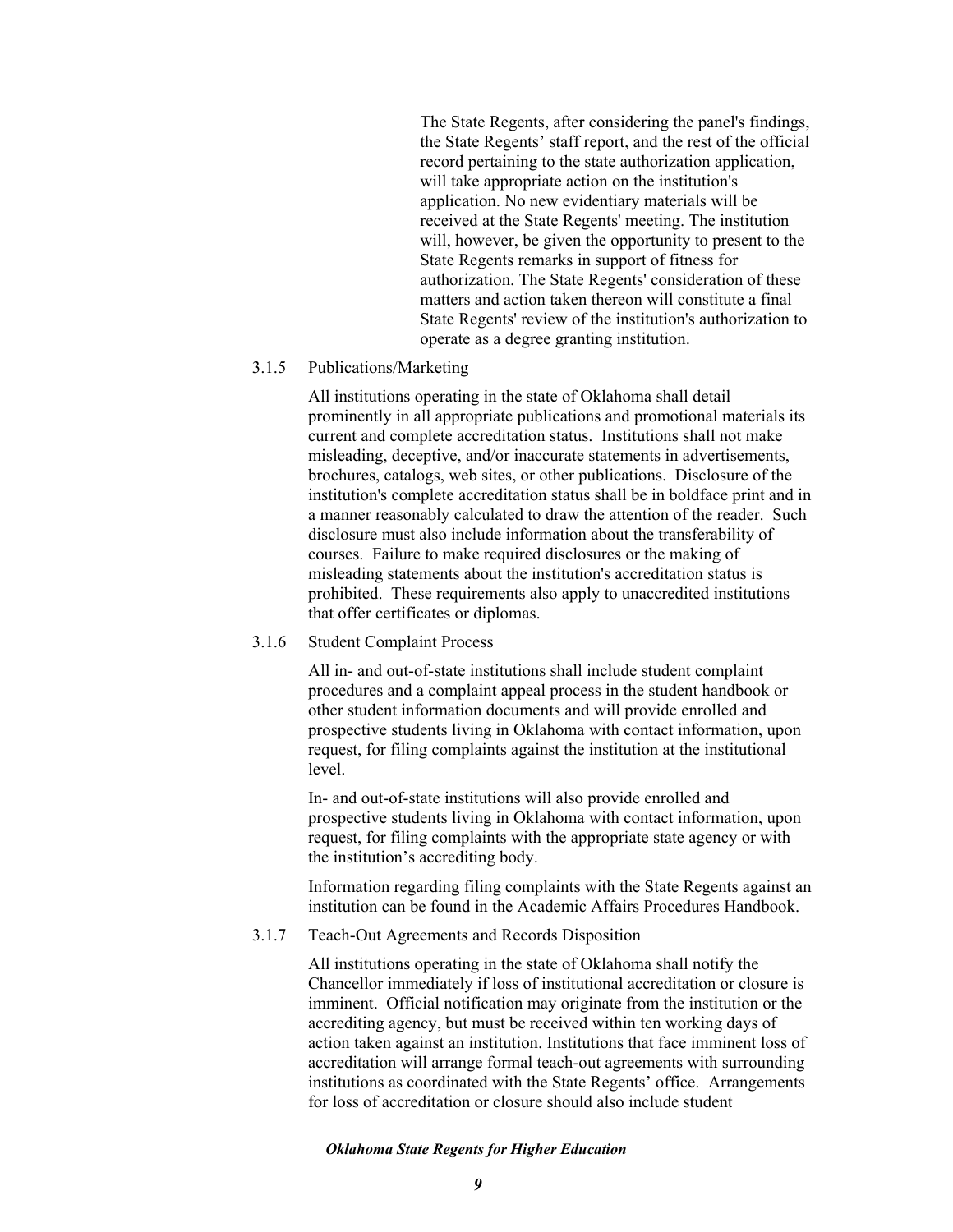The State Regents, after considering the panel's findings, the State Regents' staff report, and the rest of the official record pertaining to the state authorization application, will take appropriate action on the institution's application. No new evidentiary materials will be received at the State Regents' meeting. The institution will, however, be given the opportunity to present to the State Regents remarks in support of fitness for authorization. The State Regents' consideration of these matters and action taken thereon will constitute a final State Regents' review of the institution's authorization to operate as a degree granting institution.

### 3.1.5 Publications/Marketing

All institutions operating in the state of Oklahoma shall detail prominently in all appropriate publications and promotional materials its current and complete accreditation status. Institutions shall not make misleading, deceptive, and/or inaccurate statements in advertisements, brochures, catalogs, web sites, or other publications. Disclosure of the institution's complete accreditation status shall be in boldface print and in a manner reasonably calculated to draw the attention of the reader. Such disclosure must also include information about the transferability of courses. Failure to make required disclosures or the making of misleading statements about the institution's accreditation status is prohibited. These requirements also apply to unaccredited institutions that offer certificates or diplomas.

### 3.1.6 Student Complaint Process

All in- and out-of-state institutions shall include student complaint procedures and a complaint appeal process in the student handbook or other student information documents and will provide enrolled and prospective students living in Oklahoma with contact information, upon request, for filing complaints against the institution at the institutional level.

In- and out-of-state institutions will also provide enrolled and prospective students living in Oklahoma with contact information, upon request, for filing complaints with the appropriate state agency or with the institution's accrediting body.

Information regarding filing complaints with the State Regents against an institution can be found in the Academic Affairs Procedures Handbook.

### 3.1.7 Teach-Out Agreements and Records Disposition

All institutions operating in the state of Oklahoma shall notify the Chancellor immediately if loss of institutional accreditation or closure is imminent. Official notification may originate from the institution or the accrediting agency, but must be received within ten working days of action taken against an institution. Institutions that face imminent loss of accreditation will arrange formal teach-out agreements with surrounding institutions as coordinated with the State Regents' office. Arrangements for loss of accreditation or closure should also include student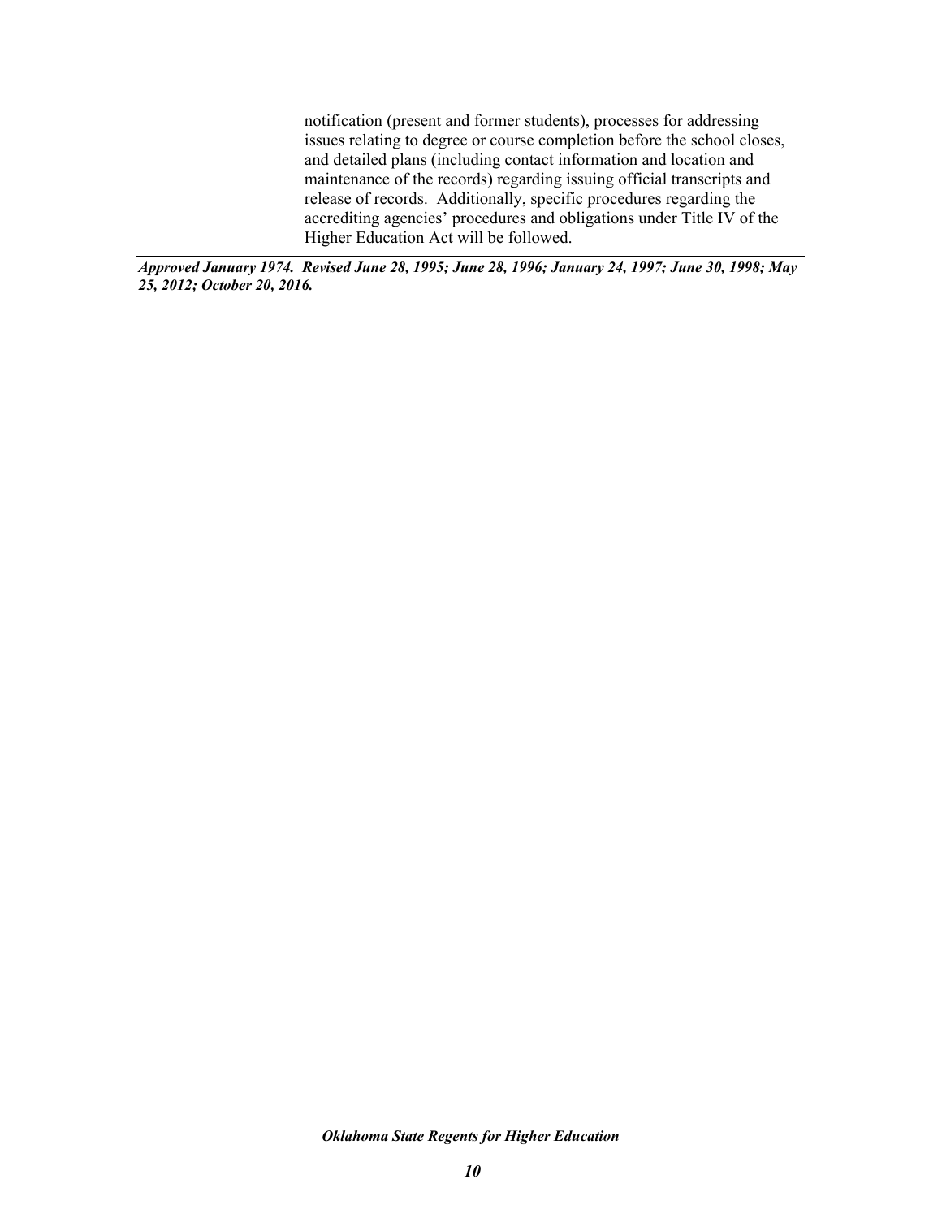notification (present and former students), processes for addressing issues relating to degree or course completion before the school closes, and detailed plans (including contact information and location and maintenance of the records) regarding issuing official transcripts and release of records. Additionally, specific procedures regarding the accrediting agencies' procedures and obligations under Title IV of the Higher Education Act will be followed.

---

***Approved January 1974. Revised June 28, 1995; June 28, 1996; January 24, 1997; June 30, 1998; May 25, 2012; October 20, 2016.***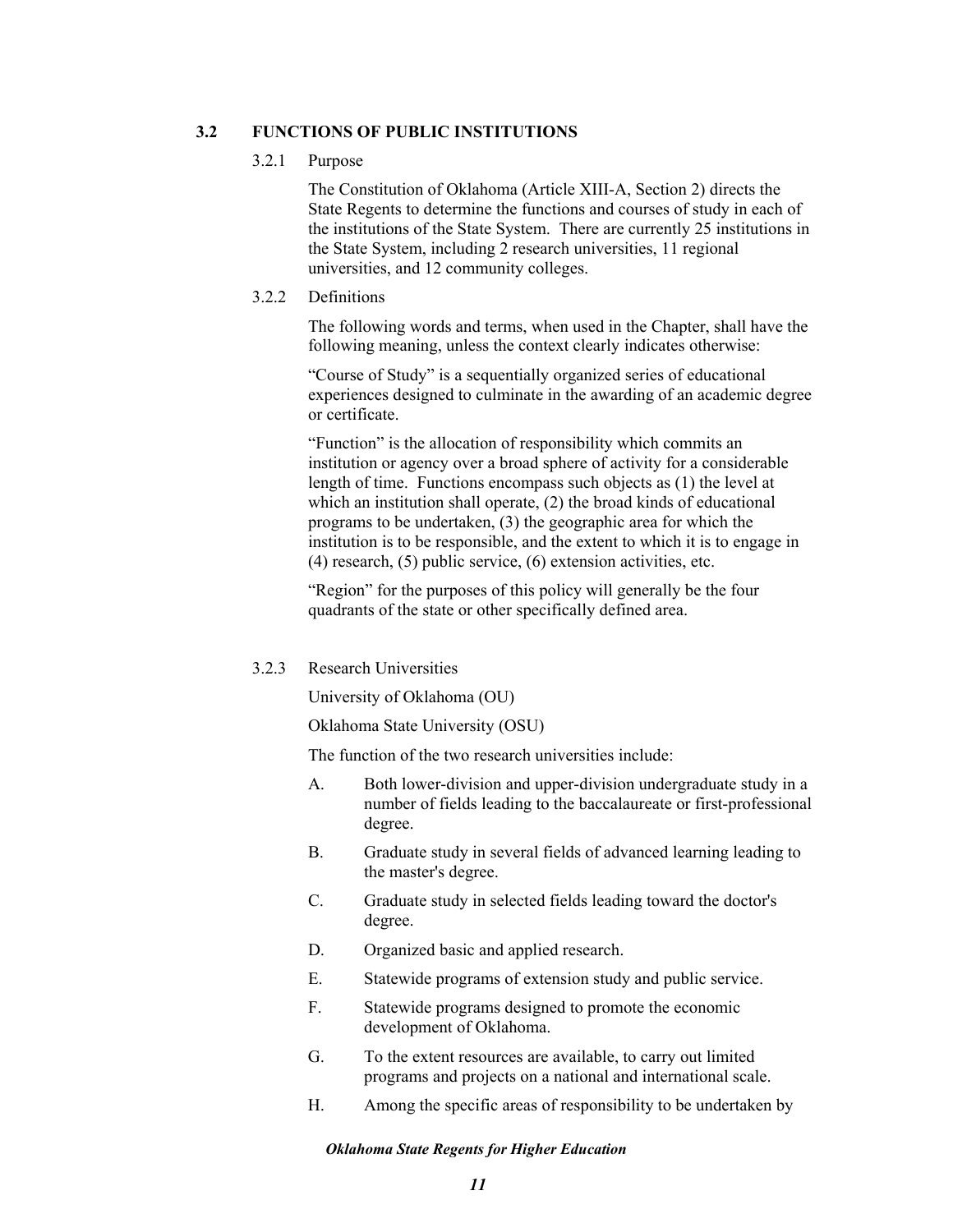## 3.2 FUNCTIONS OF PUBLIC INSTITUTIONS

### 3.2.1 Purpose

The Constitution of Oklahoma (Article XIII-A, Section 2) directs the State Regents to determine the functions and courses of study in each of the institutions of the State System. There are currently 25 institutions in the State System, including 2 research universities, 11 regional universities, and 12 community colleges.

### 3.2.2 Definitions

The following words and terms, when used in the Chapter, shall have the following meaning, unless the context clearly indicates otherwise:

"Course of Study" is a sequentially organized series of educational experiences designed to culminate in the awarding of an academic degree or certificate.

"Function" is the allocation of responsibility which commits an institution or agency over a broad sphere of activity for a considerable length of time. Functions encompass such objects as (1) the level at which an institution shall operate, (2) the broad kinds of educational programs to be undertaken, (3) the geographic area for which the institution is to be responsible, and the extent to which it is to engage in (4) research, (5) public service, (6) extension activities, etc.

"Region" for the purposes of this policy will generally be the four quadrants of the state or other specifically defined area.

### 3.2.3 Research Universities

University of Oklahoma (OU)

Oklahoma State University (OSU)

The function of the two research universities include:

A. Both lower-division and upper-division undergraduate study in a number of fields leading to the baccalaureate or first-professional degree.

B. Graduate study in several fields of advanced learning leading to the master's degree.

C. Graduate study in selected fields leading toward the doctor's degree.

D. Organized basic and applied research.

E. Statewide programs of extension study and public service.

F. Statewide programs designed to promote the economic development of Oklahoma.

G. To the extent resources are available, to carry out limited programs and projects on a national and international scale.

H. Among the specific areas of responsibility to be undertaken by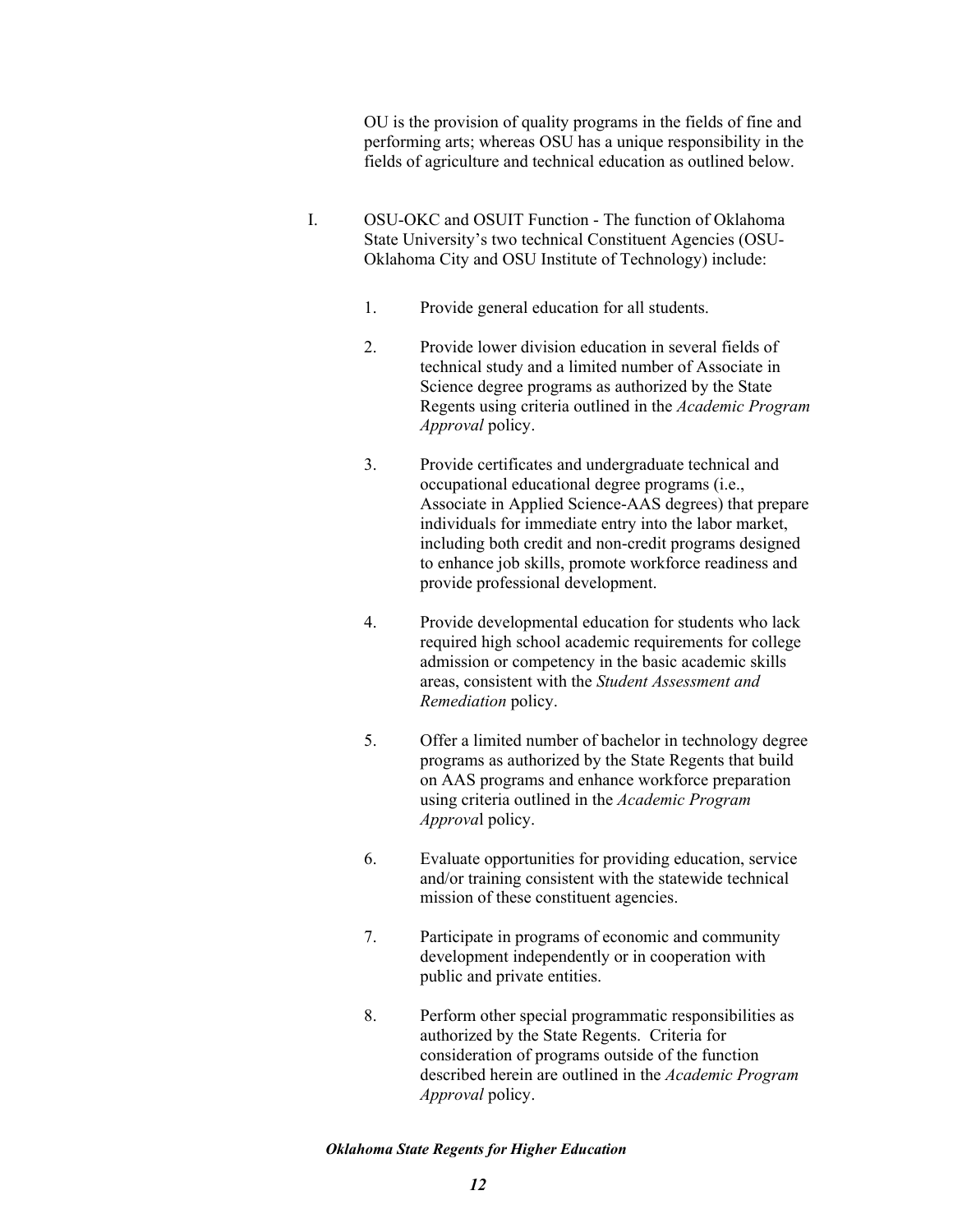OU is the provision of quality programs in the fields of fine and performing arts; whereas OSU has a unique responsibility in the fields of agriculture and technical education as outlined below.

I. OSU-OKC and OSUIT Function - The function of Oklahoma State University's two technical Constituent Agencies (OSU-Oklahoma City and OSU Institute of Technology) include:

1. Provide general education for all students.

2. Provide lower division education in several fields of technical study and a limited number of Associate in Science degree programs as authorized by the State Regents using criteria outlined in the *Academic Program Approval* policy.

3. Provide certificates and undergraduate technical and occupational educational degree programs (i.e., Associate in Applied Science-AAS degrees) that prepare individuals for immediate entry into the labor market, including both credit and non-credit programs designed to enhance job skills, promote workforce readiness and provide professional development.

4. Provide developmental education for students who lack required high school academic requirements for college admission or competency in the basic academic skills areas, consistent with the *Student Assessment and Remediation* policy.

5. Offer a limited number of bachelor in technology degree programs as authorized by the State Regents that build on AAS programs and enhance workforce preparation using criteria outlined in the *Academic Program Approval* policy.

6. Evaluate opportunities for providing education, service and/or training consistent with the statewide technical mission of these constituent agencies.

7. Participate in programs of economic and community development independently or in cooperation with public and private entities.

8. Perform other special programmatic responsibilities as authorized by the State Regents. Criteria for consideration of programs outside of the function described herein are outlined in the *Academic Program Approval* policy.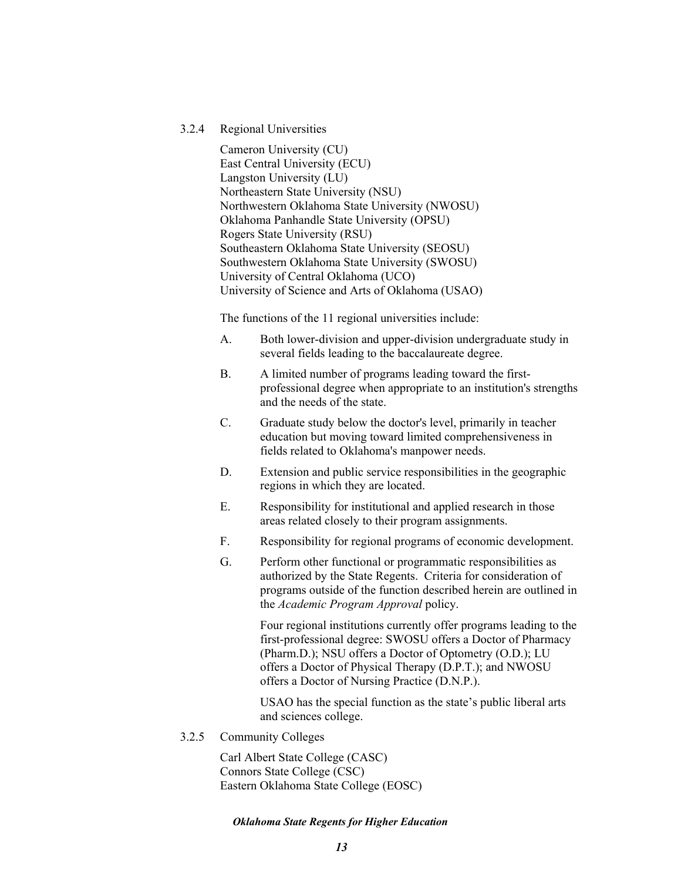### 3.2.4 Regional Universities

Cameron University (CU)
East Central University (ECU)
Langston University (LU)
Northeastern State University (NSU)
Northwestern Oklahoma State University (NWOSU)
Oklahoma Panhandle State University (OPSU)
Rogers State University (RSU)
Southeastern Oklahoma State University (SEOSU)
Southwestern Oklahoma State University (SWOSU)
University of Central Oklahoma (UCO)
University of Science and Arts of Oklahoma (USAO)

The functions of the 11 regional universities include:

A. Both lower-division and upper-division undergraduate study in several fields leading to the baccalaureate degree.

B. A limited number of programs leading toward the first-professional degree when appropriate to an institution's strengths and the needs of the state.

C. Graduate study below the doctor's level, primarily in teacher education but moving toward limited comprehensiveness in fields related to Oklahoma's manpower needs.

D. Extension and public service responsibilities in the geographic regions in which they are located.

E. Responsibility for institutional and applied research in those areas related closely to their program assignments.

F. Responsibility for regional programs of economic development.

G. Perform other functional or programmatic responsibilities as authorized by the State Regents. Criteria for consideration of programs outside of the function described herein are outlined in the *Academic Program Approval* policy.

   Four regional institutions currently offer programs leading to the first-professional degree: SWOSU offers a Doctor of Pharmacy (Pharm.D.); NSU offers a Doctor of Optometry (O.D.); LU offers a Doctor of Physical Therapy (D.P.T.); and NWOSU offers a Doctor of Nursing Practice (D.N.P.).

   USAO has the special function as the state's public liberal arts and sciences college.

### 3.2.5 Community Colleges

Carl Albert State College (CASC)
Connors State College (CSC)
Eastern Oklahoma State College (EOSC)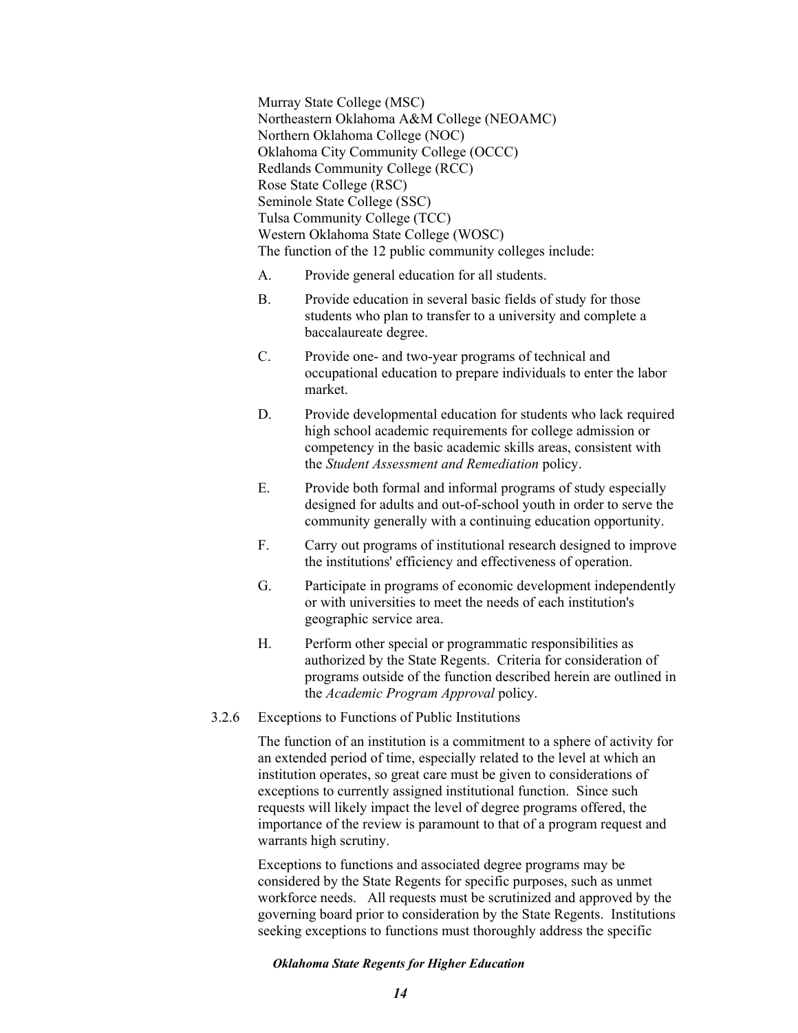Murray State College (MSC)
Northeastern Oklahoma A&M College (NEOAMC)
Northern Oklahoma College (NOC)
Oklahoma City Community College (OCCC)
Redlands Community College (RCC)
Rose State College (RSC)
Seminole State College (SSC)
Tulsa Community College (TCC)
Western Oklahoma State College (WOSC)

The function of the 12 public community colleges include:

A. Provide general education for all students.

B. Provide education in several basic fields of study for those students who plan to transfer to a university and complete a baccalaureate degree.

C. Provide one- and two-year programs of technical and occupational education to prepare individuals to enter the labor market.

D. Provide developmental education for students who lack required high school academic requirements for college admission or competency in the basic academic skills areas, consistent with the *Student Assessment and Remediation* policy.

E. Provide both formal and informal programs of study especially designed for adults and out-of-school youth in order to serve the community generally with a continuing education opportunity.

F. Carry out programs of institutional research designed to improve the institutions' efficiency and effectiveness of operation.

G. Participate in programs of economic development independently or with universities to meet the needs of each institution's geographic service area.

H. Perform other special or programmatic responsibilities as authorized by the State Regents. Criteria for consideration of programs outside of the function described herein are outlined in the *Academic Program Approval* policy.

3.2.6 Exceptions to Functions of Public Institutions

The function of an institution is a commitment to a sphere of activity for an extended period of time, especially related to the level at which an institution operates, so great care must be given to considerations of exceptions to currently assigned institutional function. Since such requests will likely impact the level of degree programs offered, the importance of the review is paramount to that of a program request and warrants high scrutiny.

Exceptions to functions and associated degree programs may be considered by the State Regents for specific purposes, such as unmet workforce needs. All requests must be scrutinized and approved by the governing board prior to consideration by the State Regents. Institutions seeking exceptions to functions must thoroughly address the specific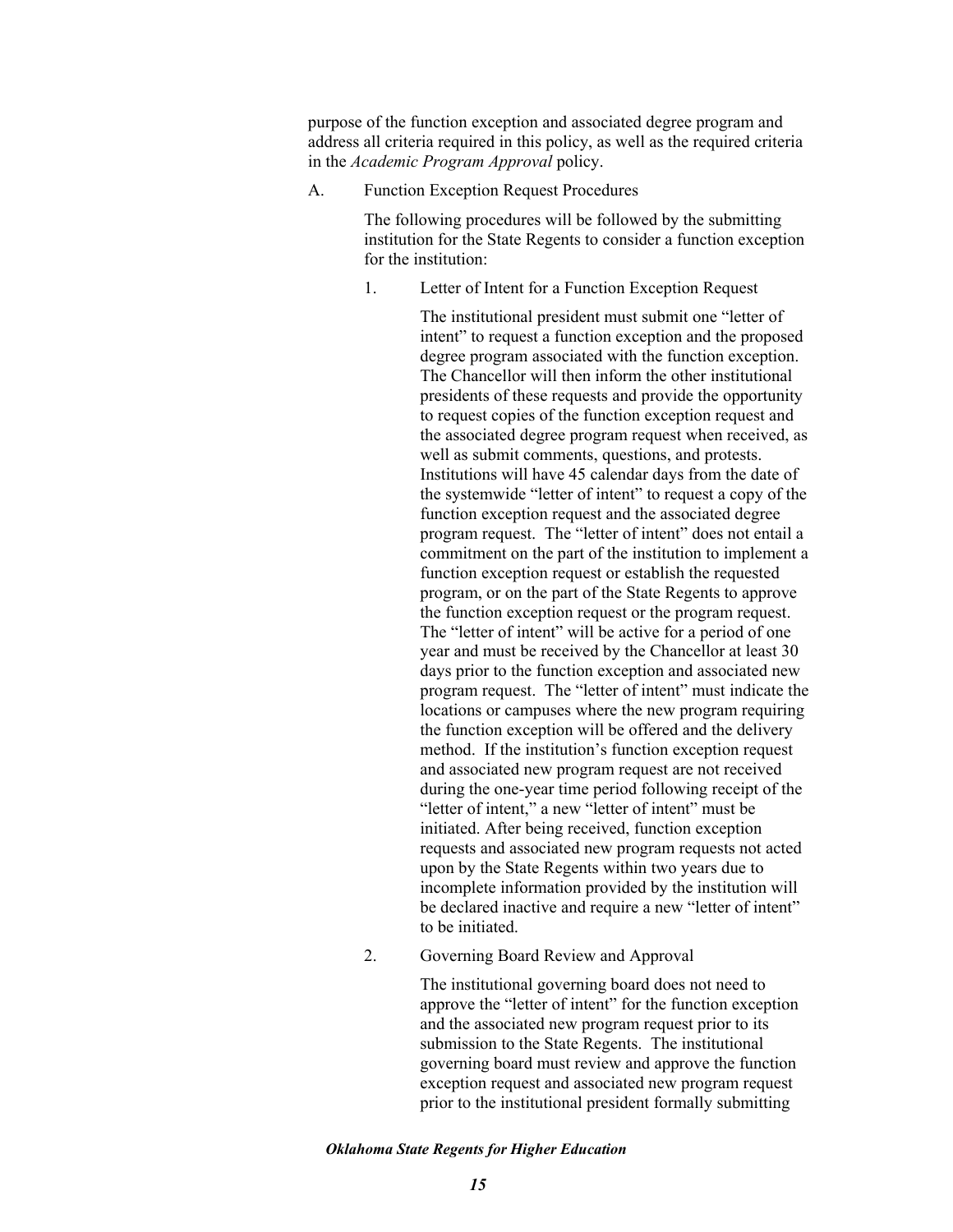purpose of the function exception and associated degree program and address all criteria required in this policy, as well as the required criteria in the *Academic Program Approval* policy.

A. Function Exception Request Procedures

The following procedures will be followed by the submitting institution for the State Regents to consider a function exception for the institution:

1. Letter of Intent for a Function Exception Request

The institutional president must submit one "letter of intent" to request a function exception and the proposed degree program associated with the function exception. The Chancellor will then inform the other institutional presidents of these requests and provide the opportunity to request copies of the function exception request and the associated degree program request when received, as well as submit comments, questions, and protests. Institutions will have 45 calendar days from the date of the systemwide "letter of intent" to request a copy of the function exception request and the associated degree program request. The "letter of intent" does not entail a commitment on the part of the institution to implement a function exception request or establish the requested program, or on the part of the State Regents to approve the function exception request or the program request. The "letter of intent" will be active for a period of one year and must be received by the Chancellor at least 30 days prior to the function exception and associated new program request. The "letter of intent" must indicate the locations or campuses where the new program requiring the function exception will be offered and the delivery method. If the institution's function exception request and associated new program request are not received during the one-year time period following receipt of the "letter of intent," a new "letter of intent" must be initiated. After being received, function exception requests and associated new program requests not acted upon by the State Regents within two years due to incomplete information provided by the institution will be declared inactive and require a new "letter of intent" to be initiated.

2. Governing Board Review and Approval

The institutional governing board does not need to approve the "letter of intent" for the function exception and the associated new program request prior to its submission to the State Regents. The institutional governing board must review and approve the function exception request and associated new program request prior to the institutional president formally submitting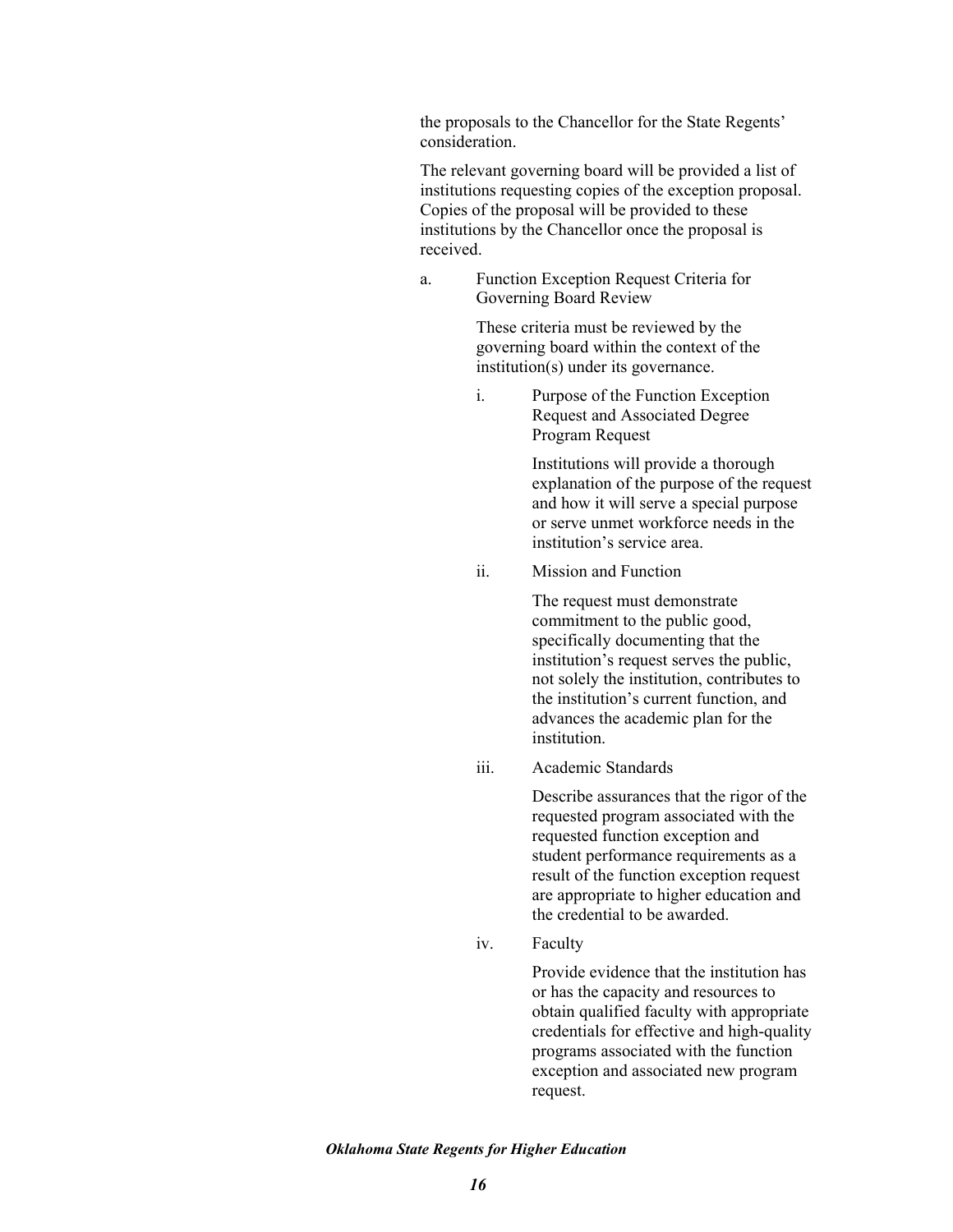the proposals to the Chancellor for the State Regents' consideration.

The relevant governing board will be provided a list of institutions requesting copies of the exception proposal. Copies of the proposal will be provided to these institutions by the Chancellor once the proposal is received.

a. Function Exception Request Criteria for Governing Board Review

   These criteria must be reviewed by the governing board within the context of the institution(s) under its governance.

   i. Purpose of the Function Exception Request and Associated Degree Program Request

      Institutions will provide a thorough explanation of the purpose of the request and how it will serve a special purpose or serve unmet workforce needs in the institution's service area.

   ii. Mission and Function

      The request must demonstrate commitment to the public good, specifically documenting that the institution's request serves the public, not solely the institution, contributes to the institution's current function, and advances the academic plan for the institution.

   iii. Academic Standards

      Describe assurances that the rigor of the requested program associated with the requested function exception and student performance requirements as a result of the function exception request are appropriate to higher education and the credential to be awarded.

   iv. Faculty

      Provide evidence that the institution has or has the capacity and resources to obtain qualified faculty with appropriate credentials for effective and high-quality programs associated with the function exception and associated new program request.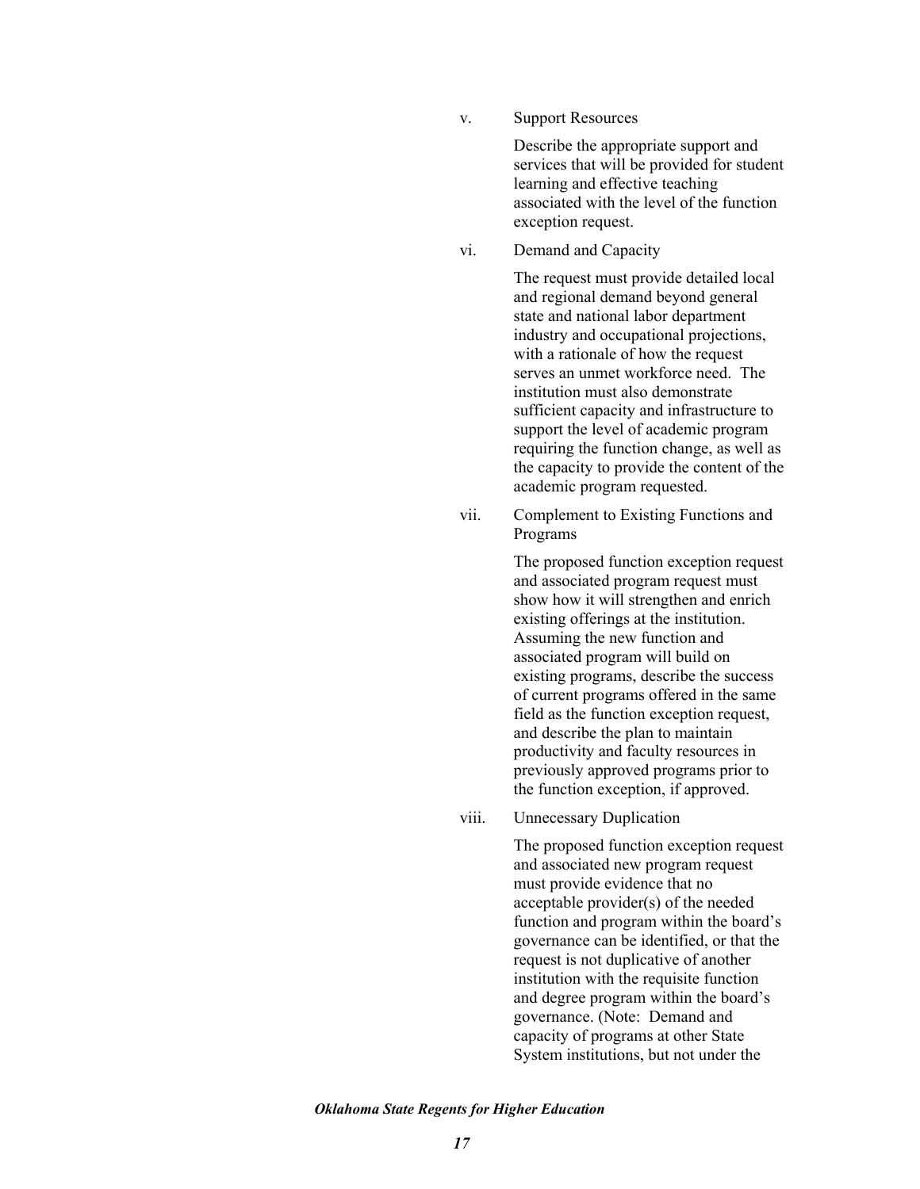v. Support Resources

Describe the appropriate support and services that will be provided for student learning and effective teaching associated with the level of the function exception request.

vi. Demand and Capacity

The request must provide detailed local and regional demand beyond general state and national labor department industry and occupational projections, with a rationale of how the request serves an unmet workforce need. The institution must also demonstrate sufficient capacity and infrastructure to support the level of academic program requiring the function change, as well as the capacity to provide the content of the academic program requested.

vii. Complement to Existing Functions and Programs

The proposed function exception request and associated program request must show how it will strengthen and enrich existing offerings at the institution. Assuming the new function and associated program will build on existing programs, describe the success of current programs offered in the same field as the function exception request, and describe the plan to maintain productivity and faculty resources in previously approved programs prior to the function exception, if approved.

viii. Unnecessary Duplication

The proposed function exception request and associated new program request must provide evidence that no acceptable provider(s) of the needed function and program within the board's governance can be identified, or that the request is not duplicative of another institution with the requisite function and degree program within the board's governance. (Note: Demand and capacity of programs at other State System institutions, but not under the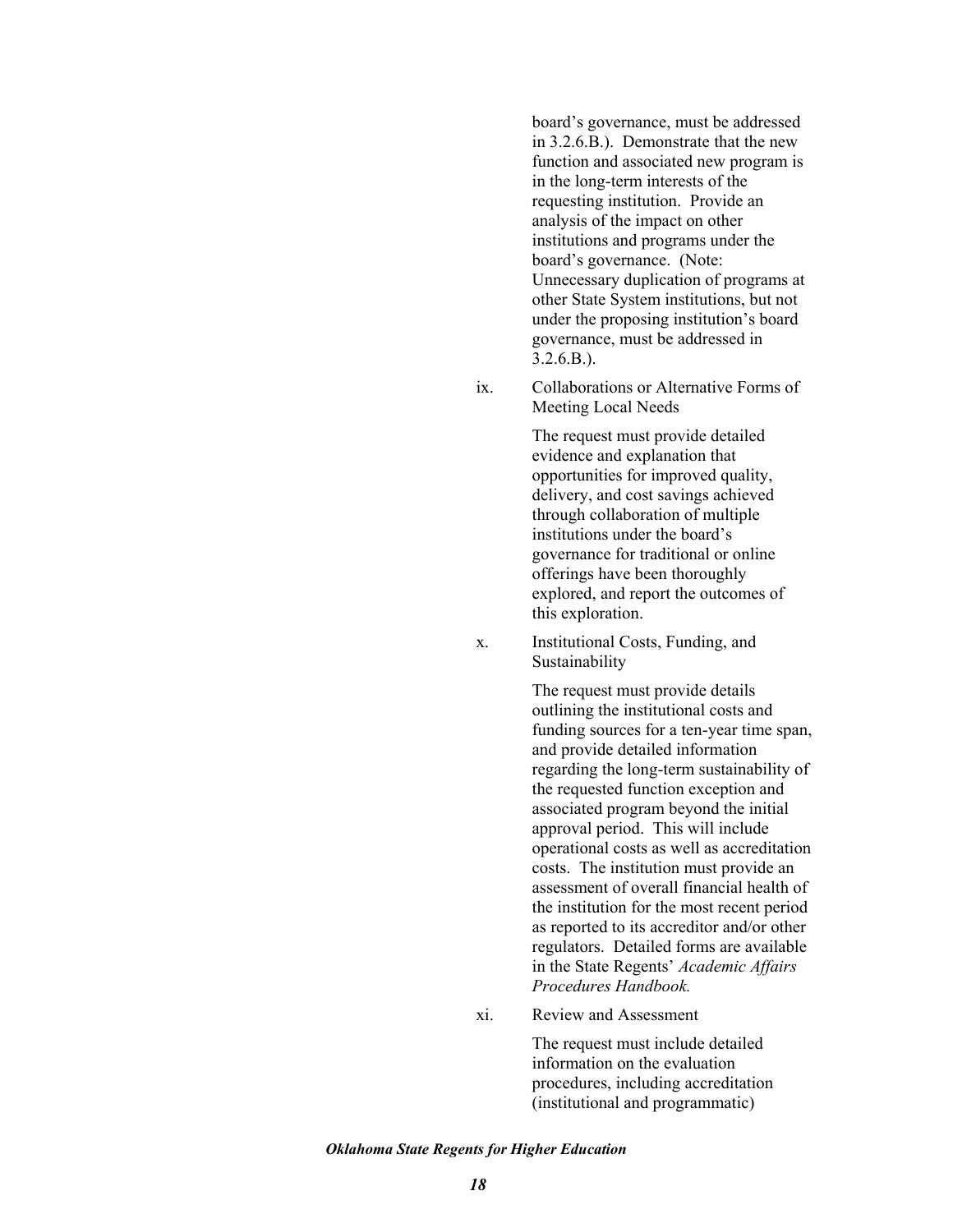board's governance, must be addressed in 3.2.6.B.). Demonstrate that the new function and associated new program is in the long-term interests of the requesting institution. Provide an analysis of the impact on other institutions and programs under the board's governance. (Note: Unnecessary duplication of programs at other State System institutions, but not under the proposing institution's board governance, must be addressed in 3.2.6.B.).

ix. Collaborations or Alternative Forms of Meeting Local Needs

The request must provide detailed evidence and explanation that opportunities for improved quality, delivery, and cost savings achieved through collaboration of multiple institutions under the board's governance for traditional or online offerings have been thoroughly explored, and report the outcomes of this exploration.

x. Institutional Costs, Funding, and Sustainability

The request must provide details outlining the institutional costs and funding sources for a ten-year time span, and provide detailed information regarding the long-term sustainability of the requested function exception and associated program beyond the initial approval period. This will include operational costs as well as accreditation costs. The institution must provide an assessment of overall financial health of the institution for the most recent period as reported to its accreditor and/or other regulators. Detailed forms are available in the State Regents' *Academic Affairs Procedures Handbook.*

xi. Review and Assessment

The request must include detailed information on the evaluation procedures, including accreditation (institutional and programmatic)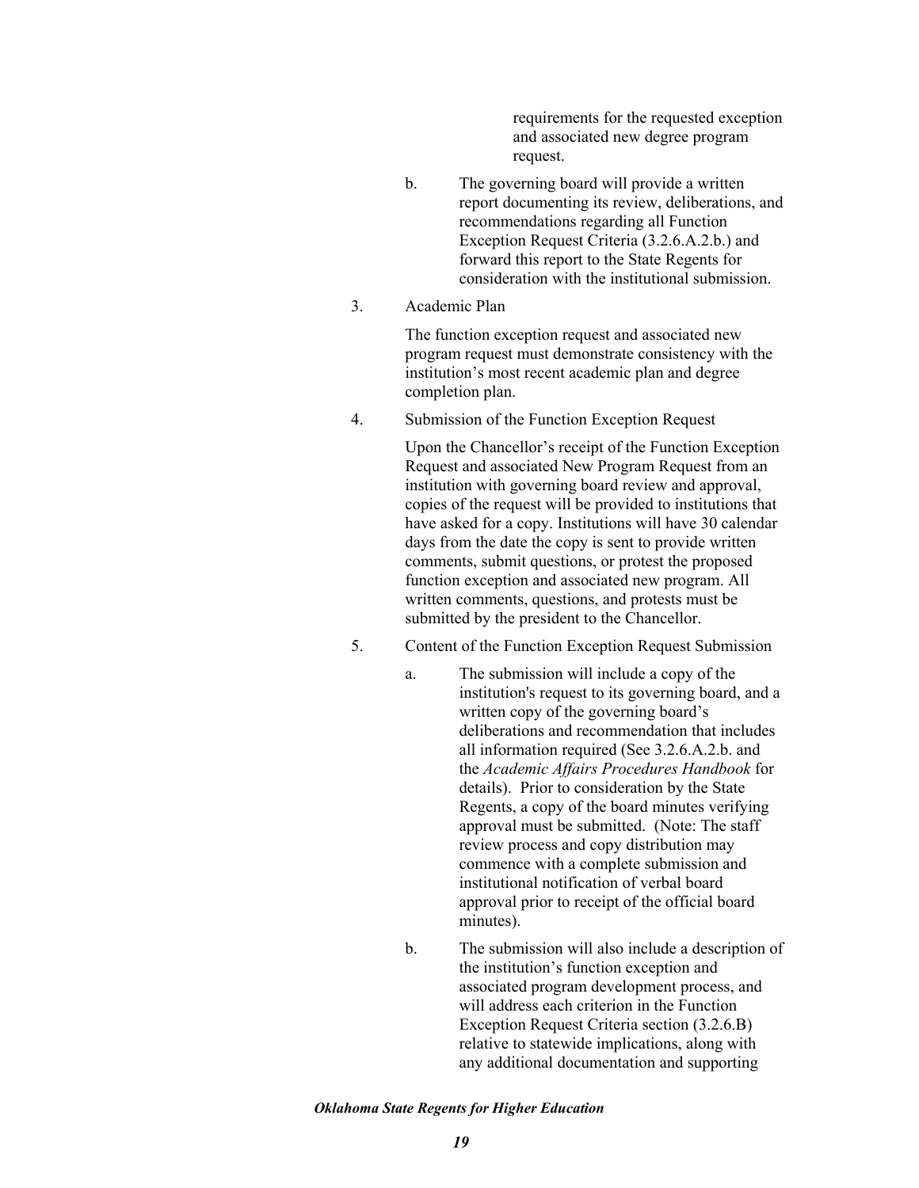requirements for the requested exception and associated new degree program request.

b. The governing board will provide a written report documenting its review, deliberations, and recommendations regarding all Function Exception Request Criteria (3.2.6.A.2.b.) and forward this report to the State Regents for consideration with the institutional submission.

3. Academic Plan

The function exception request and associated new program request must demonstrate consistency with the institution's most recent academic plan and degree completion plan.

4. Submission of the Function Exception Request

Upon the Chancellor's receipt of the Function Exception Request and associated New Program Request from an institution with governing board review and approval, copies of the request will be provided to institutions that have asked for a copy. Institutions will have 30 calendar days from the date the copy is sent to provide written comments, submit questions, or protest the proposed function exception and associated new program. All written comments, questions, and protests must be submitted by the president to the Chancellor.

5. Content of the Function Exception Request Submission

a. The submission will include a copy of the institution's request to its governing board, and a written copy of the governing board's deliberations and recommendation that includes all information required (See 3.2.6.A.2.b. and the *Academic Affairs Procedures Handbook* for details). Prior to consideration by the State Regents, a copy of the board minutes verifying approval must be submitted. (Note: The staff review process and copy distribution may commence with a complete submission and institutional notification of verbal board approval prior to receipt of the official board minutes).

b. The submission will also include a description of the institution's function exception and associated program development process, and will address each criterion in the Function Exception Request Criteria section (3.2.6.B) relative to statewide implications, along with any additional documentation and supporting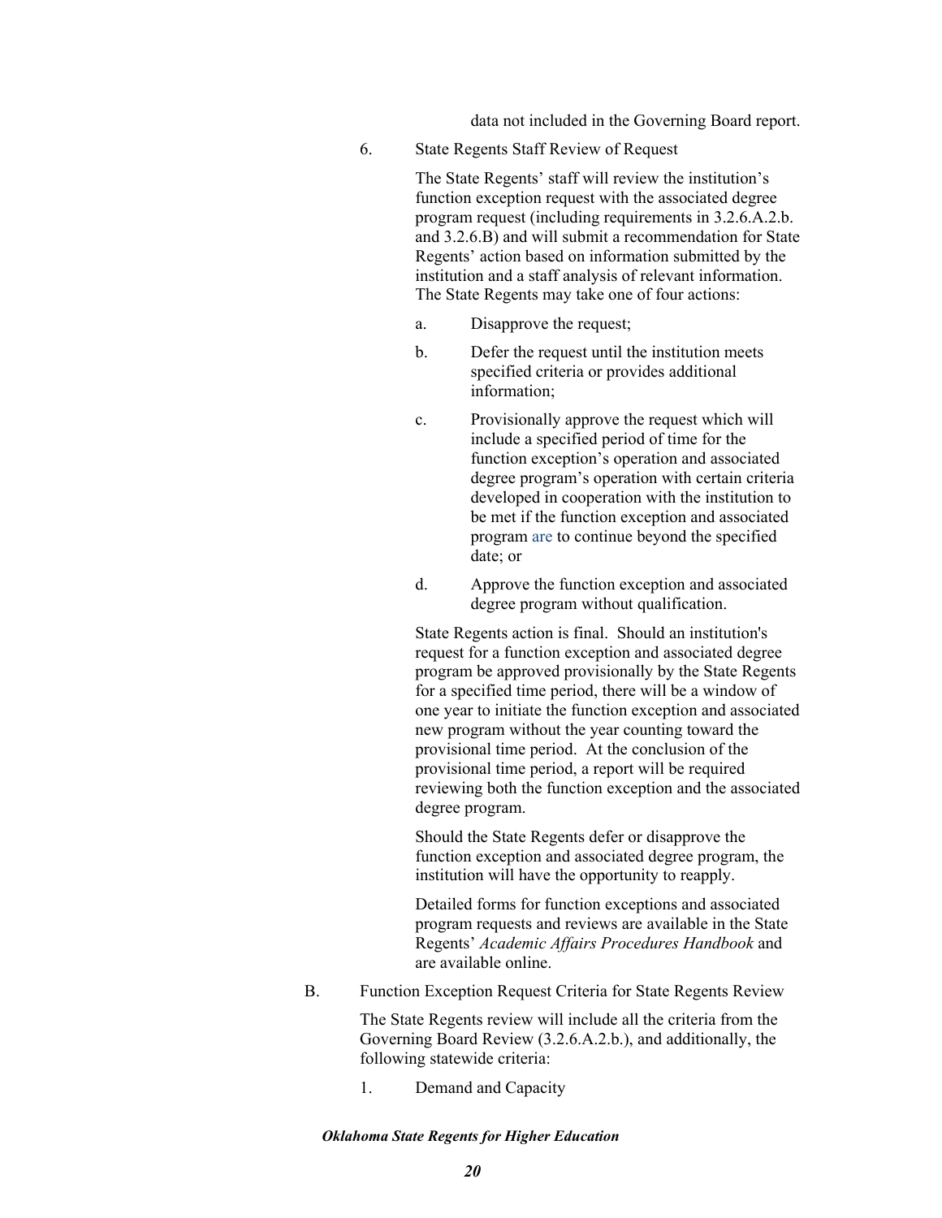data not included in the Governing Board report.

6. State Regents Staff Review of Request

   The State Regents' staff will review the institution's function exception request with the associated degree program request (including requirements in 3.2.6.A.2.b. and 3.2.6.B) and will submit a recommendation for State Regents' action based on information submitted by the institution and a staff analysis of relevant information. The State Regents may take one of four actions:

   a. Disapprove the request;

   b. Defer the request until the institution meets specified criteria or provides additional information;

   c. Provisionally approve the request which will include a specified period of time for the function exception's operation and associated degree program's operation with certain criteria developed in cooperation with the institution to be met if the function exception and associated program are to continue beyond the specified date; or

   d. Approve the function exception and associated degree program without qualification.

   State Regents action is final. Should an institution's request for a function exception and associated degree program be approved provisionally by the State Regents for a specified time period, there will be a window of one year to initiate the function exception and associated new program without the year counting toward the provisional time period. At the conclusion of the provisional time period, a report will be required reviewing both the function exception and the associated degree program.

   Should the State Regents defer or disapprove the function exception and associated degree program, the institution will have the opportunity to reapply.

   Detailed forms for function exceptions and associated program requests and reviews are available in the State Regents' *Academic Affairs Procedures Handbook* and are available online.

B. Function Exception Request Criteria for State Regents Review

   The State Regents review will include all the criteria from the Governing Board Review (3.2.6.A.2.b.), and additionally, the following statewide criteria:

   1. Demand and Capacity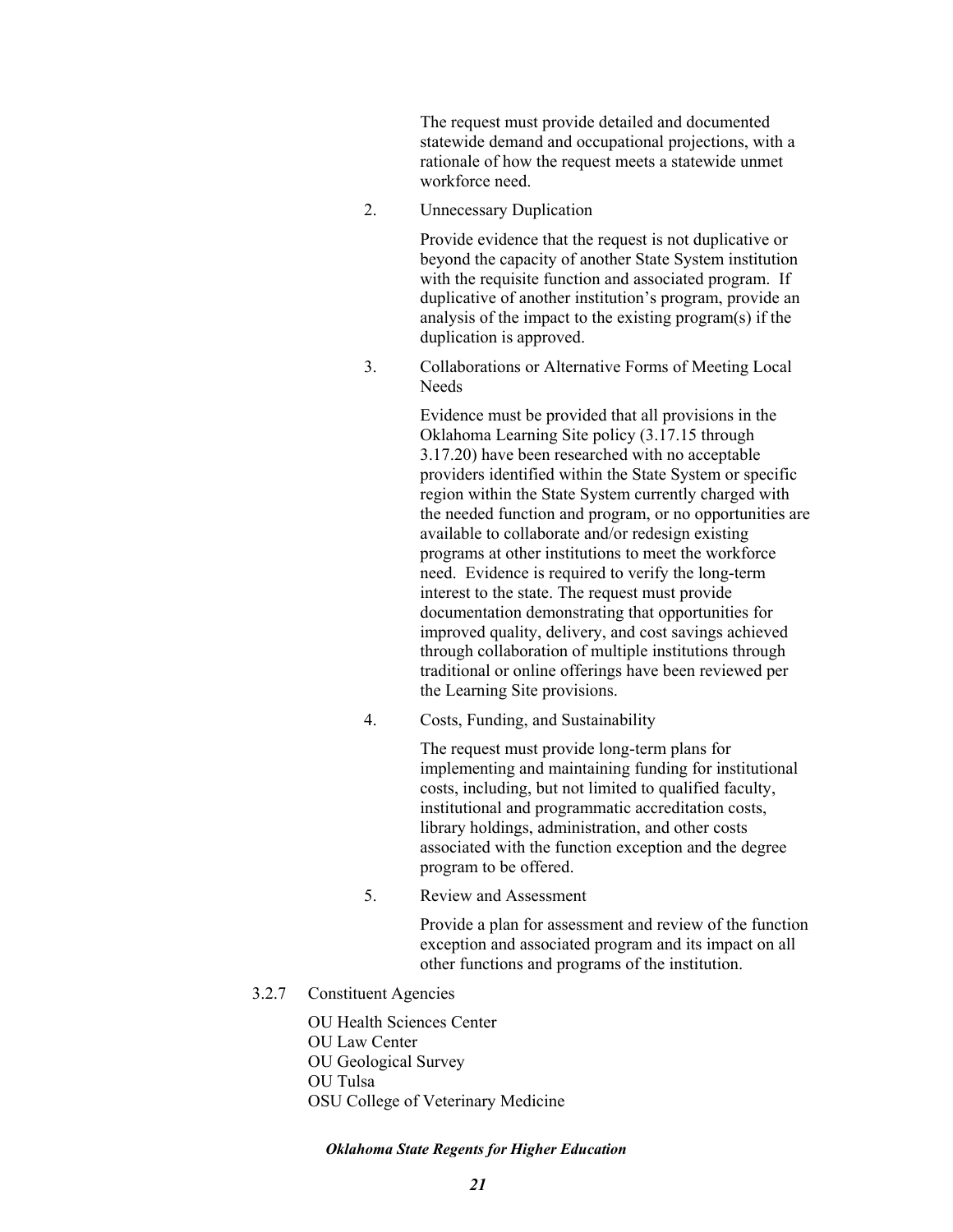The request must provide detailed and documented statewide demand and occupational projections, with a rationale of how the request meets a statewide unmet workforce need.

2. Unnecessary Duplication

   Provide evidence that the request is not duplicative or beyond the capacity of another State System institution with the requisite function and associated program. If duplicative of another institution's program, provide an analysis of the impact to the existing program(s) if the duplication is approved.

3. Collaborations or Alternative Forms of Meeting Local Needs

   Evidence must be provided that all provisions in the Oklahoma Learning Site policy (3.17.15 through 3.17.20) have been researched with no acceptable providers identified within the State System or specific region within the State System currently charged with the needed function and program, or no opportunities are available to collaborate and/or redesign existing programs at other institutions to meet the workforce need. Evidence is required to verify the long-term interest to the state. The request must provide documentation demonstrating that opportunities for improved quality, delivery, and cost savings achieved through collaboration of multiple institutions through traditional or online offerings have been reviewed per the Learning Site provisions.

4. Costs, Funding, and Sustainability

   The request must provide long-term plans for implementing and maintaining funding for institutional costs, including, but not limited to qualified faculty, institutional and programmatic accreditation costs, library holdings, administration, and other costs associated with the function exception and the degree program to be offered.

5. Review and Assessment

   Provide a plan for assessment and review of the function exception and associated program and its impact on all other functions and programs of the institution.

3.2.7 Constituent Agencies

OU Health Sciences Center
OU Law Center
OU Geological Survey
OU Tulsa
OSU College of Veterinary Medicine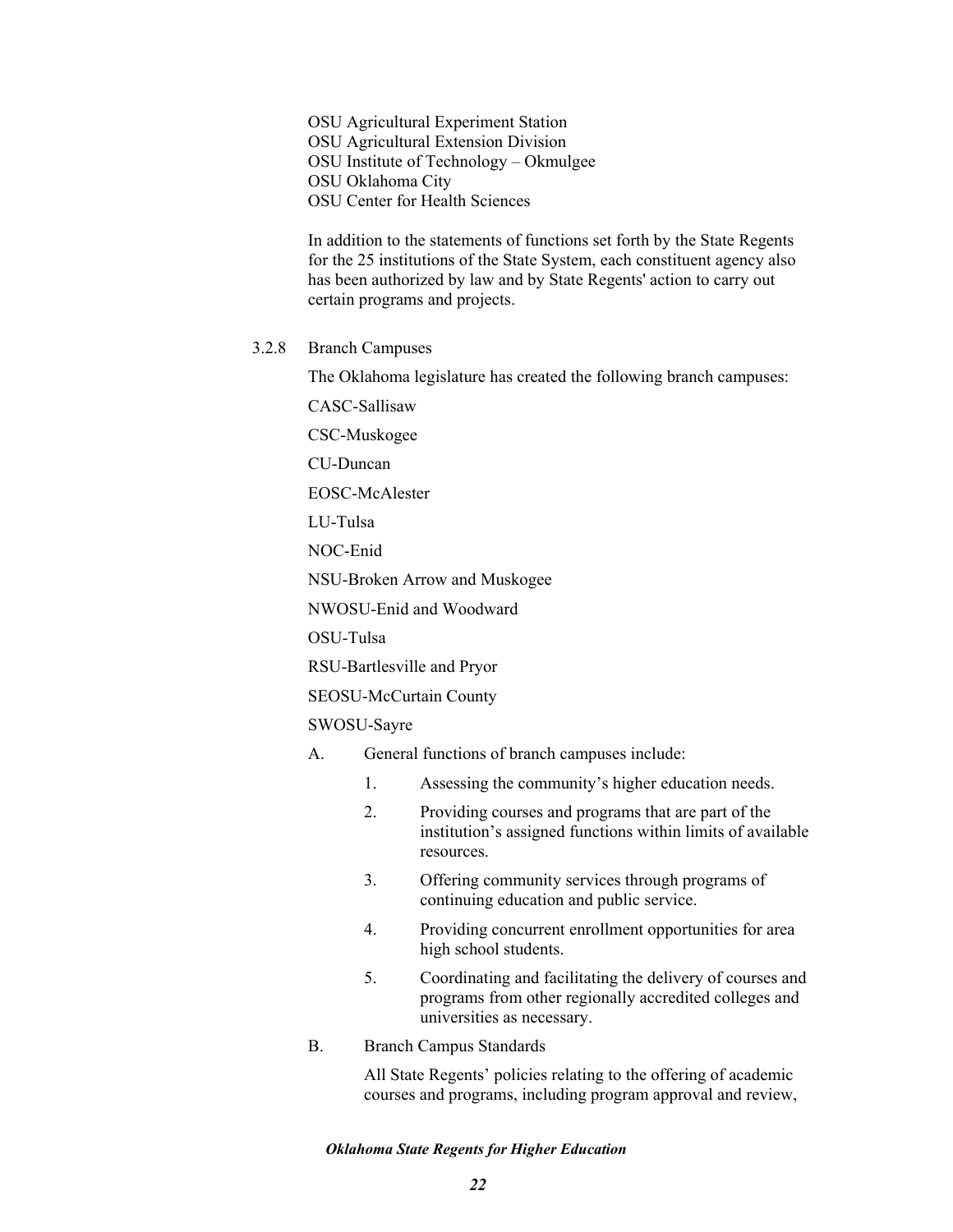OSU Agricultural Experiment Station
OSU Agricultural Extension Division
OSU Institute of Technology – Okmulgee
OSU Oklahoma City
OSU Center for Health Sciences

In addition to the statements of functions set forth by the State Regents for the 25 institutions of the State System, each constituent agency also has been authorized by law and by State Regents' action to carry out certain programs and projects.

3.2.8 Branch Campuses

The Oklahoma legislature has created the following branch campuses:

CASC-Sallisaw

CSC-Muskogee

CU-Duncan

EOSC-McAlester

LU-Tulsa

NOC-Enid

NSU-Broken Arrow and Muskogee

NWOSU-Enid and Woodward

OSU-Tulsa

RSU-Bartlesville and Pryor

SEOSU-McCurtain County

SWOSU-Sayre

A. General functions of branch campuses include:

1. Assessing the community's higher education needs.
2. Providing courses and programs that are part of the institution's assigned functions within limits of available resources.
3. Offering community services through programs of continuing education and public service.
4. Providing concurrent enrollment opportunities for area high school students.
5. Coordinating and facilitating the delivery of courses and programs from other regionally accredited colleges and universities as necessary.

B. Branch Campus Standards

All State Regents' policies relating to the offering of academic courses and programs, including program approval and review,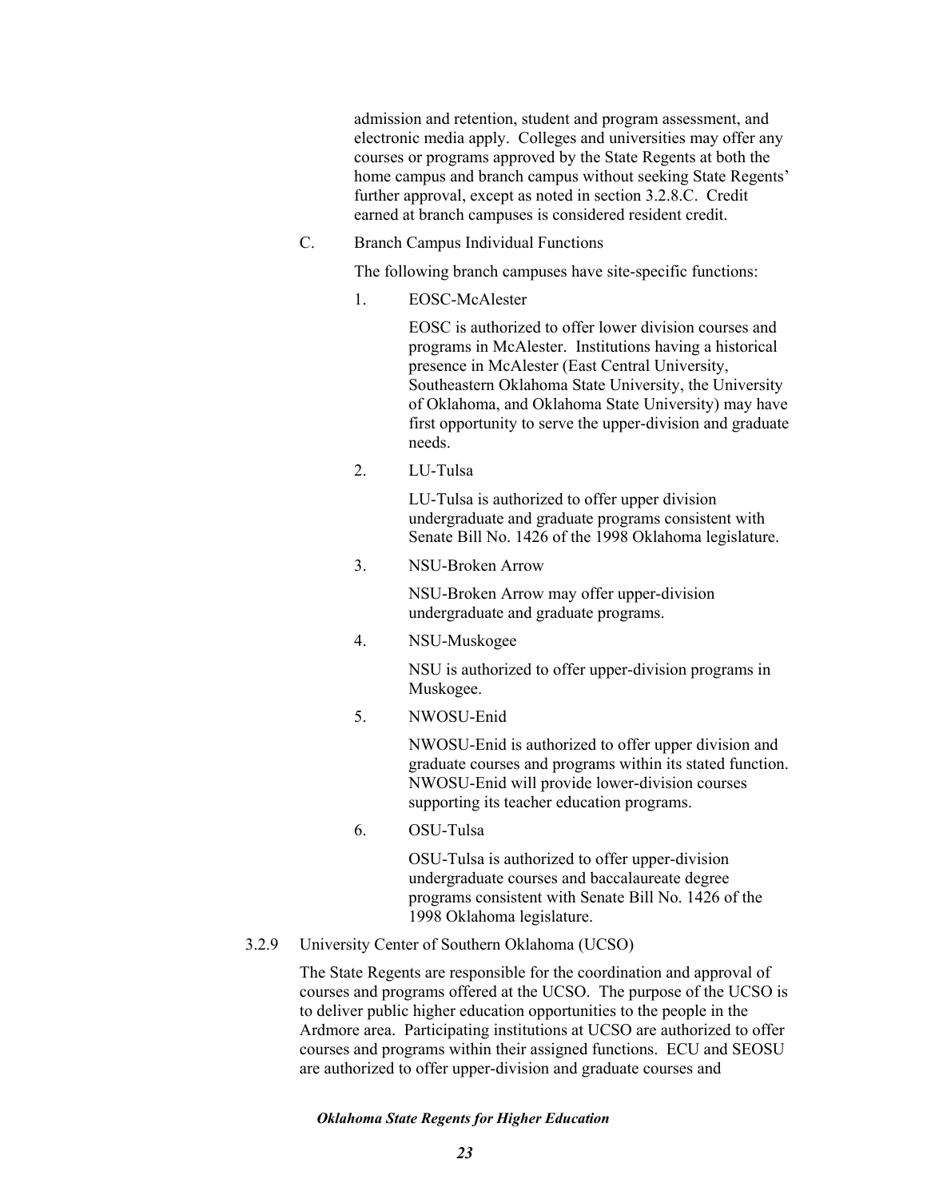admission and retention, student and program assessment, and electronic media apply. Colleges and universities may offer any courses or programs approved by the State Regents at both the home campus and branch campus without seeking State Regents' further approval, except as noted in section 3.2.8.C. Credit earned at branch campuses is considered resident credit.

C. Branch Campus Individual Functions

The following branch campuses have site-specific functions:

1. EOSC-McAlester

   EOSC is authorized to offer lower division courses and programs in McAlester. Institutions having a historical presence in McAlester (East Central University, Southeastern Oklahoma State University, the University of Oklahoma, and Oklahoma State University) may have first opportunity to serve the upper-division and graduate needs.

2. LU-Tulsa

   LU-Tulsa is authorized to offer upper division undergraduate and graduate programs consistent with Senate Bill No. 1426 of the 1998 Oklahoma legislature.

3. NSU-Broken Arrow

   NSU-Broken Arrow may offer upper-division undergraduate and graduate programs.

4. NSU-Muskogee

   NSU is authorized to offer upper-division programs in Muskogee.

5. NWOSU-Enid

   NWOSU-Enid is authorized to offer upper division and graduate courses and programs within its stated function. NWOSU-Enid will provide lower-division courses supporting its teacher education programs.

6. OSU-Tulsa

   OSU-Tulsa is authorized to offer upper-division undergraduate courses and baccalaureate degree programs consistent with Senate Bill No. 1426 of the 1998 Oklahoma legislature.

### 3.2.9 University Center of Southern Oklahoma (UCSO)

The State Regents are responsible for the coordination and approval of courses and programs offered at the UCSO. The purpose of the UCSO is to deliver public higher education opportunities to the people in the Ardmore area. Participating institutions at UCSO are authorized to offer courses and programs within their assigned functions. ECU and SEOSU are authorized to offer upper-division and graduate courses and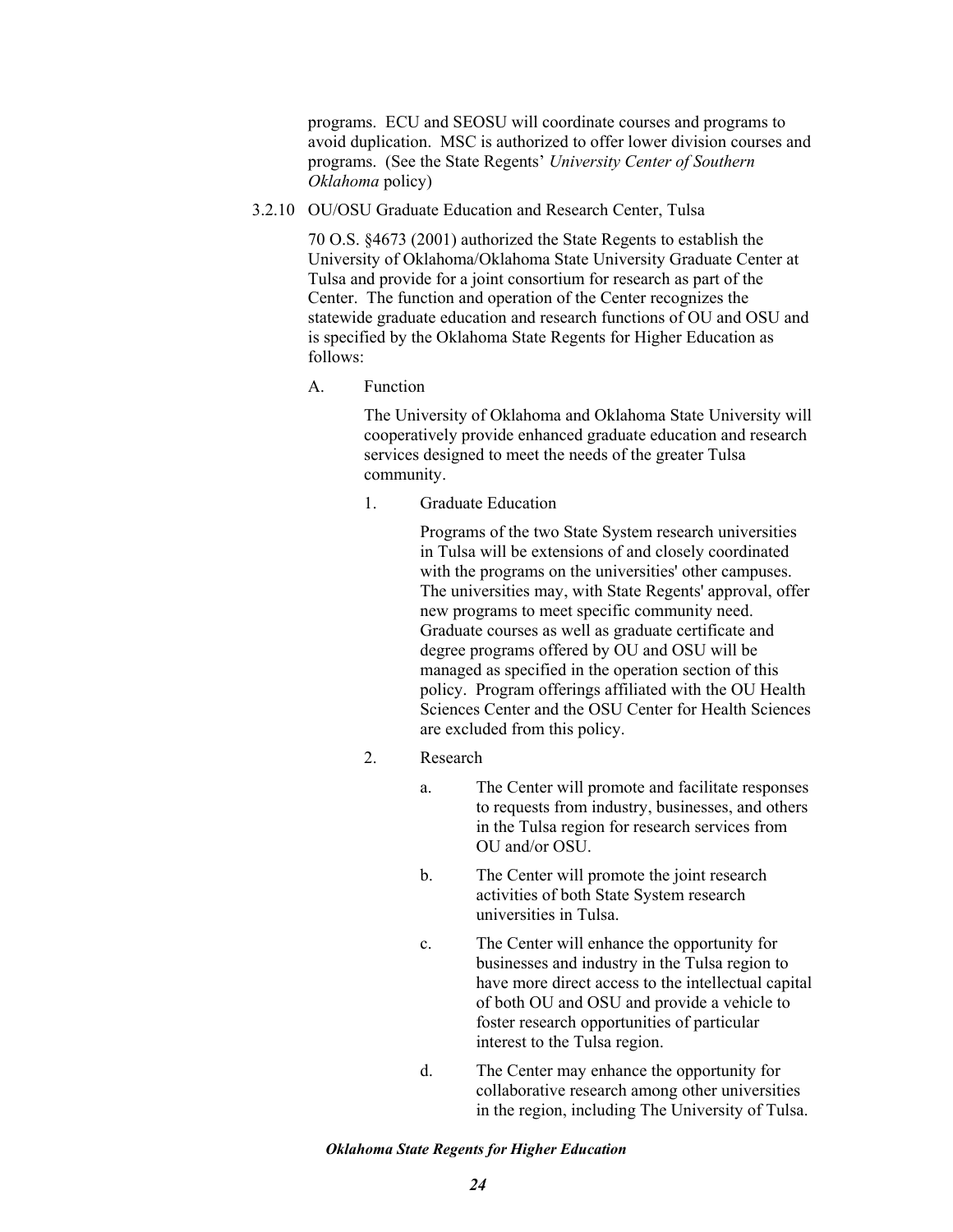programs. ECU and SEOSU will coordinate courses and programs to avoid duplication. MSC is authorized to offer lower division courses and programs. (See the State Regents' *University Center of Southern Oklahoma* policy)

3.2.10 OU/OSU Graduate Education and Research Center, Tulsa

70 O.S. §4673 (2001) authorized the State Regents to establish the University of Oklahoma/Oklahoma State University Graduate Center at Tulsa and provide for a joint consortium for research as part of the Center. The function and operation of the Center recognizes the statewide graduate education and research functions of OU and OSU and is specified by the Oklahoma State Regents for Higher Education as follows:

A. Function

The University of Oklahoma and Oklahoma State University will cooperatively provide enhanced graduate education and research services designed to meet the needs of the greater Tulsa community.

1. Graduate Education

   Programs of the two State System research universities in Tulsa will be extensions of and closely coordinated with the programs on the universities' other campuses. The universities may, with State Regents' approval, offer new programs to meet specific community need. Graduate courses as well as graduate certificate and degree programs offered by OU and OSU will be managed as specified in the operation section of this policy. Program offerings affiliated with the OU Health Sciences Center and the OSU Center for Health Sciences are excluded from this policy.

2. Research

   a. The Center will promote and facilitate responses to requests from industry, businesses, and others in the Tulsa region for research services from OU and/or OSU.

   b. The Center will promote the joint research activities of both State System research universities in Tulsa.

   c. The Center will enhance the opportunity for businesses and industry in the Tulsa region to have more direct access to the intellectual capital of both OU and OSU and provide a vehicle to foster research opportunities of particular interest to the Tulsa region.

   d. The Center may enhance the opportunity for collaborative research among other universities in the region, including The University of Tulsa.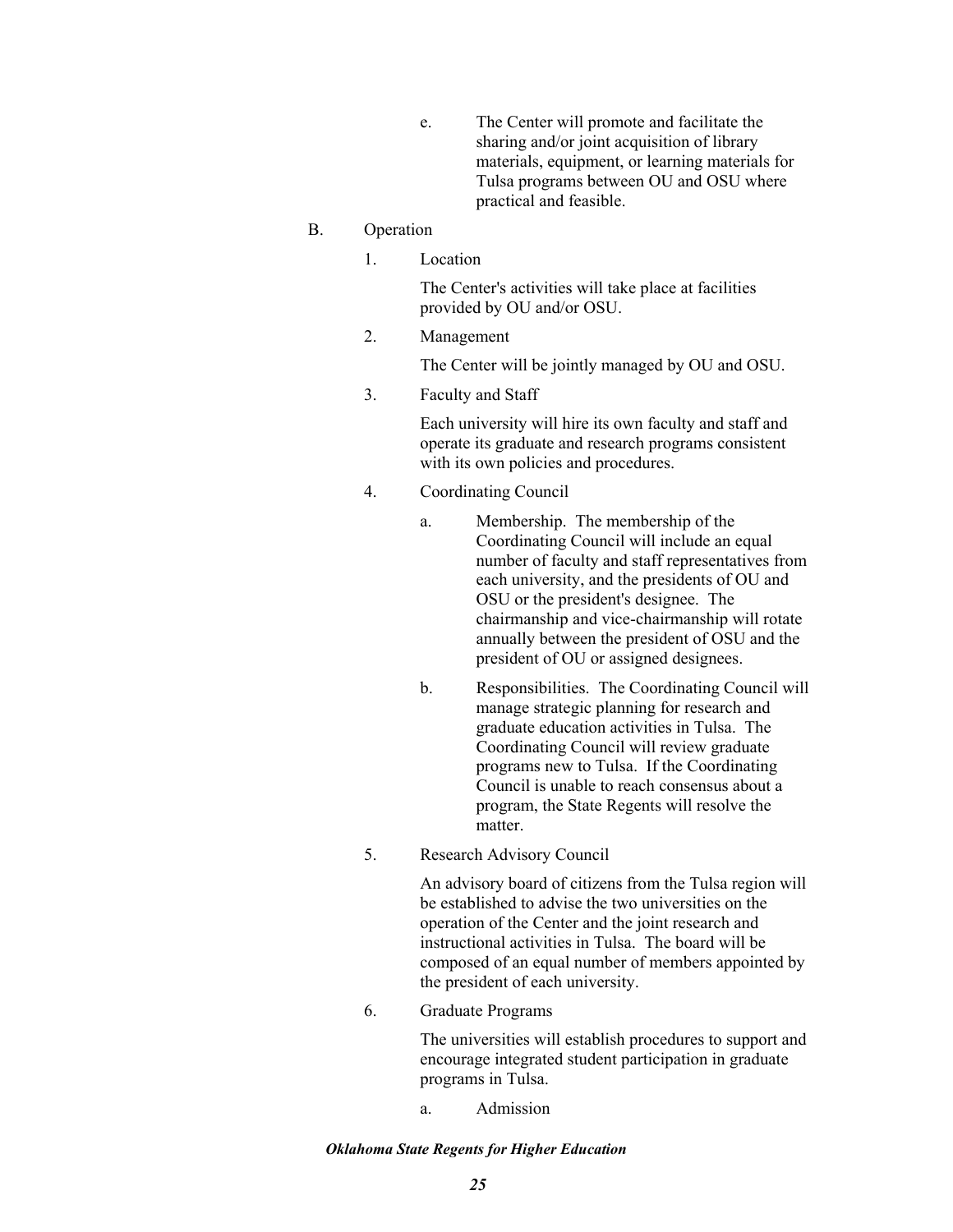e. The Center will promote and facilitate the sharing and/or joint acquisition of library materials, equipment, or learning materials for Tulsa programs between OU and OSU where practical and feasible.

B. Operation

1. Location

   The Center's activities will take place at facilities provided by OU and/or OSU.

2. Management

   The Center will be jointly managed by OU and OSU.

3. Faculty and Staff

   Each university will hire its own faculty and staff and operate its graduate and research programs consistent with its own policies and procedures.

4. Coordinating Council

   a. Membership. The membership of the Coordinating Council will include an equal number of faculty and staff representatives from each university, and the presidents of OU and OSU or the president's designee. The chairmanship and vice-chairmanship will rotate annually between the president of OSU and the president of OU or assigned designees.

   b. Responsibilities. The Coordinating Council will manage strategic planning for research and graduate education activities in Tulsa. The Coordinating Council will review graduate programs new to Tulsa. If the Coordinating Council is unable to reach consensus about a program, the State Regents will resolve the matter.

5. Research Advisory Council

   An advisory board of citizens from the Tulsa region will be established to advise the two universities on the operation of the Center and the joint research and instructional activities in Tulsa. The board will be composed of an equal number of members appointed by the president of each university.

6. Graduate Programs

   The universities will establish procedures to support and encourage integrated student participation in graduate programs in Tulsa.

   a. Admission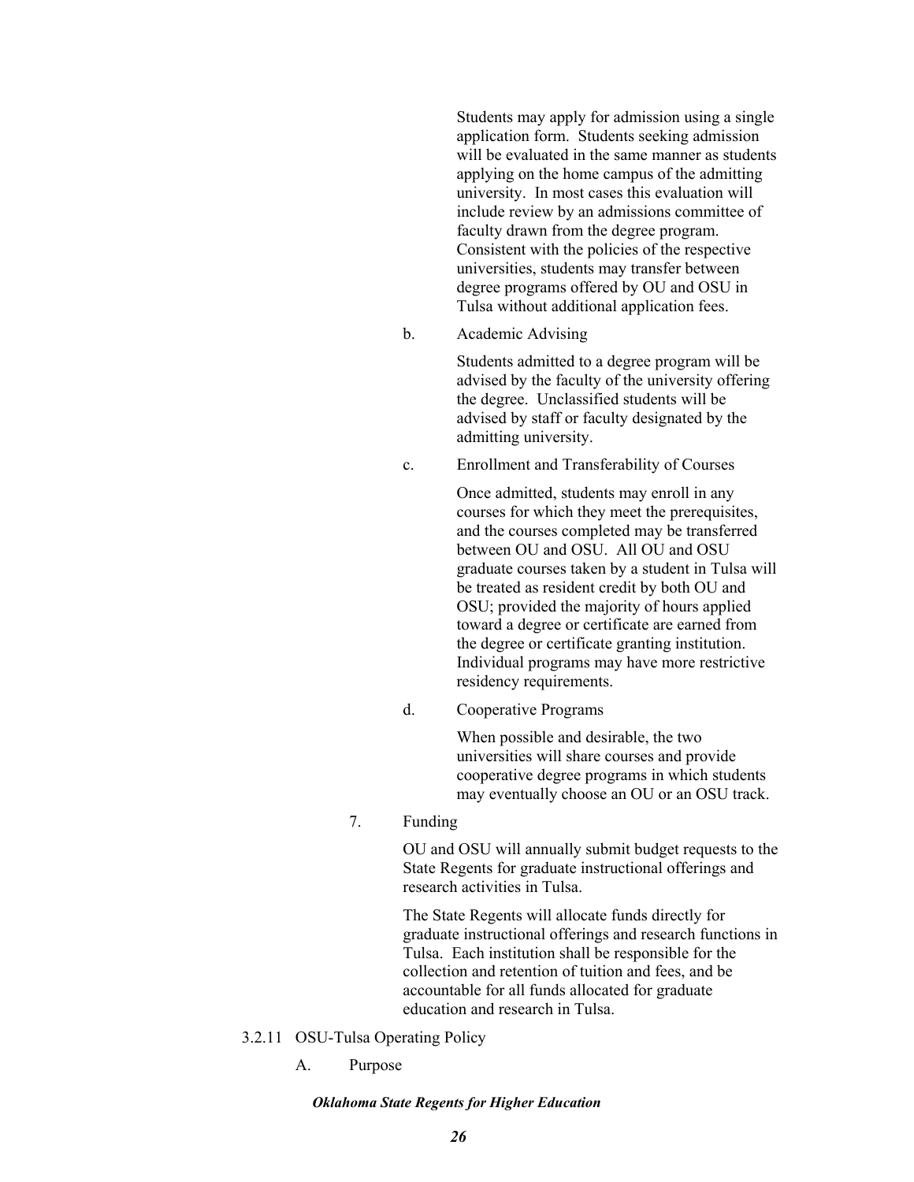Students may apply for admission using a single application form. Students seeking admission will be evaluated in the same manner as students applying on the home campus of the admitting university. In most cases this evaluation will include review by an admissions committee of faculty drawn from the degree program. Consistent with the policies of the respective universities, students may transfer between degree programs offered by OU and OSU in Tulsa without additional application fees.

b. Academic Advising

Students admitted to a degree program will be advised by the faculty of the university offering the degree. Unclassified students will be advised by staff or faculty designated by the admitting university.

c. Enrollment and Transferability of Courses

Once admitted, students may enroll in any courses for which they meet the prerequisites, and the courses completed may be transferred between OU and OSU. All OU and OSU graduate courses taken by a student in Tulsa will be treated as resident credit by both OU and OSU; provided the majority of hours applied toward a degree or certificate are earned from the degree or certificate granting institution. Individual programs may have more restrictive residency requirements.

d. Cooperative Programs

When possible and desirable, the two universities will share courses and provide cooperative degree programs in which students may eventually choose an OU or an OSU track.

7. Funding

OU and OSU will annually submit budget requests to the State Regents for graduate instructional offerings and research activities in Tulsa.

The State Regents will allocate funds directly for graduate instructional offerings and research functions in Tulsa. Each institution shall be responsible for the collection and retention of tuition and fees, and be accountable for all funds allocated for graduate education and research in Tulsa.

### 3.2.11 OSU-Tulsa Operating Policy

A. Purpose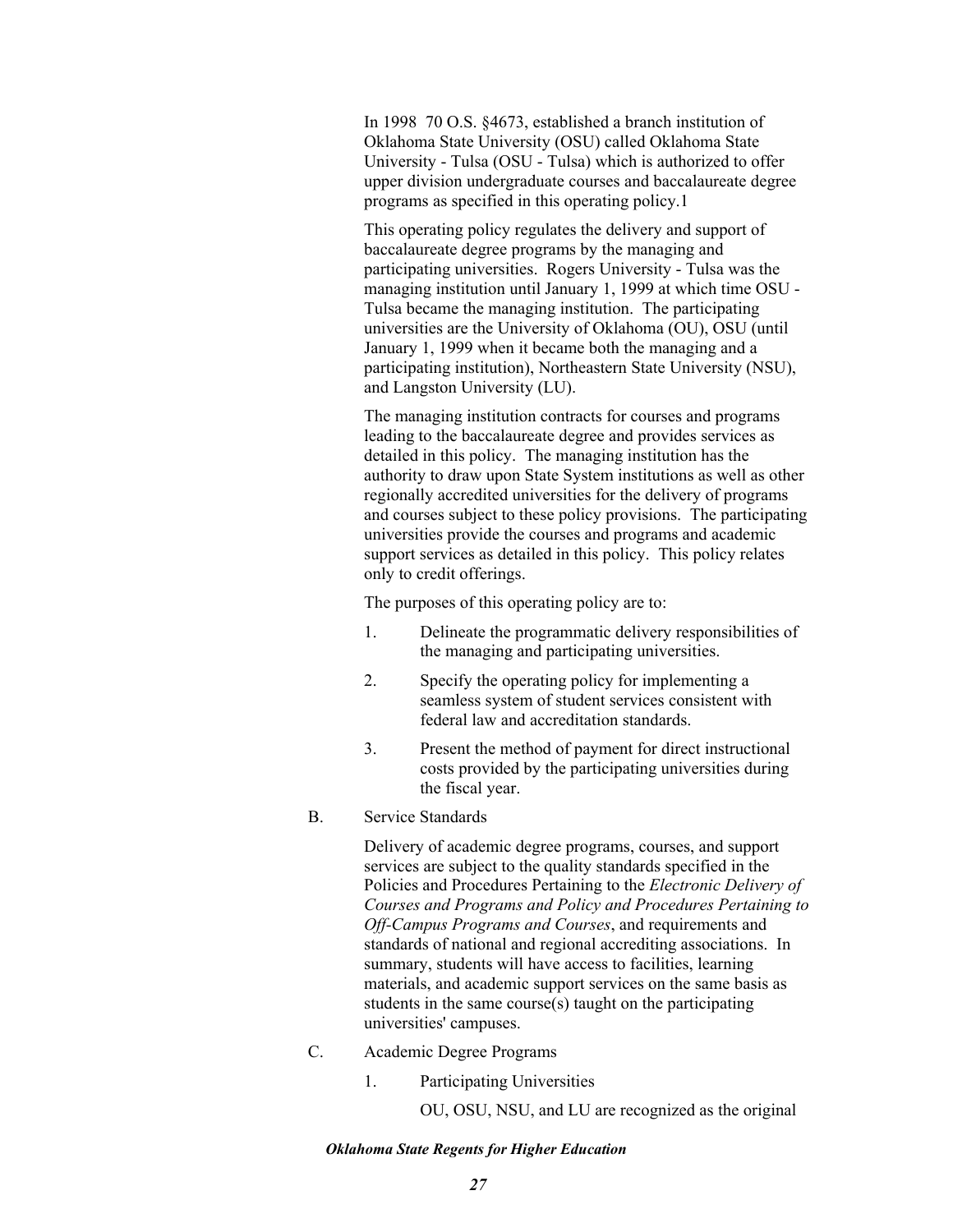In 1998 70 O.S. §4673, established a branch institution of Oklahoma State University (OSU) called Oklahoma State University - Tulsa (OSU - Tulsa) which is authorized to offer upper division undergraduate courses and baccalaureate degree programs as specified in this operating policy.1

This operating policy regulates the delivery and support of baccalaureate degree programs by the managing and participating universities. Rogers University - Tulsa was the managing institution until January 1, 1999 at which time OSU - Tulsa became the managing institution. The participating universities are the University of Oklahoma (OU), OSU (until January 1, 1999 when it became both the managing and a participating institution), Northeastern State University (NSU), and Langston University (LU).

The managing institution contracts for courses and programs leading to the baccalaureate degree and provides services as detailed in this policy. The managing institution has the authority to draw upon State System institutions as well as other regionally accredited universities for the delivery of programs and courses subject to these policy provisions. The participating universities provide the courses and programs and academic support services as detailed in this policy. This policy relates only to credit offerings.

The purposes of this operating policy are to:

1. Delineate the programmatic delivery responsibilities of the managing and participating universities.
2. Specify the operating policy for implementing a seamless system of student services consistent with federal law and accreditation standards.
3. Present the method of payment for direct instructional costs provided by the participating universities during the fiscal year.

B. Service Standards

Delivery of academic degree programs, courses, and support services are subject to the quality standards specified in the Policies and Procedures Pertaining to the *Electronic Delivery of Courses and Programs and Policy and Procedures Pertaining to Off-Campus Programs and Courses*, and requirements and standards of national and regional accrediting associations. In summary, students will have access to facilities, learning materials, and academic support services on the same basis as students in the same course(s) taught on the participating universities' campuses.

C. Academic Degree Programs

1. Participating Universities

OU, OSU, NSU, and LU are recognized as the original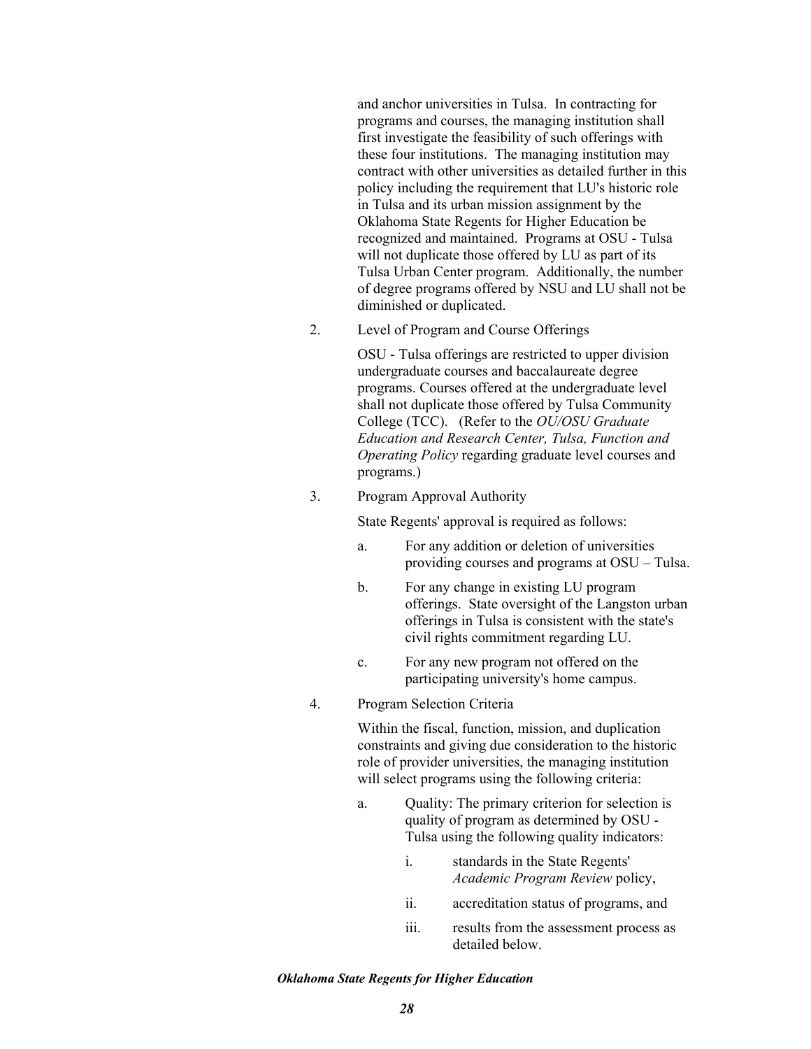and anchor universities in Tulsa. In contracting for programs and courses, the managing institution shall first investigate the feasibility of such offerings with these four institutions. The managing institution may contract with other universities as detailed further in this policy including the requirement that LU's historic role in Tulsa and its urban mission assignment by the Oklahoma State Regents for Higher Education be recognized and maintained. Programs at OSU - Tulsa will not duplicate those offered by LU as part of its Tulsa Urban Center program. Additionally, the number of degree programs offered by NSU and LU shall not be diminished or duplicated.

2. Level of Program and Course Offerings

   OSU - Tulsa offerings are restricted to upper division undergraduate courses and baccalaureate degree programs. Courses offered at the undergraduate level shall not duplicate those offered by Tulsa Community College (TCC). (Refer to the *OU/OSU Graduate Education and Research Center, Tulsa, Function and Operating Policy* regarding graduate level courses and programs.)

3. Program Approval Authority

   State Regents' approval is required as follows:

   a. For any addition or deletion of universities providing courses and programs at OSU – Tulsa.

   b. For any change in existing LU program offerings. State oversight of the Langston urban offerings in Tulsa is consistent with the state's civil rights commitment regarding LU.

   c. For any new program not offered on the participating university's home campus.

4. Program Selection Criteria

   Within the fiscal, function, mission, and duplication constraints and giving due consideration to the historic role of provider universities, the managing institution will select programs using the following criteria:

   a. Quality: The primary criterion for selection is quality of program as determined by OSU - Tulsa using the following quality indicators:

      i. standards in the State Regents' *Academic Program Review* policy,

      ii. accreditation status of programs, and

      iii. results from the assessment process as detailed below.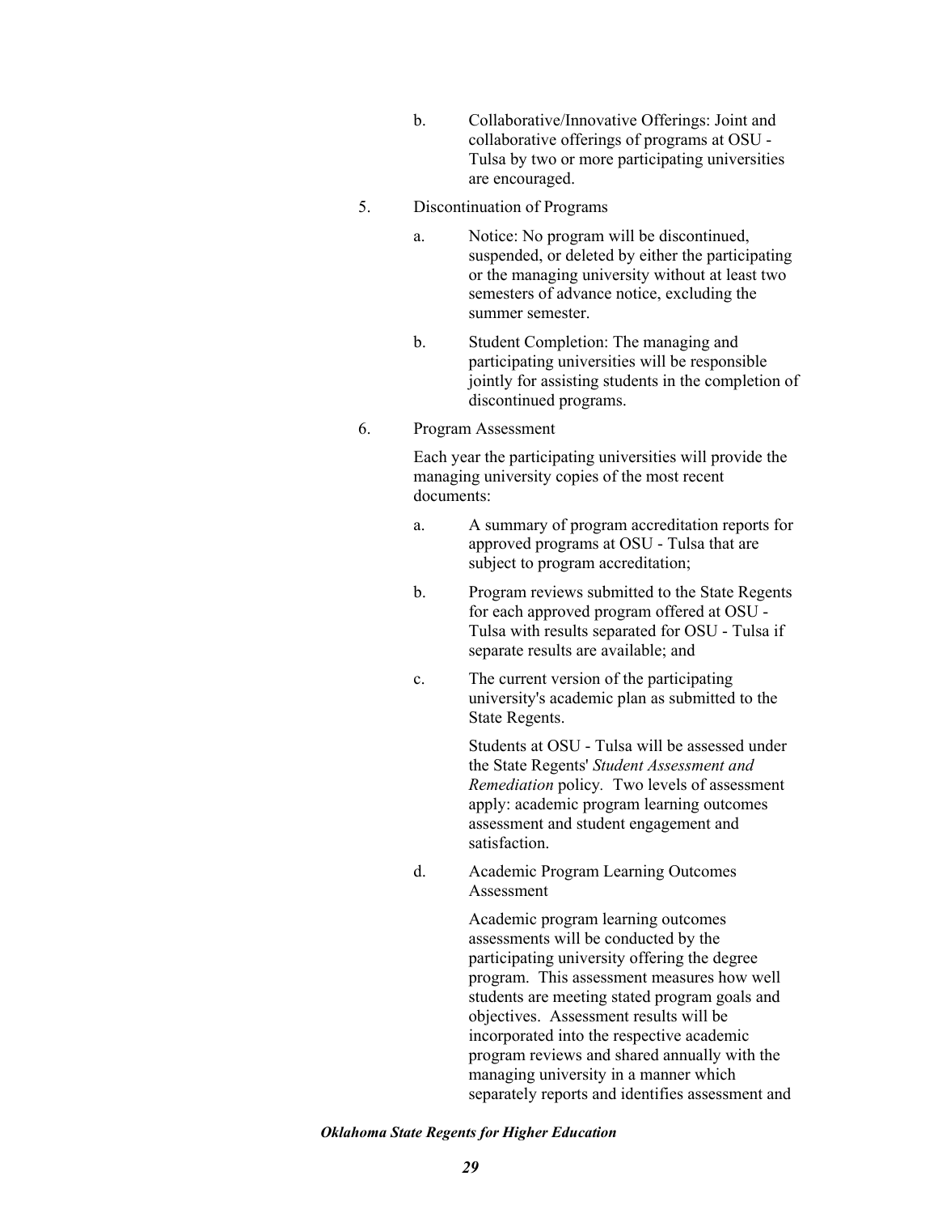b. Collaborative/Innovative Offerings: Joint and collaborative offerings of programs at OSU - Tulsa by two or more participating universities are encouraged.

5. Discontinuation of Programs

   a. Notice: No program will be discontinued, suspended, or deleted by either the participating or the managing university without at least two semesters of advance notice, excluding the summer semester.

   b. Student Completion: The managing and participating universities will be responsible jointly for assisting students in the completion of discontinued programs.

6. Program Assessment

   Each year the participating universities will provide the managing university copies of the most recent documents:

   a. A summary of program accreditation reports for approved programs at OSU - Tulsa that are subject to program accreditation;

   b. Program reviews submitted to the State Regents for each approved program offered at OSU - Tulsa with results separated for OSU - Tulsa if separate results are available; and

   c. The current version of the participating university's academic plan as submitted to the State Regents.

      Students at OSU - Tulsa will be assessed under the State Regents' *Student Assessment and Remediation* policy. Two levels of assessment apply: academic program learning outcomes assessment and student engagement and satisfaction.

   d. Academic Program Learning Outcomes Assessment

      Academic program learning outcomes assessments will be conducted by the participating university offering the degree program. This assessment measures how well students are meeting stated program goals and objectives. Assessment results will be incorporated into the respective academic program reviews and shared annually with the managing university in a manner which separately reports and identifies assessment and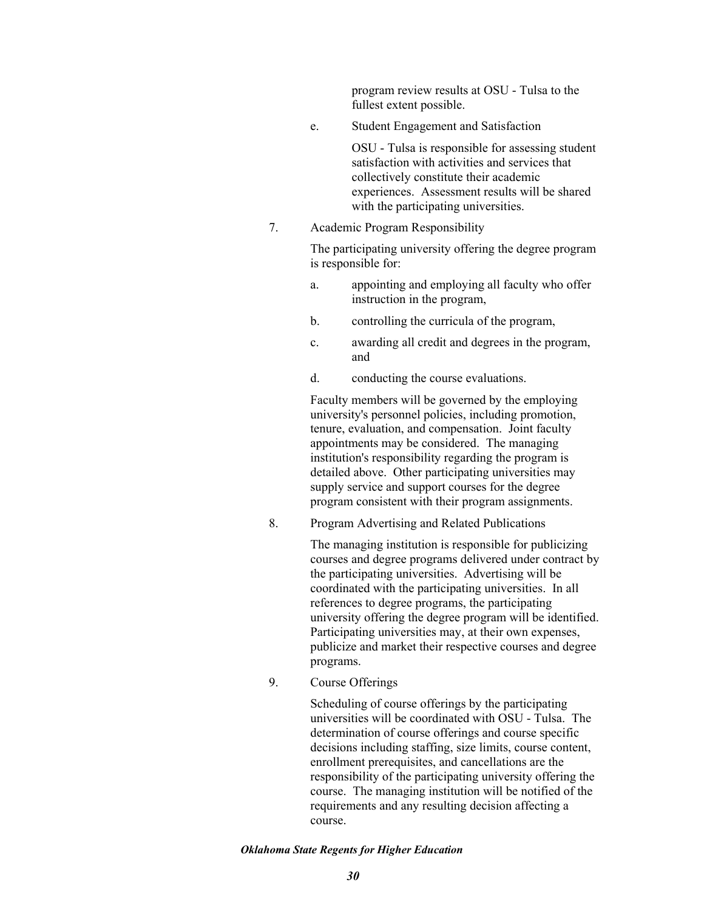program review results at OSU - Tulsa to the fullest extent possible.

e. Student Engagement and Satisfaction

OSU - Tulsa is responsible for assessing student satisfaction with activities and services that collectively constitute their academic experiences. Assessment results will be shared with the participating universities.

7. Academic Program Responsibility

The participating university offering the degree program is responsible for:

a. appointing and employing all faculty who offer instruction in the program,

b. controlling the curricula of the program,

c. awarding all credit and degrees in the program, and

d. conducting the course evaluations.

Faculty members will be governed by the employing university's personnel policies, including promotion, tenure, evaluation, and compensation. Joint faculty appointments may be considered. The managing institution's responsibility regarding the program is detailed above. Other participating universities may supply service and support courses for the degree program consistent with their program assignments.

8. Program Advertising and Related Publications

The managing institution is responsible for publicizing courses and degree programs delivered under contract by the participating universities. Advertising will be coordinated with the participating universities. In all references to degree programs, the participating university offering the degree program will be identified. Participating universities may, at their own expenses, publicize and market their respective courses and degree programs.

9. Course Offerings

Scheduling of course offerings by the participating universities will be coordinated with OSU - Tulsa. The determination of course offerings and course specific decisions including staffing, size limits, course content, enrollment prerequisites, and cancellations are the responsibility of the participating university offering the course. The managing institution will be notified of the requirements and any resulting decision affecting a course.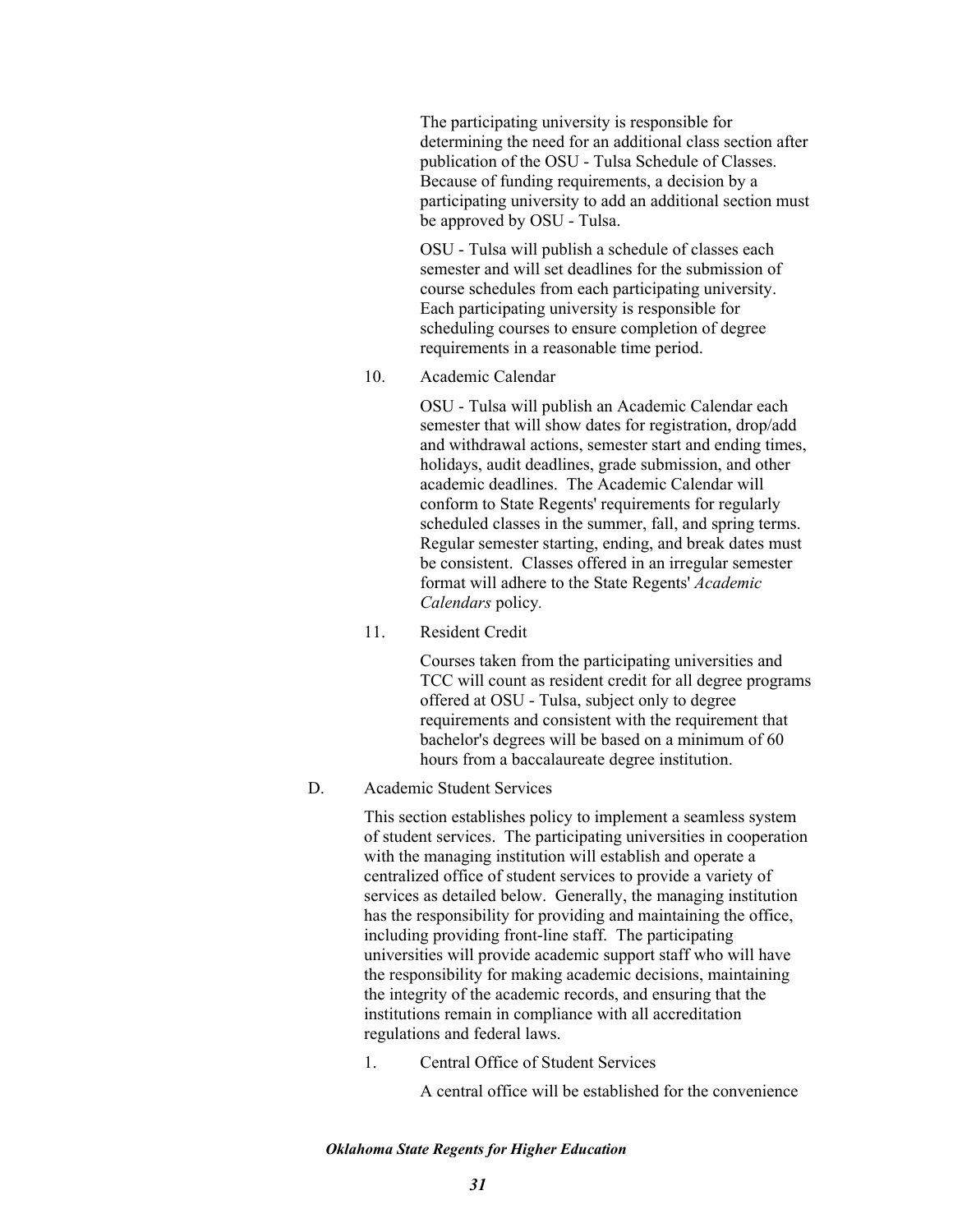The participating university is responsible for determining the need for an additional class section after publication of the OSU - Tulsa Schedule of Classes. Because of funding requirements, a decision by a participating university to add an additional section must be approved by OSU - Tulsa.

OSU - Tulsa will publish a schedule of classes each semester and will set deadlines for the submission of course schedules from each participating university. Each participating university is responsible for scheduling courses to ensure completion of degree requirements in a reasonable time period.

10. Academic Calendar

    OSU - Tulsa will publish an Academic Calendar each semester that will show dates for registration, drop/add and withdrawal actions, semester start and ending times, holidays, audit deadlines, grade submission, and other academic deadlines. The Academic Calendar will conform to State Regents' requirements for regularly scheduled classes in the summer, fall, and spring terms. Regular semester starting, ending, and break dates must be consistent. Classes offered in an irregular semester format will adhere to the State Regents' *Academic Calendars* policy.

11. Resident Credit

    Courses taken from the participating universities and TCC will count as resident credit for all degree programs offered at OSU - Tulsa, subject only to degree requirements and consistent with the requirement that bachelor's degrees will be based on a minimum of 60 hours from a baccalaureate degree institution.

D. Academic Student Services

This section establishes policy to implement a seamless system of student services. The participating universities in cooperation with the managing institution will establish and operate a centralized office of student services to provide a variety of services as detailed below. Generally, the managing institution has the responsibility for providing and maintaining the office, including providing front-line staff. The participating universities will provide academic support staff who will have the responsibility for making academic decisions, maintaining the integrity of the academic records, and ensuring that the institutions remain in compliance with all accreditation regulations and federal laws.

1. Central Office of Student Services

    A central office will be established for the convenience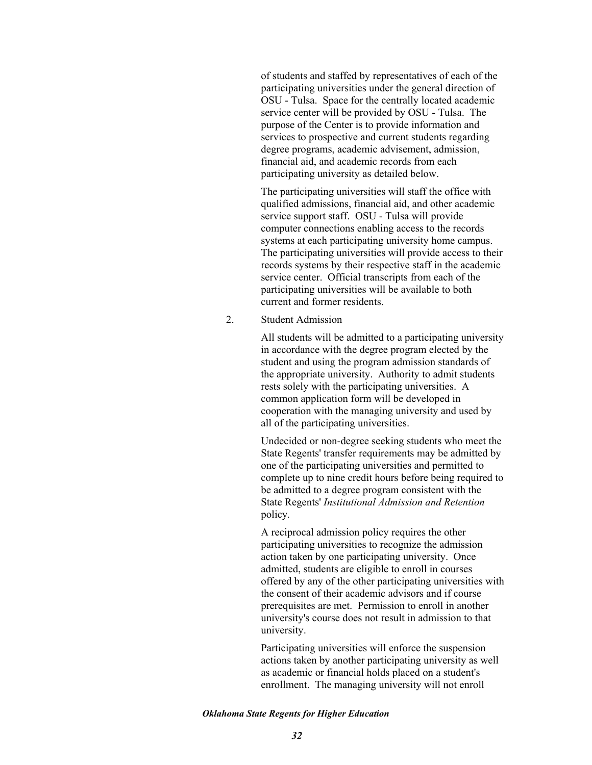of students and staffed by representatives of each of the participating universities under the general direction of OSU - Tulsa. Space for the centrally located academic service center will be provided by OSU - Tulsa. The purpose of the Center is to provide information and services to prospective and current students regarding degree programs, academic advisement, admission, financial aid, and academic records from each participating university as detailed below.

The participating universities will staff the office with qualified admissions, financial aid, and other academic service support staff. OSU - Tulsa will provide computer connections enabling access to the records systems at each participating university home campus. The participating universities will provide access to their records systems by their respective staff in the academic service center. Official transcripts from each of the participating universities will be available to both current and former residents.

2. Student Admission

All students will be admitted to a participating university in accordance with the degree program elected by the student and using the program admission standards of the appropriate university. Authority to admit students rests solely with the participating universities. A common application form will be developed in cooperation with the managing university and used by all of the participating universities.

Undecided or non-degree seeking students who meet the State Regents' transfer requirements may be admitted by one of the participating universities and permitted to complete up to nine credit hours before being required to be admitted to a degree program consistent with the State Regents' *Institutional Admission and Retention* policy.

A reciprocal admission policy requires the other participating universities to recognize the admission action taken by one participating university. Once admitted, students are eligible to enroll in courses offered by any of the other participating universities with the consent of their academic advisors and if course prerequisites are met. Permission to enroll in another university's course does not result in admission to that university.

Participating universities will enforce the suspension actions taken by another participating university as well as academic or financial holds placed on a student's enrollment. The managing university will not enroll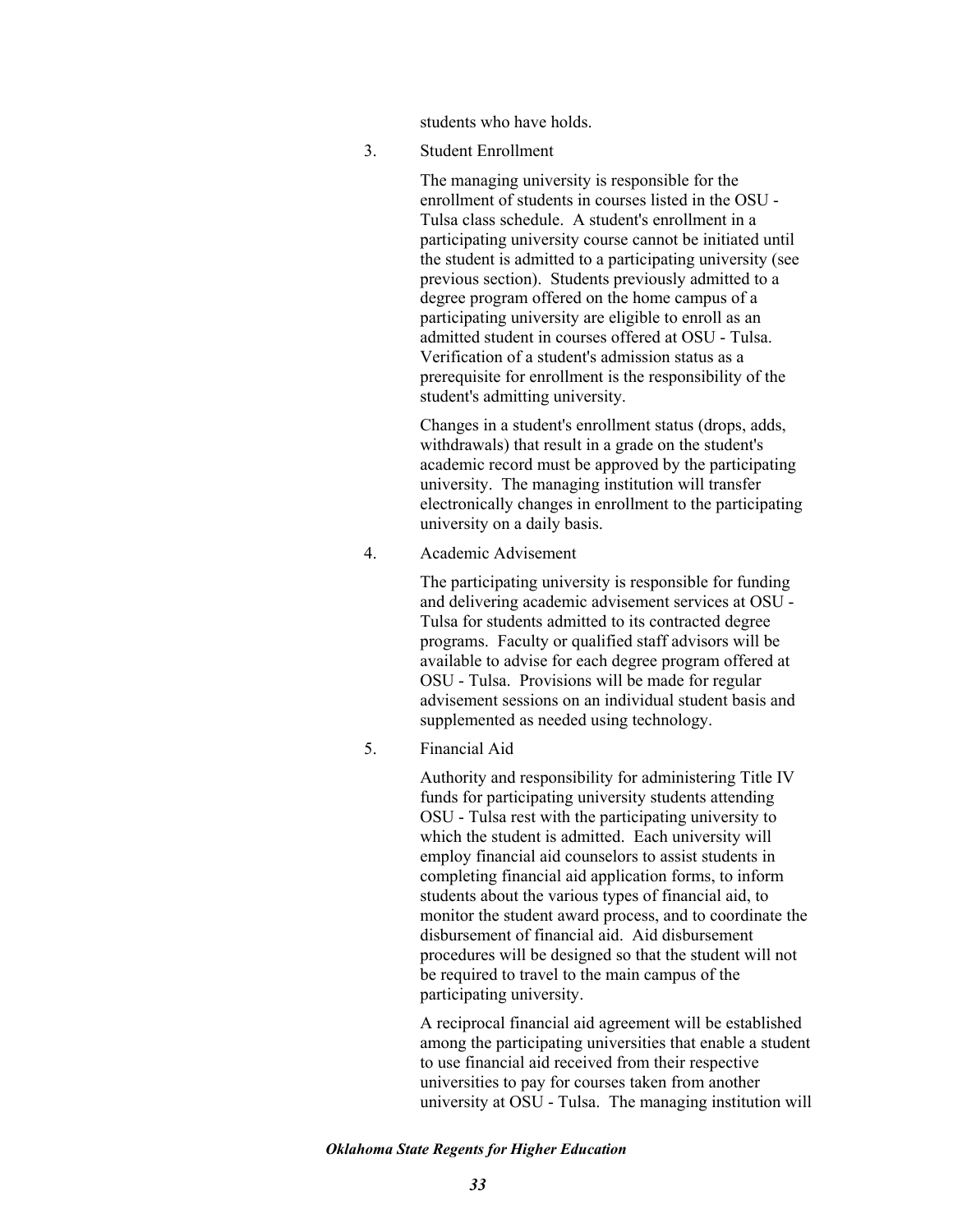students who have holds.

3. Student Enrollment

   The managing university is responsible for the enrollment of students in courses listed in the OSU - Tulsa class schedule. A student's enrollment in a participating university course cannot be initiated until the student is admitted to a participating university (see previous section). Students previously admitted to a degree program offered on the home campus of a participating university are eligible to enroll as an admitted student in courses offered at OSU - Tulsa. Verification of a student's admission status as a prerequisite for enrollment is the responsibility of the student's admitting university.

   Changes in a student's enrollment status (drops, adds, withdrawals) that result in a grade on the student's academic record must be approved by the participating university. The managing institution will transfer electronically changes in enrollment to the participating university on a daily basis.

4. Academic Advisement

   The participating university is responsible for funding and delivering academic advisement services at OSU - Tulsa for students admitted to its contracted degree programs. Faculty or qualified staff advisors will be available to advise for each degree program offered at OSU - Tulsa. Provisions will be made for regular advisement sessions on an individual student basis and supplemented as needed using technology.

5. Financial Aid

   Authority and responsibility for administering Title IV funds for participating university students attending OSU - Tulsa rest with the participating university to which the student is admitted. Each university will employ financial aid counselors to assist students in completing financial aid application forms, to inform students about the various types of financial aid, to monitor the student award process, and to coordinate the disbursement of financial aid. Aid disbursement procedures will be designed so that the student will not be required to travel to the main campus of the participating university.

   A reciprocal financial aid agreement will be established among the participating universities that enable a student to use financial aid received from their respective universities to pay for courses taken from another university at OSU - Tulsa. The managing institution will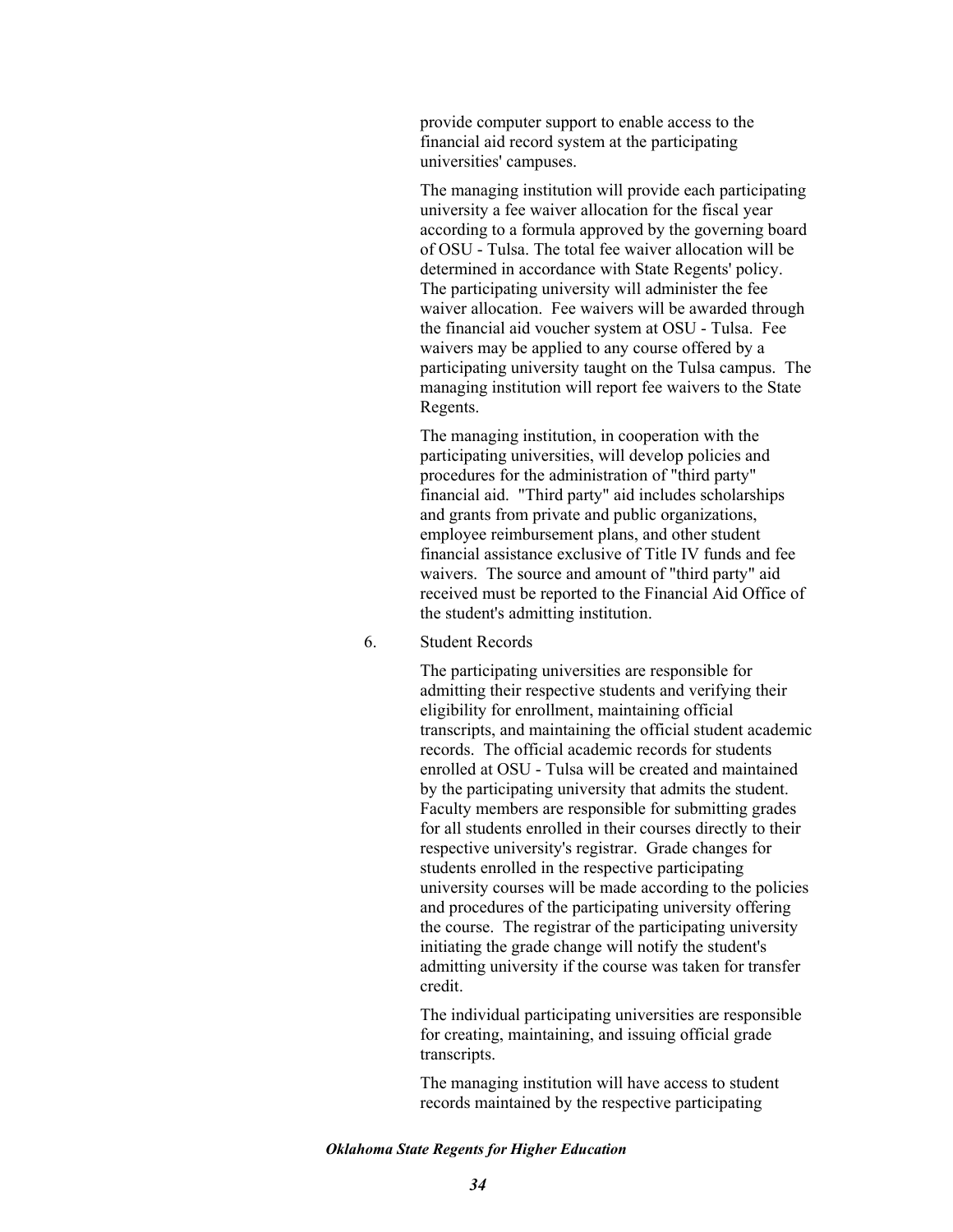provide computer support to enable access to the financial aid record system at the participating universities' campuses.

The managing institution will provide each participating university a fee waiver allocation for the fiscal year according to a formula approved by the governing board of OSU - Tulsa. The total fee waiver allocation will be determined in accordance with State Regents' policy. The participating university will administer the fee waiver allocation. Fee waivers will be awarded through the financial aid voucher system at OSU - Tulsa. Fee waivers may be applied to any course offered by a participating university taught on the Tulsa campus. The managing institution will report fee waivers to the State Regents.

The managing institution, in cooperation with the participating universities, will develop policies and procedures for the administration of "third party" financial aid. "Third party" aid includes scholarships and grants from private and public organizations, employee reimbursement plans, and other student financial assistance exclusive of Title IV funds and fee waivers. The source and amount of "third party" aid received must be reported to the Financial Aid Office of the student's admitting institution.

6. Student Records

The participating universities are responsible for admitting their respective students and verifying their eligibility for enrollment, maintaining official transcripts, and maintaining the official student academic records. The official academic records for students enrolled at OSU - Tulsa will be created and maintained by the participating university that admits the student. Faculty members are responsible for submitting grades for all students enrolled in their courses directly to their respective university's registrar. Grade changes for students enrolled in the respective participating university courses will be made according to the policies and procedures of the participating university offering the course. The registrar of the participating university initiating the grade change will notify the student's admitting university if the course was taken for transfer credit.

The individual participating universities are responsible for creating, maintaining, and issuing official grade transcripts.

The managing institution will have access to student records maintained by the respective participating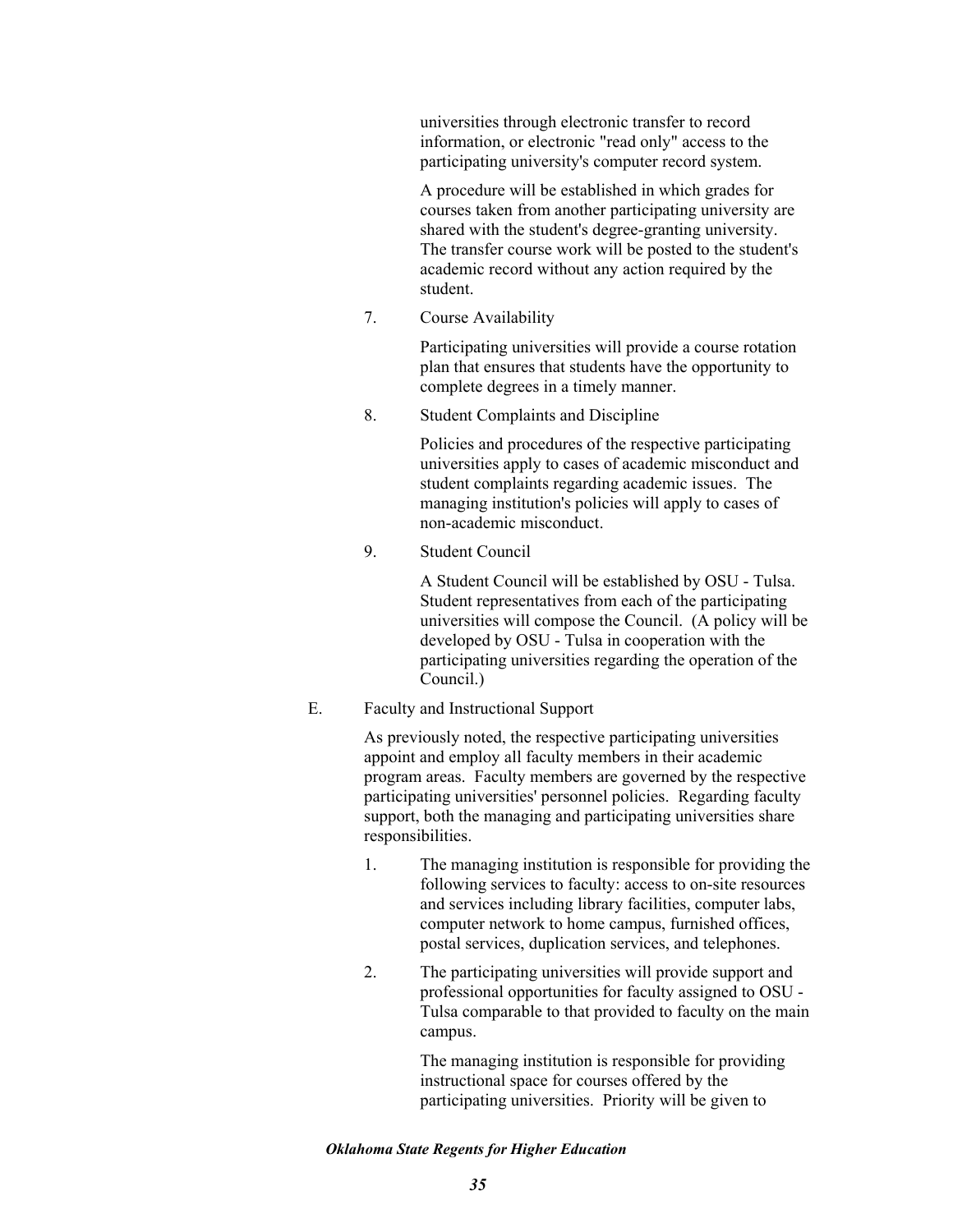universities through electronic transfer to record information, or electronic "read only" access to the participating university's computer record system.

A procedure will be established in which grades for courses taken from another participating university are shared with the student's degree-granting university. The transfer course work will be posted to the student's academic record without any action required by the student.

7. Course Availability

   Participating universities will provide a course rotation plan that ensures that students have the opportunity to complete degrees in a timely manner.

8. Student Complaints and Discipline

   Policies and procedures of the respective participating universities apply to cases of academic misconduct and student complaints regarding academic issues. The managing institution's policies will apply to cases of non-academic misconduct.

9. Student Council

   A Student Council will be established by OSU - Tulsa. Student representatives from each of the participating universities will compose the Council. (A policy will be developed by OSU - Tulsa in cooperation with the participating universities regarding the operation of the Council.)

E. Faculty and Instructional Support

As previously noted, the respective participating universities appoint and employ all faculty members in their academic program areas. Faculty members are governed by the respective participating universities' personnel policies. Regarding faculty support, both the managing and participating universities share responsibilities.

1. The managing institution is responsible for providing the following services to faculty: access to on-site resources and services including library facilities, computer labs, computer network to home campus, furnished offices, postal services, duplication services, and telephones.

2. The participating universities will provide support and professional opportunities for faculty assigned to OSU - Tulsa comparable to that provided to faculty on the main campus.

   The managing institution is responsible for providing instructional space for courses offered by the participating universities. Priority will be given to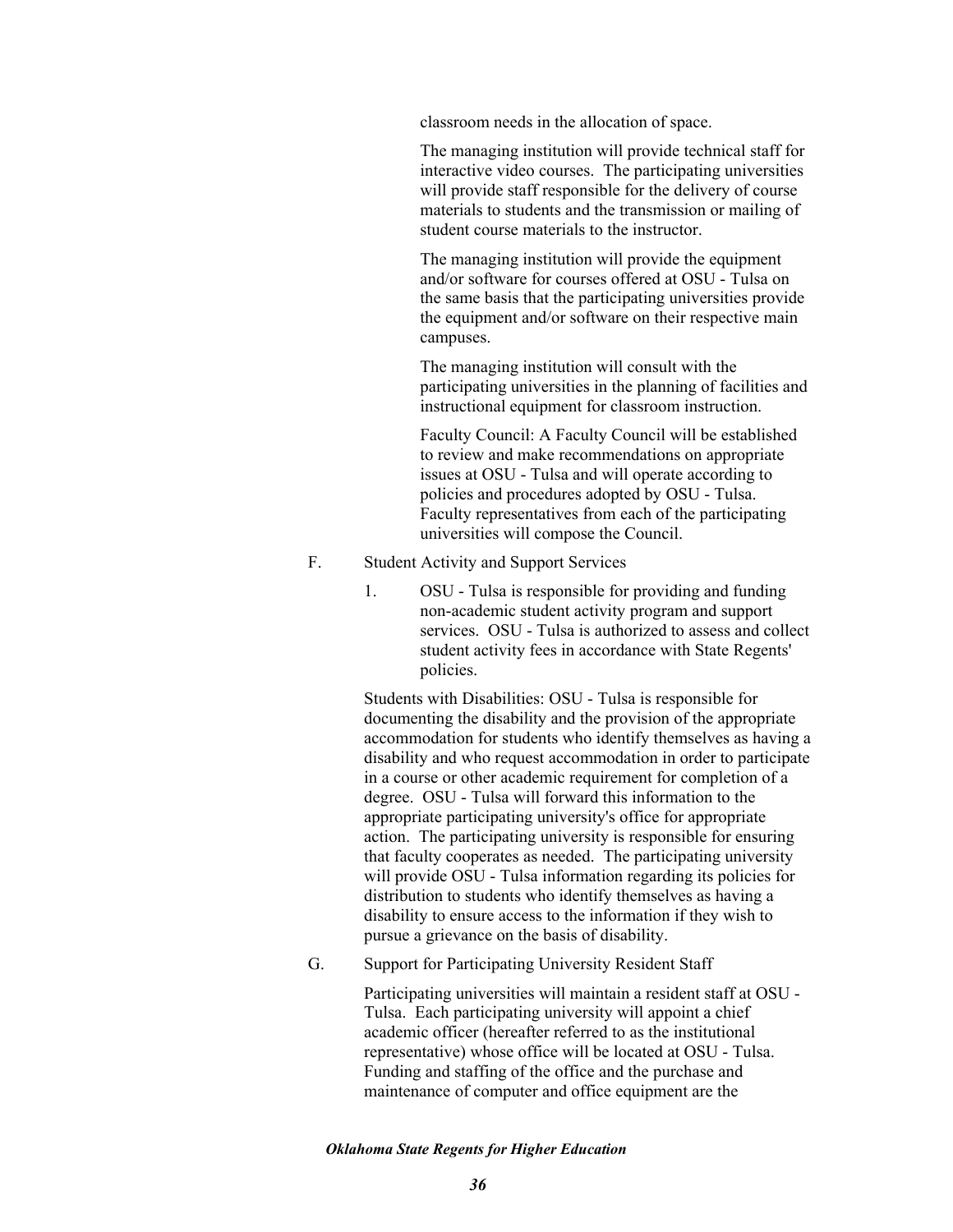classroom needs in the allocation of space.

The managing institution will provide technical staff for interactive video courses. The participating universities will provide staff responsible for the delivery of course materials to students and the transmission or mailing of student course materials to the instructor.

The managing institution will provide the equipment and/or software for courses offered at OSU - Tulsa on the same basis that the participating universities provide the equipment and/or software on their respective main campuses.

The managing institution will consult with the participating universities in the planning of facilities and instructional equipment for classroom instruction.

Faculty Council: A Faculty Council will be established to review and make recommendations on appropriate issues at OSU - Tulsa and will operate according to policies and procedures adopted by OSU - Tulsa. Faculty representatives from each of the participating universities will compose the Council.

F. Student Activity and Support Services

1. OSU - Tulsa is responsible for providing and funding non-academic student activity program and support services. OSU - Tulsa is authorized to assess and collect student activity fees in accordance with State Regents' policies.

Students with Disabilities: OSU - Tulsa is responsible for documenting the disability and the provision of the appropriate accommodation for students who identify themselves as having a disability and who request accommodation in order to participate in a course or other academic requirement for completion of a degree. OSU - Tulsa will forward this information to the appropriate participating university's office for appropriate action. The participating university is responsible for ensuring that faculty cooperates as needed. The participating university will provide OSU - Tulsa information regarding its policies for distribution to students who identify themselves as having a disability to ensure access to the information if they wish to pursue a grievance on the basis of disability.

G. Support for Participating University Resident Staff

Participating universities will maintain a resident staff at OSU - Tulsa. Each participating university will appoint a chief academic officer (hereafter referred to as the institutional representative) whose office will be located at OSU - Tulsa. Funding and staffing of the office and the purchase and maintenance of computer and office equipment are the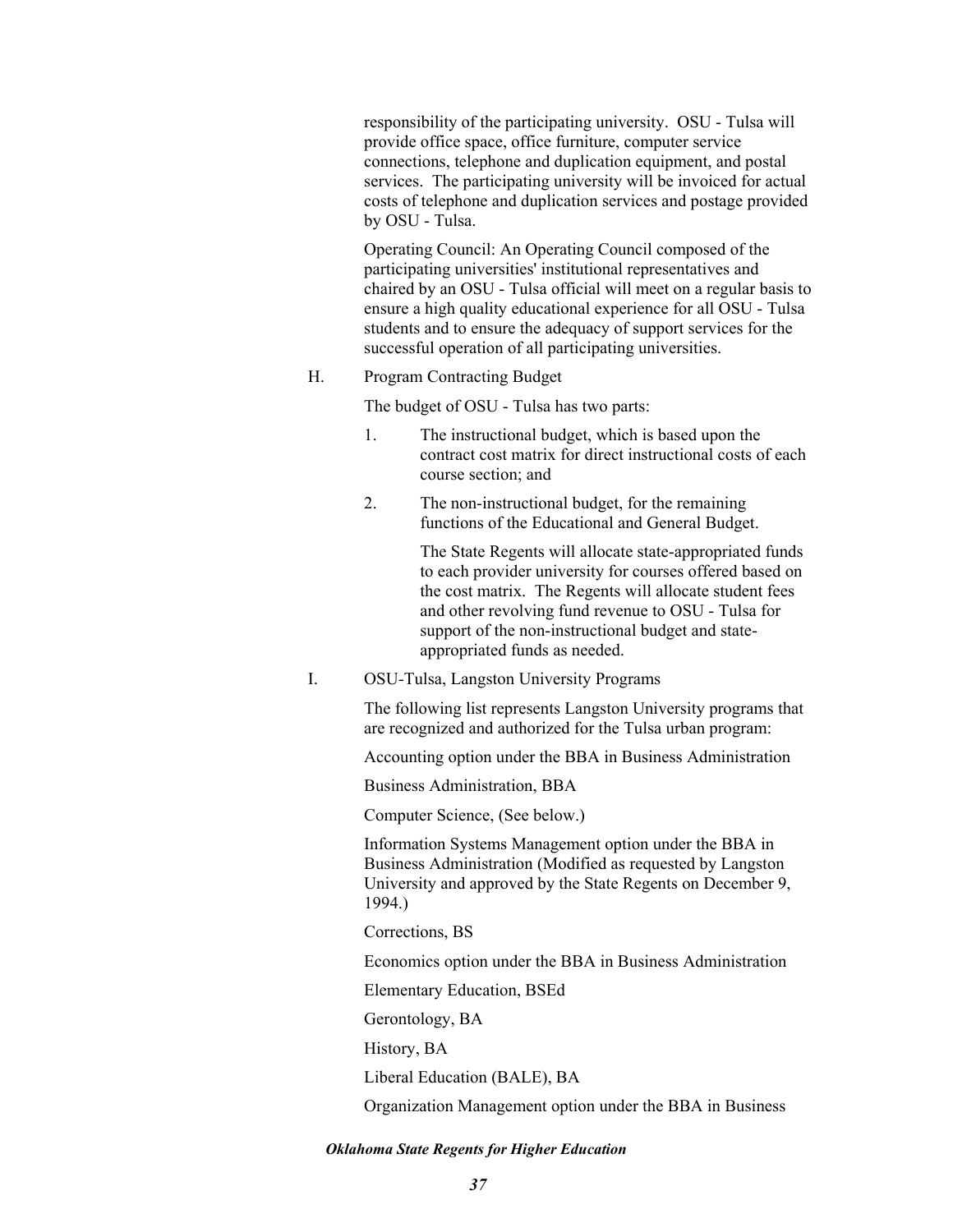responsibility of the participating university. OSU - Tulsa will provide office space, office furniture, computer service connections, telephone and duplication equipment, and postal services. The participating university will be invoiced for actual costs of telephone and duplication services and postage provided by OSU - Tulsa.

Operating Council: An Operating Council composed of the participating universities' institutional representatives and chaired by an OSU - Tulsa official will meet on a regular basis to ensure a high quality educational experience for all OSU - Tulsa students and to ensure the adequacy of support services for the successful operation of all participating universities.

H. Program Contracting Budget

The budget of OSU - Tulsa has two parts:

1. The instructional budget, which is based upon the contract cost matrix for direct instructional costs of each course section; and

2. The non-instructional budget, for the remaining functions of the Educational and General Budget.

   The State Regents will allocate state-appropriated funds to each provider university for courses offered based on the cost matrix. The Regents will allocate student fees and other revolving fund revenue to OSU - Tulsa for support of the non-instructional budget and state-appropriated funds as needed.

I. OSU-Tulsa, Langston University Programs

The following list represents Langston University programs that are recognized and authorized for the Tulsa urban program:

Accounting option under the BBA in Business Administration

Business Administration, BBA

Computer Science, (See below.)

Information Systems Management option under the BBA in Business Administration (Modified as requested by Langston University and approved by the State Regents on December 9, 1994.)

Corrections, BS

Economics option under the BBA in Business Administration

Elementary Education, BSEd

Gerontology, BA

History, BA

Liberal Education (BALE), BA

Organization Management option under the BBA in Business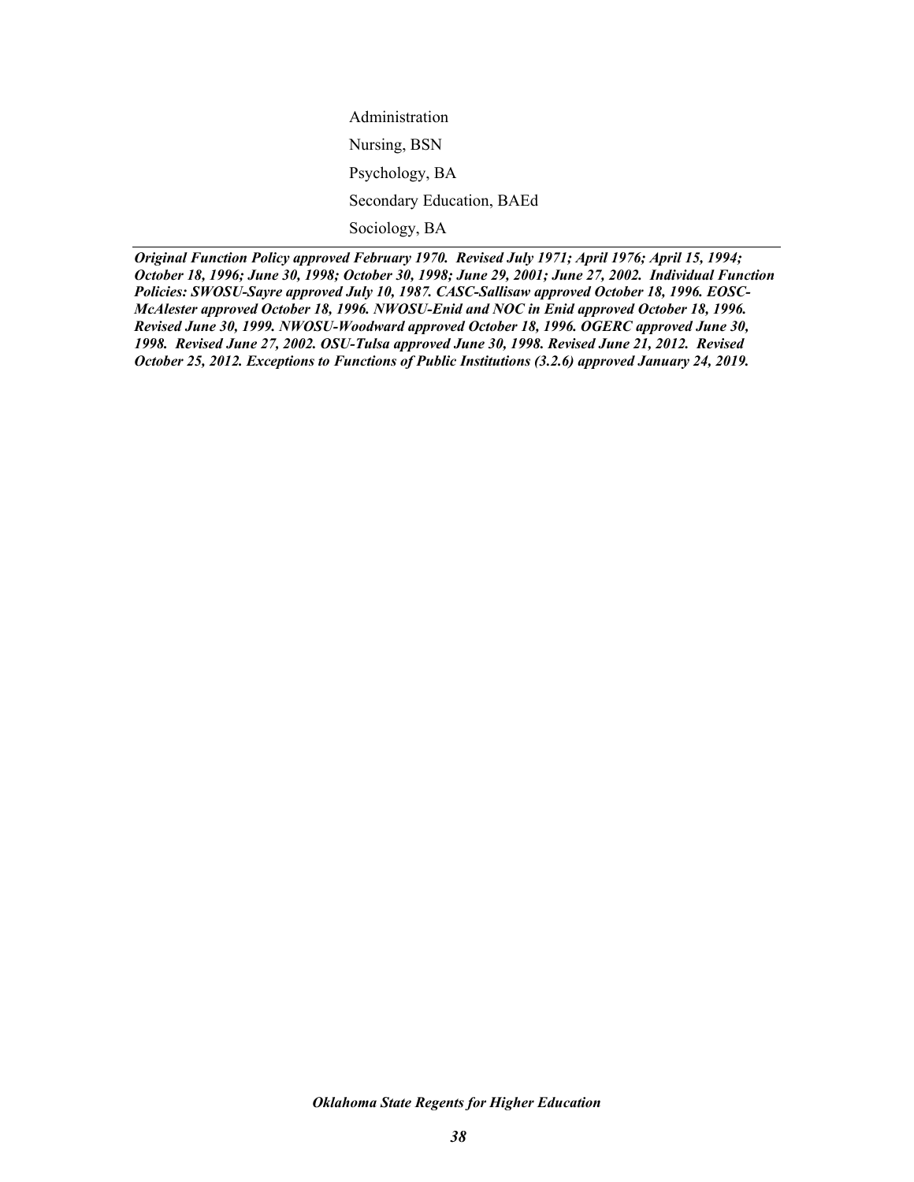Administration

Nursing, BSN

Psychology, BA

Secondary Education, BAEd

Sociology, BA

---

***Original Function Policy approved February 1970. Revised July 1971; April 1976; April 15, 1994; October 18, 1996; June 30, 1998; October 30, 1998; June 29, 2001; June 27, 2002. Individual Function Policies: SWOSU-Sayre approved July 10, 1987. CASC-Sallisaw approved October 18, 1996. EOSC-McAlester approved October 18, 1996. NWOSU-Enid and NOC in Enid approved October 18, 1996. Revised June 30, 1999. NWOSU-Woodward approved October 18, 1996. OGERC approved June 30, 1998. Revised June 27, 2002. OSU-Tulsa approved June 30, 1998. Revised June 21, 2012. Revised October 25, 2012. Exceptions to Functions of Public Institutions (3.2.6) approved January 24, 2019.***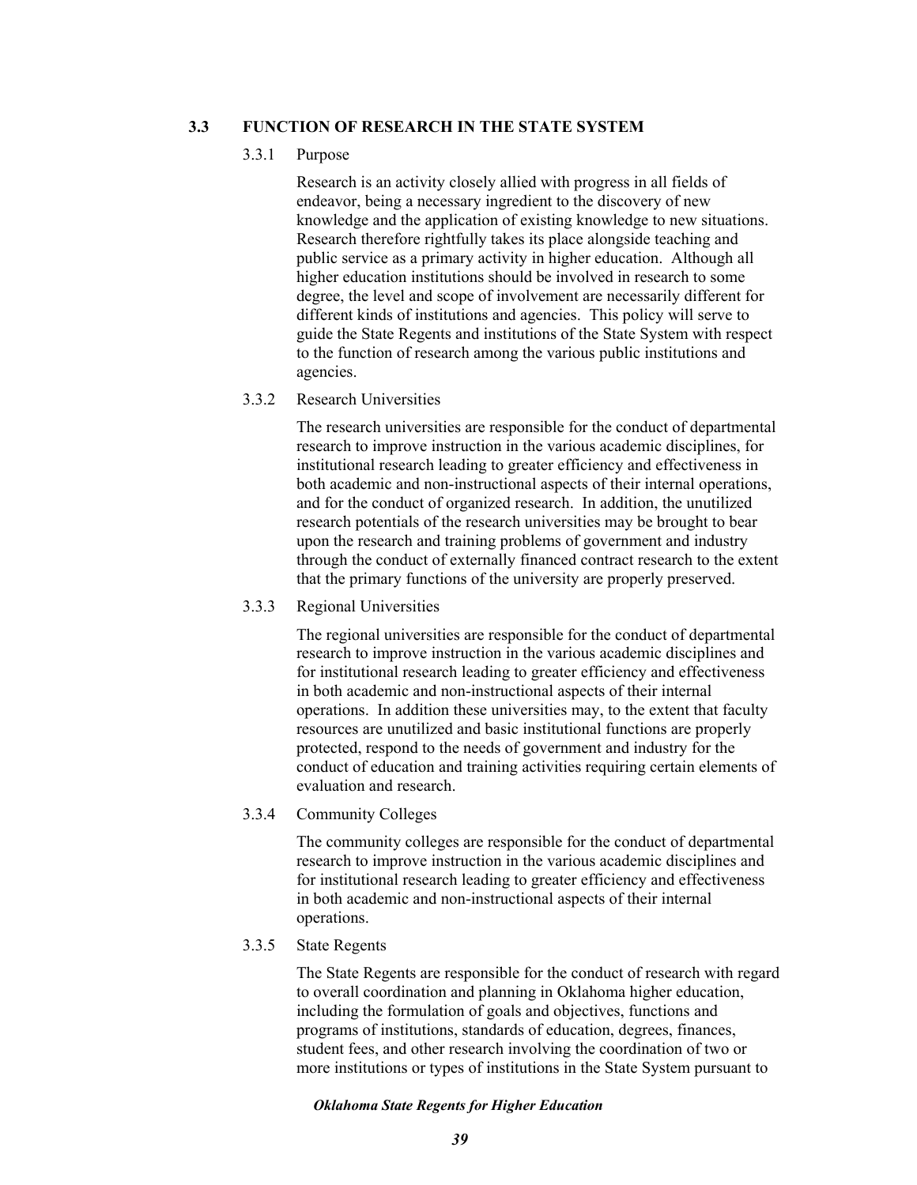## 3.3 FUNCTION OF RESEARCH IN THE STATE SYSTEM

### 3.3.1 Purpose

Research is an activity closely allied with progress in all fields of endeavor, being a necessary ingredient to the discovery of new knowledge and the application of existing knowledge to new situations. Research therefore rightfully takes its place alongside teaching and public service as a primary activity in higher education. Although all higher education institutions should be involved in research to some degree, the level and scope of involvement are necessarily different for different kinds of institutions and agencies. This policy will serve to guide the State Regents and institutions of the State System with respect to the function of research among the various public institutions and agencies.

### 3.3.2 Research Universities

The research universities are responsible for the conduct of departmental research to improve instruction in the various academic disciplines, for institutional research leading to greater efficiency and effectiveness in both academic and non-instructional aspects of their internal operations, and for the conduct of organized research. In addition, the unutilized research potentials of the research universities may be brought to bear upon the research and training problems of government and industry through the conduct of externally financed contract research to the extent that the primary functions of the university are properly preserved.

### 3.3.3 Regional Universities

The regional universities are responsible for the conduct of departmental research to improve instruction in the various academic disciplines and for institutional research leading to greater efficiency and effectiveness in both academic and non-instructional aspects of their internal operations. In addition these universities may, to the extent that faculty resources are unutilized and basic institutional functions are properly protected, respond to the needs of government and industry for the conduct of education and training activities requiring certain elements of evaluation and research.

### 3.3.4 Community Colleges

The community colleges are responsible for the conduct of departmental research to improve instruction in the various academic disciplines and for institutional research leading to greater efficiency and effectiveness in both academic and non-instructional aspects of their internal operations.

### 3.3.5 State Regents

The State Regents are responsible for the conduct of research with regard to overall coordination and planning in Oklahoma higher education, including the formulation of goals and objectives, functions and programs of institutions, standards of education, degrees, finances, student fees, and other research involving the coordination of two or more institutions or types of institutions in the State System pursuant to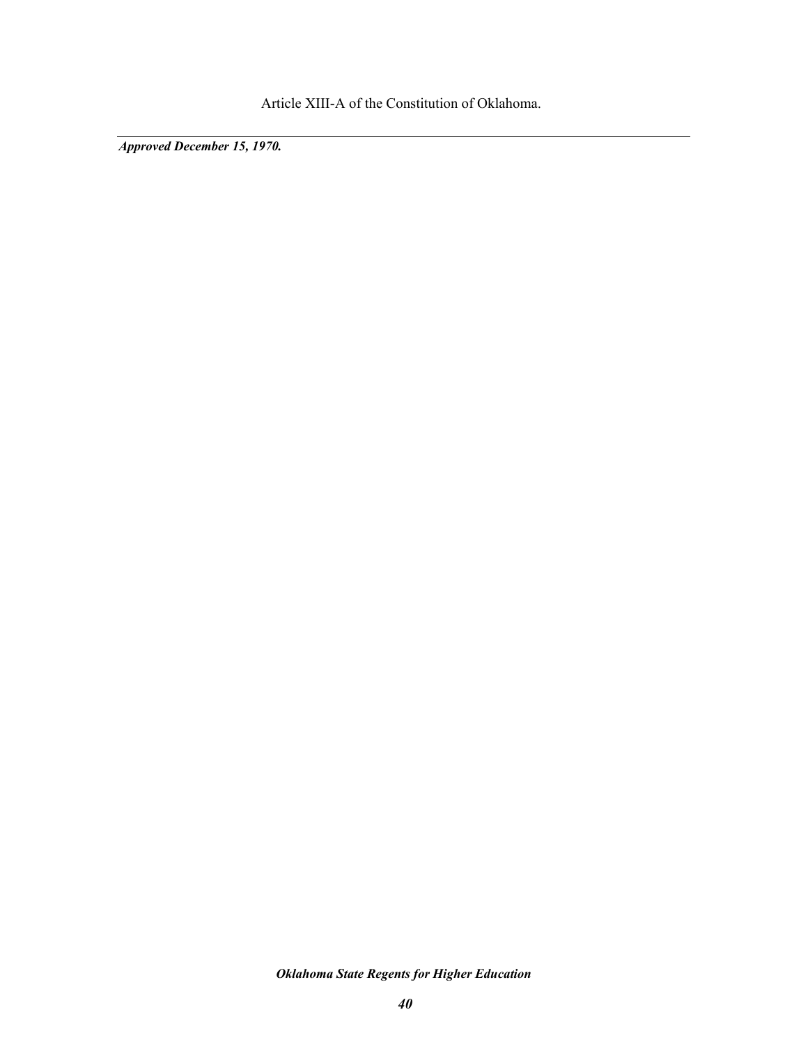Article XIII-A of the Constitution of Oklahoma.

---

***Approved December 15, 1970.***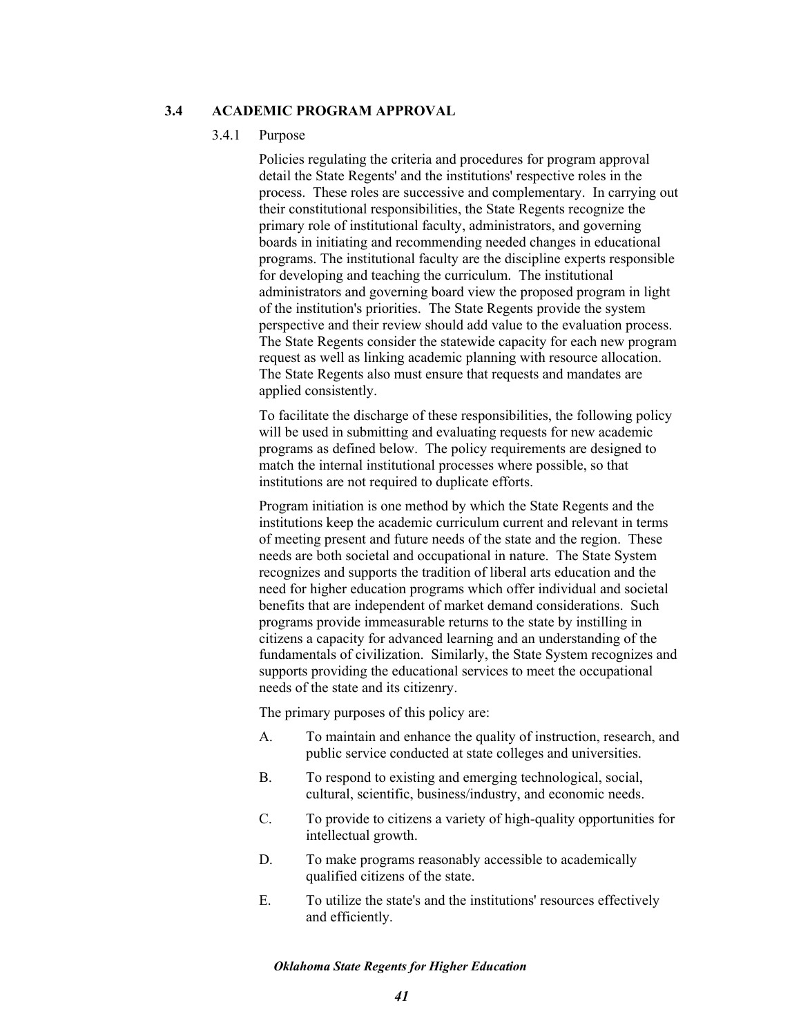## 3.4 ACADEMIC PROGRAM APPROVAL

### 3.4.1 Purpose

Policies regulating the criteria and procedures for program approval detail the State Regents' and the institutions' respective roles in the process. These roles are successive and complementary. In carrying out their constitutional responsibilities, the State Regents recognize the primary role of institutional faculty, administrators, and governing boards in initiating and recommending needed changes in educational programs. The institutional faculty are the discipline experts responsible for developing and teaching the curriculum. The institutional administrators and governing board view the proposed program in light of the institution's priorities. The State Regents provide the system perspective and their review should add value to the evaluation process. The State Regents consider the statewide capacity for each new program request as well as linking academic planning with resource allocation. The State Regents also must ensure that requests and mandates are applied consistently.

To facilitate the discharge of these responsibilities, the following policy will be used in submitting and evaluating requests for new academic programs as defined below. The policy requirements are designed to match the internal institutional processes where possible, so that institutions are not required to duplicate efforts.

Program initiation is one method by which the State Regents and the institutions keep the academic curriculum current and relevant in terms of meeting present and future needs of the state and the region. These needs are both societal and occupational in nature. The State System recognizes and supports the tradition of liberal arts education and the need for higher education programs which offer individual and societal benefits that are independent of market demand considerations. Such programs provide immeasurable returns to the state by instilling in citizens a capacity for advanced learning and an understanding of the fundamentals of civilization. Similarly, the State System recognizes and supports providing the educational services to meet the occupational needs of the state and its citizenry.

The primary purposes of this policy are:

A. To maintain and enhance the quality of instruction, research, and public service conducted at state colleges and universities.

B. To respond to existing and emerging technological, social, cultural, scientific, business/industry, and economic needs.

C. To provide to citizens a variety of high-quality opportunities for intellectual growth.

D. To make programs reasonably accessible to academically qualified citizens of the state.

E. To utilize the state's and the institutions' resources effectively and efficiently.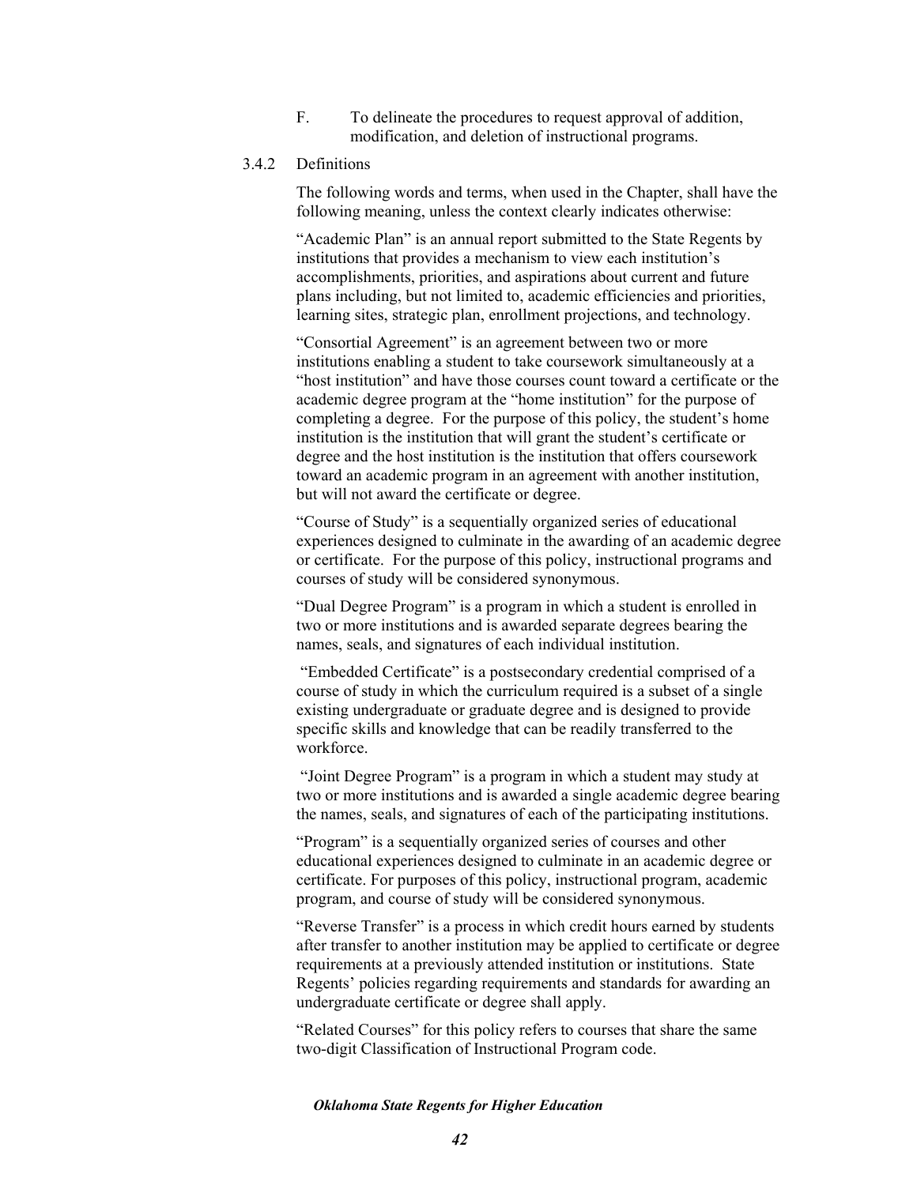F. To delineate the procedures to request approval of addition, modification, and deletion of instructional programs.

3.4.2 Definitions

The following words and terms, when used in the Chapter, shall have the following meaning, unless the context clearly indicates otherwise:

"Academic Plan" is an annual report submitted to the State Regents by institutions that provides a mechanism to view each institution's accomplishments, priorities, and aspirations about current and future plans including, but not limited to, academic efficiencies and priorities, learning sites, strategic plan, enrollment projections, and technology.

"Consortial Agreement" is an agreement between two or more institutions enabling a student to take coursework simultaneously at a "host institution" and have those courses count toward a certificate or the academic degree program at the "home institution" for the purpose of completing a degree. For the purpose of this policy, the student's home institution is the institution that will grant the student's certificate or degree and the host institution is the institution that offers coursework toward an academic program in an agreement with another institution, but will not award the certificate or degree.

"Course of Study" is a sequentially organized series of educational experiences designed to culminate in the awarding of an academic degree or certificate. For the purpose of this policy, instructional programs and courses of study will be considered synonymous.

"Dual Degree Program" is a program in which a student is enrolled in two or more institutions and is awarded separate degrees bearing the names, seals, and signatures of each individual institution.

"Embedded Certificate" is a postsecondary credential comprised of a course of study in which the curriculum required is a subset of a single existing undergraduate or graduate degree and is designed to provide specific skills and knowledge that can be readily transferred to the workforce.

"Joint Degree Program" is a program in which a student may study at two or more institutions and is awarded a single academic degree bearing the names, seals, and signatures of each of the participating institutions.

"Program" is a sequentially organized series of courses and other educational experiences designed to culminate in an academic degree or certificate. For purposes of this policy, instructional program, academic program, and course of study will be considered synonymous.

"Reverse Transfer" is a process in which credit hours earned by students after transfer to another institution may be applied to certificate or degree requirements at a previously attended institution or institutions. State Regents' policies regarding requirements and standards for awarding an undergraduate certificate or degree shall apply.

"Related Courses" for this policy refers to courses that share the same two-digit Classification of Instructional Program code.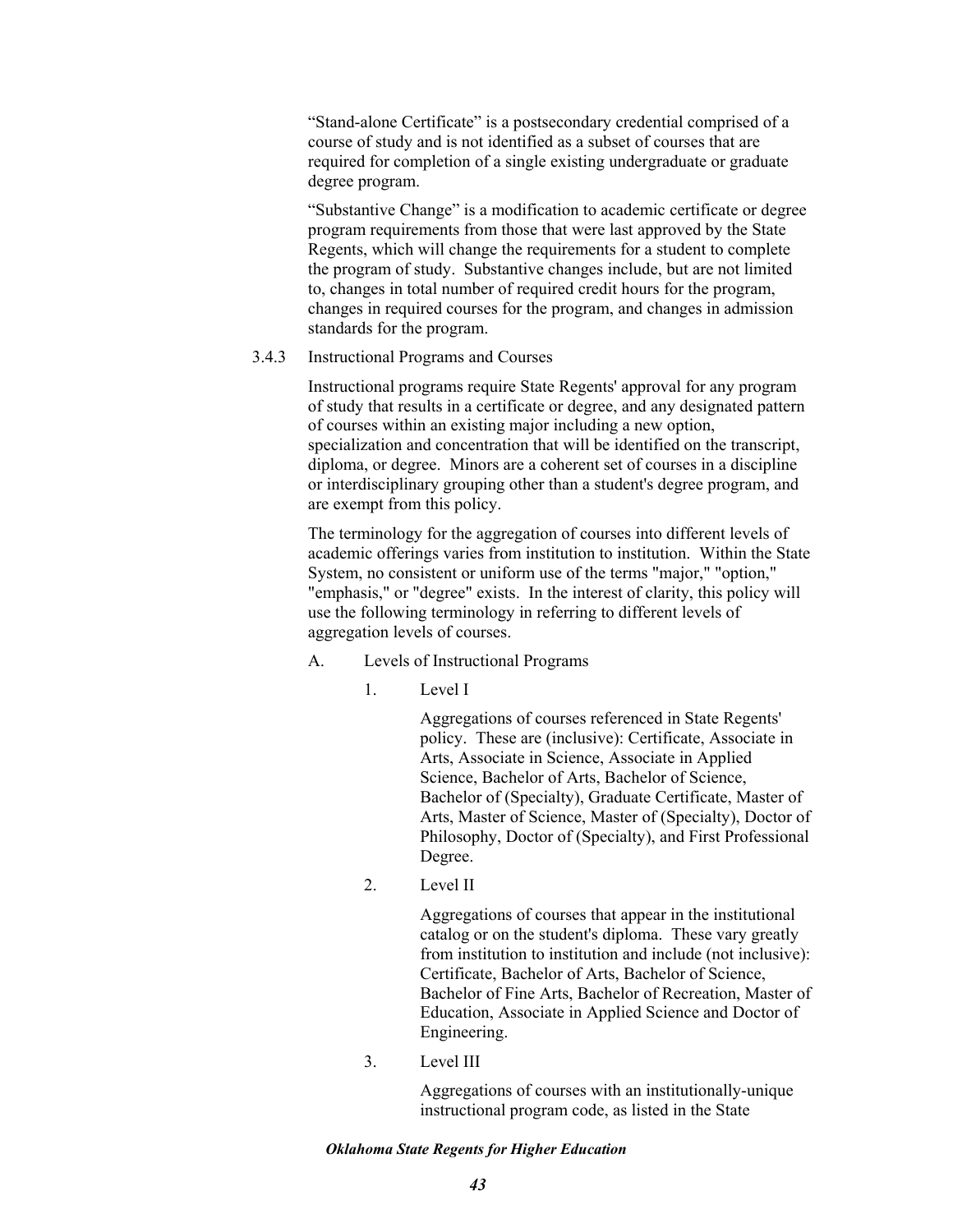"Stand-alone Certificate" is a postsecondary credential comprised of a course of study and is not identified as a subset of courses that are required for completion of a single existing undergraduate or graduate degree program.

"Substantive Change" is a modification to academic certificate or degree program requirements from those that were last approved by the State Regents, which will change the requirements for a student to complete the program of study. Substantive changes include, but are not limited to, changes in total number of required credit hours for the program, changes in required courses for the program, and changes in admission standards for the program.

3.4.3 Instructional Programs and Courses

Instructional programs require State Regents' approval for any program of study that results in a certificate or degree, and any designated pattern of courses within an existing major including a new option, specialization and concentration that will be identified on the transcript, diploma, or degree. Minors are a coherent set of courses in a discipline or interdisciplinary grouping other than a student's degree program, and are exempt from this policy.

The terminology for the aggregation of courses into different levels of academic offerings varies from institution to institution. Within the State System, no consistent or uniform use of the terms "major," "option," "emphasis," or "degree" exists. In the interest of clarity, this policy will use the following terminology in referring to different levels of aggregation levels of courses.

A. Levels of Instructional Programs

1. Level I

   Aggregations of courses referenced in State Regents' policy. These are (inclusive): Certificate, Associate in Arts, Associate in Science, Associate in Applied Science, Bachelor of Arts, Bachelor of Science, Bachelor of (Specialty), Graduate Certificate, Master of Arts, Master of Science, Master of (Specialty), Doctor of Philosophy, Doctor of (Specialty), and First Professional Degree.

2. Level II

   Aggregations of courses that appear in the institutional catalog or on the student's diploma. These vary greatly from institution to institution and include (not inclusive): Certificate, Bachelor of Arts, Bachelor of Science, Bachelor of Fine Arts, Bachelor of Recreation, Master of Education, Associate in Applied Science and Doctor of Engineering.

3. Level III

   Aggregations of courses with an institutionally-unique instructional program code, as listed in the State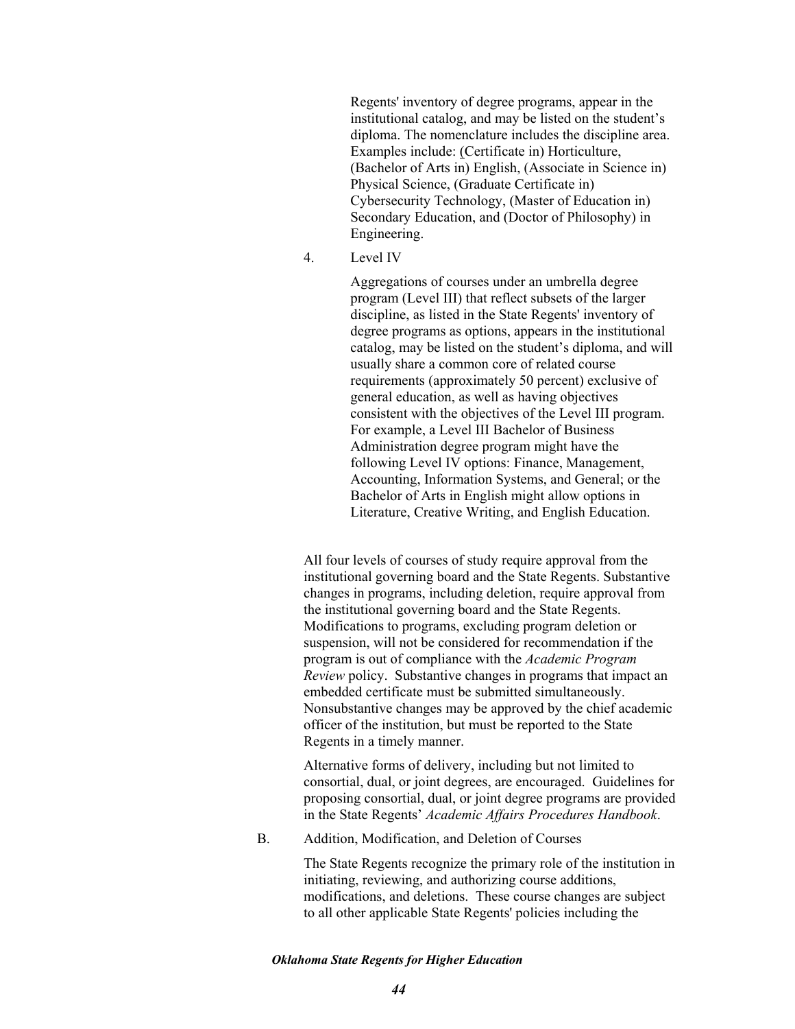Regents' inventory of degree programs, appear in the institutional catalog, and may be listed on the student's diploma. The nomenclature includes the discipline area. Examples include: (Certificate in) Horticulture, (Bachelor of Arts in) English, (Associate in Science in) Physical Science, (Graduate Certificate in) Cybersecurity Technology, (Master of Education in) Secondary Education, and (Doctor of Philosophy) in Engineering.

4. Level IV

   Aggregations of courses under an umbrella degree program (Level III) that reflect subsets of the larger discipline, as listed in the State Regents' inventory of degree programs as options, appears in the institutional catalog, may be listed on the student's diploma, and will usually share a common core of related course requirements (approximately 50 percent) exclusive of general education, as well as having objectives consistent with the objectives of the Level III program. For example, a Level III Bachelor of Business Administration degree program might have the following Level IV options: Finance, Management, Accounting, Information Systems, and General; or the Bachelor of Arts in English might allow options in Literature, Creative Writing, and English Education.

All four levels of courses of study require approval from the institutional governing board and the State Regents. Substantive changes in programs, including deletion, require approval from the institutional governing board and the State Regents. Modifications to programs, excluding program deletion or suspension, will not be considered for recommendation if the program is out of compliance with the *Academic Program Review* policy. Substantive changes in programs that impact an embedded certificate must be submitted simultaneously. Nonsubstantive changes may be approved by the chief academic officer of the institution, but must be reported to the State Regents in a timely manner.

Alternative forms of delivery, including but not limited to consortial, dual, or joint degrees, are encouraged. Guidelines for proposing consortial, dual, or joint degree programs are provided in the State Regents' *Academic Affairs Procedures Handbook*.

B. Addition, Modification, and Deletion of Courses

The State Regents recognize the primary role of the institution in initiating, reviewing, and authorizing course additions, modifications, and deletions. These course changes are subject to all other applicable State Regents' policies including the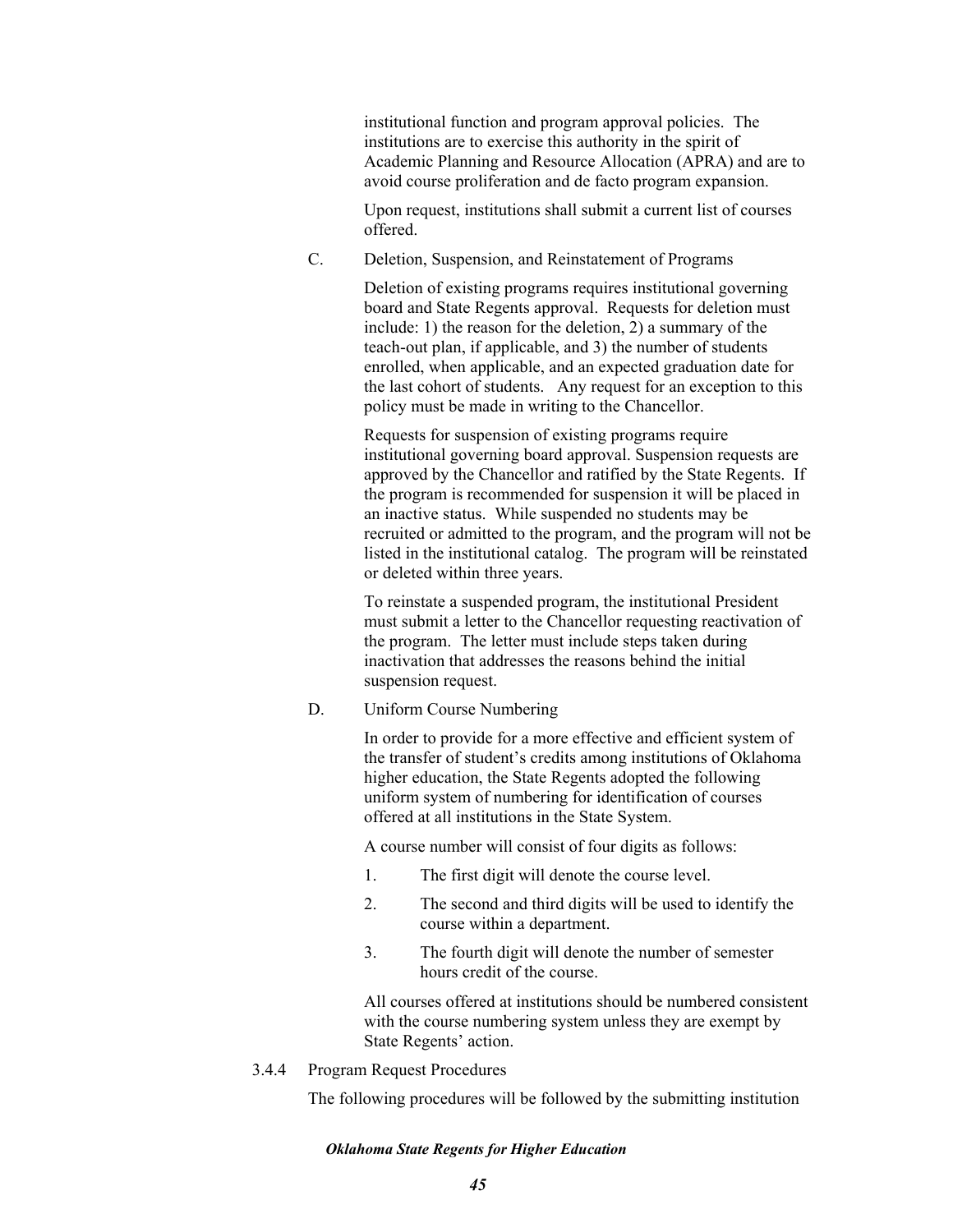institutional function and program approval policies. The institutions are to exercise this authority in the spirit of Academic Planning and Resource Allocation (APRA) and are to avoid course proliferation and de facto program expansion.

Upon request, institutions shall submit a current list of courses offered.

C. Deletion, Suspension, and Reinstatement of Programs

Deletion of existing programs requires institutional governing board and State Regents approval. Requests for deletion must include: 1) the reason for the deletion, 2) a summary of the teach-out plan, if applicable, and 3) the number of students enrolled, when applicable, and an expected graduation date for the last cohort of students. Any request for an exception to this policy must be made in writing to the Chancellor.

Requests for suspension of existing programs require institutional governing board approval. Suspension requests are approved by the Chancellor and ratified by the State Regents. If the program is recommended for suspension it will be placed in an inactive status. While suspended no students may be recruited or admitted to the program, and the program will not be listed in the institutional catalog. The program will be reinstated or deleted within three years.

To reinstate a suspended program, the institutional President must submit a letter to the Chancellor requesting reactivation of the program. The letter must include steps taken during inactivation that addresses the reasons behind the initial suspension request.

D. Uniform Course Numbering

In order to provide for a more effective and efficient system of the transfer of student's credits among institutions of Oklahoma higher education, the State Regents adopted the following uniform system of numbering for identification of courses offered at all institutions in the State System.

A course number will consist of four digits as follows:

1. The first digit will denote the course level.
2. The second and third digits will be used to identify the course within a department.
3. The fourth digit will denote the number of semester hours credit of the course.

All courses offered at institutions should be numbered consistent with the course numbering system unless they are exempt by State Regents' action.

3.4.4 Program Request Procedures

The following procedures will be followed by the submitting institution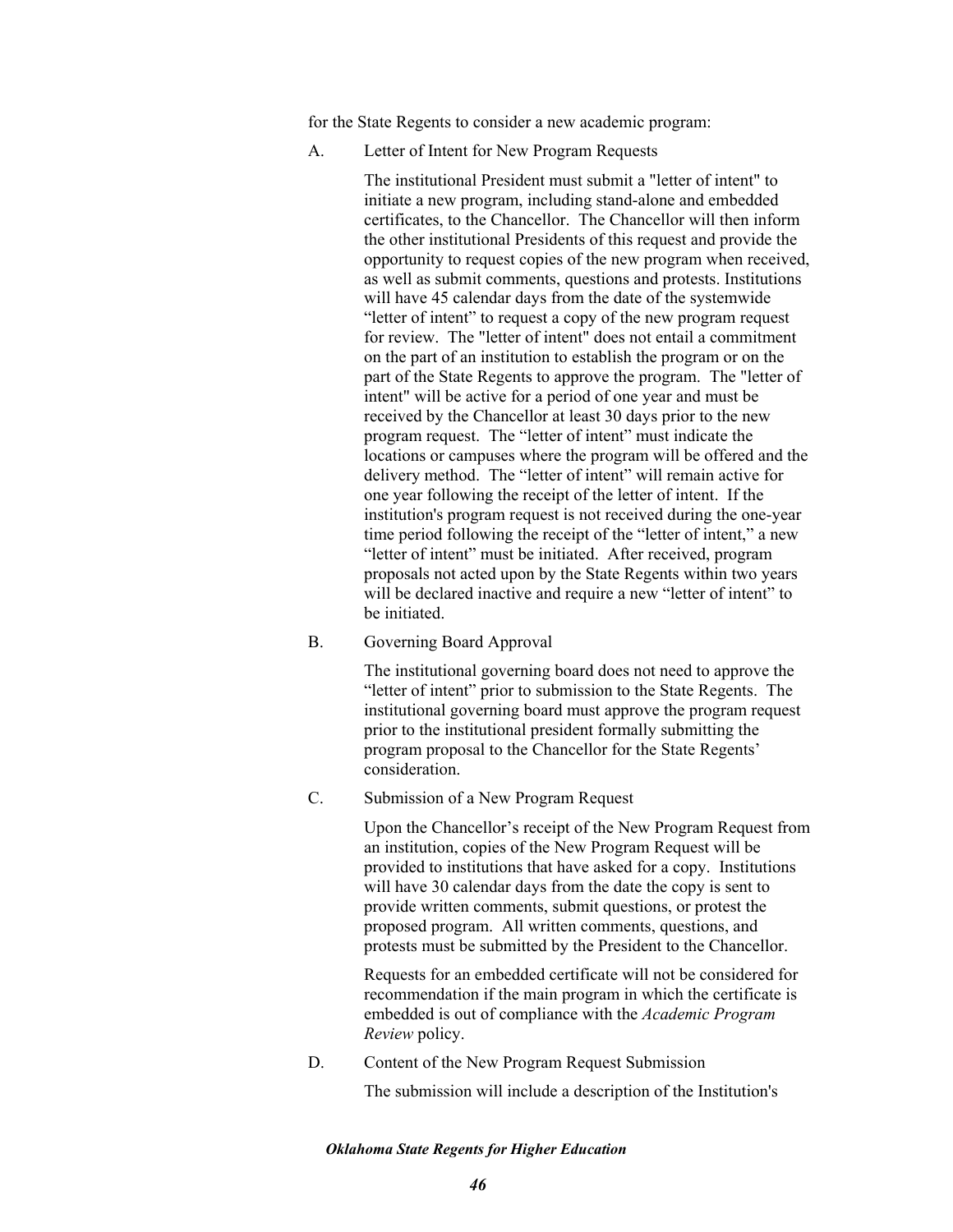for the State Regents to consider a new academic program:

A. Letter of Intent for New Program Requests

The institutional President must submit a "letter of intent" to initiate a new program, including stand-alone and embedded certificates, to the Chancellor. The Chancellor will then inform the other institutional Presidents of this request and provide the opportunity to request copies of the new program when received, as well as submit comments, questions and protests. Institutions will have 45 calendar days from the date of the systemwide “letter of intent” to request a copy of the new program request for review. The "letter of intent" does not entail a commitment on the part of an institution to establish the program or on the part of the State Regents to approve the program. The "letter of intent" will be active for a period of one year and must be received by the Chancellor at least 30 days prior to the new program request. The “letter of intent” must indicate the locations or campuses where the program will be offered and the delivery method. The “letter of intent” will remain active for one year following the receipt of the letter of intent. If the institution's program request is not received during the one-year time period following the receipt of the “letter of intent,” a new “letter of intent” must be initiated. After received, program proposals not acted upon by the State Regents within two years will be declared inactive and require a new “letter of intent” to be initiated.

B. Governing Board Approval

The institutional governing board does not need to approve the “letter of intent” prior to submission to the State Regents. The institutional governing board must approve the program request prior to the institutional president formally submitting the program proposal to the Chancellor for the State Regents’ consideration.

C. Submission of a New Program Request

Upon the Chancellor’s receipt of the New Program Request from an institution, copies of the New Program Request will be provided to institutions that have asked for a copy. Institutions will have 30 calendar days from the date the copy is sent to provide written comments, submit questions, or protest the proposed program. All written comments, questions, and protests must be submitted by the President to the Chancellor.

Requests for an embedded certificate will not be considered for recommendation if the main program in which the certificate is embedded is out of compliance with the *Academic Program Review* policy.

D. Content of the New Program Request Submission

The submission will include a description of the Institution's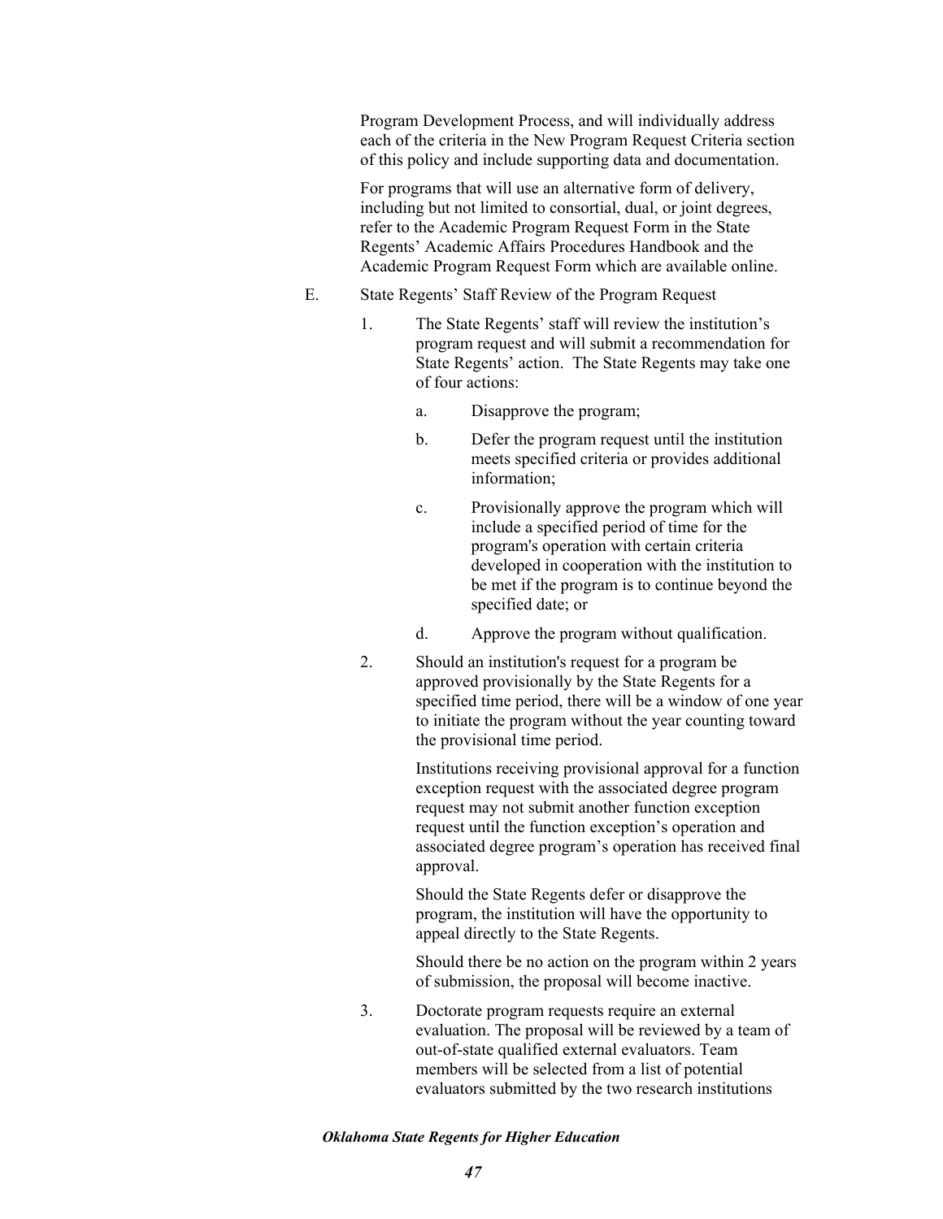Program Development Process, and will individually address each of the criteria in the New Program Request Criteria section of this policy and include supporting data and documentation.

For programs that will use an alternative form of delivery, including but not limited to consortial, dual, or joint degrees, refer to the Academic Program Request Form in the State Regents' Academic Affairs Procedures Handbook and the Academic Program Request Form which are available online.

E. State Regents' Staff Review of the Program Request

1. The State Regents' staff will review the institution's program request and will submit a recommendation for State Regents' action. The State Regents may take one of four actions:

   a. Disapprove the program;

   b. Defer the program request until the institution meets specified criteria or provides additional information;

   c. Provisionally approve the program which will include a specified period of time for the program's operation with certain criteria developed in cooperation with the institution to be met if the program is to continue beyond the specified date; or

   d. Approve the program without qualification.

2. Should an institution's request for a program be approved provisionally by the State Regents for a specified time period, there will be a window of one year to initiate the program without the year counting toward the provisional time period.

   Institutions receiving provisional approval for a function exception request with the associated degree program request may not submit another function exception request until the function exception's operation and associated degree program's operation has received final approval.

   Should the State Regents defer or disapprove the program, the institution will have the opportunity to appeal directly to the State Regents.

   Should there be no action on the program within 2 years of submission, the proposal will become inactive.

3. Doctorate program requests require an external evaluation. The proposal will be reviewed by a team of out-of-state qualified external evaluators. Team members will be selected from a list of potential evaluators submitted by the two research institutions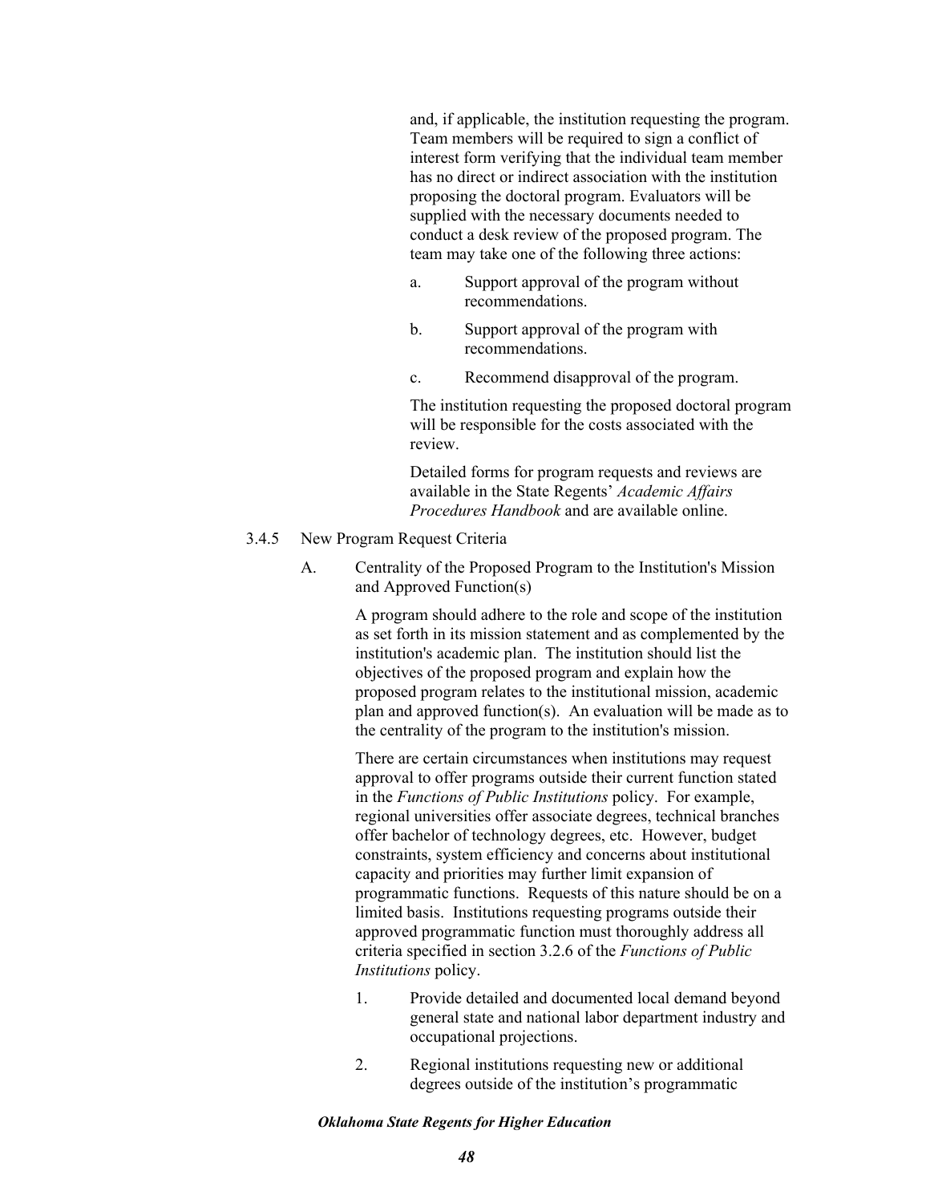and, if applicable, the institution requesting the program. Team members will be required to sign a conflict of interest form verifying that the individual team member has no direct or indirect association with the institution proposing the doctoral program. Evaluators will be supplied with the necessary documents needed to conduct a desk review of the proposed program. The team may take one of the following three actions:

a. Support approval of the program without recommendations.

b. Support approval of the program with recommendations.

c. Recommend disapproval of the program.

The institution requesting the proposed doctoral program will be responsible for the costs associated with the review.

Detailed forms for program requests and reviews are available in the State Regents' *Academic Affairs Procedures Handbook* and are available online.

3.4.5 New Program Request Criteria

A. Centrality of the Proposed Program to the Institution's Mission and Approved Function(s)

A program should adhere to the role and scope of the institution as set forth in its mission statement and as complemented by the institution's academic plan. The institution should list the objectives of the proposed program and explain how the proposed program relates to the institutional mission, academic plan and approved function(s). An evaluation will be made as to the centrality of the program to the institution's mission.

There are certain circumstances when institutions may request approval to offer programs outside their current function stated in the *Functions of Public Institutions* policy. For example, regional universities offer associate degrees, technical branches offer bachelor of technology degrees, etc. However, budget constraints, system efficiency and concerns about institutional capacity and priorities may further limit expansion of programmatic functions. Requests of this nature should be on a limited basis. Institutions requesting programs outside their approved programmatic function must thoroughly address all criteria specified in section 3.2.6 of the *Functions of Public Institutions* policy.

1. Provide detailed and documented local demand beyond general state and national labor department industry and occupational projections.

2. Regional institutions requesting new or additional degrees outside of the institution's programmatic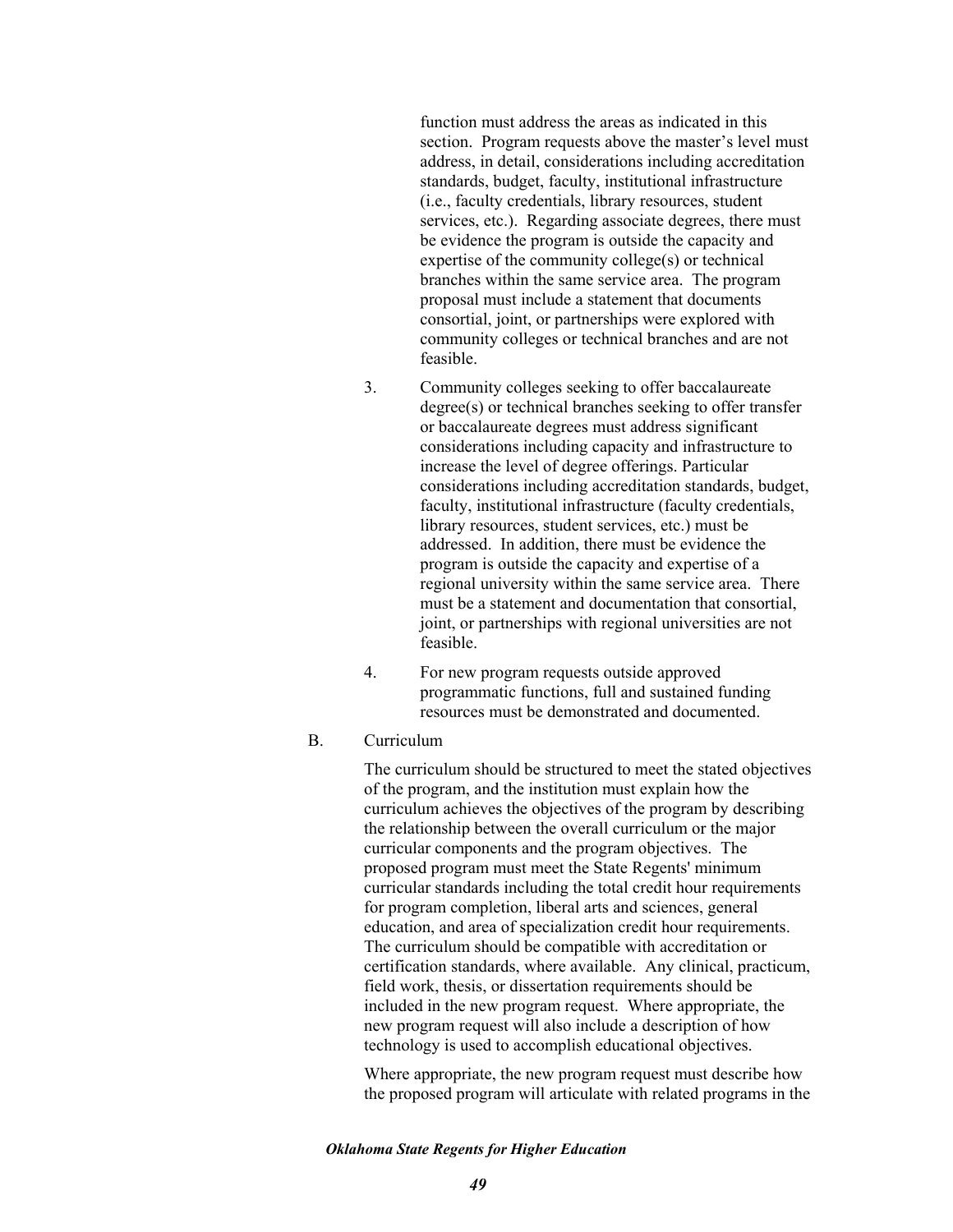function must address the areas as indicated in this section. Program requests above the master's level must address, in detail, considerations including accreditation standards, budget, faculty, institutional infrastructure (i.e., faculty credentials, library resources, student services, etc.). Regarding associate degrees, there must be evidence the program is outside the capacity and expertise of the community college(s) or technical branches within the same service area. The program proposal must include a statement that documents consortial, joint, or partnerships were explored with community colleges or technical branches and are not feasible.

3. Community colleges seeking to offer baccalaureate degree(s) or technical branches seeking to offer transfer or baccalaureate degrees must address significant considerations including capacity and infrastructure to increase the level of degree offerings. Particular considerations including accreditation standards, budget, faculty, institutional infrastructure (faculty credentials, library resources, student services, etc.) must be addressed. In addition, there must be evidence the program is outside the capacity and expertise of a regional university within the same service area. There must be a statement and documentation that consortial, joint, or partnerships with regional universities are not feasible.

4. For new program requests outside approved programmatic functions, full and sustained funding resources must be demonstrated and documented.

B. Curriculum

The curriculum should be structured to meet the stated objectives of the program, and the institution must explain how the curriculum achieves the objectives of the program by describing the relationship between the overall curriculum or the major curricular components and the program objectives. The proposed program must meet the State Regents' minimum curricular standards including the total credit hour requirements for program completion, liberal arts and sciences, general education, and area of specialization credit hour requirements. The curriculum should be compatible with accreditation or certification standards, where available. Any clinical, practicum, field work, thesis, or dissertation requirements should be included in the new program request. Where appropriate, the new program request will also include a description of how technology is used to accomplish educational objectives.

Where appropriate, the new program request must describe how the proposed program will articulate with related programs in the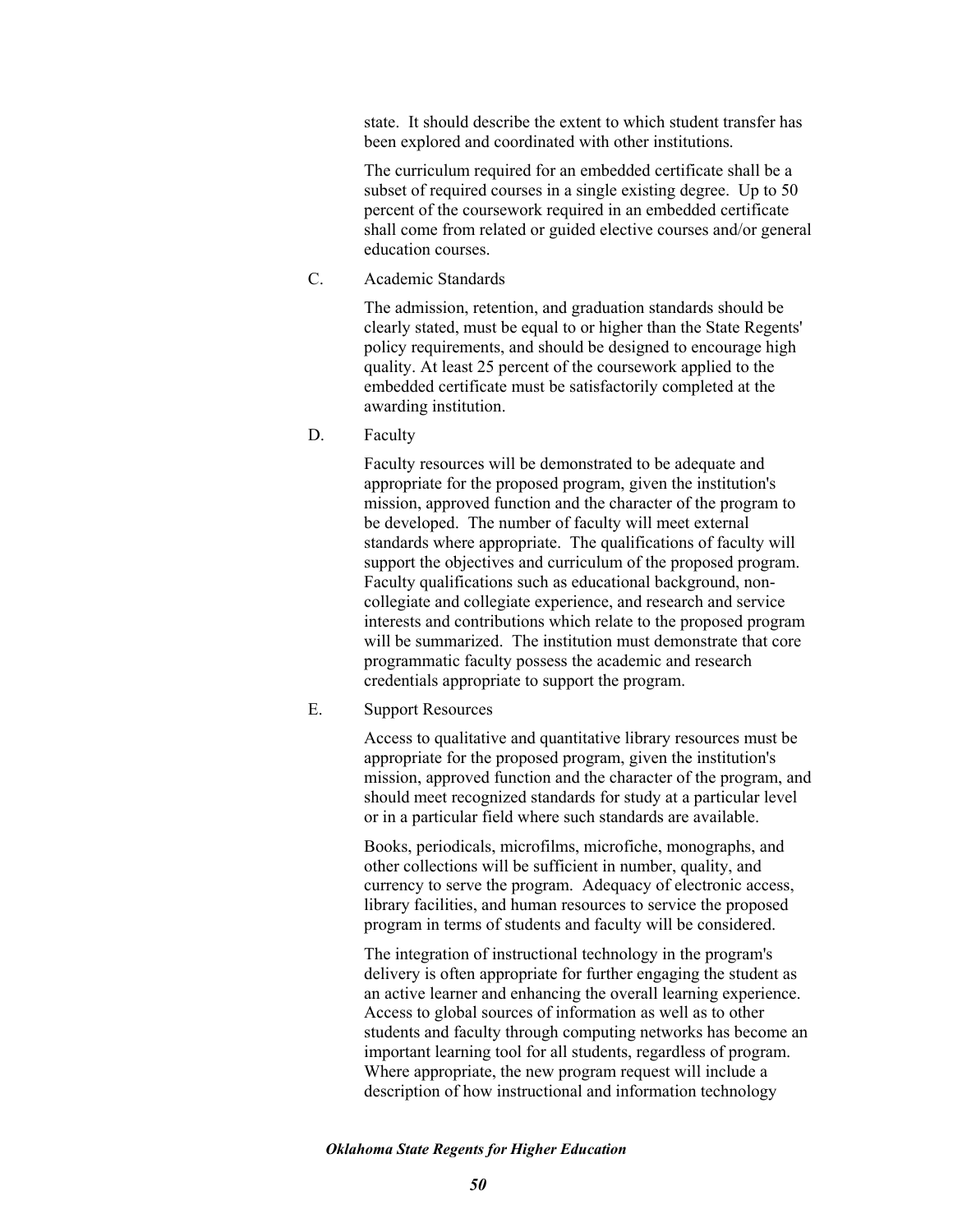state. It should describe the extent to which student transfer has been explored and coordinated with other institutions.

The curriculum required for an embedded certificate shall be a subset of required courses in a single existing degree. Up to 50 percent of the coursework required in an embedded certificate shall come from related or guided elective courses and/or general education courses.

C. Academic Standards

The admission, retention, and graduation standards should be clearly stated, must be equal to or higher than the State Regents' policy requirements, and should be designed to encourage high quality. At least 25 percent of the coursework applied to the embedded certificate must be satisfactorily completed at the awarding institution.

D. Faculty

Faculty resources will be demonstrated to be adequate and appropriate for the proposed program, given the institution's mission, approved function and the character of the program to be developed. The number of faculty will meet external standards where appropriate. The qualifications of faculty will support the objectives and curriculum of the proposed program. Faculty qualifications such as educational background, non-collegiate and collegiate experience, and research and service interests and contributions which relate to the proposed program will be summarized. The institution must demonstrate that core programmatic faculty possess the academic and research credentials appropriate to support the program.

E. Support Resources

Access to qualitative and quantitative library resources must be appropriate for the proposed program, given the institution's mission, approved function and the character of the program, and should meet recognized standards for study at a particular level or in a particular field where such standards are available.

Books, periodicals, microfilms, microfiche, monographs, and other collections will be sufficient in number, quality, and currency to serve the program. Adequacy of electronic access, library facilities, and human resources to service the proposed program in terms of students and faculty will be considered.

The integration of instructional technology in the program's delivery is often appropriate for further engaging the student as an active learner and enhancing the overall learning experience. Access to global sources of information as well as to other students and faculty through computing networks has become an important learning tool for all students, regardless of program. Where appropriate, the new program request will include a description of how instructional and information technology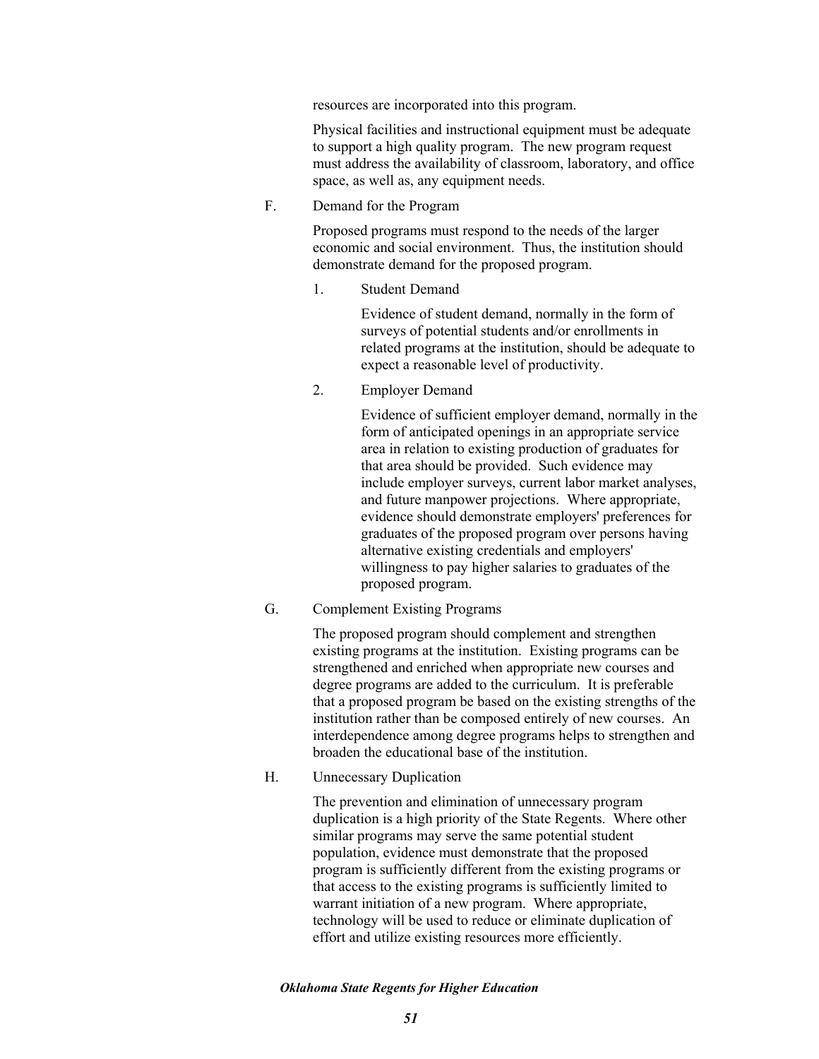resources are incorporated into this program.

Physical facilities and instructional equipment must be adequate to support a high quality program. The new program request must address the availability of classroom, laboratory, and office space, as well as, any equipment needs.

F. Demand for the Program

Proposed programs must respond to the needs of the larger economic and social environment. Thus, the institution should demonstrate demand for the proposed program.

1. Student Demand

   Evidence of student demand, normally in the form of surveys of potential students and/or enrollments in related programs at the institution, should be adequate to expect a reasonable level of productivity.

2. Employer Demand

   Evidence of sufficient employer demand, normally in the form of anticipated openings in an appropriate service area in relation to existing production of graduates for that area should be provided. Such evidence may include employer surveys, current labor market analyses, and future manpower projections. Where appropriate, evidence should demonstrate employers' preferences for graduates of the proposed program over persons having alternative existing credentials and employers' willingness to pay higher salaries to graduates of the proposed program.

G. Complement Existing Programs

The proposed program should complement and strengthen existing programs at the institution. Existing programs can be strengthened and enriched when appropriate new courses and degree programs are added to the curriculum. It is preferable that a proposed program be based on the existing strengths of the institution rather than be composed entirely of new courses. An interdependence among degree programs helps to strengthen and broaden the educational base of the institution.

H. Unnecessary Duplication

The prevention and elimination of unnecessary program duplication is a high priority of the State Regents. Where other similar programs may serve the same potential student population, evidence must demonstrate that the proposed program is sufficiently different from the existing programs or that access to the existing programs is sufficiently limited to warrant initiation of a new program. Where appropriate, technology will be used to reduce or eliminate duplication of effort and utilize existing resources more efficiently.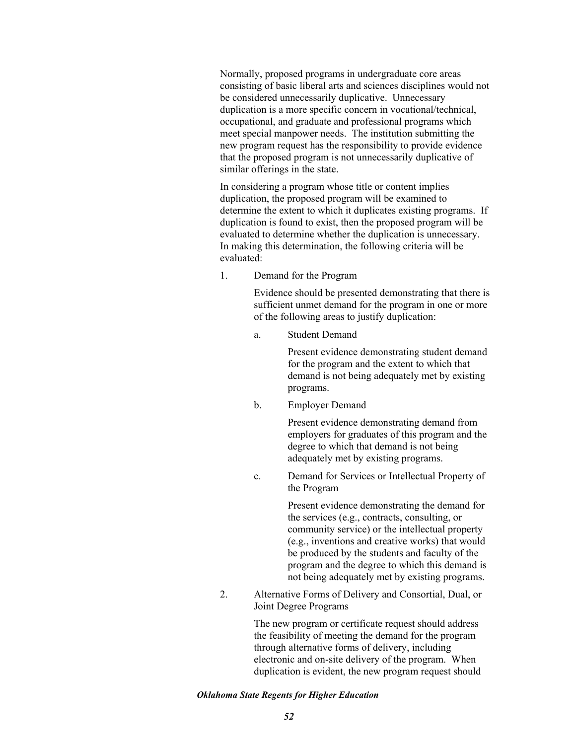Normally, proposed programs in undergraduate core areas consisting of basic liberal arts and sciences disciplines would not be considered unnecessarily duplicative. Unnecessary duplication is a more specific concern in vocational/technical, occupational, and graduate and professional programs which meet special manpower needs. The institution submitting the new program request has the responsibility to provide evidence that the proposed program is not unnecessarily duplicative of similar offerings in the state.

In considering a program whose title or content implies duplication, the proposed program will be examined to determine the extent to which it duplicates existing programs. If duplication is found to exist, then the proposed program will be evaluated to determine whether the duplication is unnecessary. In making this determination, the following criteria will be evaluated:

1. Demand for the Program

   Evidence should be presented demonstrating that there is sufficient unmet demand for the program in one or more of the following areas to justify duplication:

   a. Student Demand

      Present evidence demonstrating student demand for the program and the extent to which that demand is not being adequately met by existing programs.

   b. Employer Demand

      Present evidence demonstrating demand from employers for graduates of this program and the degree to which that demand is not being adequately met by existing programs.

   c. Demand for Services or Intellectual Property of the Program

      Present evidence demonstrating the demand for the services (e.g., contracts, consulting, or community service) or the intellectual property (e.g., inventions and creative works) that would be produced by the students and faculty of the program and the degree to which this demand is not being adequately met by existing programs.

2. Alternative Forms of Delivery and Consortial, Dual, or Joint Degree Programs

   The new program or certificate request should address the feasibility of meeting the demand for the program through alternative forms of delivery, including electronic and on-site delivery of the program. When duplication is evident, the new program request should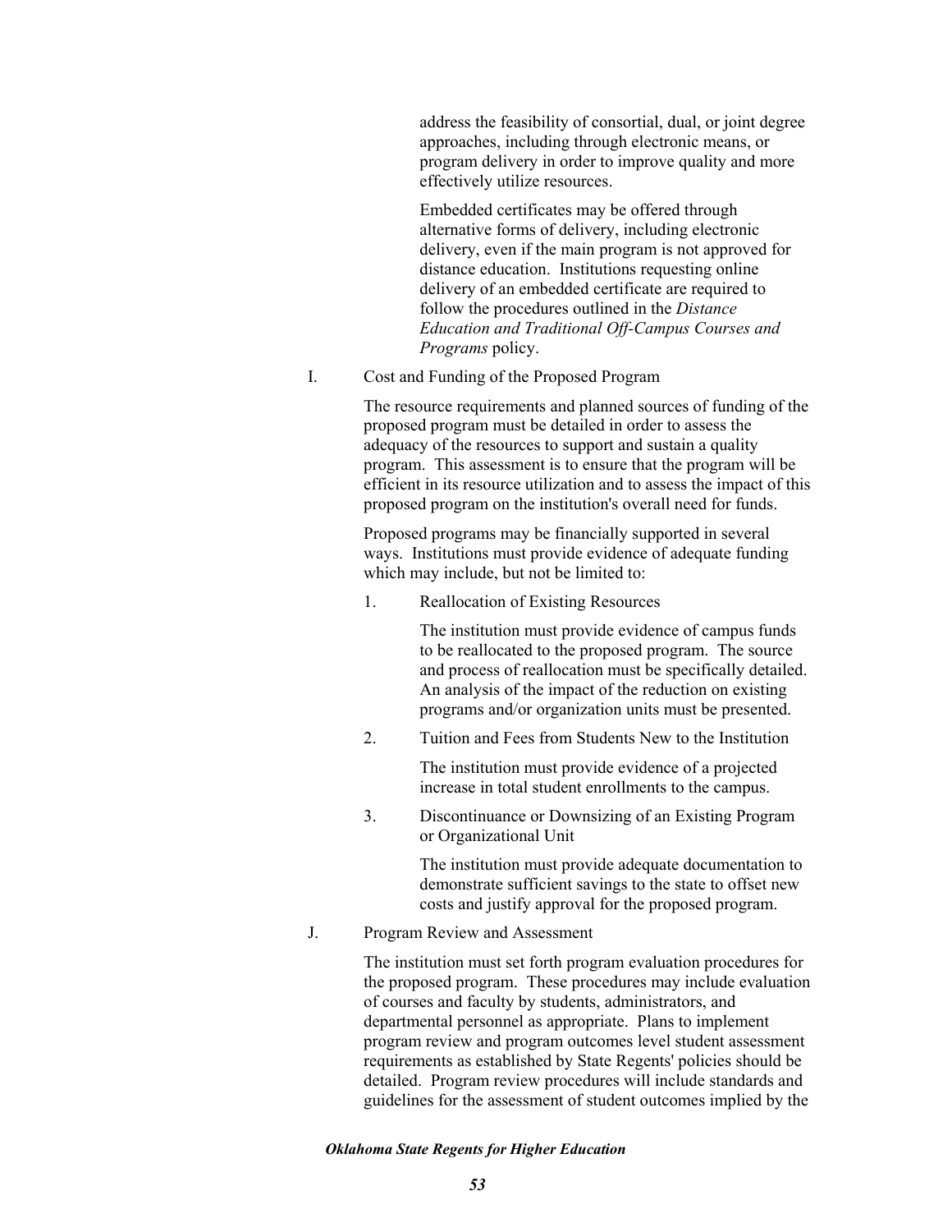address the feasibility of consortial, dual, or joint degree approaches, including through electronic means, or program delivery in order to improve quality and more effectively utilize resources.

Embedded certificates may be offered through alternative forms of delivery, including electronic delivery, even if the main program is not approved for distance education. Institutions requesting online delivery of an embedded certificate are required to follow the procedures outlined in the *Distance Education and Traditional Off-Campus Courses and Programs* policy.

I. Cost and Funding of the Proposed Program

The resource requirements and planned sources of funding of the proposed program must be detailed in order to assess the adequacy of the resources to support and sustain a quality program. This assessment is to ensure that the program will be efficient in its resource utilization and to assess the impact of this proposed program on the institution's overall need for funds.

Proposed programs may be financially supported in several ways. Institutions must provide evidence of adequate funding which may include, but not be limited to:

1. Reallocation of Existing Resources

   The institution must provide evidence of campus funds to be reallocated to the proposed program. The source and process of reallocation must be specifically detailed. An analysis of the impact of the reduction on existing programs and/or organization units must be presented.

2. Tuition and Fees from Students New to the Institution

   The institution must provide evidence of a projected increase in total student enrollments to the campus.

3. Discontinuance or Downsizing of an Existing Program or Organizational Unit

   The institution must provide adequate documentation to demonstrate sufficient savings to the state to offset new costs and justify approval for the proposed program.

J. Program Review and Assessment

The institution must set forth program evaluation procedures for the proposed program. These procedures may include evaluation of courses and faculty by students, administrators, and departmental personnel as appropriate. Plans to implement program review and program outcomes level student assessment requirements as established by State Regents' policies should be detailed. Program review procedures will include standards and guidelines for the assessment of student outcomes implied by the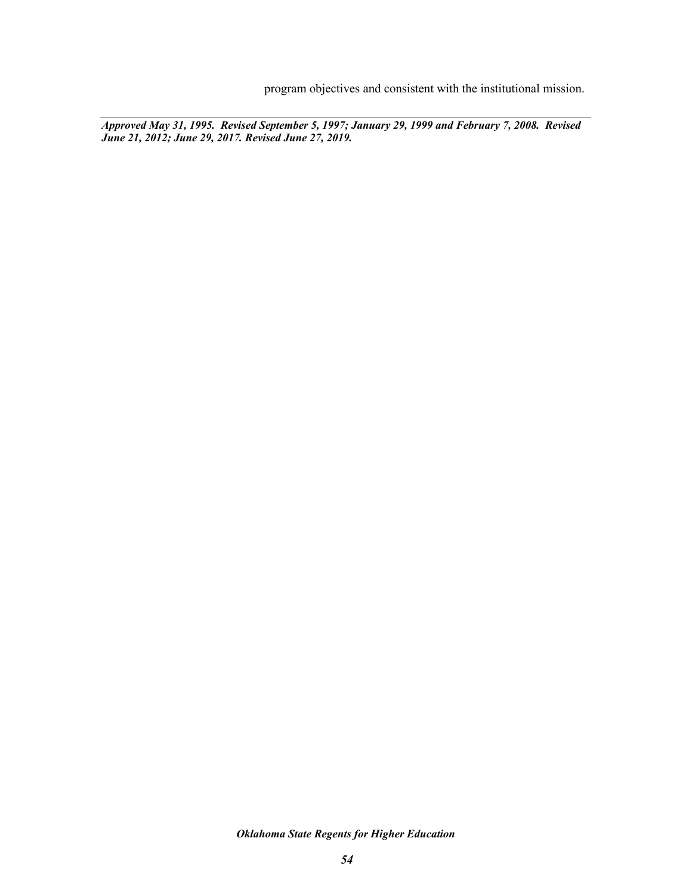program objectives and consistent with the institutional mission.

---

***Approved May 31, 1995. Revised September 5, 1997; January 29, 1999 and February 7, 2008. Revised June 21, 2012; June 29, 2017. Revised June 27, 2019.***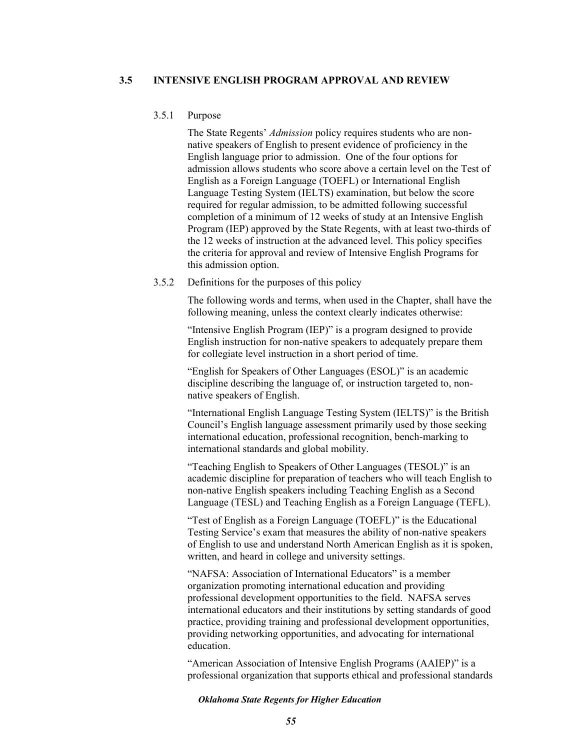## 3.5 INTENSIVE ENGLISH PROGRAM APPROVAL AND REVIEW

### 3.5.1 Purpose

The State Regents' *Admission* policy requires students who are non-native speakers of English to present evidence of proficiency in the English language prior to admission. One of the four options for admission allows students who score above a certain level on the Test of English as a Foreign Language (TOEFL) or International English Language Testing System (IELTS) examination, but below the score required for regular admission, to be admitted following successful completion of a minimum of 12 weeks of study at an Intensive English Program (IEP) approved by the State Regents, with at least two-thirds of the 12 weeks of instruction at the advanced level. This policy specifies the criteria for approval and review of Intensive English Programs for this admission option.

### 3.5.2 Definitions for the purposes of this policy

The following words and terms, when used in the Chapter, shall have the following meaning, unless the context clearly indicates otherwise:

"Intensive English Program (IEP)" is a program designed to provide English instruction for non-native speakers to adequately prepare them for collegiate level instruction in a short period of time.

"English for Speakers of Other Languages (ESOL)" is an academic discipline describing the language of, or instruction targeted to, non-native speakers of English.

"International English Language Testing System (IELTS)" is the British Council's English language assessment primarily used by those seeking international education, professional recognition, bench-marking to international standards and global mobility.

"Teaching English to Speakers of Other Languages (TESOL)" is an academic discipline for preparation of teachers who will teach English to non-native English speakers including Teaching English as a Second Language (TESL) and Teaching English as a Foreign Language (TEFL).

"Test of English as a Foreign Language (TOEFL)" is the Educational Testing Service's exam that measures the ability of non-native speakers of English to use and understand North American English as it is spoken, written, and heard in college and university settings.

"NAFSA: Association of International Educators" is a member organization promoting international education and providing professional development opportunities to the field. NAFSA serves international educators and their institutions by setting standards of good practice, providing training and professional development opportunities, providing networking opportunities, and advocating for international education.

"American Association of Intensive English Programs (AAIEP)" is a professional organization that supports ethical and professional standards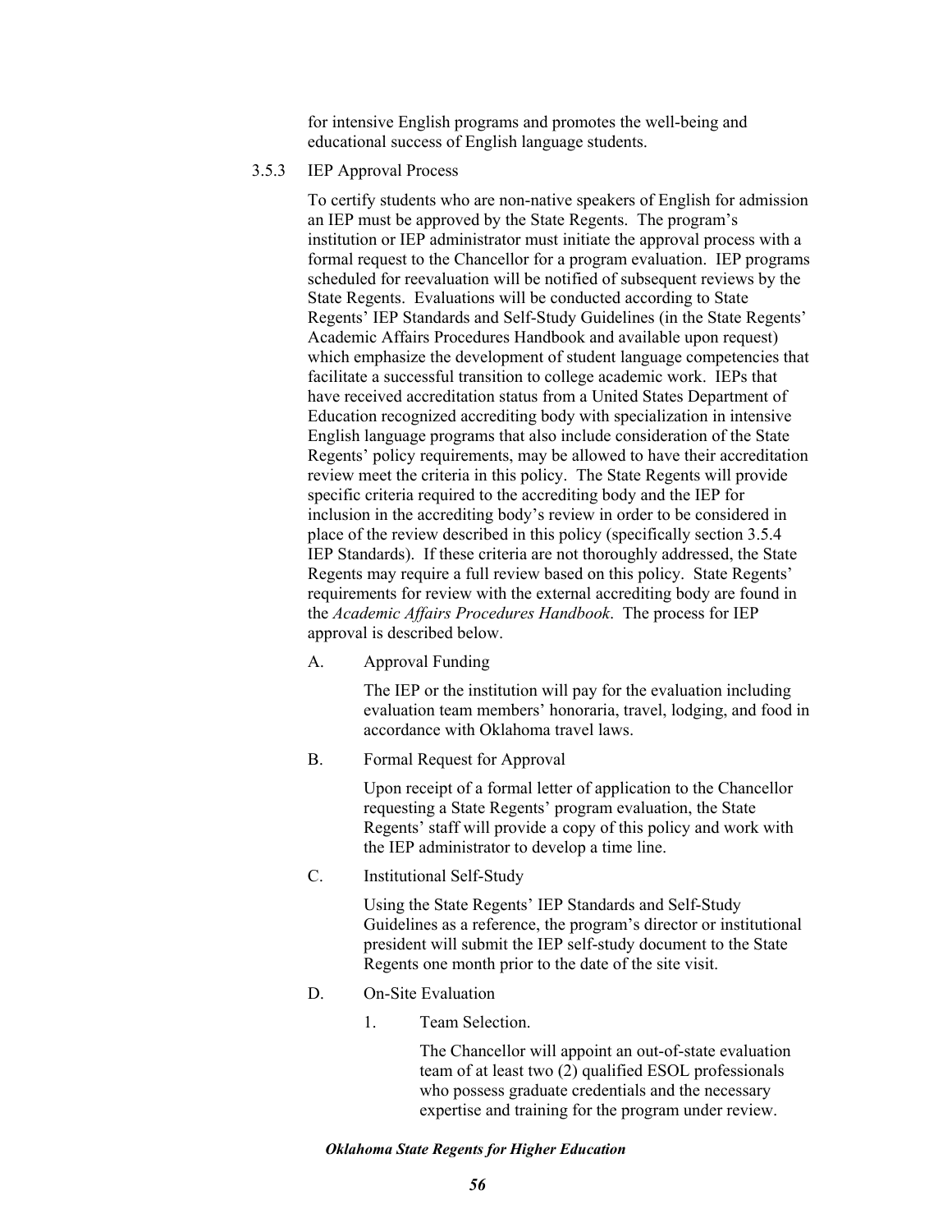for intensive English programs and promotes the well-being and educational success of English language students.

### 3.5.3 IEP Approval Process

To certify students who are non-native speakers of English for admission an IEP must be approved by the State Regents. The program's institution or IEP administrator must initiate the approval process with a formal request to the Chancellor for a program evaluation. IEP programs scheduled for reevaluation will be notified of subsequent reviews by the State Regents. Evaluations will be conducted according to State Regents' IEP Standards and Self-Study Guidelines (in the State Regents' Academic Affairs Procedures Handbook and available upon request) which emphasize the development of student language competencies that facilitate a successful transition to college academic work. IEPs that have received accreditation status from a United States Department of Education recognized accrediting body with specialization in intensive English language programs that also include consideration of the State Regents' policy requirements, may be allowed to have their accreditation review meet the criteria in this policy. The State Regents will provide specific criteria required to the accrediting body and the IEP for inclusion in the accrediting body's review in order to be considered in place of the review described in this policy (specifically section 3.5.4 IEP Standards). If these criteria are not thoroughly addressed, the State Regents may require a full review based on this policy. State Regents' requirements for review with the external accrediting body are found in the *Academic Affairs Procedures Handbook*. The process for IEP approval is described below.

A. Approval Funding

The IEP or the institution will pay for the evaluation including evaluation team members' honoraria, travel, lodging, and food in accordance with Oklahoma travel laws.

B. Formal Request for Approval

Upon receipt of a formal letter of application to the Chancellor requesting a State Regents' program evaluation, the State Regents' staff will provide a copy of this policy and work with the IEP administrator to develop a time line.

C. Institutional Self-Study

Using the State Regents' IEP Standards and Self-Study Guidelines as a reference, the program's director or institutional president will submit the IEP self-study document to the State Regents one month prior to the date of the site visit.

D. On-Site Evaluation

1. Team Selection.

The Chancellor will appoint an out-of-state evaluation team of at least two (2) qualified ESOL professionals who possess graduate credentials and the necessary expertise and training for the program under review.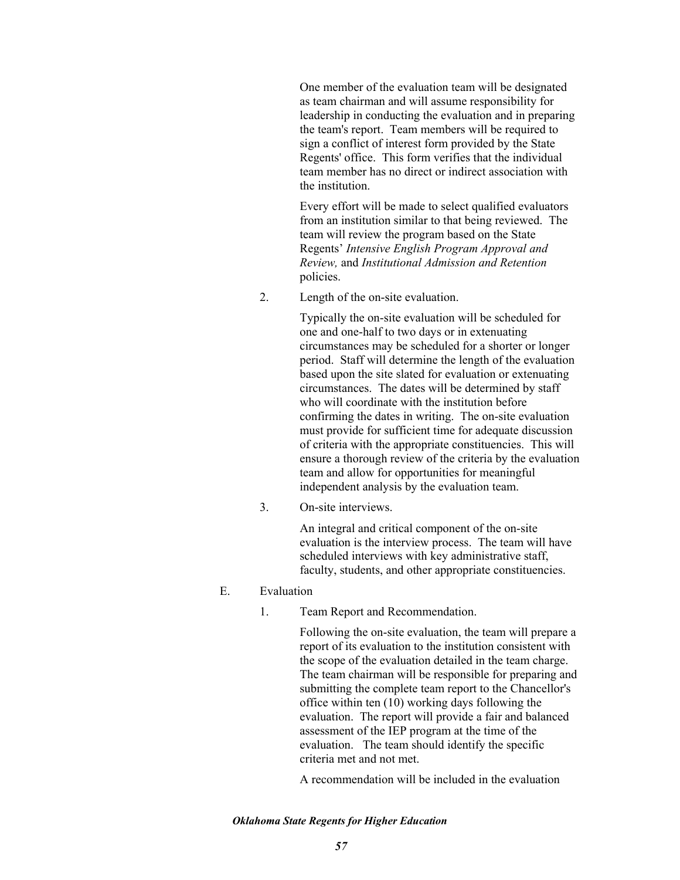One member of the evaluation team will be designated as team chairman and will assume responsibility for leadership in conducting the evaluation and in preparing the team's report. Team members will be required to sign a conflict of interest form provided by the State Regents' office. This form verifies that the individual team member has no direct or indirect association with the institution.

Every effort will be made to select qualified evaluators from an institution similar to that being reviewed. The team will review the program based on the State Regents' *Intensive English Program Approval and Review,* and *Institutional Admission and Retention* policies.

2. Length of the on-site evaluation.

   Typically the on-site evaluation will be scheduled for one and one-half to two days or in extenuating circumstances may be scheduled for a shorter or longer period. Staff will determine the length of the evaluation based upon the site slated for evaluation or extenuating circumstances. The dates will be determined by staff who will coordinate with the institution before confirming the dates in writing. The on-site evaluation must provide for sufficient time for adequate discussion of criteria with the appropriate constituencies. This will ensure a thorough review of the criteria by the evaluation team and allow for opportunities for meaningful independent analysis by the evaluation team.

3. On-site interviews.

   An integral and critical component of the on-site evaluation is the interview process. The team will have scheduled interviews with key administrative staff, faculty, students, and other appropriate constituencies.

E. Evaluation

1. Team Report and Recommendation.

   Following the on-site evaluation, the team will prepare a report of its evaluation to the institution consistent with the scope of the evaluation detailed in the team charge. The team chairman will be responsible for preparing and submitting the complete team report to the Chancellor's office within ten (10) working days following the evaluation. The report will provide a fair and balanced assessment of the IEP program at the time of the evaluation. The team should identify the specific criteria met and not met.

   A recommendation will be included in the evaluation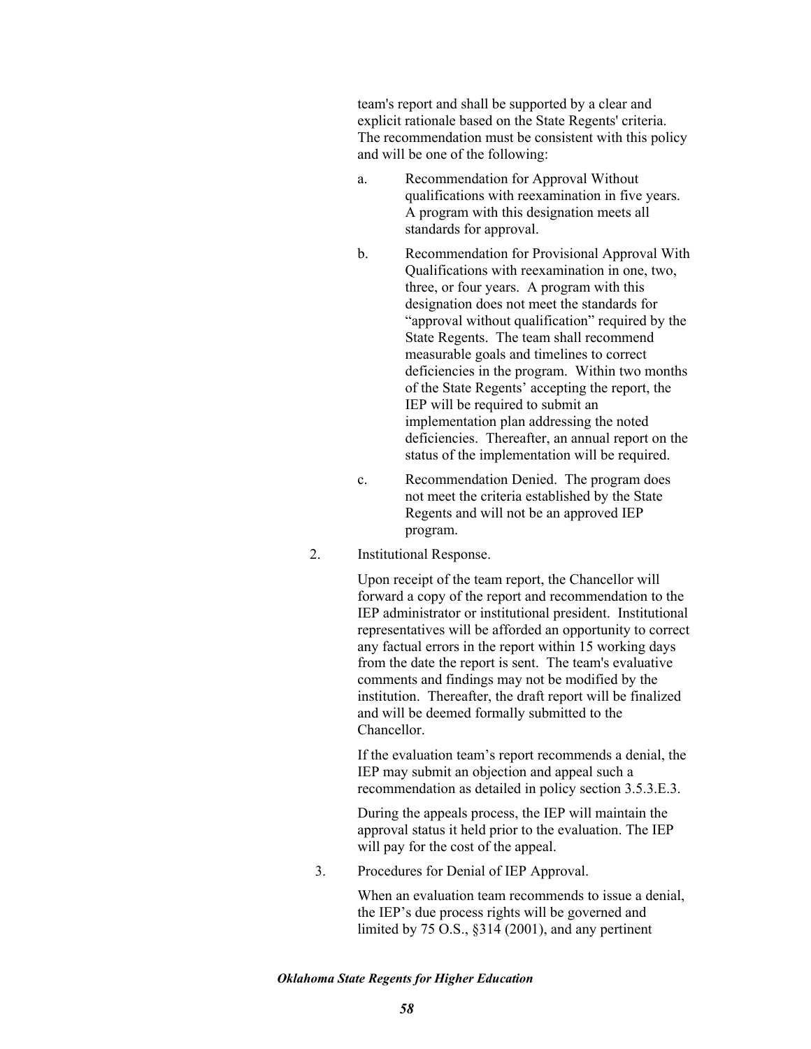team's report and shall be supported by a clear and explicit rationale based on the State Regents' criteria. The recommendation must be consistent with this policy and will be one of the following:

a. Recommendation for Approval Without qualifications with reexamination in five years. A program with this designation meets all standards for approval.

b. Recommendation for Provisional Approval With Qualifications with reexamination in one, two, three, or four years. A program with this designation does not meet the standards for "approval without qualification" required by the State Regents. The team shall recommend measurable goals and timelines to correct deficiencies in the program. Within two months of the State Regents' accepting the report, the IEP will be required to submit an implementation plan addressing the noted deficiencies. Thereafter, an annual report on the status of the implementation will be required.

c. Recommendation Denied. The program does not meet the criteria established by the State Regents and will not be an approved IEP program.

2. Institutional Response.

Upon receipt of the team report, the Chancellor will forward a copy of the report and recommendation to the IEP administrator or institutional president. Institutional representatives will be afforded an opportunity to correct any factual errors in the report within 15 working days from the date the report is sent. The team's evaluative comments and findings may not be modified by the institution. Thereafter, the draft report will be finalized and will be deemed formally submitted to the Chancellor.

If the evaluation team's report recommends a denial, the IEP may submit an objection and appeal such a recommendation as detailed in policy section 3.5.3.E.3.

During the appeals process, the IEP will maintain the approval status it held prior to the evaluation. The IEP will pay for the cost of the appeal.

3. Procedures for Denial of IEP Approval.

When an evaluation team recommends to issue a denial, the IEP's due process rights will be governed and limited by 75 O.S., §314 (2001), and any pertinent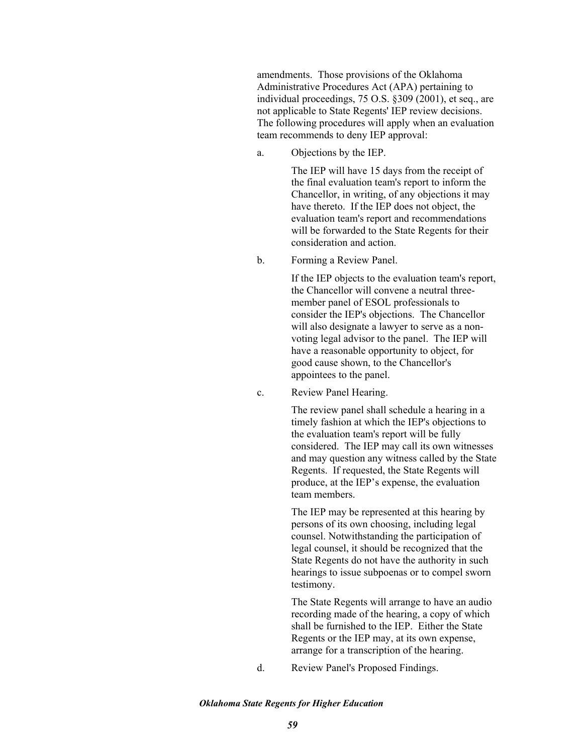amendments. Those provisions of the Oklahoma Administrative Procedures Act (APA) pertaining to individual proceedings, 75 O.S. §309 (2001), et seq., are not applicable to State Regents' IEP review decisions. The following procedures will apply when an evaluation team recommends to deny IEP approval:

a. Objections by the IEP.

   The IEP will have 15 days from the receipt of the final evaluation team's report to inform the Chancellor, in writing, of any objections it may have thereto. If the IEP does not object, the evaluation team's report and recommendations will be forwarded to the State Regents for their consideration and action.

b. Forming a Review Panel.

   If the IEP objects to the evaluation team's report, the Chancellor will convene a neutral three-member panel of ESOL professionals to consider the IEP's objections. The Chancellor will also designate a lawyer to serve as a non-voting legal advisor to the panel. The IEP will have a reasonable opportunity to object, for good cause shown, to the Chancellor's appointees to the panel.

c. Review Panel Hearing.

   The review panel shall schedule a hearing in a timely fashion at which the IEP's objections to the evaluation team's report will be fully considered. The IEP may call its own witnesses and may question any witness called by the State Regents. If requested, the State Regents will produce, at the IEP's expense, the evaluation team members.

   The IEP may be represented at this hearing by persons of its own choosing, including legal counsel. Notwithstanding the participation of legal counsel, it should be recognized that the State Regents do not have the authority in such hearings to issue subpoenas or to compel sworn testimony.

   The State Regents will arrange to have an audio recording made of the hearing, a copy of which shall be furnished to the IEP. Either the State Regents or the IEP may, at its own expense, arrange for a transcription of the hearing.

d. Review Panel's Proposed Findings.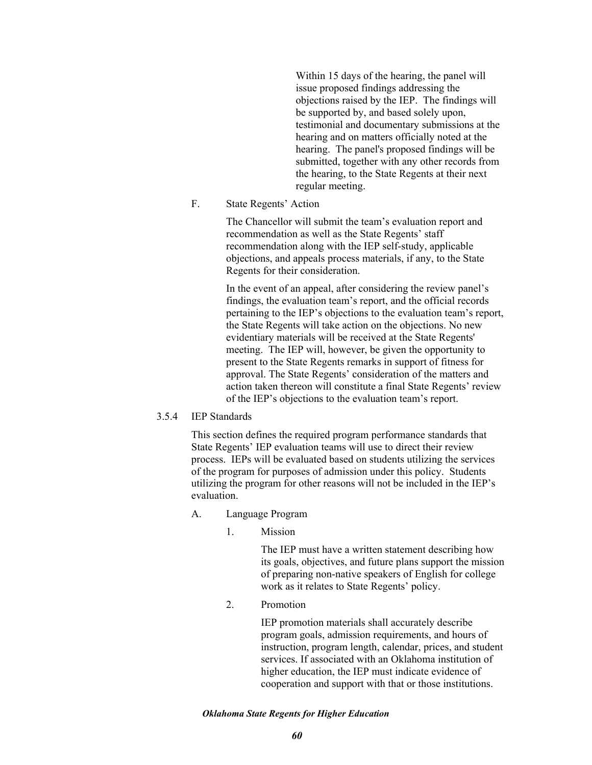Within 15 days of the hearing, the panel will issue proposed findings addressing the objections raised by the IEP. The findings will be supported by, and based solely upon, testimonial and documentary submissions at the hearing and on matters officially noted at the hearing. The panel's proposed findings will be submitted, together with any other records from the hearing, to the State Regents at their next regular meeting.

F. State Regents' Action

The Chancellor will submit the team's evaluation report and recommendation as well as the State Regents' staff recommendation along with the IEP self-study, applicable objections, and appeals process materials, if any, to the State Regents for their consideration.

In the event of an appeal, after considering the review panel's findings, the evaluation team's report, and the official records pertaining to the IEP's objections to the evaluation team's report, the State Regents will take action on the objections. No new evidentiary materials will be received at the State Regents' meeting. The IEP will, however, be given the opportunity to present to the State Regents remarks in support of fitness for approval. The State Regents' consideration of the matters and action taken thereon will constitute a final State Regents' review of the IEP's objections to the evaluation team's report.

3.5.4 IEP Standards

This section defines the required program performance standards that State Regents' IEP evaluation teams will use to direct their review process. IEPs will be evaluated based on students utilizing the services of the program for purposes of admission under this policy. Students utilizing the program for other reasons will not be included in the IEP's evaluation.

A. Language Program

1. Mission

The IEP must have a written statement describing how its goals, objectives, and future plans support the mission of preparing non-native speakers of English for college work as it relates to State Regents' policy.

2. Promotion

IEP promotion materials shall accurately describe program goals, admission requirements, and hours of instruction, program length, calendar, prices, and student services. If associated with an Oklahoma institution of higher education, the IEP must indicate evidence of cooperation and support with that or those institutions.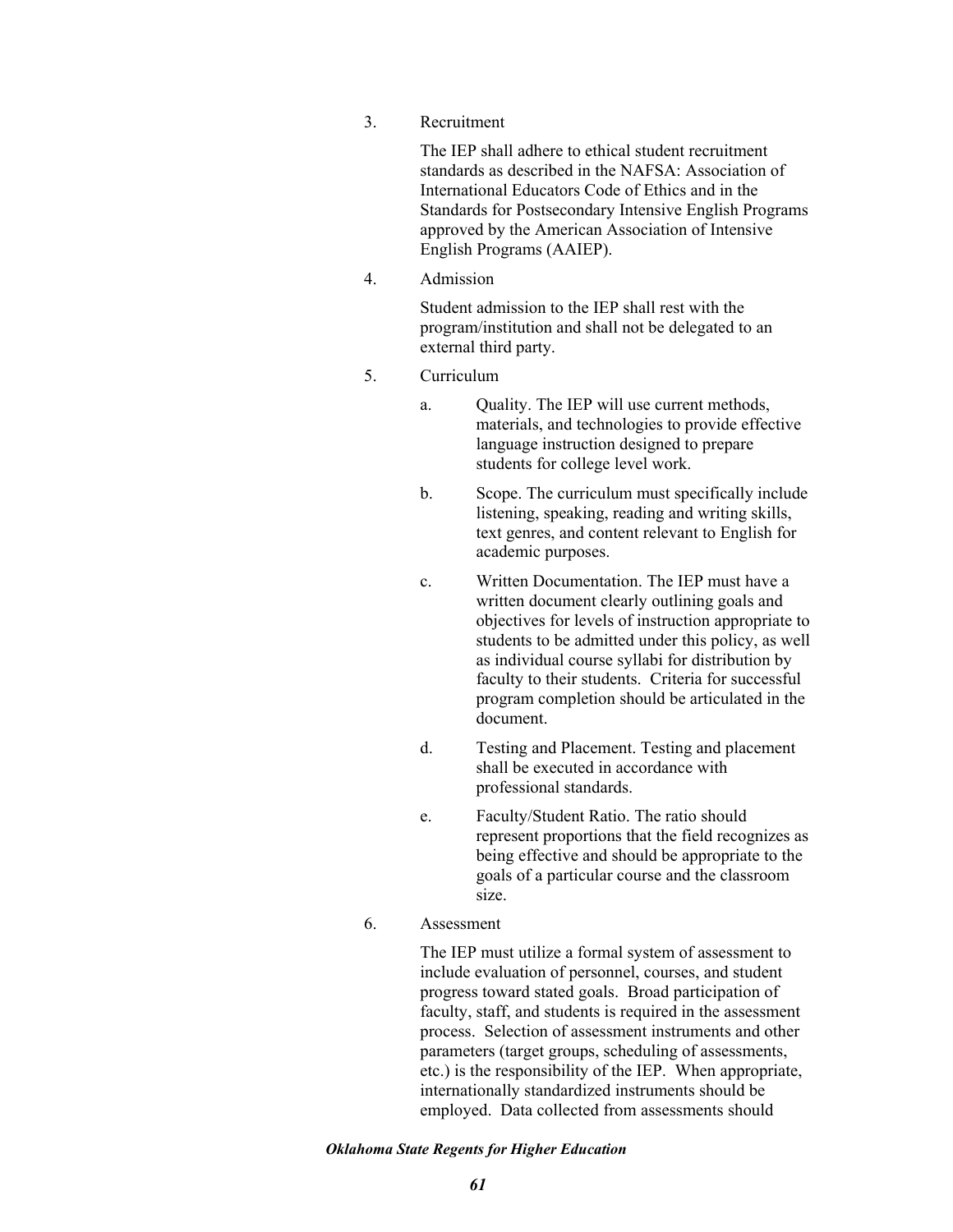3. Recruitment

   The IEP shall adhere to ethical student recruitment standards as described in the NAFSA: Association of International Educators Code of Ethics and in the Standards for Postsecondary Intensive English Programs approved by the American Association of Intensive English Programs (AAIEP).

4. Admission

   Student admission to the IEP shall rest with the program/institution and shall not be delegated to an external third party.

5. Curriculum

   a. Quality. The IEP will use current methods, materials, and technologies to provide effective language instruction designed to prepare students for college level work.

   b. Scope. The curriculum must specifically include listening, speaking, reading and writing skills, text genres, and content relevant to English for academic purposes.

   c. Written Documentation. The IEP must have a written document clearly outlining goals and objectives for levels of instruction appropriate to students to be admitted under this policy, as well as individual course syllabi for distribution by faculty to their students. Criteria for successful program completion should be articulated in the document.

   d. Testing and Placement. Testing and placement shall be executed in accordance with professional standards.

   e. Faculty/Student Ratio. The ratio should represent proportions that the field recognizes as being effective and should be appropriate to the goals of a particular course and the classroom size.

6. Assessment

   The IEP must utilize a formal system of assessment to include evaluation of personnel, courses, and student progress toward stated goals. Broad participation of faculty, staff, and students is required in the assessment process. Selection of assessment instruments and other parameters (target groups, scheduling of assessments, etc.) is the responsibility of the IEP. When appropriate, internationally standardized instruments should be employed. Data collected from assessments should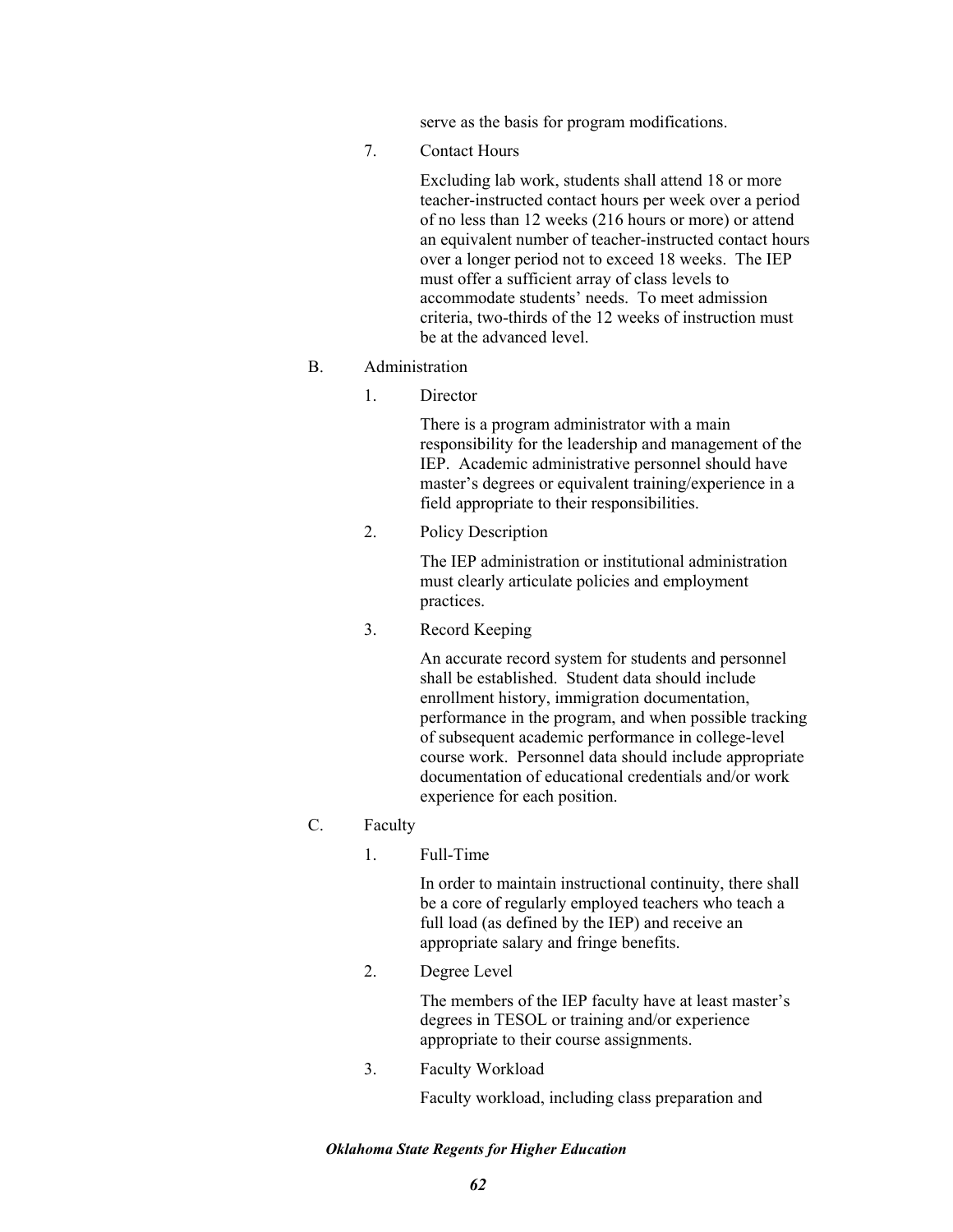serve as the basis for program modifications.

7. Contact Hours

   Excluding lab work, students shall attend 18 or more teacher-instructed contact hours per week over a period of no less than 12 weeks (216 hours or more) or attend an equivalent number of teacher-instructed contact hours over a longer period not to exceed 18 weeks. The IEP must offer a sufficient array of class levels to accommodate students' needs. To meet admission criteria, two-thirds of the 12 weeks of instruction must be at the advanced level.

B. Administration

1. Director

   There is a program administrator with a main responsibility for the leadership and management of the IEP. Academic administrative personnel should have master's degrees or equivalent training/experience in a field appropriate to their responsibilities.

2. Policy Description

   The IEP administration or institutional administration must clearly articulate policies and employment practices.

3. Record Keeping

   An accurate record system for students and personnel shall be established. Student data should include enrollment history, immigration documentation, performance in the program, and when possible tracking of subsequent academic performance in college-level course work. Personnel data should include appropriate documentation of educational credentials and/or work experience for each position.

C. Faculty

1. Full-Time

   In order to maintain instructional continuity, there shall be a core of regularly employed teachers who teach a full load (as defined by the IEP) and receive an appropriate salary and fringe benefits.

2. Degree Level

   The members of the IEP faculty have at least master's degrees in TESOL or training and/or experience appropriate to their course assignments.

3. Faculty Workload

   Faculty workload, including class preparation and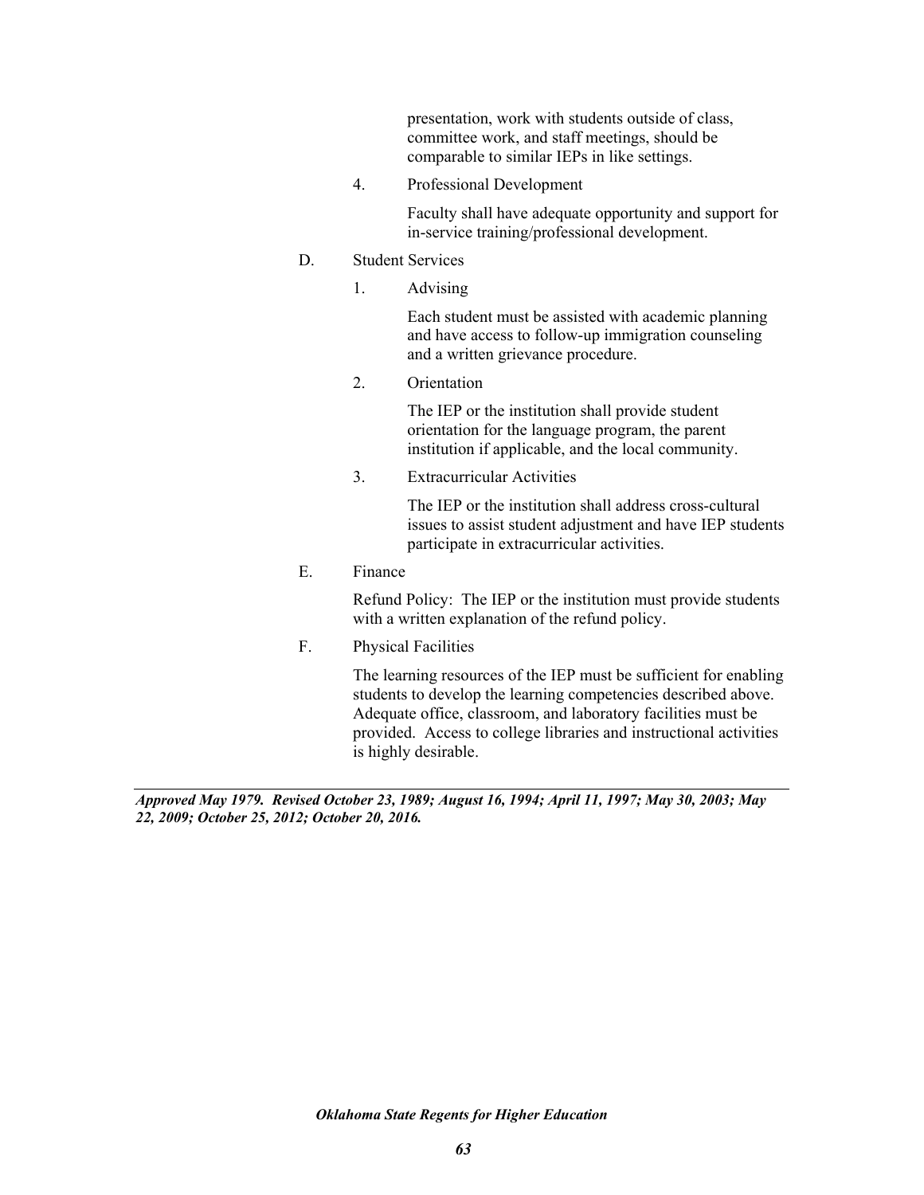presentation, work with students outside of class, committee work, and staff meetings, should be comparable to similar IEPs in like settings.

4. Professional Development

   Faculty shall have adequate opportunity and support for in-service training/professional development.

D. Student Services

1. Advising

   Each student must be assisted with academic planning and have access to follow-up immigration counseling and a written grievance procedure.

2. Orientation

   The IEP or the institution shall provide student orientation for the language program, the parent institution if applicable, and the local community.

3. Extracurricular Activities

   The IEP or the institution shall address cross-cultural issues to assist student adjustment and have IEP students participate in extracurricular activities.

E. Finance

   Refund Policy: The IEP or the institution must provide students with a written explanation of the refund policy.

F. Physical Facilities

   The learning resources of the IEP must be sufficient for enabling students to develop the learning competencies described above. Adequate office, classroom, and laboratory facilities must be provided. Access to college libraries and instructional activities is highly desirable.

---

***Approved May 1979. Revised October 23, 1989; August 16, 1994; April 11, 1997; May 30, 2003; May 22, 2009; October 25, 2012; October 20, 2016.***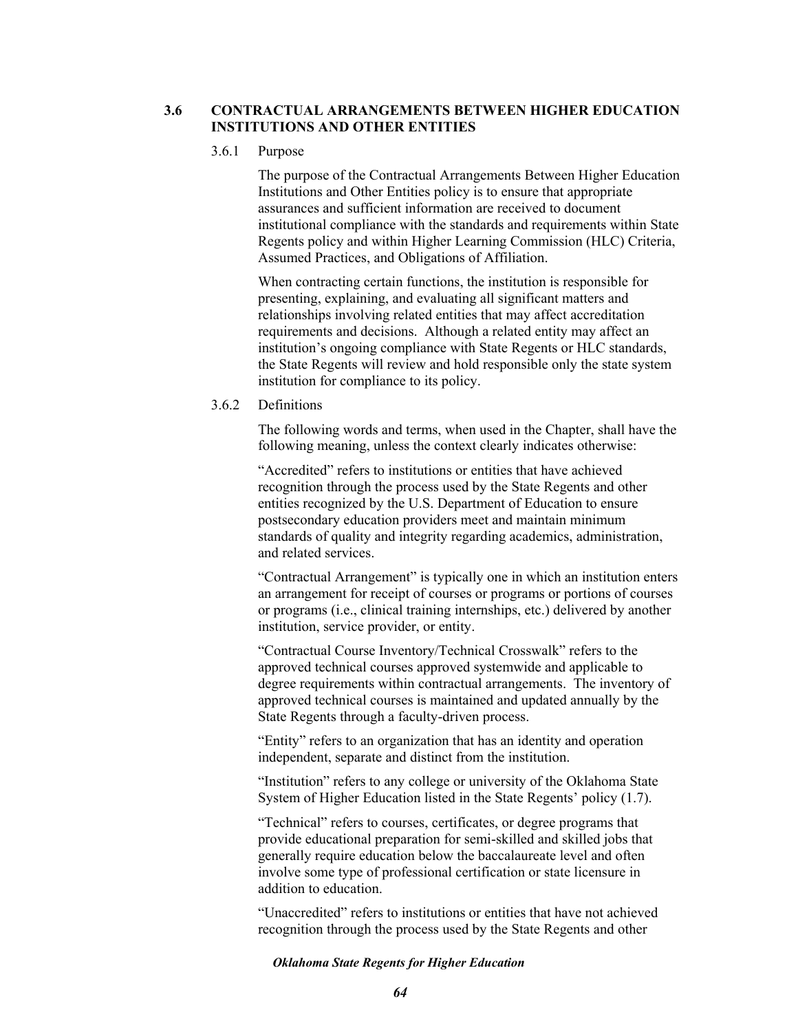## 3.6 CONTRACTUAL ARRANGEMENTS BETWEEN HIGHER EDUCATION INSTITUTIONS AND OTHER ENTITIES

### 3.6.1 Purpose

The purpose of the Contractual Arrangements Between Higher Education Institutions and Other Entities policy is to ensure that appropriate assurances and sufficient information are received to document institutional compliance with the standards and requirements within State Regents policy and within Higher Learning Commission (HLC) Criteria, Assumed Practices, and Obligations of Affiliation.

When contracting certain functions, the institution is responsible for presenting, explaining, and evaluating all significant matters and relationships involving related entities that may affect accreditation requirements and decisions. Although a related entity may affect an institution's ongoing compliance with State Regents or HLC standards, the State Regents will review and hold responsible only the state system institution for compliance to its policy.

### 3.6.2 Definitions

The following words and terms, when used in the Chapter, shall have the following meaning, unless the context clearly indicates otherwise:

"Accredited" refers to institutions or entities that have achieved recognition through the process used by the State Regents and other entities recognized by the U.S. Department of Education to ensure postsecondary education providers meet and maintain minimum standards of quality and integrity regarding academics, administration, and related services.

"Contractual Arrangement" is typically one in which an institution enters an arrangement for receipt of courses or programs or portions of courses or programs (i.e., clinical training internships, etc.) delivered by another institution, service provider, or entity.

"Contractual Course Inventory/Technical Crosswalk" refers to the approved technical courses approved systemwide and applicable to degree requirements within contractual arrangements. The inventory of approved technical courses is maintained and updated annually by the State Regents through a faculty-driven process.

"Entity" refers to an organization that has an identity and operation independent, separate and distinct from the institution.

"Institution" refers to any college or university of the Oklahoma State System of Higher Education listed in the State Regents' policy (1.7).

"Technical" refers to courses, certificates, or degree programs that provide educational preparation for semi-skilled and skilled jobs that generally require education below the baccalaureate level and often involve some type of professional certification or state licensure in addition to education.

"Unaccredited" refers to institutions or entities that have not achieved recognition through the process used by the State Regents and other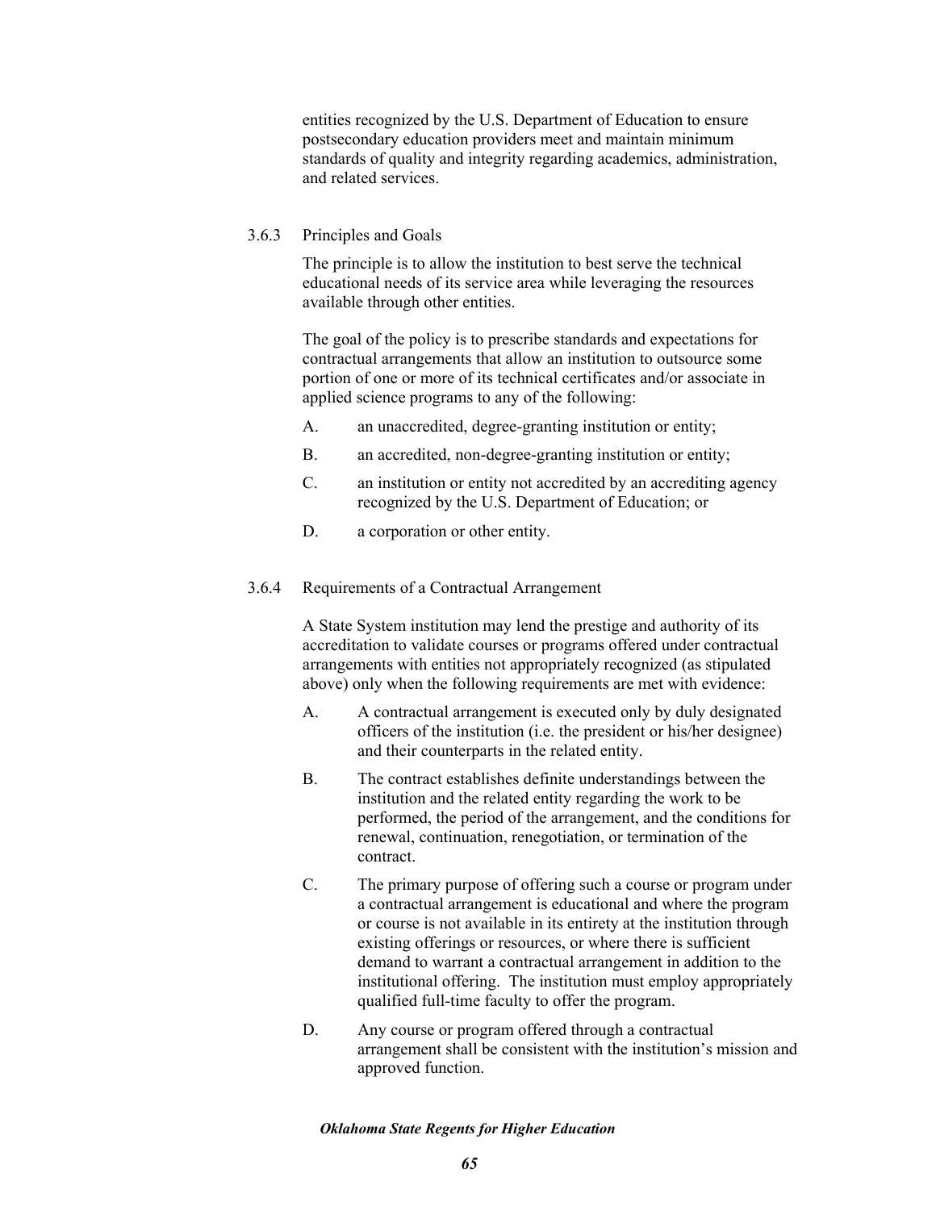entities recognized by the U.S. Department of Education to ensure postsecondary education providers meet and maintain minimum standards of quality and integrity regarding academics, administration, and related services.

### 3.6.3 Principles and Goals

The principle is to allow the institution to best serve the technical educational needs of its service area while leveraging the resources available through other entities.

The goal of the policy is to prescribe standards and expectations for contractual arrangements that allow an institution to outsource some portion of one or more of its technical certificates and/or associate in applied science programs to any of the following:

A. an unaccredited, degree-granting institution or entity;

B. an accredited, non-degree-granting institution or entity;

C. an institution or entity not accredited by an accrediting agency recognized by the U.S. Department of Education; or

D. a corporation or other entity.

### 3.6.4 Requirements of a Contractual Arrangement

A State System institution may lend the prestige and authority of its accreditation to validate courses or programs offered under contractual arrangements with entities not appropriately recognized (as stipulated above) only when the following requirements are met with evidence:

A. A contractual arrangement is executed only by duly designated officers of the institution (i.e. the president or his/her designee) and their counterparts in the related entity.

B. The contract establishes definite understandings between the institution and the related entity regarding the work to be performed, the period of the arrangement, and the conditions for renewal, continuation, renegotiation, or termination of the contract.

C. The primary purpose of offering such a course or program under a contractual arrangement is educational and where the program or course is not available in its entirety at the institution through existing offerings or resources, or where there is sufficient demand to warrant a contractual arrangement in addition to the institutional offering. The institution must employ appropriately qualified full-time faculty to offer the program.

D. Any course or program offered through a contractual arrangement shall be consistent with the institution's mission and approved function.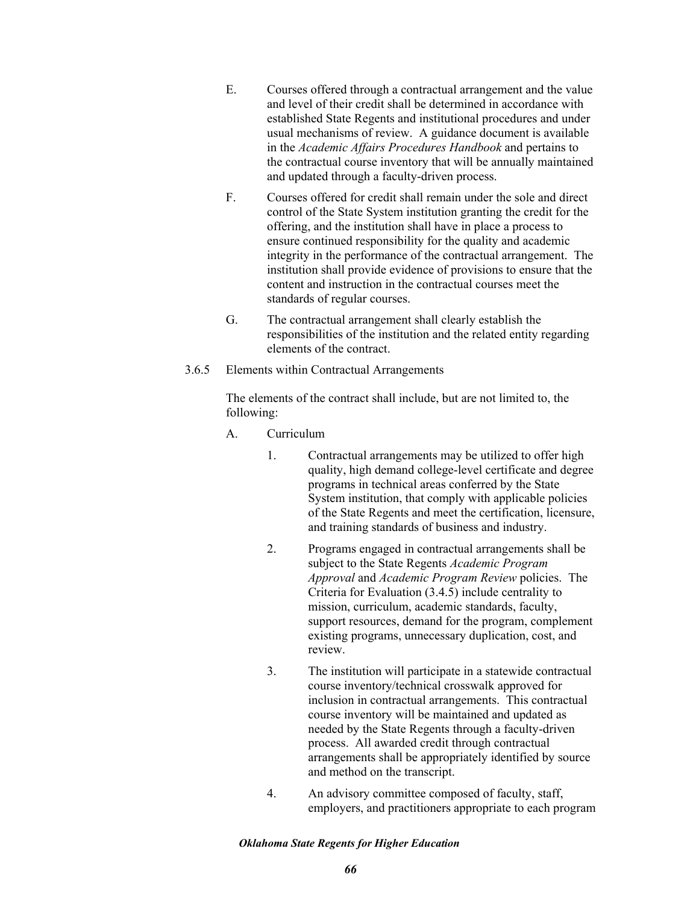E. Courses offered through a contractual arrangement and the value and level of their credit shall be determined in accordance with established State Regents and institutional procedures and under usual mechanisms of review. A guidance document is available in the *Academic Affairs Procedures Handbook* and pertains to the contractual course inventory that will be annually maintained and updated through a faculty-driven process.

F. Courses offered for credit shall remain under the sole and direct control of the State System institution granting the credit for the offering, and the institution shall have in place a process to ensure continued responsibility for the quality and academic integrity in the performance of the contractual arrangement. The institution shall provide evidence of provisions to ensure that the content and instruction in the contractual courses meet the standards of regular courses.

G. The contractual arrangement shall clearly establish the responsibilities of the institution and the related entity regarding elements of the contract.

3.6.5 Elements within Contractual Arrangements

The elements of the contract shall include, but are not limited to, the following:

A. Curriculum

1. Contractual arrangements may be utilized to offer high quality, high demand college-level certificate and degree programs in technical areas conferred by the State System institution, that comply with applicable policies of the State Regents and meet the certification, licensure, and training standards of business and industry.

2. Programs engaged in contractual arrangements shall be subject to the State Regents *Academic Program Approval* and *Academic Program Review* policies. The Criteria for Evaluation (3.4.5) include centrality to mission, curriculum, academic standards, faculty, support resources, demand for the program, complement existing programs, unnecessary duplication, cost, and review.

3. The institution will participate in a statewide contractual course inventory/technical crosswalk approved for inclusion in contractual arrangements. This contractual course inventory will be maintained and updated as needed by the State Regents through a faculty-driven process. All awarded credit through contractual arrangements shall be appropriately identified by source and method on the transcript.

4. An advisory committee composed of faculty, staff, employers, and practitioners appropriate to each program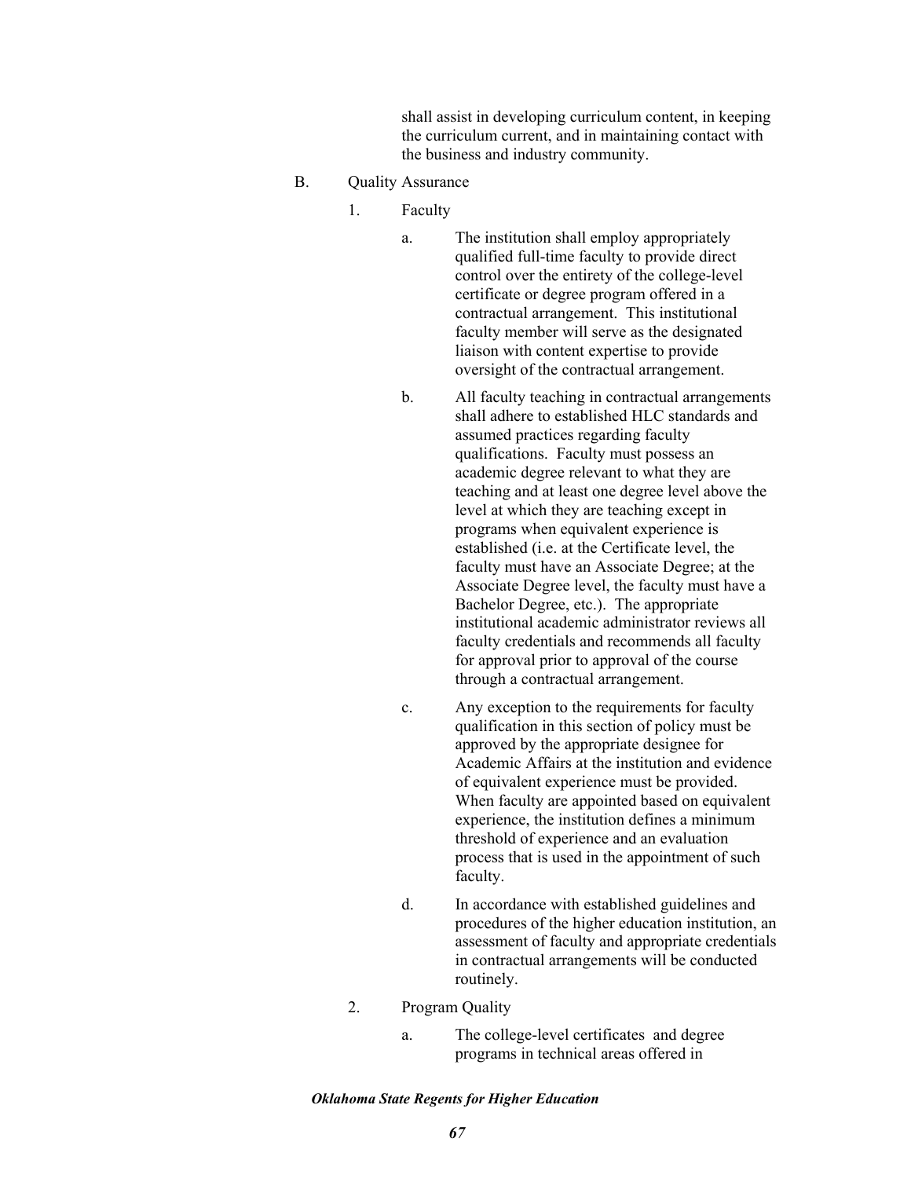shall assist in developing curriculum content, in keeping the curriculum current, and in maintaining contact with the business and industry community.

B. Quality Assurance

1. Faculty

a. The institution shall employ appropriately qualified full-time faculty to provide direct control over the entirety of the college-level certificate or degree program offered in a contractual arrangement. This institutional faculty member will serve as the designated liaison with content expertise to provide oversight of the contractual arrangement.

b. All faculty teaching in contractual arrangements shall adhere to established HLC standards and assumed practices regarding faculty qualifications. Faculty must possess an academic degree relevant to what they are teaching and at least one degree level above the level at which they are teaching except in programs when equivalent experience is established (i.e. at the Certificate level, the faculty must have an Associate Degree; at the Associate Degree level, the faculty must have a Bachelor Degree, etc.). The appropriate institutional academic administrator reviews all faculty credentials and recommends all faculty for approval prior to approval of the course through a contractual arrangement.

c. Any exception to the requirements for faculty qualification in this section of policy must be approved by the appropriate designee for Academic Affairs at the institution and evidence of equivalent experience must be provided. When faculty are appointed based on equivalent experience, the institution defines a minimum threshold of experience and an evaluation process that is used in the appointment of such faculty.

d. In accordance with established guidelines and procedures of the higher education institution, an assessment of faculty and appropriate credentials in contractual arrangements will be conducted routinely.

2. Program Quality

a. The college-level certificates and degree programs in technical areas offered in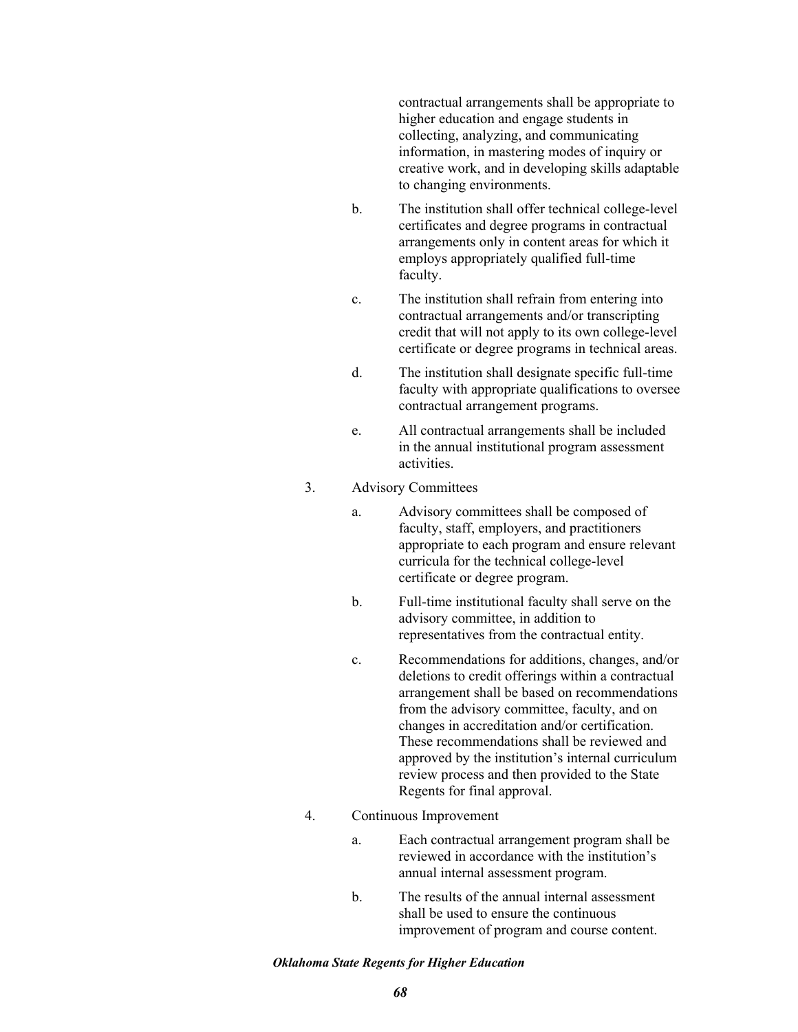contractual arrangements shall be appropriate to higher education and engage students in collecting, analyzing, and communicating information, in mastering modes of inquiry or creative work, and in developing skills adaptable to changing environments.

b. The institution shall offer technical college-level certificates and degree programs in contractual arrangements only in content areas for which it employs appropriately qualified full-time faculty.

c. The institution shall refrain from entering into contractual arrangements and/or transcripting credit that will not apply to its own college-level certificate or degree programs in technical areas.

d. The institution shall designate specific full-time faculty with appropriate qualifications to oversee contractual arrangement programs.

e. All contractual arrangements shall be included in the annual institutional program assessment activities.

3. Advisory Committees

   a. Advisory committees shall be composed of faculty, staff, employers, and practitioners appropriate to each program and ensure relevant curricula for the technical college-level certificate or degree program.

   b. Full-time institutional faculty shall serve on the advisory committee, in addition to representatives from the contractual entity.

   c. Recommendations for additions, changes, and/or deletions to credit offerings within a contractual arrangement shall be based on recommendations from the advisory committee, faculty, and on changes in accreditation and/or certification. These recommendations shall be reviewed and approved by the institution's internal curriculum review process and then provided to the State Regents for final approval.

4. Continuous Improvement

   a. Each contractual arrangement program shall be reviewed in accordance with the institution's annual internal assessment program.

   b. The results of the annual internal assessment shall be used to ensure the continuous improvement of program and course content.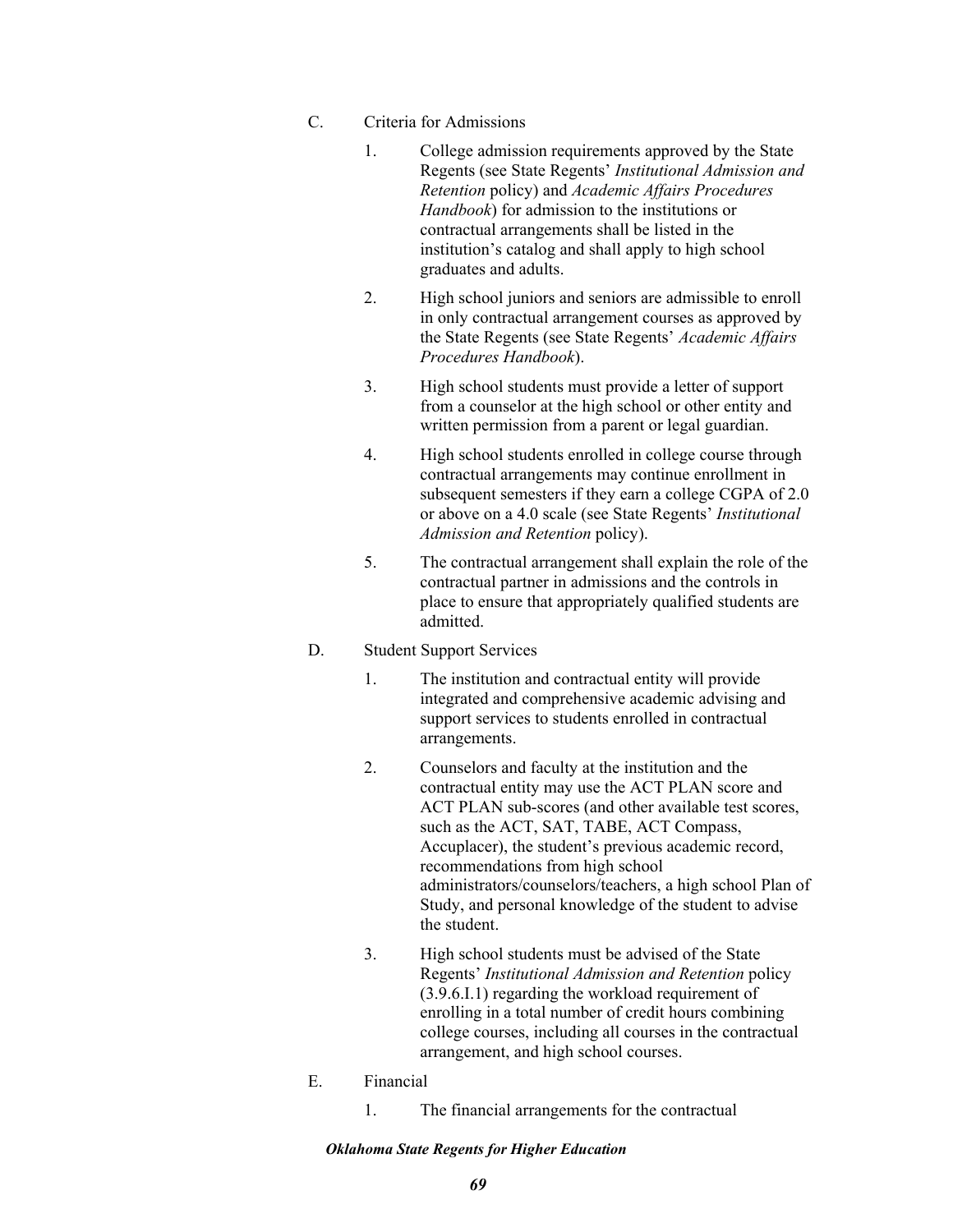C. Criteria for Admissions

1. College admission requirements approved by the State Regents (see State Regents' *Institutional Admission and Retention* policy) and *Academic Affairs Procedures Handbook*) for admission to the institutions or contractual arrangements shall be listed in the institution's catalog and shall apply to high school graduates and adults.

2. High school juniors and seniors are admissible to enroll in only contractual arrangement courses as approved by the State Regents (see State Regents' *Academic Affairs Procedures Handbook*).

3. High school students must provide a letter of support from a counselor at the high school or other entity and written permission from a parent or legal guardian.

4. High school students enrolled in college course through contractual arrangements may continue enrollment in subsequent semesters if they earn a college CGPA of 2.0 or above on a 4.0 scale (see State Regents' *Institutional Admission and Retention* policy).

5. The contractual arrangement shall explain the role of the contractual partner in admissions and the controls in place to ensure that appropriately qualified students are admitted.

D. Student Support Services

1. The institution and contractual entity will provide integrated and comprehensive academic advising and support services to students enrolled in contractual arrangements.

2. Counselors and faculty at the institution and the contractual entity may use the ACT PLAN score and ACT PLAN sub-scores (and other available test scores, such as the ACT, SAT, TABE, ACT Compass, Accuplacer), the student's previous academic record, recommendations from high school administrators/counselors/teachers, a high school Plan of Study, and personal knowledge of the student to advise the student.

3. High school students must be advised of the State Regents' *Institutional Admission and Retention* policy (3.9.6.I.1) regarding the workload requirement of enrolling in a total number of credit hours combining college courses, including all courses in the contractual arrangement, and high school courses.

E. Financial

1. The financial arrangements for the contractual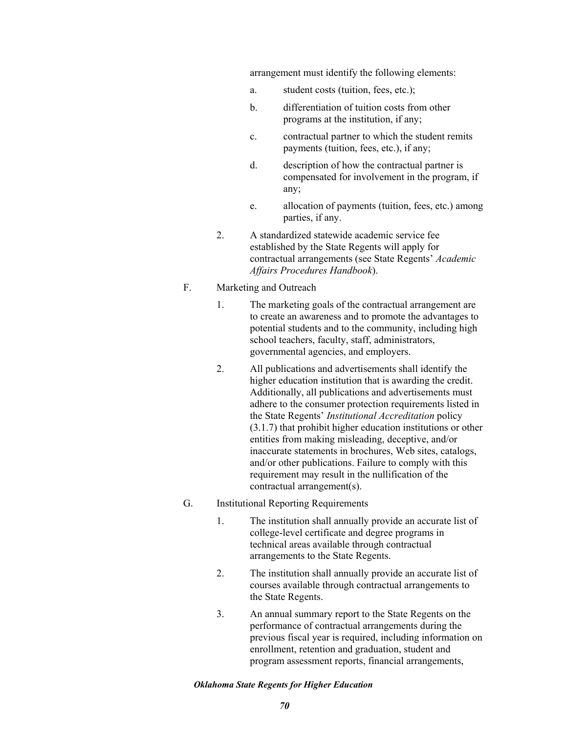arrangement must identify the following elements:

a. student costs (tuition, fees, etc.);

b. differentiation of tuition costs from other programs at the institution, if any;

c. contractual partner to which the student remits payments (tuition, fees, etc.), if any;

d. description of how the contractual partner is compensated for involvement in the program, if any;

e. allocation of payments (tuition, fees, etc.) among parties, if any.

2. A standardized statewide academic service fee established by the State Regents will apply for contractual arrangements (see State Regents' *Academic Affairs Procedures Handbook*).

F. Marketing and Outreach

1. The marketing goals of the contractual arrangement are to create an awareness and to promote the advantages to potential students and to the community, including high school teachers, faculty, staff, administrators, governmental agencies, and employers.

2. All publications and advertisements shall identify the higher education institution that is awarding the credit. Additionally, all publications and advertisements must adhere to the consumer protection requirements listed in the State Regents' *Institutional Accreditation* policy (3.1.7) that prohibit higher education institutions or other entities from making misleading, deceptive, and/or inaccurate statements in brochures, Web sites, catalogs, and/or other publications. Failure to comply with this requirement may result in the nullification of the contractual arrangement(s).

G. Institutional Reporting Requirements

1. The institution shall annually provide an accurate list of college-level certificate and degree programs in technical areas available through contractual arrangements to the State Regents.

2. The institution shall annually provide an accurate list of courses available through contractual arrangements to the State Regents.

3. An annual summary report to the State Regents on the performance of contractual arrangements during the previous fiscal year is required, including information on enrollment, retention and graduation, student and program assessment reports, financial arrangements,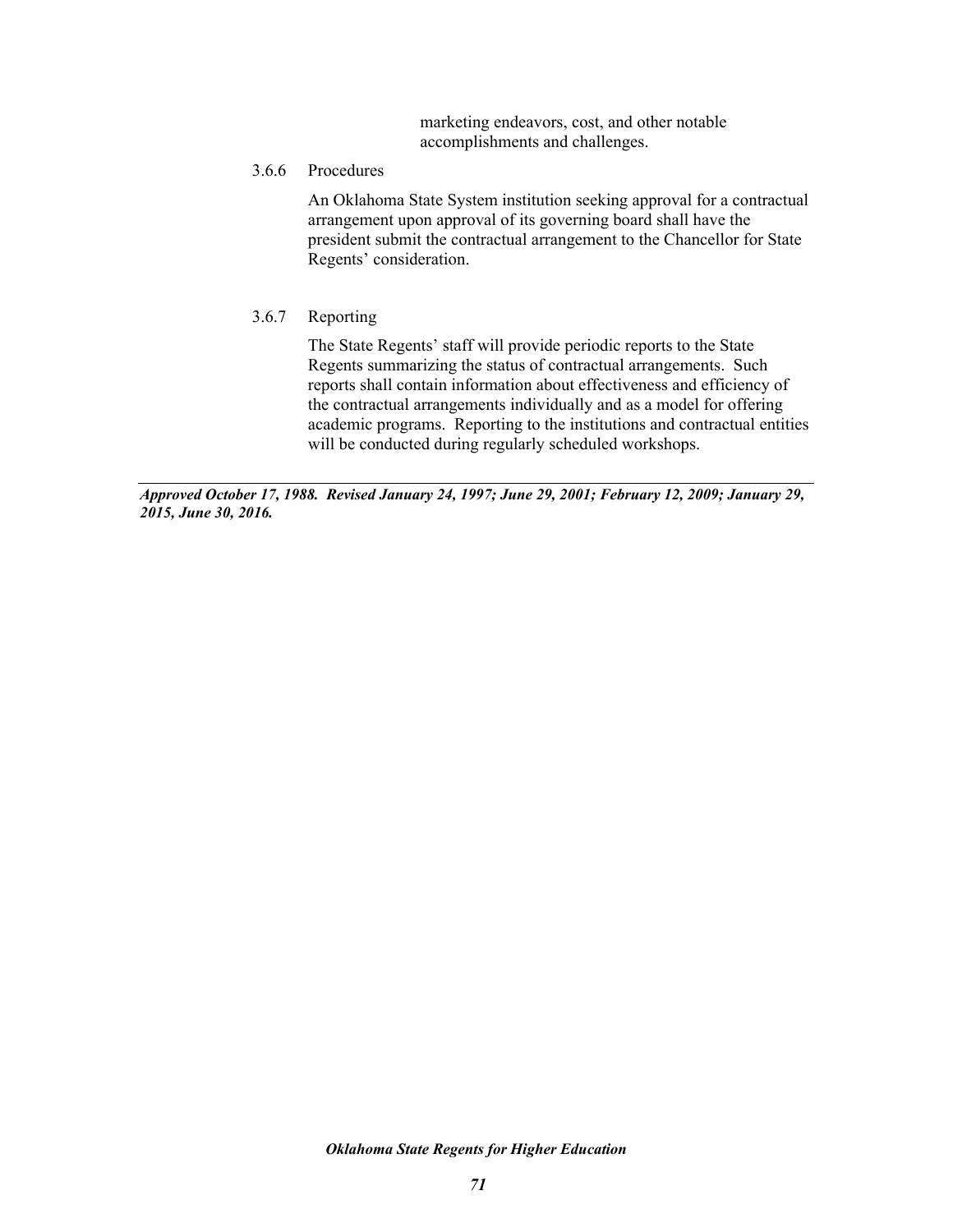marketing endeavors, cost, and other notable accomplishments and challenges.

3.6.6 Procedures

An Oklahoma State System institution seeking approval for a contractual arrangement upon approval of its governing board shall have the president submit the contractual arrangement to the Chancellor for State Regents' consideration.

3.6.7 Reporting

The State Regents' staff will provide periodic reports to the State Regents summarizing the status of contractual arrangements. Such reports shall contain information about effectiveness and efficiency of the contractual arrangements individually and as a model for offering academic programs. Reporting to the institutions and contractual entities will be conducted during regularly scheduled workshops.

---

***Approved October 17, 1988. Revised January 24, 1997; June 29, 2001; February 12, 2009; January 29, 2015, June 30, 2016.***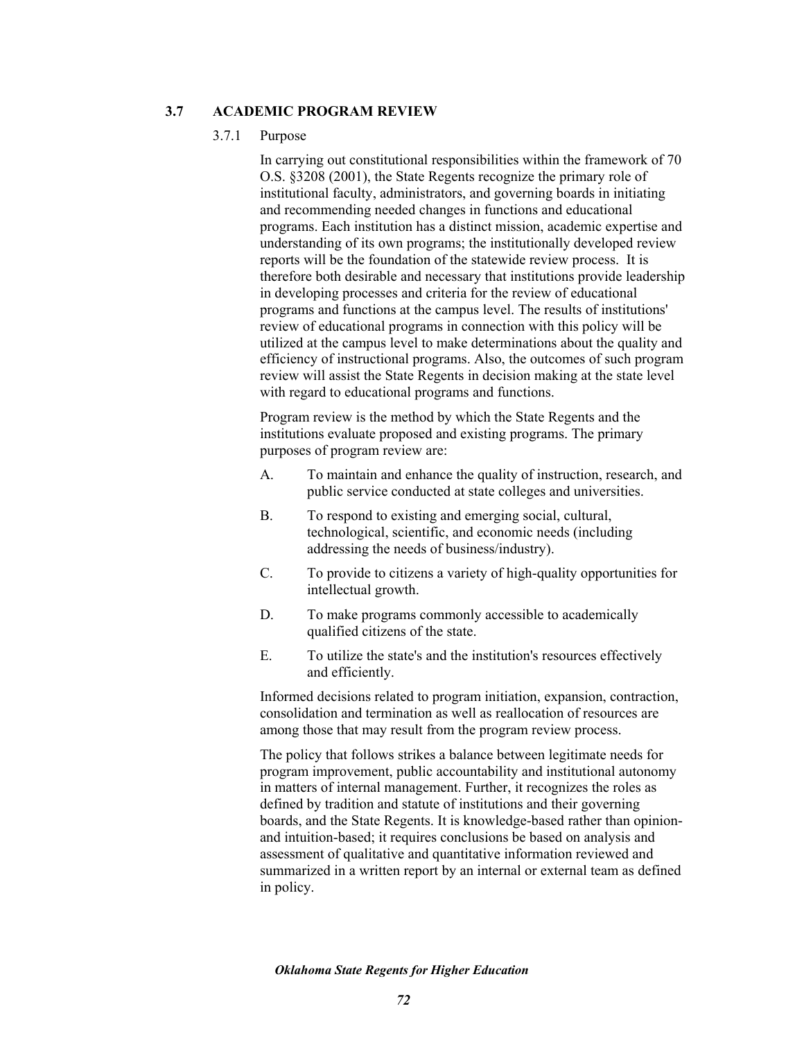## 3.7 ACADEMIC PROGRAM REVIEW

### 3.7.1 Purpose

In carrying out constitutional responsibilities within the framework of 70 O.S. §3208 (2001), the State Regents recognize the primary role of institutional faculty, administrators, and governing boards in initiating and recommending needed changes in functions and educational programs. Each institution has a distinct mission, academic expertise and understanding of its own programs; the institutionally developed review reports will be the foundation of the statewide review process. It is therefore both desirable and necessary that institutions provide leadership in developing processes and criteria for the review of educational programs and functions at the campus level. The results of institutions' review of educational programs in connection with this policy will be utilized at the campus level to make determinations about the quality and efficiency of instructional programs. Also, the outcomes of such program review will assist the State Regents in decision making at the state level with regard to educational programs and functions.

Program review is the method by which the State Regents and the institutions evaluate proposed and existing programs. The primary purposes of program review are:

A. To maintain and enhance the quality of instruction, research, and public service conducted at state colleges and universities.

B. To respond to existing and emerging social, cultural, technological, scientific, and economic needs (including addressing the needs of business/industry).

C. To provide to citizens a variety of high-quality opportunities for intellectual growth.

D. To make programs commonly accessible to academically qualified citizens of the state.

E. To utilize the state's and the institution's resources effectively and efficiently.

Informed decisions related to program initiation, expansion, contraction, consolidation and termination as well as reallocation of resources are among those that may result from the program review process.

The policy that follows strikes a balance between legitimate needs for program improvement, public accountability and institutional autonomy in matters of internal management. Further, it recognizes the roles as defined by tradition and statute of institutions and their governing boards, and the State Regents. It is knowledge-based rather than opinion- and intuition-based; it requires conclusions be based on analysis and assessment of qualitative and quantitative information reviewed and summarized in a written report by an internal or external team as defined in policy.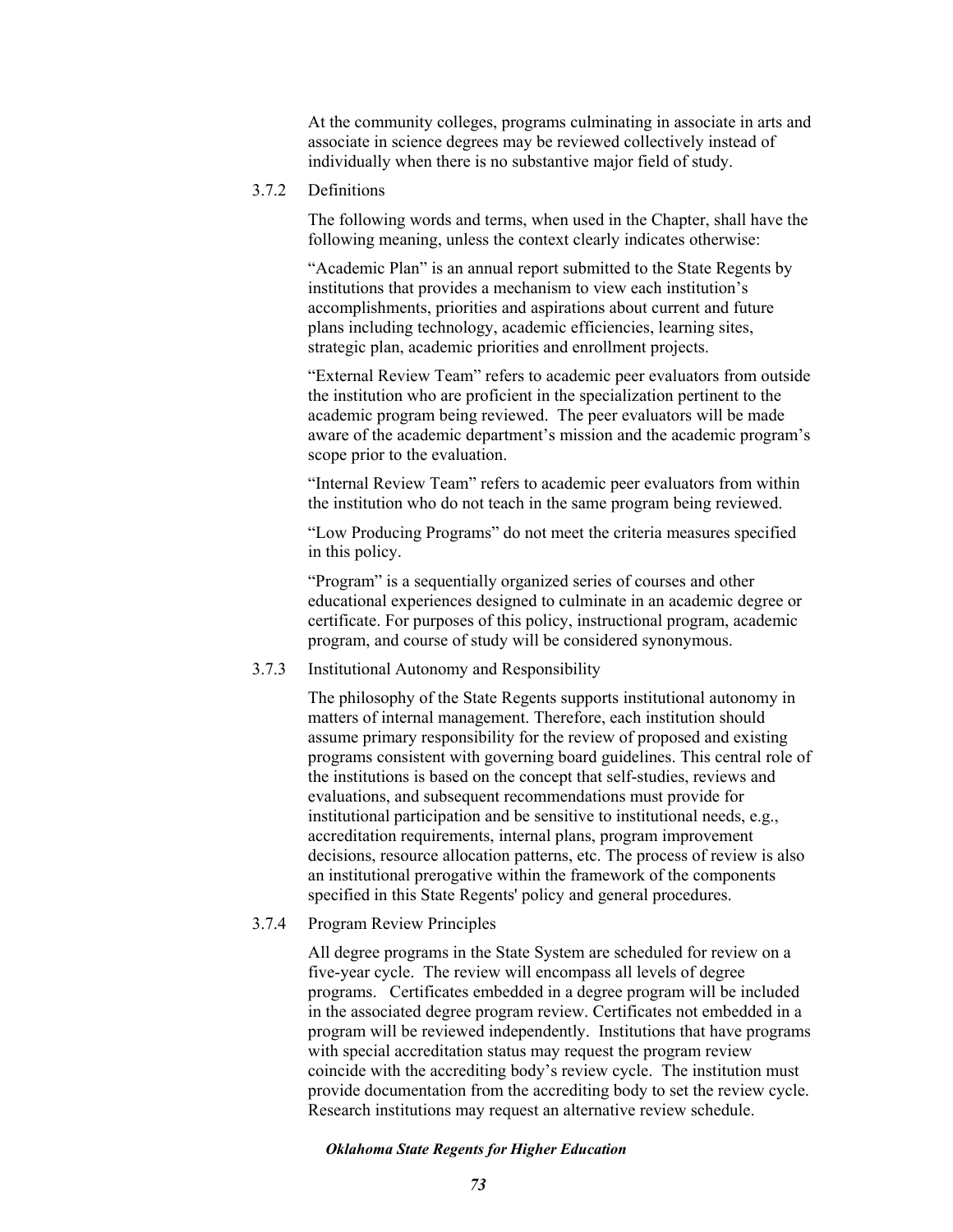At the community colleges, programs culminating in associate in arts and associate in science degrees may be reviewed collectively instead of individually when there is no substantive major field of study.

### 3.7.2 Definitions

The following words and terms, when used in the Chapter, shall have the following meaning, unless the context clearly indicates otherwise:

"Academic Plan" is an annual report submitted to the State Regents by institutions that provides a mechanism to view each institution's accomplishments, priorities and aspirations about current and future plans including technology, academic efficiencies, learning sites, strategic plan, academic priorities and enrollment projects.

"External Review Team" refers to academic peer evaluators from outside the institution who are proficient in the specialization pertinent to the academic program being reviewed. The peer evaluators will be made aware of the academic department's mission and the academic program's scope prior to the evaluation.

"Internal Review Team" refers to academic peer evaluators from within the institution who do not teach in the same program being reviewed.

"Low Producing Programs" do not meet the criteria measures specified in this policy.

"Program" is a sequentially organized series of courses and other educational experiences designed to culminate in an academic degree or certificate. For purposes of this policy, instructional program, academic program, and course of study will be considered synonymous.

### 3.7.3 Institutional Autonomy and Responsibility

The philosophy of the State Regents supports institutional autonomy in matters of internal management. Therefore, each institution should assume primary responsibility for the review of proposed and existing programs consistent with governing board guidelines. This central role of the institutions is based on the concept that self-studies, reviews and evaluations, and subsequent recommendations must provide for institutional participation and be sensitive to institutional needs, e.g., accreditation requirements, internal plans, program improvement decisions, resource allocation patterns, etc. The process of review is also an institutional prerogative within the framework of the components specified in this State Regents' policy and general procedures.

### 3.7.4 Program Review Principles

All degree programs in the State System are scheduled for review on a five-year cycle. The review will encompass all levels of degree programs. Certificates embedded in a degree program will be included in the associated degree program review. Certificates not embedded in a program will be reviewed independently. Institutions that have programs with special accreditation status may request the program review coincide with the accrediting body's review cycle. The institution must provide documentation from the accrediting body to set the review cycle. Research institutions may request an alternative review schedule.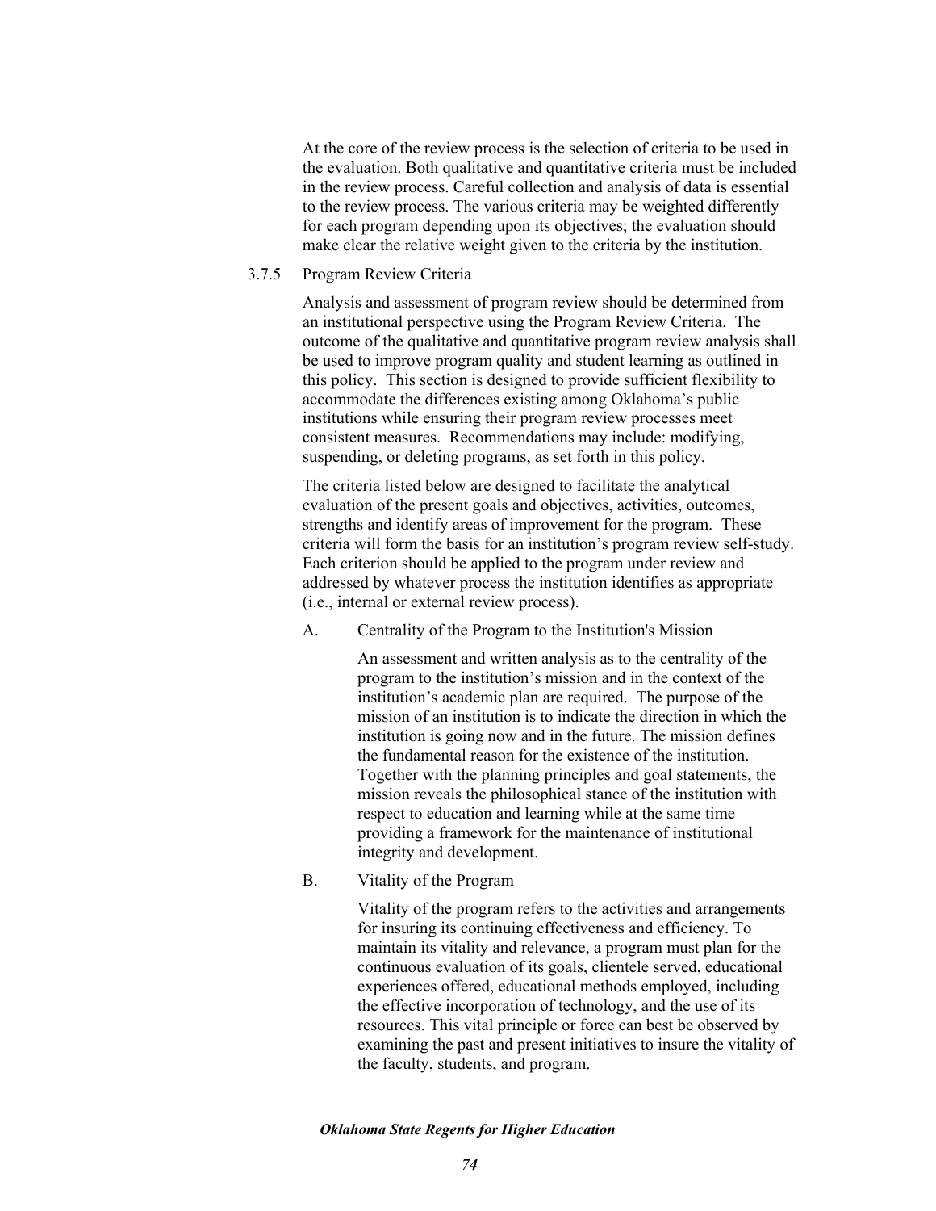At the core of the review process is the selection of criteria to be used in the evaluation. Both qualitative and quantitative criteria must be included in the review process. Careful collection and analysis of data is essential to the review process. The various criteria may be weighted differently for each program depending upon its objectives; the evaluation should make clear the relative weight given to the criteria by the institution.

### 3.7.5 Program Review Criteria

Analysis and assessment of program review should be determined from an institutional perspective using the Program Review Criteria. The outcome of the qualitative and quantitative program review analysis shall be used to improve program quality and student learning as outlined in this policy. This section is designed to provide sufficient flexibility to accommodate the differences existing among Oklahoma's public institutions while ensuring their program review processes meet consistent measures. Recommendations may include: modifying, suspending, or deleting programs, as set forth in this policy.

The criteria listed below are designed to facilitate the analytical evaluation of the present goals and objectives, activities, outcomes, strengths and identify areas of improvement for the program. These criteria will form the basis for an institution's program review self-study. Each criterion should be applied to the program under review and addressed by whatever process the institution identifies as appropriate (i.e., internal or external review process).

A. Centrality of the Program to the Institution's Mission

An assessment and written analysis as to the centrality of the program to the institution's mission and in the context of the institution's academic plan are required. The purpose of the mission of an institution is to indicate the direction in which the institution is going now and in the future. The mission defines the fundamental reason for the existence of the institution. Together with the planning principles and goal statements, the mission reveals the philosophical stance of the institution with respect to education and learning while at the same time providing a framework for the maintenance of institutional integrity and development.

B. Vitality of the Program

Vitality of the program refers to the activities and arrangements for insuring its continuing effectiveness and efficiency. To maintain its vitality and relevance, a program must plan for the continuous evaluation of its goals, clientele served, educational experiences offered, educational methods employed, including the effective incorporation of technology, and the use of its resources. This vital principle or force can best be observed by examining the past and present initiatives to insure the vitality of the faculty, students, and program.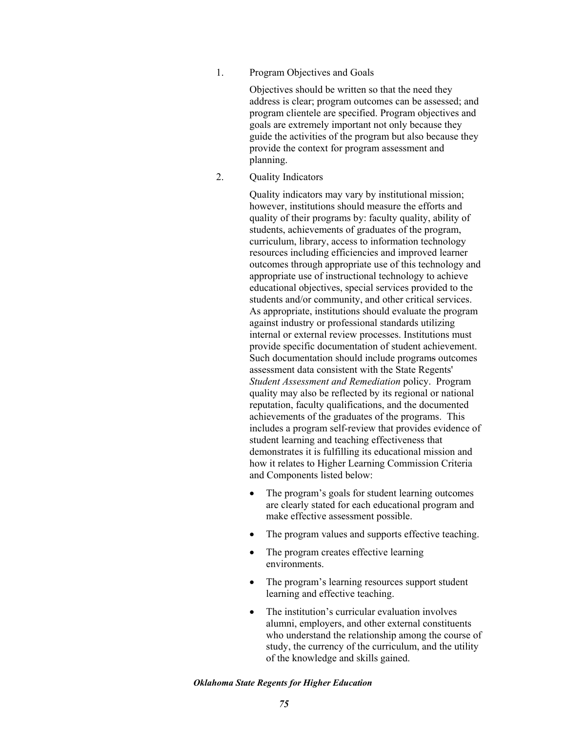1. Program Objectives and Goals

   Objectives should be written so that the need they address is clear; program outcomes can be assessed; and program clientele are specified. Program objectives and goals are extremely important not only because they guide the activities of the program but also because they provide the context for program assessment and planning.

2. Quality Indicators

   Quality indicators may vary by institutional mission; however, institutions should measure the efforts and quality of their programs by: faculty quality, ability of students, achievements of graduates of the program, curriculum, library, access to information technology resources including efficiencies and improved learner outcomes through appropriate use of this technology and appropriate use of instructional technology to achieve educational objectives, special services provided to the students and/or community, and other critical services. As appropriate, institutions should evaluate the program against industry or professional standards utilizing internal or external review processes. Institutions must provide specific documentation of student achievement. Such documentation should include programs outcomes assessment data consistent with the State Regents' *Student Assessment and Remediation* policy. Program quality may also be reflected by its regional or national reputation, faculty qualifications, and the documented achievements of the graduates of the programs. This includes a program self-review that provides evidence of student learning and teaching effectiveness that demonstrates it is fulfilling its educational mission and how it relates to Higher Learning Commission Criteria and Components listed below:

   - The program's goals for student learning outcomes are clearly stated for each educational program and make effective assessment possible.
   - The program values and supports effective teaching.
   - The program creates effective learning environments.
   - The program's learning resources support student learning and effective teaching.
   - The institution's curricular evaluation involves alumni, employers, and other external constituents who understand the relationship among the course of study, the currency of the curriculum, and the utility of the knowledge and skills gained.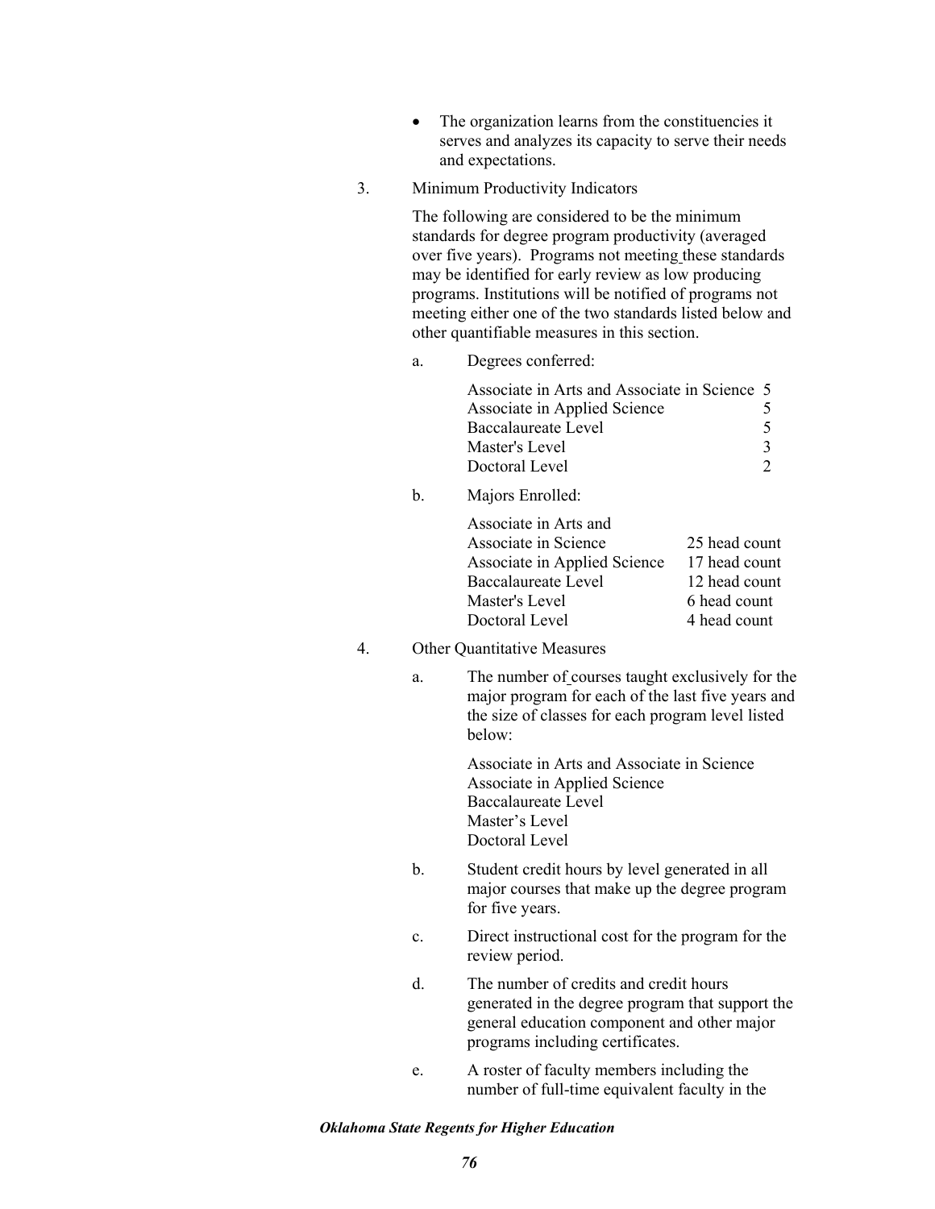- The organization learns from the constituencies it serves and analyzes its capacity to serve their needs and expectations.

3. Minimum Productivity Indicators

   The following are considered to be the minimum standards for degree program productivity (averaged over five years). Programs not meeting these standards may be identified for early review as low producing programs. Institutions will be notified of programs not meeting either one of the two standards listed below and other quantifiable measures in this section.

   a. Degrees conferred:

   | | |
   |---|---|
   | Associate in Arts and Associate in Science | 5 |
   | Associate in Applied Science | 5 |
   | Baccalaureate Level | 5 |
   | Master's Level | 3 |
   | Doctoral Level | 2 |

   b. Majors Enrolled:

   | | |
   |---|---|
   | Associate in Arts and Associate in Science | 25 head count |
   | Associate in Applied Science | 17 head count |
   | Baccalaureate Level | 12 head count |
   | Master's Level | 6 head count |
   | Doctoral Level | 4 head count |

4. Other Quantitative Measures

   a. The number of courses taught exclusively for the major program for each of the last five years and the size of classes for each program level listed below:

      Associate in Arts and Associate in Science
      Associate in Applied Science
      Baccalaureate Level
      Master's Level
      Doctoral Level

   b. Student credit hours by level generated in all major courses that make up the degree program for five years.

   c. Direct instructional cost for the program for the review period.

   d. The number of credits and credit hours generated in the degree program that support the general education component and other major programs including certificates.

   e. A roster of faculty members including the number of full-time equivalent faculty in the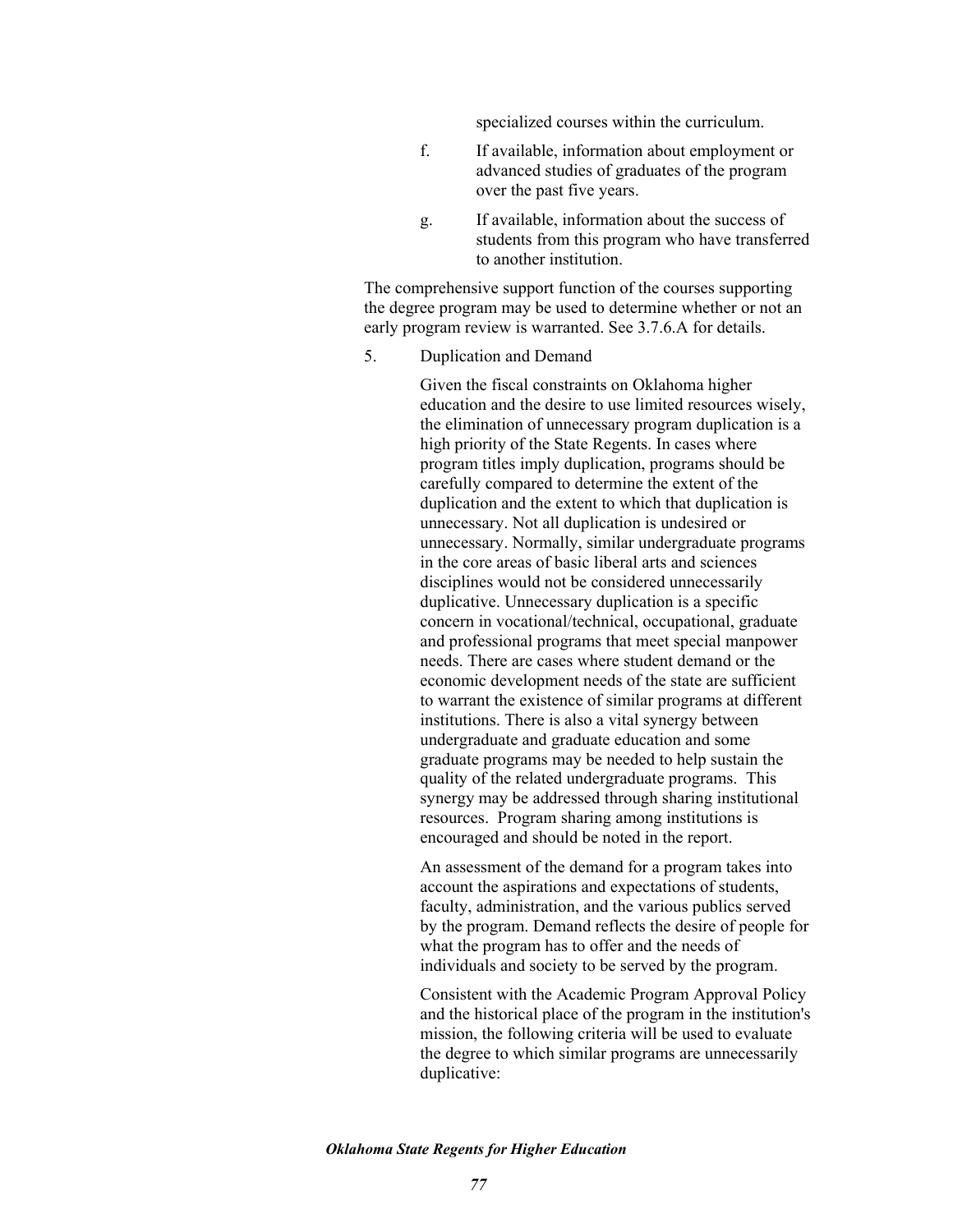specialized courses within the curriculum.

f. If available, information about employment or advanced studies of graduates of the program over the past five years.

g. If available, information about the success of students from this program who have transferred to another institution.

The comprehensive support function of the courses supporting the degree program may be used to determine whether or not an early program review is warranted. See 3.7.6.A for details.

5. Duplication and Demand

Given the fiscal constraints on Oklahoma higher education and the desire to use limited resources wisely, the elimination of unnecessary program duplication is a high priority of the State Regents. In cases where program titles imply duplication, programs should be carefully compared to determine the extent of the duplication and the extent to which that duplication is unnecessary. Not all duplication is undesired or unnecessary. Normally, similar undergraduate programs in the core areas of basic liberal arts and sciences disciplines would not be considered unnecessarily duplicative. Unnecessary duplication is a specific concern in vocational/technical, occupational, graduate and professional programs that meet special manpower needs. There are cases where student demand or the economic development needs of the state are sufficient to warrant the existence of similar programs at different institutions. There is also a vital synergy between undergraduate and graduate education and some graduate programs may be needed to help sustain the quality of the related undergraduate programs. This synergy may be addressed through sharing institutional resources. Program sharing among institutions is encouraged and should be noted in the report.

An assessment of the demand for a program takes into account the aspirations and expectations of students, faculty, administration, and the various publics served by the program. Demand reflects the desire of people for what the program has to offer and the needs of individuals and society to be served by the program.

Consistent with the Academic Program Approval Policy and the historical place of the program in the institution's mission, the following criteria will be used to evaluate the degree to which similar programs are unnecessarily duplicative: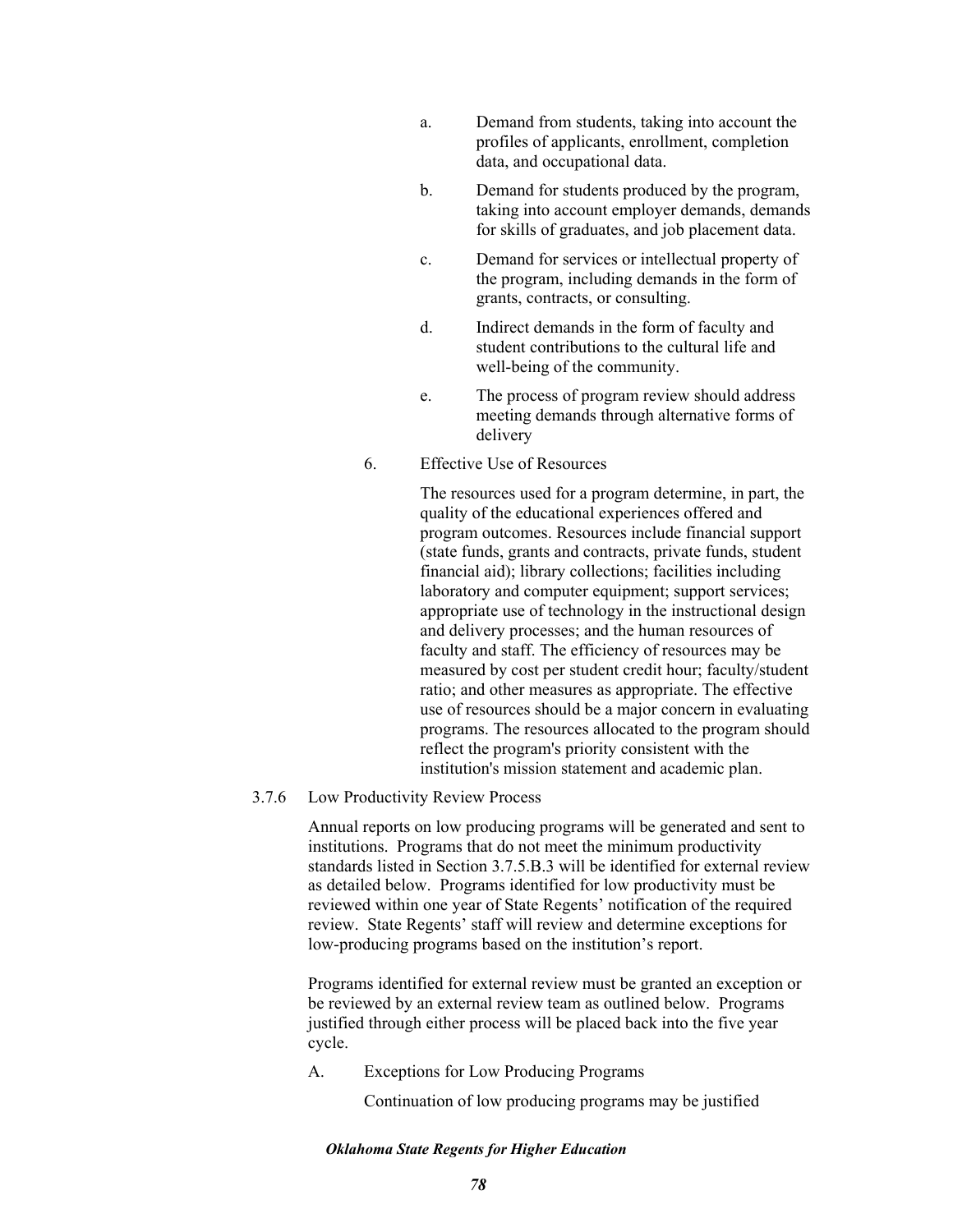a. Demand from students, taking into account the profiles of applicants, enrollment, completion data, and occupational data.

b. Demand for students produced by the program, taking into account employer demands, demands for skills of graduates, and job placement data.

c. Demand for services or intellectual property of the program, including demands in the form of grants, contracts, or consulting.

d. Indirect demands in the form of faculty and student contributions to the cultural life and well-being of the community.

e. The process of program review should address meeting demands through alternative forms of delivery

6. Effective Use of Resources

The resources used for a program determine, in part, the quality of the educational experiences offered and program outcomes. Resources include financial support (state funds, grants and contracts, private funds, student financial aid); library collections; facilities including laboratory and computer equipment; support services; appropriate use of technology in the instructional design and delivery processes; and the human resources of faculty and staff. The efficiency of resources may be measured by cost per student credit hour; faculty/student ratio; and other measures as appropriate. The effective use of resources should be a major concern in evaluating programs. The resources allocated to the program should reflect the program's priority consistent with the institution's mission statement and academic plan.

### 3.7.6 Low Productivity Review Process

Annual reports on low producing programs will be generated and sent to institutions. Programs that do not meet the minimum productivity standards listed in Section 3.7.5.B.3 will be identified for external review as detailed below. Programs identified for low productivity must be reviewed within one year of State Regents' notification of the required review. State Regents' staff will review and determine exceptions for low-producing programs based on the institution's report.

Programs identified for external review must be granted an exception or be reviewed by an external review team as outlined below. Programs justified through either process will be placed back into the five year cycle.

A. Exceptions for Low Producing Programs

Continuation of low producing programs may be justified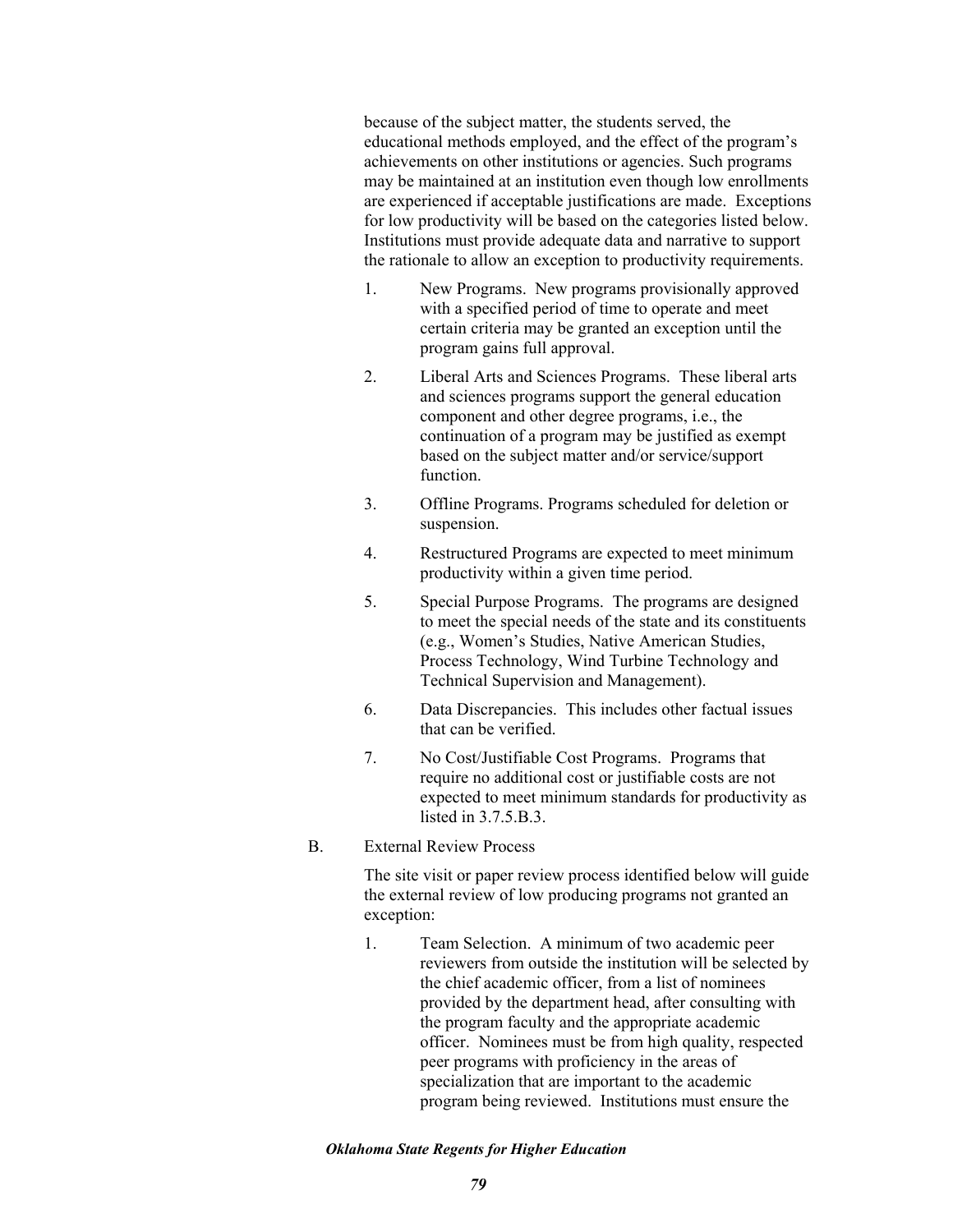because of the subject matter, the students served, the educational methods employed, and the effect of the program's achievements on other institutions or agencies. Such programs may be maintained at an institution even though low enrollments are experienced if acceptable justifications are made. Exceptions for low productivity will be based on the categories listed below. Institutions must provide adequate data and narrative to support the rationale to allow an exception to productivity requirements.

1. New Programs. New programs provisionally approved with a specified period of time to operate and meet certain criteria may be granted an exception until the program gains full approval.

2. Liberal Arts and Sciences Programs. These liberal arts and sciences programs support the general education component and other degree programs, i.e., the continuation of a program may be justified as exempt based on the subject matter and/or service/support function.

3. Offline Programs. Programs scheduled for deletion or suspension.

4. Restructured Programs are expected to meet minimum productivity within a given time period.

5. Special Purpose Programs. The programs are designed to meet the special needs of the state and its constituents (e.g., Women's Studies, Native American Studies, Process Technology, Wind Turbine Technology and Technical Supervision and Management).

6. Data Discrepancies. This includes other factual issues that can be verified.

7. No Cost/Justifiable Cost Programs. Programs that require no additional cost or justifiable costs are not expected to meet minimum standards for productivity as listed in 3.7.5.B.3.

B. External Review Process

The site visit or paper review process identified below will guide the external review of low producing programs not granted an exception:

1. Team Selection. A minimum of two academic peer reviewers from outside the institution will be selected by the chief academic officer, from a list of nominees provided by the department head, after consulting with the program faculty and the appropriate academic officer. Nominees must be from high quality, respected peer programs with proficiency in the areas of specialization that are important to the academic program being reviewed. Institutions must ensure the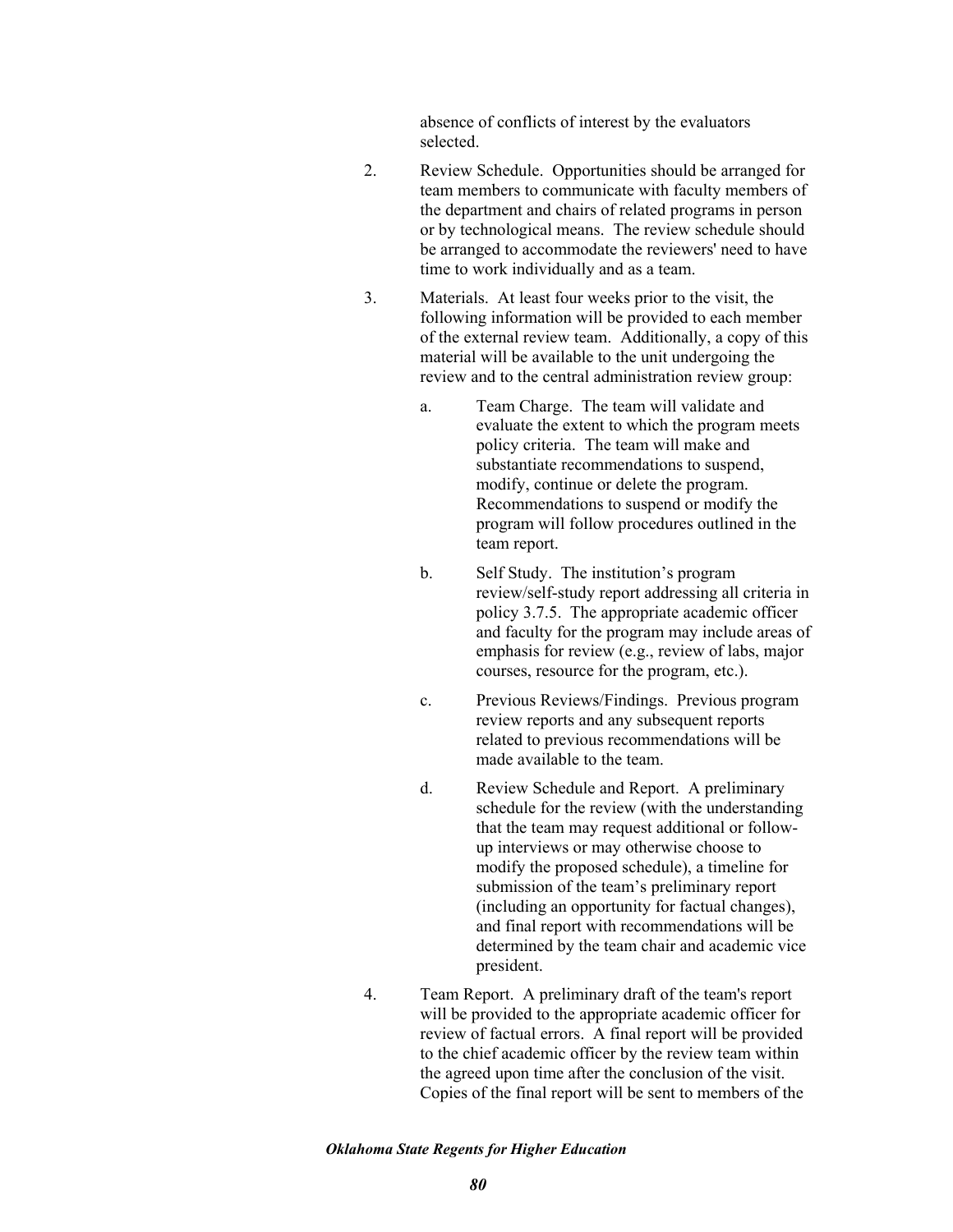absence of conflicts of interest by the evaluators selected.

2. Review Schedule. Opportunities should be arranged for team members to communicate with faculty members of the department and chairs of related programs in person or by technological means. The review schedule should be arranged to accommodate the reviewers' need to have time to work individually and as a team.

3. Materials. At least four weeks prior to the visit, the following information will be provided to each member of the external review team. Additionally, a copy of this material will be available to the unit undergoing the review and to the central administration review group:

   a. Team Charge. The team will validate and evaluate the extent to which the program meets policy criteria. The team will make and substantiate recommendations to suspend, modify, continue or delete the program. Recommendations to suspend or modify the program will follow procedures outlined in the team report.

   b. Self Study. The institution's program review/self-study report addressing all criteria in policy 3.7.5. The appropriate academic officer and faculty for the program may include areas of emphasis for review (e.g., review of labs, major courses, resource for the program, etc.).

   c. Previous Reviews/Findings. Previous program review reports and any subsequent reports related to previous recommendations will be made available to the team.

   d. Review Schedule and Report. A preliminary schedule for the review (with the understanding that the team may request additional or follow-up interviews or may otherwise choose to modify the proposed schedule), a timeline for submission of the team's preliminary report (including an opportunity for factual changes), and final report with recommendations will be determined by the team chair and academic vice president.

4. Team Report. A preliminary draft of the team's report will be provided to the appropriate academic officer for review of factual errors. A final report will be provided to the chief academic officer by the review team within the agreed upon time after the conclusion of the visit. Copies of the final report will be sent to members of the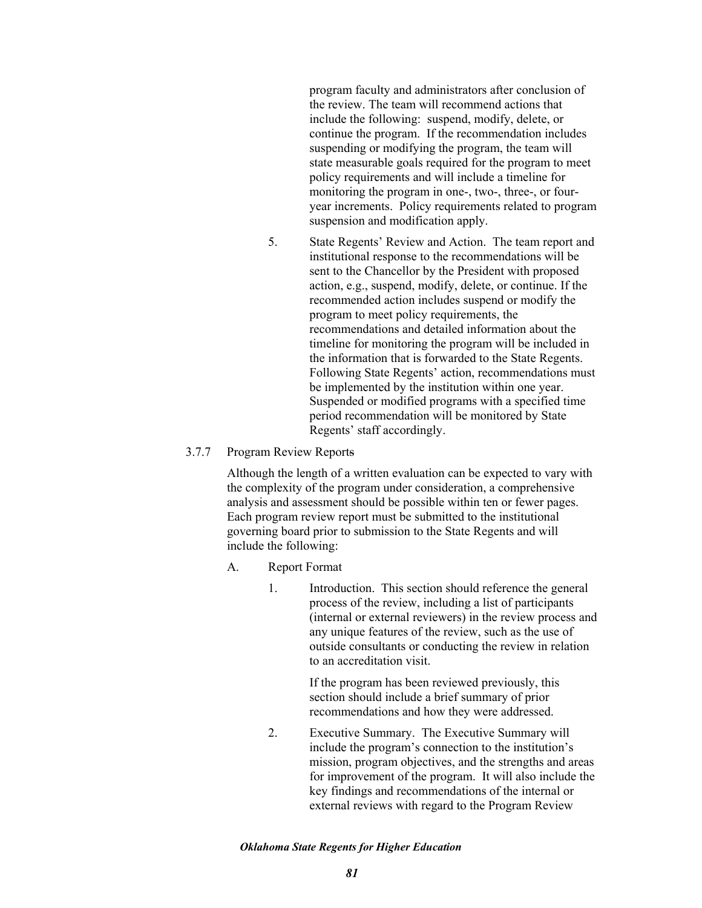program faculty and administrators after conclusion of the review. The team will recommend actions that include the following: suspend, modify, delete, or continue the program. If the recommendation includes suspending or modifying the program, the team will state measurable goals required for the program to meet policy requirements and will include a timeline for monitoring the program in one-, two-, three-, or four-year increments. Policy requirements related to program suspension and modification apply.

5. State Regents' Review and Action. The team report and institutional response to the recommendations will be sent to the Chancellor by the President with proposed action, e.g., suspend, modify, delete, or continue. If the recommended action includes suspend or modify the program to meet policy requirements, the recommendations and detailed information about the timeline for monitoring the program will be included in the information that is forwarded to the State Regents. Following State Regents' action, recommendations must be implemented by the institution within one year. Suspended or modified programs with a specified time period recommendation will be monitored by State Regents' staff accordingly.

### 3.7.7 Program Review Reports

Although the length of a written evaluation can be expected to vary with the complexity of the program under consideration, a comprehensive analysis and assessment should be possible within ten or fewer pages. Each program review report must be submitted to the institutional governing board prior to submission to the State Regents and will include the following:

A. Report Format

1. Introduction. This section should reference the general process of the review, including a list of participants (internal or external reviewers) in the review process and any unique features of the review, such as the use of outside consultants or conducting the review in relation to an accreditation visit.

   If the program has been reviewed previously, this section should include a brief summary of prior recommendations and how they were addressed.

2. Executive Summary. The Executive Summary will include the program's connection to the institution's mission, program objectives, and the strengths and areas for improvement of the program. It will also include the key findings and recommendations of the internal or external reviews with regard to the Program Review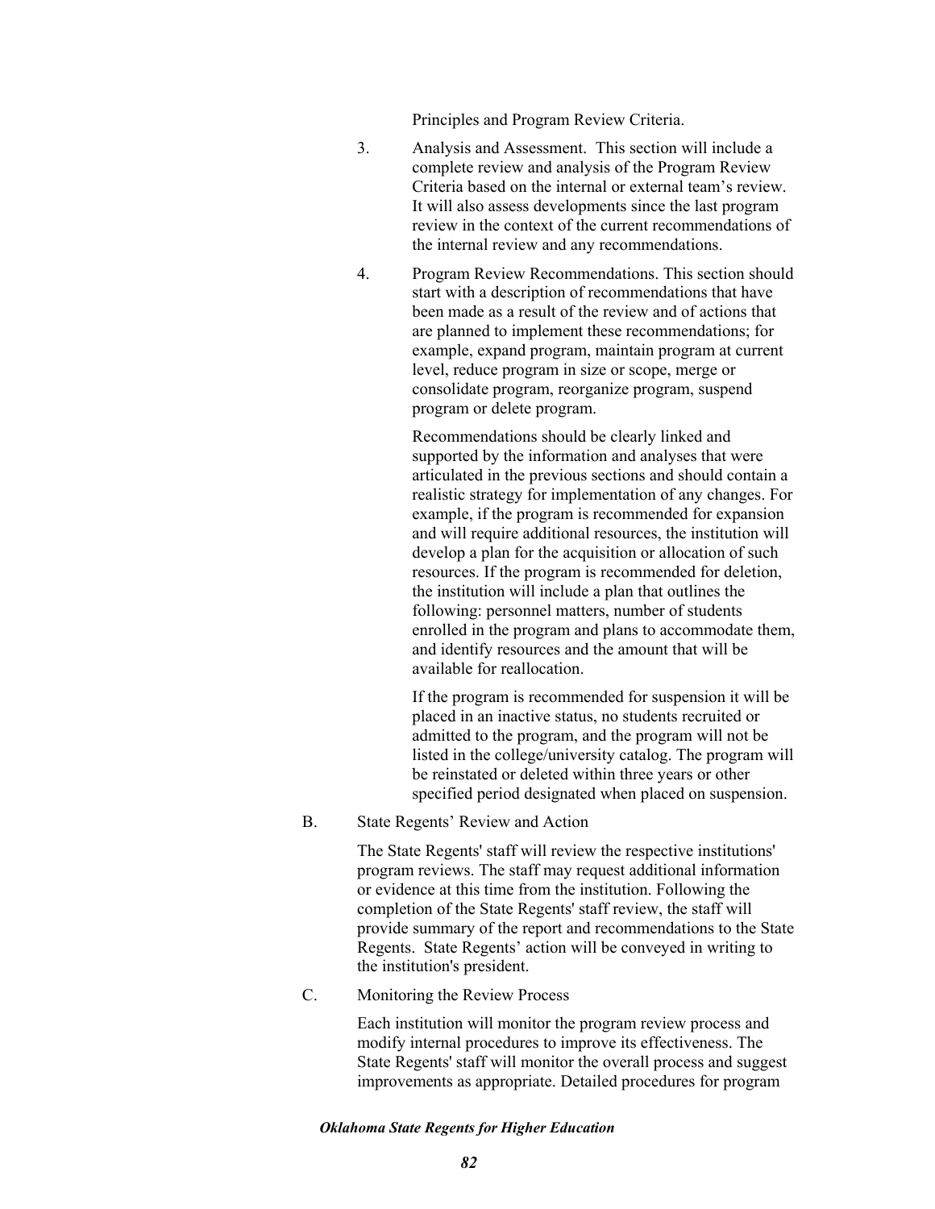Principles and Program Review Criteria.

3. Analysis and Assessment. This section will include a complete review and analysis of the Program Review Criteria based on the internal or external team's review. It will also assess developments since the last program review in the context of the current recommendations of the internal review and any recommendations.

4. Program Review Recommendations. This section should start with a description of recommendations that have been made as a result of the review and of actions that are planned to implement these recommendations; for example, expand program, maintain program at current level, reduce program in size or scope, merge or consolidate program, reorganize program, suspend program or delete program.

   Recommendations should be clearly linked and supported by the information and analyses that were articulated in the previous sections and should contain a realistic strategy for implementation of any changes. For example, if the program is recommended for expansion and will require additional resources, the institution will develop a plan for the acquisition or allocation of such resources. If the program is recommended for deletion, the institution will include a plan that outlines the following: personnel matters, number of students enrolled in the program and plans to accommodate them, and identify resources and the amount that will be available for reallocation.

   If the program is recommended for suspension it will be placed in an inactive status, no students recruited or admitted to the program, and the program will not be listed in the college/university catalog. The program will be reinstated or deleted within three years or other specified period designated when placed on suspension.

B. State Regents' Review and Action

   The State Regents' staff will review the respective institutions' program reviews. The staff may request additional information or evidence at this time from the institution. Following the completion of the State Regents' staff review, the staff will provide summary of the report and recommendations to the State Regents. State Regents' action will be conveyed in writing to the institution's president.

C. Monitoring the Review Process

   Each institution will monitor the program review process and modify internal procedures to improve its effectiveness. The State Regents' staff will monitor the overall process and suggest improvements as appropriate. Detailed procedures for program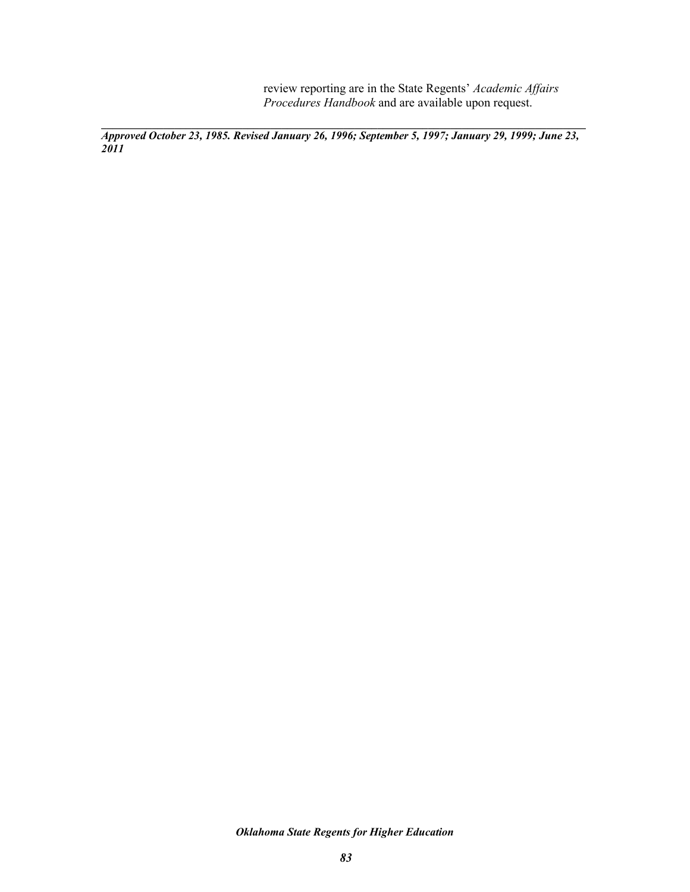review reporting are in the State Regents' *Academic Affairs Procedures Handbook* and are available upon request.

---

***Approved October 23, 1985. Revised January 26, 1996; September 5, 1997; January 29, 1999; June 23, 2011***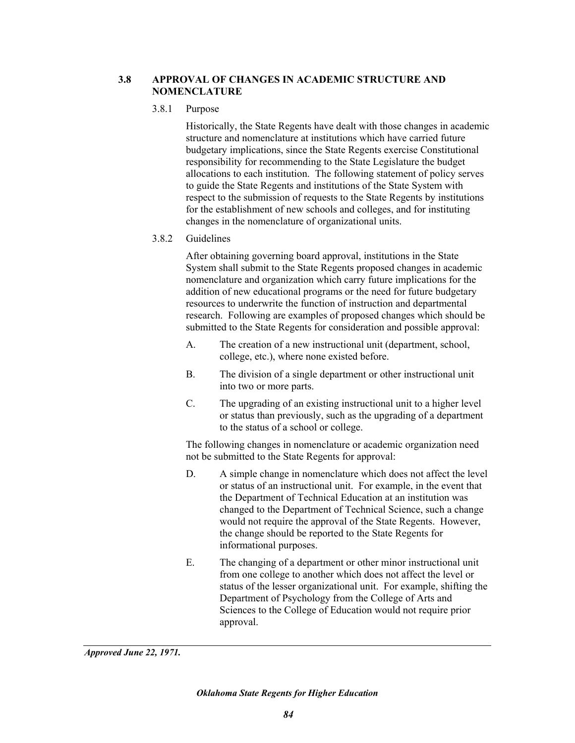## 3.8 APPROVAL OF CHANGES IN ACADEMIC STRUCTURE AND NOMENCLATURE

### 3.8.1 Purpose

Historically, the State Regents have dealt with those changes in academic structure and nomenclature at institutions which have carried future budgetary implications, since the State Regents exercise Constitutional responsibility for recommending to the State Legislature the budget allocations to each institution. The following statement of policy serves to guide the State Regents and institutions of the State System with respect to the submission of requests to the State Regents by institutions for the establishment of new schools and colleges, and for instituting changes in the nomenclature of organizational units.

### 3.8.2 Guidelines

After obtaining governing board approval, institutions in the State System shall submit to the State Regents proposed changes in academic nomenclature and organization which carry future implications for the addition of new educational programs or the need for future budgetary resources to underwrite the function of instruction and departmental research. Following are examples of proposed changes which should be submitted to the State Regents for consideration and possible approval:

A. The creation of a new instructional unit (department, school, college, etc.), where none existed before.

B. The division of a single department or other instructional unit into two or more parts.

C. The upgrading of an existing instructional unit to a higher level or status than previously, such as the upgrading of a department to the status of a school or college.

The following changes in nomenclature or academic organization need not be submitted to the State Regents for approval:

D. A simple change in nomenclature which does not affect the level or status of an instructional unit. For example, in the event that the Department of Technical Education at an institution was changed to the Department of Technical Science, such a change would not require the approval of the State Regents. However, the change should be reported to the State Regents for informational purposes.

E. The changing of a department or other minor instructional unit from one college to another which does not affect the level or status of the lesser organizational unit. For example, shifting the Department of Psychology from the College of Arts and Sciences to the College of Education would not require prior approval.

---

***Approved June 22, 1971.***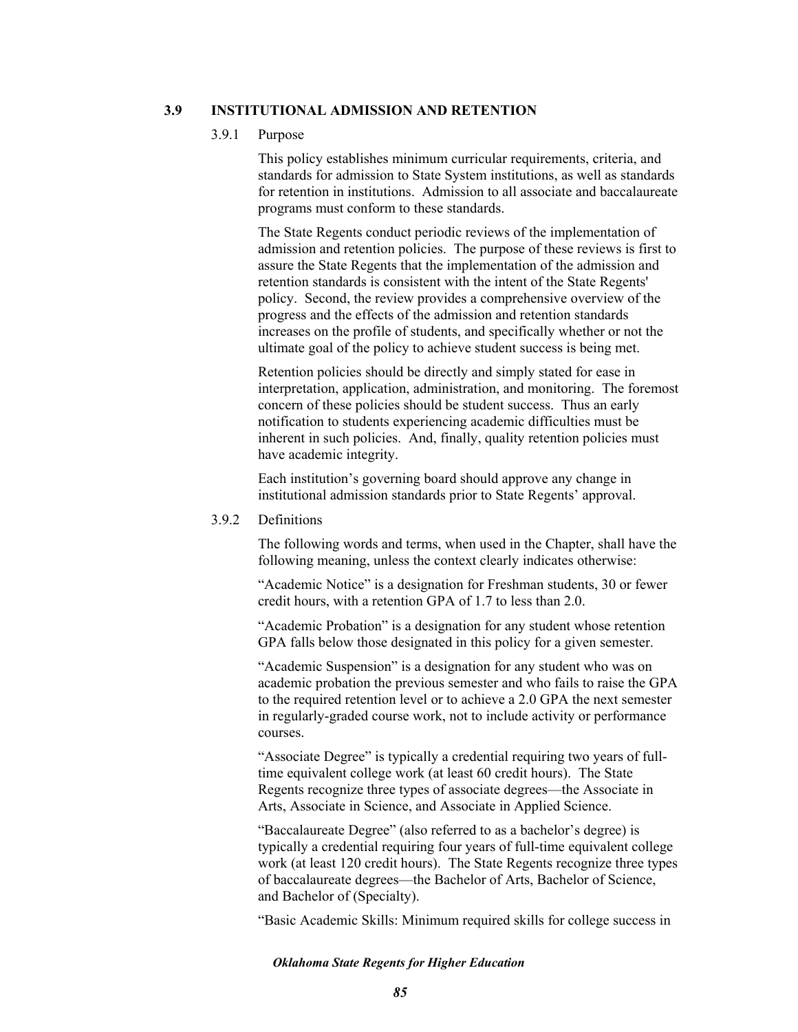## 3.9 INSTITUTIONAL ADMISSION AND RETENTION

### 3.9.1 Purpose

This policy establishes minimum curricular requirements, criteria, and standards for admission to State System institutions, as well as standards for retention in institutions. Admission to all associate and baccalaureate programs must conform to these standards.

The State Regents conduct periodic reviews of the implementation of admission and retention policies. The purpose of these reviews is first to assure the State Regents that the implementation of the admission and retention standards is consistent with the intent of the State Regents' policy. Second, the review provides a comprehensive overview of the progress and the effects of the admission and retention standards increases on the profile of students, and specifically whether or not the ultimate goal of the policy to achieve student success is being met.

Retention policies should be directly and simply stated for ease in interpretation, application, administration, and monitoring. The foremost concern of these policies should be student success. Thus an early notification to students experiencing academic difficulties must be inherent in such policies. And, finally, quality retention policies must have academic integrity.

Each institution's governing board should approve any change in institutional admission standards prior to State Regents' approval.

### 3.9.2 Definitions

The following words and terms, when used in the Chapter, shall have the following meaning, unless the context clearly indicates otherwise:

"Academic Notice" is a designation for Freshman students, 30 or fewer credit hours, with a retention GPA of 1.7 to less than 2.0.

"Academic Probation" is a designation for any student whose retention GPA falls below those designated in this policy for a given semester.

"Academic Suspension" is a designation for any student who was on academic probation the previous semester and who fails to raise the GPA to the required retention level or to achieve a 2.0 GPA the next semester in regularly-graded course work, not to include activity or performance courses.

"Associate Degree" is typically a credential requiring two years of full-time equivalent college work (at least 60 credit hours). The State Regents recognize three types of associate degrees—the Associate in Arts, Associate in Science, and Associate in Applied Science.

"Baccalaureate Degree" (also referred to as a bachelor's degree) is typically a credential requiring four years of full-time equivalent college work (at least 120 credit hours). The State Regents recognize three types of baccalaureate degrees—the Bachelor of Arts, Bachelor of Science, and Bachelor of (Specialty).

"Basic Academic Skills: Minimum required skills for college success in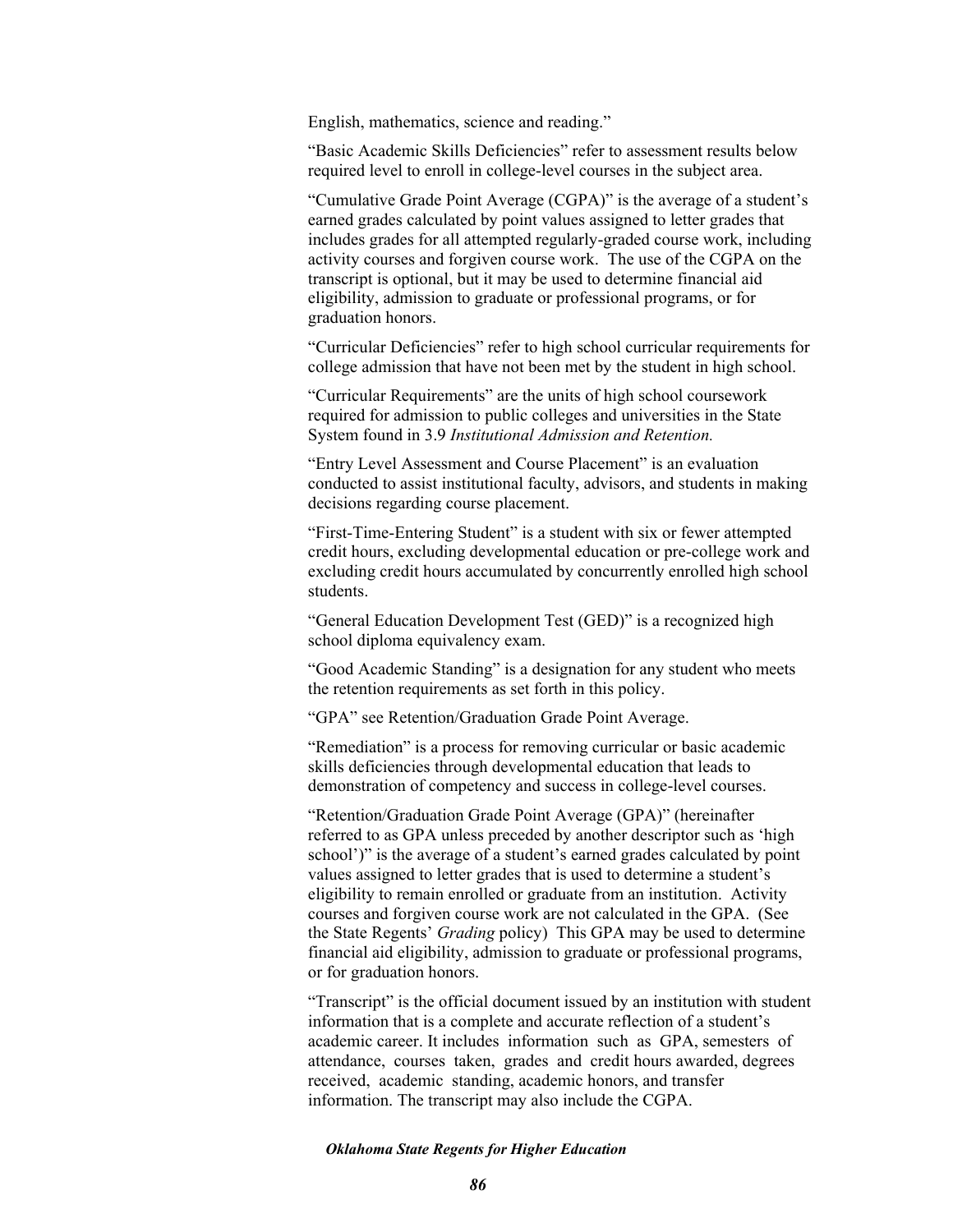English, mathematics, science and reading."

"Basic Academic Skills Deficiencies" refer to assessment results below required level to enroll in college-level courses in the subject area.

"Cumulative Grade Point Average (CGPA)" is the average of a student's earned grades calculated by point values assigned to letter grades that includes grades for all attempted regularly-graded course work, including activity courses and forgiven course work. The use of the CGPA on the transcript is optional, but it may be used to determine financial aid eligibility, admission to graduate or professional programs, or for graduation honors.

"Curricular Deficiencies" refer to high school curricular requirements for college admission that have not been met by the student in high school.

"Curricular Requirements" are the units of high school coursework required for admission to public colleges and universities in the State System found in 3.9 *Institutional Admission and Retention.*

"Entry Level Assessment and Course Placement" is an evaluation conducted to assist institutional faculty, advisors, and students in making decisions regarding course placement.

"First-Time-Entering Student" is a student with six or fewer attempted credit hours, excluding developmental education or pre-college work and excluding credit hours accumulated by concurrently enrolled high school students.

"General Education Development Test (GED)" is a recognized high school diploma equivalency exam.

"Good Academic Standing" is a designation for any student who meets the retention requirements as set forth in this policy.

"GPA" see Retention/Graduation Grade Point Average.

"Remediation" is a process for removing curricular or basic academic skills deficiencies through developmental education that leads to demonstration of competency and success in college-level courses.

"Retention/Graduation Grade Point Average (GPA)" (hereinafter referred to as GPA unless preceded by another descriptor such as 'high school')" is the average of a student's earned grades calculated by point values assigned to letter grades that is used to determine a student's eligibility to remain enrolled or graduate from an institution. Activity courses and forgiven course work are not calculated in the GPA. (See the State Regents' *Grading* policy) This GPA may be used to determine financial aid eligibility, admission to graduate or professional programs, or for graduation honors.

"Transcript" is the official document issued by an institution with student information that is a complete and accurate reflection of a student's academic career. It includes information such as GPA, semesters of attendance, courses taken, grades and credit hours awarded, degrees received, academic standing, academic honors, and transfer information. The transcript may also include the CGPA.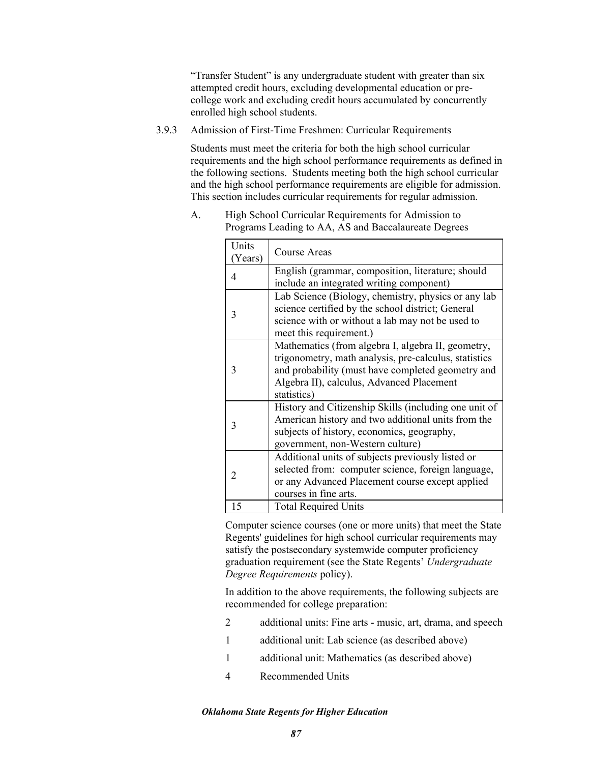"Transfer Student" is any undergraduate student with greater than six attempted credit hours, excluding developmental education or pre-college work and excluding credit hours accumulated by concurrently enrolled high school students.

3.9.3 Admission of First-Time Freshmen: Curricular Requirements

Students must meet the criteria for both the high school curricular requirements and the high school performance requirements as defined in the following sections. Students meeting both the high school curricular and the high school performance requirements are eligible for admission. This section includes curricular requirements for regular admission.

A. High School Curricular Requirements for Admission to Programs Leading to AA, AS and Baccalaureate Degrees

| Units (Years) | Course Areas |
|---|---|
| 4 | English (grammar, composition, literature; should include an integrated writing component) |
| 3 | Lab Science (Biology, chemistry, physics or any lab science certified by the school district; General science with or without a lab may not be used to meet this requirement.) |
| 3 | Mathematics (from algebra I, algebra II, geometry, trigonometry, math analysis, pre-calculus, statistics and probability (must have completed geometry and Algebra II), calculus, Advanced Placement statistics) |
| 3 | History and Citizenship Skills (including one unit of American history and two additional units from the subjects of history, economics, geography, government, non-Western culture) |
| 2 | Additional units of subjects previously listed or selected from: computer science, foreign language, or any Advanced Placement course except applied courses in fine arts. |
| 15 | Total Required Units |

Computer science courses (one or more units) that meet the State Regents' guidelines for high school curricular requirements may satisfy the postsecondary systemwide computer proficiency graduation requirement (see the State Regents' *Undergraduate Degree Requirements* policy).

In addition to the above requirements, the following subjects are recommended for college preparation:

2 additional units: Fine arts - music, art, drama, and speech

1 additional unit: Lab science (as described above)

1 additional unit: Mathematics (as described above)

4 Recommended Units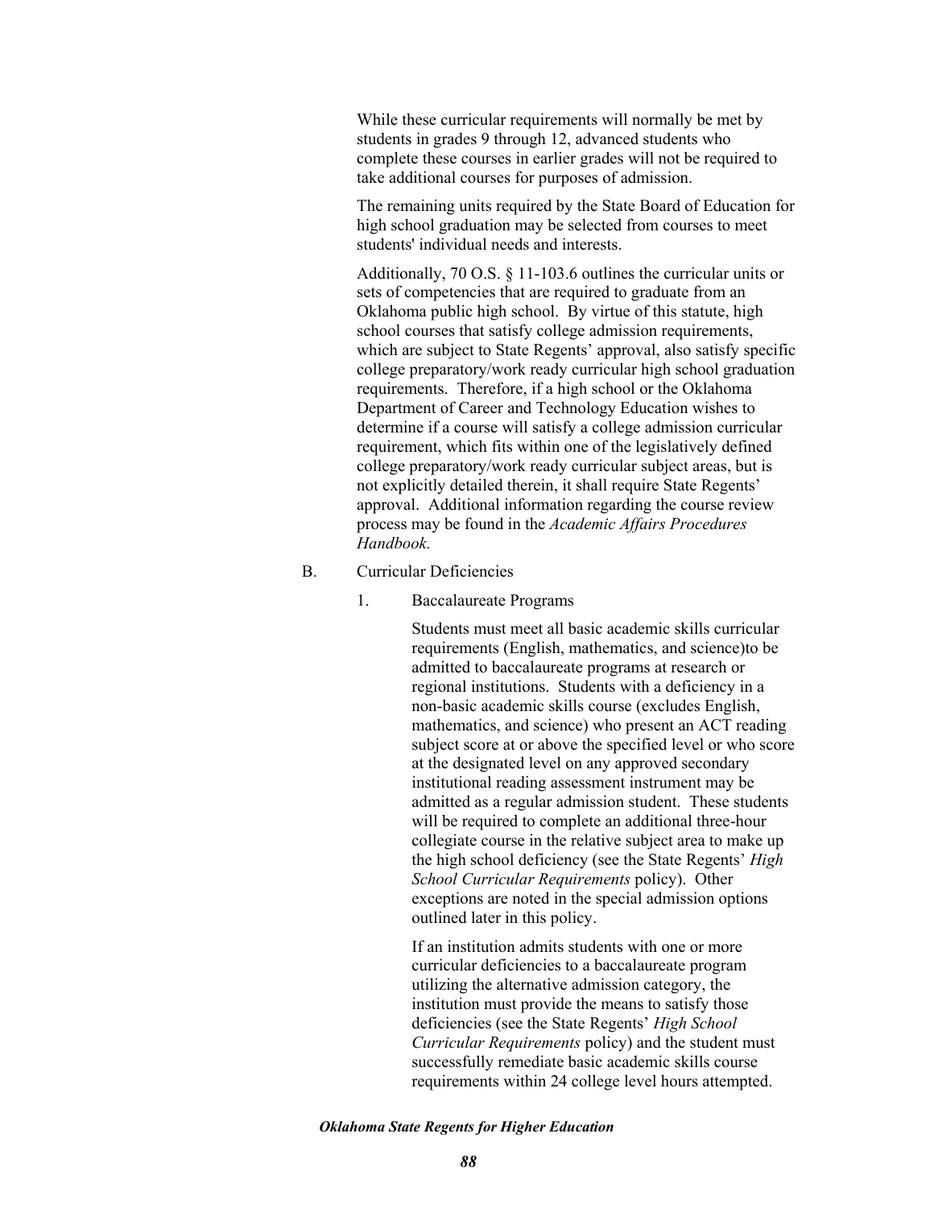While these curricular requirements will normally be met by students in grades 9 through 12, advanced students who complete these courses in earlier grades will not be required to take additional courses for purposes of admission.

The remaining units required by the State Board of Education for high school graduation may be selected from courses to meet students' individual needs and interests.

Additionally, 70 O.S. § 11-103.6 outlines the curricular units or sets of competencies that are required to graduate from an Oklahoma public high school. By virtue of this statute, high school courses that satisfy college admission requirements, which are subject to State Regents' approval, also satisfy specific college preparatory/work ready curricular high school graduation requirements. Therefore, if a high school or the Oklahoma Department of Career and Technology Education wishes to determine if a course will satisfy a college admission curricular requirement, which fits within one of the legislatively defined college preparatory/work ready curricular subject areas, but is not explicitly detailed therein, it shall require State Regents' approval. Additional information regarding the course review process may be found in the *Academic Affairs Procedures Handbook.*

B. Curricular Deficiencies

1. Baccalaureate Programs

Students must meet all basic academic skills curricular requirements (English, mathematics, and science)to be admitted to baccalaureate programs at research or regional institutions. Students with a deficiency in a non-basic academic skills course (excludes English, mathematics, and science) who present an ACT reading subject score at or above the specified level or who score at the designated level on any approved secondary institutional reading assessment instrument may be admitted as a regular admission student. These students will be required to complete an additional three-hour collegiate course in the relative subject area to make up the high school deficiency (see the State Regents' *High School Curricular Requirements* policy). Other exceptions are noted in the special admission options outlined later in this policy.

If an institution admits students with one or more curricular deficiencies to a baccalaureate program utilizing the alternative admission category, the institution must provide the means to satisfy those deficiencies (see the State Regents' *High School Curricular Requirements* policy) and the student must successfully remediate basic academic skills course requirements within 24 college level hours attempted.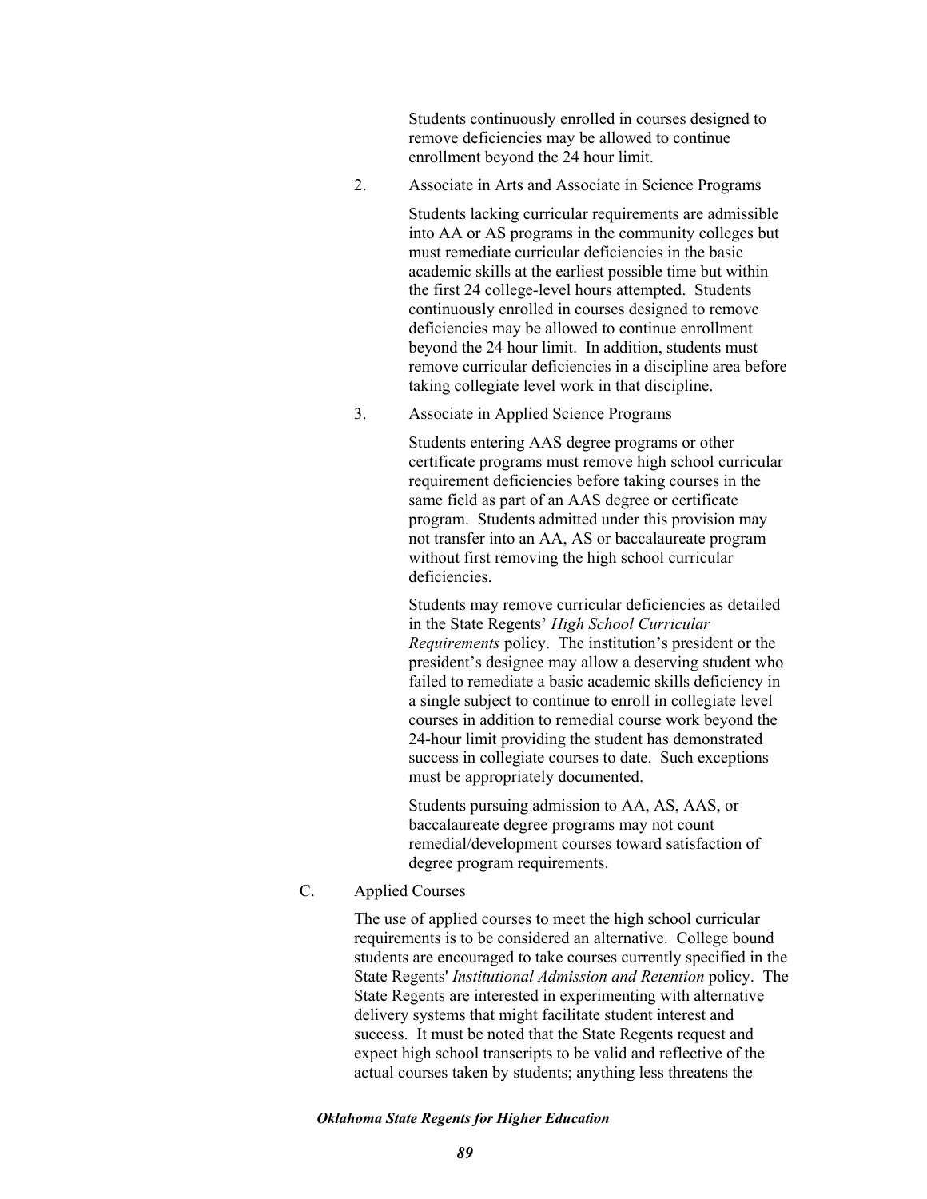Students continuously enrolled in courses designed to remove deficiencies may be allowed to continue enrollment beyond the 24 hour limit.

2. Associate in Arts and Associate in Science Programs

   Students lacking curricular requirements are admissible into AA or AS programs in the community colleges but must remediate curricular deficiencies in the basic academic skills at the earliest possible time but within the first 24 college-level hours attempted. Students continuously enrolled in courses designed to remove deficiencies may be allowed to continue enrollment beyond the 24 hour limit. In addition, students must remove curricular deficiencies in a discipline area before taking collegiate level work in that discipline.

3. Associate in Applied Science Programs

   Students entering AAS degree programs or other certificate programs must remove high school curricular requirement deficiencies before taking courses in the same field as part of an AAS degree or certificate program. Students admitted under this provision may not transfer into an AA, AS or baccalaureate program without first removing the high school curricular deficiencies.

   Students may remove curricular deficiencies as detailed in the State Regents' *High School Curricular Requirements* policy. The institution's president or the president's designee may allow a deserving student who failed to remediate a basic academic skills deficiency in a single subject to continue to enroll in collegiate level courses in addition to remedial course work beyond the 24-hour limit providing the student has demonstrated success in collegiate courses to date. Such exceptions must be appropriately documented.

   Students pursuing admission to AA, AS, AAS, or baccalaureate degree programs may not count remedial/development courses toward satisfaction of degree program requirements.

C. Applied Courses

The use of applied courses to meet the high school curricular requirements is to be considered an alternative. College bound students are encouraged to take courses currently specified in the State Regents' *Institutional Admission and Retention* policy. The State Regents are interested in experimenting with alternative delivery systems that might facilitate student interest and success. It must be noted that the State Regents request and expect high school transcripts to be valid and reflective of the actual courses taken by students; anything less threatens the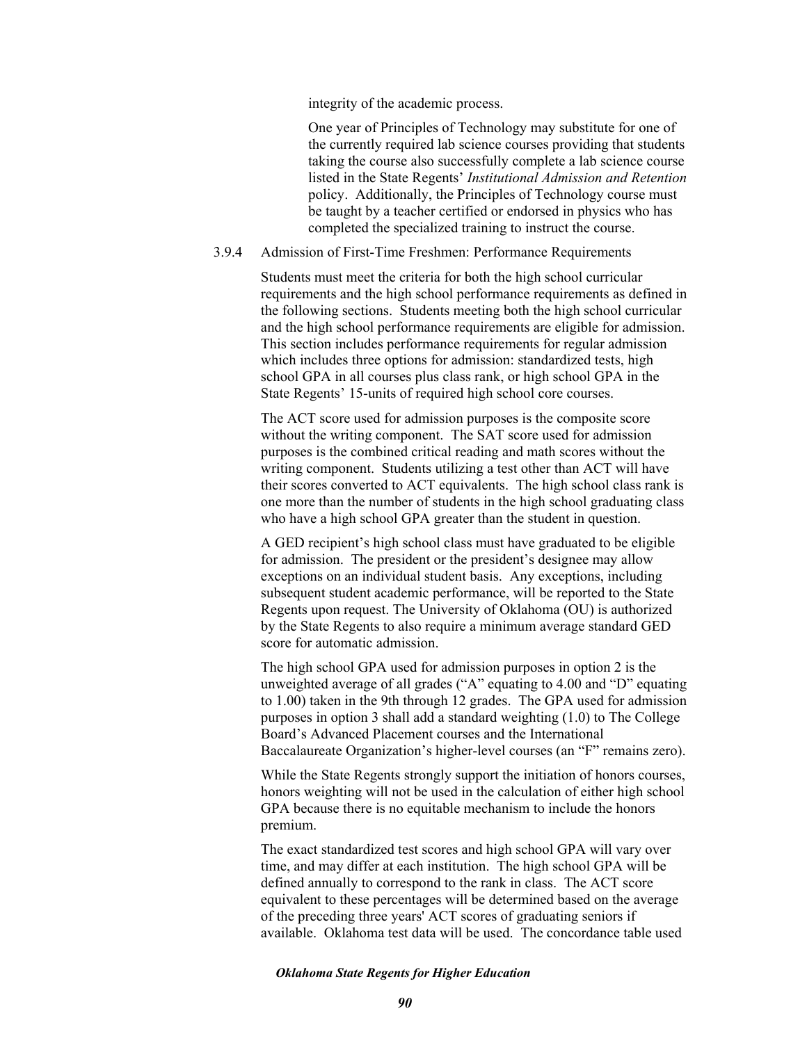integrity of the academic process.

One year of Principles of Technology may substitute for one of the currently required lab science courses providing that students taking the course also successfully complete a lab science course listed in the State Regents' *Institutional Admission and Retention* policy. Additionally, the Principles of Technology course must be taught by a teacher certified or endorsed in physics who has completed the specialized training to instruct the course.

3.9.4 Admission of First-Time Freshmen: Performance Requirements

Students must meet the criteria for both the high school curricular requirements and the high school performance requirements as defined in the following sections. Students meeting both the high school curricular and the high school performance requirements are eligible for admission. This section includes performance requirements for regular admission which includes three options for admission: standardized tests, high school GPA in all courses plus class rank, or high school GPA in the State Regents' 15-units of required high school core courses.

The ACT score used for admission purposes is the composite score without the writing component. The SAT score used for admission purposes is the combined critical reading and math scores without the writing component. Students utilizing a test other than ACT will have their scores converted to ACT equivalents. The high school class rank is one more than the number of students in the high school graduating class who have a high school GPA greater than the student in question.

A GED recipient's high school class must have graduated to be eligible for admission. The president or the president's designee may allow exceptions on an individual student basis. Any exceptions, including subsequent student academic performance, will be reported to the State Regents upon request. The University of Oklahoma (OU) is authorized by the State Regents to also require a minimum average standard GED score for automatic admission.

The high school GPA used for admission purposes in option 2 is the unweighted average of all grades ("A" equating to 4.00 and "D" equating to 1.00) taken in the 9th through 12 grades. The GPA used for admission purposes in option 3 shall add a standard weighting (1.0) to The College Board's Advanced Placement courses and the International Baccalaureate Organization's higher-level courses (an "F" remains zero).

While the State Regents strongly support the initiation of honors courses, honors weighting will not be used in the calculation of either high school GPA because there is no equitable mechanism to include the honors premium.

The exact standardized test scores and high school GPA will vary over time, and may differ at each institution. The high school GPA will be defined annually to correspond to the rank in class. The ACT score equivalent to these percentages will be determined based on the average of the preceding three years' ACT scores of graduating seniors if available. Oklahoma test data will be used. The concordance table used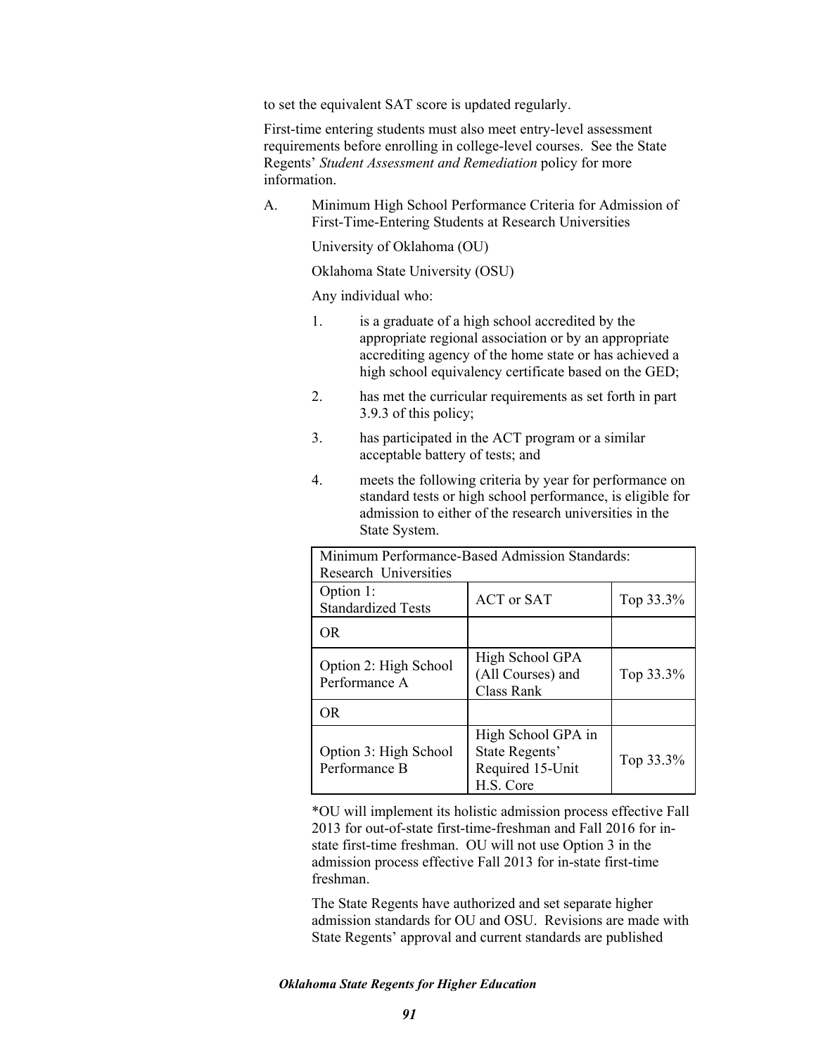to set the equivalent SAT score is updated regularly.

First-time entering students must also meet entry-level assessment requirements before enrolling in college-level courses. See the State Regents' *Student Assessment and Remediation* policy for more information.

A. Minimum High School Performance Criteria for Admission of First-Time-Entering Students at Research Universities

University of Oklahoma (OU)

Oklahoma State University (OSU)

Any individual who:

1. is a graduate of a high school accredited by the appropriate regional association or by an appropriate accrediting agency of the home state or has achieved a high school equivalency certificate based on the GED;
2. has met the curricular requirements as set forth in part 3.9.3 of this policy;
3. has participated in the ACT program or a similar acceptable battery of tests; and
4. meets the following criteria by year for performance on standard tests or high school performance, is eligible for admission to either of the research universities in the State System.

| Minimum Performance-Based Admission Standards: Research Universities | | |
|---|---|---|
| Option 1: Standardized Tests | ACT or SAT | Top 33.3% |
| OR | | |
| Option 2: High School Performance A | High School GPA (All Courses) and Class Rank | Top 33.3% |
| OR | | |
| Option 3: High School Performance B | High School GPA in State Regents' Required 15-Unit H.S. Core | Top 33.3% |

*OU will implement its holistic admission process effective Fall 2013 for out-of-state first-time-freshman and Fall 2016 for in-state first-time freshman. OU will not use Option 3 in the admission process effective Fall 2013 for in-state first-time freshman.

The State Regents have authorized and set separate higher admission standards for OU and OSU. Revisions are made with State Regents' approval and current standards are published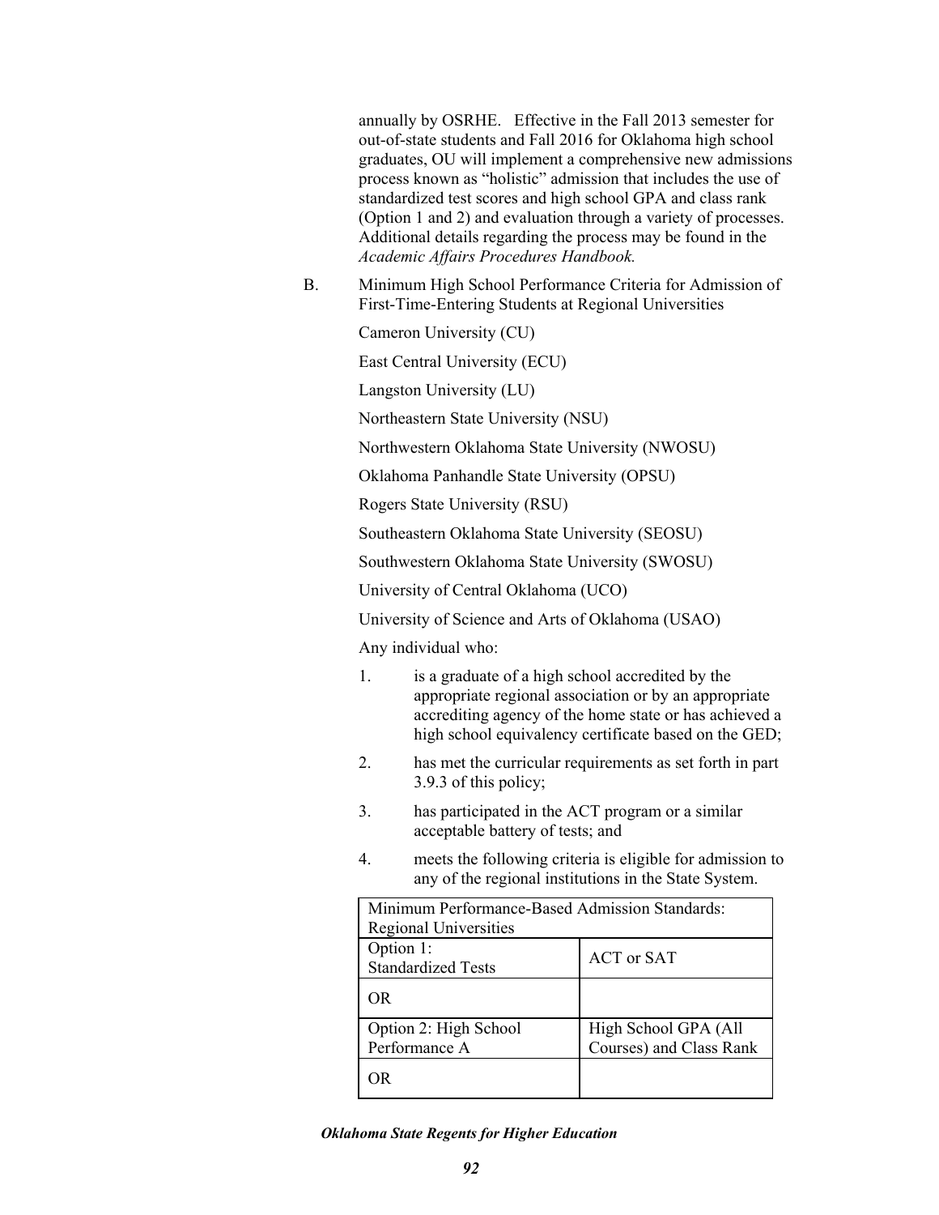annually by OSRHE. Effective in the Fall 2013 semester for out-of-state students and Fall 2016 for Oklahoma high school graduates, OU will implement a comprehensive new admissions process known as "holistic" admission that includes the use of standardized test scores and high school GPA and class rank (Option 1 and 2) and evaluation through a variety of processes. Additional details regarding the process may be found in the *Academic Affairs Procedures Handbook.*

B. Minimum High School Performance Criteria for Admission of First-Time-Entering Students at Regional Universities

Cameron University (CU)

East Central University (ECU)

Langston University (LU)

Northeastern State University (NSU)

Northwestern Oklahoma State University (NWOSU)

Oklahoma Panhandle State University (OPSU)

Rogers State University (RSU)

Southeastern Oklahoma State University (SEOSU)

Southwestern Oklahoma State University (SWOSU)

University of Central Oklahoma (UCO)

University of Science and Arts of Oklahoma (USAO)

Any individual who:

1. is a graduate of a high school accredited by the appropriate regional association or by an appropriate accrediting agency of the home state or has achieved a high school equivalency certificate based on the GED;
2. has met the curricular requirements as set forth in part 3.9.3 of this policy;
3. has participated in the ACT program or a similar acceptable battery of tests; and
4. meets the following criteria is eligible for admission to any of the regional institutions in the State System.

| Minimum Performance-Based Admission Standards: Regional Universities | |
|---|---|
| Option 1: Standardized Tests | ACT or SAT |
| OR | |
| Option 2: High School Performance A | High School GPA (All Courses) and Class Rank |
| OR | |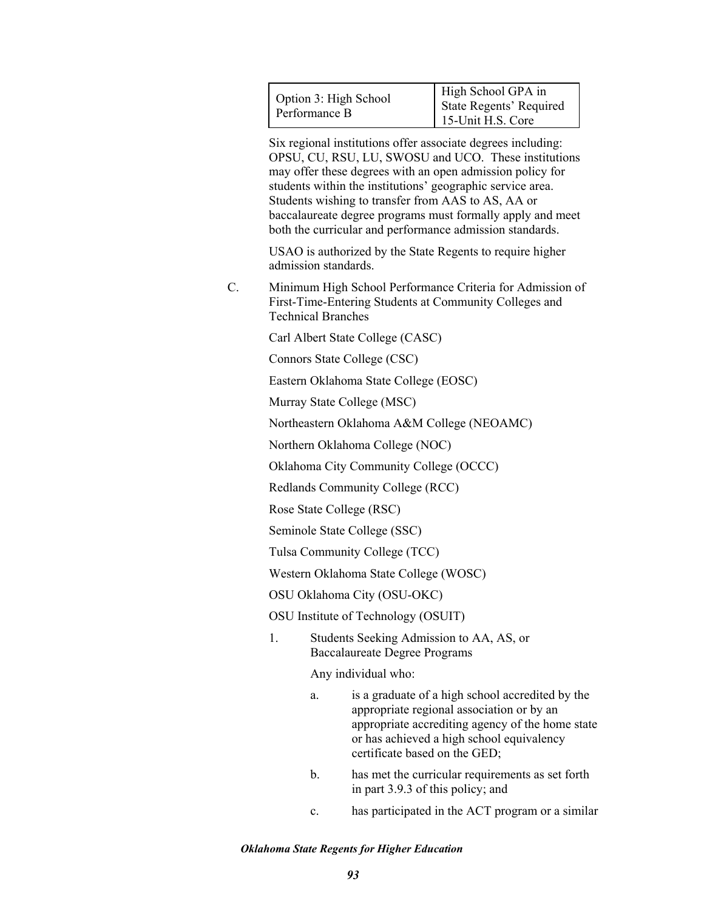| Option 3: High School Performance B | High School GPA in State Regents' Required 15-Unit H.S. Core |
|---|---|

Six regional institutions offer associate degrees including: OPSU, CU, RSU, LU, SWOSU and UCO. These institutions may offer these degrees with an open admission policy for students within the institutions' geographic service area. Students wishing to transfer from AAS to AS, AA or baccalaureate degree programs must formally apply and meet both the curricular and performance admission standards.

USAO is authorized by the State Regents to require higher admission standards.

C. Minimum High School Performance Criteria for Admission of First-Time-Entering Students at Community Colleges and Technical Branches

Carl Albert State College (CASC)

Connors State College (CSC)

Eastern Oklahoma State College (EOSC)

Murray State College (MSC)

Northeastern Oklahoma A&M College (NEOAMC)

Northern Oklahoma College (NOC)

Oklahoma City Community College (OCCC)

Redlands Community College (RCC)

Rose State College (RSC)

Seminole State College (SSC)

Tulsa Community College (TCC)

Western Oklahoma State College (WOSC)

OSU Oklahoma City (OSU-OKC)

OSU Institute of Technology (OSUIT)

1. Students Seeking Admission to AA, AS, or Baccalaureate Degree Programs

   Any individual who:

   a. is a graduate of a high school accredited by the appropriate regional association or by an appropriate accrediting agency of the home state or has achieved a high school equivalency certificate based on the GED;

   b. has met the curricular requirements as set forth in part 3.9.3 of this policy; and

   c. has participated in the ACT program or a similar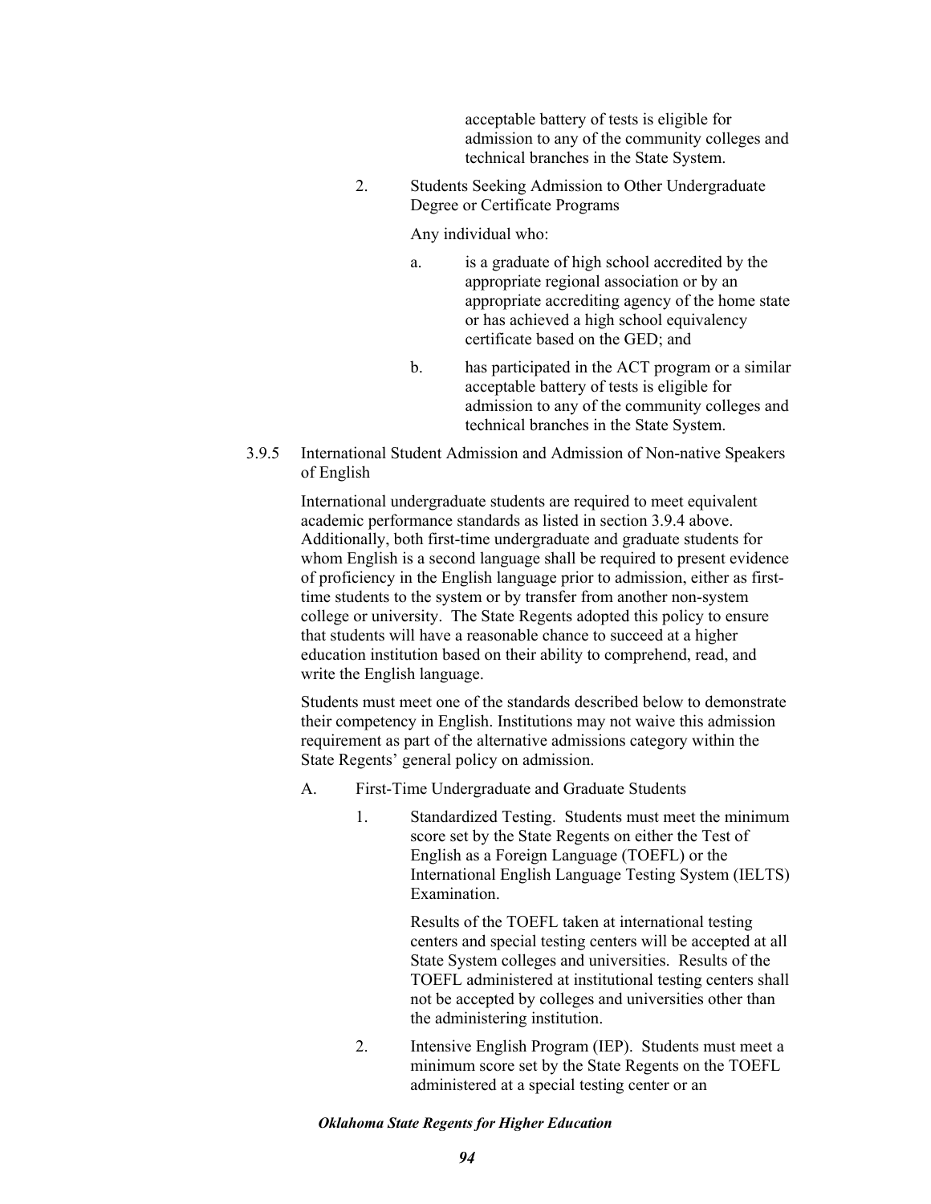acceptable battery of tests is eligible for admission to any of the community colleges and technical branches in the State System.

2. Students Seeking Admission to Other Undergraduate Degree or Certificate Programs

   Any individual who:

   a. is a graduate of high school accredited by the appropriate regional association or by an appropriate accrediting agency of the home state or has achieved a high school equivalency certificate based on the GED; and

   b. has participated in the ACT program or a similar acceptable battery of tests is eligible for admission to any of the community colleges and technical branches in the State System.

3.9.5 International Student Admission and Admission of Non-native Speakers of English

International undergraduate students are required to meet equivalent academic performance standards as listed in section 3.9.4 above. Additionally, both first-time undergraduate and graduate students for whom English is a second language shall be required to present evidence of proficiency in the English language prior to admission, either as first-time students to the system or by transfer from another non-system college or university. The State Regents adopted this policy to ensure that students will have a reasonable chance to succeed at a higher education institution based on their ability to comprehend, read, and write the English language.

Students must meet one of the standards described below to demonstrate their competency in English. Institutions may not waive this admission requirement as part of the alternative admissions category within the State Regents' general policy on admission.

A. First-Time Undergraduate and Graduate Students

   1. Standardized Testing. Students must meet the minimum score set by the State Regents on either the Test of English as a Foreign Language (TOEFL) or the International English Language Testing System (IELTS) Examination.

      Results of the TOEFL taken at international testing centers and special testing centers will be accepted at all State System colleges and universities. Results of the TOEFL administered at institutional testing centers shall not be accepted by colleges and universities other than the administering institution.

   2. Intensive English Program (IEP). Students must meet a minimum score set by the State Regents on the TOEFL administered at a special testing center or an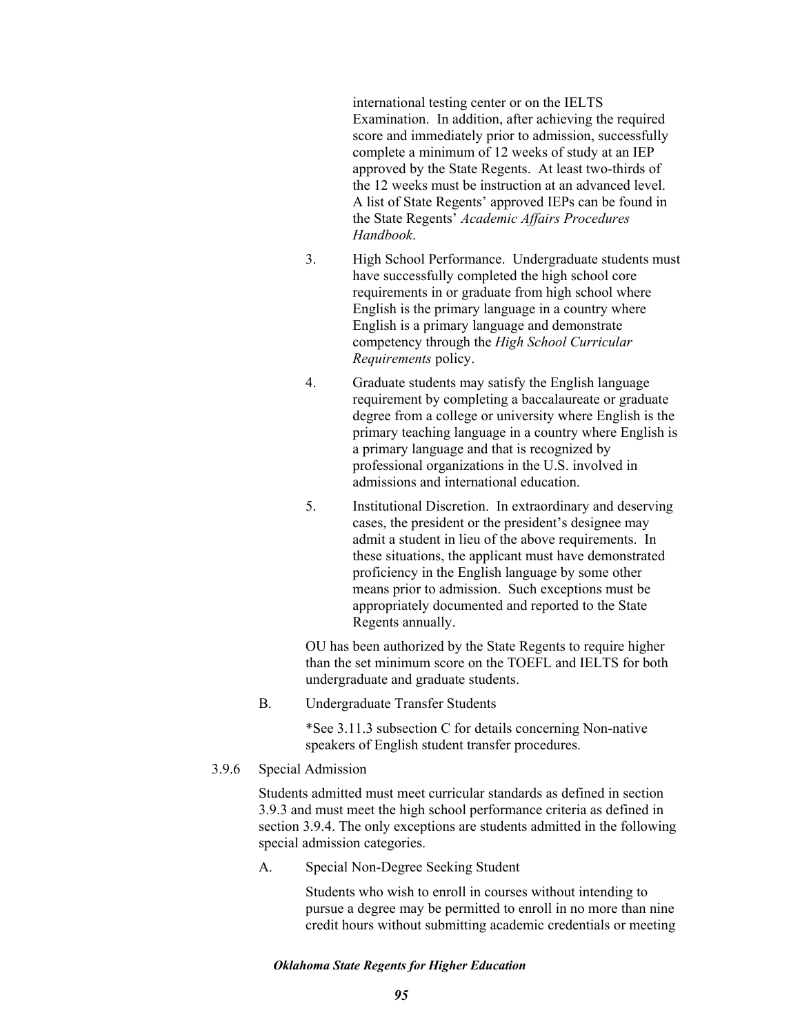international testing center or on the IELTS Examination. In addition, after achieving the required score and immediately prior to admission, successfully complete a minimum of 12 weeks of study at an IEP approved by the State Regents. At least two-thirds of the 12 weeks must be instruction at an advanced level. A list of State Regents' approved IEPs can be found in the State Regents' *Academic Affairs Procedures Handbook*.

3. High School Performance. Undergraduate students must have successfully completed the high school core requirements in or graduate from high school where English is the primary language in a country where English is a primary language and demonstrate competency through the *High School Curricular Requirements* policy.

4. Graduate students may satisfy the English language requirement by completing a baccalaureate or graduate degree from a college or university where English is the primary teaching language in a country where English is a primary language and that is recognized by professional organizations in the U.S. involved in admissions and international education.

5. Institutional Discretion. In extraordinary and deserving cases, the president or the president's designee may admit a student in lieu of the above requirements. In these situations, the applicant must have demonstrated proficiency in the English language by some other means prior to admission. Such exceptions must be appropriately documented and reported to the State Regents annually.

OU has been authorized by the State Regents to require higher than the set minimum score on the TOEFL and IELTS for both undergraduate and graduate students.

B. Undergraduate Transfer Students

*See 3.11.3 subsection C for details concerning Non-native speakers of English student transfer procedures.

3.9.6 Special Admission

Students admitted must meet curricular standards as defined in section 3.9.3 and must meet the high school performance criteria as defined in section 3.9.4. The only exceptions are students admitted in the following special admission categories.

A. Special Non-Degree Seeking Student

Students who wish to enroll in courses without intending to pursue a degree may be permitted to enroll in no more than nine credit hours without submitting academic credentials or meeting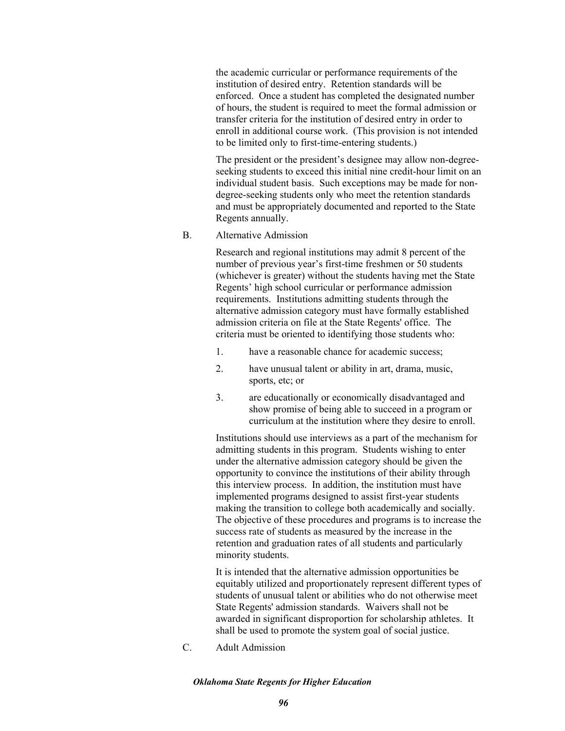the academic curricular or performance requirements of the institution of desired entry. Retention standards will be enforced. Once a student has completed the designated number of hours, the student is required to meet the formal admission or transfer criteria for the institution of desired entry in order to enroll in additional course work. (This provision is not intended to be limited only to first-time-entering students.)

The president or the president's designee may allow non-degree-seeking students to exceed this initial nine credit-hour limit on an individual student basis. Such exceptions may be made for non-degree-seeking students only who meet the retention standards and must be appropriately documented and reported to the State Regents annually.

B. Alternative Admission

Research and regional institutions may admit 8 percent of the number of previous year's first-time freshmen or 50 students (whichever is greater) without the students having met the State Regents' high school curricular or performance admission requirements. Institutions admitting students through the alternative admission category must have formally established admission criteria on file at the State Regents' office. The criteria must be oriented to identifying those students who:

1. have a reasonable chance for academic success;
2. have unusual talent or ability in art, drama, music, sports, etc; or
3. are educationally or economically disadvantaged and show promise of being able to succeed in a program or curriculum at the institution where they desire to enroll.

Institutions should use interviews as a part of the mechanism for admitting students in this program. Students wishing to enter under the alternative admission category should be given the opportunity to convince the institutions of their ability through this interview process. In addition, the institution must have implemented programs designed to assist first-year students making the transition to college both academically and socially. The objective of these procedures and programs is to increase the success rate of students as measured by the increase in the retention and graduation rates of all students and particularly minority students.

It is intended that the alternative admission opportunities be equitably utilized and proportionately represent different types of students of unusual talent or abilities who do not otherwise meet State Regents' admission standards. Waivers shall not be awarded in significant disproportion for scholarship athletes. It shall be used to promote the system goal of social justice.

C. Adult Admission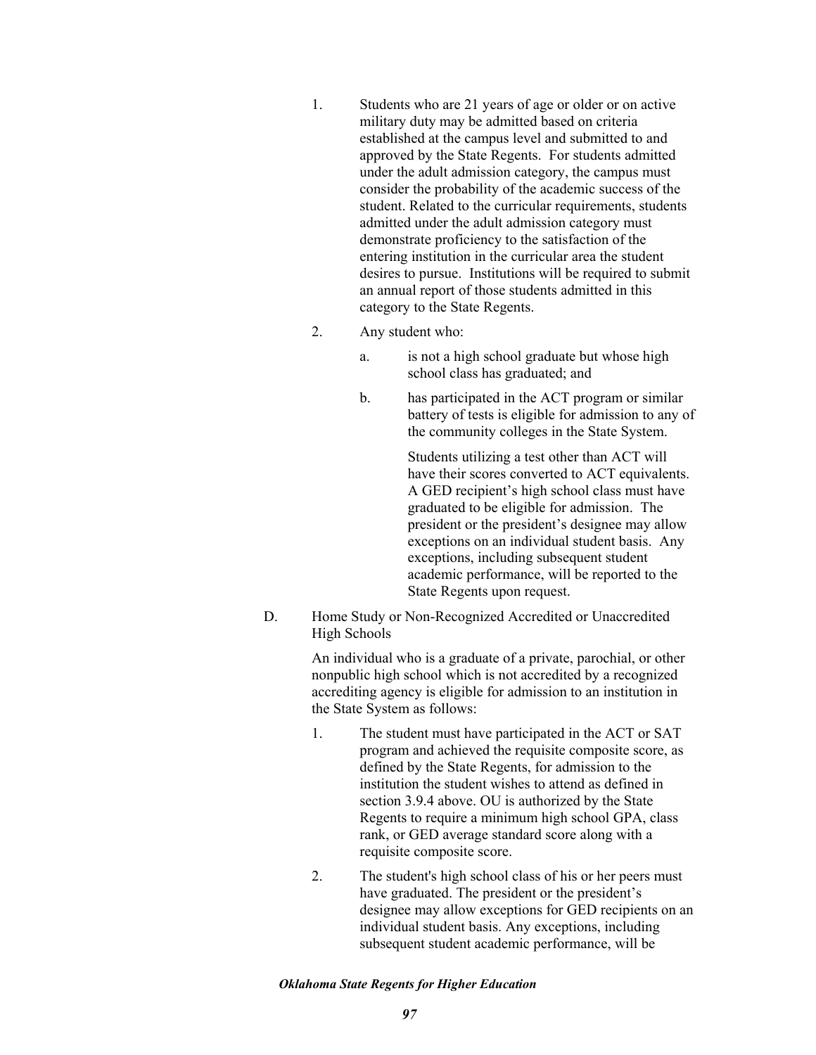1. Students who are 21 years of age or older or on active military duty may be admitted based on criteria established at the campus level and submitted to and approved by the State Regents. For students admitted under the adult admission category, the campus must consider the probability of the academic success of the student. Related to the curricular requirements, students admitted under the adult admission category must demonstrate proficiency to the satisfaction of the entering institution in the curricular area the student desires to pursue. Institutions will be required to submit an annual report of those students admitted in this category to the State Regents.

2. Any student who:

   a. is not a high school graduate but whose high school class has graduated; and

   b. has participated in the ACT program or similar battery of tests is eligible for admission to any of the community colleges in the State System.

      Students utilizing a test other than ACT will have their scores converted to ACT equivalents. A GED recipient's high school class must have graduated to be eligible for admission. The president or the president's designee may allow exceptions on an individual student basis. Any exceptions, including subsequent student academic performance, will be reported to the State Regents upon request.

D. Home Study or Non-Recognized Accredited or Unaccredited High Schools

   An individual who is a graduate of a private, parochial, or other nonpublic high school which is not accredited by a recognized accrediting agency is eligible for admission to an institution in the State System as follows:

   1. The student must have participated in the ACT or SAT program and achieved the requisite composite score, as defined by the State Regents, for admission to the institution the student wishes to attend as defined in section 3.9.4 above. OU is authorized by the State Regents to require a minimum high school GPA, class rank, or GED average standard score along with a requisite composite score.

   2. The student's high school class of his or her peers must have graduated. The president or the president's designee may allow exceptions for GED recipients on an individual student basis. Any exceptions, including subsequent student academic performance, will be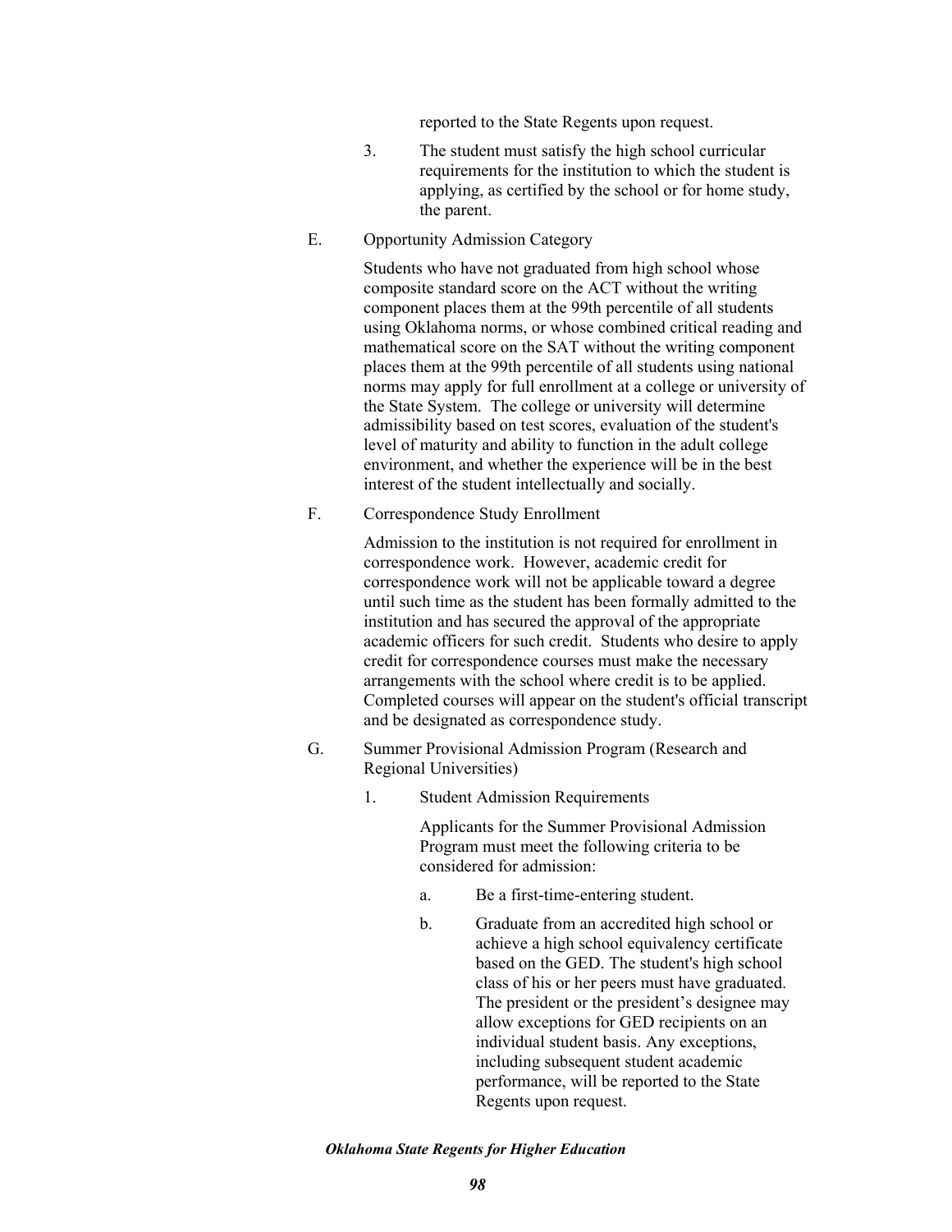reported to the State Regents upon request.

3. The student must satisfy the high school curricular requirements for the institution to which the student is applying, as certified by the school or for home study, the parent.

E. Opportunity Admission Category

Students who have not graduated from high school whose composite standard score on the ACT without the writing component places them at the 99th percentile of all students using Oklahoma norms, or whose combined critical reading and mathematical score on the SAT without the writing component places them at the 99th percentile of all students using national norms may apply for full enrollment at a college or university of the State System. The college or university will determine admissibility based on test scores, evaluation of the student's level of maturity and ability to function in the adult college environment, and whether the experience will be in the best interest of the student intellectually and socially.

F. Correspondence Study Enrollment

Admission to the institution is not required for enrollment in correspondence work. However, academic credit for correspondence work will not be applicable toward a degree until such time as the student has been formally admitted to the institution and has secured the approval of the appropriate academic officers for such credit. Students who desire to apply credit for correspondence courses must make the necessary arrangements with the school where credit is to be applied. Completed courses will appear on the student's official transcript and be designated as correspondence study.

G. Summer Provisional Admission Program (Research and Regional Universities)

1. Student Admission Requirements

Applicants for the Summer Provisional Admission Program must meet the following criteria to be considered for admission:

a. Be a first-time-entering student.

b. Graduate from an accredited high school or achieve a high school equivalency certificate based on the GED. The student's high school class of his or her peers must have graduated. The president or the president's designee may allow exceptions for GED recipients on an individual student basis. Any exceptions, including subsequent student academic performance, will be reported to the State Regents upon request.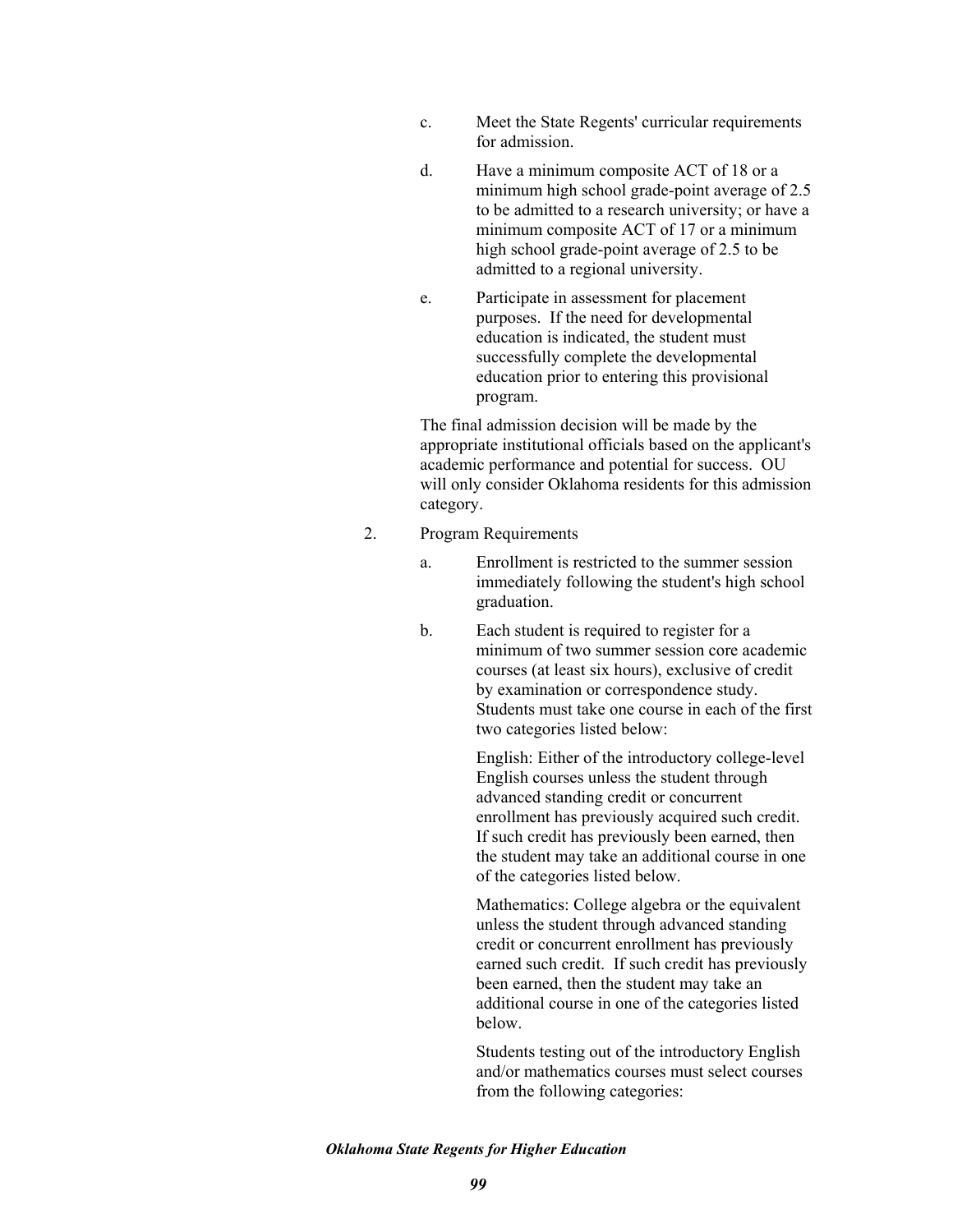c. Meet the State Regents' curricular requirements for admission.

d. Have a minimum composite ACT of 18 or a minimum high school grade-point average of 2.5 to be admitted to a research university; or have a minimum composite ACT of 17 or a minimum high school grade-point average of 2.5 to be admitted to a regional university.

e. Participate in assessment for placement purposes. If the need for developmental education is indicated, the student must successfully complete the developmental education prior to entering this provisional program.

The final admission decision will be made by the appropriate institutional officials based on the applicant's academic performance and potential for success. OU will only consider Oklahoma residents for this admission category.

2. Program Requirements

   a. Enrollment is restricted to the summer session immediately following the student's high school graduation.

   b. Each student is required to register for a minimum of two summer session core academic courses (at least six hours), exclusive of credit by examination or correspondence study. Students must take one course in each of the first two categories listed below:

      English: Either of the introductory college-level English courses unless the student through advanced standing credit or concurrent enrollment has previously acquired such credit. If such credit has previously been earned, then the student may take an additional course in one of the categories listed below.

      Mathematics: College algebra or the equivalent unless the student through advanced standing credit or concurrent enrollment has previously earned such credit. If such credit has previously been earned, then the student may take an additional course in one of the categories listed below.

      Students testing out of the introductory English and/or mathematics courses must select courses from the following categories: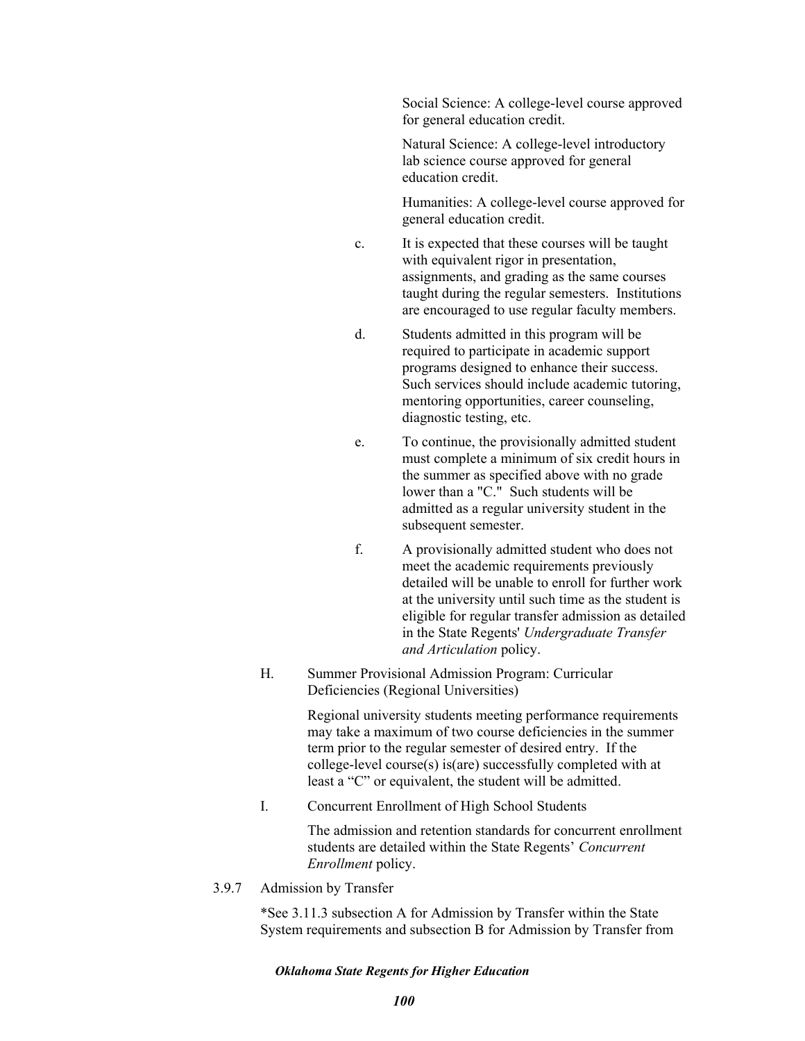Social Science: A college-level course approved for general education credit.

Natural Science: A college-level introductory lab science course approved for general education credit.

Humanities: A college-level course approved for general education credit.

c. It is expected that these courses will be taught with equivalent rigor in presentation, assignments, and grading as the same courses taught during the regular semesters. Institutions are encouraged to use regular faculty members.

d. Students admitted in this program will be required to participate in academic support programs designed to enhance their success. Such services should include academic tutoring, mentoring opportunities, career counseling, diagnostic testing, etc.

e. To continue, the provisionally admitted student must complete a minimum of six credit hours in the summer as specified above with no grade lower than a "C." Such students will be admitted as a regular university student in the subsequent semester.

f. A provisionally admitted student who does not meet the academic requirements previously detailed will be unable to enroll for further work at the university until such time as the student is eligible for regular transfer admission as detailed in the State Regents' *Undergraduate Transfer and Articulation* policy.

H. Summer Provisional Admission Program: Curricular Deficiencies (Regional Universities)

Regional university students meeting performance requirements may take a maximum of two course deficiencies in the summer term prior to the regular semester of desired entry. If the college-level course(s) is(are) successfully completed with at least a "C" or equivalent, the student will be admitted.

I. Concurrent Enrollment of High School Students

The admission and retention standards for concurrent enrollment students are detailed within the State Regents' *Concurrent Enrollment* policy.

3.9.7 Admission by Transfer

*See 3.11.3 subsection A for Admission by Transfer within the State System requirements and subsection B for Admission by Transfer from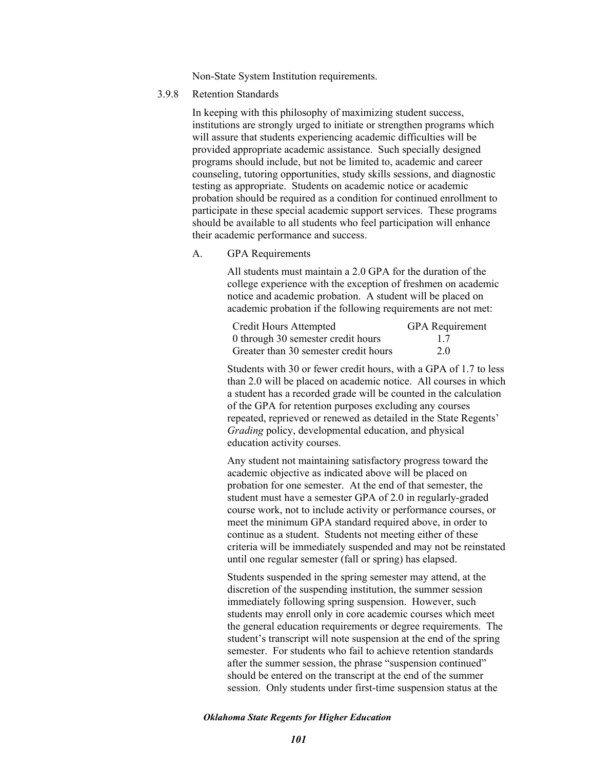Non-State System Institution requirements.

### 3.9.8 Retention Standards

In keeping with this philosophy of maximizing student success, institutions are strongly urged to initiate or strengthen programs which will assure that students experiencing academic difficulties will be provided appropriate academic assistance. Such specially designed programs should include, but not be limited to, academic and career counseling, tutoring opportunities, study skills sessions, and diagnostic testing as appropriate. Students on academic notice or academic probation should be required as a condition for continued enrollment to participate in these special academic support services. These programs should be available to all students who feel participation will enhance their academic performance and success.

#### A. GPA Requirements

All students must maintain a 2.0 GPA for the duration of the college experience with the exception of freshmen on academic notice and academic probation. A student will be placed on academic probation if the following requirements are not met:

| Credit Hours Attempted | GPA Requirement |
| --- | --- |
| 0 through 30 semester credit hours | 1.7 |
| Greater than 30 semester credit hours | 2.0 |

Students with 30 or fewer credit hours, with a GPA of 1.7 to less than 2.0 will be placed on academic notice. All courses in which a student has a recorded grade will be counted in the calculation of the GPA for retention purposes excluding any courses repeated, reprieved or renewed as detailed in the State Regents' *Grading* policy, developmental education, and physical education activity courses.

Any student not maintaining satisfactory progress toward the academic objective as indicated above will be placed on probation for one semester. At the end of that semester, the student must have a semester GPA of 2.0 in regularly-graded course work, not to include activity or performance courses, or meet the minimum GPA standard required above, in order to continue as a student. Students not meeting either of these criteria will be immediately suspended and may not be reinstated until one regular semester (fall or spring) has elapsed.

Students suspended in the spring semester may attend, at the discretion of the suspending institution, the summer session immediately following spring suspension. However, such students may enroll only in core academic courses which meet the general education requirements or degree requirements. The student's transcript will note suspension at the end of the spring semester. For students who fail to achieve retention standards after the summer session, the phrase "suspension continued" should be entered on the transcript at the end of the summer session. Only students under first-time suspension status at the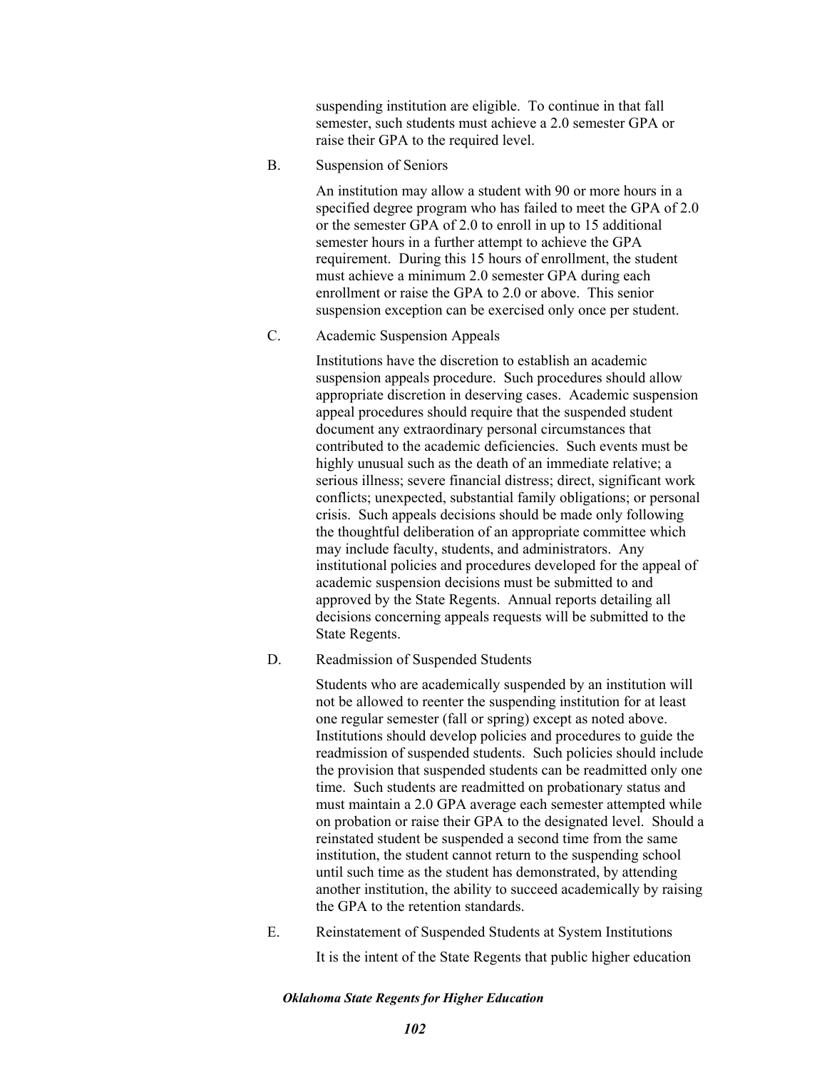suspending institution are eligible. To continue in that fall semester, such students must achieve a 2.0 semester GPA or raise their GPA to the required level.

B. Suspension of Seniors

An institution may allow a student with 90 or more hours in a specified degree program who has failed to meet the GPA of 2.0 or the semester GPA of 2.0 to enroll in up to 15 additional semester hours in a further attempt to achieve the GPA requirement. During this 15 hours of enrollment, the student must achieve a minimum 2.0 semester GPA during each enrollment or raise the GPA to 2.0 or above. This senior suspension exception can be exercised only once per student.

C. Academic Suspension Appeals

Institutions have the discretion to establish an academic suspension appeals procedure. Such procedures should allow appropriate discretion in deserving cases. Academic suspension appeal procedures should require that the suspended student document any extraordinary personal circumstances that contributed to the academic deficiencies. Such events must be highly unusual such as the death of an immediate relative; a serious illness; severe financial distress; direct, significant work conflicts; unexpected, substantial family obligations; or personal crisis. Such appeals decisions should be made only following the thoughtful deliberation of an appropriate committee which may include faculty, students, and administrators. Any institutional policies and procedures developed for the appeal of academic suspension decisions must be submitted to and approved by the State Regents. Annual reports detailing all decisions concerning appeals requests will be submitted to the State Regents.

D. Readmission of Suspended Students

Students who are academically suspended by an institution will not be allowed to reenter the suspending institution for at least one regular semester (fall or spring) except as noted above. Institutions should develop policies and procedures to guide the readmission of suspended students. Such policies should include the provision that suspended students can be readmitted only one time. Such students are readmitted on probationary status and must maintain a 2.0 GPA average each semester attempted while on probation or raise their GPA to the designated level. Should a reinstated student be suspended a second time from the same institution, the student cannot return to the suspending school until such time as the student has demonstrated, by attending another institution, the ability to succeed academically by raising the GPA to the retention standards.

E. Reinstatement of Suspended Students at System Institutions

It is the intent of the State Regents that public higher education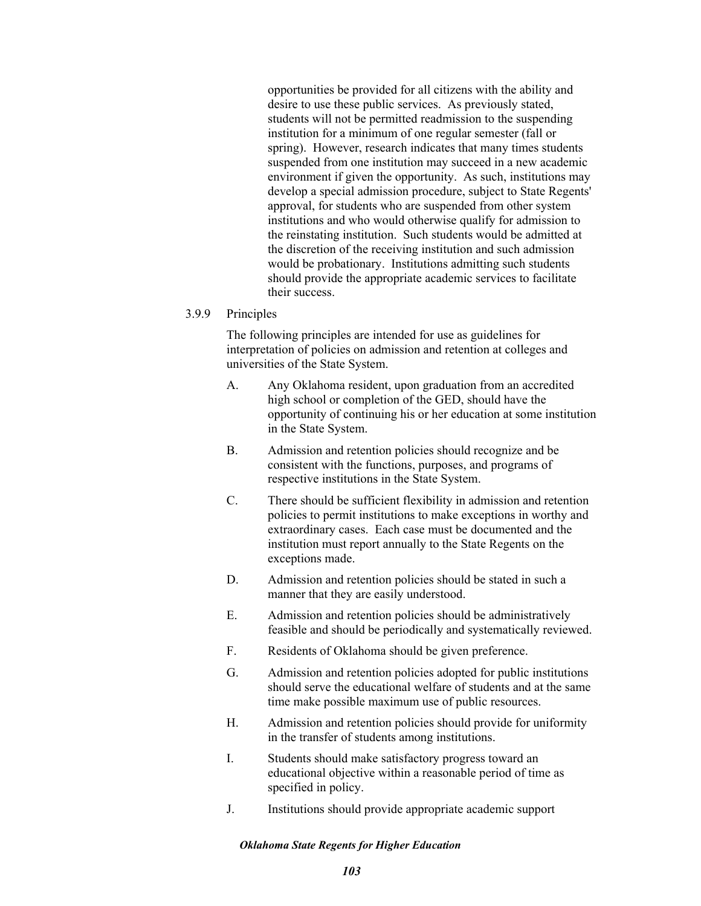opportunities be provided for all citizens with the ability and desire to use these public services. As previously stated, students will not be permitted readmission to the suspending institution for a minimum of one regular semester (fall or spring). However, research indicates that many times students suspended from one institution may succeed in a new academic environment if given the opportunity. As such, institutions may develop a special admission procedure, subject to State Regents' approval, for students who are suspended from other system institutions and who would otherwise qualify for admission to the reinstating institution. Such students would be admitted at the discretion of the receiving institution and such admission would be probationary. Institutions admitting such students should provide the appropriate academic services to facilitate their success.

3.9.9 Principles

The following principles are intended for use as guidelines for interpretation of policies on admission and retention at colleges and universities of the State System.

A. Any Oklahoma resident, upon graduation from an accredited high school or completion of the GED, should have the opportunity of continuing his or her education at some institution in the State System.

B. Admission and retention policies should recognize and be consistent with the functions, purposes, and programs of respective institutions in the State System.

C. There should be sufficient flexibility in admission and retention policies to permit institutions to make exceptions in worthy and extraordinary cases. Each case must be documented and the institution must report annually to the State Regents on the exceptions made.

D. Admission and retention policies should be stated in such a manner that they are easily understood.

E. Admission and retention policies should be administratively feasible and should be periodically and systematically reviewed.

F. Residents of Oklahoma should be given preference.

G. Admission and retention policies adopted for public institutions should serve the educational welfare of students and at the same time make possible maximum use of public resources.

H. Admission and retention policies should provide for uniformity in the transfer of students among institutions.

I. Students should make satisfactory progress toward an educational objective within a reasonable period of time as specified in policy.

J. Institutions should provide appropriate academic support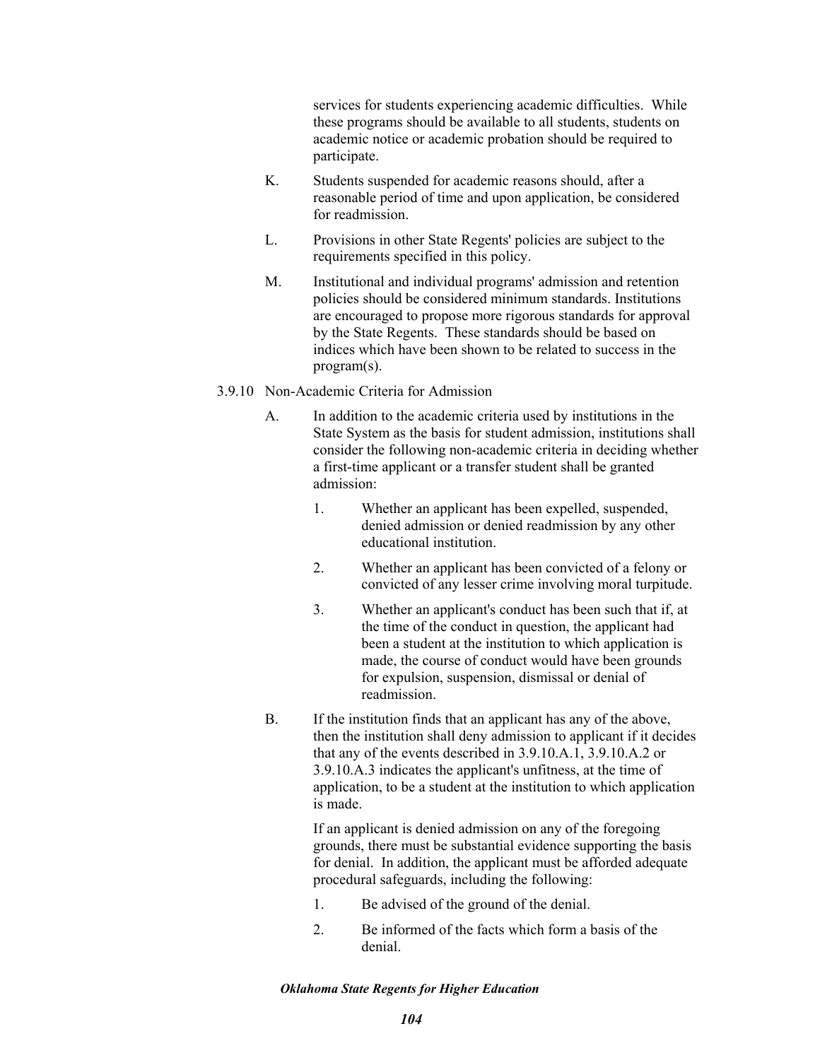services for students experiencing academic difficulties. While these programs should be available to all students, students on academic notice or academic probation should be required to participate.

K. Students suspended for academic reasons should, after a reasonable period of time and upon application, be considered for readmission.

L. Provisions in other State Regents' policies are subject to the requirements specified in this policy.

M. Institutional and individual programs' admission and retention policies should be considered minimum standards. Institutions are encouraged to propose more rigorous standards for approval by the State Regents. These standards should be based on indices which have been shown to be related to success in the program(s).

### 3.9.10 Non-Academic Criteria for Admission

A. In addition to the academic criteria used by institutions in the State System as the basis for student admission, institutions shall consider the following non-academic criteria in deciding whether a first-time applicant or a transfer student shall be granted admission:

1. Whether an applicant has been expelled, suspended, denied admission or denied readmission by any other educational institution.

2. Whether an applicant has been convicted of a felony or convicted of any lesser crime involving moral turpitude.

3. Whether an applicant's conduct has been such that if, at the time of the conduct in question, the applicant had been a student at the institution to which application is made, the course of conduct would have been grounds for expulsion, suspension, dismissal or denial of readmission.

B. If the institution finds that an applicant has any of the above, then the institution shall deny admission to applicant if it decides that any of the events described in 3.9.10.A.1, 3.9.10.A.2 or 3.9.10.A.3 indicates the applicant's unfitness, at the time of application, to be a student at the institution to which application is made.

If an applicant is denied admission on any of the foregoing grounds, there must be substantial evidence supporting the basis for denial. In addition, the applicant must be afforded adequate procedural safeguards, including the following:

1. Be advised of the ground of the denial.

2. Be informed of the facts which form a basis of the denial.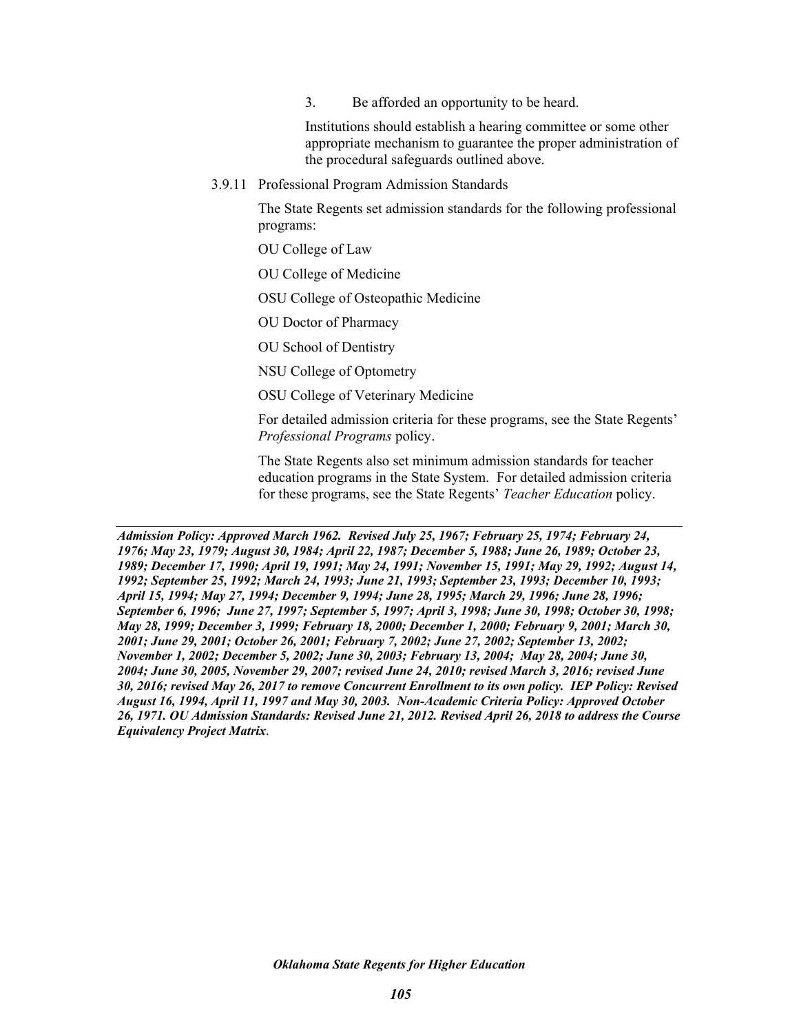3. Be afforded an opportunity to be heard.

Institutions should establish a hearing committee or some other appropriate mechanism to guarantee the proper administration of the procedural safeguards outlined above.

3.9.11 Professional Program Admission Standards

The State Regents set admission standards for the following professional programs:

OU College of Law

OU College of Medicine

OSU College of Osteopathic Medicine

OU Doctor of Pharmacy

OU School of Dentistry

NSU College of Optometry

OSU College of Veterinary Medicine

For detailed admission criteria for these programs, see the State Regents' *Professional Programs* policy.

The State Regents also set minimum admission standards for teacher education programs in the State System. For detailed admission criteria for these programs, see the State Regents' *Teacher Education* policy.

---

***Admission Policy: Approved March 1962. Revised July 25, 1967; February 25, 1974; February 24, 1976; May 23, 1979; August 30, 1984; April 22, 1987; December 5, 1988; June 26, 1989; October 23, 1989; December 17, 1990; April 19, 1991; May 24, 1991; November 15, 1991; May 29, 1992; August 14, 1992; September 25, 1992; March 24, 1993; June 21, 1993; September 23, 1993; December 10, 1993; April 15, 1994; May 27, 1994; December 9, 1994; June 28, 1995; March 29, 1996; June 28, 1996; September 6, 1996; June 27, 1997; September 5, 1997; April 3, 1998; June 30, 1998; October 30, 1998; May 28, 1999; December 3, 1999; February 18, 2000; December 1, 2000; February 9, 2001; March 30, 2001; June 29, 2001; October 26, 2001; February 7, 2002; June 27, 2002; September 13, 2002; November 1, 2002; December 5, 2002; June 30, 2003; February 13, 2004; May 28, 2004; June 30, 2004; June 30, 2005, November 29, 2007; revised June 24, 2010; revised March 3, 2016; revised June 30, 2016; revised May 26, 2017 to remove Concurrent Enrollment to its own policy. IEP Policy: Revised August 16, 1994, April 11, 1997 and May 30, 2003. Non-Academic Criteria Policy: Approved October 26, 1971. OU Admission Standards: Revised June 21, 2012. Revised April 26, 2018 to address the Course Equivalency Project Matrix.***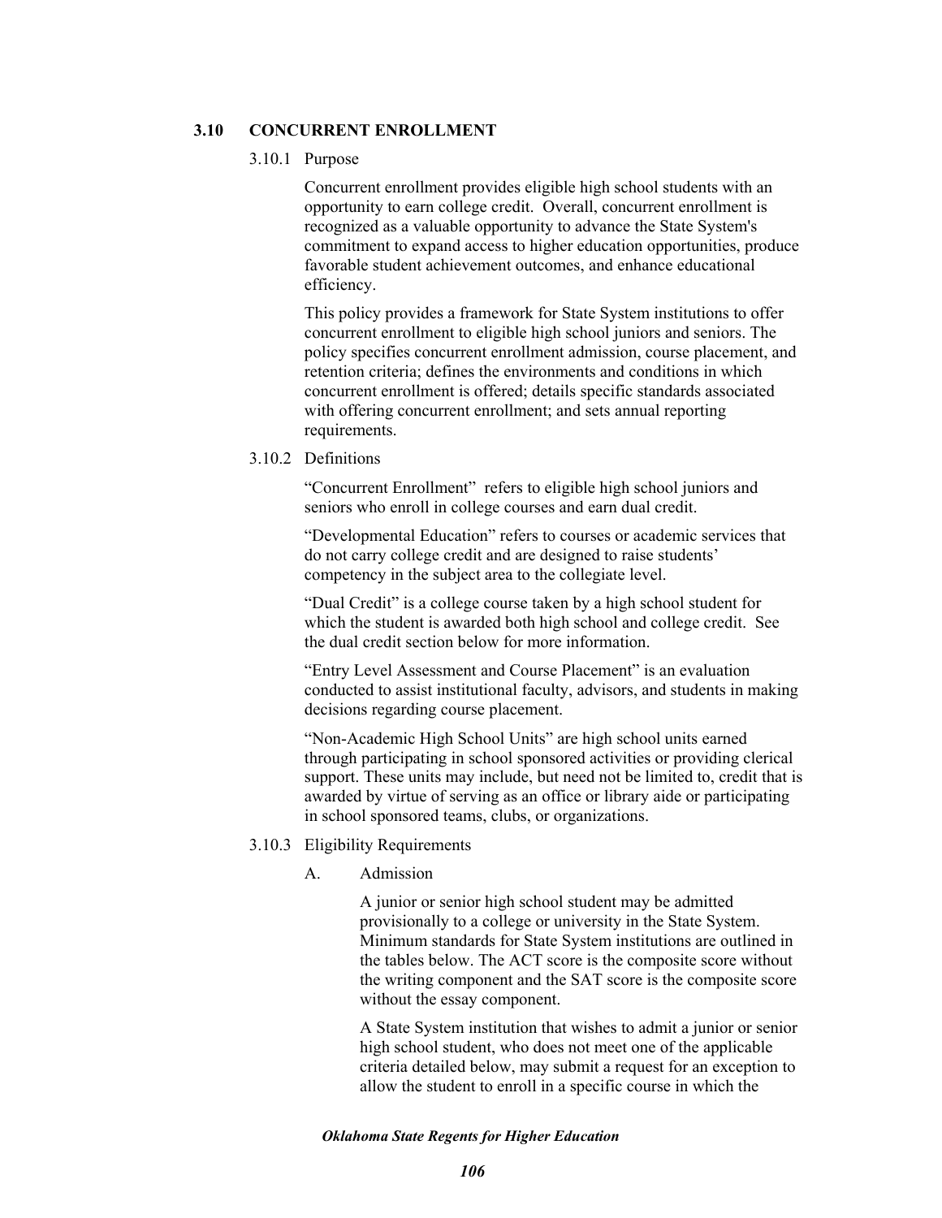## 3.10 CONCURRENT ENROLLMENT

### 3.10.1 Purpose

Concurrent enrollment provides eligible high school students with an opportunity to earn college credit. Overall, concurrent enrollment is recognized as a valuable opportunity to advance the State System's commitment to expand access to higher education opportunities, produce favorable student achievement outcomes, and enhance educational efficiency.

This policy provides a framework for State System institutions to offer concurrent enrollment to eligible high school juniors and seniors. The policy specifies concurrent enrollment admission, course placement, and retention criteria; defines the environments and conditions in which concurrent enrollment is offered; details specific standards associated with offering concurrent enrollment; and sets annual reporting requirements.

### 3.10.2 Definitions

"Concurrent Enrollment" refers to eligible high school juniors and seniors who enroll in college courses and earn dual credit.

"Developmental Education" refers to courses or academic services that do not carry college credit and are designed to raise students' competency in the subject area to the collegiate level.

"Dual Credit" is a college course taken by a high school student for which the student is awarded both high school and college credit. See the dual credit section below for more information.

"Entry Level Assessment and Course Placement" is an evaluation conducted to assist institutional faculty, advisors, and students in making decisions regarding course placement.

"Non-Academic High School Units" are high school units earned through participating in school sponsored activities or providing clerical support. These units may include, but need not be limited to, credit that is awarded by virtue of serving as an office or library aide or participating in school sponsored teams, clubs, or organizations.

### 3.10.3 Eligibility Requirements

A. Admission

A junior or senior high school student may be admitted provisionally to a college or university in the State System. Minimum standards for State System institutions are outlined in the tables below. The ACT score is the composite score without the writing component and the SAT score is the composite score without the essay component.

A State System institution that wishes to admit a junior or senior high school student, who does not meet one of the applicable criteria detailed below, may submit a request for an exception to allow the student to enroll in a specific course in which the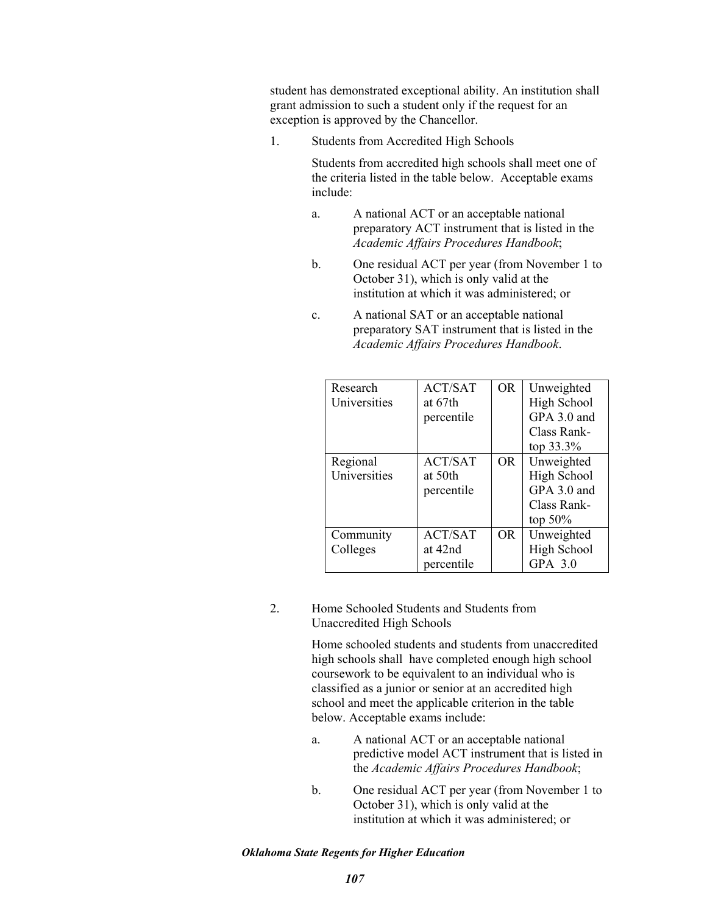student has demonstrated exceptional ability. An institution shall grant admission to such a student only if the request for an exception is approved by the Chancellor.

1. Students from Accredited High Schools

   Students from accredited high schools shall meet one of the criteria listed in the table below. Acceptable exams include:

   a. A national ACT or an acceptable national preparatory ACT instrument that is listed in the *Academic Affairs Procedures Handbook*;

   b. One residual ACT per year (from November 1 to October 31), which is only valid at the institution at which it was administered; or

   c. A national SAT or an acceptable national preparatory SAT instrument that is listed in the *Academic Affairs Procedures Handbook*.

| | | | |
|---|---|---|---|
| Research Universities | ACT/SAT at 67th percentile | OR | Unweighted High School GPA 3.0 and Class Rank-top 33.3% |
| Regional Universities | ACT/SAT at 50th percentile | OR | Unweighted High School GPA 3.0 and Class Rank-top 50% |
| Community Colleges | ACT/SAT at 42nd percentile | OR | Unweighted High School GPA 3.0 |

2. Home Schooled Students and Students from Unaccredited High Schools

   Home schooled students and students from unaccredited high schools shall have completed enough high school coursework to be equivalent to an individual who is classified as a junior or senior at an accredited high school and meet the applicable criterion in the table below. Acceptable exams include:

   a. A national ACT or an acceptable national predictive model ACT instrument that is listed in the *Academic Affairs Procedures Handbook*;

   b. One residual ACT per year (from November 1 to October 31), which is only valid at the institution at which it was administered; or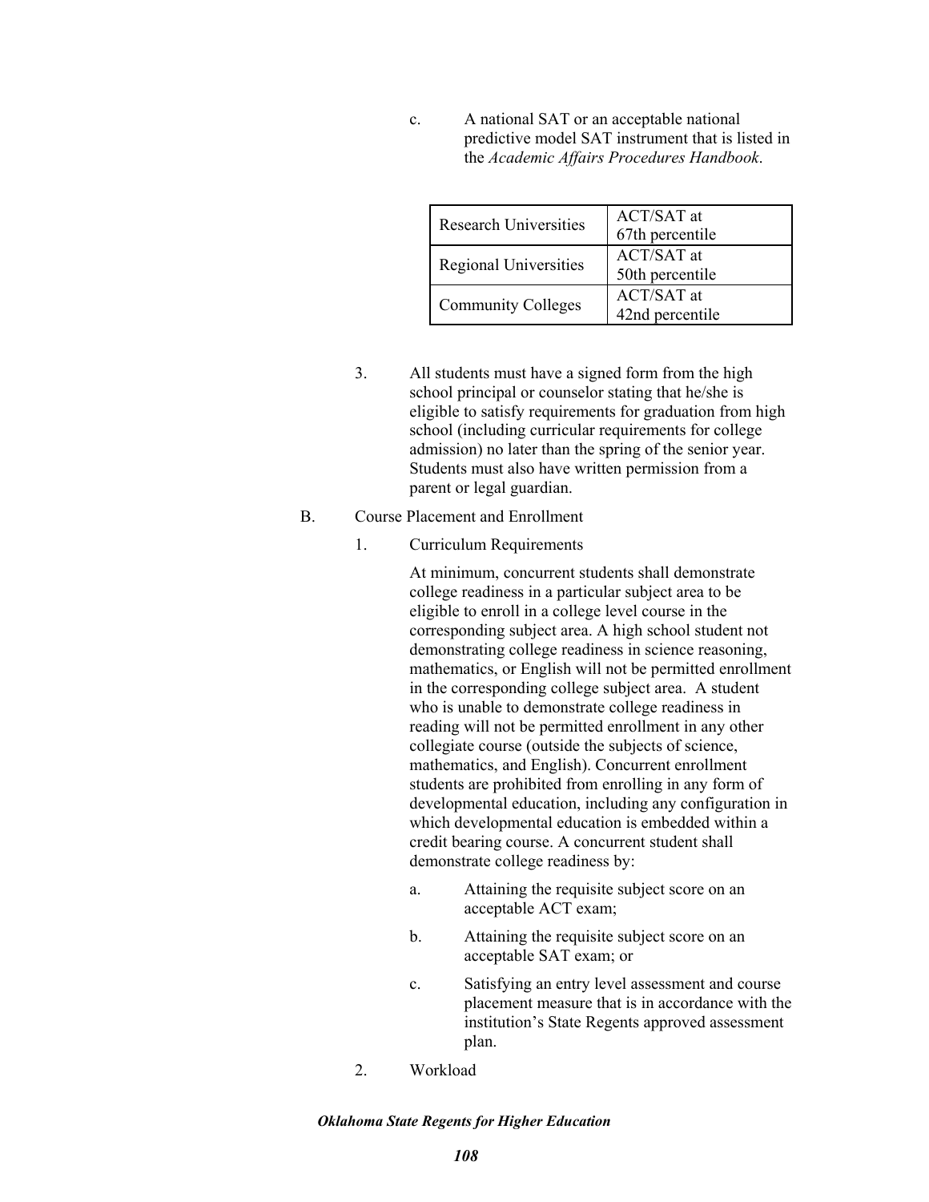c. A national SAT or an acceptable national predictive model SAT instrument that is listed in the *Academic Affairs Procedures Handbook*.

| Research Universities | ACT/SAT at 67th percentile |
|---|---|
| Regional Universities | ACT/SAT at 50th percentile |
| Community Colleges | ACT/SAT at 42nd percentile |

3. All students must have a signed form from the high school principal or counselor stating that he/she is eligible to satisfy requirements for graduation from high school (including curricular requirements for college admission) no later than the spring of the senior year. Students must also have written permission from a parent or legal guardian.

B. Course Placement and Enrollment

1. Curriculum Requirements

   At minimum, concurrent students shall demonstrate college readiness in a particular subject area to be eligible to enroll in a college level course in the corresponding subject area. A high school student not demonstrating college readiness in science reasoning, mathematics, or English will not be permitted enrollment in the corresponding college subject area. A student who is unable to demonstrate college readiness in reading will not be permitted enrollment in any other collegiate course (outside the subjects of science, mathematics, and English). Concurrent enrollment students are prohibited from enrolling in any form of developmental education, including any configuration in which developmental education is embedded within a credit bearing course. A concurrent student shall demonstrate college readiness by:

   a. Attaining the requisite subject score on an acceptable ACT exam;

   b. Attaining the requisite subject score on an acceptable SAT exam; or

   c. Satisfying an entry level assessment and course placement measure that is in accordance with the institution's State Regents approved assessment plan.

2. Workload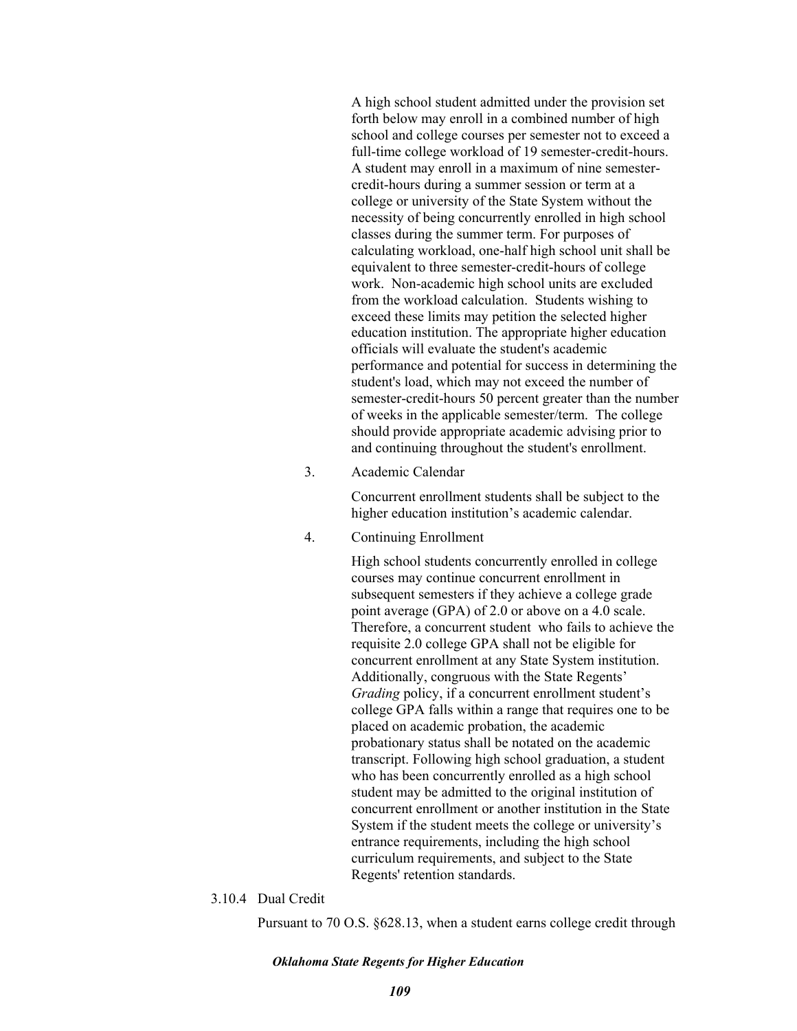A high school student admitted under the provision set forth below may enroll in a combined number of high school and college courses per semester not to exceed a full-time college workload of 19 semester-credit-hours. A student may enroll in a maximum of nine semester-credit-hours during a summer session or term at a college or university of the State System without the necessity of being concurrently enrolled in high school classes during the summer term. For purposes of calculating workload, one-half high school unit shall be equivalent to three semester-credit-hours of college work. Non-academic high school units are excluded from the workload calculation. Students wishing to exceed these limits may petition the selected higher education institution. The appropriate higher education officials will evaluate the student's academic performance and potential for success in determining the student's load, which may not exceed the number of semester-credit-hours 50 percent greater than the number of weeks in the applicable semester/term. The college should provide appropriate academic advising prior to and continuing throughout the student's enrollment.

3. Academic Calendar

   Concurrent enrollment students shall be subject to the higher education institution's academic calendar.

4. Continuing Enrollment

   High school students concurrently enrolled in college courses may continue concurrent enrollment in subsequent semesters if they achieve a college grade point average (GPA) of 2.0 or above on a 4.0 scale. Therefore, a concurrent student who fails to achieve the requisite 2.0 college GPA shall not be eligible for concurrent enrollment at any State System institution. Additionally, congruous with the State Regents' *Grading* policy, if a concurrent enrollment student's college GPA falls within a range that requires one to be placed on academic probation, the academic probationary status shall be notated on the academic transcript. Following high school graduation, a student who has been concurrently enrolled as a high school student may be admitted to the original institution of concurrent enrollment or another institution in the State System if the student meets the college or university's entrance requirements, including the high school curriculum requirements, and subject to the State Regents' retention standards.

3.10.4 Dual Credit

Pursuant to 70 O.S. §628.13, when a student earns college credit through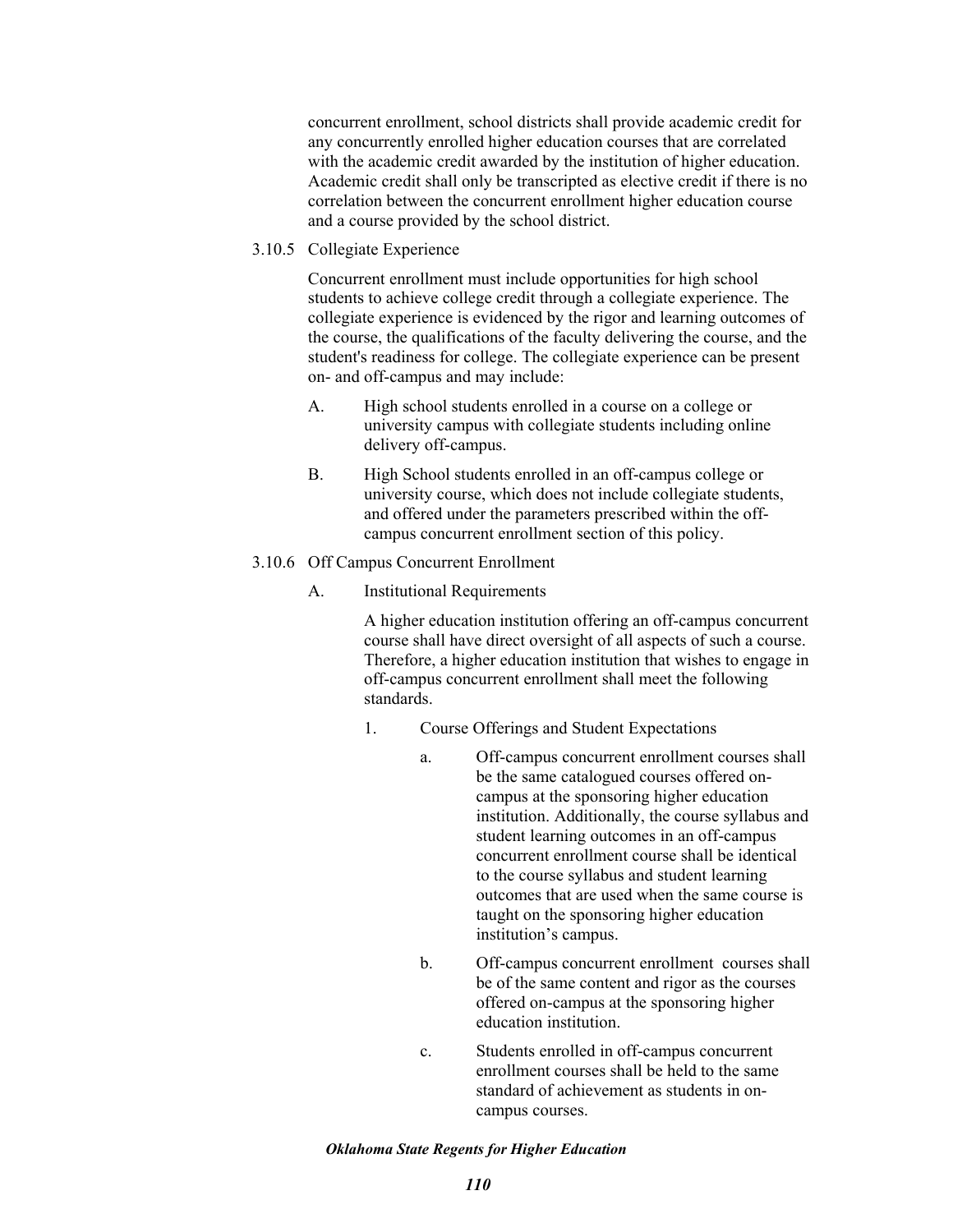concurrent enrollment, school districts shall provide academic credit for any concurrently enrolled higher education courses that are correlated with the academic credit awarded by the institution of higher education. Academic credit shall only be transcripted as elective credit if there is no correlation between the concurrent enrollment higher education course and a course provided by the school district.

3.10.5 Collegiate Experience

Concurrent enrollment must include opportunities for high school students to achieve college credit through a collegiate experience. The collegiate experience is evidenced by the rigor and learning outcomes of the course, the qualifications of the faculty delivering the course, and the student's readiness for college. The collegiate experience can be present on- and off-campus and may include:

A. High school students enrolled in a course on a college or university campus with collegiate students including online delivery off-campus.

B. High School students enrolled in an off-campus college or university course, which does not include collegiate students, and offered under the parameters prescribed within the off-campus concurrent enrollment section of this policy.

3.10.6 Off Campus Concurrent Enrollment

A. Institutional Requirements

A higher education institution offering an off-campus concurrent course shall have direct oversight of all aspects of such a course. Therefore, a higher education institution that wishes to engage in off-campus concurrent enrollment shall meet the following standards.

1. Course Offerings and Student Expectations

a. Off-campus concurrent enrollment courses shall be the same catalogued courses offered on-campus at the sponsoring higher education institution. Additionally, the course syllabus and student learning outcomes in an off-campus concurrent enrollment course shall be identical to the course syllabus and student learning outcomes that are used when the same course is taught on the sponsoring higher education institution's campus.

b. Off-campus concurrent enrollment courses shall be of the same content and rigor as the courses offered on-campus at the sponsoring higher education institution.

c. Students enrolled in off-campus concurrent enrollment courses shall be held to the same standard of achievement as students in on-campus courses.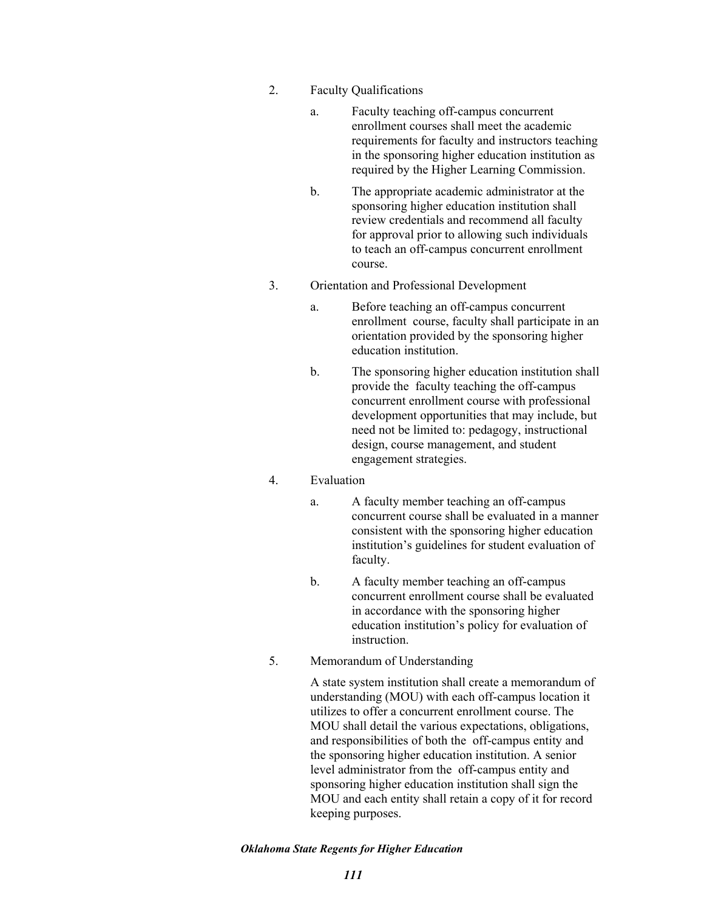2. Faculty Qualifications

    a. Faculty teaching off-campus concurrent enrollment courses shall meet the academic requirements for faculty and instructors teaching in the sponsoring higher education institution as required by the Higher Learning Commission.

    b. The appropriate academic administrator at the sponsoring higher education institution shall review credentials and recommend all faculty for approval prior to allowing such individuals to teach an off-campus concurrent enrollment course.

3. Orientation and Professional Development

    a. Before teaching an off-campus concurrent enrollment course, faculty shall participate in an orientation provided by the sponsoring higher education institution.

    b. The sponsoring higher education institution shall provide the faculty teaching the off-campus concurrent enrollment course with professional development opportunities that may include, but need not be limited to: pedagogy, instructional design, course management, and student engagement strategies.

4. Evaluation

    a. A faculty member teaching an off-campus concurrent course shall be evaluated in a manner consistent with the sponsoring higher education institution's guidelines for student evaluation of faculty.

    b. A faculty member teaching an off-campus concurrent enrollment course shall be evaluated in accordance with the sponsoring higher education institution's policy for evaluation of instruction.

5. Memorandum of Understanding

    A state system institution shall create a memorandum of understanding (MOU) with each off-campus location it utilizes to offer a concurrent enrollment course. The MOU shall detail the various expectations, obligations, and responsibilities of both the off-campus entity and the sponsoring higher education institution. A senior level administrator from the off-campus entity and sponsoring higher education institution shall sign the MOU and each entity shall retain a copy of it for record keeping purposes.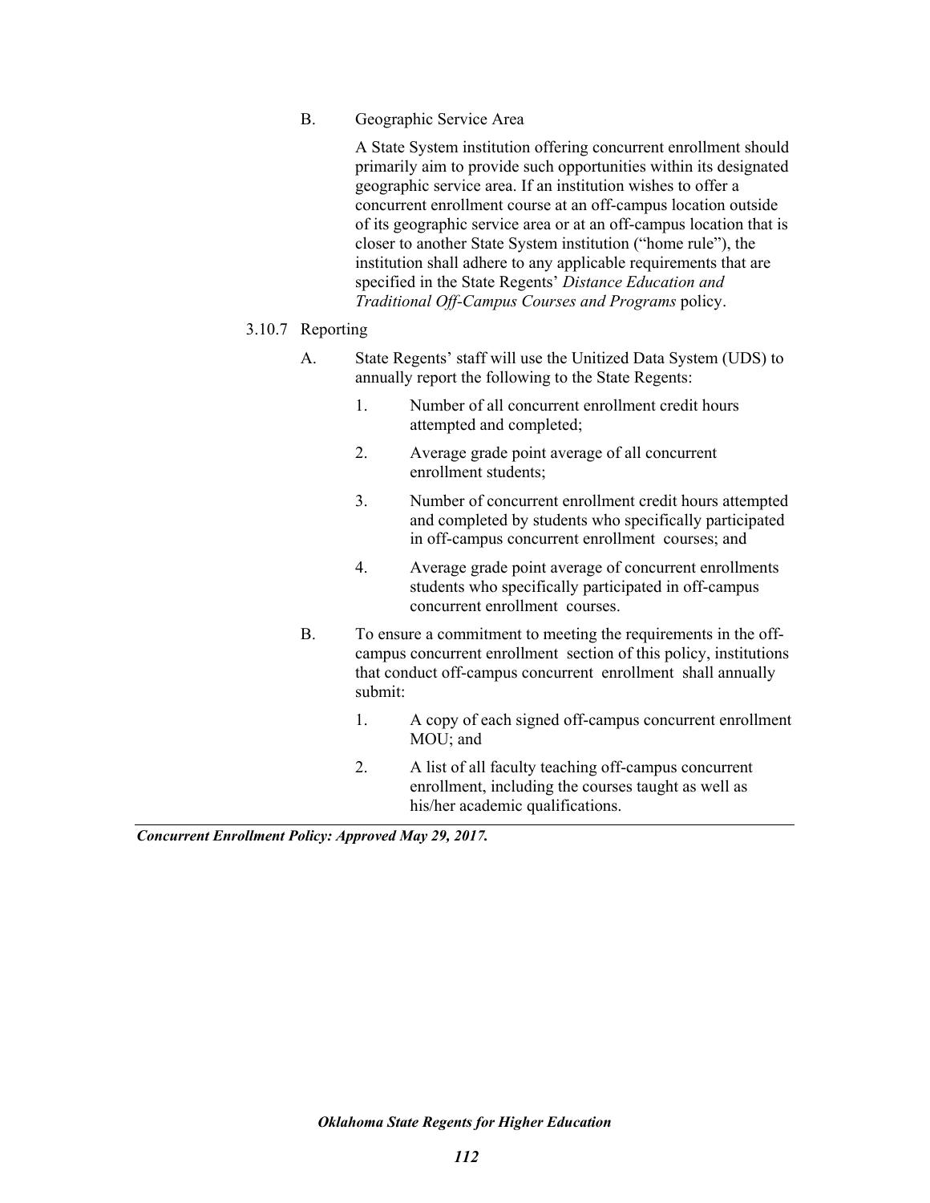B. Geographic Service Area

A State System institution offering concurrent enrollment should primarily aim to provide such opportunities within its designated geographic service area. If an institution wishes to offer a concurrent enrollment course at an off-campus location outside of its geographic service area or at an off-campus location that is closer to another State System institution ("home rule"), the institution shall adhere to any applicable requirements that are specified in the State Regents' *Distance Education and Traditional Off-Campus Courses and Programs* policy.

3.10.7 Reporting

A. State Regents' staff will use the Unitized Data System (UDS) to annually report the following to the State Regents:

1. Number of all concurrent enrollment credit hours attempted and completed;
2. Average grade point average of all concurrent enrollment students;
3. Number of concurrent enrollment credit hours attempted and completed by students who specifically participated in off-campus concurrent enrollment courses; and
4. Average grade point average of concurrent enrollments students who specifically participated in off-campus concurrent enrollment courses.

B. To ensure a commitment to meeting the requirements in the off-campus concurrent enrollment section of this policy, institutions that conduct off-campus concurrent enrollment shall annually submit:

1. A copy of each signed off-campus concurrent enrollment MOU; and
2. A list of all faculty teaching off-campus concurrent enrollment, including the courses taught as well as his/her academic qualifications.

---

***Concurrent Enrollment Policy: Approved May 29, 2017.***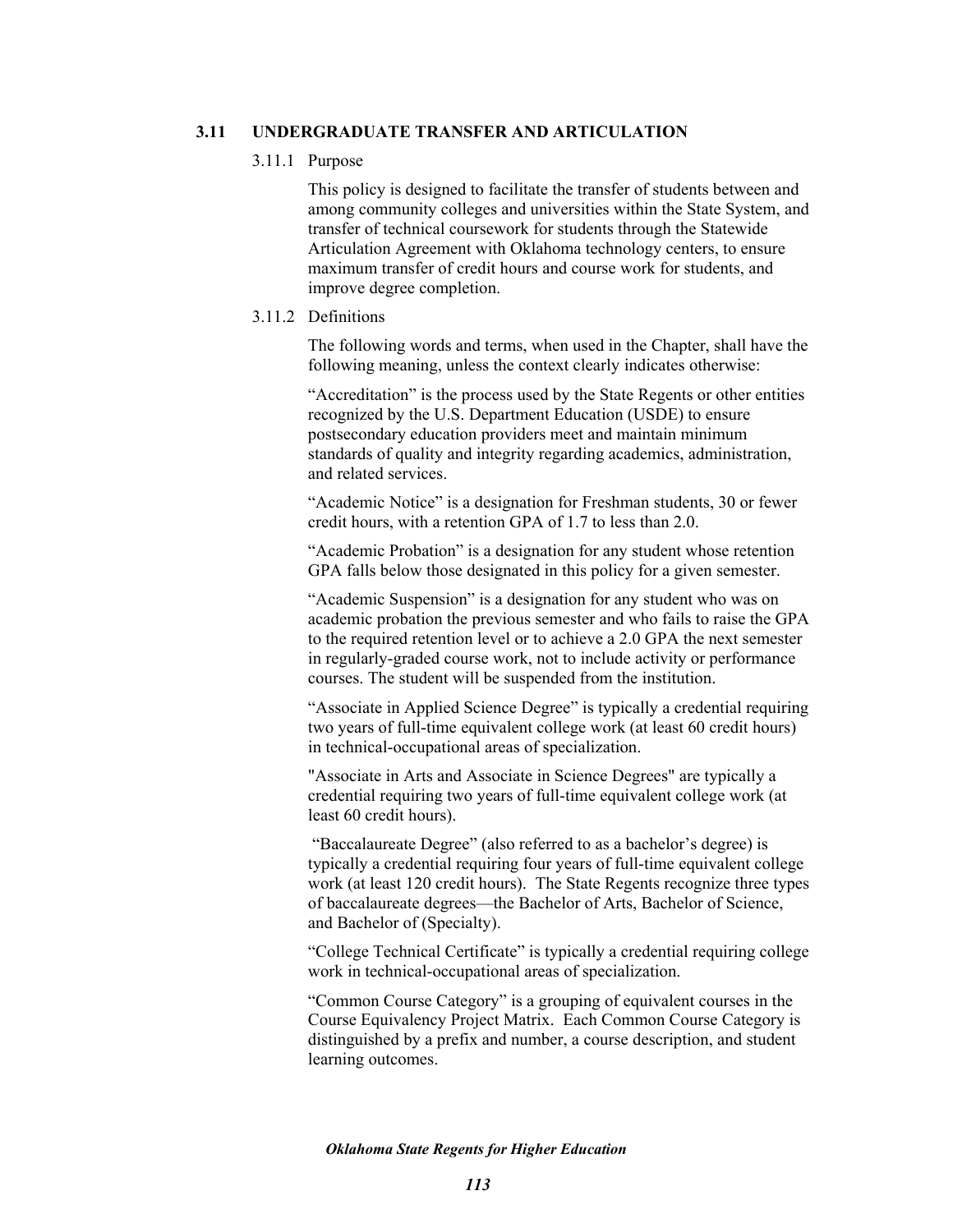## 3.11 UNDERGRADUATE TRANSFER AND ARTICULATION

### 3.11.1 Purpose

This policy is designed to facilitate the transfer of students between and among community colleges and universities within the State System, and transfer of technical coursework for students through the Statewide Articulation Agreement with Oklahoma technology centers, to ensure maximum transfer of credit hours and course work for students, and improve degree completion.

### 3.11.2 Definitions

The following words and terms, when used in the Chapter, shall have the following meaning, unless the context clearly indicates otherwise:

"Accreditation" is the process used by the State Regents or other entities recognized by the U.S. Department Education (USDE) to ensure postsecondary education providers meet and maintain minimum standards of quality and integrity regarding academics, administration, and related services.

"Academic Notice" is a designation for Freshman students, 30 or fewer credit hours, with a retention GPA of 1.7 to less than 2.0.

"Academic Probation" is a designation for any student whose retention GPA falls below those designated in this policy for a given semester.

"Academic Suspension" is a designation for any student who was on academic probation the previous semester and who fails to raise the GPA to the required retention level or to achieve a 2.0 GPA the next semester in regularly-graded course work, not to include activity or performance courses. The student will be suspended from the institution.

"Associate in Applied Science Degree" is typically a credential requiring two years of full-time equivalent college work (at least 60 credit hours) in technical-occupational areas of specialization.

"Associate in Arts and Associate in Science Degrees" are typically a credential requiring two years of full-time equivalent college work (at least 60 credit hours).

"Baccalaureate Degree" (also referred to as a bachelor's degree) is typically a credential requiring four years of full-time equivalent college work (at least 120 credit hours). The State Regents recognize three types of baccalaureate degrees—the Bachelor of Arts, Bachelor of Science, and Bachelor of (Specialty).

"College Technical Certificate" is typically a credential requiring college work in technical-occupational areas of specialization.

"Common Course Category" is a grouping of equivalent courses in the Course Equivalency Project Matrix. Each Common Course Category is distinguished by a prefix and number, a course description, and student learning outcomes.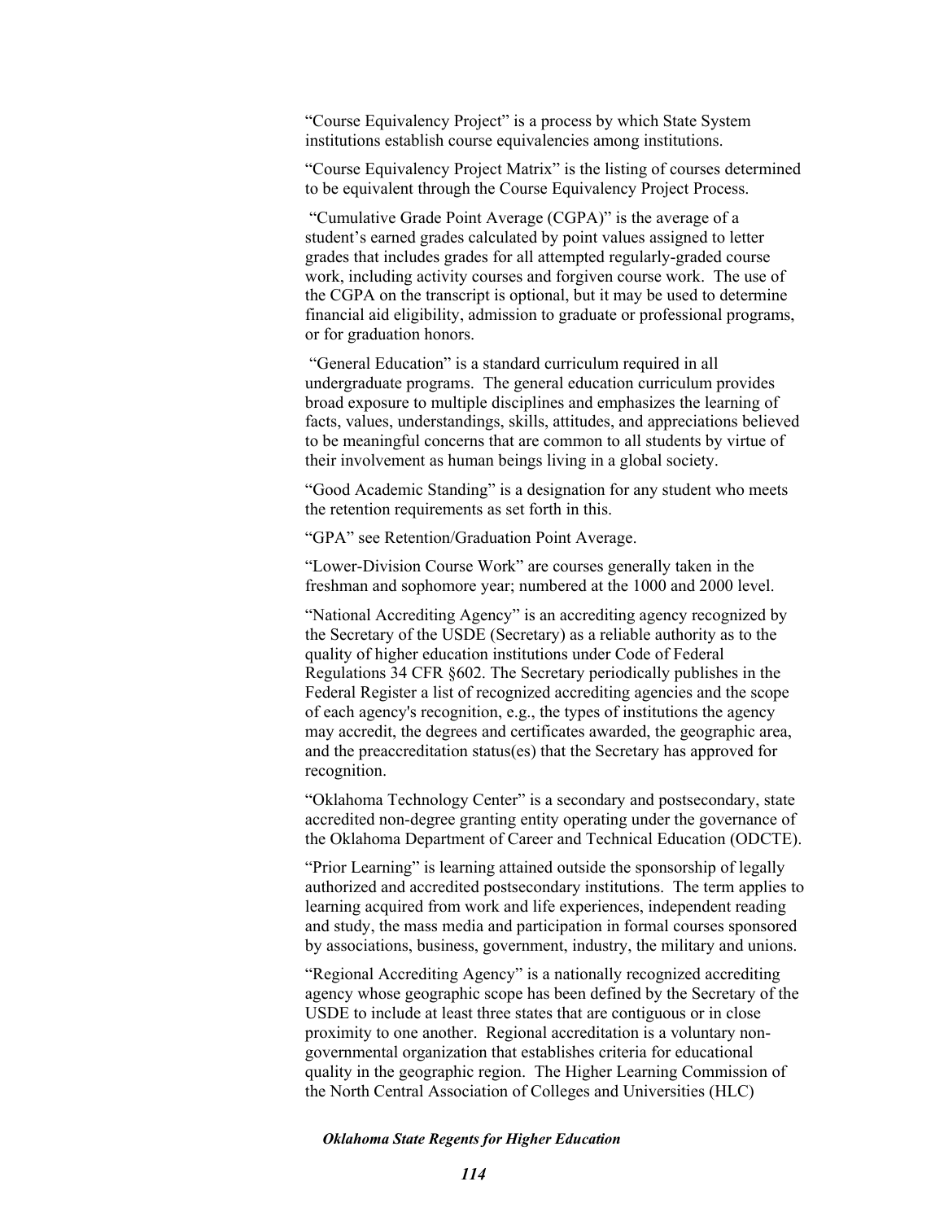"Course Equivalency Project" is a process by which State System institutions establish course equivalencies among institutions.

"Course Equivalency Project Matrix" is the listing of courses determined to be equivalent through the Course Equivalency Project Process.

"Cumulative Grade Point Average (CGPA)" is the average of a student's earned grades calculated by point values assigned to letter grades that includes grades for all attempted regularly-graded course work, including activity courses and forgiven course work. The use of the CGPA on the transcript is optional, but it may be used to determine financial aid eligibility, admission to graduate or professional programs, or for graduation honors.

"General Education" is a standard curriculum required in all undergraduate programs. The general education curriculum provides broad exposure to multiple disciplines and emphasizes the learning of facts, values, understandings, skills, attitudes, and appreciations believed to be meaningful concerns that are common to all students by virtue of their involvement as human beings living in a global society.

"Good Academic Standing" is a designation for any student who meets the retention requirements as set forth in this.

"GPA" see Retention/Graduation Point Average.

"Lower-Division Course Work" are courses generally taken in the freshman and sophomore year; numbered at the 1000 and 2000 level.

"National Accrediting Agency" is an accrediting agency recognized by the Secretary of the USDE (Secretary) as a reliable authority as to the quality of higher education institutions under Code of Federal Regulations 34 CFR §602. The Secretary periodically publishes in the Federal Register a list of recognized accrediting agencies and the scope of each agency's recognition, e.g., the types of institutions the agency may accredit, the degrees and certificates awarded, the geographic area, and the preaccreditation status(es) that the Secretary has approved for recognition.

"Oklahoma Technology Center" is a secondary and postsecondary, state accredited non-degree granting entity operating under the governance of the Oklahoma Department of Career and Technical Education (ODCTE).

"Prior Learning" is learning attained outside the sponsorship of legally authorized and accredited postsecondary institutions. The term applies to learning acquired from work and life experiences, independent reading and study, the mass media and participation in formal courses sponsored by associations, business, government, industry, the military and unions.

"Regional Accrediting Agency" is a nationally recognized accrediting agency whose geographic scope has been defined by the Secretary of the USDE to include at least three states that are contiguous or in close proximity to one another. Regional accreditation is a voluntary non-governmental organization that establishes criteria for educational quality in the geographic region. The Higher Learning Commission of the North Central Association of Colleges and Universities (HLC)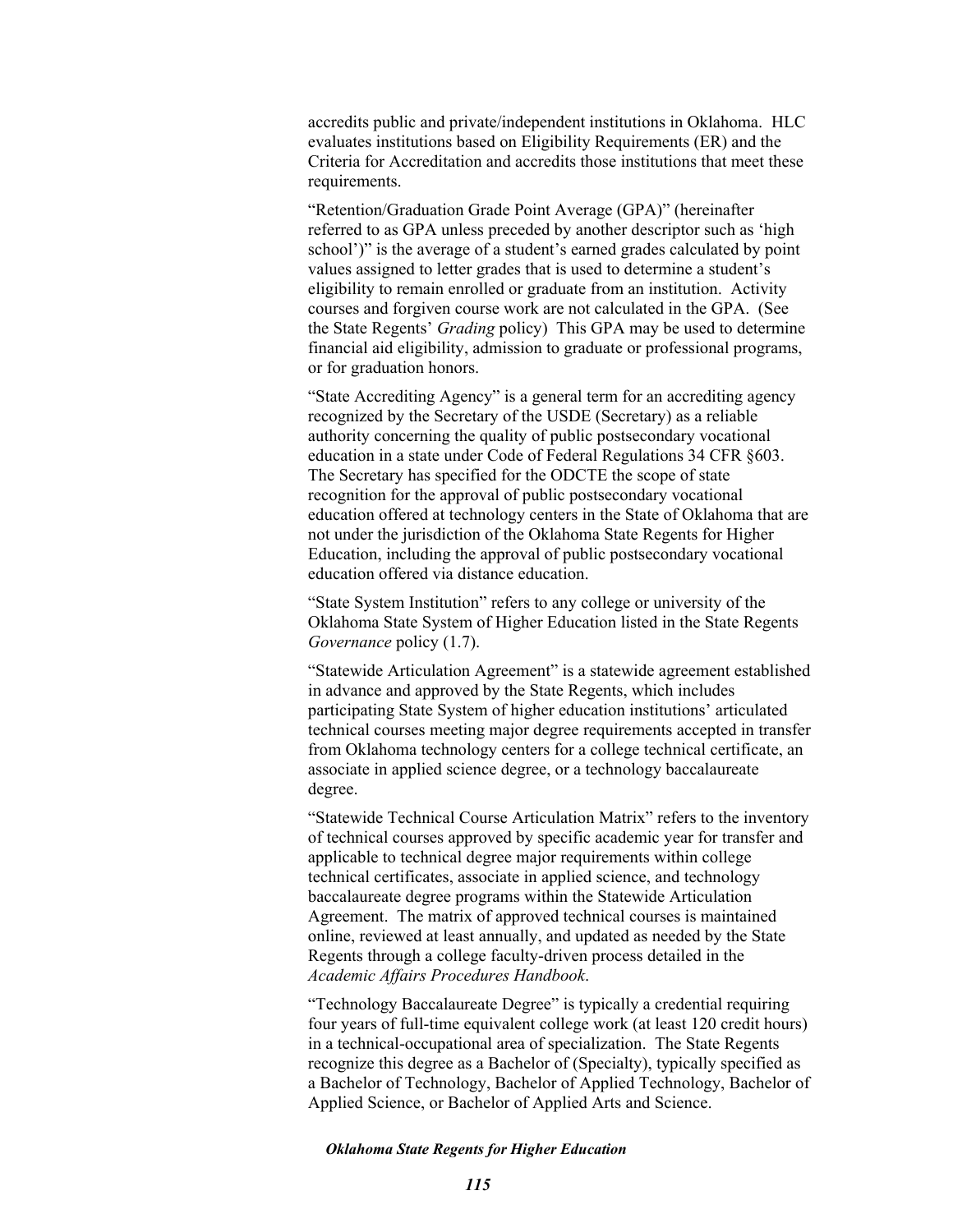accredits public and private/independent institutions in Oklahoma. HLC evaluates institutions based on Eligibility Requirements (ER) and the Criteria for Accreditation and accredits those institutions that meet these requirements.

"Retention/Graduation Grade Point Average (GPA)" (hereinafter referred to as GPA unless preceded by another descriptor such as 'high school')" is the average of a student's earned grades calculated by point values assigned to letter grades that is used to determine a student's eligibility to remain enrolled or graduate from an institution. Activity courses and forgiven course work are not calculated in the GPA. (See the State Regents' *Grading* policy) This GPA may be used to determine financial aid eligibility, admission to graduate or professional programs, or for graduation honors.

"State Accrediting Agency" is a general term for an accrediting agency recognized by the Secretary of the USDE (Secretary) as a reliable authority concerning the quality of public postsecondary vocational education in a state under Code of Federal Regulations 34 CFR §603. The Secretary has specified for the ODCTE the scope of state recognition for the approval of public postsecondary vocational education offered at technology centers in the State of Oklahoma that are not under the jurisdiction of the Oklahoma State Regents for Higher Education, including the approval of public postsecondary vocational education offered via distance education.

"State System Institution" refers to any college or university of the Oklahoma State System of Higher Education listed in the State Regents *Governance* policy (1.7).

"Statewide Articulation Agreement" is a statewide agreement established in advance and approved by the State Regents, which includes participating State System of higher education institutions' articulated technical courses meeting major degree requirements accepted in transfer from Oklahoma technology centers for a college technical certificate, an associate in applied science degree, or a technology baccalaureate degree.

"Statewide Technical Course Articulation Matrix" refers to the inventory of technical courses approved by specific academic year for transfer and applicable to technical degree major requirements within college technical certificates, associate in applied science, and technology baccalaureate degree programs within the Statewide Articulation Agreement. The matrix of approved technical courses is maintained online, reviewed at least annually, and updated as needed by the State Regents through a college faculty-driven process detailed in the *Academic Affairs Procedures Handbook*.

"Technology Baccalaureate Degree" is typically a credential requiring four years of full-time equivalent college work (at least 120 credit hours) in a technical-occupational area of specialization. The State Regents recognize this degree as a Bachelor of (Specialty), typically specified as a Bachelor of Technology, Bachelor of Applied Technology, Bachelor of Applied Science, or Bachelor of Applied Arts and Science.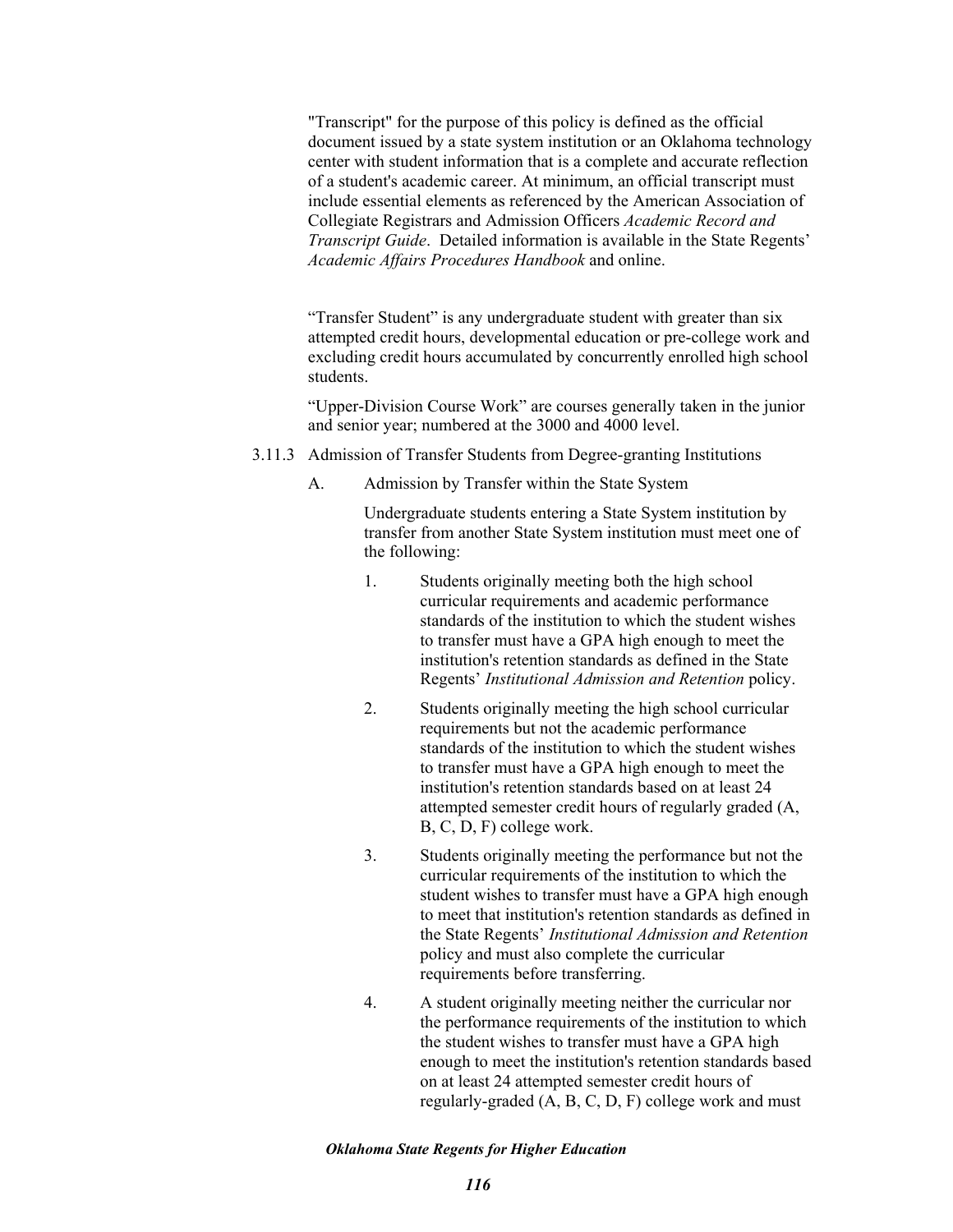"Transcript" for the purpose of this policy is defined as the official document issued by a state system institution or an Oklahoma technology center with student information that is a complete and accurate reflection of a student's academic career. At minimum, an official transcript must include essential elements as referenced by the American Association of Collegiate Registrars and Admission Officers *Academic Record and Transcript Guide*. Detailed information is available in the State Regents' *Academic Affairs Procedures Handbook* and online.

"Transfer Student" is any undergraduate student with greater than six attempted credit hours, developmental education or pre-college work and excluding credit hours accumulated by concurrently enrolled high school students.

"Upper-Division Course Work" are courses generally taken in the junior and senior year; numbered at the 3000 and 4000 level.

3.11.3 Admission of Transfer Students from Degree-granting Institutions

A. Admission by Transfer within the State System

Undergraduate students entering a State System institution by transfer from another State System institution must meet one of the following:

1. Students originally meeting both the high school curricular requirements and academic performance standards of the institution to which the student wishes to transfer must have a GPA high enough to meet the institution's retention standards as defined in the State Regents' *Institutional Admission and Retention* policy.

2. Students originally meeting the high school curricular requirements but not the academic performance standards of the institution to which the student wishes to transfer must have a GPA high enough to meet the institution's retention standards based on at least 24 attempted semester credit hours of regularly graded (A, B, C, D, F) college work.

3. Students originally meeting the performance but not the curricular requirements of the institution to which the student wishes to transfer must have a GPA high enough to meet that institution's retention standards as defined in the State Regents' *Institutional Admission and Retention* policy and must also complete the curricular requirements before transferring.

4. A student originally meeting neither the curricular nor the performance requirements of the institution to which the student wishes to transfer must have a GPA high enough to meet the institution's retention standards based on at least 24 attempted semester credit hours of regularly-graded (A, B, C, D, F) college work and must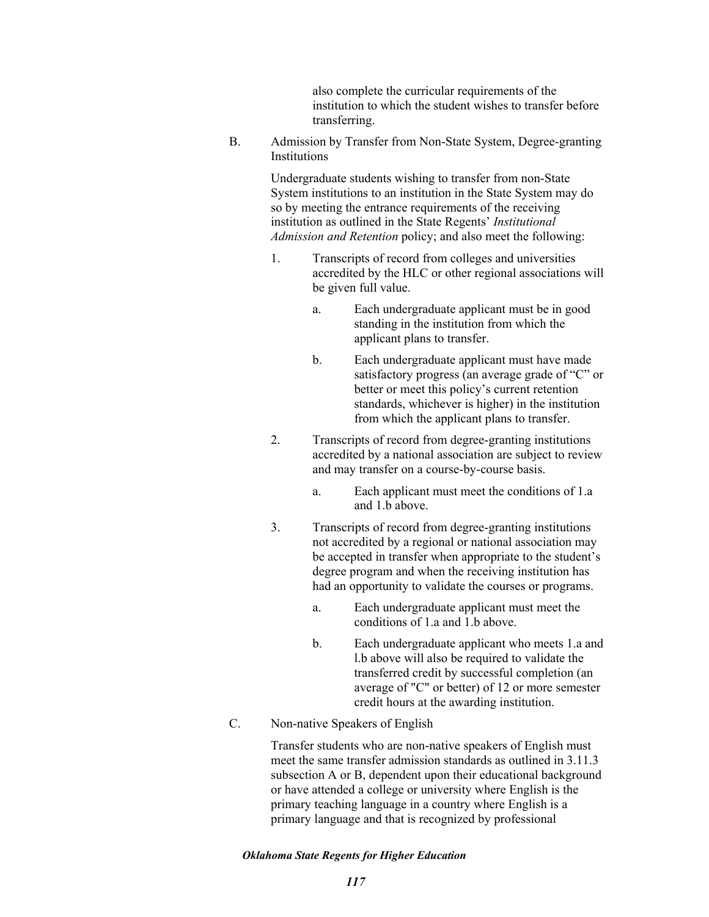also complete the curricular requirements of the institution to which the student wishes to transfer before transferring.

B. Admission by Transfer from Non-State System, Degree-granting Institutions

Undergraduate students wishing to transfer from non-State System institutions to an institution in the State System may do so by meeting the entrance requirements of the receiving institution as outlined in the State Regents' *Institutional Admission and Retention* policy; and also meet the following:

1. Transcripts of record from colleges and universities accredited by the HLC or other regional associations will be given full value.

   a. Each undergraduate applicant must be in good standing in the institution from which the applicant plans to transfer.

   b. Each undergraduate applicant must have made satisfactory progress (an average grade of "C" or better or meet this policy's current retention standards, whichever is higher) in the institution from which the applicant plans to transfer.

2. Transcripts of record from degree-granting institutions accredited by a national association are subject to review and may transfer on a course-by-course basis.

   a. Each applicant must meet the conditions of 1.a and 1.b above.

3. Transcripts of record from degree-granting institutions not accredited by a regional or national association may be accepted in transfer when appropriate to the student's degree program and when the receiving institution has had an opportunity to validate the courses or programs.

   a. Each undergraduate applicant must meet the conditions of 1.a and 1.b above.

   b. Each undergraduate applicant who meets 1.a and l.b above will also be required to validate the transferred credit by successful completion (an average of "C" or better) of 12 or more semester credit hours at the awarding institution.

C. Non-native Speakers of English

Transfer students who are non-native speakers of English must meet the same transfer admission standards as outlined in 3.11.3 subsection A or B, dependent upon their educational background or have attended a college or university where English is the primary teaching language in a country where English is a primary language and that is recognized by professional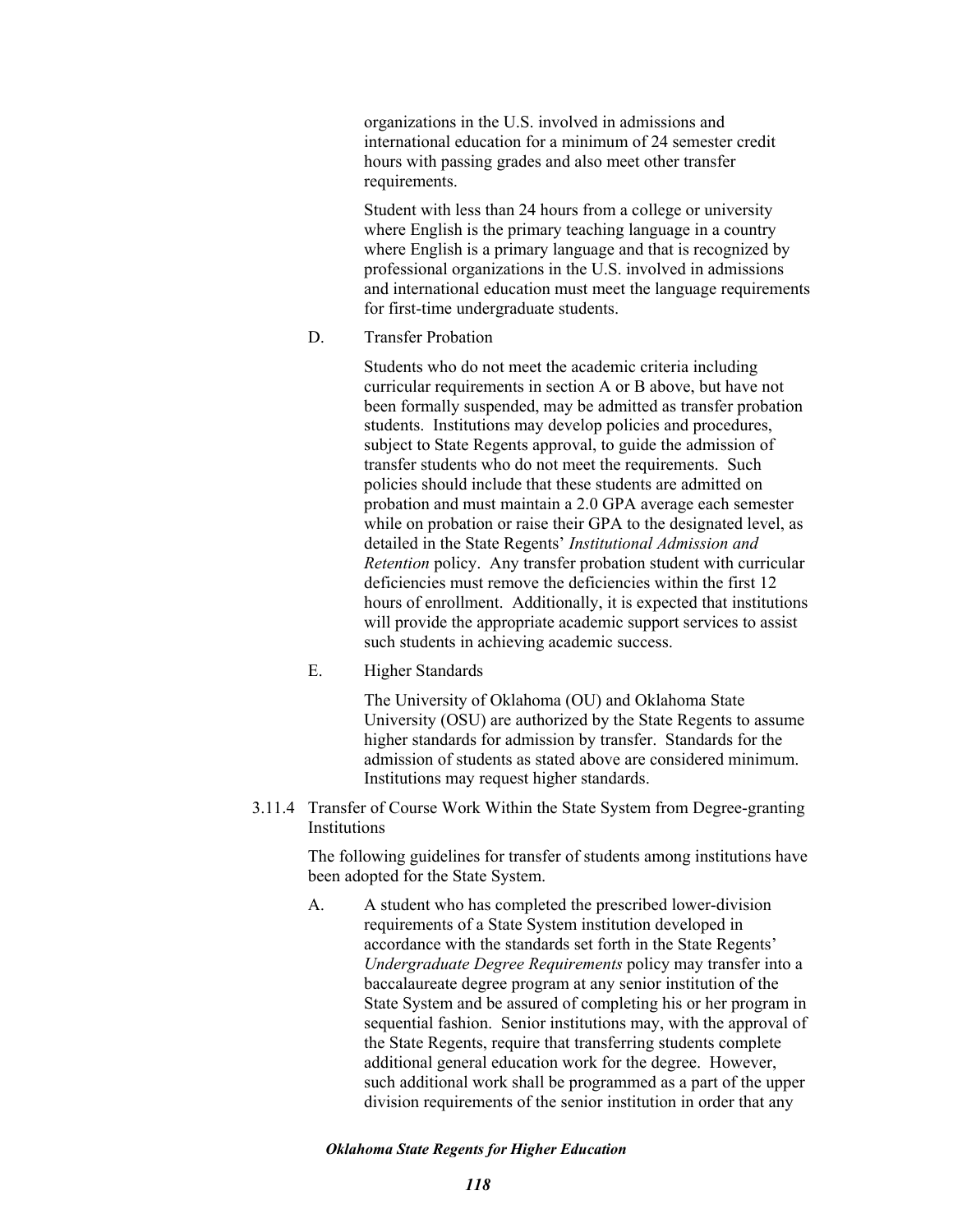organizations in the U.S. involved in admissions and international education for a minimum of 24 semester credit hours with passing grades and also meet other transfer requirements.

Student with less than 24 hours from a college or university where English is the primary teaching language in a country where English is a primary language and that is recognized by professional organizations in the U.S. involved in admissions and international education must meet the language requirements for first-time undergraduate students.

D. Transfer Probation

Students who do not meet the academic criteria including curricular requirements in section A or B above, but have not been formally suspended, may be admitted as transfer probation students. Institutions may develop policies and procedures, subject to State Regents approval, to guide the admission of transfer students who do not meet the requirements. Such policies should include that these students are admitted on probation and must maintain a 2.0 GPA average each semester while on probation or raise their GPA to the designated level, as detailed in the State Regents' *Institutional Admission and Retention* policy. Any transfer probation student with curricular deficiencies must remove the deficiencies within the first 12 hours of enrollment. Additionally, it is expected that institutions will provide the appropriate academic support services to assist such students in achieving academic success.

E. Higher Standards

The University of Oklahoma (OU) and Oklahoma State University (OSU) are authorized by the State Regents to assume higher standards for admission by transfer. Standards for the admission of students as stated above are considered minimum. Institutions may request higher standards.

### 3.11.4 Transfer of Course Work Within the State System from Degree-granting Institutions

The following guidelines for transfer of students among institutions have been adopted for the State System.

A. A student who has completed the prescribed lower-division requirements of a State System institution developed in accordance with the standards set forth in the State Regents' *Undergraduate Degree Requirements* policy may transfer into a baccalaureate degree program at any senior institution of the State System and be assured of completing his or her program in sequential fashion. Senior institutions may, with the approval of the State Regents, require that transferring students complete additional general education work for the degree. However, such additional work shall be programmed as a part of the upper division requirements of the senior institution in order that any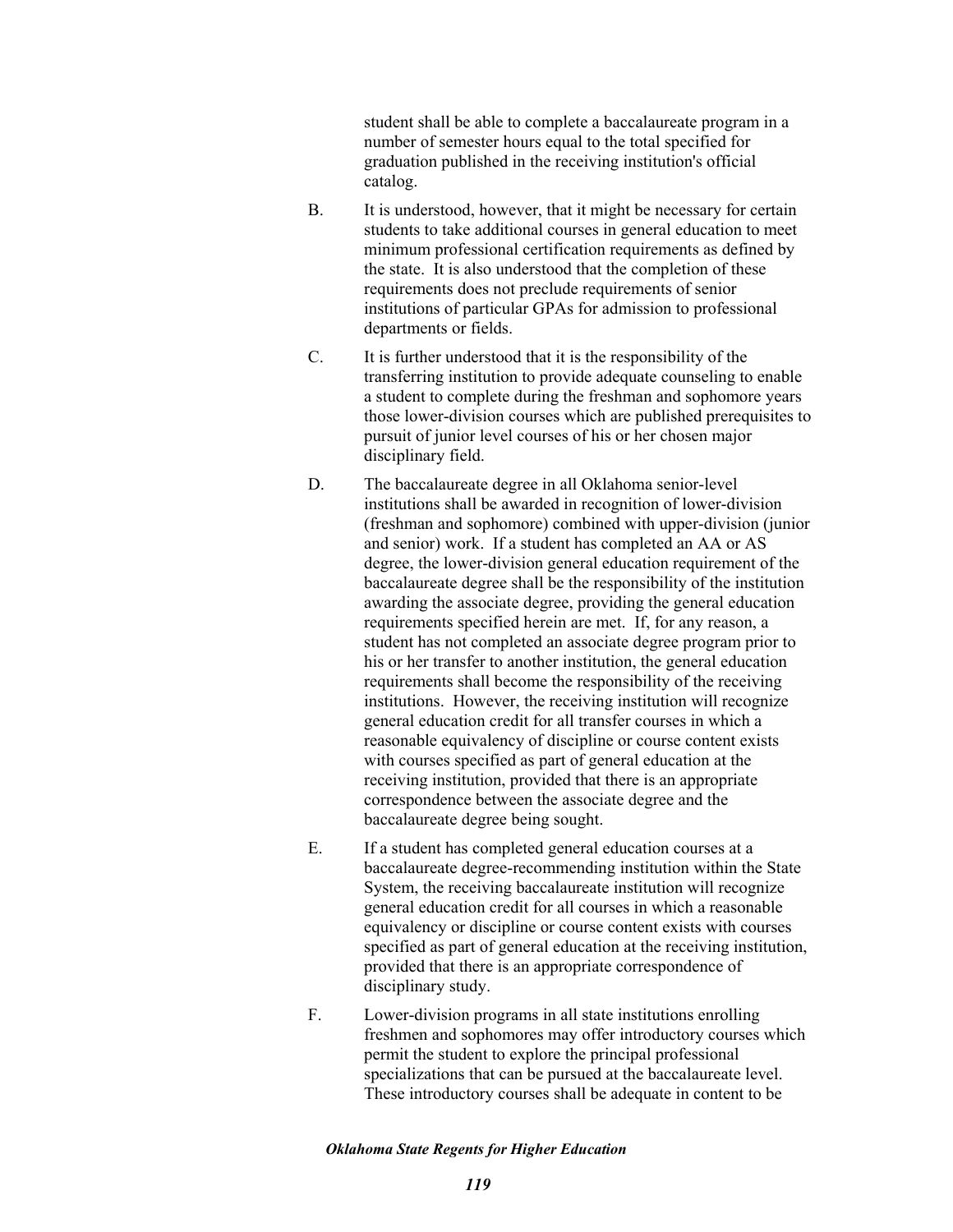student shall be able to complete a baccalaureate program in a number of semester hours equal to the total specified for graduation published in the receiving institution's official catalog.

B. It is understood, however, that it might be necessary for certain students to take additional courses in general education to meet minimum professional certification requirements as defined by the state. It is also understood that the completion of these requirements does not preclude requirements of senior institutions of particular GPAs for admission to professional departments or fields.

C. It is further understood that it is the responsibility of the transferring institution to provide adequate counseling to enable a student to complete during the freshman and sophomore years those lower-division courses which are published prerequisites to pursuit of junior level courses of his or her chosen major disciplinary field.

D. The baccalaureate degree in all Oklahoma senior-level institutions shall be awarded in recognition of lower-division (freshman and sophomore) combined with upper-division (junior and senior) work. If a student has completed an AA or AS degree, the lower-division general education requirement of the baccalaureate degree shall be the responsibility of the institution awarding the associate degree, providing the general education requirements specified herein are met. If, for any reason, a student has not completed an associate degree program prior to his or her transfer to another institution, the general education requirements shall become the responsibility of the receiving institutions. However, the receiving institution will recognize general education credit for all transfer courses in which a reasonable equivalency of discipline or course content exists with courses specified as part of general education at the receiving institution, provided that there is an appropriate correspondence between the associate degree and the baccalaureate degree being sought.

E. If a student has completed general education courses at a baccalaureate degree-recommending institution within the State System, the receiving baccalaureate institution will recognize general education credit for all courses in which a reasonable equivalency or discipline or course content exists with courses specified as part of general education at the receiving institution, provided that there is an appropriate correspondence of disciplinary study.

F. Lower-division programs in all state institutions enrolling freshmen and sophomores may offer introductory courses which permit the student to explore the principal professional specializations that can be pursued at the baccalaureate level. These introductory courses shall be adequate in content to be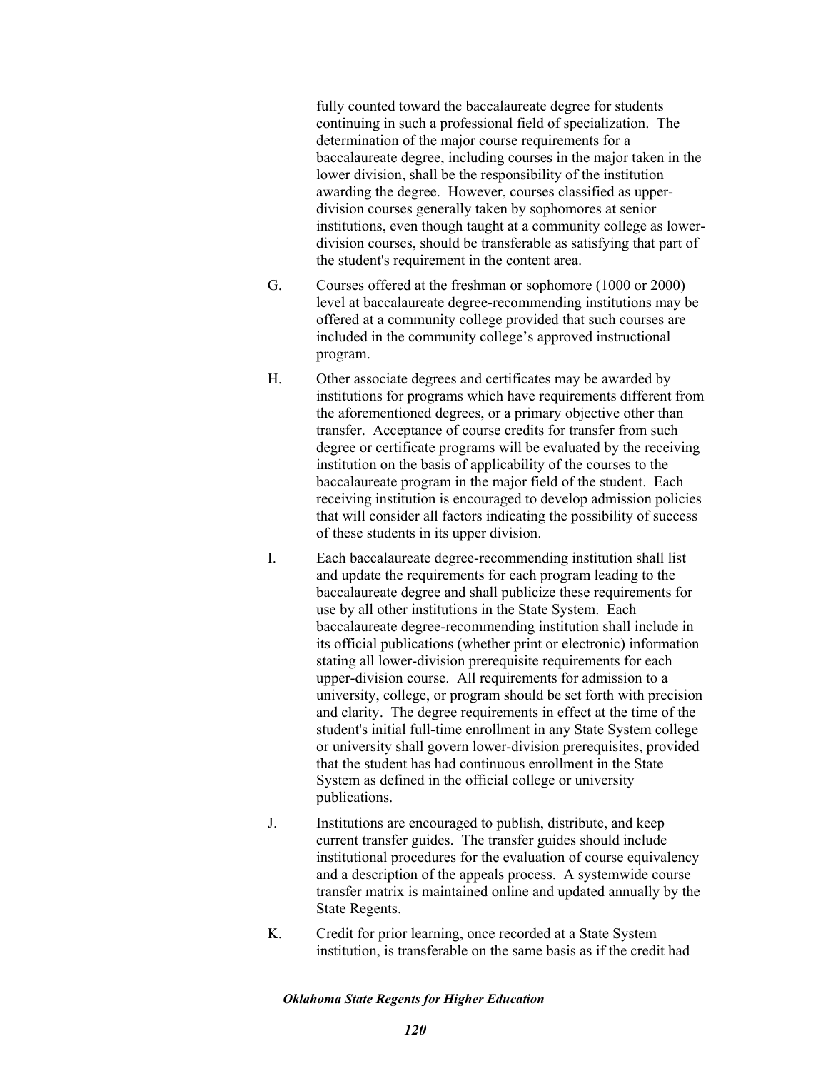fully counted toward the baccalaureate degree for students continuing in such a professional field of specialization. The determination of the major course requirements for a baccalaureate degree, including courses in the major taken in the lower division, shall be the responsibility of the institution awarding the degree. However, courses classified as upper-division courses generally taken by sophomores at senior institutions, even though taught at a community college as lower-division courses, should be transferable as satisfying that part of the student's requirement in the content area.

G. Courses offered at the freshman or sophomore (1000 or 2000) level at baccalaureate degree-recommending institutions may be offered at a community college provided that such courses are included in the community college's approved instructional program.

H. Other associate degrees and certificates may be awarded by institutions for programs which have requirements different from the aforementioned degrees, or a primary objective other than transfer. Acceptance of course credits for transfer from such degree or certificate programs will be evaluated by the receiving institution on the basis of applicability of the courses to the baccalaureate program in the major field of the student. Each receiving institution is encouraged to develop admission policies that will consider all factors indicating the possibility of success of these students in its upper division.

I. Each baccalaureate degree-recommending institution shall list and update the requirements for each program leading to the baccalaureate degree and shall publicize these requirements for use by all other institutions in the State System. Each baccalaureate degree-recommending institution shall include in its official publications (whether print or electronic) information stating all lower-division prerequisite requirements for each upper-division course. All requirements for admission to a university, college, or program should be set forth with precision and clarity. The degree requirements in effect at the time of the student's initial full-time enrollment in any State System college or university shall govern lower-division prerequisites, provided that the student has had continuous enrollment in the State System as defined in the official college or university publications.

J. Institutions are encouraged to publish, distribute, and keep current transfer guides. The transfer guides should include institutional procedures for the evaluation of course equivalency and a description of the appeals process. A systemwide course transfer matrix is maintained online and updated annually by the State Regents.

K. Credit for prior learning, once recorded at a State System institution, is transferable on the same basis as if the credit had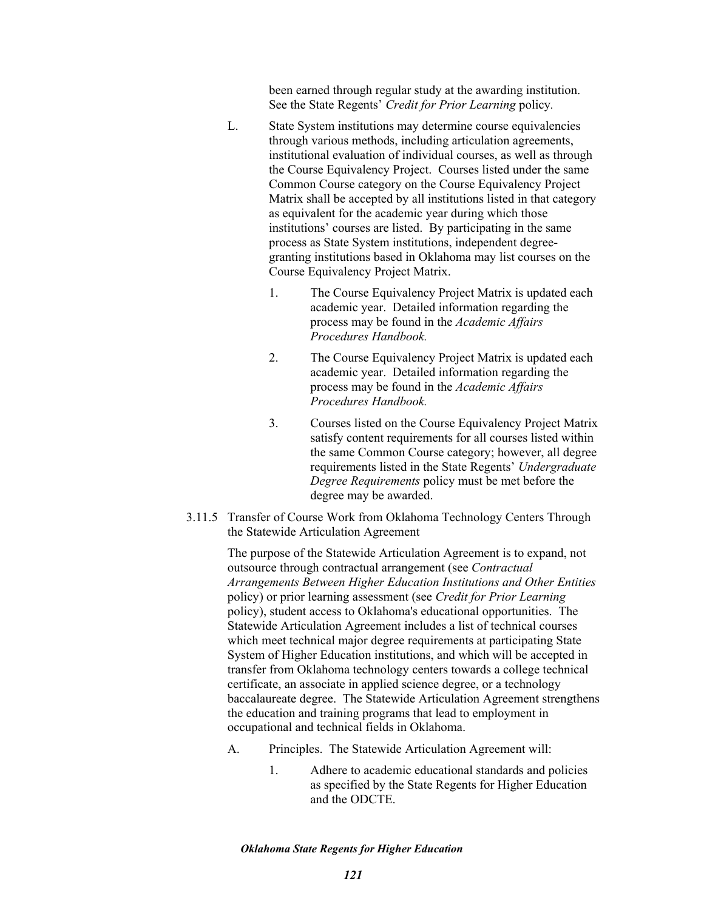been earned through regular study at the awarding institution. See the State Regents' *Credit for Prior Learning* policy.

L. State System institutions may determine course equivalencies through various methods, including articulation agreements, institutional evaluation of individual courses, as well as through the Course Equivalency Project. Courses listed under the same Common Course category on the Course Equivalency Project Matrix shall be accepted by all institutions listed in that category as equivalent for the academic year during which those institutions' courses are listed. By participating in the same process as State System institutions, independent degree-granting institutions based in Oklahoma may list courses on the Course Equivalency Project Matrix.

1. The Course Equivalency Project Matrix is updated each academic year. Detailed information regarding the process may be found in the *Academic Affairs Procedures Handbook.*

2. The Course Equivalency Project Matrix is updated each academic year. Detailed information regarding the process may be found in the *Academic Affairs Procedures Handbook.*

3. Courses listed on the Course Equivalency Project Matrix satisfy content requirements for all courses listed within the same Common Course category; however, all degree requirements listed in the State Regents' *Undergraduate Degree Requirements* policy must be met before the degree may be awarded.

3.11.5 Transfer of Course Work from Oklahoma Technology Centers Through the Statewide Articulation Agreement

The purpose of the Statewide Articulation Agreement is to expand, not outsource through contractual arrangement (see *Contractual Arrangements Between Higher Education Institutions and Other Entities* policy) or prior learning assessment (see *Credit for Prior Learning* policy), student access to Oklahoma's educational opportunities. The Statewide Articulation Agreement includes a list of technical courses which meet technical major degree requirements at participating State System of Higher Education institutions, and which will be accepted in transfer from Oklahoma technology centers towards a college technical certificate, an associate in applied science degree, or a technology baccalaureate degree. The Statewide Articulation Agreement strengthens the education and training programs that lead to employment in occupational and technical fields in Oklahoma.

A. Principles. The Statewide Articulation Agreement will:

1. Adhere to academic educational standards and policies as specified by the State Regents for Higher Education and the ODCTE.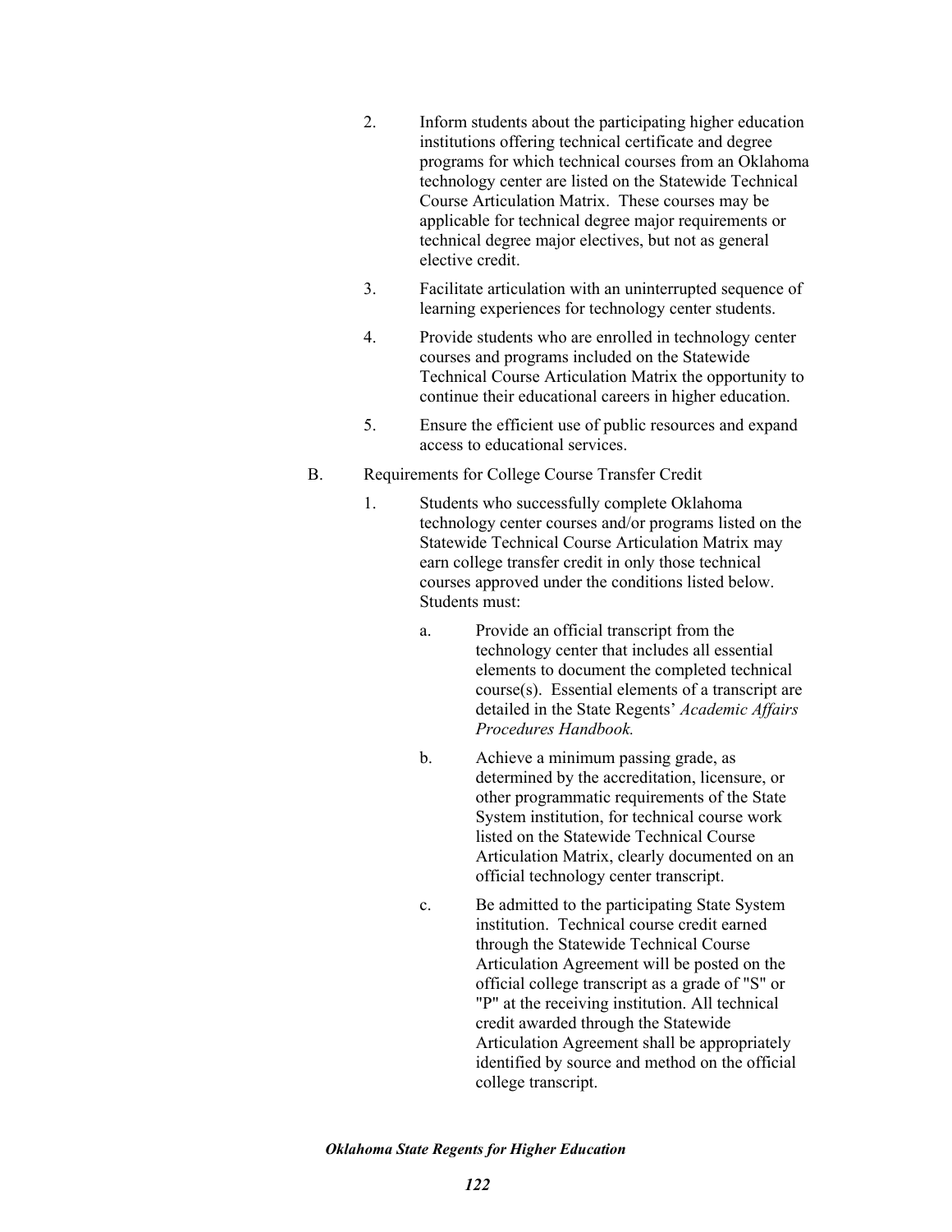2. Inform students about the participating higher education institutions offering technical certificate and degree programs for which technical courses from an Oklahoma technology center are listed on the Statewide Technical Course Articulation Matrix. These courses may be applicable for technical degree major requirements or technical degree major electives, but not as general elective credit.

3. Facilitate articulation with an uninterrupted sequence of learning experiences for technology center students.

4. Provide students who are enrolled in technology center courses and programs included on the Statewide Technical Course Articulation Matrix the opportunity to continue their educational careers in higher education.

5. Ensure the efficient use of public resources and expand access to educational services.

B. Requirements for College Course Transfer Credit

1. Students who successfully complete Oklahoma technology center courses and/or programs listed on the Statewide Technical Course Articulation Matrix may earn college transfer credit in only those technical courses approved under the conditions listed below. Students must:

   a. Provide an official transcript from the technology center that includes all essential elements to document the completed technical course(s). Essential elements of a transcript are detailed in the State Regents' *Academic Affairs Procedures Handbook.*

   b. Achieve a minimum passing grade, as determined by the accreditation, licensure, or other programmatic requirements of the State System institution, for technical course work listed on the Statewide Technical Course Articulation Matrix, clearly documented on an official technology center transcript.

   c. Be admitted to the participating State System institution. Technical course credit earned through the Statewide Technical Course Articulation Agreement will be posted on the official college transcript as a grade of "S" or "P" at the receiving institution. All technical credit awarded through the Statewide Articulation Agreement shall be appropriately identified by source and method on the official college transcript.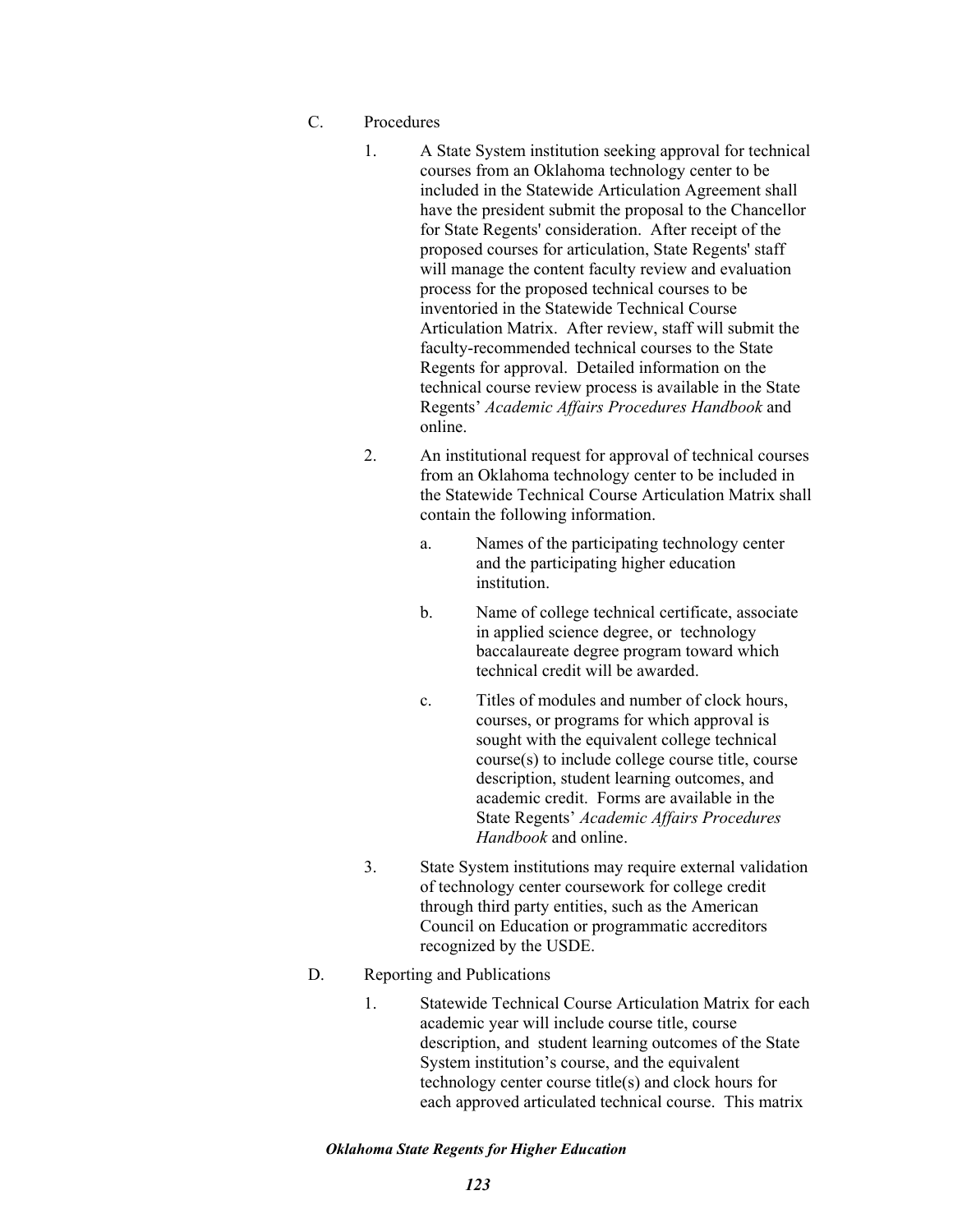C. Procedures

1. A State System institution seeking approval for technical courses from an Oklahoma technology center to be included in the Statewide Articulation Agreement shall have the president submit the proposal to the Chancellor for State Regents' consideration. After receipt of the proposed courses for articulation, State Regents' staff will manage the content faculty review and evaluation process for the proposed technical courses to be inventoried in the Statewide Technical Course Articulation Matrix. After review, staff will submit the faculty-recommended technical courses to the State Regents for approval. Detailed information on the technical course review process is available in the State Regents' *Academic Affairs Procedures Handbook* and online.

2. An institutional request for approval of technical courses from an Oklahoma technology center to be included in the Statewide Technical Course Articulation Matrix shall contain the following information.

   a. Names of the participating technology center and the participating higher education institution.

   b. Name of college technical certificate, associate in applied science degree, or technology baccalaureate degree program toward which technical credit will be awarded.

   c. Titles of modules and number of clock hours, courses, or programs for which approval is sought with the equivalent college technical course(s) to include college course title, course description, student learning outcomes, and academic credit. Forms are available in the State Regents' *Academic Affairs Procedures Handbook* and online.

3. State System institutions may require external validation of technology center coursework for college credit through third party entities, such as the American Council on Education or programmatic accreditors recognized by the USDE.

D. Reporting and Publications

1. Statewide Technical Course Articulation Matrix for each academic year will include course title, course description, and student learning outcomes of the State System institution's course, and the equivalent technology center course title(s) and clock hours for each approved articulated technical course. This matrix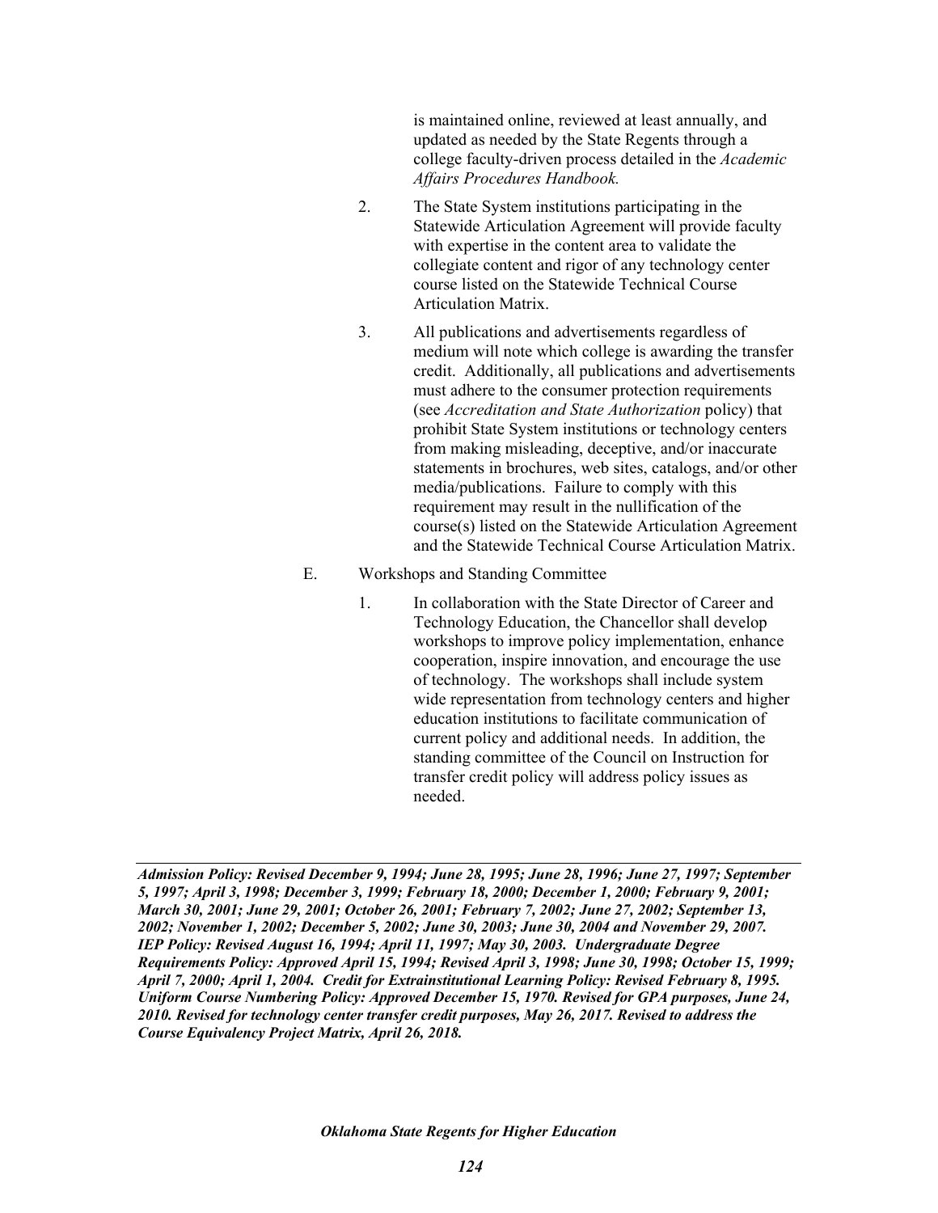is maintained online, reviewed at least annually, and updated as needed by the State Regents through a college faculty-driven process detailed in the *Academic Affairs Procedures Handbook.*

2. The State System institutions participating in the Statewide Articulation Agreement will provide faculty with expertise in the content area to validate the collegiate content and rigor of any technology center course listed on the Statewide Technical Course Articulation Matrix.

3. All publications and advertisements regardless of medium will note which college is awarding the transfer credit. Additionally, all publications and advertisements must adhere to the consumer protection requirements (see *Accreditation and State Authorization* policy) that prohibit State System institutions or technology centers from making misleading, deceptive, and/or inaccurate statements in brochures, web sites, catalogs, and/or other media/publications. Failure to comply with this requirement may result in the nullification of the course(s) listed on the Statewide Articulation Agreement and the Statewide Technical Course Articulation Matrix.

E. Workshops and Standing Committee

1. In collaboration with the State Director of Career and Technology Education, the Chancellor shall develop workshops to improve policy implementation, enhance cooperation, inspire innovation, and encourage the use of technology. The workshops shall include system wide representation from technology centers and higher education institutions to facilitate communication of current policy and additional needs. In addition, the standing committee of the Council on Instruction for transfer credit policy will address policy issues as needed.

---

***Admission Policy: Revised December 9, 1994; June 28, 1995; June 28, 1996; June 27, 1997; September 5, 1997; April 3, 1998; December 3, 1999; February 18, 2000; December 1, 2000; February 9, 2001; March 30, 2001; June 29, 2001; October 26, 2001; February 7, 2002; June 27, 2002; September 13, 2002; November 1, 2002; December 5, 2002; June 30, 2003; June 30, 2004 and November 29, 2007. IEP Policy: Revised August 16, 1994; April 11, 1997; May 30, 2003. Undergraduate Degree Requirements Policy: Approved April 15, 1994; Revised April 3, 1998; June 30, 1998; October 15, 1999; April 7, 2000; April 1, 2004. Credit for Extrainstitutional Learning Policy: Revised February 8, 1995. Uniform Course Numbering Policy: Approved December 15, 1970. Revised for GPA purposes, June 24, 2010. Revised for technology center transfer credit purposes, May 26, 2017. Revised to address the Course Equivalency Project Matrix, April 26, 2018.***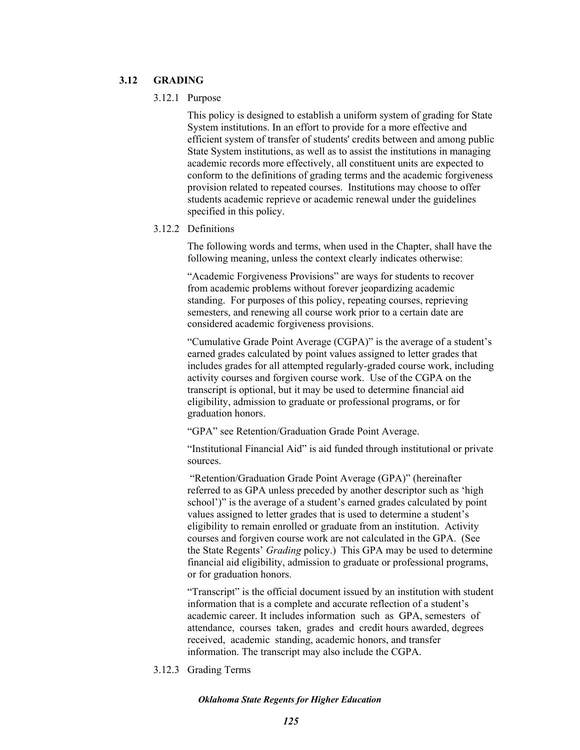## 3.12 GRADING

### 3.12.1 Purpose

This policy is designed to establish a uniform system of grading for State System institutions. In an effort to provide for a more effective and efficient system of transfer of students' credits between and among public State System institutions, as well as to assist the institutions in managing academic records more effectively, all constituent units are expected to conform to the definitions of grading terms and the academic forgiveness provision related to repeated courses. Institutions may choose to offer students academic reprieve or academic renewal under the guidelines specified in this policy.

### 3.12.2 Definitions

The following words and terms, when used in the Chapter, shall have the following meaning, unless the context clearly indicates otherwise:

"Academic Forgiveness Provisions" are ways for students to recover from academic problems without forever jeopardizing academic standing. For purposes of this policy, repeating courses, reprieving semesters, and renewing all course work prior to a certain date are considered academic forgiveness provisions.

"Cumulative Grade Point Average (CGPA)" is the average of a student's earned grades calculated by point values assigned to letter grades that includes grades for all attempted regularly-graded course work, including activity courses and forgiven course work. Use of the CGPA on the transcript is optional, but it may be used to determine financial aid eligibility, admission to graduate or professional programs, or for graduation honors.

"GPA" see Retention/Graduation Grade Point Average.

"Institutional Financial Aid" is aid funded through institutional or private sources.

"Retention/Graduation Grade Point Average (GPA)" (hereinafter referred to as GPA unless preceded by another descriptor such as 'high school')" is the average of a student's earned grades calculated by point values assigned to letter grades that is used to determine a student's eligibility to remain enrolled or graduate from an institution. Activity courses and forgiven course work are not calculated in the GPA. (See the State Regents' *Grading* policy.) This GPA may be used to determine financial aid eligibility, admission to graduate or professional programs, or for graduation honors.

"Transcript" is the official document issued by an institution with student information that is a complete and accurate reflection of a student's academic career. It includes information such as GPA, semesters of attendance, courses taken, grades and credit hours awarded, degrees received, academic standing, academic honors, and transfer information. The transcript may also include the CGPA.

### 3.12.3 Grading Terms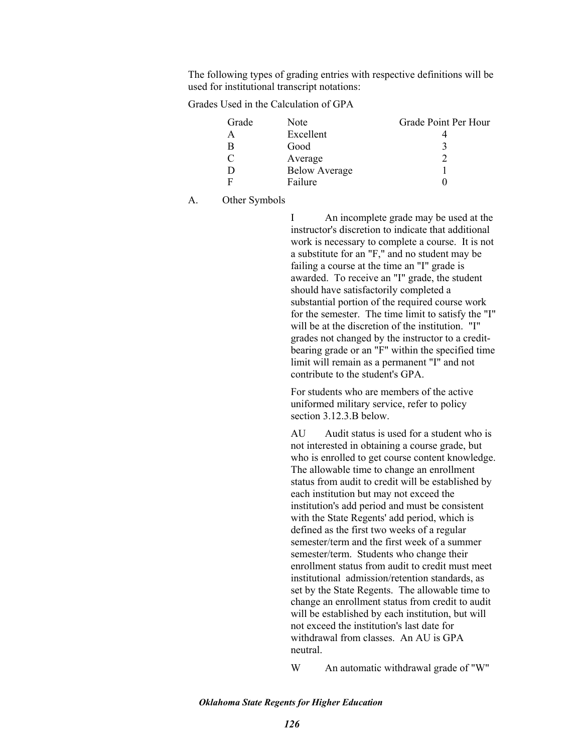The following types of grading entries with respective definitions will be used for institutional transcript notations:

Grades Used in the Calculation of GPA

| Grade | Note | Grade Point Per Hour |
|---|---|---|
| A | Excellent | 4 |
| B | Good | 3 |
| C | Average | 2 |
| D | Below Average | 1 |
| F | Failure | 0 |

A. Other Symbols

I An incomplete grade may be used at the instructor's discretion to indicate that additional work is necessary to complete a course. It is not a substitute for an "F," and no student may be failing a course at the time an "I" grade is awarded. To receive an "I" grade, the student should have satisfactorily completed a substantial portion of the required course work for the semester. The time limit to satisfy the "I" will be at the discretion of the institution. "I" grades not changed by the instructor to a credit-bearing grade or an "F" within the specified time limit will remain as a permanent "I" and not contribute to the student's GPA.

For students who are members of the active uniformed military service, refer to policy section 3.12.3.B below.

AU Audit status is used for a student who is not interested in obtaining a course grade, but who is enrolled to get course content knowledge. The allowable time to change an enrollment status from audit to credit will be established by each institution but may not exceed the institution's add period and must be consistent with the State Regents' add period, which is defined as the first two weeks of a regular semester/term and the first week of a summer semester/term. Students who change their enrollment status from audit to credit must meet institutional admission/retention standards, as set by the State Regents. The allowable time to change an enrollment status from credit to audit will be established by each institution, but will not exceed the institution's last date for withdrawal from classes. An AU is GPA neutral.

W An automatic withdrawal grade of "W"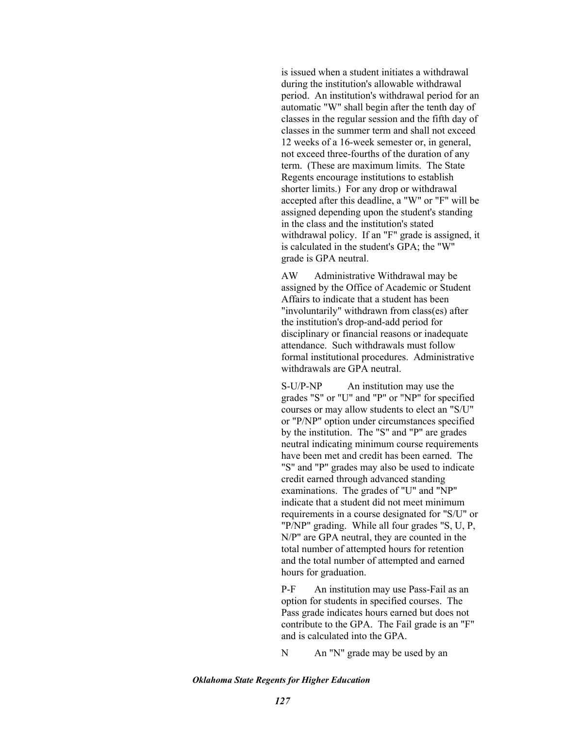is issued when a student initiates a withdrawal during the institution's allowable withdrawal period. An institution's withdrawal period for an automatic "W" shall begin after the tenth day of classes in the regular session and the fifth day of classes in the summer term and shall not exceed 12 weeks of a 16-week semester or, in general, not exceed three-fourths of the duration of any term. (These are maximum limits. The State Regents encourage institutions to establish shorter limits.) For any drop or withdrawal accepted after this deadline, a "W" or "F" will be assigned depending upon the student's standing in the class and the institution's stated withdrawal policy. If an "F" grade is assigned, it is calculated in the student's GPA; the "W" grade is GPA neutral.

AW Administrative Withdrawal may be assigned by the Office of Academic or Student Affairs to indicate that a student has been "involuntarily" withdrawn from class(es) after the institution's drop-and-add period for disciplinary or financial reasons or inadequate attendance. Such withdrawals must follow formal institutional procedures. Administrative withdrawals are GPA neutral.

S-U/P-NP An institution may use the grades "S" or "U" and "P" or "NP" for specified courses or may allow students to elect an "S/U" or "P/NP" option under circumstances specified by the institution. The "S" and "P" are grades neutral indicating minimum course requirements have been met and credit has been earned. The "S" and "P" grades may also be used to indicate credit earned through advanced standing examinations. The grades of "U" and "NP" indicate that a student did not meet minimum requirements in a course designated for "S/U" or "P/NP" grading. While all four grades "S, U, P, N/P" are GPA neutral, they are counted in the total number of attempted hours for retention and the total number of attempted and earned hours for graduation.

P-F An institution may use Pass-Fail as an option for students in specified courses. The Pass grade indicates hours earned but does not contribute to the GPA. The Fail grade is an "F" and is calculated into the GPA.

N An "N" grade may be used by an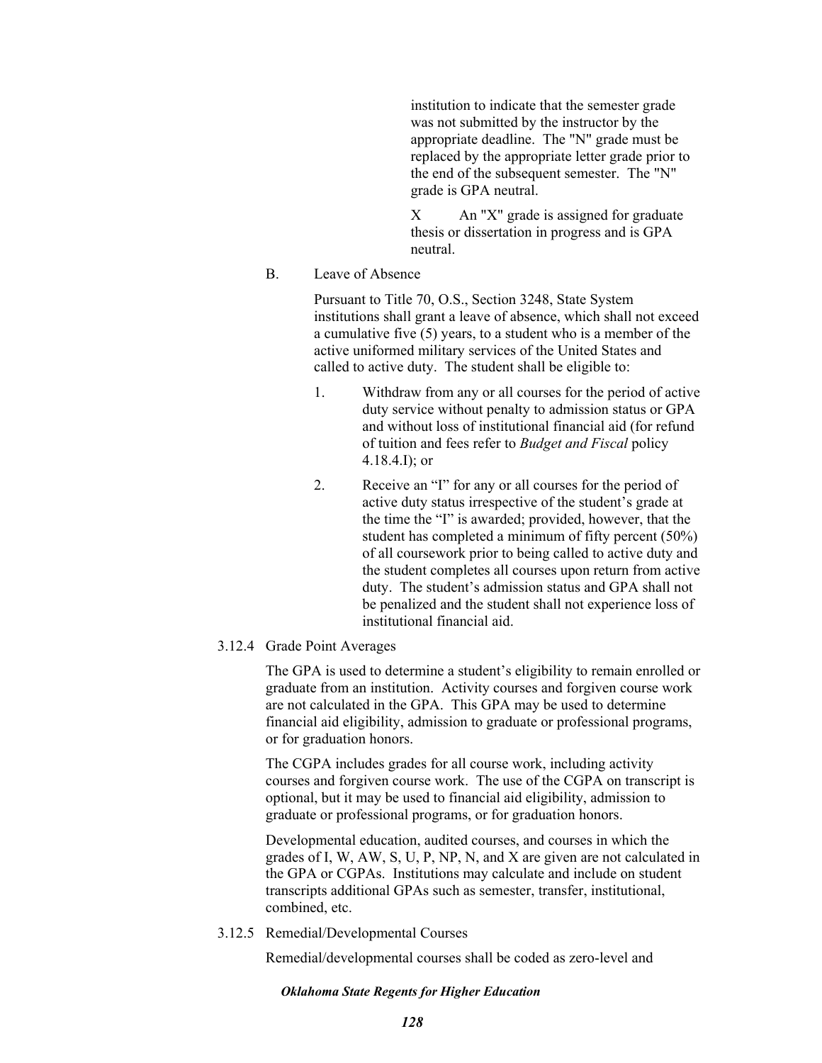institution to indicate that the semester grade was not submitted by the instructor by the appropriate deadline. The "N" grade must be replaced by the appropriate letter grade prior to the end of the subsequent semester. The "N" grade is GPA neutral.

X An "X" grade is assigned for graduate thesis or dissertation in progress and is GPA neutral.

B. Leave of Absence

Pursuant to Title 70, O.S., Section 3248, State System institutions shall grant a leave of absence, which shall not exceed a cumulative five (5) years, to a student who is a member of the active uniformed military services of the United States and called to active duty. The student shall be eligible to:

1. Withdraw from any or all courses for the period of active duty service without penalty to admission status or GPA and without loss of institutional financial aid (for refund of tuition and fees refer to *Budget and Fiscal* policy 4.18.4.I); or

2. Receive an "I" for any or all courses for the period of active duty status irrespective of the student's grade at the time the "I" is awarded; provided, however, that the student has completed a minimum of fifty percent (50%) of all coursework prior to being called to active duty and the student completes all courses upon return from active duty. The student's admission status and GPA shall not be penalized and the student shall not experience loss of institutional financial aid.

### 3.12.4 Grade Point Averages

The GPA is used to determine a student's eligibility to remain enrolled or graduate from an institution. Activity courses and forgiven course work are not calculated in the GPA. This GPA may be used to determine financial aid eligibility, admission to graduate or professional programs, or for graduation honors.

The CGPA includes grades for all course work, including activity courses and forgiven course work. The use of the CGPA on transcript is optional, but it may be used to financial aid eligibility, admission to graduate or professional programs, or for graduation honors.

Developmental education, audited courses, and courses in which the grades of I, W, AW, S, U, P, NP, N, and X are given are not calculated in the GPA or CGPAs. Institutions may calculate and include on student transcripts additional GPAs such as semester, transfer, institutional, combined, etc.

### 3.12.5 Remedial/Developmental Courses

Remedial/developmental courses shall be coded as zero-level and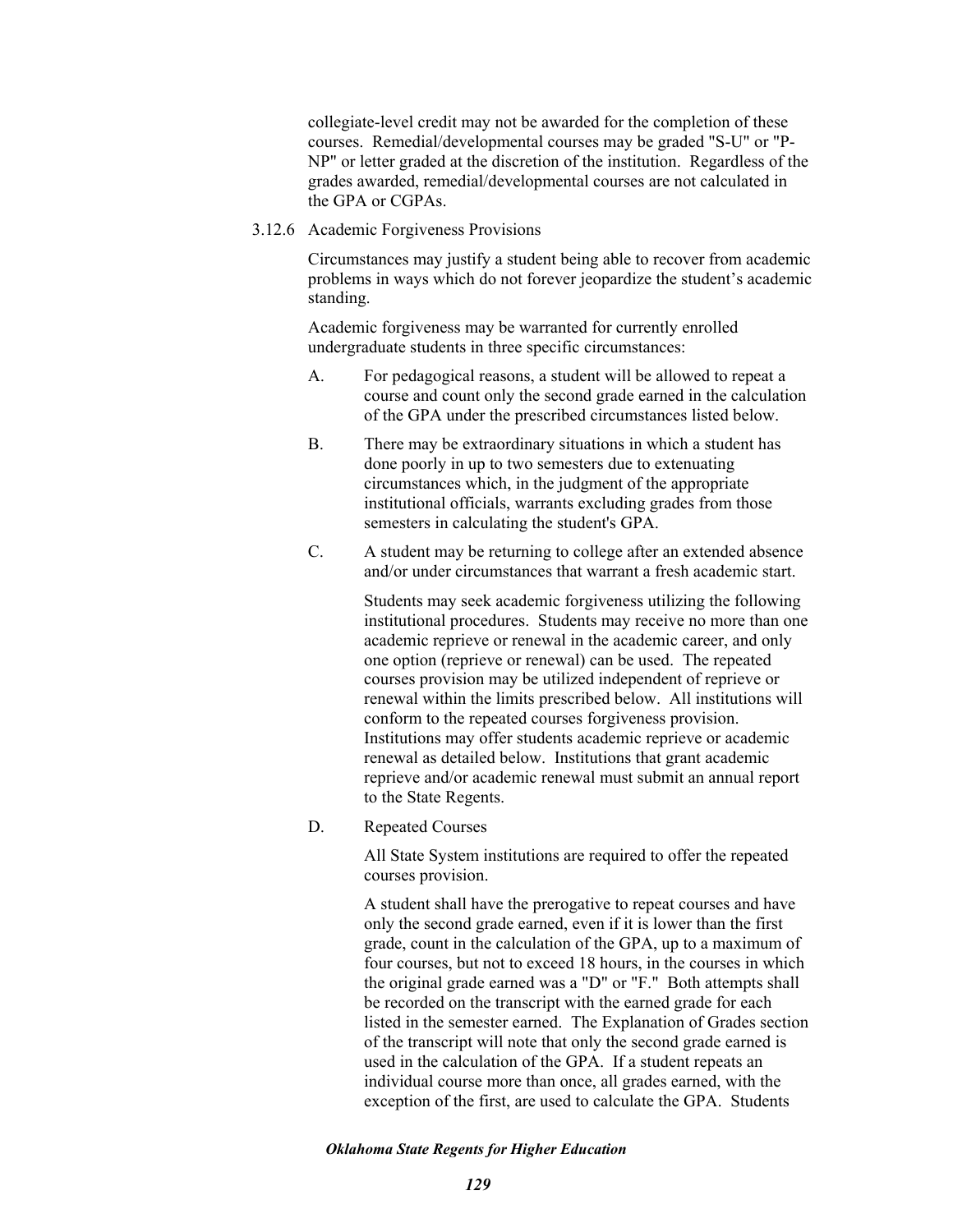collegiate-level credit may not be awarded for the completion of these courses. Remedial/developmental courses may be graded "S-U" or "P-NP" or letter graded at the discretion of the institution. Regardless of the grades awarded, remedial/developmental courses are not calculated in the GPA or CGPAs.

3.12.6 Academic Forgiveness Provisions

Circumstances may justify a student being able to recover from academic problems in ways which do not forever jeopardize the student's academic standing.

Academic forgiveness may be warranted for currently enrolled undergraduate students in three specific circumstances:

A. For pedagogical reasons, a student will be allowed to repeat a course and count only the second grade earned in the calculation of the GPA under the prescribed circumstances listed below.

B. There may be extraordinary situations in which a student has done poorly in up to two semesters due to extenuating circumstances which, in the judgment of the appropriate institutional officials, warrants excluding grades from those semesters in calculating the student's GPA.

C. A student may be returning to college after an extended absence and/or under circumstances that warrant a fresh academic start.

Students may seek academic forgiveness utilizing the following institutional procedures. Students may receive no more than one academic reprieve or renewal in the academic career, and only one option (reprieve or renewal) can be used. The repeated courses provision may be utilized independent of reprieve or renewal within the limits prescribed below. All institutions will conform to the repeated courses forgiveness provision. Institutions may offer students academic reprieve or academic renewal as detailed below. Institutions that grant academic reprieve and/or academic renewal must submit an annual report to the State Regents.

D. Repeated Courses

All State System institutions are required to offer the repeated courses provision.

A student shall have the prerogative to repeat courses and have only the second grade earned, even if it is lower than the first grade, count in the calculation of the GPA, up to a maximum of four courses, but not to exceed 18 hours, in the courses in which the original grade earned was a "D" or "F." Both attempts shall be recorded on the transcript with the earned grade for each listed in the semester earned. The Explanation of Grades section of the transcript will note that only the second grade earned is used in the calculation of the GPA. If a student repeats an individual course more than once, all grades earned, with the exception of the first, are used to calculate the GPA. Students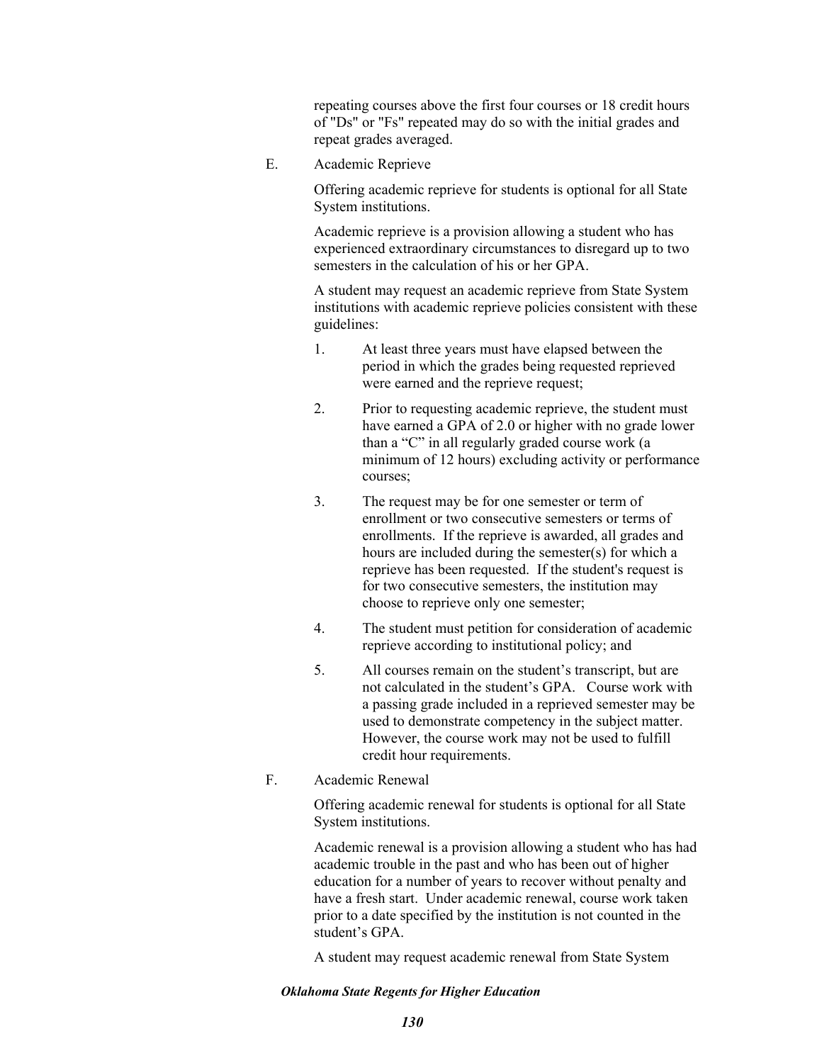repeating courses above the first four courses or 18 credit hours of "Ds" or "Fs" repeated may do so with the initial grades and repeat grades averaged.

E. Academic Reprieve

Offering academic reprieve for students is optional for all State System institutions.

Academic reprieve is a provision allowing a student who has experienced extraordinary circumstances to disregard up to two semesters in the calculation of his or her GPA.

A student may request an academic reprieve from State System institutions with academic reprieve policies consistent with these guidelines:

1. At least three years must have elapsed between the period in which the grades being requested reprieved were earned and the reprieve request;
2. Prior to requesting academic reprieve, the student must have earned a GPA of 2.0 or higher with no grade lower than a "C" in all regularly graded course work (a minimum of 12 hours) excluding activity or performance courses;
3. The request may be for one semester or term of enrollment or two consecutive semesters or terms of enrollments. If the reprieve is awarded, all grades and hours are included during the semester(s) for which a reprieve has been requested. If the student's request is for two consecutive semesters, the institution may choose to reprieve only one semester;
4. The student must petition for consideration of academic reprieve according to institutional policy; and
5. All courses remain on the student's transcript, but are not calculated in the student's GPA. Course work with a passing grade included in a reprieved semester may be used to demonstrate competency in the subject matter. However, the course work may not be used to fulfill credit hour requirements.

F. Academic Renewal

Offering academic renewal for students is optional for all State System institutions.

Academic renewal is a provision allowing a student who has had academic trouble in the past and who has been out of higher education for a number of years to recover without penalty and have a fresh start. Under academic renewal, course work taken prior to a date specified by the institution is not counted in the student's GPA.

A student may request academic renewal from State System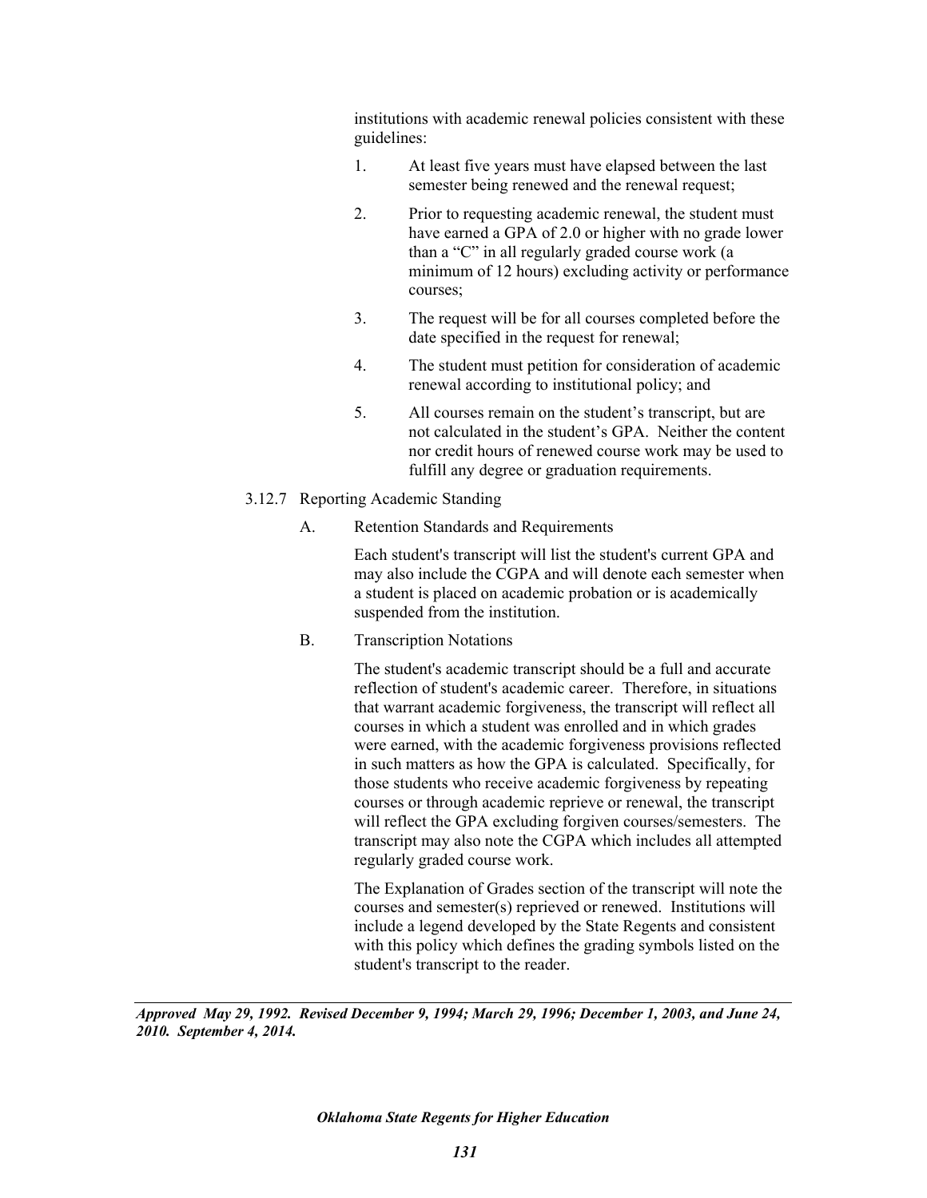institutions with academic renewal policies consistent with these guidelines:

1. At least five years must have elapsed between the last semester being renewed and the renewal request;

2. Prior to requesting academic renewal, the student must have earned a GPA of 2.0 or higher with no grade lower than a "C" in all regularly graded course work (a minimum of 12 hours) excluding activity or performance courses;

3. The request will be for all courses completed before the date specified in the request for renewal;

4. The student must petition for consideration of academic renewal according to institutional policy; and

5. All courses remain on the student's transcript, but are not calculated in the student's GPA. Neither the content nor credit hours of renewed course work may be used to fulfill any degree or graduation requirements.

3.12.7 Reporting Academic Standing

A. Retention Standards and Requirements

Each student's transcript will list the student's current GPA and may also include the CGPA and will denote each semester when a student is placed on academic probation or is academically suspended from the institution.

B. Transcription Notations

The student's academic transcript should be a full and accurate reflection of student's academic career. Therefore, in situations that warrant academic forgiveness, the transcript will reflect all courses in which a student was enrolled and in which grades were earned, with the academic forgiveness provisions reflected in such matters as how the GPA is calculated. Specifically, for those students who receive academic forgiveness by repeating courses or through academic reprieve or renewal, the transcript will reflect the GPA excluding forgiven courses/semesters. The transcript may also note the CGPA which includes all attempted regularly graded course work.

The Explanation of Grades section of the transcript will note the courses and semester(s) reprieved or renewed. Institutions will include a legend developed by the State Regents and consistent with this policy which defines the grading symbols listed on the student's transcript to the reader.

---

***Approved May 29, 1992. Revised December 9, 1994; March 29, 1996; December 1, 2003, and June 24, 2010. September 4, 2014.***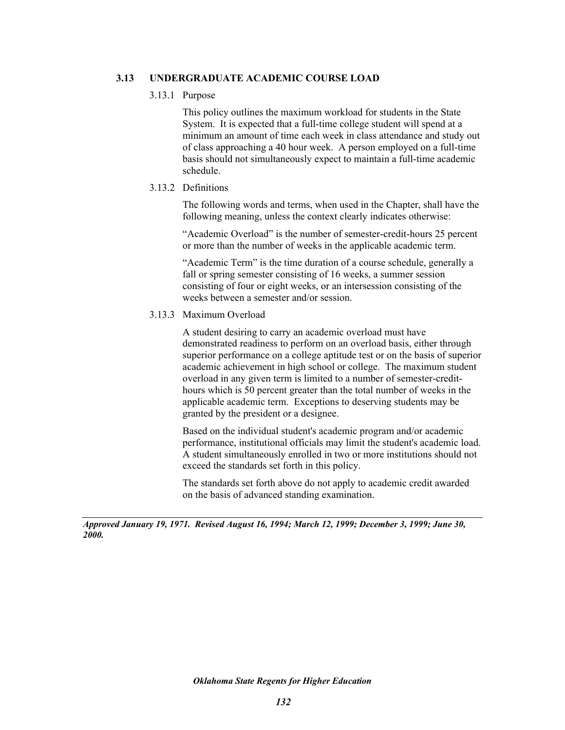## 3.13 UNDERGRADUATE ACADEMIC COURSE LOAD

### 3.13.1 Purpose

This policy outlines the maximum workload for students in the State System. It is expected that a full-time college student will spend at a minimum an amount of time each week in class attendance and study out of class approaching a 40 hour week. A person employed on a full-time basis should not simultaneously expect to maintain a full-time academic schedule.

### 3.13.2 Definitions

The following words and terms, when used in the Chapter, shall have the following meaning, unless the context clearly indicates otherwise:

"Academic Overload" is the number of semester-credit-hours 25 percent or more than the number of weeks in the applicable academic term.

"Academic Term" is the time duration of a course schedule, generally a fall or spring semester consisting of 16 weeks, a summer session consisting of four or eight weeks, or an intersession consisting of the weeks between a semester and/or session.

### 3.13.3 Maximum Overload

A student desiring to carry an academic overload must have demonstrated readiness to perform on an overload basis, either through superior performance on a college aptitude test or on the basis of superior academic achievement in high school or college. The maximum student overload in any given term is limited to a number of semester-credit-hours which is 50 percent greater than the total number of weeks in the applicable academic term. Exceptions to deserving students may be granted by the president or a designee.

Based on the individual student's academic program and/or academic performance, institutional officials may limit the student's academic load. A student simultaneously enrolled in two or more institutions should not exceed the standards set forth in this policy.

The standards set forth above do not apply to academic credit awarded on the basis of advanced standing examination.

---

***Approved January 19, 1971. Revised August 16, 1994; March 12, 1999; December 3, 1999; June 30, 2000.***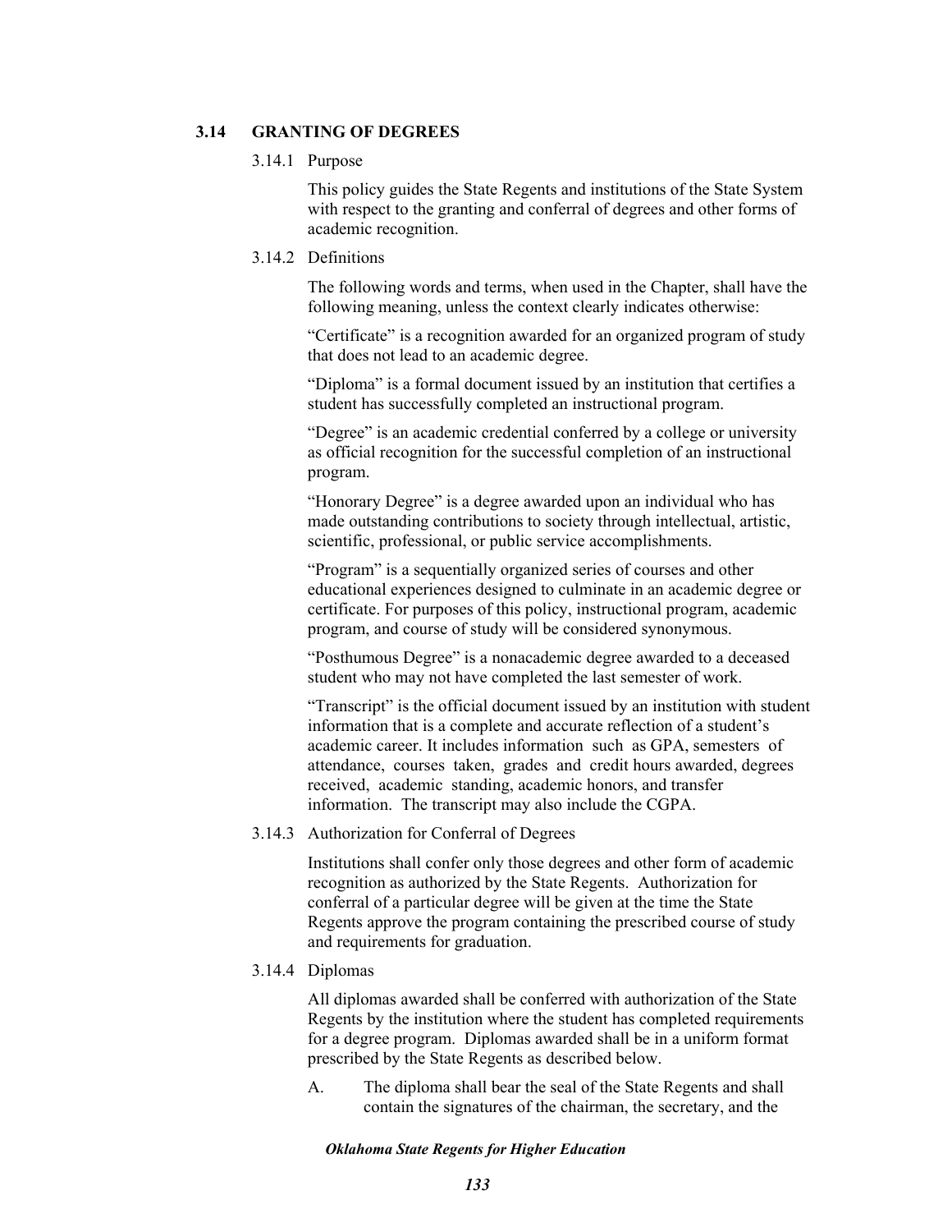## 3.14 GRANTING OF DEGREES

### 3.14.1 Purpose

This policy guides the State Regents and institutions of the State System with respect to the granting and conferral of degrees and other forms of academic recognition.

### 3.14.2 Definitions

The following words and terms, when used in the Chapter, shall have the following meaning, unless the context clearly indicates otherwise:

"Certificate" is a recognition awarded for an organized program of study that does not lead to an academic degree.

"Diploma" is a formal document issued by an institution that certifies a student has successfully completed an instructional program.

"Degree" is an academic credential conferred by a college or university as official recognition for the successful completion of an instructional program.

"Honorary Degree" is a degree awarded upon an individual who has made outstanding contributions to society through intellectual, artistic, scientific, professional, or public service accomplishments.

"Program" is a sequentially organized series of courses and other educational experiences designed to culminate in an academic degree or certificate. For purposes of this policy, instructional program, academic program, and course of study will be considered synonymous.

"Posthumous Degree" is a nonacademic degree awarded to a deceased student who may not have completed the last semester of work.

"Transcript" is the official document issued by an institution with student information that is a complete and accurate reflection of a student's academic career. It includes information such as GPA, semesters of attendance, courses taken, grades and credit hours awarded, degrees received, academic standing, academic honors, and transfer information. The transcript may also include the CGPA.

### 3.14.3 Authorization for Conferral of Degrees

Institutions shall confer only those degrees and other form of academic recognition as authorized by the State Regents. Authorization for conferral of a particular degree will be given at the time the State Regents approve the program containing the prescribed course of study and requirements for graduation.

### 3.14.4 Diplomas

All diplomas awarded shall be conferred with authorization of the State Regents by the institution where the student has completed requirements for a degree program. Diplomas awarded shall be in a uniform format prescribed by the State Regents as described below.

A. The diploma shall bear the seal of the State Regents and shall contain the signatures of the chairman, the secretary, and the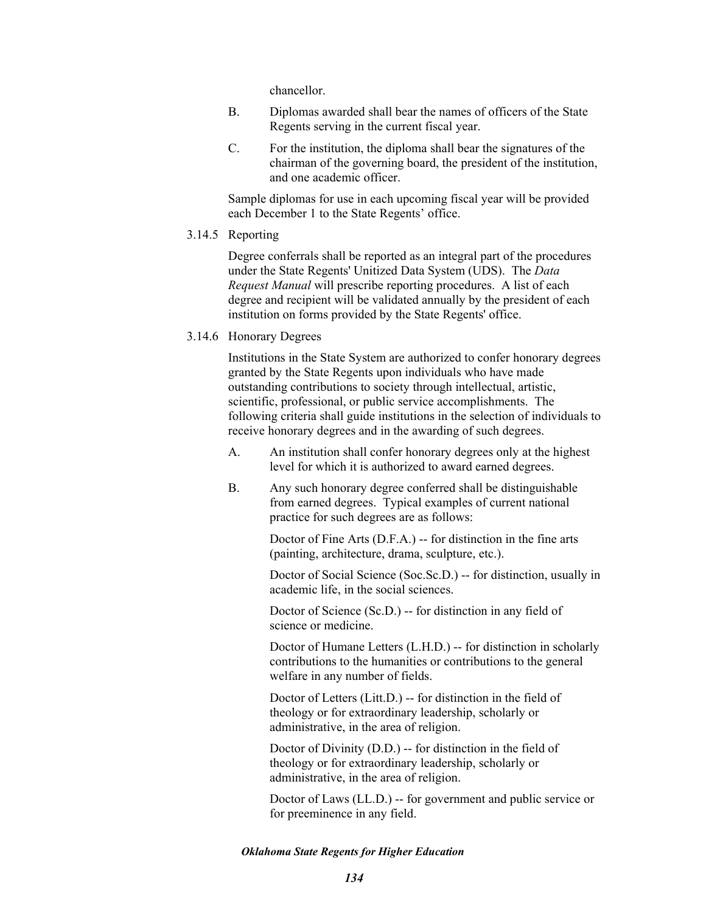chancellor.

B. Diplomas awarded shall bear the names of officers of the State Regents serving in the current fiscal year.

C. For the institution, the diploma shall bear the signatures of the chairman of the governing board, the president of the institution, and one academic officer.

Sample diplomas for use in each upcoming fiscal year will be provided each December 1 to the State Regents' office.

### 3.14.5 Reporting

Degree conferrals shall be reported as an integral part of the procedures under the State Regents' Unitized Data System (UDS). The *Data Request Manual* will prescribe reporting procedures. A list of each degree and recipient will be validated annually by the president of each institution on forms provided by the State Regents' office.

### 3.14.6 Honorary Degrees

Institutions in the State System are authorized to confer honorary degrees granted by the State Regents upon individuals who have made outstanding contributions to society through intellectual, artistic, scientific, professional, or public service accomplishments. The following criteria shall guide institutions in the selection of individuals to receive honorary degrees and in the awarding of such degrees.

A. An institution shall confer honorary degrees only at the highest level for which it is authorized to award earned degrees.

B. Any such honorary degree conferred shall be distinguishable from earned degrees. Typical examples of current national practice for such degrees are as follows:

Doctor of Fine Arts (D.F.A.) -- for distinction in the fine arts (painting, architecture, drama, sculpture, etc.).

Doctor of Social Science (Soc.Sc.D.) -- for distinction, usually in academic life, in the social sciences.

Doctor of Science (Sc.D.) -- for distinction in any field of science or medicine.

Doctor of Humane Letters (L.H.D.) -- for distinction in scholarly contributions to the humanities or contributions to the general welfare in any number of fields.

Doctor of Letters (Litt.D.) -- for distinction in the field of theology or for extraordinary leadership, scholarly or administrative, in the area of religion.

Doctor of Divinity (D.D.) -- for distinction in the field of theology or for extraordinary leadership, scholarly or administrative, in the area of religion.

Doctor of Laws (LL.D.) -- for government and public service or for preeminence in any field.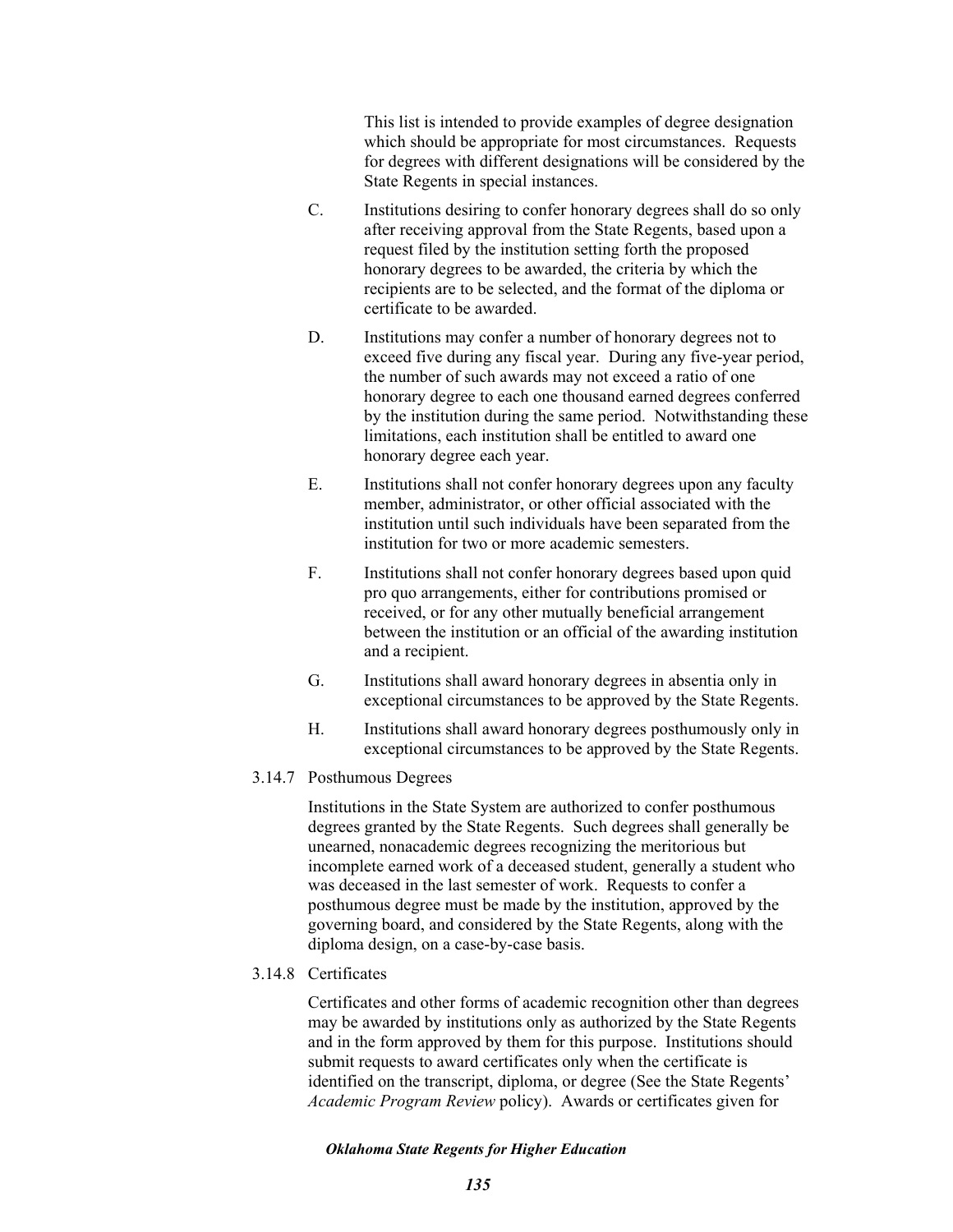This list is intended to provide examples of degree designation which should be appropriate for most circumstances. Requests for degrees with different designations will be considered by the State Regents in special instances.

C. Institutions desiring to confer honorary degrees shall do so only after receiving approval from the State Regents, based upon a request filed by the institution setting forth the proposed honorary degrees to be awarded, the criteria by which the recipients are to be selected, and the format of the diploma or certificate to be awarded.

D. Institutions may confer a number of honorary degrees not to exceed five during any fiscal year. During any five-year period, the number of such awards may not exceed a ratio of one honorary degree to each one thousand earned degrees conferred by the institution during the same period. Notwithstanding these limitations, each institution shall be entitled to award one honorary degree each year.

E. Institutions shall not confer honorary degrees upon any faculty member, administrator, or other official associated with the institution until such individuals have been separated from the institution for two or more academic semesters.

F. Institutions shall not confer honorary degrees based upon quid pro quo arrangements, either for contributions promised or received, or for any other mutually beneficial arrangement between the institution or an official of the awarding institution and a recipient.

G. Institutions shall award honorary degrees in absentia only in exceptional circumstances to be approved by the State Regents.

H. Institutions shall award honorary degrees posthumously only in exceptional circumstances to be approved by the State Regents.

3.14.7 Posthumous Degrees

Institutions in the State System are authorized to confer posthumous degrees granted by the State Regents. Such degrees shall generally be unearned, nonacademic degrees recognizing the meritorious but incomplete earned work of a deceased student, generally a student who was deceased in the last semester of work. Requests to confer a posthumous degree must be made by the institution, approved by the governing board, and considered by the State Regents, along with the diploma design, on a case-by-case basis.

3.14.8 Certificates

Certificates and other forms of academic recognition other than degrees may be awarded by institutions only as authorized by the State Regents and in the form approved by them for this purpose. Institutions should submit requests to award certificates only when the certificate is identified on the transcript, diploma, or degree (See the State Regents' *Academic Program Review* policy). Awards or certificates given for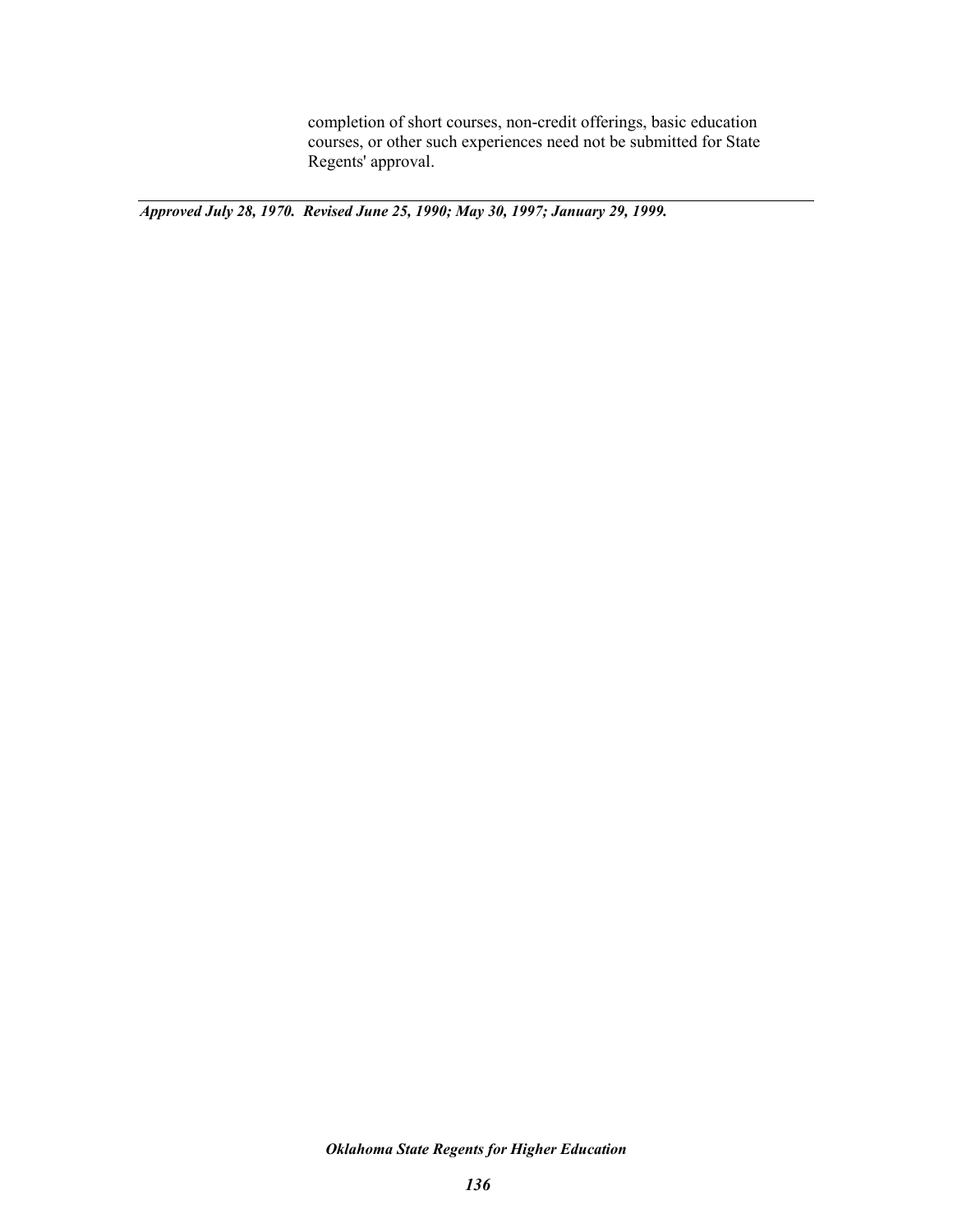completion of short courses, non-credit offerings, basic education courses, or other such experiences need not be submitted for State Regents' approval.

---

***Approved July 28, 1970. Revised June 25, 1990; May 30, 1997; January 29, 1999.***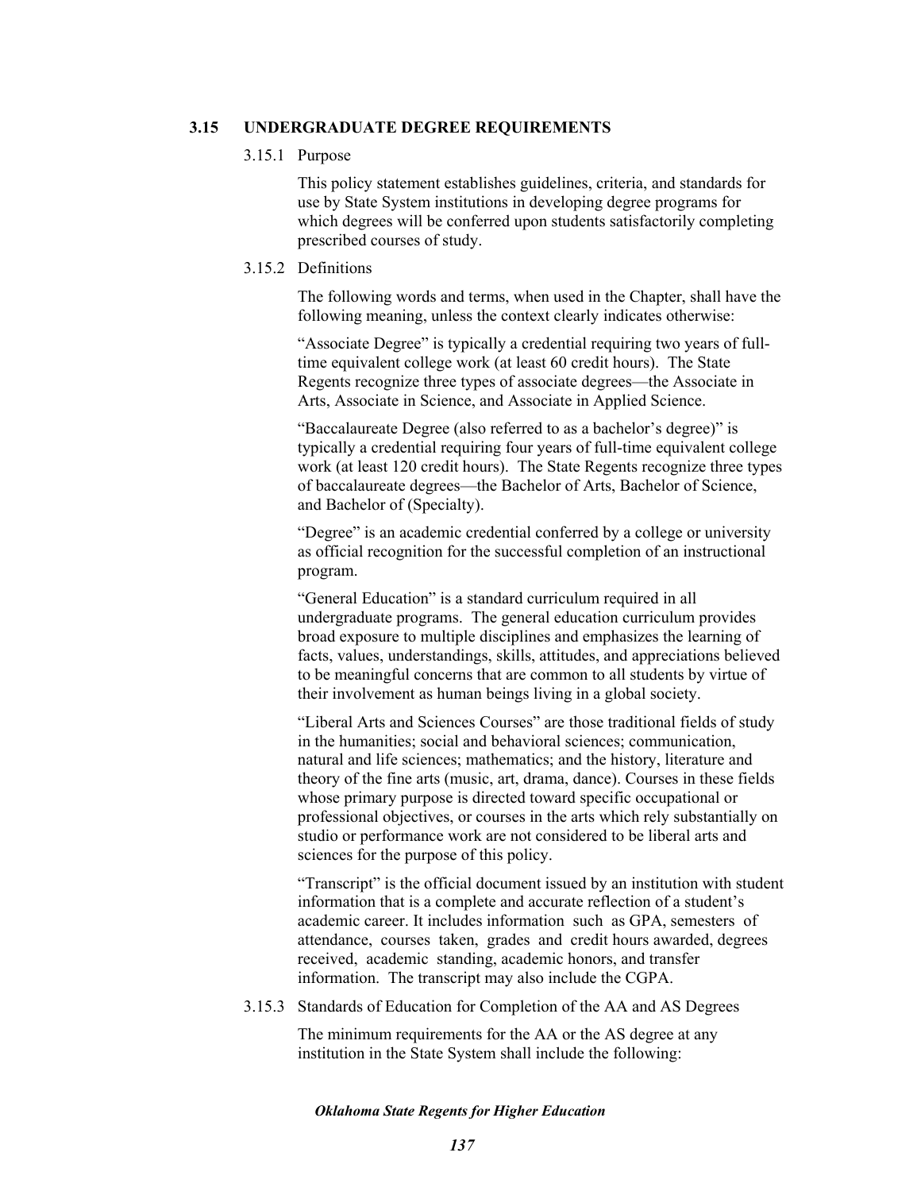## 3.15 UNDERGRADUATE DEGREE REQUIREMENTS

### 3.15.1 Purpose

This policy statement establishes guidelines, criteria, and standards for use by State System institutions in developing degree programs for which degrees will be conferred upon students satisfactorily completing prescribed courses of study.

### 3.15.2 Definitions

The following words and terms, when used in the Chapter, shall have the following meaning, unless the context clearly indicates otherwise:

"Associate Degree" is typically a credential requiring two years of full-time equivalent college work (at least 60 credit hours). The State Regents recognize three types of associate degrees—the Associate in Arts, Associate in Science, and Associate in Applied Science.

"Baccalaureate Degree (also referred to as a bachelor's degree)" is typically a credential requiring four years of full-time equivalent college work (at least 120 credit hours). The State Regents recognize three types of baccalaureate degrees—the Bachelor of Arts, Bachelor of Science, and Bachelor of (Specialty).

"Degree" is an academic credential conferred by a college or university as official recognition for the successful completion of an instructional program.

"General Education" is a standard curriculum required in all undergraduate programs. The general education curriculum provides broad exposure to multiple disciplines and emphasizes the learning of facts, values, understandings, skills, attitudes, and appreciations believed to be meaningful concerns that are common to all students by virtue of their involvement as human beings living in a global society.

"Liberal Arts and Sciences Courses" are those traditional fields of study in the humanities; social and behavioral sciences; communication, natural and life sciences; mathematics; and the history, literature and theory of the fine arts (music, art, drama, dance). Courses in these fields whose primary purpose is directed toward specific occupational or professional objectives, or courses in the arts which rely substantially on studio or performance work are not considered to be liberal arts and sciences for the purpose of this policy.

"Transcript" is the official document issued by an institution with student information that is a complete and accurate reflection of a student's academic career. It includes information such as GPA, semesters of attendance, courses taken, grades and credit hours awarded, degrees received, academic standing, academic honors, and transfer information. The transcript may also include the CGPA.

### 3.15.3 Standards of Education for Completion of the AA and AS Degrees

The minimum requirements for the AA or the AS degree at any institution in the State System shall include the following: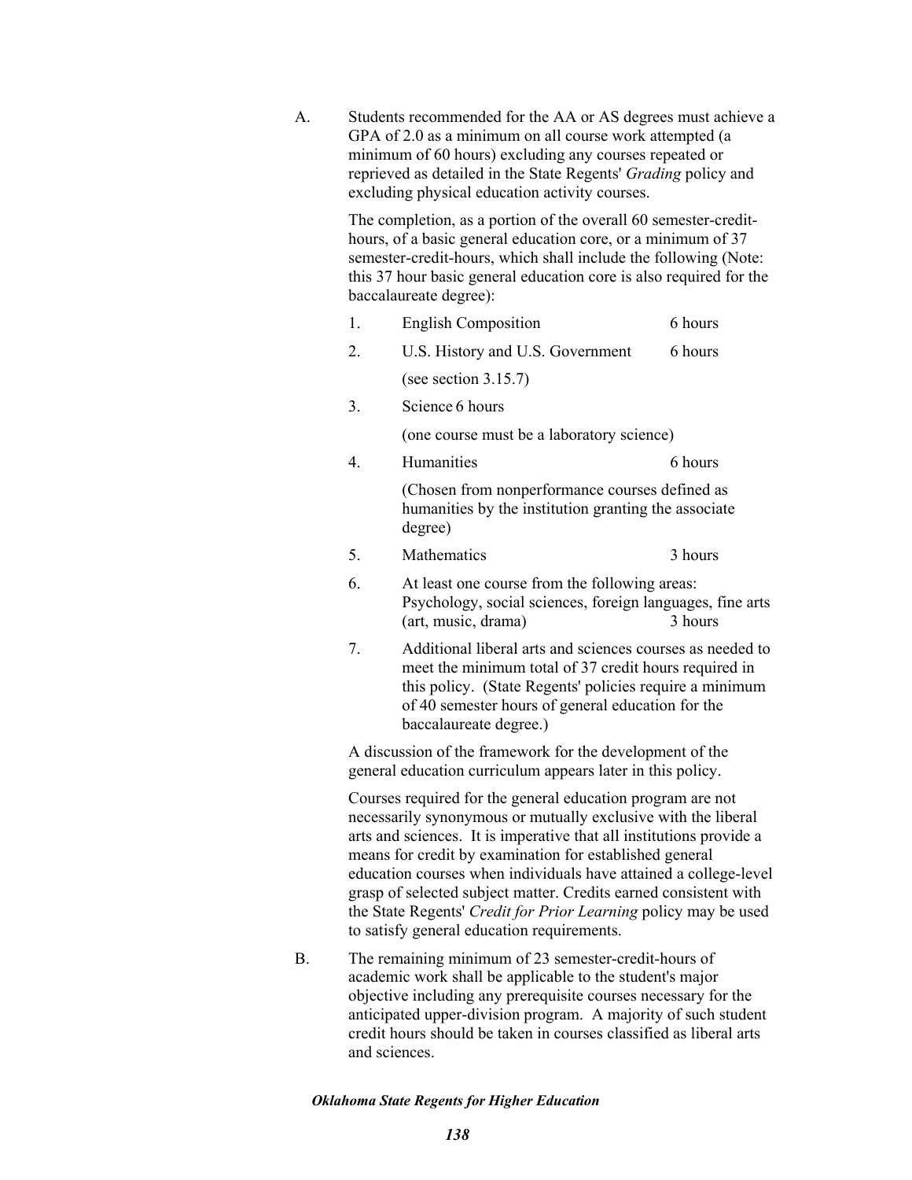A. Students recommended for the AA or AS degrees must achieve a GPA of 2.0 as a minimum on all course work attempted (a minimum of 60 hours) excluding any courses repeated or reprieved as detailed in the State Regents' *Grading* policy and excluding physical education activity courses.

   The completion, as a portion of the overall 60 semester-credit-hours, of a basic general education core, or a minimum of 37 semester-credit-hours, which shall include the following (Note: this 37 hour basic general education core is also required for the baccalaureate degree):

   1. English Composition 6 hours
   2. U.S. History and U.S. Government 6 hours

      (see section 3.15.7)
   3. Science 6 hours

      (one course must be a laboratory science)
   4. Humanities 6 hours

      (Chosen from nonperformance courses defined as humanities by the institution granting the associate degree)
   5. Mathematics 3 hours
   6. At least one course from the following areas: Psychology, social sciences, foreign languages, fine arts (art, music, drama) 3 hours
   7. Additional liberal arts and sciences courses as needed to meet the minimum total of 37 credit hours required in this policy. (State Regents' policies require a minimum of 40 semester hours of general education for the baccalaureate degree.)

   A discussion of the framework for the development of the general education curriculum appears later in this policy.

   Courses required for the general education program are not necessarily synonymous or mutually exclusive with the liberal arts and sciences. It is imperative that all institutions provide a means for credit by examination for established general education courses when individuals have attained a college-level grasp of selected subject matter. Credits earned consistent with the State Regents' *Credit for Prior Learning* policy may be used to satisfy general education requirements.

B. The remaining minimum of 23 semester-credit-hours of academic work shall be applicable to the student's major objective including any prerequisite courses necessary for the anticipated upper-division program. A majority of such student credit hours should be taken in courses classified as liberal arts and sciences.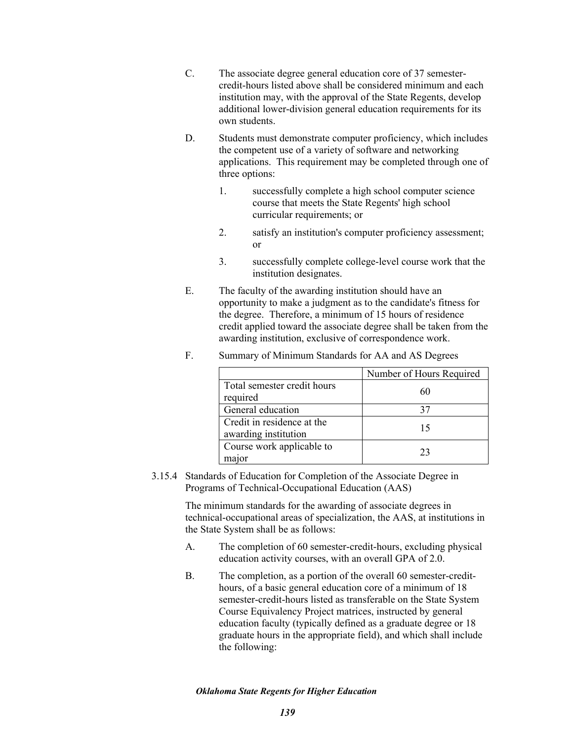C. The associate degree general education core of 37 semester-credit-hours listed above shall be considered minimum and each institution may, with the approval of the State Regents, develop additional lower-division general education requirements for its own students.

D. Students must demonstrate computer proficiency, which includes the competent use of a variety of software and networking applications. This requirement may be completed through one of three options:

1. successfully complete a high school computer science course that meets the State Regents' high school curricular requirements; or
2. satisfy an institution's computer proficiency assessment; or
3. successfully complete college-level course work that the institution designates.

E. The faculty of the awarding institution should have an opportunity to make a judgment as to the candidate's fitness for the degree. Therefore, a minimum of 15 hours of residence credit applied toward the associate degree shall be taken from the awarding institution, exclusive of correspondence work.

F. Summary of Minimum Standards for AA and AS Degrees

| | Number of Hours Required |
|---|---|
| Total semester credit hours required | 60 |
| General education | 37 |
| Credit in residence at the awarding institution | 15 |
| Course work applicable to major | 23 |

3.15.4 Standards of Education for Completion of the Associate Degree in Programs of Technical-Occupational Education (AAS)

The minimum standards for the awarding of associate degrees in technical-occupational areas of specialization, the AAS, at institutions in the State System shall be as follows:

A. The completion of 60 semester-credit-hours, excluding physical education activity courses, with an overall GPA of 2.0.

B. The completion, as a portion of the overall 60 semester-credit-hours, of a basic general education core of a minimum of 18 semester-credit-hours listed as transferable on the State System Course Equivalency Project matrices, instructed by general education faculty (typically defined as a graduate degree or 18 graduate hours in the appropriate field), and which shall include the following: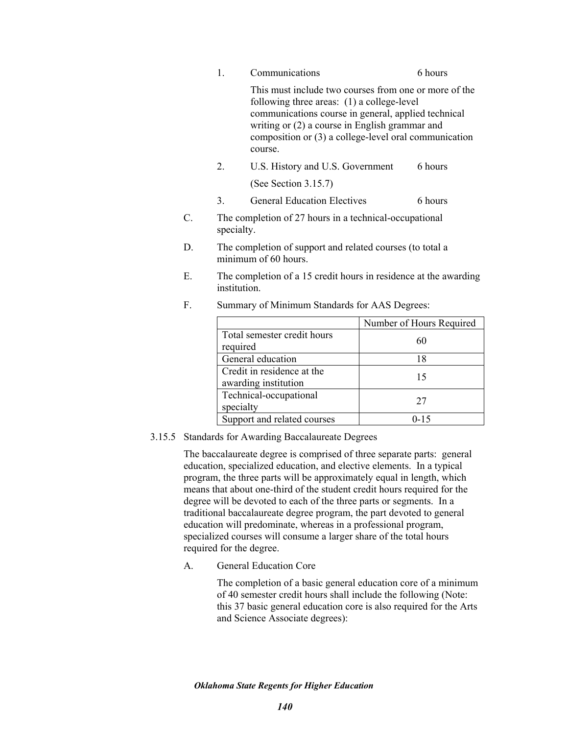1. Communications 6 hours

   This must include two courses from one or more of the following three areas: (1) a college-level communications course in general, applied technical writing or (2) a course in English grammar and composition or (3) a college-level oral communication course.

2. U.S. History and U.S. Government 6 hours

   (See Section 3.15.7)

3. General Education Electives 6 hours

C. The completion of 27 hours in a technical-occupational specialty.

D. The completion of support and related courses (to total a minimum of 60 hours.

E. The completion of a 15 credit hours in residence at the awarding institution.

F. Summary of Minimum Standards for AAS Degrees:

| | Number of Hours Required |
|---|---|
| Total semester credit hours required | 60 |
| General education | 18 |
| Credit in residence at the awarding institution | 15 |
| Technical-occupational specialty | 27 |
| Support and related courses | 0-15 |

3.15.5 Standards for Awarding Baccalaureate Degrees

The baccalaureate degree is comprised of three separate parts: general education, specialized education, and elective elements. In a typical program, the three parts will be approximately equal in length, which means that about one-third of the student credit hours required for the degree will be devoted to each of the three parts or segments. In a traditional baccalaureate degree program, the part devoted to general education will predominate, whereas in a professional program, specialized courses will consume a larger share of the total hours required for the degree.

A. General Education Core

The completion of a basic general education core of a minimum of 40 semester credit hours shall include the following (Note: this 37 basic general education core is also required for the Arts and Science Associate degrees):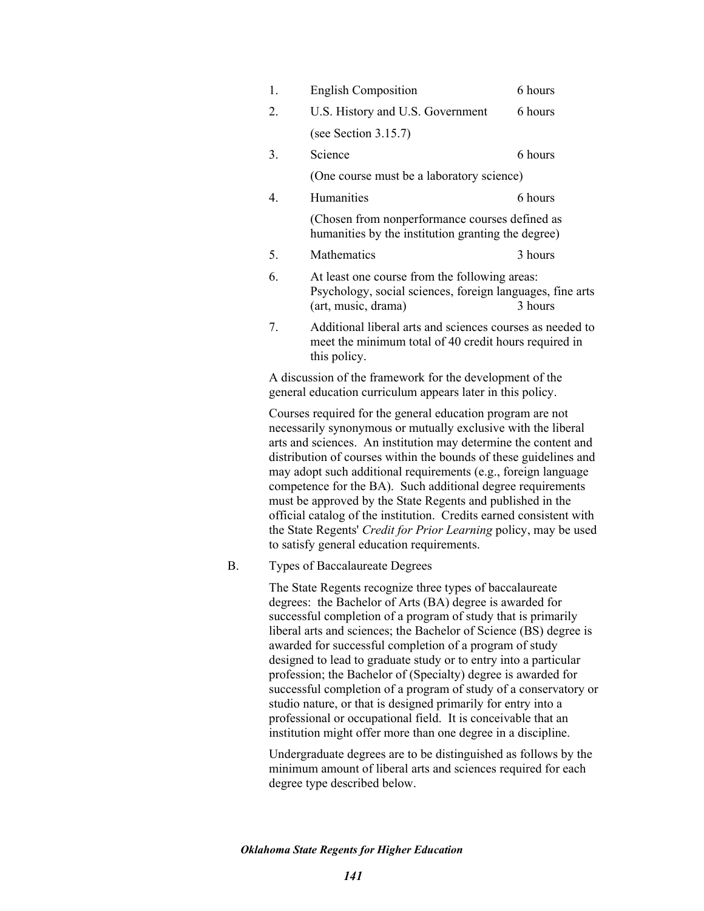1. English Composition 6 hours
2. U.S. History and U.S. Government 6 hours (see Section 3.15.7)
3. Science 6 hours (One course must be a laboratory science)
4. Humanities 6 hours (Chosen from nonperformance courses defined as humanities by the institution granting the degree)
5. Mathematics 3 hours
6. At least one course from the following areas: Psychology, social sciences, foreign languages, fine arts (art, music, drama) 3 hours
7. Additional liberal arts and sciences courses as needed to meet the minimum total of 40 credit hours required in this policy.

A discussion of the framework for the development of the general education curriculum appears later in this policy.

Courses required for the general education program are not necessarily synonymous or mutually exclusive with the liberal arts and sciences. An institution may determine the content and distribution of courses within the bounds of these guidelines and may adopt such additional requirements (e.g., foreign language competence for the BA). Such additional degree requirements must be approved by the State Regents and published in the official catalog of the institution. Credits earned consistent with the State Regents' *Credit for Prior Learning* policy, may be used to satisfy general education requirements.

B. Types of Baccalaureate Degrees

The State Regents recognize three types of baccalaureate degrees: the Bachelor of Arts (BA) degree is awarded for successful completion of a program of study that is primarily liberal arts and sciences; the Bachelor of Science (BS) degree is awarded for successful completion of a program of study designed to lead to graduate study or to entry into a particular profession; the Bachelor of (Specialty) degree is awarded for successful completion of a program of study of a conservatory or studio nature, or that is designed primarily for entry into a professional or occupational field. It is conceivable that an institution might offer more than one degree in a discipline.

Undergraduate degrees are to be distinguished as follows by the minimum amount of liberal arts and sciences required for each degree type described below.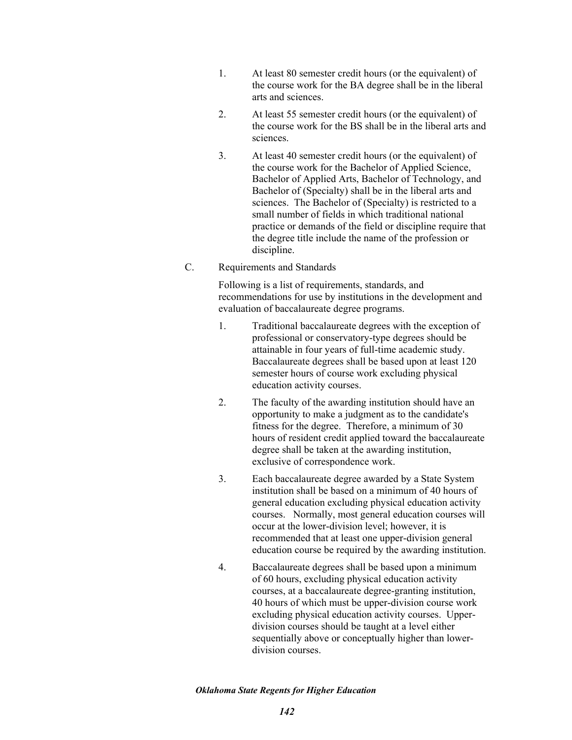1. At least 80 semester credit hours (or the equivalent) of the course work for the BA degree shall be in the liberal arts and sciences.

2. At least 55 semester credit hours (or the equivalent) of the course work for the BS shall be in the liberal arts and sciences.

3. At least 40 semester credit hours (or the equivalent) of the course work for the Bachelor of Applied Science, Bachelor of Applied Arts, Bachelor of Technology, and Bachelor of (Specialty) shall be in the liberal arts and sciences. The Bachelor of (Specialty) is restricted to a small number of fields in which traditional national practice or demands of the field or discipline require that the degree title include the name of the profession or discipline.

C. Requirements and Standards

Following is a list of requirements, standards, and recommendations for use by institutions in the development and evaluation of baccalaureate degree programs.

1. Traditional baccalaureate degrees with the exception of professional or conservatory-type degrees should be attainable in four years of full-time academic study. Baccalaureate degrees shall be based upon at least 120 semester hours of course work excluding physical education activity courses.

2. The faculty of the awarding institution should have an opportunity to make a judgment as to the candidate's fitness for the degree. Therefore, a minimum of 30 hours of resident credit applied toward the baccalaureate degree shall be taken at the awarding institution, exclusive of correspondence work.

3. Each baccalaureate degree awarded by a State System institution shall be based on a minimum of 40 hours of general education excluding physical education activity courses. Normally, most general education courses will occur at the lower-division level; however, it is recommended that at least one upper-division general education course be required by the awarding institution.

4. Baccalaureate degrees shall be based upon a minimum of 60 hours, excluding physical education activity courses, at a baccalaureate degree-granting institution, 40 hours of which must be upper-division course work excluding physical education activity courses. Upper-division courses should be taught at a level either sequentially above or conceptually higher than lower-division courses.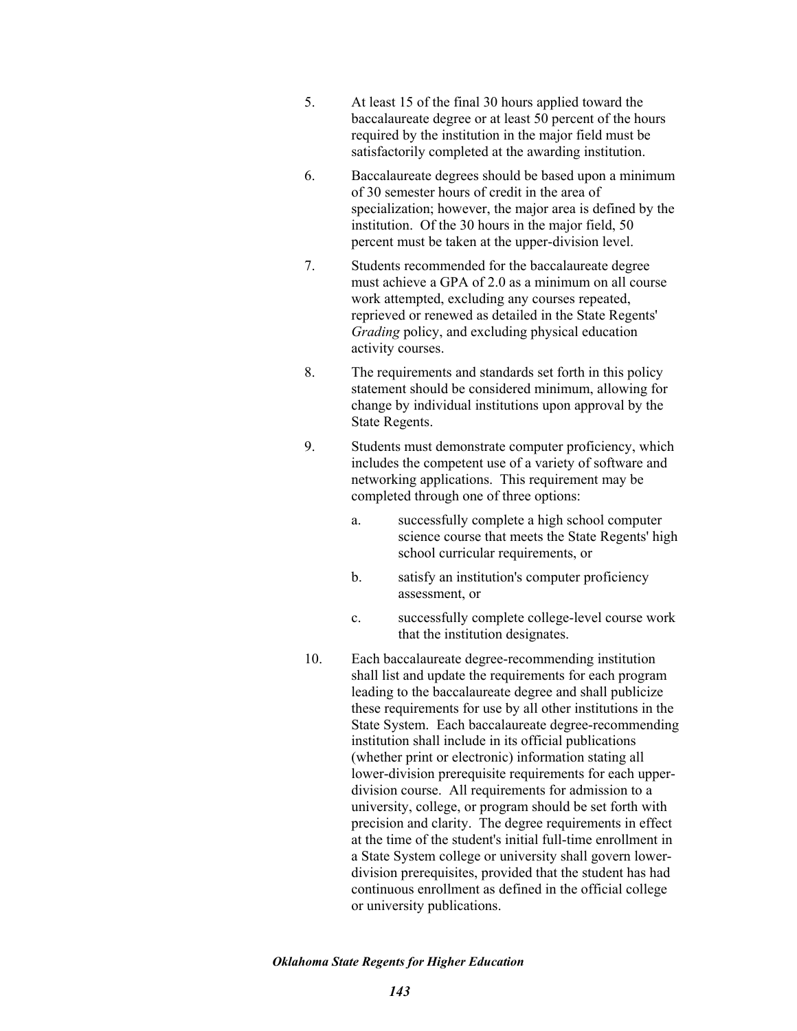5. At least 15 of the final 30 hours applied toward the baccalaureate degree or at least 50 percent of the hours required by the institution in the major field must be satisfactorily completed at the awarding institution.

6. Baccalaureate degrees should be based upon a minimum of 30 semester hours of credit in the area of specialization; however, the major area is defined by the institution. Of the 30 hours in the major field, 50 percent must be taken at the upper-division level.

7. Students recommended for the baccalaureate degree must achieve a GPA of 2.0 as a minimum on all course work attempted, excluding any courses repeated, reprieved or renewed as detailed in the State Regents' *Grading* policy, and excluding physical education activity courses.

8. The requirements and standards set forth in this policy statement should be considered minimum, allowing for change by individual institutions upon approval by the State Regents.

9. Students must demonstrate computer proficiency, which includes the competent use of a variety of software and networking applications. This requirement may be completed through one of three options:

   a. successfully complete a high school computer science course that meets the State Regents' high school curricular requirements, or

   b. satisfy an institution's computer proficiency assessment, or

   c. successfully complete college-level course work that the institution designates.

10. Each baccalaureate degree-recommending institution shall list and update the requirements for each program leading to the baccalaureate degree and shall publicize these requirements for use by all other institutions in the State System. Each baccalaureate degree-recommending institution shall include in its official publications (whether print or electronic) information stating all lower-division prerequisite requirements for each upper-division course. All requirements for admission to a university, college, or program should be set forth with precision and clarity. The degree requirements in effect at the time of the student's initial full-time enrollment in a State System college or university shall govern lower-division prerequisites, provided that the student has had continuous enrollment as defined in the official college or university publications.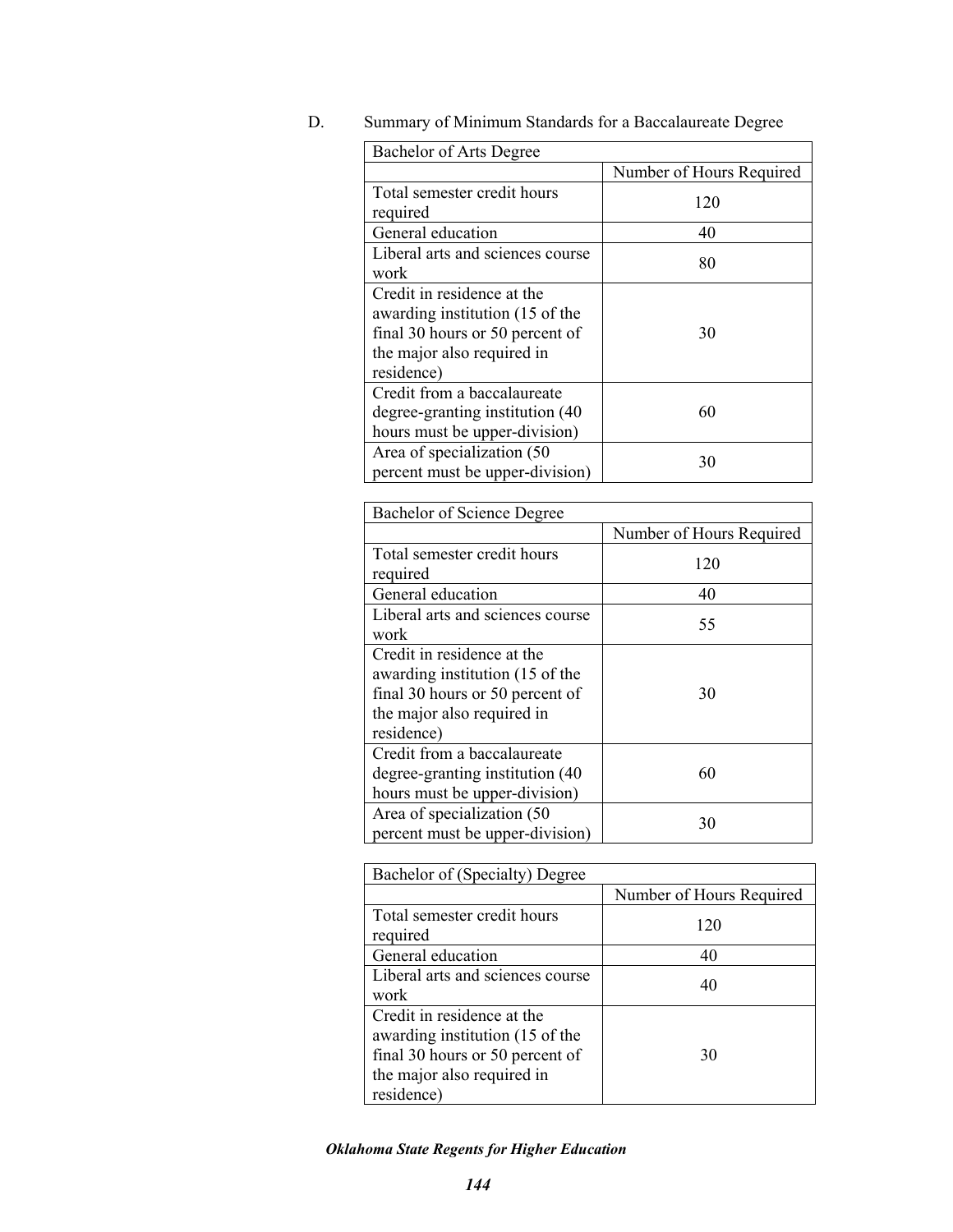D. Summary of Minimum Standards for a Baccalaureate Degree

| Bachelor of Arts Degree | |
|---|---|
| | Number of Hours Required |
| Total semester credit hours required | 120 |
| General education | 40 |
| Liberal arts and sciences course work | 80 |
| Credit in residence at the awarding institution (15 of the final 30 hours or 50 percent of the major also required in residence) | 30 |
| Credit from a baccalaureate degree-granting institution (40 hours must be upper-division) | 60 |
| Area of specialization (50 percent must be upper-division) | 30 |

| Bachelor of Science Degree | |
|---|---|
| | Number of Hours Required |
| Total semester credit hours required | 120 |
| General education | 40 |
| Liberal arts and sciences course work | 55 |
| Credit in residence at the awarding institution (15 of the final 30 hours or 50 percent of the major also required in residence) | 30 |
| Credit from a baccalaureate degree-granting institution (40 hours must be upper-division) | 60 |
| Area of specialization (50 percent must be upper-division) | 30 |

| Bachelor of (Specialty) Degree | |
|---|---|
| | Number of Hours Required |
| Total semester credit hours required | 120 |
| General education | 40 |
| Liberal arts and sciences course work | 40 |
| Credit in residence at the awarding institution (15 of the final 30 hours or 50 percent of the major also required in residence) | 30 |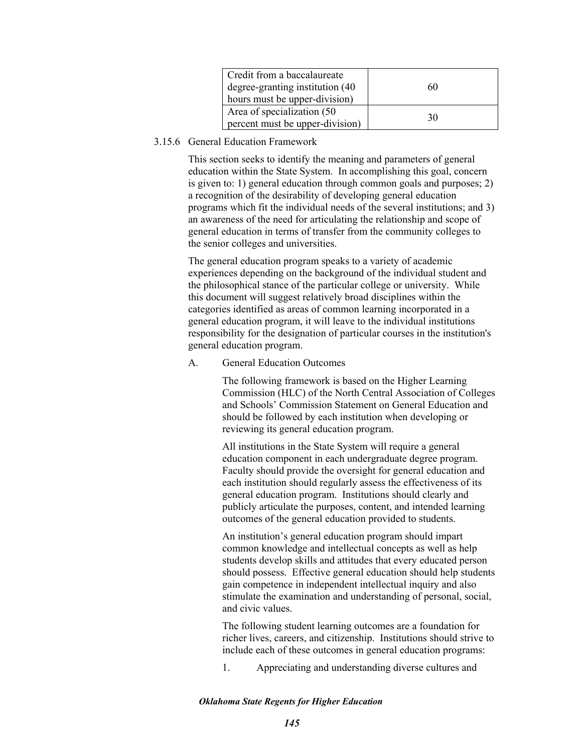| Credit from a baccalaureate degree-granting institution (40 hours must be upper-division) | 60 |
|---|---|
| Area of specialization (50 percent must be upper-division) | 30 |

### 3.15.6 General Education Framework

This section seeks to identify the meaning and parameters of general education within the State System. In accomplishing this goal, concern is given to: 1) general education through common goals and purposes; 2) a recognition of the desirability of developing general education programs which fit the individual needs of the several institutions; and 3) an awareness of the need for articulating the relationship and scope of general education in terms of transfer from the community colleges to the senior colleges and universities.

The general education program speaks to a variety of academic experiences depending on the background of the individual student and the philosophical stance of the particular college or university. While this document will suggest relatively broad disciplines within the categories identified as areas of common learning incorporated in a general education program, it will leave to the individual institutions responsibility for the designation of particular courses in the institution's general education program.

A. General Education Outcomes

The following framework is based on the Higher Learning Commission (HLC) of the North Central Association of Colleges and Schools' Commission Statement on General Education and should be followed by each institution when developing or reviewing its general education program.

All institutions in the State System will require a general education component in each undergraduate degree program. Faculty should provide the oversight for general education and each institution should regularly assess the effectiveness of its general education program. Institutions should clearly and publicly articulate the purposes, content, and intended learning outcomes of the general education provided to students.

An institution's general education program should impart common knowledge and intellectual concepts as well as help students develop skills and attitudes that every educated person should possess. Effective general education should help students gain competence in independent intellectual inquiry and also stimulate the examination and understanding of personal, social, and civic values.

The following student learning outcomes are a foundation for richer lives, careers, and citizenship. Institutions should strive to include each of these outcomes in general education programs:

1. Appreciating and understanding diverse cultures and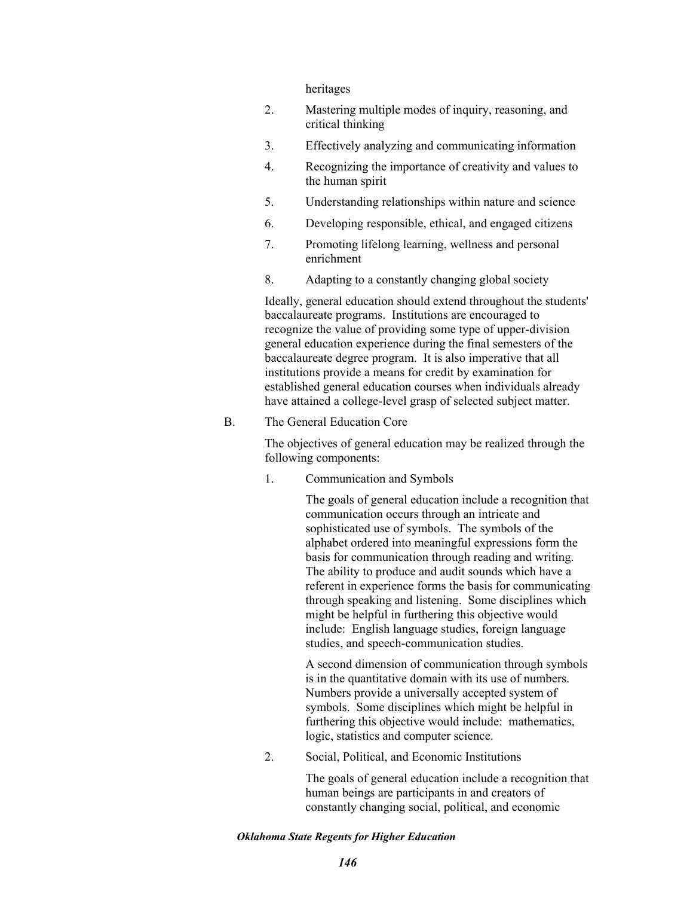heritages

2. Mastering multiple modes of inquiry, reasoning, and critical thinking

3. Effectively analyzing and communicating information

4. Recognizing the importance of creativity and values to the human spirit

5. Understanding relationships within nature and science

6. Developing responsible, ethical, and engaged citizens

7. Promoting lifelong learning, wellness and personal enrichment

8. Adapting to a constantly changing global society

Ideally, general education should extend throughout the students' baccalaureate programs. Institutions are encouraged to recognize the value of providing some type of upper-division general education experience during the final semesters of the baccalaureate degree program. It is also imperative that all institutions provide a means for credit by examination for established general education courses when individuals already have attained a college-level grasp of selected subject matter.

B. The General Education Core

The objectives of general education may be realized through the following components:

1. Communication and Symbols

The goals of general education include a recognition that communication occurs through an intricate and sophisticated use of symbols. The symbols of the alphabet ordered into meaningful expressions form the basis for communication through reading and writing. The ability to produce and audit sounds which have a referent in experience forms the basis for communicating through speaking and listening. Some disciplines which might be helpful in furthering this objective would include: English language studies, foreign language studies, and speech-communication studies.

A second dimension of communication through symbols is in the quantitative domain with its use of numbers. Numbers provide a universally accepted system of symbols. Some disciplines which might be helpful in furthering this objective would include: mathematics, logic, statistics and computer science.

2. Social, Political, and Economic Institutions

The goals of general education include a recognition that human beings are participants in and creators of constantly changing social, political, and economic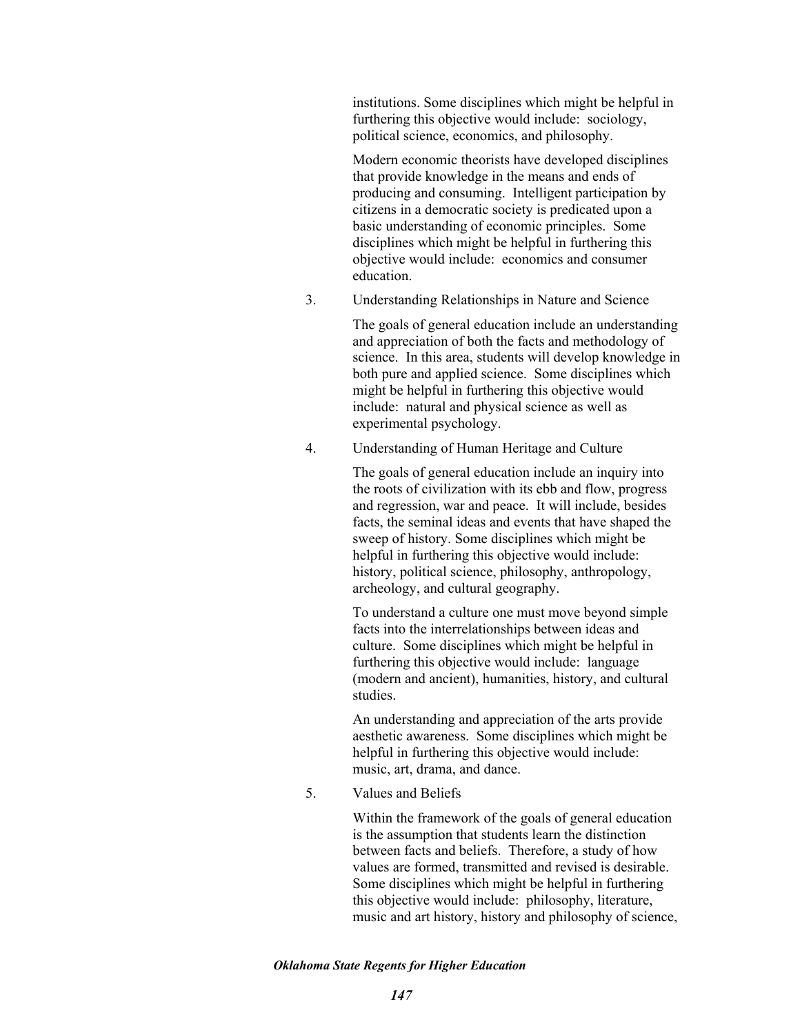institutions. Some disciplines which might be helpful in furthering this objective would include: sociology, political science, economics, and philosophy.

Modern economic theorists have developed disciplines that provide knowledge in the means and ends of producing and consuming. Intelligent participation by citizens in a democratic society is predicated upon a basic understanding of economic principles. Some disciplines which might be helpful in furthering this objective would include: economics and consumer education.

3. Understanding Relationships in Nature and Science

   The goals of general education include an understanding and appreciation of both the facts and methodology of science. In this area, students will develop knowledge in both pure and applied science. Some disciplines which might be helpful in furthering this objective would include: natural and physical science as well as experimental psychology.

4. Understanding of Human Heritage and Culture

   The goals of general education include an inquiry into the roots of civilization with its ebb and flow, progress and regression, war and peace. It will include, besides facts, the seminal ideas and events that have shaped the sweep of history. Some disciplines which might be helpful in furthering this objective would include: history, political science, philosophy, anthropology, archeology, and cultural geography.

   To understand a culture one must move beyond simple facts into the interrelationships between ideas and culture. Some disciplines which might be helpful in furthering this objective would include: language (modern and ancient), humanities, history, and cultural studies.

   An understanding and appreciation of the arts provide aesthetic awareness. Some disciplines which might be helpful in furthering this objective would include: music, art, drama, and dance.

5. Values and Beliefs

   Within the framework of the goals of general education is the assumption that students learn the distinction between facts and beliefs. Therefore, a study of how values are formed, transmitted and revised is desirable. Some disciplines which might be helpful in furthering this objective would include: philosophy, literature, music and art history, history and philosophy of science,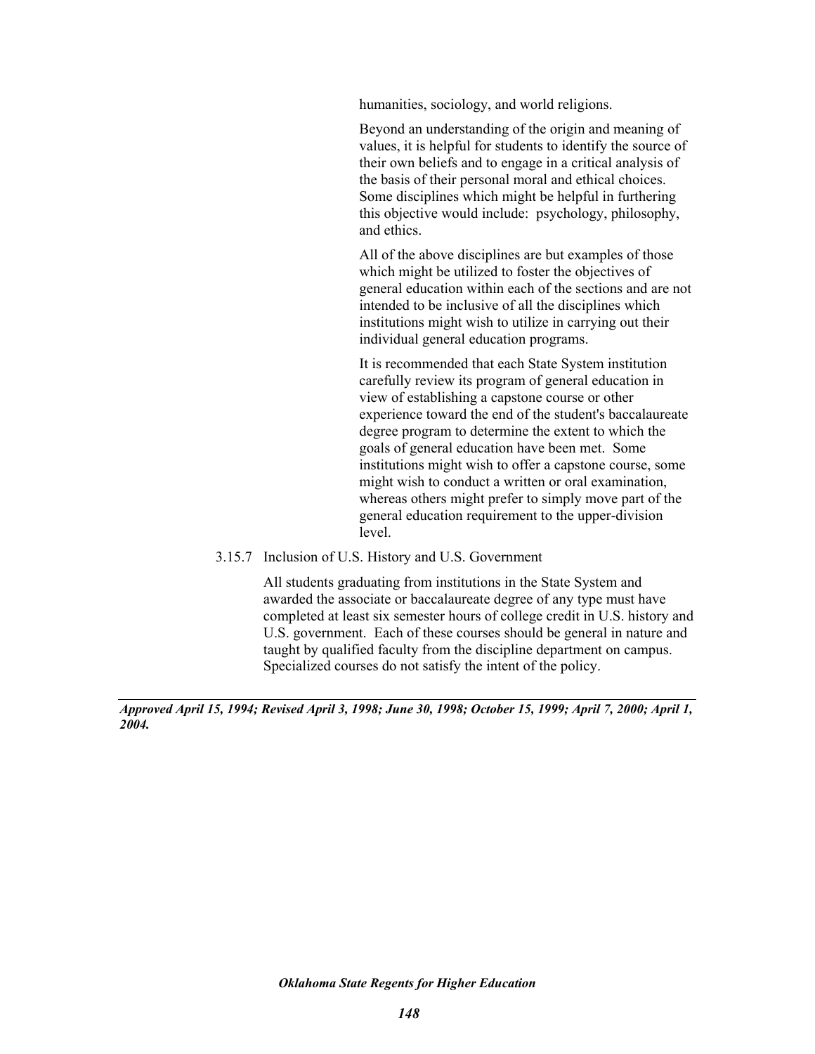humanities, sociology, and world religions.

Beyond an understanding of the origin and meaning of values, it is helpful for students to identify the source of their own beliefs and to engage in a critical analysis of the basis of their personal moral and ethical choices. Some disciplines which might be helpful in furthering this objective would include: psychology, philosophy, and ethics.

All of the above disciplines are but examples of those which might be utilized to foster the objectives of general education within each of the sections and are not intended to be inclusive of all the disciplines which institutions might wish to utilize in carrying out their individual general education programs.

It is recommended that each State System institution carefully review its program of general education in view of establishing a capstone course or other experience toward the end of the student's baccalaureate degree program to determine the extent to which the goals of general education have been met. Some institutions might wish to offer a capstone course, some might wish to conduct a written or oral examination, whereas others might prefer to simply move part of the general education requirement to the upper-division level.

3.15.7 Inclusion of U.S. History and U.S. Government

All students graduating from institutions in the State System and awarded the associate or baccalaureate degree of any type must have completed at least six semester hours of college credit in U.S. history and U.S. government. Each of these courses should be general in nature and taught by qualified faculty from the discipline department on campus. Specialized courses do not satisfy the intent of the policy.

---

***Approved April 15, 1994; Revised April 3, 1998; June 30, 1998; October 15, 1999; April 7, 2000; April 1, 2004.***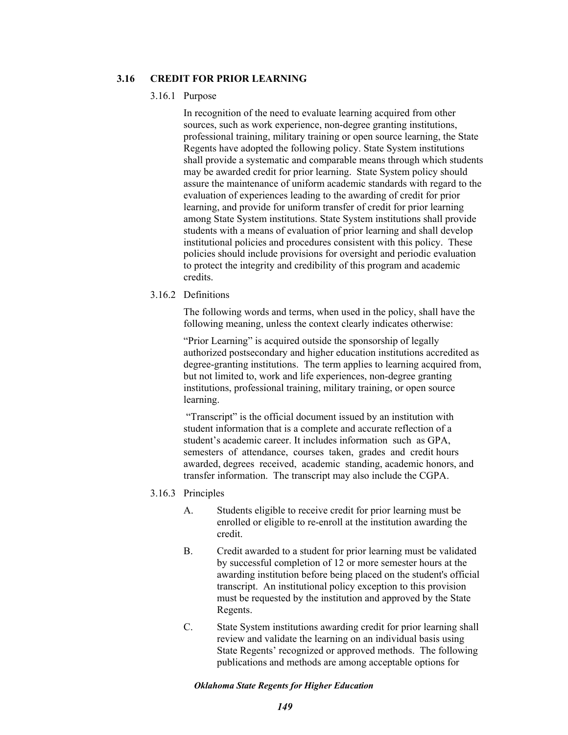## 3.16 CREDIT FOR PRIOR LEARNING

### 3.16.1 Purpose

In recognition of the need to evaluate learning acquired from other sources, such as work experience, non-degree granting institutions, professional training, military training or open source learning, the State Regents have adopted the following policy. State System institutions shall provide a systematic and comparable means through which students may be awarded credit for prior learning. State System policy should assure the maintenance of uniform academic standards with regard to the evaluation of experiences leading to the awarding of credit for prior learning, and provide for uniform transfer of credit for prior learning among State System institutions. State System institutions shall provide students with a means of evaluation of prior learning and shall develop institutional policies and procedures consistent with this policy. These policies should include provisions for oversight and periodic evaluation to protect the integrity and credibility of this program and academic credits.

### 3.16.2 Definitions

The following words and terms, when used in the policy, shall have the following meaning, unless the context clearly indicates otherwise:

"Prior Learning" is acquired outside the sponsorship of legally authorized postsecondary and higher education institutions accredited as degree-granting institutions. The term applies to learning acquired from, but not limited to, work and life experiences, non-degree granting institutions, professional training, military training, or open source learning.

"Transcript" is the official document issued by an institution with student information that is a complete and accurate reflection of a student's academic career. It includes information such as GPA, semesters of attendance, courses taken, grades and credit hours awarded, degrees received, academic standing, academic honors, and transfer information. The transcript may also include the CGPA.

### 3.16.3 Principles

A. Students eligible to receive credit for prior learning must be enrolled or eligible to re-enroll at the institution awarding the credit.

B. Credit awarded to a student for prior learning must be validated by successful completion of 12 or more semester hours at the awarding institution before being placed on the student's official transcript. An institutional policy exception to this provision must be requested by the institution and approved by the State Regents.

C. State System institutions awarding credit for prior learning shall review and validate the learning on an individual basis using State Regents' recognized or approved methods. The following publications and methods are among acceptable options for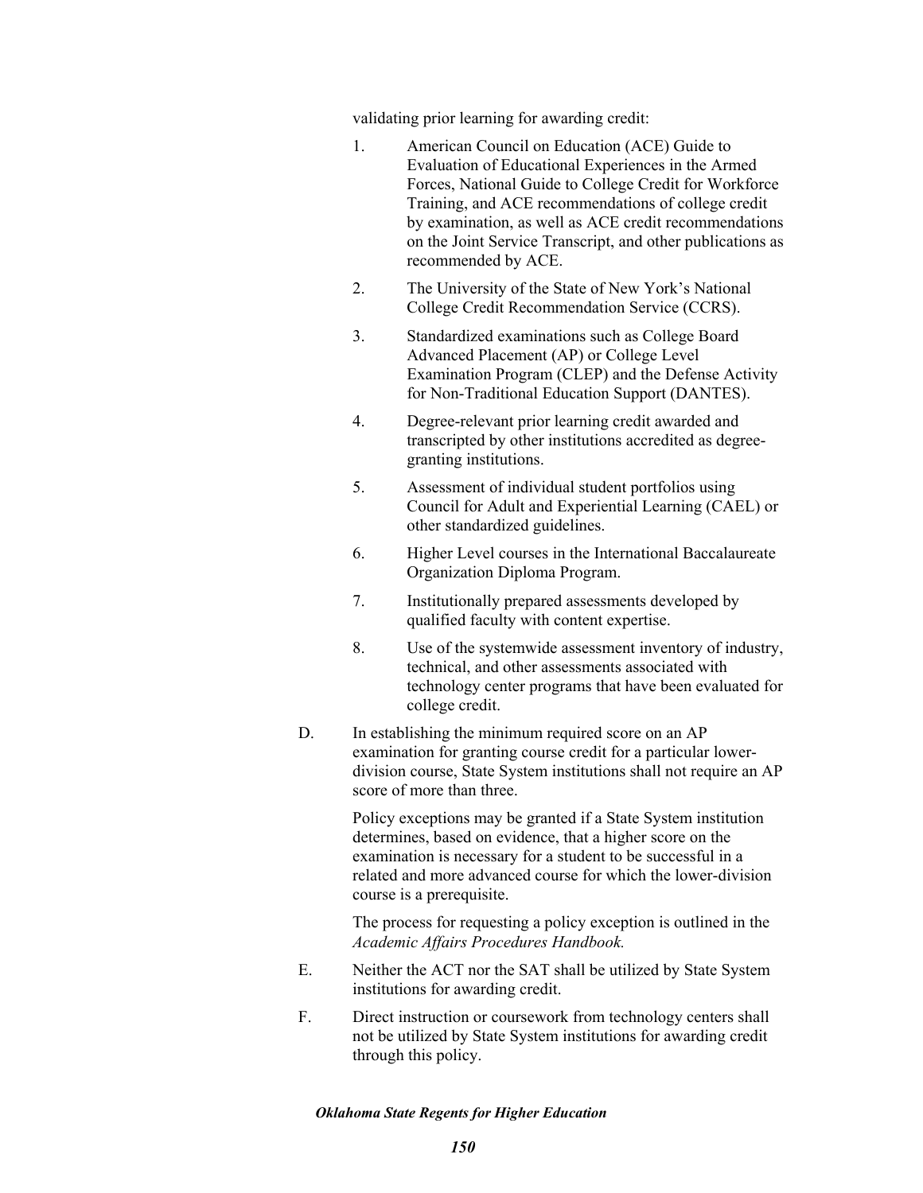validating prior learning for awarding credit:

1. American Council on Education (ACE) Guide to Evaluation of Educational Experiences in the Armed Forces, National Guide to College Credit for Workforce Training, and ACE recommendations of college credit by examination, as well as ACE credit recommendations on the Joint Service Transcript, and other publications as recommended by ACE.
2. The University of the State of New York's National College Credit Recommendation Service (CCRS).
3. Standardized examinations such as College Board Advanced Placement (AP) or College Level Examination Program (CLEP) and the Defense Activity for Non-Traditional Education Support (DANTES).
4. Degree-relevant prior learning credit awarded and transcripted by other institutions accredited as degree-granting institutions.
5. Assessment of individual student portfolios using Council for Adult and Experiential Learning (CAEL) or other standardized guidelines.
6. Higher Level courses in the International Baccalaureate Organization Diploma Program.
7. Institutionally prepared assessments developed by qualified faculty with content expertise.
8. Use of the systemwide assessment inventory of industry, technical, and other assessments associated with technology center programs that have been evaluated for college credit.

D. In establishing the minimum required score on an AP examination for granting course credit for a particular lower-division course, State System institutions shall not require an AP score of more than three.

   Policy exceptions may be granted if a State System institution determines, based on evidence, that a higher score on the examination is necessary for a student to be successful in a related and more advanced course for which the lower-division course is a prerequisite.

   The process for requesting a policy exception is outlined in the *Academic Affairs Procedures Handbook.*

E. Neither the ACT nor the SAT shall be utilized by State System institutions for awarding credit.

F. Direct instruction or coursework from technology centers shall not be utilized by State System institutions for awarding credit through this policy.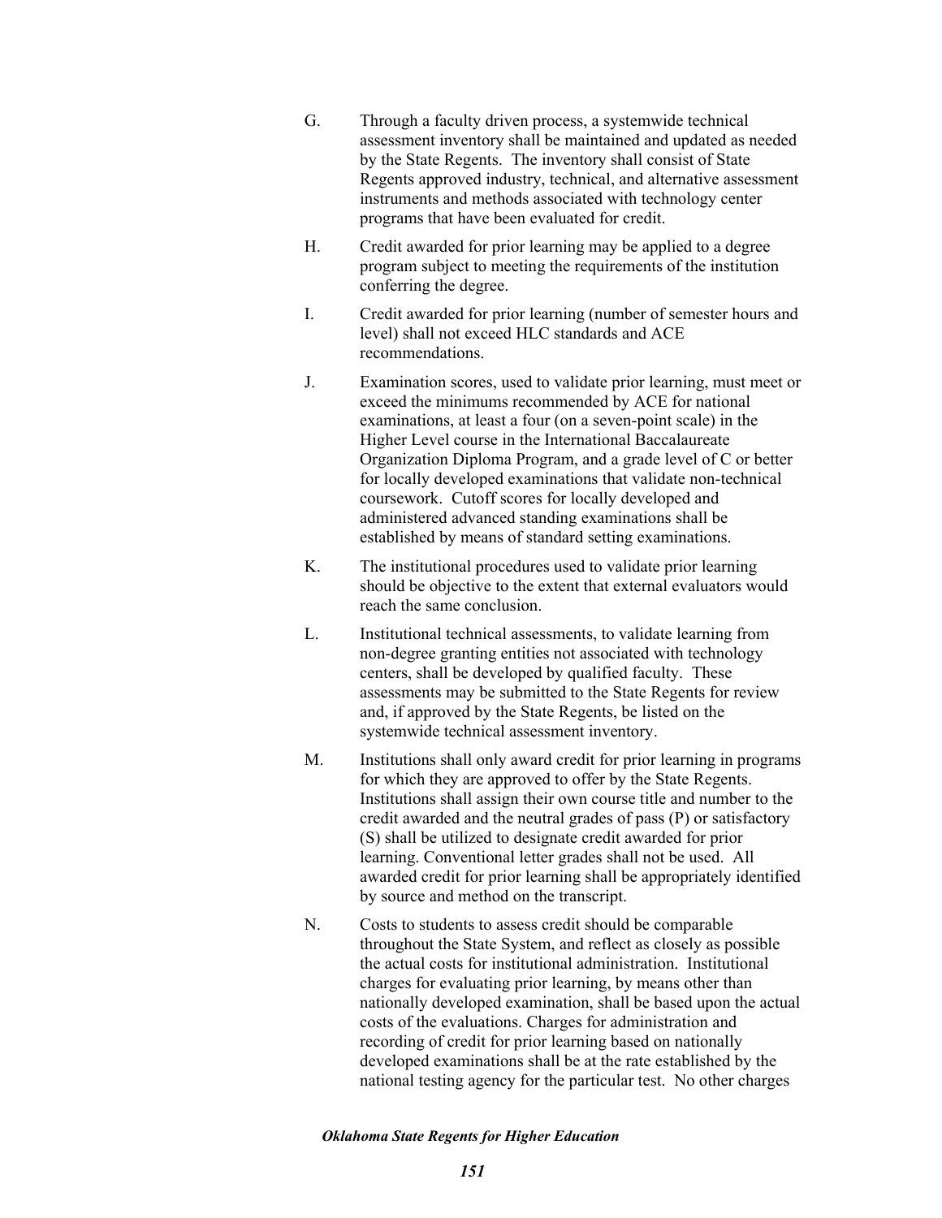G. Through a faculty driven process, a systemwide technical assessment inventory shall be maintained and updated as needed by the State Regents. The inventory shall consist of State Regents approved industry, technical, and alternative assessment instruments and methods associated with technology center programs that have been evaluated for credit.

H. Credit awarded for prior learning may be applied to a degree program subject to meeting the requirements of the institution conferring the degree.

I. Credit awarded for prior learning (number of semester hours and level) shall not exceed HLC standards and ACE recommendations.

J. Examination scores, used to validate prior learning, must meet or exceed the minimums recommended by ACE for national examinations, at least a four (on a seven-point scale) in the Higher Level course in the International Baccalaureate Organization Diploma Program, and a grade level of C or better for locally developed examinations that validate non-technical coursework. Cutoff scores for locally developed and administered advanced standing examinations shall be established by means of standard setting examinations.

K. The institutional procedures used to validate prior learning should be objective to the extent that external evaluators would reach the same conclusion.

L. Institutional technical assessments, to validate learning from non-degree granting entities not associated with technology centers, shall be developed by qualified faculty. These assessments may be submitted to the State Regents for review and, if approved by the State Regents, be listed on the systemwide technical assessment inventory.

M. Institutions shall only award credit for prior learning in programs for which they are approved to offer by the State Regents. Institutions shall assign their own course title and number to the credit awarded and the neutral grades of pass (P) or satisfactory (S) shall be utilized to designate credit awarded for prior learning. Conventional letter grades shall not be used. All awarded credit for prior learning shall be appropriately identified by source and method on the transcript.

N. Costs to students to assess credit should be comparable throughout the State System, and reflect as closely as possible the actual costs for institutional administration. Institutional charges for evaluating prior learning, by means other than nationally developed examination, shall be based upon the actual costs of the evaluations. Charges for administration and recording of credit for prior learning based on nationally developed examinations shall be at the rate established by the national testing agency for the particular test. No other charges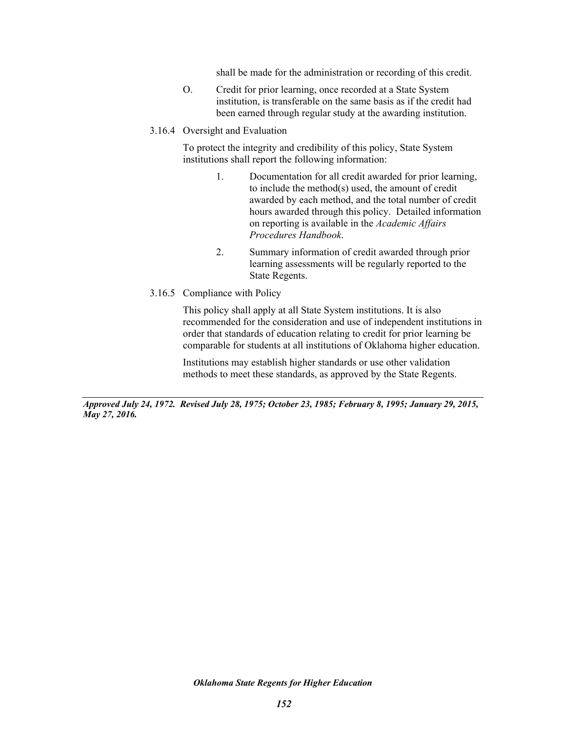shall be made for the administration or recording of this credit.

O. Credit for prior learning, once recorded at a State System institution, is transferable on the same basis as if the credit had been earned through regular study at the awarding institution.

### 3.16.4 Oversight and Evaluation

To protect the integrity and credibility of this policy, State System institutions shall report the following information:

1. Documentation for all credit awarded for prior learning, to include the method(s) used, the amount of credit awarded by each method, and the total number of credit hours awarded through this policy. Detailed information on reporting is available in the *Academic Affairs Procedures Handbook*.

2. Summary information of credit awarded through prior learning assessments will be regularly reported to the State Regents.

### 3.16.5 Compliance with Policy

This policy shall apply at all State System institutions. It is also recommended for the consideration and use of independent institutions in order that standards of education relating to credit for prior learning be comparable for students at all institutions of Oklahoma higher education.

Institutions may establish higher standards or use other validation methods to meet these standards, as approved by the State Regents.

---

***Approved July 24, 1972. Revised July 28, 1975; October 23, 1985; February 8, 1995; January 29, 2015, May 27, 2016.***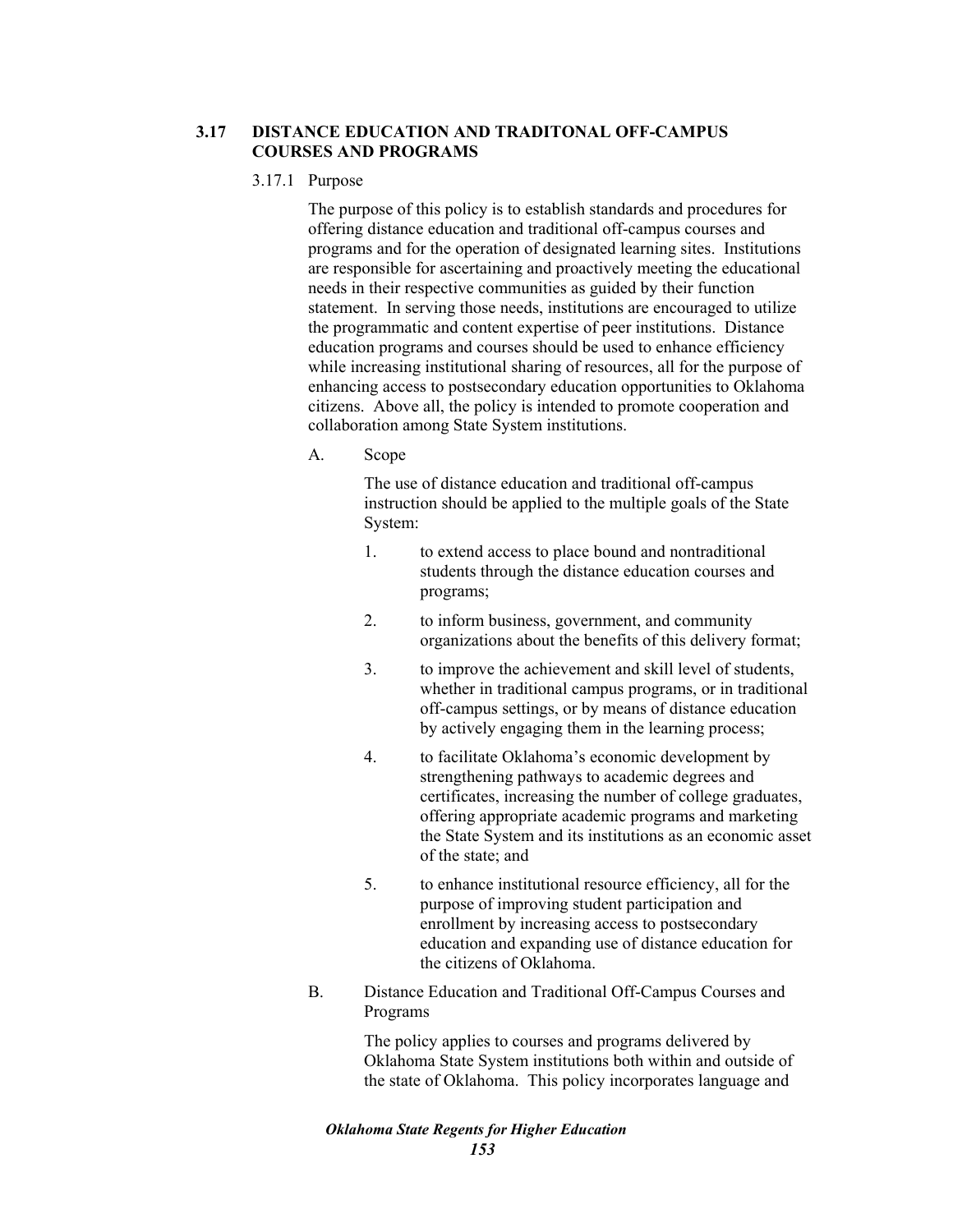## 3.17 DISTANCE EDUCATION AND TRADITONAL OFF-CAMPUS COURSES AND PROGRAMS

### 3.17.1 Purpose

The purpose of this policy is to establish standards and procedures for offering distance education and traditional off-campus courses and programs and for the operation of designated learning sites. Institutions are responsible for ascertaining and proactively meeting the educational needs in their respective communities as guided by their function statement. In serving those needs, institutions are encouraged to utilize the programmatic and content expertise of peer institutions. Distance education programs and courses should be used to enhance efficiency while increasing institutional sharing of resources, all for the purpose of enhancing access to postsecondary education opportunities to Oklahoma citizens. Above all, the policy is intended to promote cooperation and collaboration among State System institutions.

A. Scope

The use of distance education and traditional off-campus instruction should be applied to the multiple goals of the State System:

1. to extend access to place bound and nontraditional students through the distance education courses and programs;
2. to inform business, government, and community organizations about the benefits of this delivery format;
3. to improve the achievement and skill level of students, whether in traditional campus programs, or in traditional off-campus settings, or by means of distance education by actively engaging them in the learning process;
4. to facilitate Oklahoma's economic development by strengthening pathways to academic degrees and certificates, increasing the number of college graduates, offering appropriate academic programs and marketing the State System and its institutions as an economic asset of the state; and
5. to enhance institutional resource efficiency, all for the purpose of improving student participation and enrollment by increasing access to postsecondary education and expanding use of distance education for the citizens of Oklahoma.

B. Distance Education and Traditional Off-Campus Courses and Programs

The policy applies to courses and programs delivered by Oklahoma State System institutions both within and outside of the state of Oklahoma. This policy incorporates language and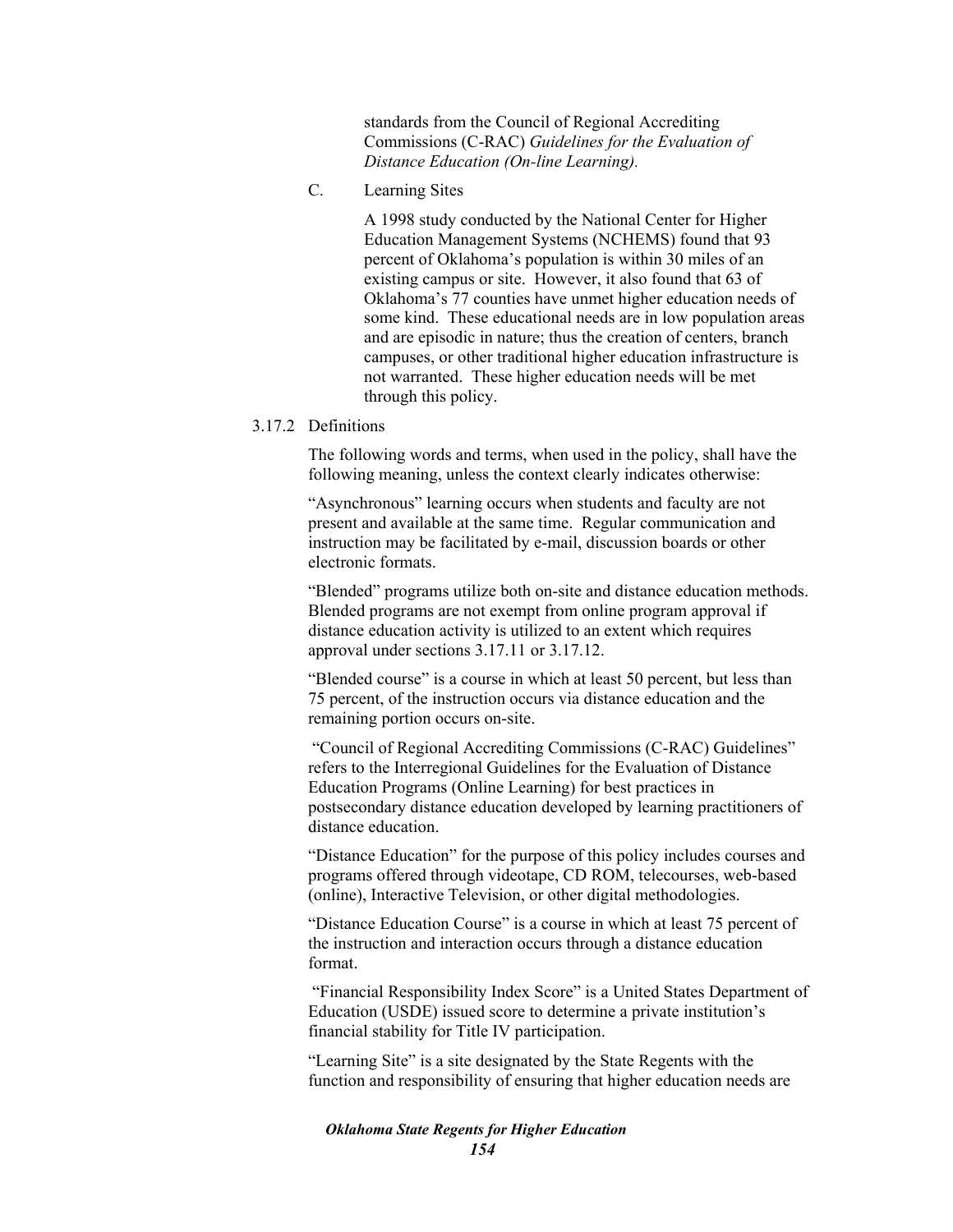standards from the Council of Regional Accrediting Commissions (C-RAC) *Guidelines for the Evaluation of Distance Education (On-line Learning).*

C. Learning Sites

A 1998 study conducted by the National Center for Higher Education Management Systems (NCHEMS) found that 93 percent of Oklahoma's population is within 30 miles of an existing campus or site. However, it also found that 63 of Oklahoma's 77 counties have unmet higher education needs of some kind. These educational needs are in low population areas and are episodic in nature; thus the creation of centers, branch campuses, or other traditional higher education infrastructure is not warranted. These higher education needs will be met through this policy.

3.17.2 Definitions

The following words and terms, when used in the policy, shall have the following meaning, unless the context clearly indicates otherwise:

"Asynchronous" learning occurs when students and faculty are not present and available at the same time. Regular communication and instruction may be facilitated by e-mail, discussion boards or other electronic formats.

"Blended" programs utilize both on-site and distance education methods. Blended programs are not exempt from online program approval if distance education activity is utilized to an extent which requires approval under sections 3.17.11 or 3.17.12.

"Blended course" is a course in which at least 50 percent, but less than 75 percent, of the instruction occurs via distance education and the remaining portion occurs on-site.

"Council of Regional Accrediting Commissions (C-RAC) Guidelines" refers to the Interregional Guidelines for the Evaluation of Distance Education Programs (Online Learning) for best practices in postsecondary distance education developed by learning practitioners of distance education.

"Distance Education" for the purpose of this policy includes courses and programs offered through videotape, CD ROM, telecourses, web-based (online), Interactive Television, or other digital methodologies.

"Distance Education Course" is a course in which at least 75 percent of the instruction and interaction occurs through a distance education format.

"Financial Responsibility Index Score" is a United States Department of Education (USDE) issued score to determine a private institution's financial stability for Title IV participation.

"Learning Site" is a site designated by the State Regents with the function and responsibility of ensuring that higher education needs are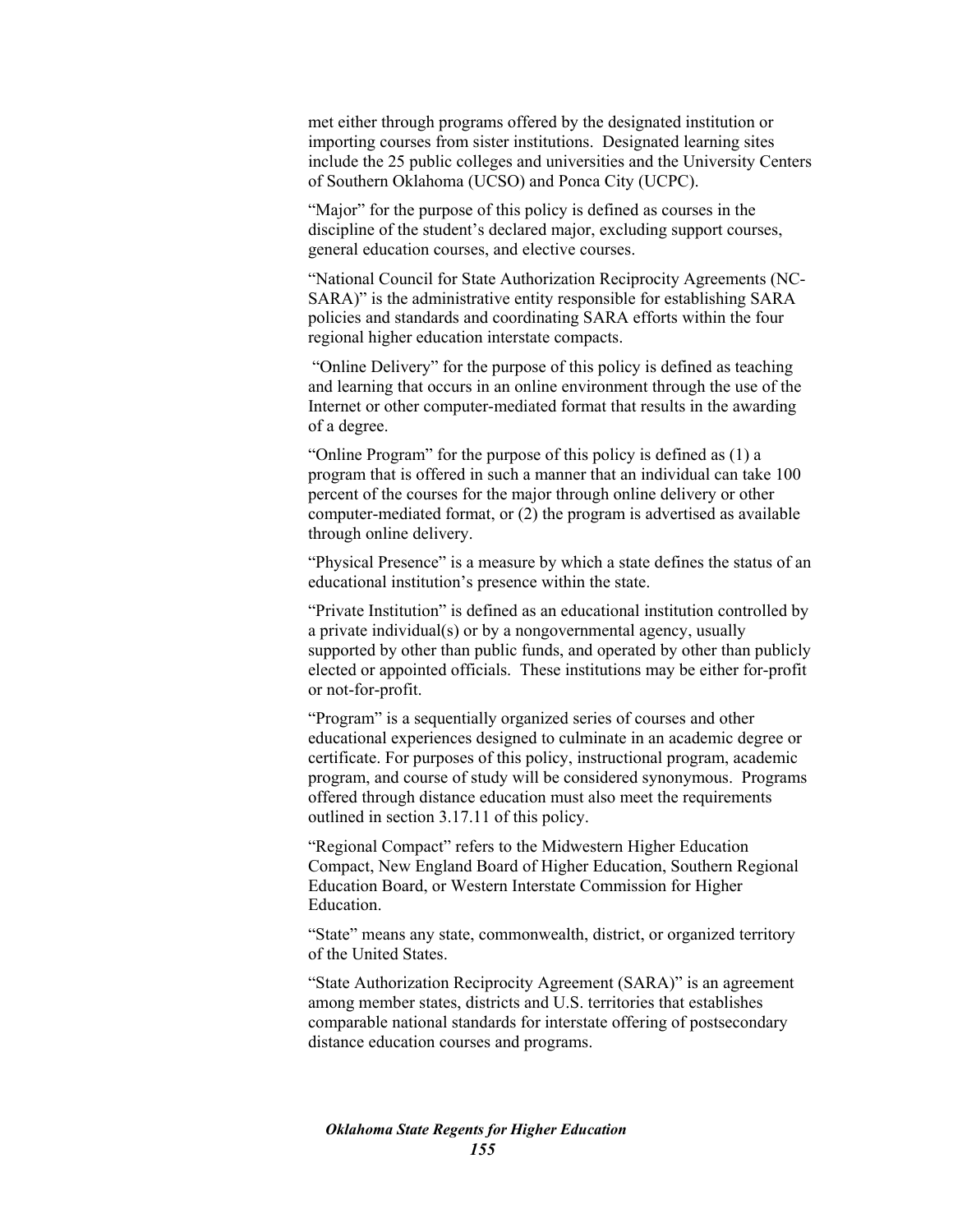met either through programs offered by the designated institution or importing courses from sister institutions. Designated learning sites include the 25 public colleges and universities and the University Centers of Southern Oklahoma (UCSO) and Ponca City (UCPC).

"Major" for the purpose of this policy is defined as courses in the discipline of the student's declared major, excluding support courses, general education courses, and elective courses.

"National Council for State Authorization Reciprocity Agreements (NC-SARA)" is the administrative entity responsible for establishing SARA policies and standards and coordinating SARA efforts within the four regional higher education interstate compacts.

"Online Delivery" for the purpose of this policy is defined as teaching and learning that occurs in an online environment through the use of the Internet or other computer-mediated format that results in the awarding of a degree.

"Online Program" for the purpose of this policy is defined as (1) a program that is offered in such a manner that an individual can take 100 percent of the courses for the major through online delivery or other computer-mediated format, or (2) the program is advertised as available through online delivery.

"Physical Presence" is a measure by which a state defines the status of an educational institution's presence within the state.

"Private Institution" is defined as an educational institution controlled by a private individual(s) or by a nongovernmental agency, usually supported by other than public funds, and operated by other than publicly elected or appointed officials. These institutions may be either for-profit or not-for-profit.

"Program" is a sequentially organized series of courses and other educational experiences designed to culminate in an academic degree or certificate. For purposes of this policy, instructional program, academic program, and course of study will be considered synonymous. Programs offered through distance education must also meet the requirements outlined in section 3.17.11 of this policy.

"Regional Compact" refers to the Midwestern Higher Education Compact, New England Board of Higher Education, Southern Regional Education Board, or Western Interstate Commission for Higher Education.

"State" means any state, commonwealth, district, or organized territory of the United States.

"State Authorization Reciprocity Agreement (SARA)" is an agreement among member states, districts and U.S. territories that establishes comparable national standards for interstate offering of postsecondary distance education courses and programs.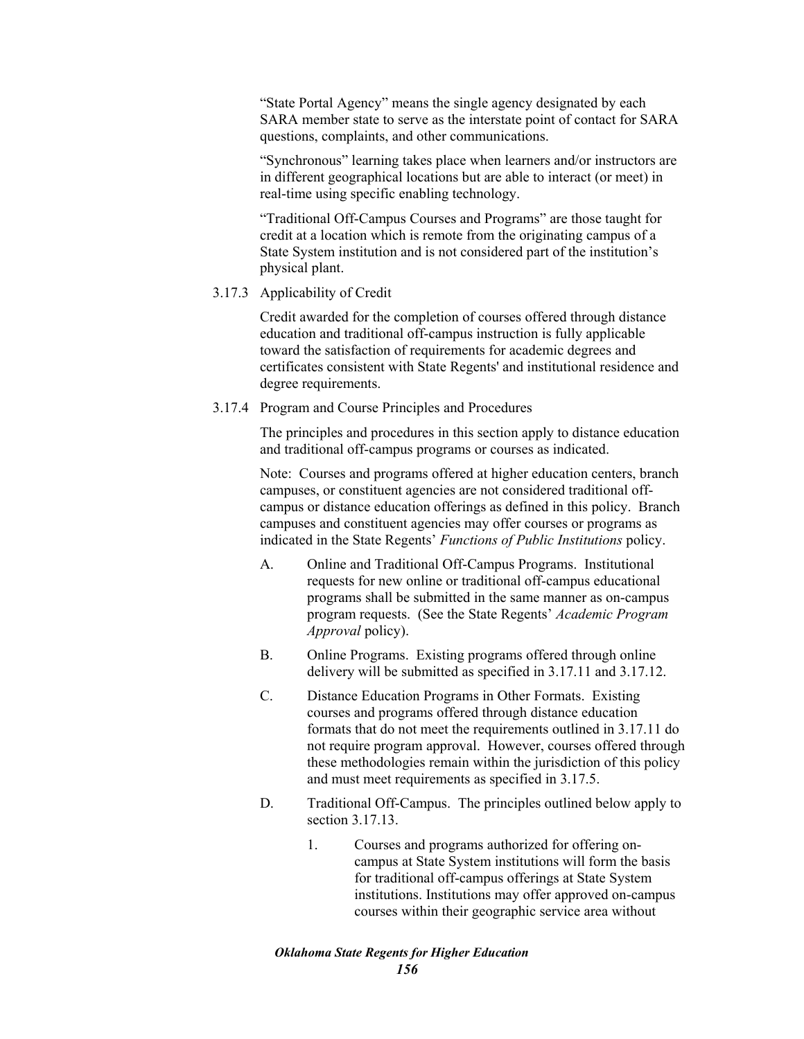"State Portal Agency" means the single agency designated by each SARA member state to serve as the interstate point of contact for SARA questions, complaints, and other communications.

"Synchronous" learning takes place when learners and/or instructors are in different geographical locations but are able to interact (or meet) in real-time using specific enabling technology.

"Traditional Off-Campus Courses and Programs" are those taught for credit at a location which is remote from the originating campus of a State System institution and is not considered part of the institution's physical plant.

3.17.3 Applicability of Credit

Credit awarded for the completion of courses offered through distance education and traditional off-campus instruction is fully applicable toward the satisfaction of requirements for academic degrees and certificates consistent with State Regents' and institutional residence and degree requirements.

3.17.4 Program and Course Principles and Procedures

The principles and procedures in this section apply to distance education and traditional off-campus programs or courses as indicated.

Note: Courses and programs offered at higher education centers, branch campuses, or constituent agencies are not considered traditional off-campus or distance education offerings as defined in this policy. Branch campuses and constituent agencies may offer courses or programs as indicated in the State Regents' *Functions of Public Institutions* policy.

A. Online and Traditional Off-Campus Programs. Institutional requests for new online or traditional off-campus educational programs shall be submitted in the same manner as on-campus program requests. (See the State Regents' *Academic Program Approval* policy).

B. Online Programs. Existing programs offered through online delivery will be submitted as specified in 3.17.11 and 3.17.12.

C. Distance Education Programs in Other Formats. Existing courses and programs offered through distance education formats that do not meet the requirements outlined in 3.17.11 do not require program approval. However, courses offered through these methodologies remain within the jurisdiction of this policy and must meet requirements as specified in 3.17.5.

D. Traditional Off-Campus. The principles outlined below apply to section 3.17.13.

   1. Courses and programs authorized for offering on-campus at State System institutions will form the basis for traditional off-campus offerings at State System institutions. Institutions may offer approved on-campus courses within their geographic service area without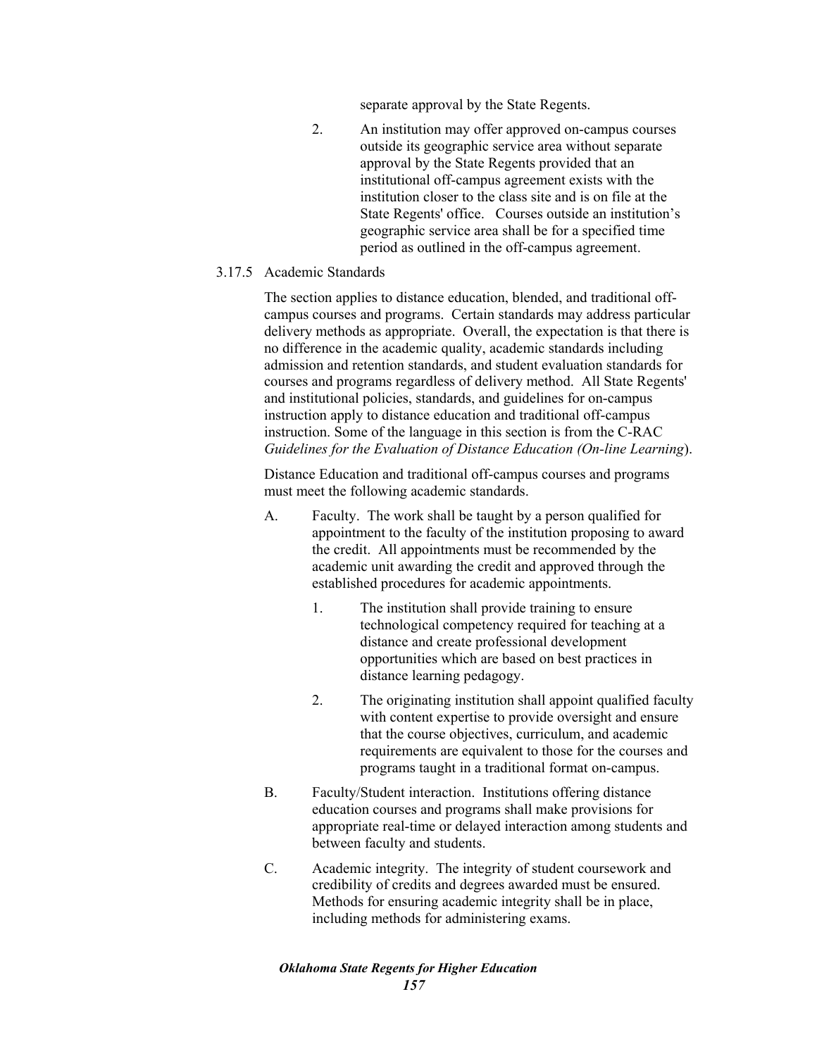separate approval by the State Regents.

2. An institution may offer approved on-campus courses outside its geographic service area without separate approval by the State Regents provided that an institutional off-campus agreement exists with the institution closer to the class site and is on file at the State Regents' office. Courses outside an institution's geographic service area shall be for a specified time period as outlined in the off-campus agreement.

### 3.17.5 Academic Standards

The section applies to distance education, blended, and traditional off-campus courses and programs. Certain standards may address particular delivery methods as appropriate. Overall, the expectation is that there is no difference in the academic quality, academic standards including admission and retention standards, and student evaluation standards for courses and programs regardless of delivery method. All State Regents' and institutional policies, standards, and guidelines for on-campus instruction apply to distance education and traditional off-campus instruction. Some of the language in this section is from the C-RAC *Guidelines for the Evaluation of Distance Education (On-line Learning*).

Distance Education and traditional off-campus courses and programs must meet the following academic standards.

A. Faculty. The work shall be taught by a person qualified for appointment to the faculty of the institution proposing to award the credit. All appointments must be recommended by the academic unit awarding the credit and approved through the established procedures for academic appointments.

   1. The institution shall provide training to ensure technological competency required for teaching at a distance and create professional development opportunities which are based on best practices in distance learning pedagogy.

   2. The originating institution shall appoint qualified faculty with content expertise to provide oversight and ensure that the course objectives, curriculum, and academic requirements are equivalent to those for the courses and programs taught in a traditional format on-campus.

B. Faculty/Student interaction. Institutions offering distance education courses and programs shall make provisions for appropriate real-time or delayed interaction among students and between faculty and students.

C. Academic integrity. The integrity of student coursework and credibility of credits and degrees awarded must be ensured. Methods for ensuring academic integrity shall be in place, including methods for administering exams.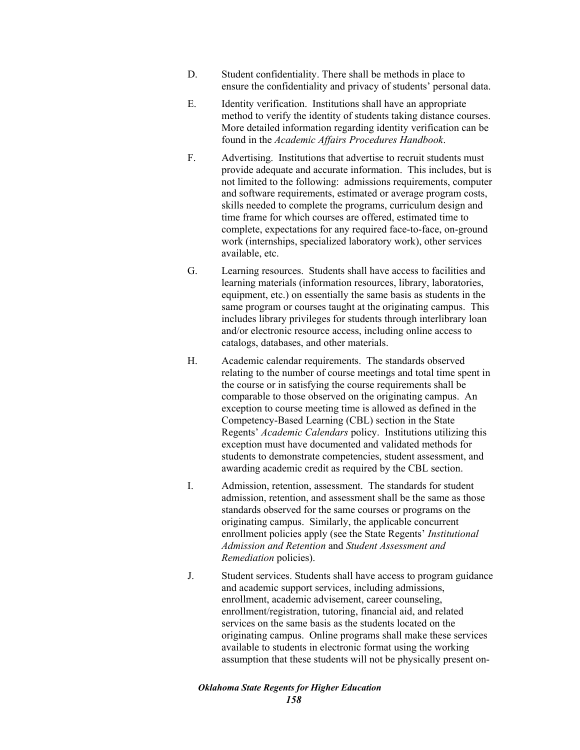D. Student confidentiality. There shall be methods in place to ensure the confidentiality and privacy of students' personal data.

E. Identity verification. Institutions shall have an appropriate method to verify the identity of students taking distance courses. More detailed information regarding identity verification can be found in the *Academic Affairs Procedures Handbook*.

F. Advertising. Institutions that advertise to recruit students must provide adequate and accurate information. This includes, but is not limited to the following: admissions requirements, computer and software requirements, estimated or average program costs, skills needed to complete the programs, curriculum design and time frame for which courses are offered, estimated time to complete, expectations for any required face-to-face, on-ground work (internships, specialized laboratory work), other services available, etc.

G. Learning resources. Students shall have access to facilities and learning materials (information resources, library, laboratories, equipment, etc.) on essentially the same basis as students in the same program or courses taught at the originating campus. This includes library privileges for students through interlibrary loan and/or electronic resource access, including online access to catalogs, databases, and other materials.

H. Academic calendar requirements. The standards observed relating to the number of course meetings and total time spent in the course or in satisfying the course requirements shall be comparable to those observed on the originating campus. An exception to course meeting time is allowed as defined in the Competency-Based Learning (CBL) section in the State Regents' *Academic Calendars* policy. Institutions utilizing this exception must have documented and validated methods for students to demonstrate competencies, student assessment, and awarding academic credit as required by the CBL section.

I. Admission, retention, assessment. The standards for student admission, retention, and assessment shall be the same as those standards observed for the same courses or programs on the originating campus. Similarly, the applicable concurrent enrollment policies apply (see the State Regents' *Institutional Admission and Retention* and *Student Assessment and Remediation* policies).

J. Student services. Students shall have access to program guidance and academic support services, including admissions, enrollment, academic advisement, career counseling, enrollment/registration, tutoring, financial aid, and related services on the same basis as the students located on the originating campus. Online programs shall make these services available to students in electronic format using the working assumption that these students will not be physically present on-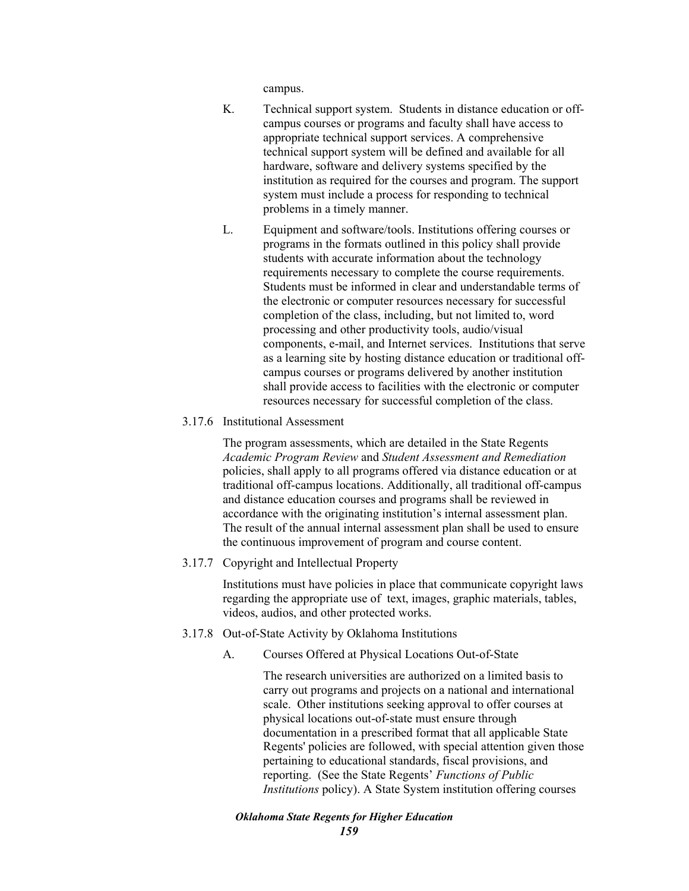campus.

K. Technical support system. Students in distance education or off-campus courses or programs and faculty shall have access to appropriate technical support services. A comprehensive technical support system will be defined and available for all hardware, software and delivery systems specified by the institution as required for the courses and program. The support system must include a process for responding to technical problems in a timely manner.

L. Equipment and software/tools. Institutions offering courses or programs in the formats outlined in this policy shall provide students with accurate information about the technology requirements necessary to complete the course requirements. Students must be informed in clear and understandable terms of the electronic or computer resources necessary for successful completion of the class, including, but not limited to, word processing and other productivity tools, audio/visual components, e-mail, and Internet services. Institutions that serve as a learning site by hosting distance education or traditional off-campus courses or programs delivered by another institution shall provide access to facilities with the electronic or computer resources necessary for successful completion of the class.

3.17.6 Institutional Assessment

The program assessments, which are detailed in the State Regents *Academic Program Review* and *Student Assessment and Remediation* policies, shall apply to all programs offered via distance education or at traditional off-campus locations. Additionally, all traditional off-campus and distance education courses and programs shall be reviewed in accordance with the originating institution's internal assessment plan. The result of the annual internal assessment plan shall be used to ensure the continuous improvement of program and course content.

3.17.7 Copyright and Intellectual Property

Institutions must have policies in place that communicate copyright laws regarding the appropriate use of text, images, graphic materials, tables, videos, audios, and other protected works.

3.17.8 Out-of-State Activity by Oklahoma Institutions

A. Courses Offered at Physical Locations Out-of-State

The research universities are authorized on a limited basis to carry out programs and projects on a national and international scale. Other institutions seeking approval to offer courses at physical locations out-of-state must ensure through documentation in a prescribed format that all applicable State Regents' policies are followed, with special attention given those pertaining to educational standards, fiscal provisions, and reporting. (See the State Regents' *Functions of Public Institutions* policy). A State System institution offering courses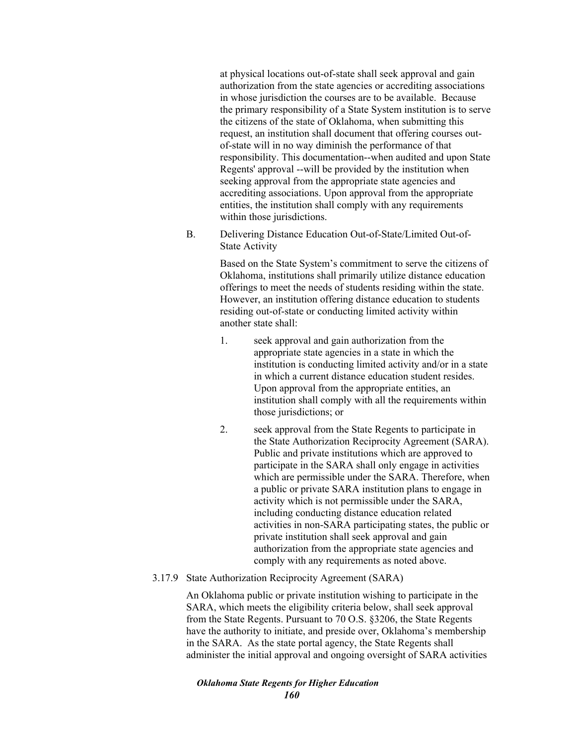at physical locations out-of-state shall seek approval and gain authorization from the state agencies or accrediting associations in whose jurisdiction the courses are to be available. Because the primary responsibility of a State System institution is to serve the citizens of the state of Oklahoma, when submitting this request, an institution shall document that offering courses out-of-state will in no way diminish the performance of that responsibility. This documentation--when audited and upon State Regents' approval --will be provided by the institution when seeking approval from the appropriate state agencies and accrediting associations. Upon approval from the appropriate entities, the institution shall comply with any requirements within those jurisdictions.

B. Delivering Distance Education Out-of-State/Limited Out-of-State Activity

Based on the State System's commitment to serve the citizens of Oklahoma, institutions shall primarily utilize distance education offerings to meet the needs of students residing within the state. However, an institution offering distance education to students residing out-of-state or conducting limited activity within another state shall:

1. seek approval and gain authorization from the appropriate state agencies in a state in which the institution is conducting limited activity and/or in a state in which a current distance education student resides. Upon approval from the appropriate entities, an institution shall comply with all the requirements within those jurisdictions; or

2. seek approval from the State Regents to participate in the State Authorization Reciprocity Agreement (SARA). Public and private institutions which are approved to participate in the SARA shall only engage in activities which are permissible under the SARA. Therefore, when a public or private SARA institution plans to engage in activity which is not permissible under the SARA, including conducting distance education related activities in non-SARA participating states, the public or private institution shall seek approval and gain authorization from the appropriate state agencies and comply with any requirements as noted above.

3.17.9 State Authorization Reciprocity Agreement (SARA)

An Oklahoma public or private institution wishing to participate in the SARA, which meets the eligibility criteria below, shall seek approval from the State Regents. Pursuant to 70 O.S. §3206, the State Regents have the authority to initiate, and preside over, Oklahoma's membership in the SARA. As the state portal agency, the State Regents shall administer the initial approval and ongoing oversight of SARA activities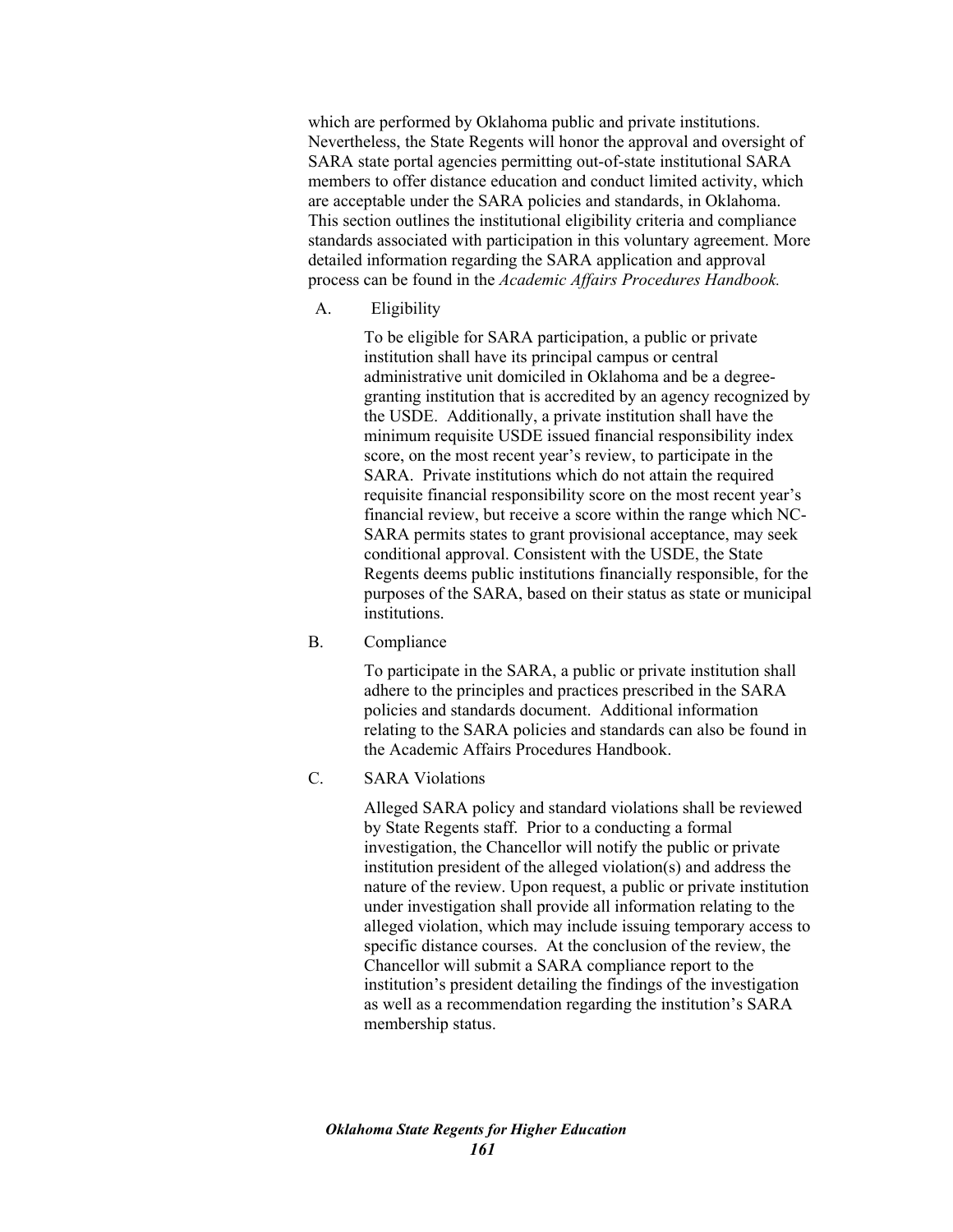which are performed by Oklahoma public and private institutions. Nevertheless, the State Regents will honor the approval and oversight of SARA state portal agencies permitting out-of-state institutional SARA members to offer distance education and conduct limited activity, which are acceptable under the SARA policies and standards, in Oklahoma. This section outlines the institutional eligibility criteria and compliance standards associated with participation in this voluntary agreement. More detailed information regarding the SARA application and approval process can be found in the *Academic Affairs Procedures Handbook.*

A. Eligibility

To be eligible for SARA participation, a public or private institution shall have its principal campus or central administrative unit domiciled in Oklahoma and be a degree-granting institution that is accredited by an agency recognized by the USDE. Additionally, a private institution shall have the minimum requisite USDE issued financial responsibility index score, on the most recent year's review, to participate in the SARA. Private institutions which do not attain the required requisite financial responsibility score on the most recent year's financial review, but receive a score within the range which NC-SARA permits states to grant provisional acceptance, may seek conditional approval. Consistent with the USDE, the State Regents deems public institutions financially responsible, for the purposes of the SARA, based on their status as state or municipal institutions.

B. Compliance

To participate in the SARA, a public or private institution shall adhere to the principles and practices prescribed in the SARA policies and standards document. Additional information relating to the SARA policies and standards can also be found in the Academic Affairs Procedures Handbook.

C. SARA Violations

Alleged SARA policy and standard violations shall be reviewed by State Regents staff. Prior to a conducting a formal investigation, the Chancellor will notify the public or private institution president of the alleged violation(s) and address the nature of the review. Upon request, a public or private institution under investigation shall provide all information relating to the alleged violation, which may include issuing temporary access to specific distance courses. At the conclusion of the review, the Chancellor will submit a SARA compliance report to the institution's president detailing the findings of the investigation as well as a recommendation regarding the institution's SARA membership status.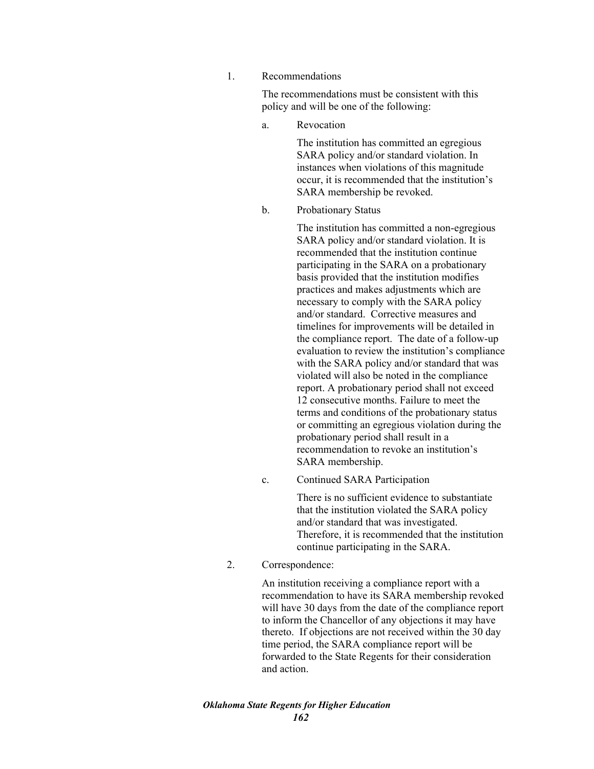1. Recommendations

   The recommendations must be consistent with this policy and will be one of the following:

   a. Revocation

      The institution has committed an egregious SARA policy and/or standard violation. In instances when violations of this magnitude occur, it is recommended that the institution's SARA membership be revoked.

   b. Probationary Status

      The institution has committed a non-egregious SARA policy and/or standard violation. It is recommended that the institution continue participating in the SARA on a probationary basis provided that the institution modifies practices and makes adjustments which are necessary to comply with the SARA policy and/or standard. Corrective measures and timelines for improvements will be detailed in the compliance report. The date of a follow-up evaluation to review the institution's compliance with the SARA policy and/or standard that was violated will also be noted in the compliance report. A probationary period shall not exceed 12 consecutive months. Failure to meet the terms and conditions of the probationary status or committing an egregious violation during the probationary period shall result in a recommendation to revoke an institution's SARA membership.

   c. Continued SARA Participation

      There is no sufficient evidence to substantiate that the institution violated the SARA policy and/or standard that was investigated. Therefore, it is recommended that the institution continue participating in the SARA.

2. Correspondence:

   An institution receiving a compliance report with a recommendation to have its SARA membership revoked will have 30 days from the date of the compliance report to inform the Chancellor of any objections it may have thereto. If objections are not received within the 30 day time period, the SARA compliance report will be forwarded to the State Regents for their consideration and action.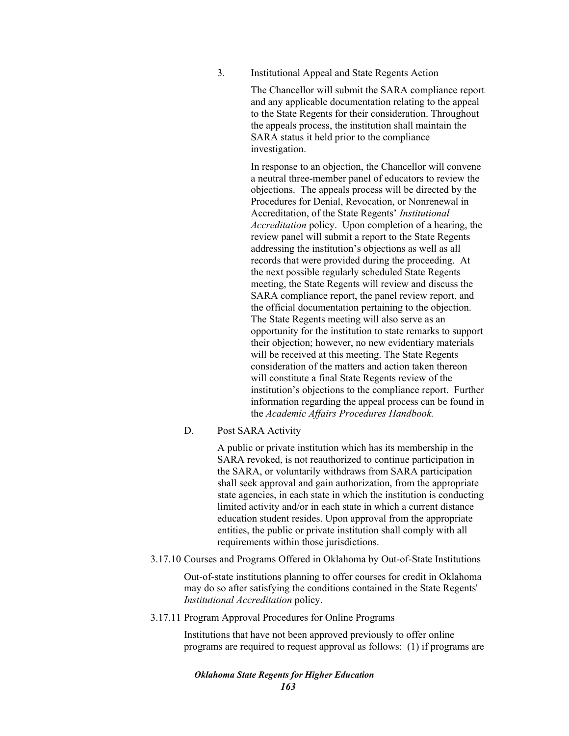3. Institutional Appeal and State Regents Action

The Chancellor will submit the SARA compliance report and any applicable documentation relating to the appeal to the State Regents for their consideration. Throughout the appeals process, the institution shall maintain the SARA status it held prior to the compliance investigation.

In response to an objection, the Chancellor will convene a neutral three-member panel of educators to review the objections. The appeals process will be directed by the Procedures for Denial, Revocation, or Nonrenewal in Accreditation, of the State Regents' *Institutional Accreditation* policy. Upon completion of a hearing, the review panel will submit a report to the State Regents addressing the institution's objections as well as all records that were provided during the proceeding. At the next possible regularly scheduled State Regents meeting, the State Regents will review and discuss the SARA compliance report, the panel review report, and the official documentation pertaining to the objection. The State Regents meeting will also serve as an opportunity for the institution to state remarks to support their objection; however, no new evidentiary materials will be received at this meeting. The State Regents consideration of the matters and action taken thereon will constitute a final State Regents review of the institution's objections to the compliance report. Further information regarding the appeal process can be found in the *Academic Affairs Procedures Handbook.*

D. Post SARA Activity

A public or private institution which has its membership in the SARA revoked, is not reauthorized to continue participation in the SARA, or voluntarily withdraws from SARA participation shall seek approval and gain authorization, from the appropriate state agencies, in each state in which the institution is conducting limited activity and/or in each state in which a current distance education student resides. Upon approval from the appropriate entities, the public or private institution shall comply with all requirements within those jurisdictions.

3.17.10 Courses and Programs Offered in Oklahoma by Out-of-State Institutions

Out-of-state institutions planning to offer courses for credit in Oklahoma may do so after satisfying the conditions contained in the State Regents' *Institutional Accreditation* policy.

3.17.11 Program Approval Procedures for Online Programs

Institutions that have not been approved previously to offer online programs are required to request approval as follows: (1) if programs are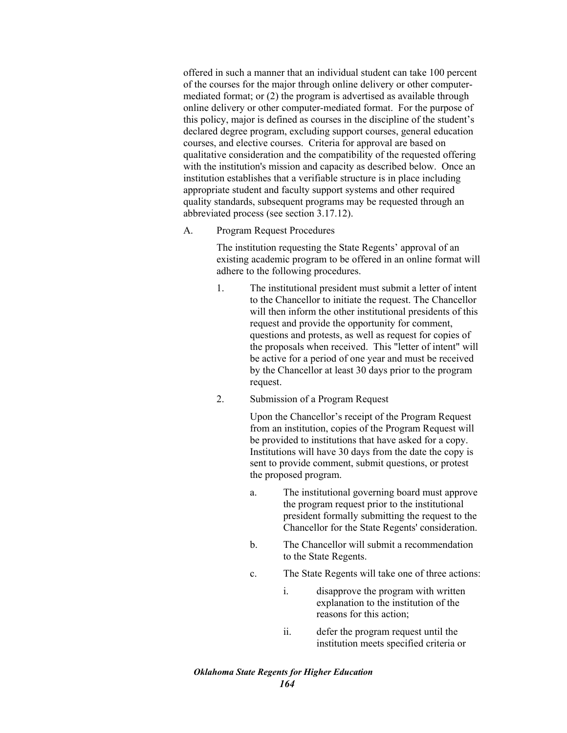offered in such a manner that an individual student can take 100 percent of the courses for the major through online delivery or other computer-mediated format; or (2) the program is advertised as available through online delivery or other computer-mediated format. For the purpose of this policy, major is defined as courses in the discipline of the student's declared degree program, excluding support courses, general education courses, and elective courses. Criteria for approval are based on qualitative consideration and the compatibility of the requested offering with the institution's mission and capacity as described below. Once an institution establishes that a verifiable structure is in place including appropriate student and faculty support systems and other required quality standards, subsequent programs may be requested through an abbreviated process (see section 3.17.12).

A. Program Request Procedures

The institution requesting the State Regents' approval of an existing academic program to be offered in an online format will adhere to the following procedures.

1. The institutional president must submit a letter of intent to the Chancellor to initiate the request. The Chancellor will then inform the other institutional presidents of this request and provide the opportunity for comment, questions and protests, as well as request for copies of the proposals when received. This "letter of intent" will be active for a period of one year and must be received by the Chancellor at least 30 days prior to the program request.

2. Submission of a Program Request

   Upon the Chancellor's receipt of the Program Request from an institution, copies of the Program Request will be provided to institutions that have asked for a copy. Institutions will have 30 days from the date the copy is sent to provide comment, submit questions, or protest the proposed program.

   a. The institutional governing board must approve the program request prior to the institutional president formally submitting the request to the Chancellor for the State Regents' consideration.

   b. The Chancellor will submit a recommendation to the State Regents.

   c. The State Regents will take one of three actions:

      i. disapprove the program with written explanation to the institution of the reasons for this action;

      ii. defer the program request until the institution meets specified criteria or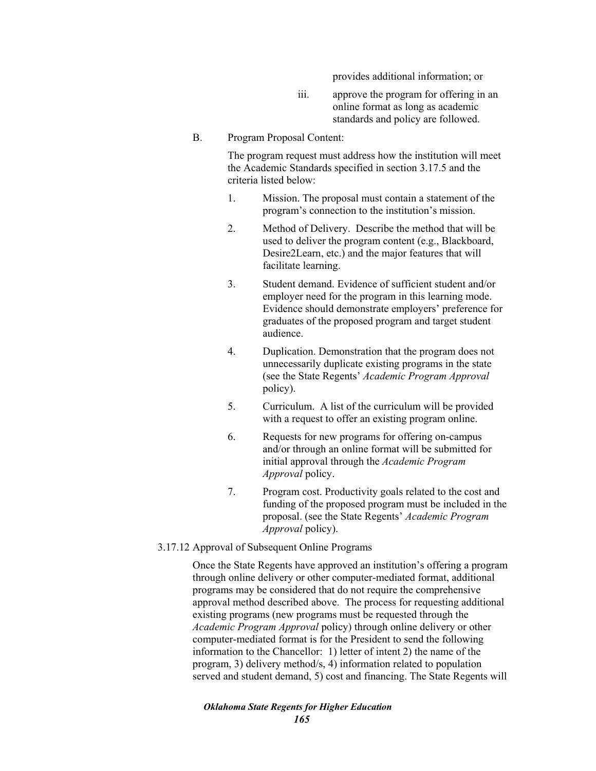provides additional information; or

iii. approve the program for offering in an online format as long as academic standards and policy are followed.

B. Program Proposal Content:

The program request must address how the institution will meet the Academic Standards specified in section 3.17.5 and the criteria listed below:

1. Mission. The proposal must contain a statement of the program's connection to the institution's mission.
2. Method of Delivery. Describe the method that will be used to deliver the program content (e.g., Blackboard, Desire2Learn, etc.) and the major features that will facilitate learning.
3. Student demand. Evidence of sufficient student and/or employer need for the program in this learning mode. Evidence should demonstrate employers' preference for graduates of the proposed program and target student audience.
4. Duplication. Demonstration that the program does not unnecessarily duplicate existing programs in the state (see the State Regents' *Academic Program Approval* policy).
5. Curriculum. A list of the curriculum will be provided with a request to offer an existing program online.
6. Requests for new programs for offering on-campus and/or through an online format will be submitted for initial approval through the *Academic Program Approval* policy.
7. Program cost. Productivity goals related to the cost and funding of the proposed program must be included in the proposal. (see the State Regents' *Academic Program Approval* policy).

3.17.12 Approval of Subsequent Online Programs

Once the State Regents have approved an institution's offering a program through online delivery or other computer-mediated format, additional programs may be considered that do not require the comprehensive approval method described above. The process for requesting additional existing programs (new programs must be requested through the *Academic Program Approval* policy) through online delivery or other computer-mediated format is for the President to send the following information to the Chancellor: 1) letter of intent 2) the name of the program, 3) delivery method/s, 4) information related to population served and student demand, 5) cost and financing. The State Regents will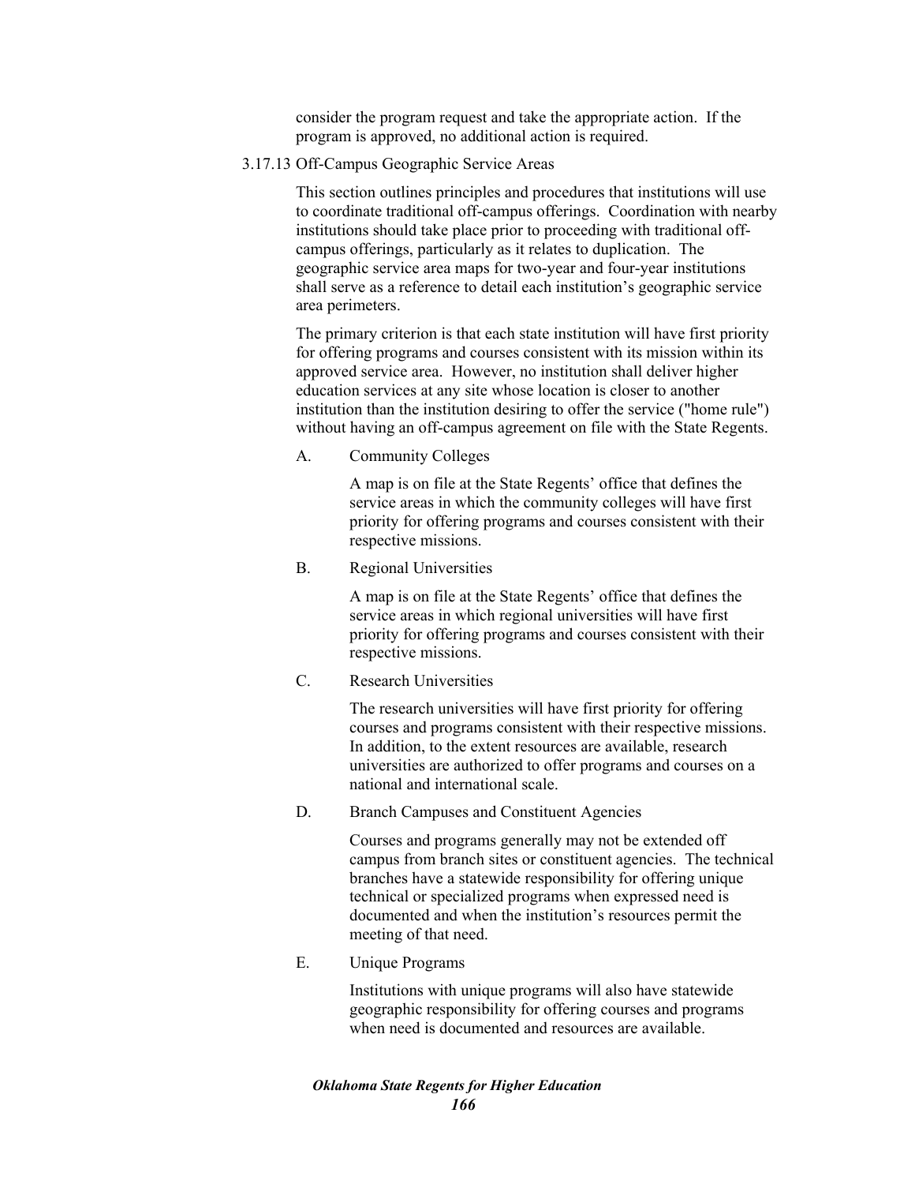consider the program request and take the appropriate action. If the program is approved, no additional action is required.

### 3.17.13 Off-Campus Geographic Service Areas

This section outlines principles and procedures that institutions will use to coordinate traditional off-campus offerings. Coordination with nearby institutions should take place prior to proceeding with traditional off-campus offerings, particularly as it relates to duplication. The geographic service area maps for two-year and four-year institutions shall serve as a reference to detail each institution's geographic service area perimeters.

The primary criterion is that each state institution will have first priority for offering programs and courses consistent with its mission within its approved service area. However, no institution shall deliver higher education services at any site whose location is closer to another institution than the institution desiring to offer the service ("home rule") without having an off-campus agreement on file with the State Regents.

A. Community Colleges

A map is on file at the State Regents' office that defines the service areas in which the community colleges will have first priority for offering programs and courses consistent with their respective missions.

B. Regional Universities

A map is on file at the State Regents' office that defines the service areas in which regional universities will have first priority for offering programs and courses consistent with their respective missions.

C. Research Universities

The research universities will have first priority for offering courses and programs consistent with their respective missions. In addition, to the extent resources are available, research universities are authorized to offer programs and courses on a national and international scale.

D. Branch Campuses and Constituent Agencies

Courses and programs generally may not be extended off campus from branch sites or constituent agencies. The technical branches have a statewide responsibility for offering unique technical or specialized programs when expressed need is documented and when the institution's resources permit the meeting of that need.

E. Unique Programs

Institutions with unique programs will also have statewide geographic responsibility for offering courses and programs when need is documented and resources are available.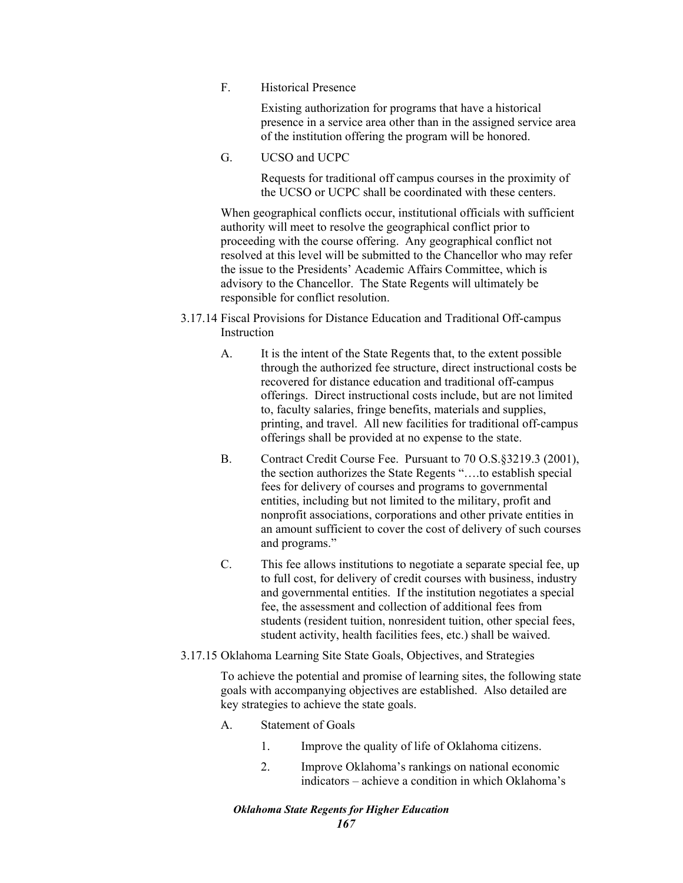F. Historical Presence

Existing authorization for programs that have a historical presence in a service area other than in the assigned service area of the institution offering the program will be honored.

G. UCSO and UCPC

Requests for traditional off campus courses in the proximity of the UCSO or UCPC shall be coordinated with these centers.

When geographical conflicts occur, institutional officials with sufficient authority will meet to resolve the geographical conflict prior to proceeding with the course offering. Any geographical conflict not resolved at this level will be submitted to the Chancellor who may refer the issue to the Presidents' Academic Affairs Committee, which is advisory to the Chancellor. The State Regents will ultimately be responsible for conflict resolution.

3.17.14 Fiscal Provisions for Distance Education and Traditional Off-campus Instruction

A. It is the intent of the State Regents that, to the extent possible through the authorized fee structure, direct instructional costs be recovered for distance education and traditional off-campus offerings. Direct instructional costs include, but are not limited to, faculty salaries, fringe benefits, materials and supplies, printing, and travel. All new facilities for traditional off-campus offerings shall be provided at no expense to the state.

B. Contract Credit Course Fee. Pursuant to 70 O.S.§3219.3 (2001), the section authorizes the State Regents "….to establish special fees for delivery of courses and programs to governmental entities, including but not limited to the military, profit and nonprofit associations, corporations and other private entities in an amount sufficient to cover the cost of delivery of such courses and programs."

C. This fee allows institutions to negotiate a separate special fee, up to full cost, for delivery of credit courses with business, industry and governmental entities. If the institution negotiates a special fee, the assessment and collection of additional fees from students (resident tuition, nonresident tuition, other special fees, student activity, health facilities fees, etc.) shall be waived.

3.17.15 Oklahoma Learning Site State Goals, Objectives, and Strategies

To achieve the potential and promise of learning sites, the following state goals with accompanying objectives are established. Also detailed are key strategies to achieve the state goals.

A. Statement of Goals

1. Improve the quality of life of Oklahoma citizens.

2. Improve Oklahoma's rankings on national economic indicators – achieve a condition in which Oklahoma's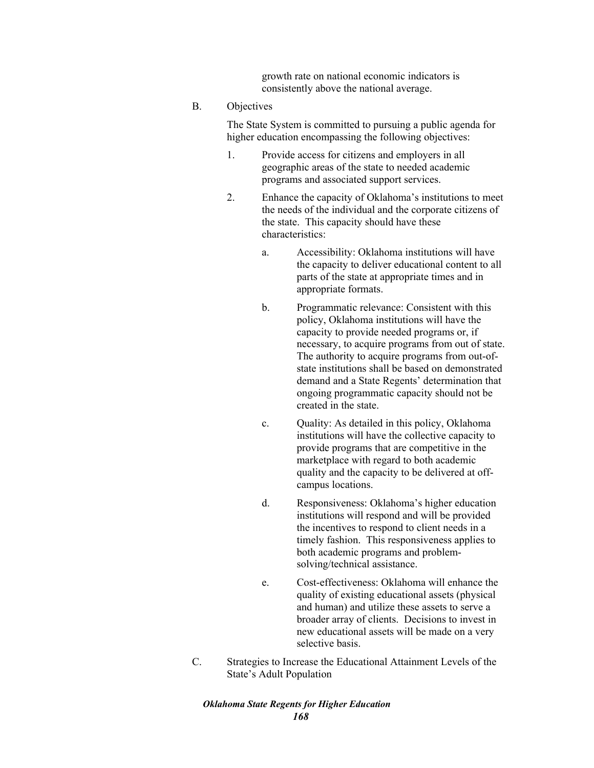growth rate on national economic indicators is consistently above the national average.

B. Objectives

The State System is committed to pursuing a public agenda for higher education encompassing the following objectives:

1. Provide access for citizens and employers in all geographic areas of the state to needed academic programs and associated support services.

2. Enhance the capacity of Oklahoma's institutions to meet the needs of the individual and the corporate citizens of the state. This capacity should have these characteristics:

   a. Accessibility: Oklahoma institutions will have the capacity to deliver educational content to all parts of the state at appropriate times and in appropriate formats.

   b. Programmatic relevance: Consistent with this policy, Oklahoma institutions will have the capacity to provide needed programs or, if necessary, to acquire programs from out of state. The authority to acquire programs from out-of-state institutions shall be based on demonstrated demand and a State Regents' determination that ongoing programmatic capacity should not be created in the state.

   c. Quality: As detailed in this policy, Oklahoma institutions will have the collective capacity to provide programs that are competitive in the marketplace with regard to both academic quality and the capacity to be delivered at off-campus locations.

   d. Responsiveness: Oklahoma's higher education institutions will respond and will be provided the incentives to respond to client needs in a timely fashion. This responsiveness applies to both academic programs and problem-solving/technical assistance.

   e. Cost-effectiveness: Oklahoma will enhance the quality of existing educational assets (physical and human) and utilize these assets to serve a broader array of clients. Decisions to invest in new educational assets will be made on a very selective basis.

C. Strategies to Increase the Educational Attainment Levels of the State's Adult Population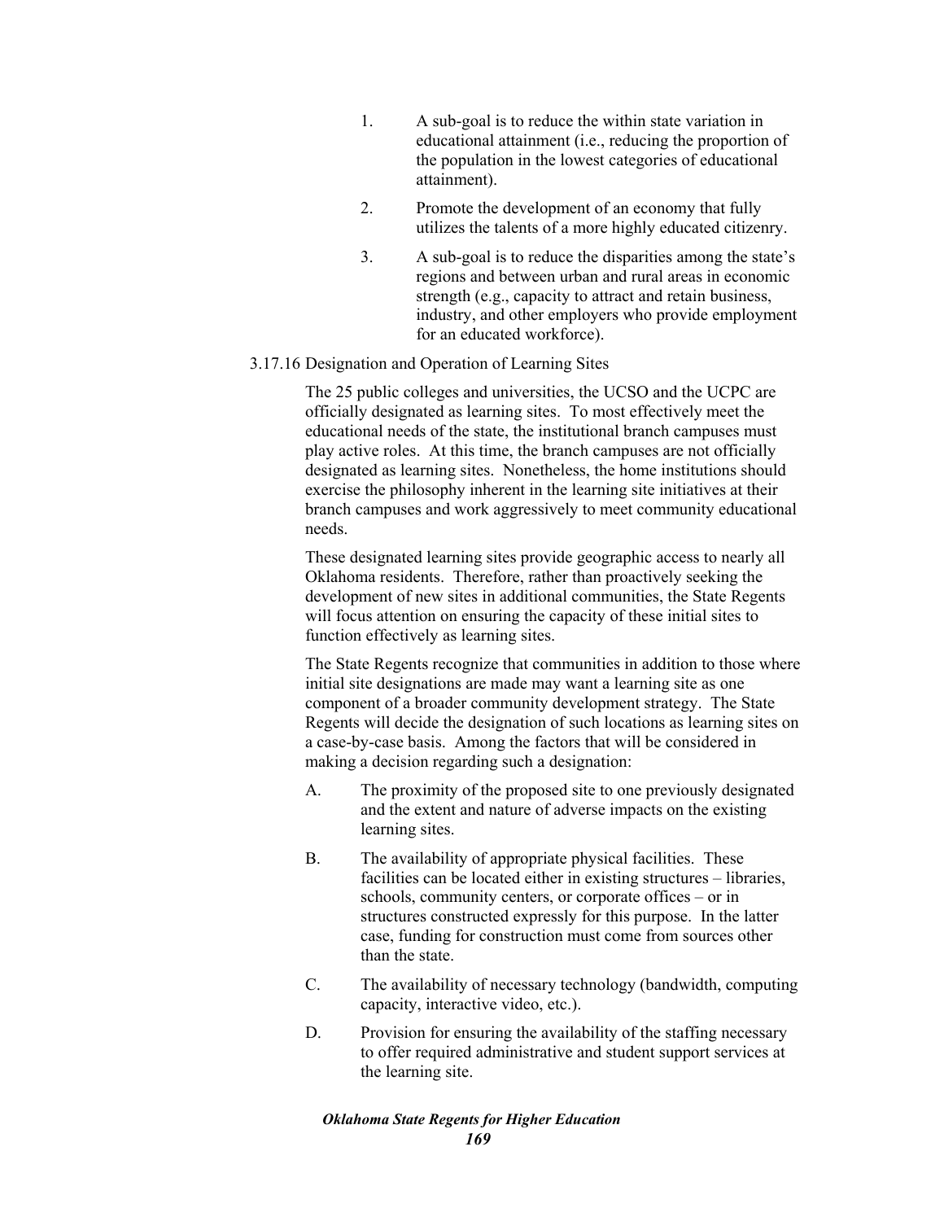1. A sub-goal is to reduce the within state variation in educational attainment (i.e., reducing the proportion of the population in the lowest categories of educational attainment).

2. Promote the development of an economy that fully utilizes the talents of a more highly educated citizenry.

3. A sub-goal is to reduce the disparities among the state's regions and between urban and rural areas in economic strength (e.g., capacity to attract and retain business, industry, and other employers who provide employment for an educated workforce).

3.17.16 Designation and Operation of Learning Sites

The 25 public colleges and universities, the UCSO and the UCPC are officially designated as learning sites. To most effectively meet the educational needs of the state, the institutional branch campuses must play active roles. At this time, the branch campuses are not officially designated as learning sites. Nonetheless, the home institutions should exercise the philosophy inherent in the learning site initiatives at their branch campuses and work aggressively to meet community educational needs.

These designated learning sites provide geographic access to nearly all Oklahoma residents. Therefore, rather than proactively seeking the development of new sites in additional communities, the State Regents will focus attention on ensuring the capacity of these initial sites to function effectively as learning sites.

The State Regents recognize that communities in addition to those where initial site designations are made may want a learning site as one component of a broader community development strategy. The State Regents will decide the designation of such locations as learning sites on a case-by-case basis. Among the factors that will be considered in making a decision regarding such a designation:

A. The proximity of the proposed site to one previously designated and the extent and nature of adverse impacts on the existing learning sites.

B. The availability of appropriate physical facilities. These facilities can be located either in existing structures – libraries, schools, community centers, or corporate offices – or in structures constructed expressly for this purpose. In the latter case, funding for construction must come from sources other than the state.

C. The availability of necessary technology (bandwidth, computing capacity, interactive video, etc.).

D. Provision for ensuring the availability of the staffing necessary to offer required administrative and student support services at the learning site.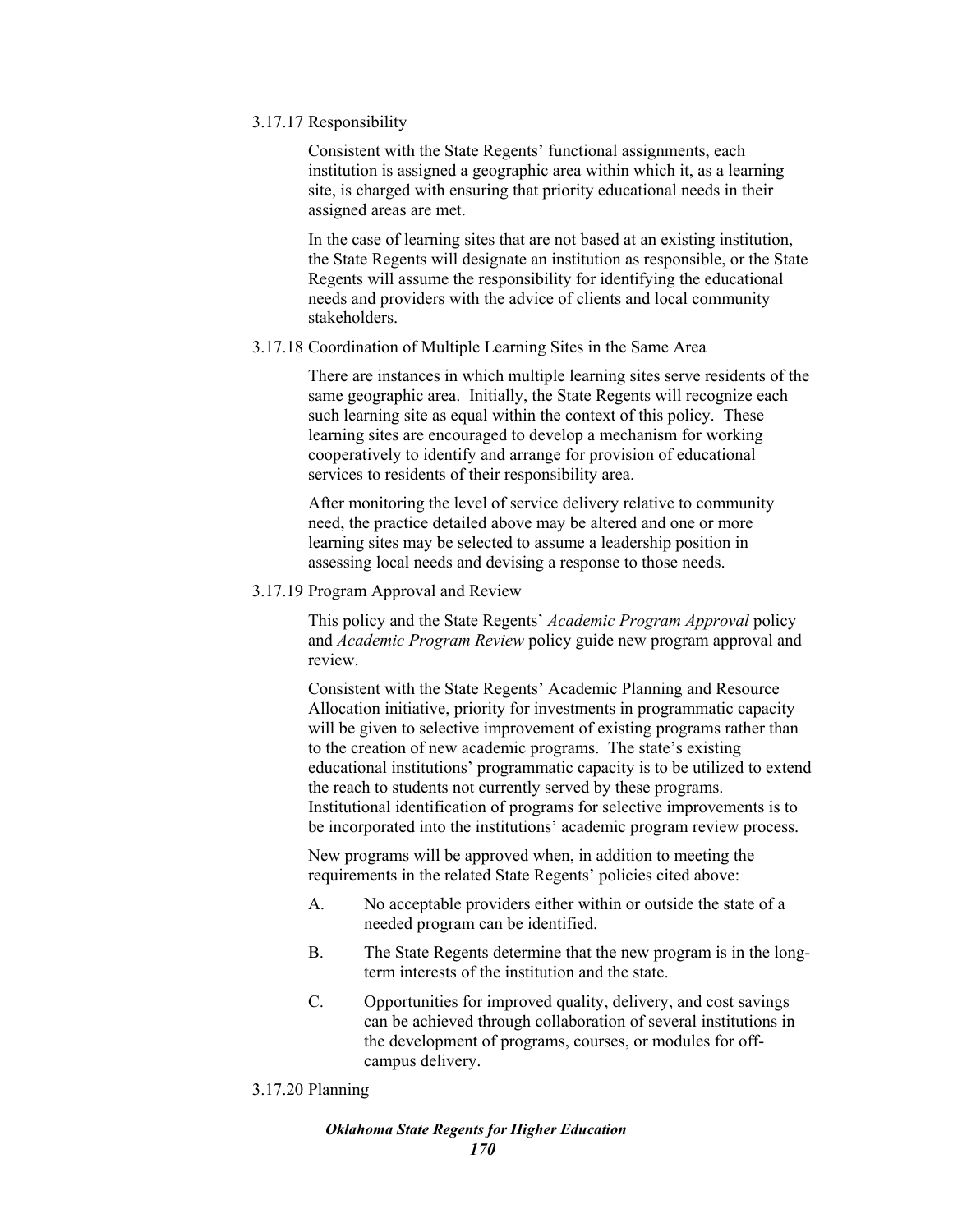### 3.17.17 Responsibility

Consistent with the State Regents' functional assignments, each institution is assigned a geographic area within which it, as a learning site, is charged with ensuring that priority educational needs in their assigned areas are met.

In the case of learning sites that are not based at an existing institution, the State Regents will designate an institution as responsible, or the State Regents will assume the responsibility for identifying the educational needs and providers with the advice of clients and local community stakeholders.

### 3.17.18 Coordination of Multiple Learning Sites in the Same Area

There are instances in which multiple learning sites serve residents of the same geographic area. Initially, the State Regents will recognize each such learning site as equal within the context of this policy. These learning sites are encouraged to develop a mechanism for working cooperatively to identify and arrange for provision of educational services to residents of their responsibility area.

After monitoring the level of service delivery relative to community need, the practice detailed above may be altered and one or more learning sites may be selected to assume a leadership position in assessing local needs and devising a response to those needs.

### 3.17.19 Program Approval and Review

This policy and the State Regents' *Academic Program Approval* policy and *Academic Program Review* policy guide new program approval and review.

Consistent with the State Regents' Academic Planning and Resource Allocation initiative, priority for investments in programmatic capacity will be given to selective improvement of existing programs rather than to the creation of new academic programs. The state's existing educational institutions' programmatic capacity is to be utilized to extend the reach to students not currently served by these programs. Institutional identification of programs for selective improvements is to be incorporated into the institutions' academic program review process.

New programs will be approved when, in addition to meeting the requirements in the related State Regents' policies cited above:

A. No acceptable providers either within or outside the state of a needed program can be identified.

B. The State Regents determine that the new program is in the long-term interests of the institution and the state.

C. Opportunities for improved quality, delivery, and cost savings can be achieved through collaboration of several institutions in the development of programs, courses, or modules for off-campus delivery.

### 3.17.20 Planning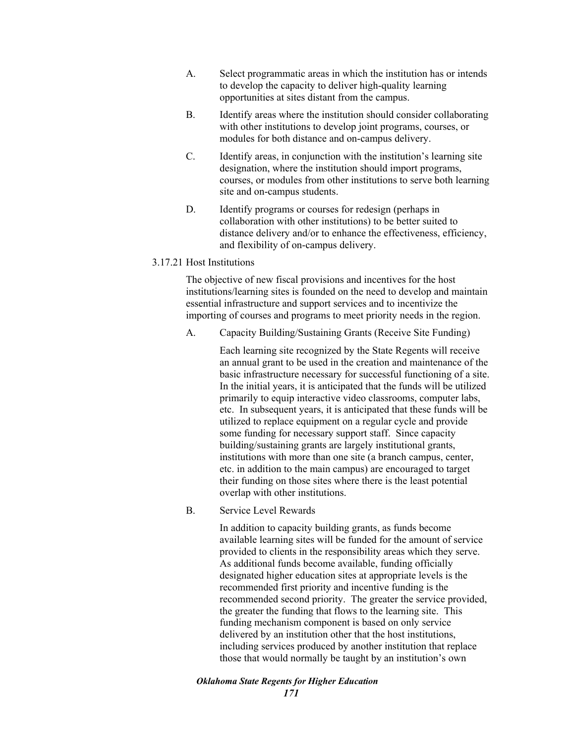A. Select programmatic areas in which the institution has or intends to develop the capacity to deliver high-quality learning opportunities at sites distant from the campus.

B. Identify areas where the institution should consider collaborating with other institutions to develop joint programs, courses, or modules for both distance and on-campus delivery.

C. Identify areas, in conjunction with the institution's learning site designation, where the institution should import programs, courses, or modules from other institutions to serve both learning site and on-campus students.

D. Identify programs or courses for redesign (perhaps in collaboration with other institutions) to be better suited to distance delivery and/or to enhance the effectiveness, efficiency, and flexibility of on-campus delivery.

3.17.21 Host Institutions

The objective of new fiscal provisions and incentives for the host institutions/learning sites is founded on the need to develop and maintain essential infrastructure and support services and to incentivize the importing of courses and programs to meet priority needs in the region.

A. Capacity Building/Sustaining Grants (Receive Site Funding)

Each learning site recognized by the State Regents will receive an annual grant to be used in the creation and maintenance of the basic infrastructure necessary for successful functioning of a site. In the initial years, it is anticipated that the funds will be utilized primarily to equip interactive video classrooms, computer labs, etc. In subsequent years, it is anticipated that these funds will be utilized to replace equipment on a regular cycle and provide some funding for necessary support staff. Since capacity building/sustaining grants are largely institutional grants, institutions with more than one site (a branch campus, center, etc. in addition to the main campus) are encouraged to target their funding on those sites where there is the least potential overlap with other institutions.

B. Service Level Rewards

In addition to capacity building grants, as funds become available learning sites will be funded for the amount of service provided to clients in the responsibility areas which they serve. As additional funds become available, funding officially designated higher education sites at appropriate levels is the recommended first priority and incentive funding is the recommended second priority. The greater the service provided, the greater the funding that flows to the learning site. This funding mechanism component is based on only service delivered by an institution other that the host institutions, including services produced by another institution that replace those that would normally be taught by an institution's own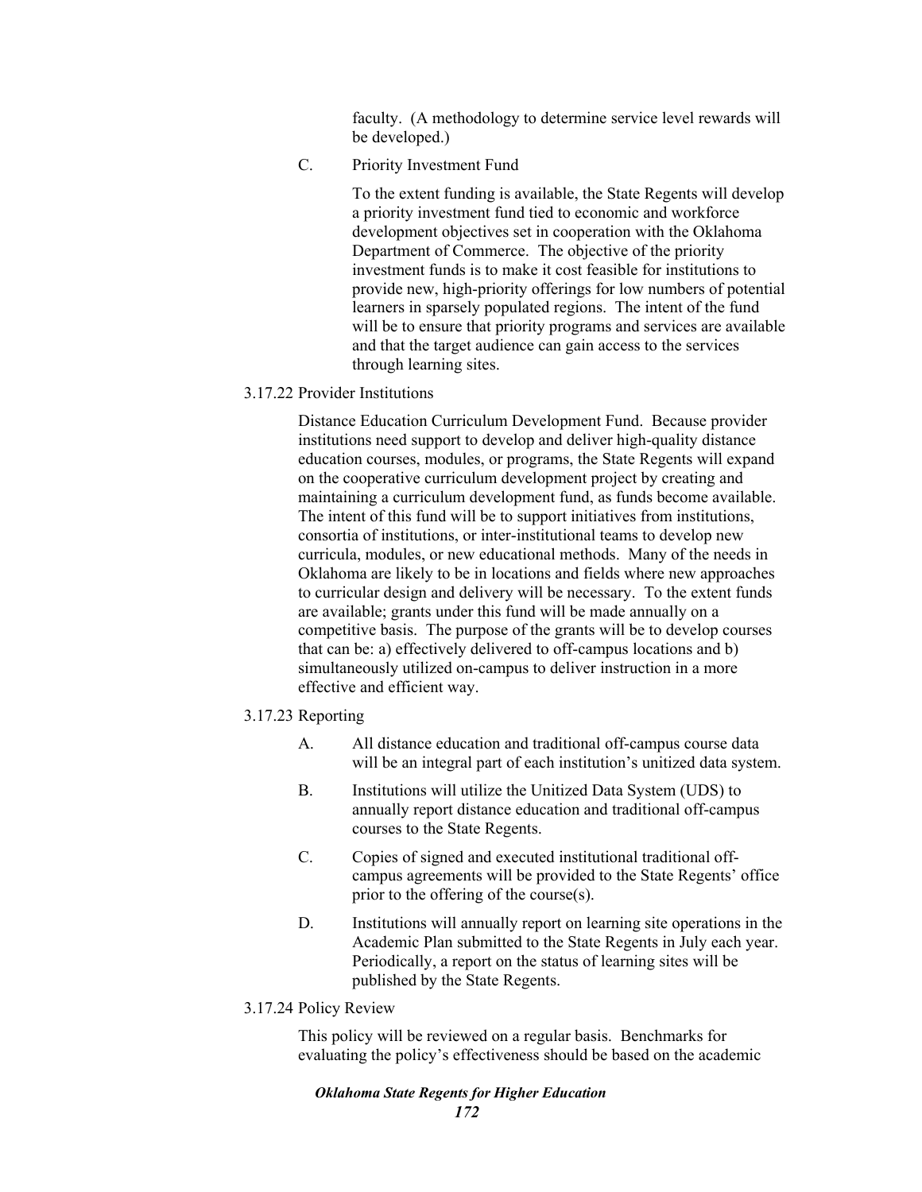faculty. (A methodology to determine service level rewards will be developed.)

C. Priority Investment Fund

To the extent funding is available, the State Regents will develop a priority investment fund tied to economic and workforce development objectives set in cooperation with the Oklahoma Department of Commerce. The objective of the priority investment funds is to make it cost feasible for institutions to provide new, high-priority offerings for low numbers of potential learners in sparsely populated regions. The intent of the fund will be to ensure that priority programs and services are available and that the target audience can gain access to the services through learning sites.

3.17.22 Provider Institutions

Distance Education Curriculum Development Fund. Because provider institutions need support to develop and deliver high-quality distance education courses, modules, or programs, the State Regents will expand on the cooperative curriculum development project by creating and maintaining a curriculum development fund, as funds become available. The intent of this fund will be to support initiatives from institutions, consortia of institutions, or inter-institutional teams to develop new curricula, modules, or new educational methods. Many of the needs in Oklahoma are likely to be in locations and fields where new approaches to curricular design and delivery will be necessary. To the extent funds are available; grants under this fund will be made annually on a competitive basis. The purpose of the grants will be to develop courses that can be: a) effectively delivered to off-campus locations and b) simultaneously utilized on-campus to deliver instruction in a more effective and efficient way.

3.17.23 Reporting

A. All distance education and traditional off-campus course data will be an integral part of each institution's unitized data system.

B. Institutions will utilize the Unitized Data System (UDS) to annually report distance education and traditional off-campus courses to the State Regents.

C. Copies of signed and executed institutional traditional off-campus agreements will be provided to the State Regents' office prior to the offering of the course(s).

D. Institutions will annually report on learning site operations in the Academic Plan submitted to the State Regents in July each year. Periodically, a report on the status of learning sites will be published by the State Regents.

3.17.24 Policy Review

This policy will be reviewed on a regular basis. Benchmarks for evaluating the policy's effectiveness should be based on the academic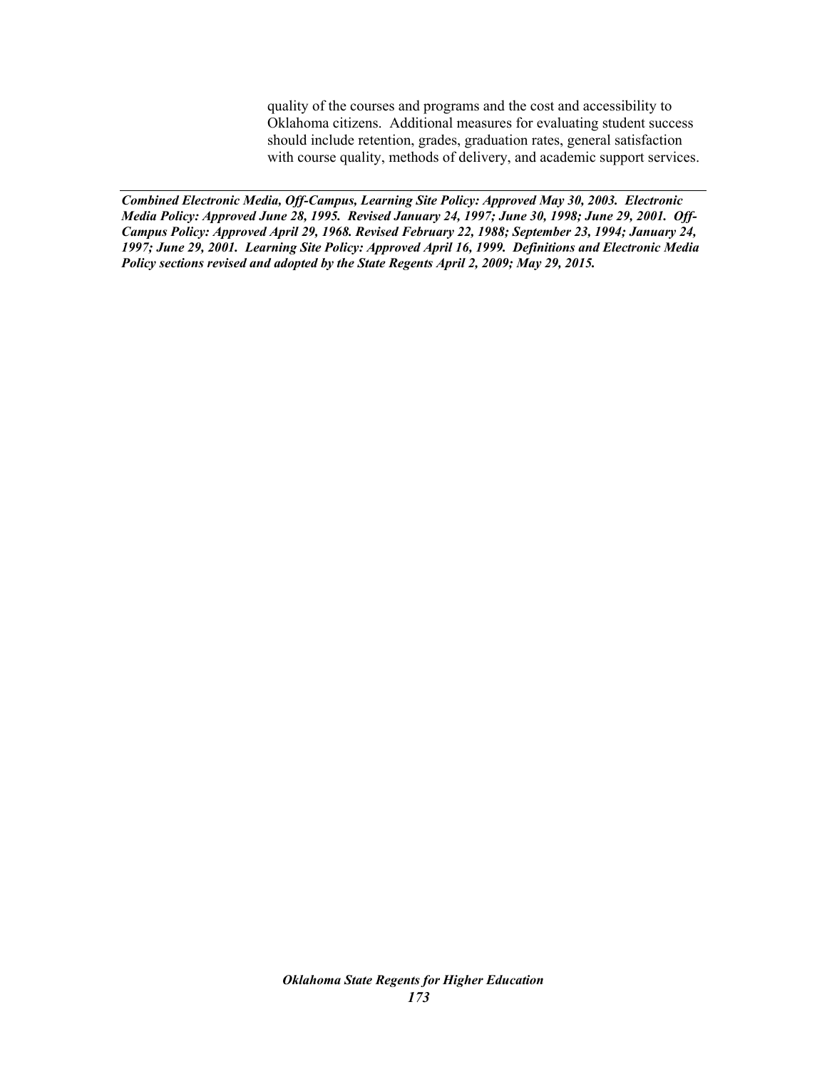quality of the courses and programs and the cost and accessibility to Oklahoma citizens. Additional measures for evaluating student success should include retention, grades, graduation rates, general satisfaction with course quality, methods of delivery, and academic support services.

---

***Combined Electronic Media, Off-Campus, Learning Site Policy: Approved May 30, 2003. Electronic Media Policy: Approved June 28, 1995. Revised January 24, 1997; June 30, 1998; June 29, 2001. Off-Campus Policy: Approved April 29, 1968. Revised February 22, 1988; September 23, 1994; January 24, 1997; June 29, 2001. Learning Site Policy: Approved April 16, 1999. Definitions and Electronic Media Policy sections revised and adopted by the State Regents April 2, 2009; May 29, 2015.***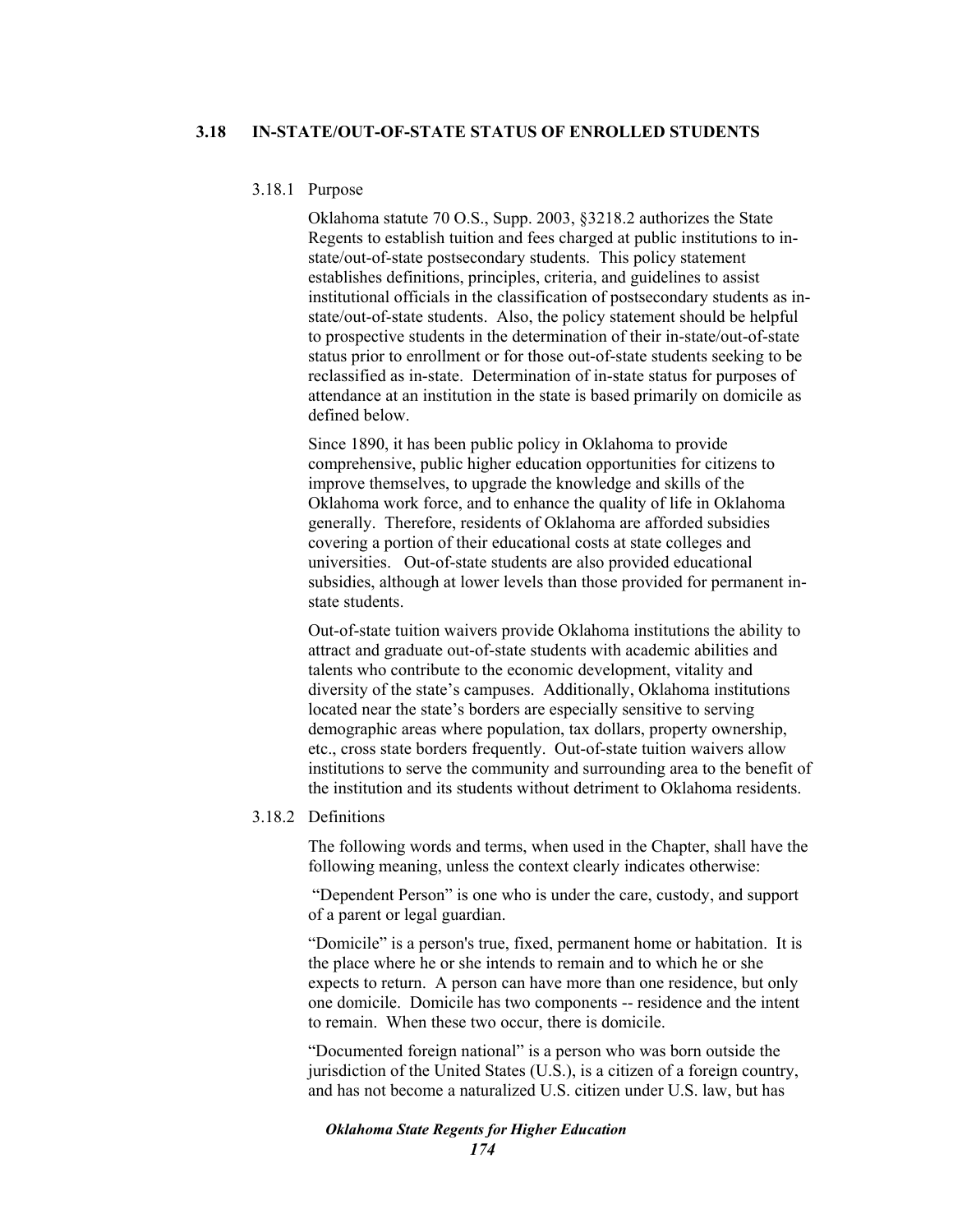## 3.18 IN-STATE/OUT-OF-STATE STATUS OF ENROLLED STUDENTS

### 3.18.1 Purpose

Oklahoma statute 70 O.S., Supp. 2003, §3218.2 authorizes the State Regents to establish tuition and fees charged at public institutions to in-state/out-of-state postsecondary students. This policy statement establishes definitions, principles, criteria, and guidelines to assist institutional officials in the classification of postsecondary students as in-state/out-of-state students. Also, the policy statement should be helpful to prospective students in the determination of their in-state/out-of-state status prior to enrollment or for those out-of-state students seeking to be reclassified as in-state. Determination of in-state status for purposes of attendance at an institution in the state is based primarily on domicile as defined below.

Since 1890, it has been public policy in Oklahoma to provide comprehensive, public higher education opportunities for citizens to improve themselves, to upgrade the knowledge and skills of the Oklahoma work force, and to enhance the quality of life in Oklahoma generally. Therefore, residents of Oklahoma are afforded subsidies covering a portion of their educational costs at state colleges and universities. Out-of-state students are also provided educational subsidies, although at lower levels than those provided for permanent in-state students.

Out-of-state tuition waivers provide Oklahoma institutions the ability to attract and graduate out-of-state students with academic abilities and talents who contribute to the economic development, vitality and diversity of the state's campuses. Additionally, Oklahoma institutions located near the state's borders are especially sensitive to serving demographic areas where population, tax dollars, property ownership, etc., cross state borders frequently. Out-of-state tuition waivers allow institutions to serve the community and surrounding area to the benefit of the institution and its students without detriment to Oklahoma residents.

### 3.18.2 Definitions

The following words and terms, when used in the Chapter, shall have the following meaning, unless the context clearly indicates otherwise:

"Dependent Person" is one who is under the care, custody, and support of a parent or legal guardian.

"Domicile" is a person's true, fixed, permanent home or habitation. It is the place where he or she intends to remain and to which he or she expects to return. A person can have more than one residence, but only one domicile. Domicile has two components -- residence and the intent to remain. When these two occur, there is domicile.

"Documented foreign national" is a person who was born outside the jurisdiction of the United States (U.S.), is a citizen of a foreign country, and has not become a naturalized U.S. citizen under U.S. law, but has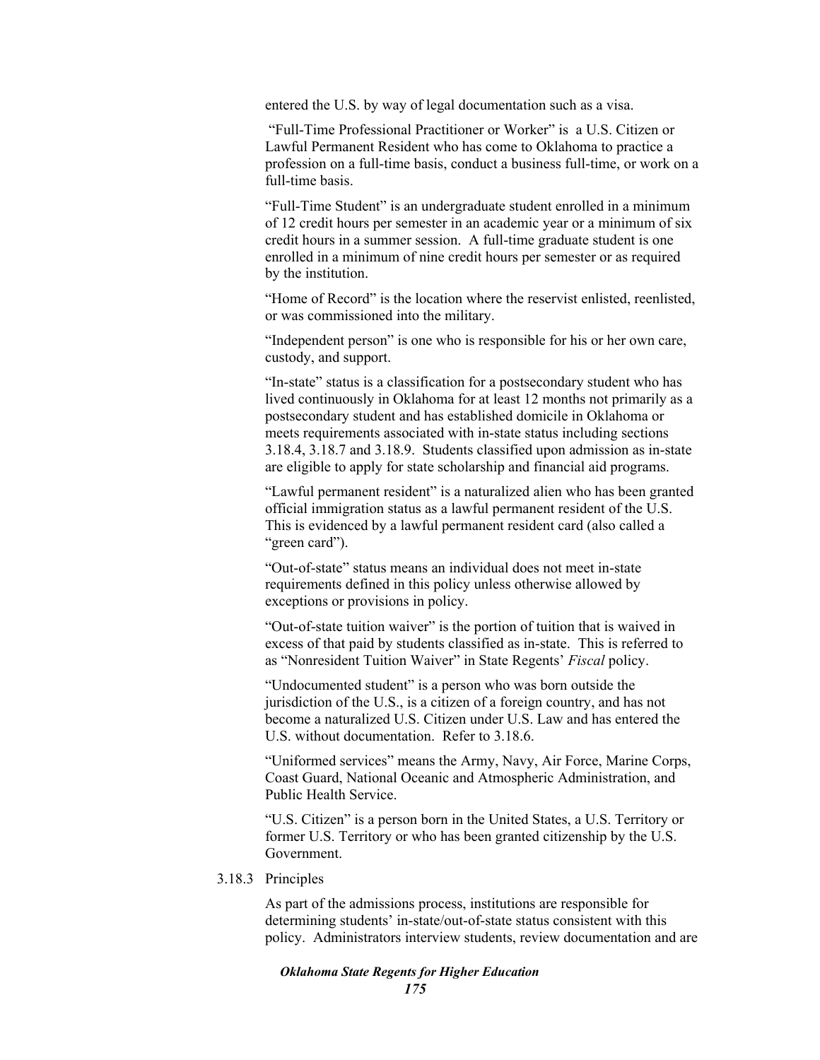entered the U.S. by way of legal documentation such as a visa.

"Full-Time Professional Practitioner or Worker" is a U.S. Citizen or Lawful Permanent Resident who has come to Oklahoma to practice a profession on a full-time basis, conduct a business full-time, or work on a full-time basis.

"Full-Time Student" is an undergraduate student enrolled in a minimum of 12 credit hours per semester in an academic year or a minimum of six credit hours in a summer session. A full-time graduate student is one enrolled in a minimum of nine credit hours per semester or as required by the institution.

"Home of Record" is the location where the reservist enlisted, reenlisted, or was commissioned into the military.

"Independent person" is one who is responsible for his or her own care, custody, and support.

"In-state" status is a classification for a postsecondary student who has lived continuously in Oklahoma for at least 12 months not primarily as a postsecondary student and has established domicile in Oklahoma or meets requirements associated with in-state status including sections 3.18.4, 3.18.7 and 3.18.9. Students classified upon admission as in-state are eligible to apply for state scholarship and financial aid programs.

"Lawful permanent resident" is a naturalized alien who has been granted official immigration status as a lawful permanent resident of the U.S. This is evidenced by a lawful permanent resident card (also called a "green card").

"Out-of-state" status means an individual does not meet in-state requirements defined in this policy unless otherwise allowed by exceptions or provisions in policy.

"Out-of-state tuition waiver" is the portion of tuition that is waived in excess of that paid by students classified as in-state. This is referred to as "Nonresident Tuition Waiver" in State Regents' *Fiscal* policy.

"Undocumented student" is a person who was born outside the jurisdiction of the U.S., is a citizen of a foreign country, and has not become a naturalized U.S. Citizen under U.S. Law and has entered the U.S. without documentation. Refer to 3.18.6.

"Uniformed services" means the Army, Navy, Air Force, Marine Corps, Coast Guard, National Oceanic and Atmospheric Administration, and Public Health Service.

"U.S. Citizen" is a person born in the United States, a U.S. Territory or former U.S. Territory or who has been granted citizenship by the U.S. Government.

3.18.3 Principles

As part of the admissions process, institutions are responsible for determining students' in-state/out-of-state status consistent with this policy. Administrators interview students, review documentation and are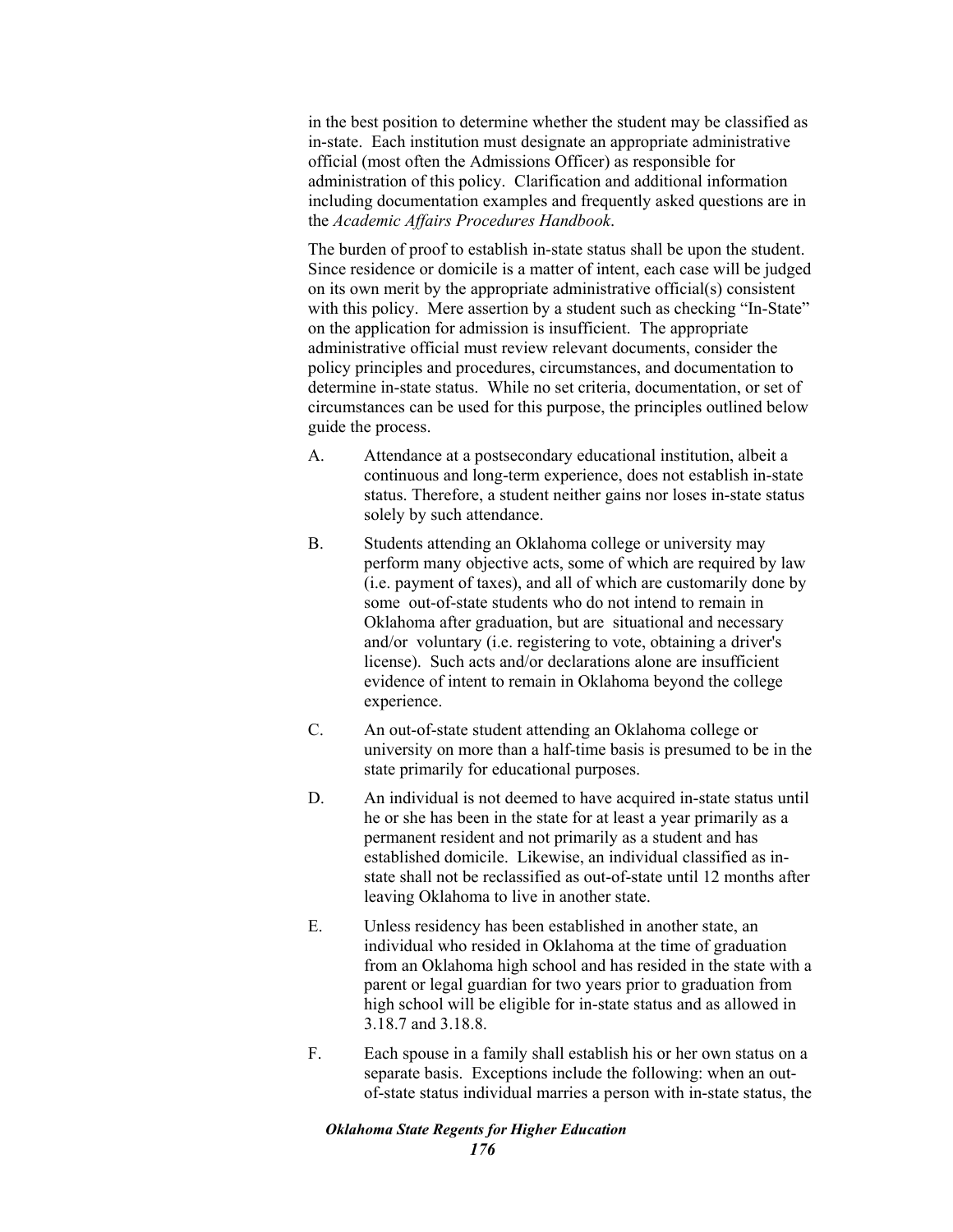in the best position to determine whether the student may be classified as in-state. Each institution must designate an appropriate administrative official (most often the Admissions Officer) as responsible for administration of this policy. Clarification and additional information including documentation examples and frequently asked questions are in the *Academic Affairs Procedures Handbook*.

The burden of proof to establish in-state status shall be upon the student. Since residence or domicile is a matter of intent, each case will be judged on its own merit by the appropriate administrative official(s) consistent with this policy. Mere assertion by a student such as checking "In-State" on the application for admission is insufficient. The appropriate administrative official must review relevant documents, consider the policy principles and procedures, circumstances, and documentation to determine in-state status. While no set criteria, documentation, or set of circumstances can be used for this purpose, the principles outlined below guide the process.

A. Attendance at a postsecondary educational institution, albeit a continuous and long-term experience, does not establish in-state status. Therefore, a student neither gains nor loses in-state status solely by such attendance.

B. Students attending an Oklahoma college or university may perform many objective acts, some of which are required by law (i.e. payment of taxes), and all of which are customarily done by some out-of-state students who do not intend to remain in Oklahoma after graduation, but are situational and necessary and/or voluntary (i.e. registering to vote, obtaining a driver's license). Such acts and/or declarations alone are insufficient evidence of intent to remain in Oklahoma beyond the college experience.

C. An out-of-state student attending an Oklahoma college or university on more than a half-time basis is presumed to be in the state primarily for educational purposes.

D. An individual is not deemed to have acquired in-state status until he or she has been in the state for at least a year primarily as a permanent resident and not primarily as a student and has established domicile. Likewise, an individual classified as in-state shall not be reclassified as out-of-state until 12 months after leaving Oklahoma to live in another state.

E. Unless residency has been established in another state, an individual who resided in Oklahoma at the time of graduation from an Oklahoma high school and has resided in the state with a parent or legal guardian for two years prior to graduation from high school will be eligible for in-state status and as allowed in 3.18.7 and 3.18.8.

F. Each spouse in a family shall establish his or her own status on a separate basis. Exceptions include the following: when an out-of-state status individual marries a person with in-state status, the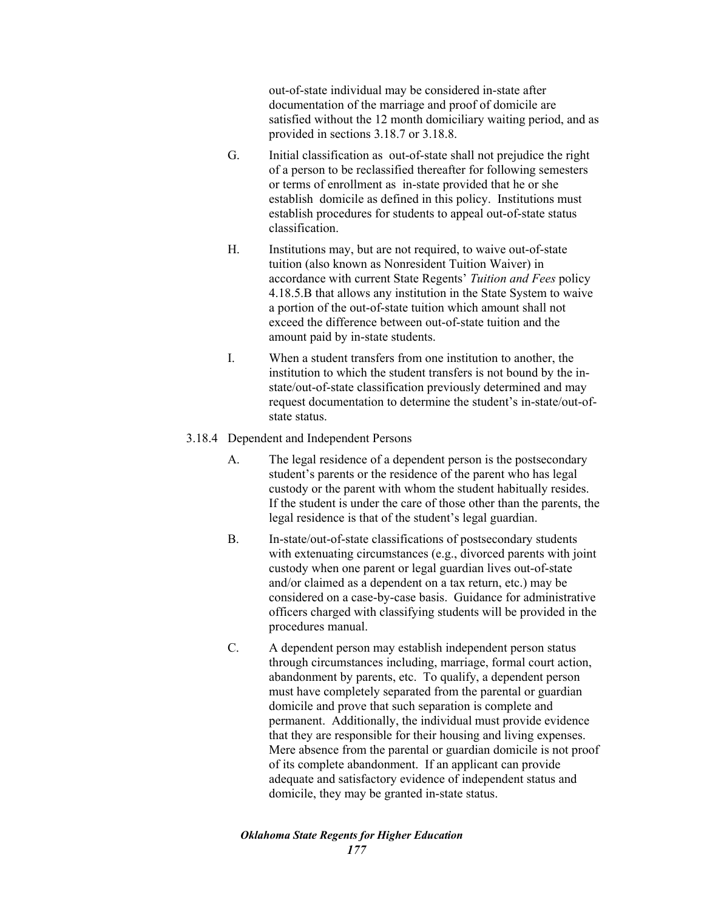out-of-state individual may be considered in-state after documentation of the marriage and proof of domicile are satisfied without the 12 month domiciliary waiting period, and as provided in sections 3.18.7 or 3.18.8.

G. Initial classification as out-of-state shall not prejudice the right of a person to be reclassified thereafter for following semesters or terms of enrollment as in-state provided that he or she establish domicile as defined in this policy. Institutions must establish procedures for students to appeal out-of-state status classification.

H. Institutions may, but are not required, to waive out-of-state tuition (also known as Nonresident Tuition Waiver) in accordance with current State Regents' *Tuition and Fees* policy 4.18.5.B that allows any institution in the State System to waive a portion of the out-of-state tuition which amount shall not exceed the difference between out-of-state tuition and the amount paid by in-state students.

I. When a student transfers from one institution to another, the institution to which the student transfers is not bound by the in-state/out-of-state classification previously determined and may request documentation to determine the student's in-state/out-of-state status.

3.18.4 Dependent and Independent Persons

A. The legal residence of a dependent person is the postsecondary student's parents or the residence of the parent who has legal custody or the parent with whom the student habitually resides. If the student is under the care of those other than the parents, the legal residence is that of the student's legal guardian.

B. In-state/out-of-state classifications of postsecondary students with extenuating circumstances (e.g., divorced parents with joint custody when one parent or legal guardian lives out-of-state and/or claimed as a dependent on a tax return, etc.) may be considered on a case-by-case basis. Guidance for administrative officers charged with classifying students will be provided in the procedures manual.

C. A dependent person may establish independent person status through circumstances including, marriage, formal court action, abandonment by parents, etc. To qualify, a dependent person must have completely separated from the parental or guardian domicile and prove that such separation is complete and permanent. Additionally, the individual must provide evidence that they are responsible for their housing and living expenses. Mere absence from the parental or guardian domicile is not proof of its complete abandonment. If an applicant can provide adequate and satisfactory evidence of independent status and domicile, they may be granted in-state status.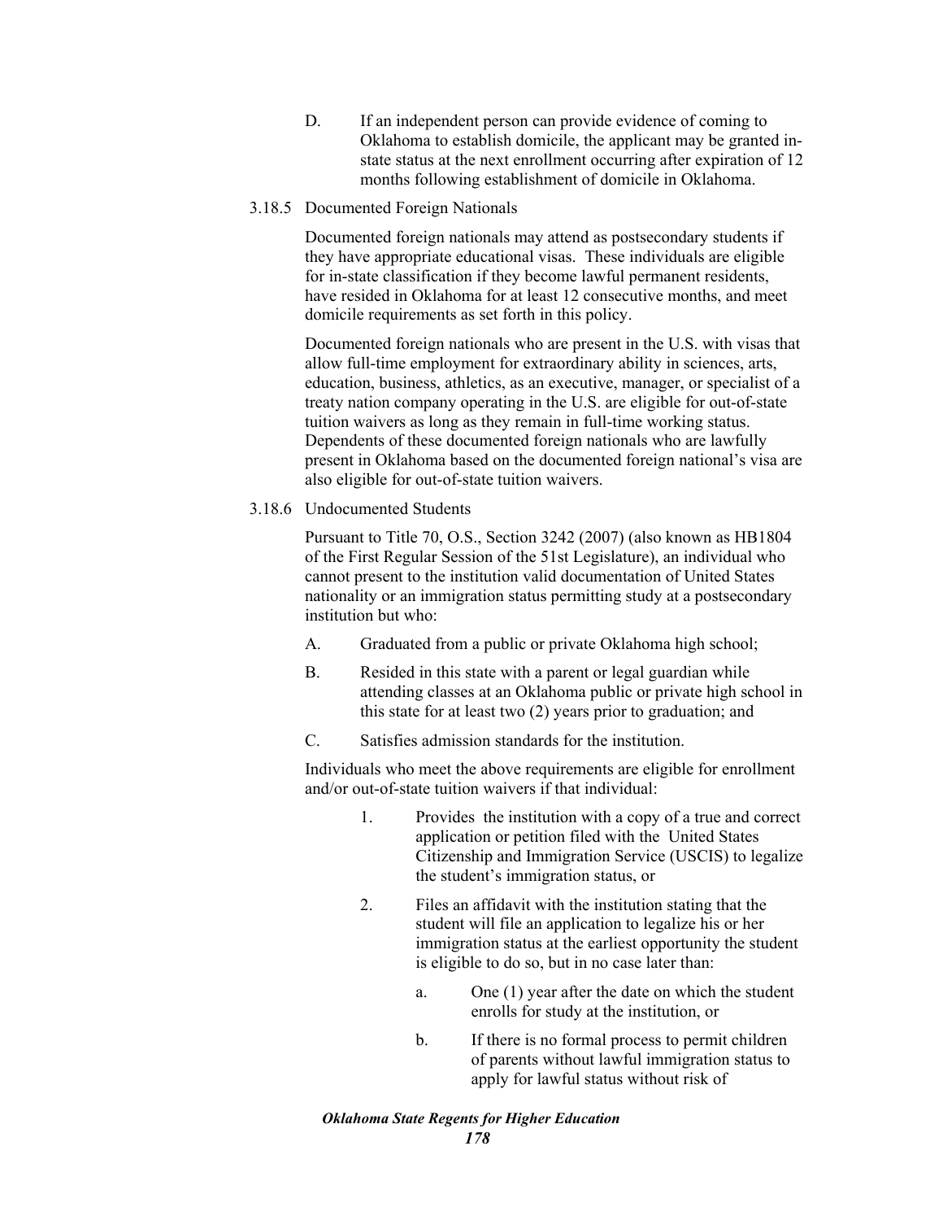D. If an independent person can provide evidence of coming to Oklahoma to establish domicile, the applicant may be granted in-state status at the next enrollment occurring after expiration of 12 months following establishment of domicile in Oklahoma.

3.18.5 Documented Foreign Nationals

Documented foreign nationals may attend as postsecondary students if they have appropriate educational visas. These individuals are eligible for in-state classification if they become lawful permanent residents, have resided in Oklahoma for at least 12 consecutive months, and meet domicile requirements as set forth in this policy.

Documented foreign nationals who are present in the U.S. with visas that allow full-time employment for extraordinary ability in sciences, arts, education, business, athletics, as an executive, manager, or specialist of a treaty nation company operating in the U.S. are eligible for out-of-state tuition waivers as long as they remain in full-time working status. Dependents of these documented foreign nationals who are lawfully present in Oklahoma based on the documented foreign national's visa are also eligible for out-of-state tuition waivers.

3.18.6 Undocumented Students

Pursuant to Title 70, O.S., Section 3242 (2007) (also known as HB1804 of the First Regular Session of the 51st Legislature), an individual who cannot present to the institution valid documentation of United States nationality or an immigration status permitting study at a postsecondary institution but who:

A. Graduated from a public or private Oklahoma high school;

B. Resided in this state with a parent or legal guardian while attending classes at an Oklahoma public or private high school in this state for at least two (2) years prior to graduation; and

C. Satisfies admission standards for the institution.

Individuals who meet the above requirements are eligible for enrollment and/or out-of-state tuition waivers if that individual:

1. Provides the institution with a copy of a true and correct application or petition filed with the United States Citizenship and Immigration Service (USCIS) to legalize the student's immigration status, or

2. Files an affidavit with the institution stating that the student will file an application to legalize his or her immigration status at the earliest opportunity the student is eligible to do so, but in no case later than:

   a. One (1) year after the date on which the student enrolls for study at the institution, or

   b. If there is no formal process to permit children of parents without lawful immigration status to apply for lawful status without risk of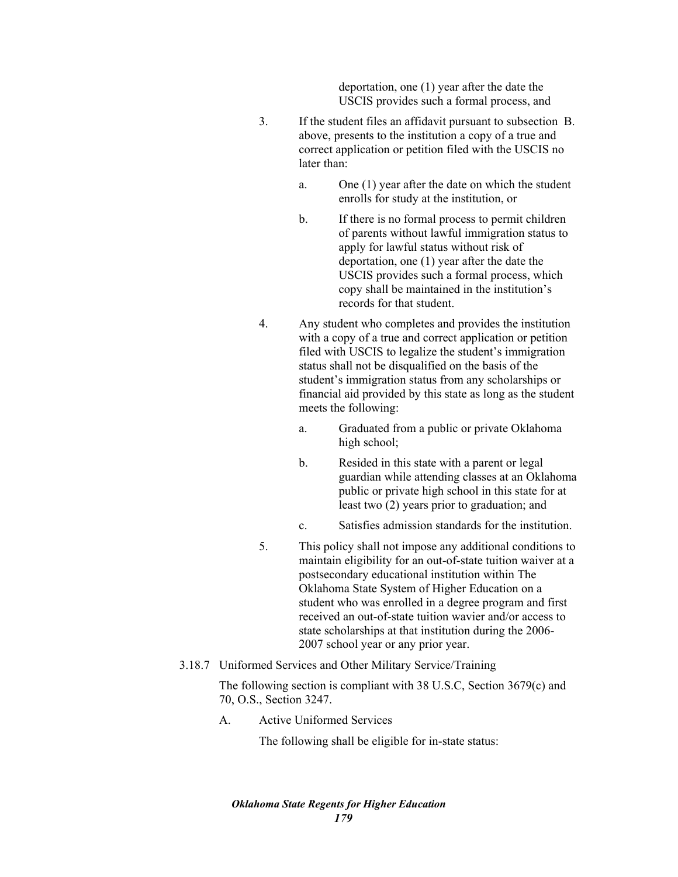deportation, one (1) year after the date the USCIS provides such a formal process, and

3. If the student files an affidavit pursuant to subsection B. above, presents to the institution a copy of a true and correct application or petition filed with the USCIS no later than:

   a. One (1) year after the date on which the student enrolls for study at the institution, or

   b. If there is no formal process to permit children of parents without lawful immigration status to apply for lawful status without risk of deportation, one (1) year after the date the USCIS provides such a formal process, which copy shall be maintained in the institution's records for that student.

4. Any student who completes and provides the institution with a copy of a true and correct application or petition filed with USCIS to legalize the student's immigration status shall not be disqualified on the basis of the student's immigration status from any scholarships or financial aid provided by this state as long as the student meets the following:

   a. Graduated from a public or private Oklahoma high school;

   b. Resided in this state with a parent or legal guardian while attending classes at an Oklahoma public or private high school in this state for at least two (2) years prior to graduation; and

   c. Satisfies admission standards for the institution.

5. This policy shall not impose any additional conditions to maintain eligibility for an out-of-state tuition waiver at a postsecondary educational institution within The Oklahoma State System of Higher Education on a student who was enrolled in a degree program and first received an out-of-state tuition wavier and/or access to state scholarships at that institution during the 2006-2007 school year or any prior year.

3.18.7 Uniformed Services and Other Military Service/Training

The following section is compliant with 38 U.S.C, Section 3679(c) and 70, O.S., Section 3247.

A. Active Uniformed Services

The following shall be eligible for in-state status: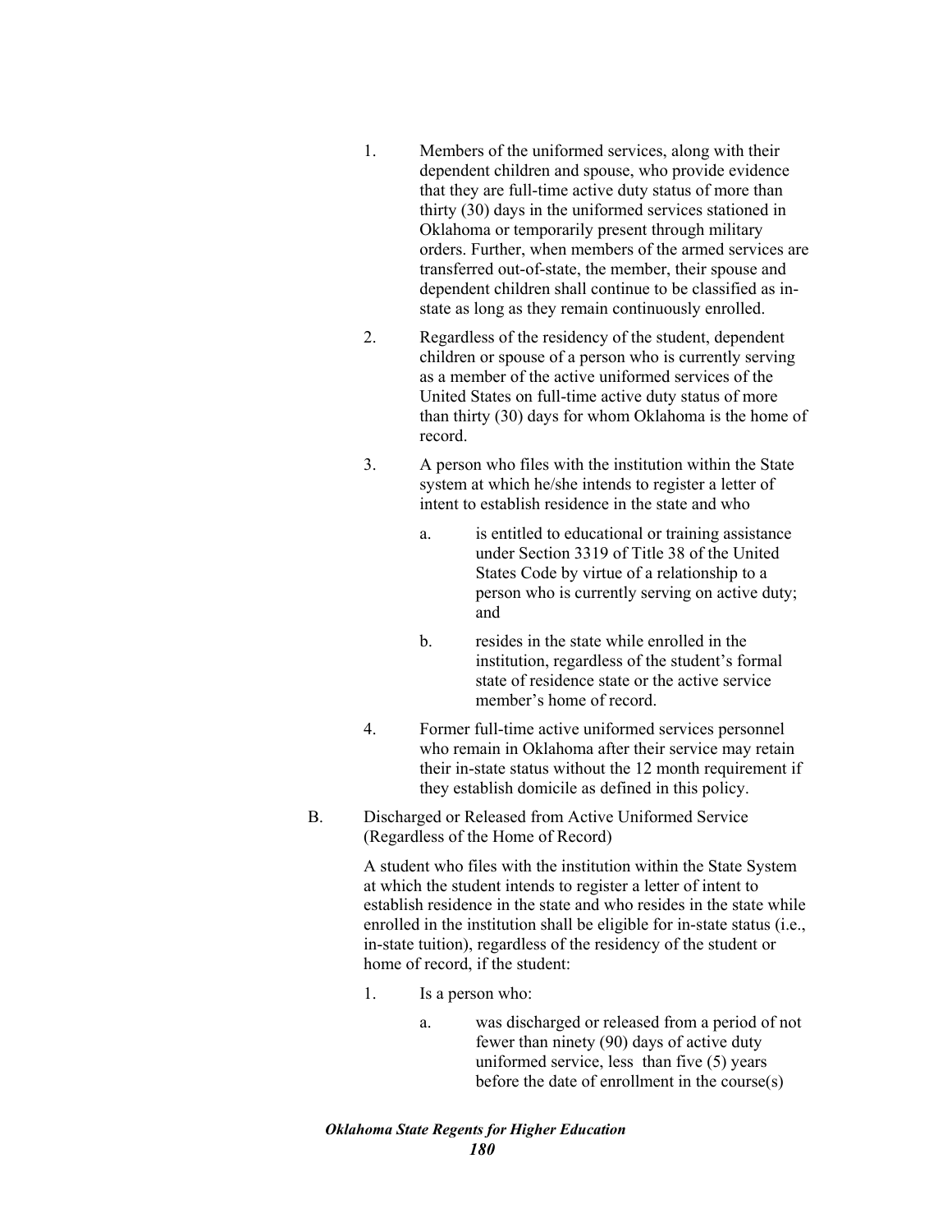1. Members of the uniformed services, along with their dependent children and spouse, who provide evidence that they are full-time active duty status of more than thirty (30) days in the uniformed services stationed in Oklahoma or temporarily present through military orders. Further, when members of the armed services are transferred out-of-state, the member, their spouse and dependent children shall continue to be classified as in-state as long as they remain continuously enrolled.

2. Regardless of the residency of the student, dependent children or spouse of a person who is currently serving as a member of the active uniformed services of the United States on full-time active duty status of more than thirty (30) days for whom Oklahoma is the home of record.

3. A person who files with the institution within the State system at which he/she intends to register a letter of intent to establish residence in the state and who

   a. is entitled to educational or training assistance under Section 3319 of Title 38 of the United States Code by virtue of a relationship to a person who is currently serving on active duty; and

   b. resides in the state while enrolled in the institution, regardless of the student's formal state of residence state or the active service member's home of record.

4. Former full-time active uniformed services personnel who remain in Oklahoma after their service may retain their in-state status without the 12 month requirement if they establish domicile as defined in this policy.

B. Discharged or Released from Active Uniformed Service (Regardless of the Home of Record)

A student who files with the institution within the State System at which the student intends to register a letter of intent to establish residence in the state and who resides in the state while enrolled in the institution shall be eligible for in-state status (i.e., in-state tuition), regardless of the residency of the student or home of record, if the student:

1. Is a person who:

   a. was discharged or released from a period of not fewer than ninety (90) days of active duty uniformed service, less than five (5) years before the date of enrollment in the course(s)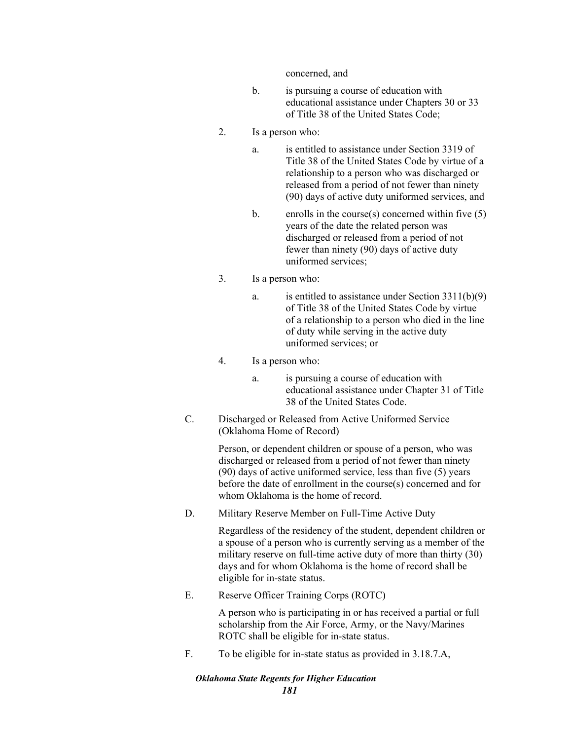concerned, and

b. is pursuing a course of education with educational assistance under Chapters 30 or 33 of Title 38 of the United States Code;

2. Is a person who:

   a. is entitled to assistance under Section 3319 of Title 38 of the United States Code by virtue of a relationship to a person who was discharged or released from a period of not fewer than ninety (90) days of active duty uniformed services, and

   b. enrolls in the course(s) concerned within five (5) years of the date the related person was discharged or released from a period of not fewer than ninety (90) days of active duty uniformed services;

3. Is a person who:

   a. is entitled to assistance under Section 3311(b)(9) of Title 38 of the United States Code by virtue of a relationship to a person who died in the line of duty while serving in the active duty uniformed services; or

4. Is a person who:

   a. is pursuing a course of education with educational assistance under Chapter 31 of Title 38 of the United States Code.

C. Discharged or Released from Active Uniformed Service (Oklahoma Home of Record)

   Person, or dependent children or spouse of a person, who was discharged or released from a period of not fewer than ninety (90) days of active uniformed service, less than five (5) years before the date of enrollment in the course(s) concerned and for whom Oklahoma is the home of record.

D. Military Reserve Member on Full-Time Active Duty

   Regardless of the residency of the student, dependent children or a spouse of a person who is currently serving as a member of the military reserve on full-time active duty of more than thirty (30) days and for whom Oklahoma is the home of record shall be eligible for in-state status.

E. Reserve Officer Training Corps (ROTC)

   A person who is participating in or has received a partial or full scholarship from the Air Force, Army, or the Navy/Marines ROTC shall be eligible for in-state status.

F. To be eligible for in-state status as provided in 3.18.7.A,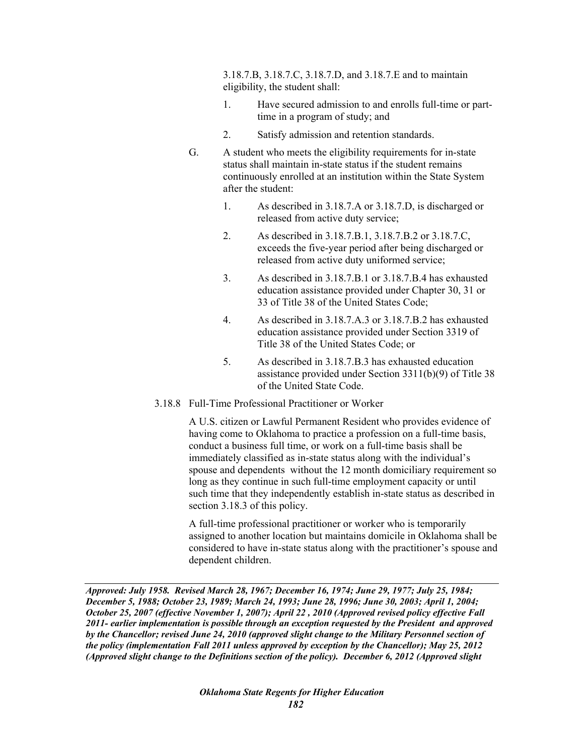3.18.7.B, 3.18.7.C, 3.18.7.D, and 3.18.7.E and to maintain eligibility, the student shall:

1. Have secured admission to and enrolls full-time or part-time in a program of study; and
2. Satisfy admission and retention standards.

G. A student who meets the eligibility requirements for in-state status shall maintain in-state status if the student remains continuously enrolled at an institution within the State System after the student:

1. As described in 3.18.7.A or 3.18.7.D, is discharged or released from active duty service;
2. As described in 3.18.7.B.1, 3.18.7.B.2 or 3.18.7.C, exceeds the five-year period after being discharged or released from active duty uniformed service;
3. As described in 3.18.7.B.1 or 3.18.7.B.4 has exhausted education assistance provided under Chapter 30, 31 or 33 of Title 38 of the United States Code;
4. As described in 3.18.7.A.3 or 3.18.7.B.2 has exhausted education assistance provided under Section 3319 of Title 38 of the United States Code; or
5. As described in 3.18.7.B.3 has exhausted education assistance provided under Section 3311(b)(9) of Title 38 of the United State Code.

3.18.8 Full-Time Professional Practitioner or Worker

A U.S. citizen or Lawful Permanent Resident who provides evidence of having come to Oklahoma to practice a profession on a full-time basis, conduct a business full time, or work on a full-time basis shall be immediately classified as in-state status along with the individual's spouse and dependents without the 12 month domiciliary requirement so long as they continue in such full-time employment capacity or until such time that they independently establish in-state status as described in section 3.18.3 of this policy.

A full-time professional practitioner or worker who is temporarily assigned to another location but maintains domicile in Oklahoma shall be considered to have in-state status along with the practitioner's spouse and dependent children.

***Approved: July 1958. Revised March 28, 1967; December 16, 1974; June 29, 1977; July 25, 1984; December 5, 1988; October 23, 1989; March 24, 1993; June 28, 1996; June 30, 2003; April 1, 2004; October 25, 2007 (effective November 1, 2007); April 22 , 2010 (Approved revised policy effective Fall 2011- earlier implementation is possible through an exception requested by the President and approved by the Chancellor; revised June 24, 2010 (approved slight change to the Military Personnel section of the policy (implementation Fall 2011 unless approved by exception by the Chancellor); May 25, 2012 (Approved slight change to the Definitions section of the policy). December 6, 2012 (Approved slight***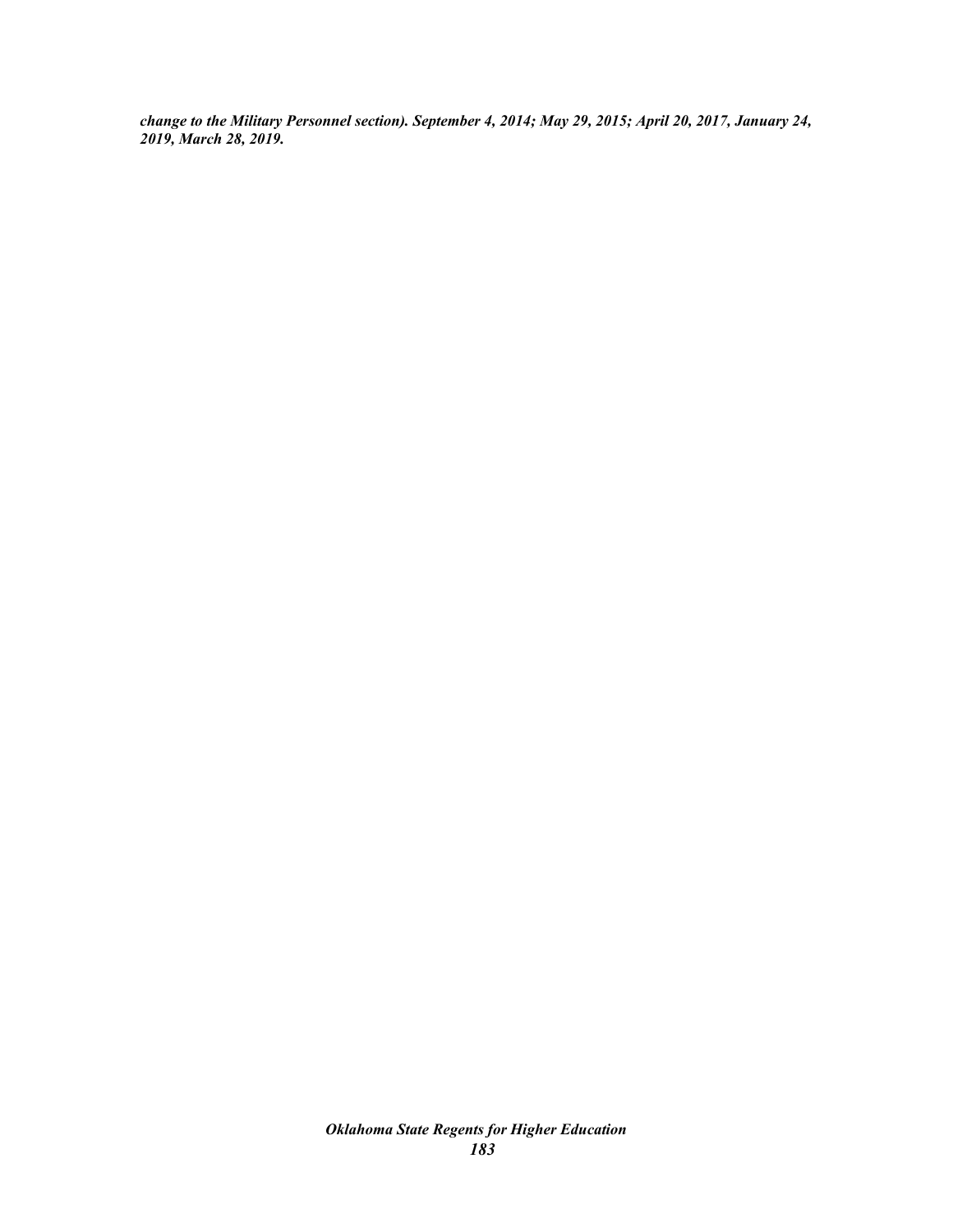***change to the Military Personnel section). September 4, 2014; May 29, 2015; April 20, 2017, January 24, 2019, March 28, 2019.***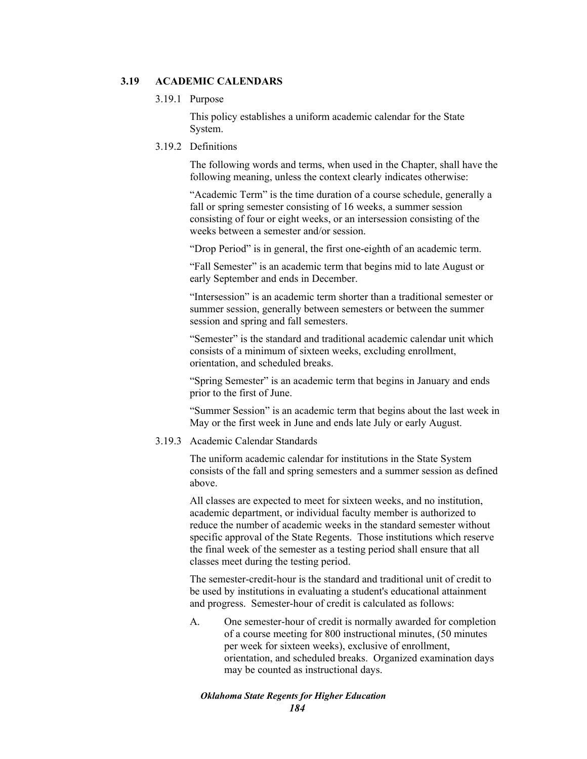## 3.19 ACADEMIC CALENDARS

### 3.19.1 Purpose

This policy establishes a uniform academic calendar for the State System.

### 3.19.2 Definitions

The following words and terms, when used in the Chapter, shall have the following meaning, unless the context clearly indicates otherwise:

"Academic Term" is the time duration of a course schedule, generally a fall or spring semester consisting of 16 weeks, a summer session consisting of four or eight weeks, or an intersession consisting of the weeks between a semester and/or session.

"Drop Period" is in general, the first one-eighth of an academic term.

"Fall Semester" is an academic term that begins mid to late August or early September and ends in December.

"Intersession" is an academic term shorter than a traditional semester or summer session, generally between semesters or between the summer session and spring and fall semesters.

"Semester" is the standard and traditional academic calendar unit which consists of a minimum of sixteen weeks, excluding enrollment, orientation, and scheduled breaks.

"Spring Semester" is an academic term that begins in January and ends prior to the first of June.

"Summer Session" is an academic term that begins about the last week in May or the first week in June and ends late July or early August.

### 3.19.3 Academic Calendar Standards

The uniform academic calendar for institutions in the State System consists of the fall and spring semesters and a summer session as defined above.

All classes are expected to meet for sixteen weeks, and no institution, academic department, or individual faculty member is authorized to reduce the number of academic weeks in the standard semester without specific approval of the State Regents. Those institutions which reserve the final week of the semester as a testing period shall ensure that all classes meet during the testing period.

The semester-credit-hour is the standard and traditional unit of credit to be used by institutions in evaluating a student's educational attainment and progress. Semester-hour of credit is calculated as follows:

A. One semester-hour of credit is normally awarded for completion of a course meeting for 800 instructional minutes, (50 minutes per week for sixteen weeks), exclusive of enrollment, orientation, and scheduled breaks. Organized examination days may be counted as instructional days.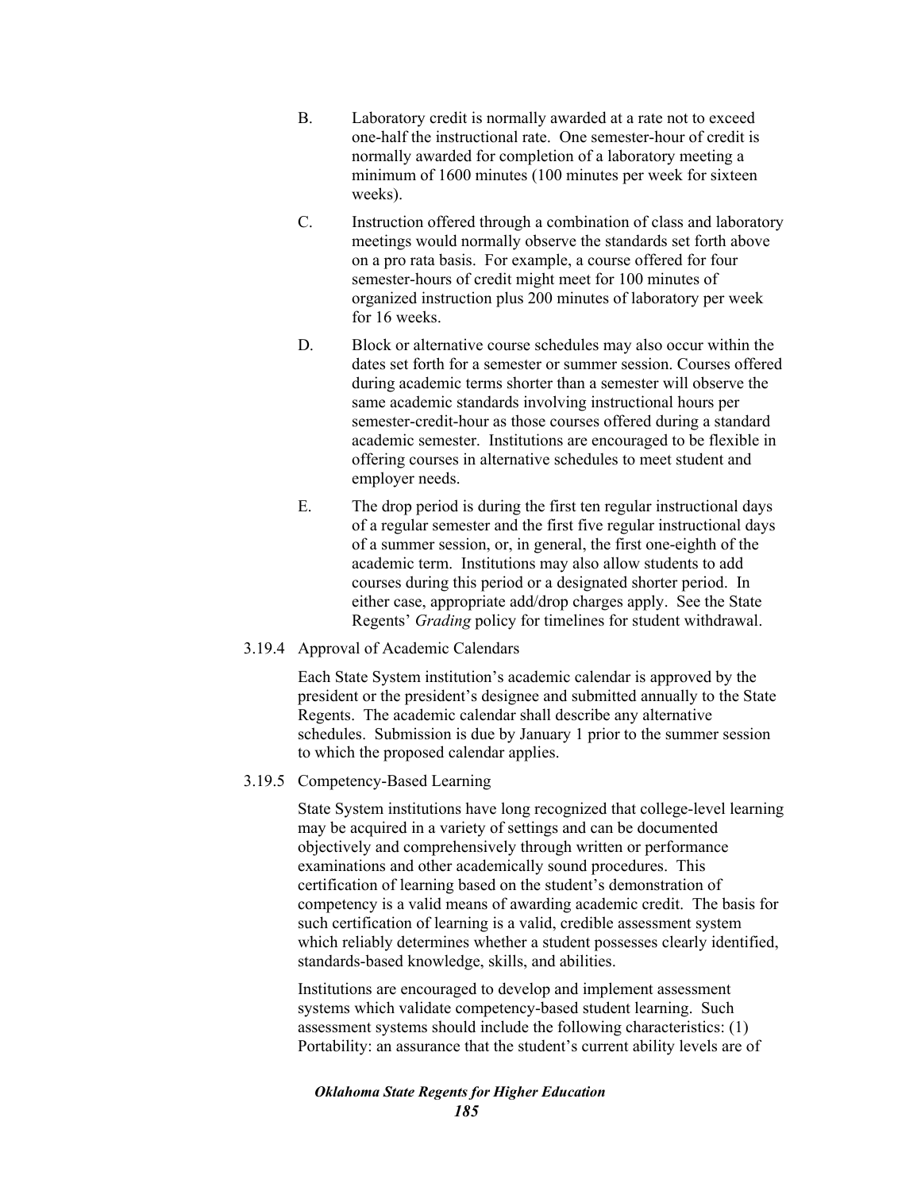B. Laboratory credit is normally awarded at a rate not to exceed one-half the instructional rate. One semester-hour of credit is normally awarded for completion of a laboratory meeting a minimum of 1600 minutes (100 minutes per week for sixteen weeks).

C. Instruction offered through a combination of class and laboratory meetings would normally observe the standards set forth above on a pro rata basis. For example, a course offered for four semester-hours of credit might meet for 100 minutes of organized instruction plus 200 minutes of laboratory per week for 16 weeks.

D. Block or alternative course schedules may also occur within the dates set forth for a semester or summer session. Courses offered during academic terms shorter than a semester will observe the same academic standards involving instructional hours per semester-credit-hour as those courses offered during a standard academic semester. Institutions are encouraged to be flexible in offering courses in alternative schedules to meet student and employer needs.

E. The drop period is during the first ten regular instructional days of a regular semester and the first five regular instructional days of a summer session, or, in general, the first one-eighth of the academic term. Institutions may also allow students to add courses during this period or a designated shorter period. In either case, appropriate add/drop charges apply. See the State Regents' *Grading* policy for timelines for student withdrawal.

3.19.4 Approval of Academic Calendars

Each State System institution's academic calendar is approved by the president or the president's designee and submitted annually to the State Regents. The academic calendar shall describe any alternative schedules. Submission is due by January 1 prior to the summer session to which the proposed calendar applies.

3.19.5 Competency-Based Learning

State System institutions have long recognized that college-level learning may be acquired in a variety of settings and can be documented objectively and comprehensively through written or performance examinations and other academically sound procedures. This certification of learning based on the student's demonstration of competency is a valid means of awarding academic credit. The basis for such certification of learning is a valid, credible assessment system which reliably determines whether a student possesses clearly identified, standards-based knowledge, skills, and abilities.

Institutions are encouraged to develop and implement assessment systems which validate competency-based student learning. Such assessment systems should include the following characteristics: (1) Portability: an assurance that the student's current ability levels are of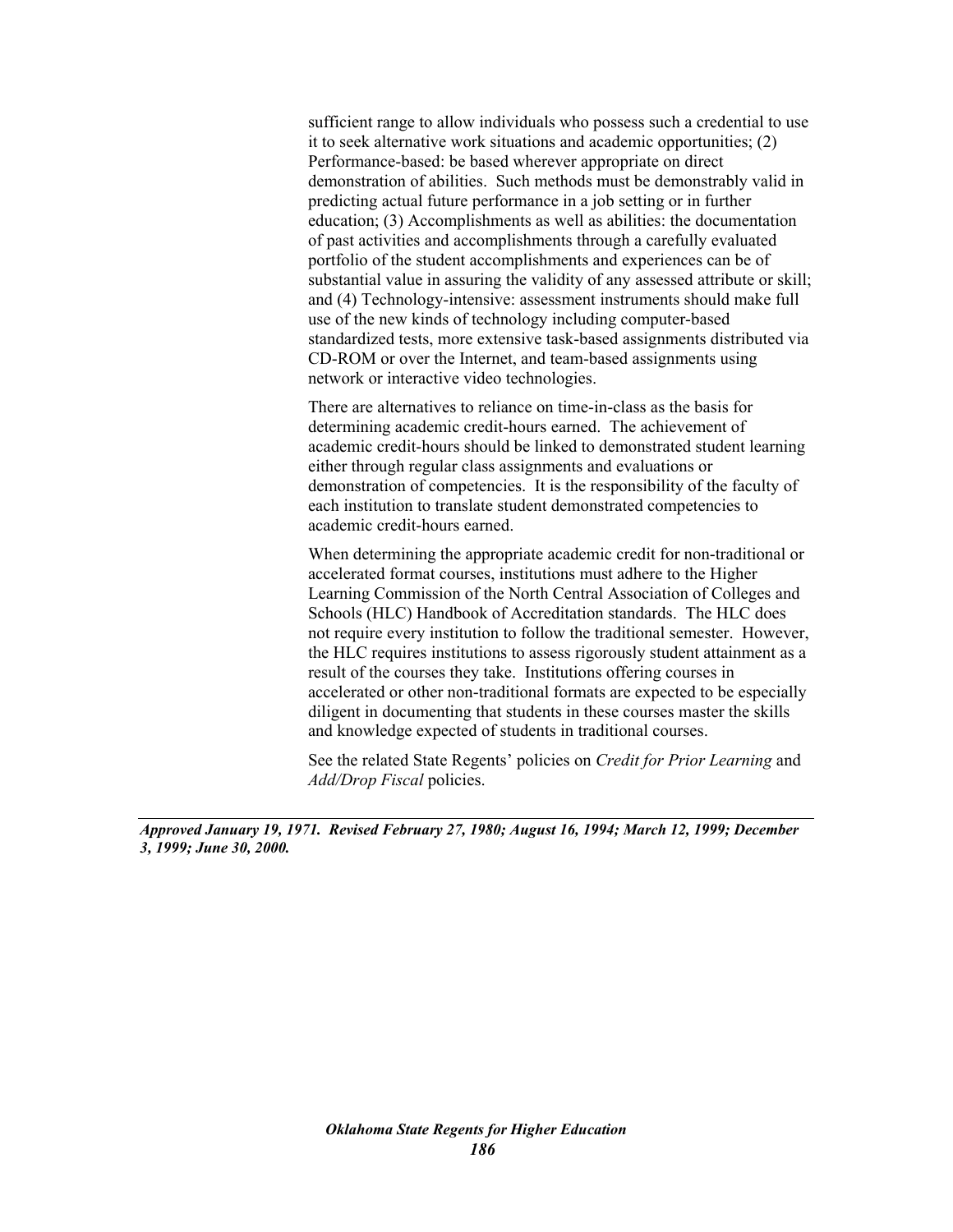sufficient range to allow individuals who possess such a credential to use it to seek alternative work situations and academic opportunities; (2) Performance-based: be based wherever appropriate on direct demonstration of abilities. Such methods must be demonstrably valid in predicting actual future performance in a job setting or in further education; (3) Accomplishments as well as abilities: the documentation of past activities and accomplishments through a carefully evaluated portfolio of the student accomplishments and experiences can be of substantial value in assuring the validity of any assessed attribute or skill; and (4) Technology-intensive: assessment instruments should make full use of the new kinds of technology including computer-based standardized tests, more extensive task-based assignments distributed via CD-ROM or over the Internet, and team-based assignments using network or interactive video technologies.

There are alternatives to reliance on time-in-class as the basis for determining academic credit-hours earned. The achievement of academic credit-hours should be linked to demonstrated student learning either through regular class assignments and evaluations or demonstration of competencies. It is the responsibility of the faculty of each institution to translate student demonstrated competencies to academic credit-hours earned.

When determining the appropriate academic credit for non-traditional or accelerated format courses, institutions must adhere to the Higher Learning Commission of the North Central Association of Colleges and Schools (HLC) Handbook of Accreditation standards. The HLC does not require every institution to follow the traditional semester. However, the HLC requires institutions to assess rigorously student attainment as a result of the courses they take. Institutions offering courses in accelerated or other non-traditional formats are expected to be especially diligent in documenting that students in these courses master the skills and knowledge expected of students in traditional courses.

See the related State Regents' policies on *Credit for Prior Learning* and *Add/Drop Fiscal* policies.

---

***Approved January 19, 1971. Revised February 27, 1980; August 16, 1994; March 12, 1999; December 3, 1999; June 30, 2000.***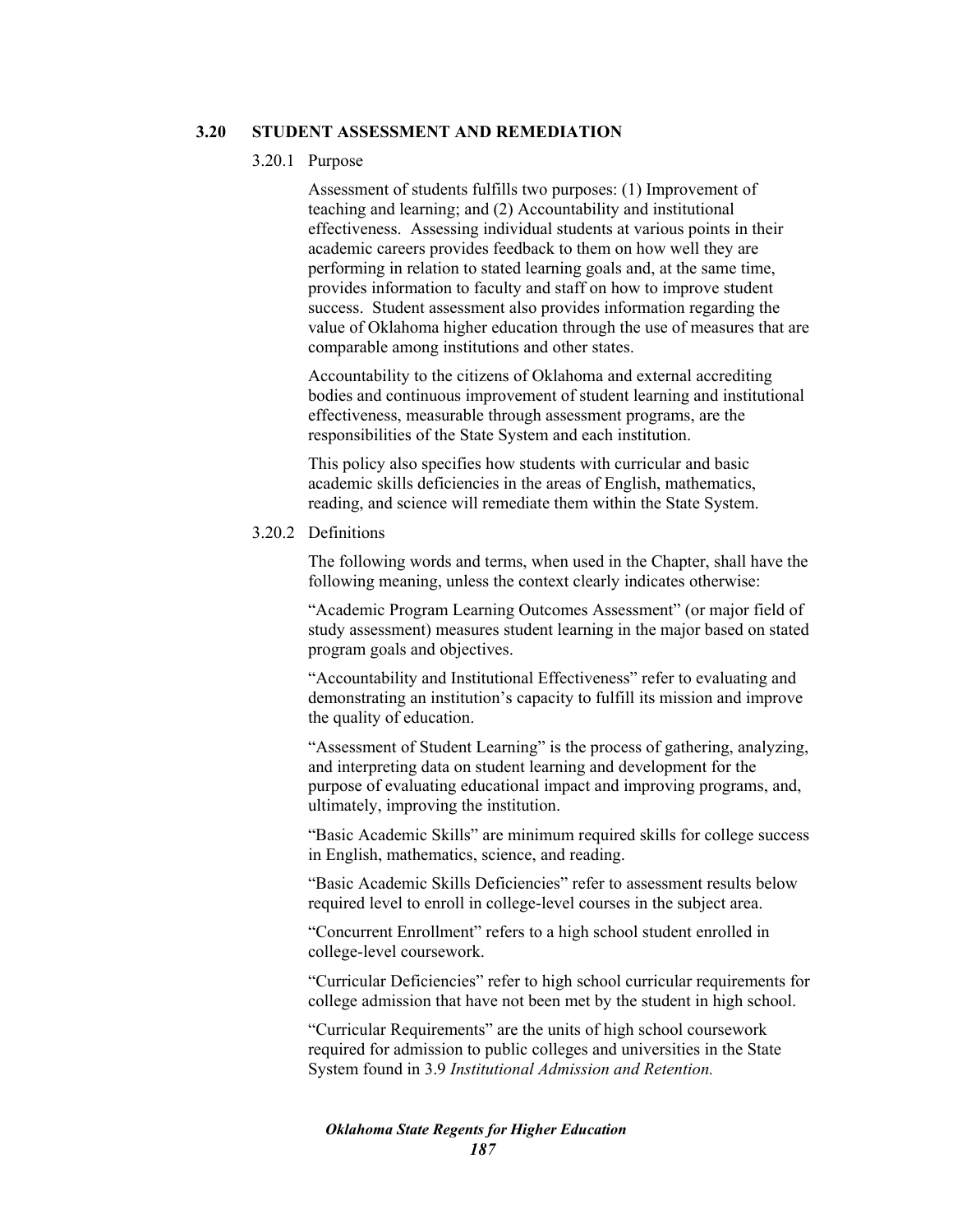## 3.20 STUDENT ASSESSMENT AND REMEDIATION

### 3.20.1 Purpose

Assessment of students fulfills two purposes: (1) Improvement of teaching and learning; and (2) Accountability and institutional effectiveness. Assessing individual students at various points in their academic careers provides feedback to them on how well they are performing in relation to stated learning goals and, at the same time, provides information to faculty and staff on how to improve student success. Student assessment also provides information regarding the value of Oklahoma higher education through the use of measures that are comparable among institutions and other states.

Accountability to the citizens of Oklahoma and external accrediting bodies and continuous improvement of student learning and institutional effectiveness, measurable through assessment programs, are the responsibilities of the State System and each institution.

This policy also specifies how students with curricular and basic academic skills deficiencies in the areas of English, mathematics, reading, and science will remediate them within the State System.

### 3.20.2 Definitions

The following words and terms, when used in the Chapter, shall have the following meaning, unless the context clearly indicates otherwise:

"Academic Program Learning Outcomes Assessment" (or major field of study assessment) measures student learning in the major based on stated program goals and objectives.

"Accountability and Institutional Effectiveness" refer to evaluating and demonstrating an institution's capacity to fulfill its mission and improve the quality of education.

"Assessment of Student Learning" is the process of gathering, analyzing, and interpreting data on student learning and development for the purpose of evaluating educational impact and improving programs, and, ultimately, improving the institution.

"Basic Academic Skills" are minimum required skills for college success in English, mathematics, science, and reading.

"Basic Academic Skills Deficiencies" refer to assessment results below required level to enroll in college-level courses in the subject area.

"Concurrent Enrollment" refers to a high school student enrolled in college-level coursework.

"Curricular Deficiencies" refer to high school curricular requirements for college admission that have not been met by the student in high school.

"Curricular Requirements" are the units of high school coursework required for admission to public colleges and universities in the State System found in 3.9 *Institutional Admission and Retention.*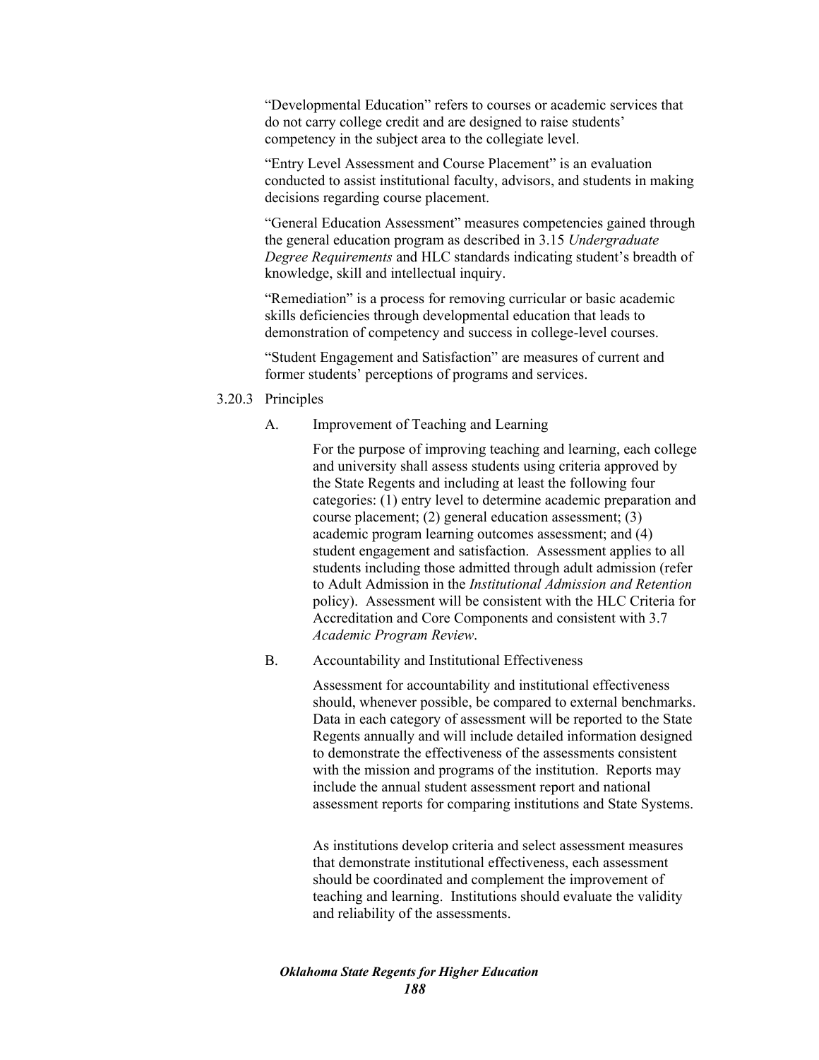"Developmental Education" refers to courses or academic services that do not carry college credit and are designed to raise students' competency in the subject area to the collegiate level.

"Entry Level Assessment and Course Placement" is an evaluation conducted to assist institutional faculty, advisors, and students in making decisions regarding course placement.

"General Education Assessment" measures competencies gained through the general education program as described in 3.15 *Undergraduate Degree Requirements* and HLC standards indicating student's breadth of knowledge, skill and intellectual inquiry.

"Remediation" is a process for removing curricular or basic academic skills deficiencies through developmental education that leads to demonstration of competency and success in college-level courses.

"Student Engagement and Satisfaction" are measures of current and former students' perceptions of programs and services.

3.20.3 Principles

A. Improvement of Teaching and Learning

For the purpose of improving teaching and learning, each college and university shall assess students using criteria approved by the State Regents and including at least the following four categories: (1) entry level to determine academic preparation and course placement; (2) general education assessment; (3) academic program learning outcomes assessment; and (4) student engagement and satisfaction. Assessment applies to all students including those admitted through adult admission (refer to Adult Admission in the *Institutional Admission and Retention* policy). Assessment will be consistent with the HLC Criteria for Accreditation and Core Components and consistent with 3.7 *Academic Program Review*.

B. Accountability and Institutional Effectiveness

Assessment for accountability and institutional effectiveness should, whenever possible, be compared to external benchmarks. Data in each category of assessment will be reported to the State Regents annually and will include detailed information designed to demonstrate the effectiveness of the assessments consistent with the mission and programs of the institution. Reports may include the annual student assessment report and national assessment reports for comparing institutions and State Systems.

As institutions develop criteria and select assessment measures that demonstrate institutional effectiveness, each assessment should be coordinated and complement the improvement of teaching and learning. Institutions should evaluate the validity and reliability of the assessments.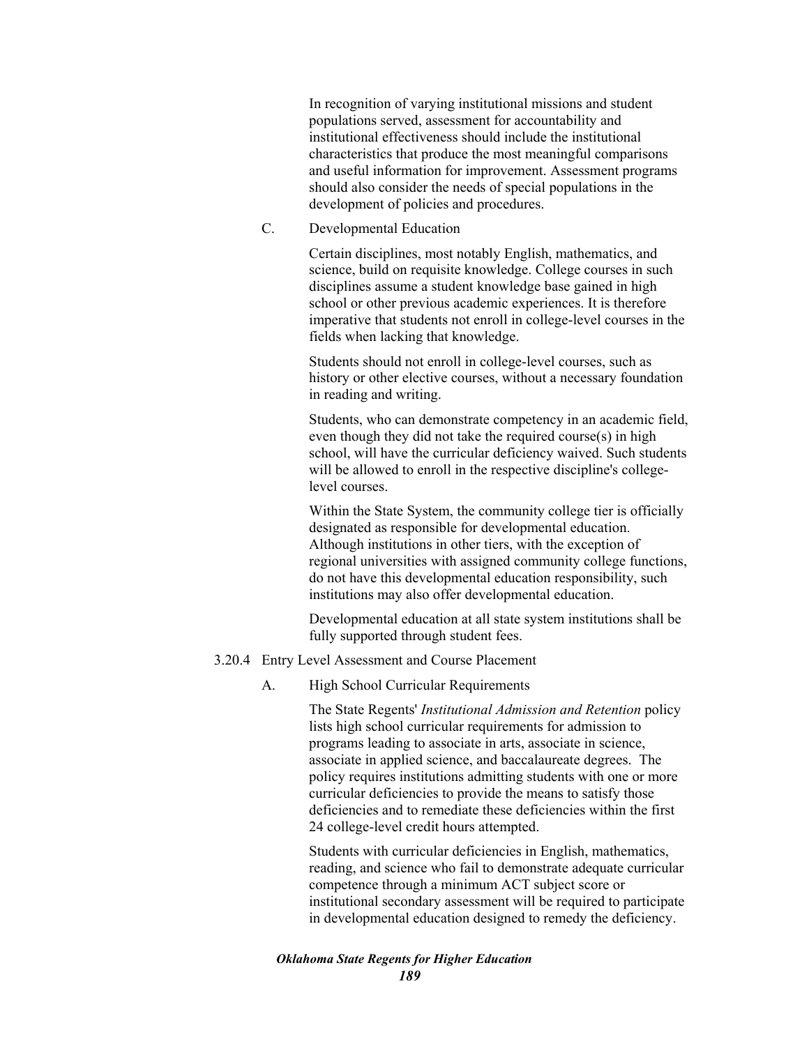In recognition of varying institutional missions and student populations served, assessment for accountability and institutional effectiveness should include the institutional characteristics that produce the most meaningful comparisons and useful information for improvement. Assessment programs should also consider the needs of special populations in the development of policies and procedures.

C. Developmental Education

Certain disciplines, most notably English, mathematics, and science, build on requisite knowledge. College courses in such disciplines assume a student knowledge base gained in high school or other previous academic experiences. It is therefore imperative that students not enroll in college-level courses in the fields when lacking that knowledge.

Students should not enroll in college-level courses, such as history or other elective courses, without a necessary foundation in reading and writing.

Students, who can demonstrate competency in an academic field, even though they did not take the required course(s) in high school, will have the curricular deficiency waived. Such students will be allowed to enroll in the respective discipline's college-level courses.

Within the State System, the community college tier is officially designated as responsible for developmental education. Although institutions in other tiers, with the exception of regional universities with assigned community college functions, do not have this developmental education responsibility, such institutions may also offer developmental education.

Developmental education at all state system institutions shall be fully supported through student fees.

### 3.20.4 Entry Level Assessment and Course Placement

A. High School Curricular Requirements

The State Regents' *Institutional Admission and Retention* policy lists high school curricular requirements for admission to programs leading to associate in arts, associate in science, associate in applied science, and baccalaureate degrees. The policy requires institutions admitting students with one or more curricular deficiencies to provide the means to satisfy those deficiencies and to remediate these deficiencies within the first 24 college-level credit hours attempted.

Students with curricular deficiencies in English, mathematics, reading, and science who fail to demonstrate adequate curricular competence through a minimum ACT subject score or institutional secondary assessment will be required to participate in developmental education designed to remedy the deficiency.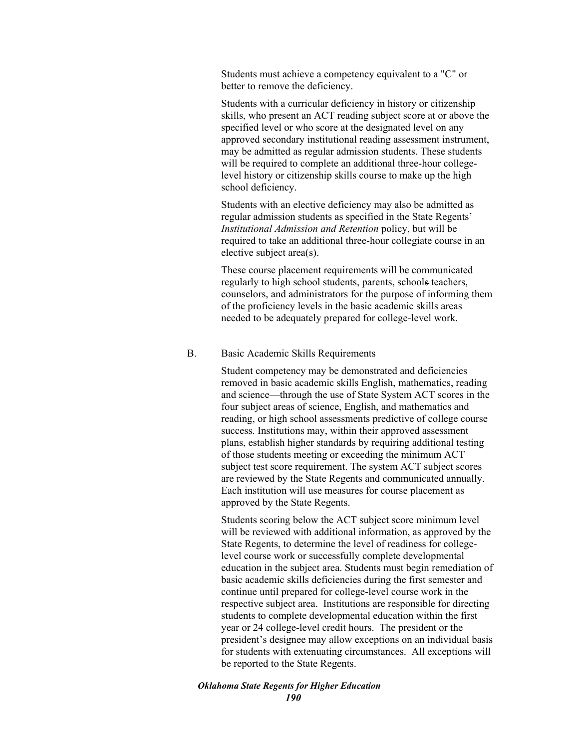Students must achieve a competency equivalent to a "C" or better to remove the deficiency.

Students with a curricular deficiency in history or citizenship skills, who present an ACT reading subject score at or above the specified level or who score at the designated level on any approved secondary institutional reading assessment instrument, may be admitted as regular admission students. These students will be required to complete an additional three-hour college-level history or citizenship skills course to make up the high school deficiency.

Students with an elective deficiency may also be admitted as regular admission students as specified in the State Regents' *Institutional Admission and Retention* policy, but will be required to take an additional three-hour collegiate course in an elective subject area(s).

These course placement requirements will be communicated regularly to high school students, parents, schools teachers, counselors, and administrators for the purpose of informing them of the proficiency levels in the basic academic skills areas needed to be adequately prepared for college-level work.

B. Basic Academic Skills Requirements

Student competency may be demonstrated and deficiencies removed in basic academic skills English, mathematics, reading and science—through the use of State System ACT scores in the four subject areas of science, English, and mathematics and reading, or high school assessments predictive of college course success. Institutions may, within their approved assessment plans, establish higher standards by requiring additional testing of those students meeting or exceeding the minimum ACT subject test score requirement. The system ACT subject scores are reviewed by the State Regents and communicated annually. Each institution will use measures for course placement as approved by the State Regents.

Students scoring below the ACT subject score minimum level will be reviewed with additional information, as approved by the State Regents, to determine the level of readiness for college-level course work or successfully complete developmental education in the subject area. Students must begin remediation of basic academic skills deficiencies during the first semester and continue until prepared for college-level course work in the respective subject area. Institutions are responsible for directing students to complete developmental education within the first year or 24 college-level credit hours. The president or the president's designee may allow exceptions on an individual basis for students with extenuating circumstances. All exceptions will be reported to the State Regents.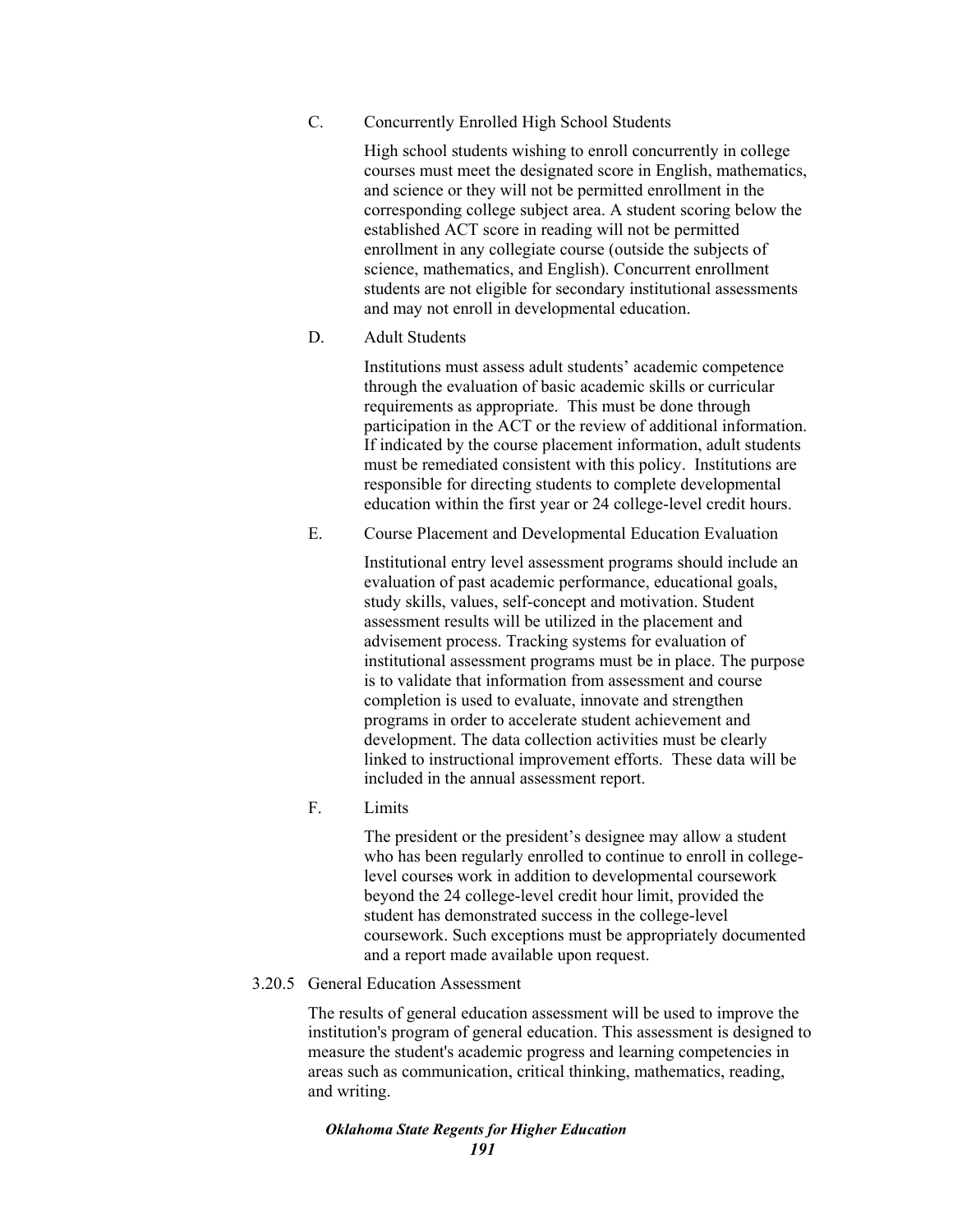C. Concurrently Enrolled High School Students

High school students wishing to enroll concurrently in college courses must meet the designated score in English, mathematics, and science or they will not be permitted enrollment in the corresponding college subject area. A student scoring below the established ACT score in reading will not be permitted enrollment in any collegiate course (outside the subjects of science, mathematics, and English). Concurrent enrollment students are not eligible for secondary institutional assessments and may not enroll in developmental education.

D. Adult Students

Institutions must assess adult students' academic competence through the evaluation of basic academic skills or curricular requirements as appropriate. This must be done through participation in the ACT or the review of additional information. If indicated by the course placement information, adult students must be remediated consistent with this policy. Institutions are responsible for directing students to complete developmental education within the first year or 24 college-level credit hours.

E. Course Placement and Developmental Education Evaluation

Institutional entry level assessment programs should include an evaluation of past academic performance, educational goals, study skills, values, self-concept and motivation. Student assessment results will be utilized in the placement and advisement process. Tracking systems for evaluation of institutional assessment programs must be in place. The purpose is to validate that information from assessment and course completion is used to evaluate, innovate and strengthen programs in order to accelerate student achievement and development. The data collection activities must be clearly linked to instructional improvement efforts. These data will be included in the annual assessment report.

F. Limits

The president or the president's designee may allow a student who has been regularly enrolled to continue to enroll in college-level courses work in addition to developmental coursework beyond the 24 college-level credit hour limit, provided the student has demonstrated success in the college-level coursework. Such exceptions must be appropriately documented and a report made available upon request.

3.20.5 General Education Assessment

The results of general education assessment will be used to improve the institution's program of general education. This assessment is designed to measure the student's academic progress and learning competencies in areas such as communication, critical thinking, mathematics, reading, and writing.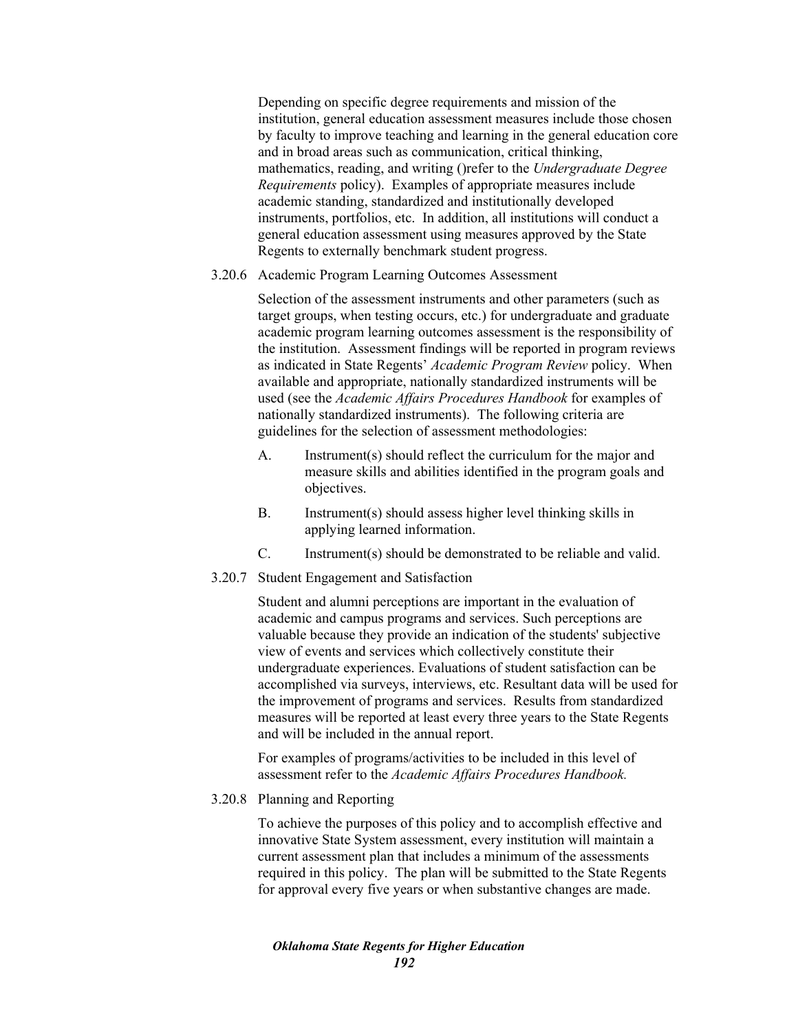Depending on specific degree requirements and mission of the institution, general education assessment measures include those chosen by faculty to improve teaching and learning in the general education core and in broad areas such as communication, critical thinking, mathematics, reading, and writing ()refer to the *Undergraduate Degree Requirements* policy). Examples of appropriate measures include academic standing, standardized and institutionally developed instruments, portfolios, etc. In addition, all institutions will conduct a general education assessment using measures approved by the State Regents to externally benchmark student progress.

3.20.6 Academic Program Learning Outcomes Assessment

Selection of the assessment instruments and other parameters (such as target groups, when testing occurs, etc.) for undergraduate and graduate academic program learning outcomes assessment is the responsibility of the institution. Assessment findings will be reported in program reviews as indicated in State Regents' *Academic Program Review* policy. When available and appropriate, nationally standardized instruments will be used (see the *Academic Affairs Procedures Handbook* for examples of nationally standardized instruments). The following criteria are guidelines for the selection of assessment methodologies:

A. Instrument(s) should reflect the curriculum for the major and measure skills and abilities identified in the program goals and objectives.

B. Instrument(s) should assess higher level thinking skills in applying learned information.

C. Instrument(s) should be demonstrated to be reliable and valid.

3.20.7 Student Engagement and Satisfaction

Student and alumni perceptions are important in the evaluation of academic and campus programs and services. Such perceptions are valuable because they provide an indication of the students' subjective view of events and services which collectively constitute their undergraduate experiences. Evaluations of student satisfaction can be accomplished via surveys, interviews, etc. Resultant data will be used for the improvement of programs and services. Results from standardized measures will be reported at least every three years to the State Regents and will be included in the annual report.

For examples of programs/activities to be included in this level of assessment refer to the *Academic Affairs Procedures Handbook.*

3.20.8 Planning and Reporting

To achieve the purposes of this policy and to accomplish effective and innovative State System assessment, every institution will maintain a current assessment plan that includes a minimum of the assessments required in this policy. The plan will be submitted to the State Regents for approval every five years or when substantive changes are made.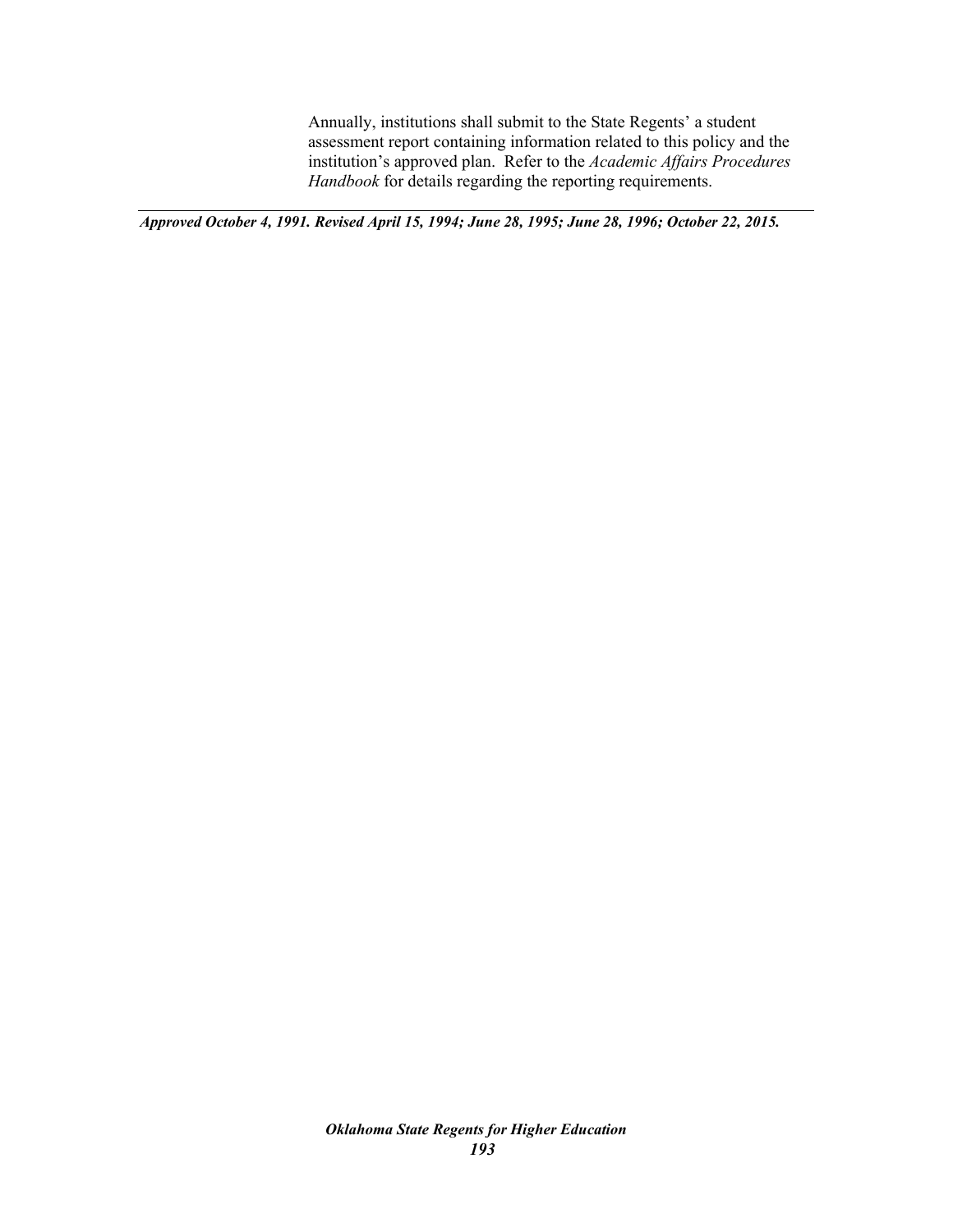Annually, institutions shall submit to the State Regents' a student assessment report containing information related to this policy and the institution's approved plan. Refer to the *Academic Affairs Procedures Handbook* for details regarding the reporting requirements.

---

***Approved October 4, 1991. Revised April 15, 1994; June 28, 1995; June 28, 1996; October 22, 2015.***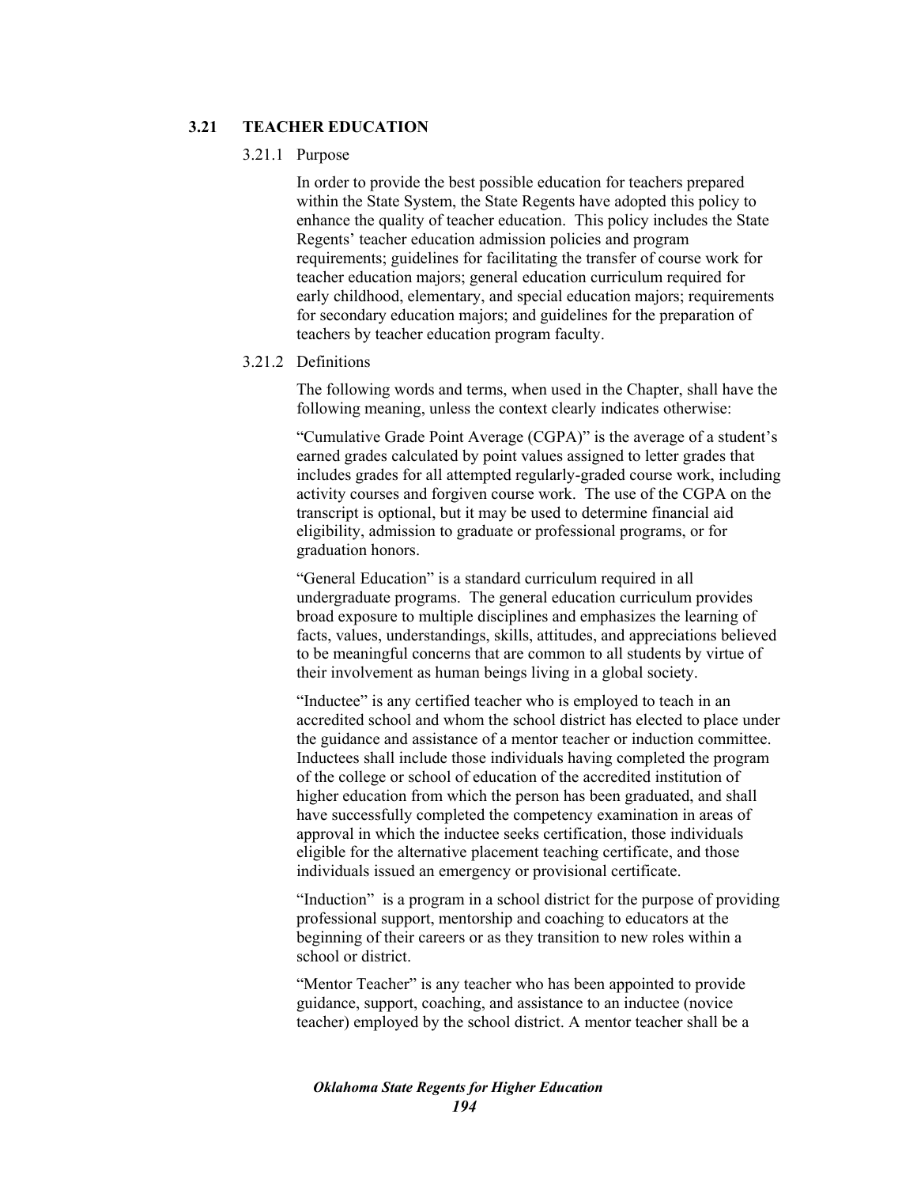## 3.21 TEACHER EDUCATION

### 3.21.1 Purpose

In order to provide the best possible education for teachers prepared within the State System, the State Regents have adopted this policy to enhance the quality of teacher education. This policy includes the State Regents' teacher education admission policies and program requirements; guidelines for facilitating the transfer of course work for teacher education majors; general education curriculum required for early childhood, elementary, and special education majors; requirements for secondary education majors; and guidelines for the preparation of teachers by teacher education program faculty.

### 3.21.2 Definitions

The following words and terms, when used in the Chapter, shall have the following meaning, unless the context clearly indicates otherwise:

"Cumulative Grade Point Average (CGPA)" is the average of a student's earned grades calculated by point values assigned to letter grades that includes grades for all attempted regularly-graded course work, including activity courses and forgiven course work. The use of the CGPA on the transcript is optional, but it may be used to determine financial aid eligibility, admission to graduate or professional programs, or for graduation honors.

"General Education" is a standard curriculum required in all undergraduate programs. The general education curriculum provides broad exposure to multiple disciplines and emphasizes the learning of facts, values, understandings, skills, attitudes, and appreciations believed to be meaningful concerns that are common to all students by virtue of their involvement as human beings living in a global society.

"Inductee" is any certified teacher who is employed to teach in an accredited school and whom the school district has elected to place under the guidance and assistance of a mentor teacher or induction committee. Inductees shall include those individuals having completed the program of the college or school of education of the accredited institution of higher education from which the person has been graduated, and shall have successfully completed the competency examination in areas of approval in which the inductee seeks certification, those individuals eligible for the alternative placement teaching certificate, and those individuals issued an emergency or provisional certificate.

"Induction" is a program in a school district for the purpose of providing professional support, mentorship and coaching to educators at the beginning of their careers or as they transition to new roles within a school or district.

"Mentor Teacher" is any teacher who has been appointed to provide guidance, support, coaching, and assistance to an inductee (novice teacher) employed by the school district. A mentor teacher shall be a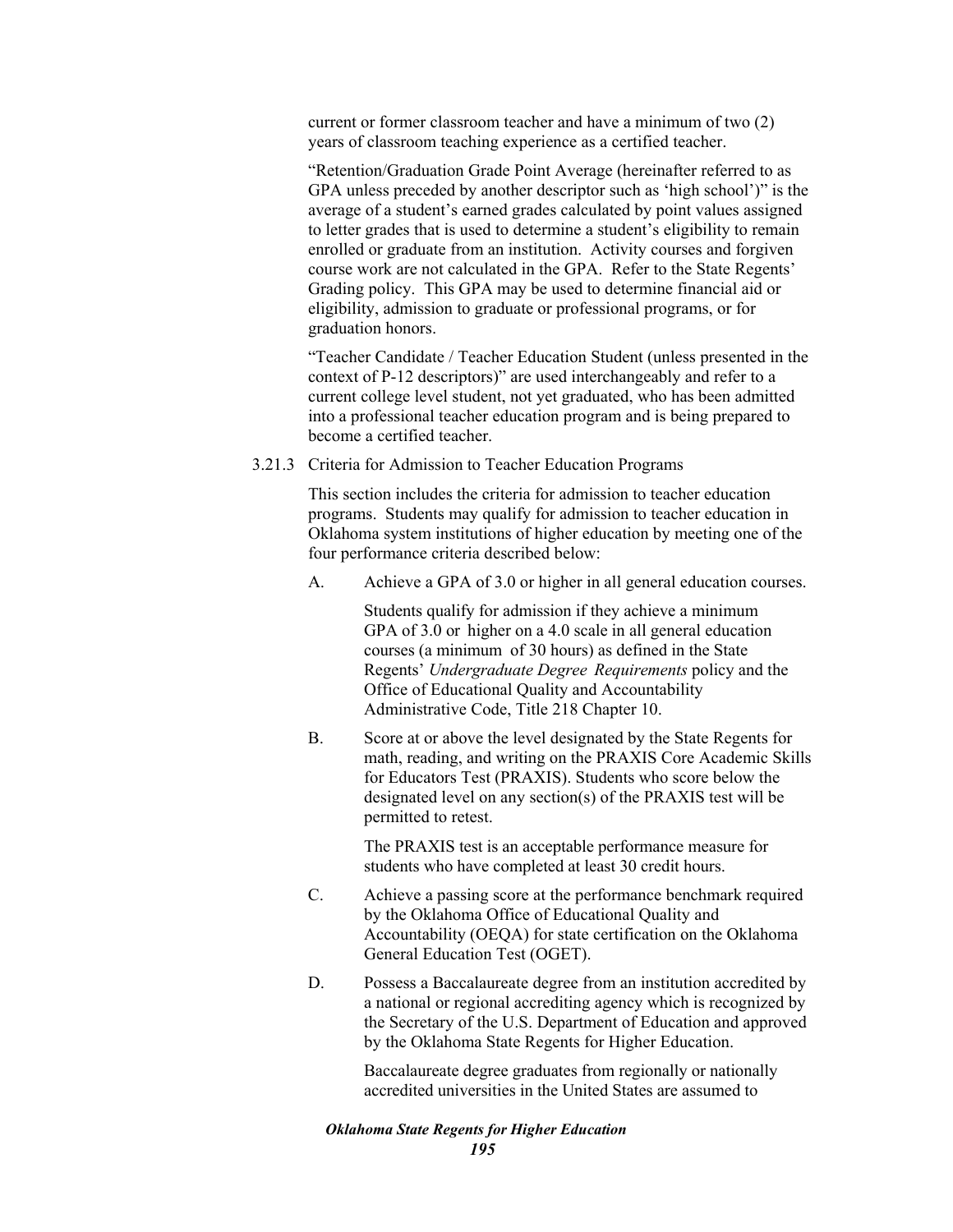current or former classroom teacher and have a minimum of two (2) years of classroom teaching experience as a certified teacher.

"Retention/Graduation Grade Point Average (hereinafter referred to as GPA unless preceded by another descriptor such as 'high school')" is the average of a student's earned grades calculated by point values assigned to letter grades that is used to determine a student's eligibility to remain enrolled or graduate from an institution. Activity courses and forgiven course work are not calculated in the GPA. Refer to the State Regents' Grading policy. This GPA may be used to determine financial aid or eligibility, admission to graduate or professional programs, or for graduation honors.

"Teacher Candidate / Teacher Education Student (unless presented in the context of P-12 descriptors)" are used interchangeably and refer to a current college level student, not yet graduated, who has been admitted into a professional teacher education program and is being prepared to become a certified teacher.

3.21.3 Criteria for Admission to Teacher Education Programs

This section includes the criteria for admission to teacher education programs. Students may qualify for admission to teacher education in Oklahoma system institutions of higher education by meeting one of the four performance criteria described below:

A. Achieve a GPA of 3.0 or higher in all general education courses.

   Students qualify for admission if they achieve a minimum GPA of 3.0 or higher on a 4.0 scale in all general education courses (a minimum of 30 hours) as defined in the State Regents' *Undergraduate Degree Requirements* policy and the Office of Educational Quality and Accountability Administrative Code, Title 218 Chapter 10.

B. Score at or above the level designated by the State Regents for math, reading, and writing on the PRAXIS Core Academic Skills for Educators Test (PRAXIS). Students who score below the designated level on any section(s) of the PRAXIS test will be permitted to retest.

   The PRAXIS test is an acceptable performance measure for students who have completed at least 30 credit hours.

C. Achieve a passing score at the performance benchmark required by the Oklahoma Office of Educational Quality and Accountability (OEQA) for state certification on the Oklahoma General Education Test (OGET).

D. Possess a Baccalaureate degree from an institution accredited by a national or regional accrediting agency which is recognized by the Secretary of the U.S. Department of Education and approved by the Oklahoma State Regents for Higher Education.

   Baccalaureate degree graduates from regionally or nationally accredited universities in the United States are assumed to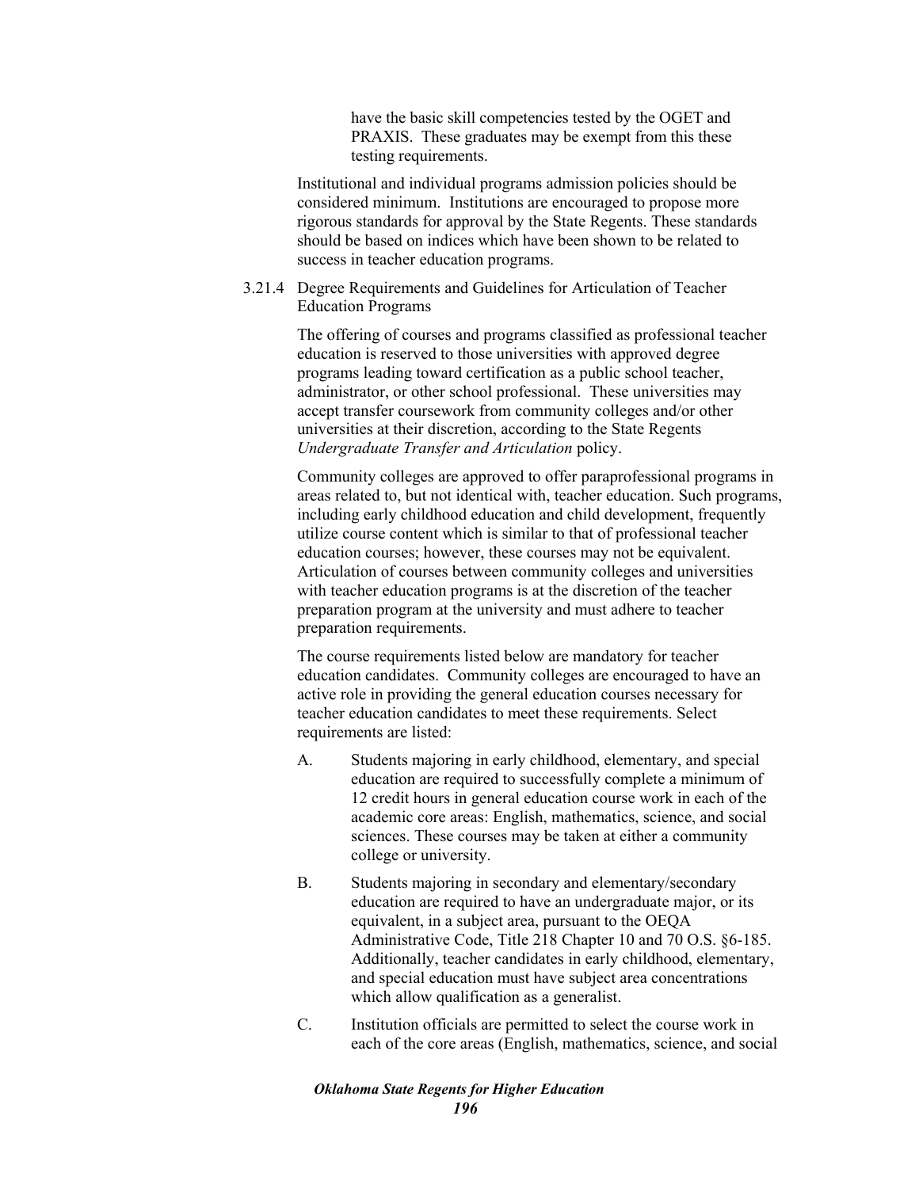have the basic skill competencies tested by the OGET and PRAXIS. These graduates may be exempt from this these testing requirements.

Institutional and individual programs admission policies should be considered minimum. Institutions are encouraged to propose more rigorous standards for approval by the State Regents. These standards should be based on indices which have been shown to be related to success in teacher education programs.

### 3.21.4 Degree Requirements and Guidelines for Articulation of Teacher Education Programs

The offering of courses and programs classified as professional teacher education is reserved to those universities with approved degree programs leading toward certification as a public school teacher, administrator, or other school professional. These universities may accept transfer coursework from community colleges and/or other universities at their discretion, according to the State Regents *Undergraduate Transfer and Articulation* policy.

Community colleges are approved to offer paraprofessional programs in areas related to, but not identical with, teacher education. Such programs, including early childhood education and child development, frequently utilize course content which is similar to that of professional teacher education courses; however, these courses may not be equivalent. Articulation of courses between community colleges and universities with teacher education programs is at the discretion of the teacher preparation program at the university and must adhere to teacher preparation requirements.

The course requirements listed below are mandatory for teacher education candidates. Community colleges are encouraged to have an active role in providing the general education courses necessary for teacher education candidates to meet these requirements. Select requirements are listed:

A. Students majoring in early childhood, elementary, and special education are required to successfully complete a minimum of 12 credit hours in general education course work in each of the academic core areas: English, mathematics, science, and social sciences. These courses may be taken at either a community college or university.

B. Students majoring in secondary and elementary/secondary education are required to have an undergraduate major, or its equivalent, in a subject area, pursuant to the OEQA Administrative Code, Title 218 Chapter 10 and 70 O.S. §6-185. Additionally, teacher candidates in early childhood, elementary, and special education must have subject area concentrations which allow qualification as a generalist.

C. Institution officials are permitted to select the course work in each of the core areas (English, mathematics, science, and social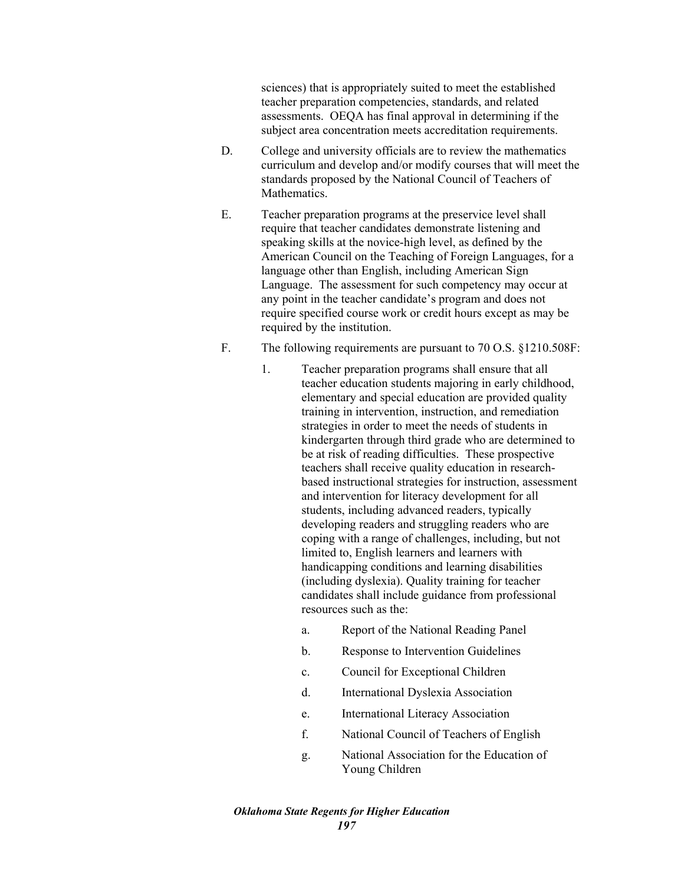sciences) that is appropriately suited to meet the established teacher preparation competencies, standards, and related assessments. OEQA has final approval in determining if the subject area concentration meets accreditation requirements.

D. College and university officials are to review the mathematics curriculum and develop and/or modify courses that will meet the standards proposed by the National Council of Teachers of Mathematics.

E. Teacher preparation programs at the preservice level shall require that teacher candidates demonstrate listening and speaking skills at the novice-high level, as defined by the American Council on the Teaching of Foreign Languages, for a language other than English, including American Sign Language. The assessment for such competency may occur at any point in the teacher candidate's program and does not require specified course work or credit hours except as may be required by the institution.

F. The following requirements are pursuant to 70 O.S. §1210.508F:

1. Teacher preparation programs shall ensure that all teacher education students majoring in early childhood, elementary and special education are provided quality training in intervention, instruction, and remediation strategies in order to meet the needs of students in kindergarten through third grade who are determined to be at risk of reading difficulties. These prospective teachers shall receive quality education in research-based instructional strategies for instruction, assessment and intervention for literacy development for all students, including advanced readers, typically developing readers and struggling readers who are coping with a range of challenges, including, but not limited to, English learners and learners with handicapping conditions and learning disabilities (including dyslexia). Quality training for teacher candidates shall include guidance from professional resources such as the:

   a. Report of the National Reading Panel

   b. Response to Intervention Guidelines

   c. Council for Exceptional Children

   d. International Dyslexia Association

   e. International Literacy Association

   f. National Council of Teachers of English

   g. National Association for the Education of Young Children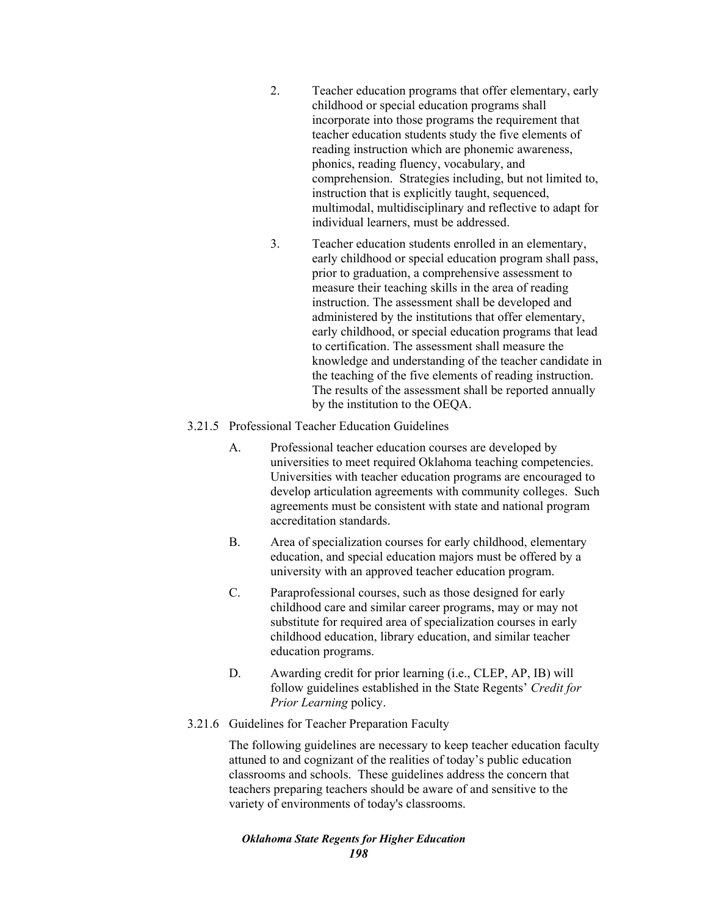2. Teacher education programs that offer elementary, early childhood or special education programs shall incorporate into those programs the requirement that teacher education students study the five elements of reading instruction which are phonemic awareness, phonics, reading fluency, vocabulary, and comprehension. Strategies including, but not limited to, instruction that is explicitly taught, sequenced, multimodal, multidisciplinary and reflective to adapt for individual learners, must be addressed.

3. Teacher education students enrolled in an elementary, early childhood or special education program shall pass, prior to graduation, a comprehensive assessment to measure their teaching skills in the area of reading instruction. The assessment shall be developed and administered by the institutions that offer elementary, early childhood, or special education programs that lead to certification. The assessment shall measure the knowledge and understanding of the teacher candidate in the teaching of the five elements of reading instruction. The results of the assessment shall be reported annually by the institution to the OEQA.

### 3.21.5 Professional Teacher Education Guidelines

A. Professional teacher education courses are developed by universities to meet required Oklahoma teaching competencies. Universities with teacher education programs are encouraged to develop articulation agreements with community colleges. Such agreements must be consistent with state and national program accreditation standards.

B. Area of specialization courses for early childhood, elementary education, and special education majors must be offered by a university with an approved teacher education program.

C. Paraprofessional courses, such as those designed for early childhood care and similar career programs, may or may not substitute for required area of specialization courses in early childhood education, library education, and similar teacher education programs.

D. Awarding credit for prior learning (i.e., CLEP, AP, IB) will follow guidelines established in the State Regents' *Credit for Prior Learning* policy.

### 3.21.6 Guidelines for Teacher Preparation Faculty

The following guidelines are necessary to keep teacher education faculty attuned to and cognizant of the realities of today's public education classrooms and schools. These guidelines address the concern that teachers preparing teachers should be aware of and sensitive to the variety of environments of today's classrooms.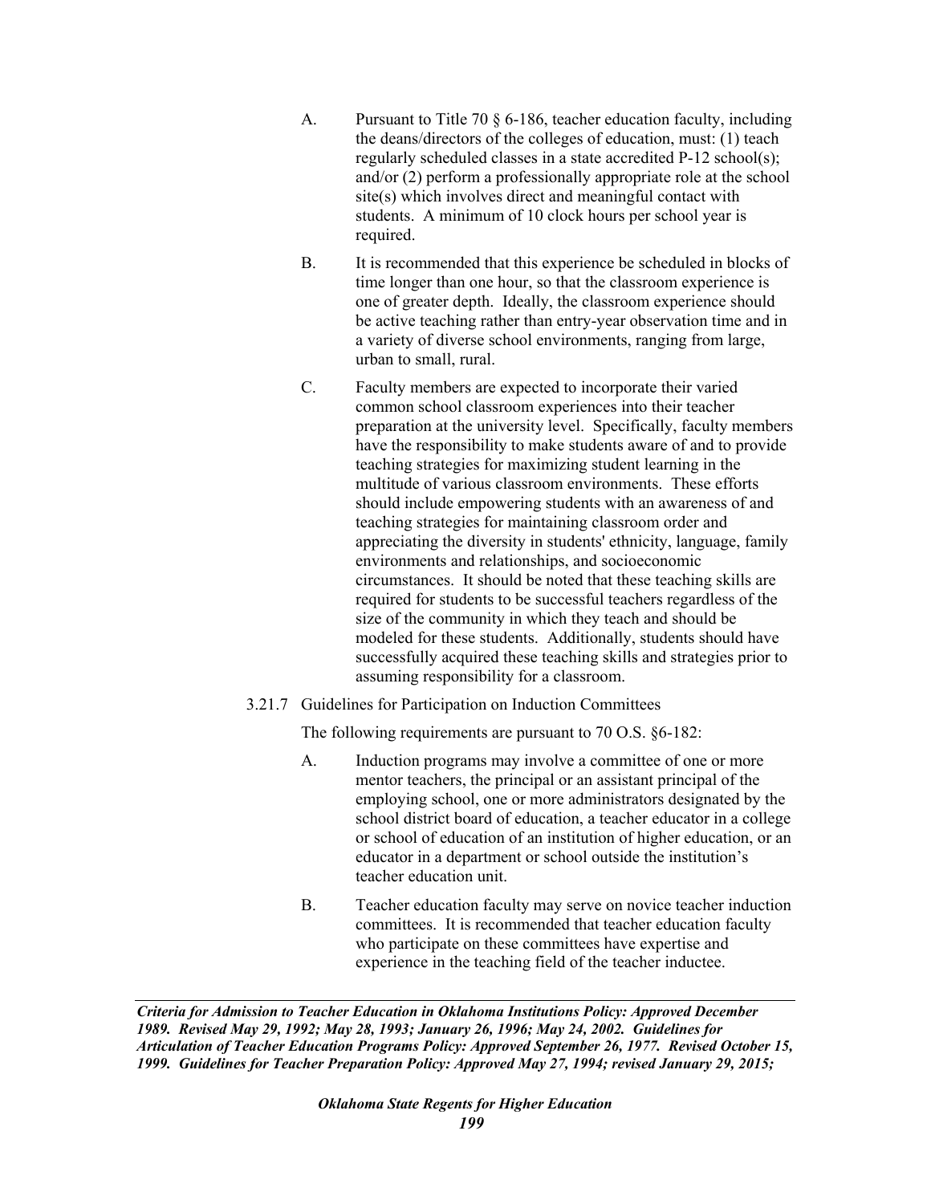A. Pursuant to Title 70 § 6-186, teacher education faculty, including the deans/directors of the colleges of education, must: (1) teach regularly scheduled classes in a state accredited P-12 school(s); and/or (2) perform a professionally appropriate role at the school site(s) which involves direct and meaningful contact with students. A minimum of 10 clock hours per school year is required.

B. It is recommended that this experience be scheduled in blocks of time longer than one hour, so that the classroom experience is one of greater depth. Ideally, the classroom experience should be active teaching rather than entry-year observation time and in a variety of diverse school environments, ranging from large, urban to small, rural.

C. Faculty members are expected to incorporate their varied common school classroom experiences into their teacher preparation at the university level. Specifically, faculty members have the responsibility to make students aware of and to provide teaching strategies for maximizing student learning in the multitude of various classroom environments. These efforts should include empowering students with an awareness of and teaching strategies for maintaining classroom order and appreciating the diversity in students' ethnicity, language, family environments and relationships, and socioeconomic circumstances. It should be noted that these teaching skills are required for students to be successful teachers regardless of the size of the community in which they teach and should be modeled for these students. Additionally, students should have successfully acquired these teaching skills and strategies prior to assuming responsibility for a classroom.

3.21.7 Guidelines for Participation on Induction Committees

The following requirements are pursuant to 70 O.S. §6-182:

A. Induction programs may involve a committee of one or more mentor teachers, the principal or an assistant principal of the employing school, one or more administrators designated by the school district board of education, a teacher educator in a college or school of education of an institution of higher education, or an educator in a department or school outside the institution's teacher education unit.

B. Teacher education faculty may serve on novice teacher induction committees. It is recommended that teacher education faculty who participate on these committees have expertise and experience in the teaching field of the teacher inductee.

***Criteria for Admission to Teacher Education in Oklahoma Institutions Policy: Approved December 1989. Revised May 29, 1992; May 28, 1993; January 26, 1996; May 24, 2002. Guidelines for Articulation of Teacher Education Programs Policy: Approved September 26, 1977. Revised October 15, 1999. Guidelines for Teacher Preparation Policy: Approved May 27, 1994; revised January 29, 2015;***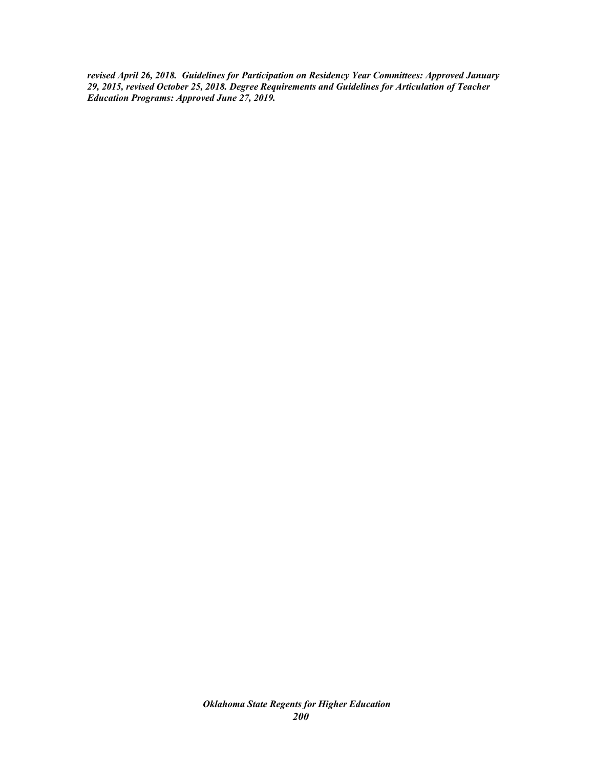***revised April 26, 2018. Guidelines for Participation on Residency Year Committees: Approved January 29, 2015, revised October 25, 2018. Degree Requirements and Guidelines for Articulation of Teacher Education Programs: Approved June 27, 2019.***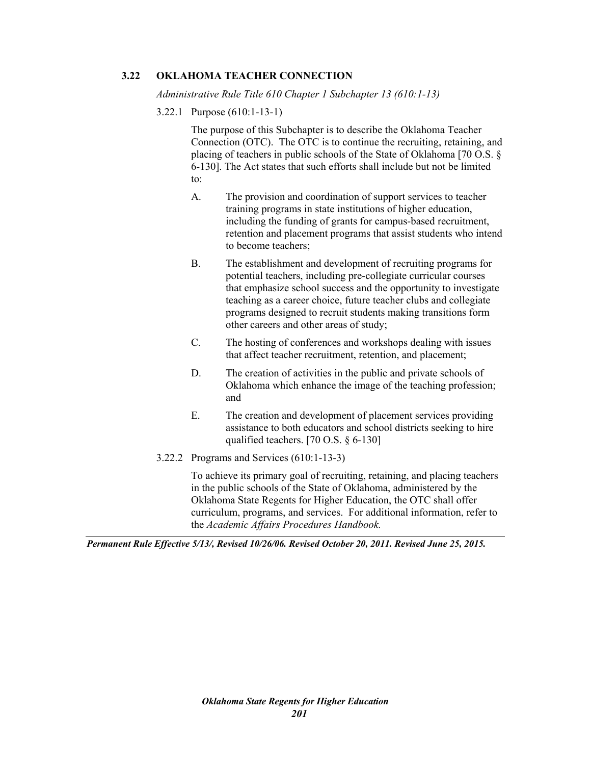## 3.22 OKLAHOMA TEACHER CONNECTION

*Administrative Rule Title 610 Chapter 1 Subchapter 13 (610:1-13)*

### 3.22.1 Purpose (610:1-13-1)

The purpose of this Subchapter is to describe the Oklahoma Teacher Connection (OTC). The OTC is to continue the recruiting, retaining, and placing of teachers in public schools of the State of Oklahoma [70 O.S. § 6-130]. The Act states that such efforts shall include but not be limited to:

A. The provision and coordination of support services to teacher training programs in state institutions of higher education, including the funding of grants for campus-based recruitment, retention and placement programs that assist students who intend to become teachers;

B. The establishment and development of recruiting programs for potential teachers, including pre-collegiate curricular courses that emphasize school success and the opportunity to investigate teaching as a career choice, future teacher clubs and collegiate programs designed to recruit students making transitions form other careers and other areas of study;

C. The hosting of conferences and workshops dealing with issues that affect teacher recruitment, retention, and placement;

D. The creation of activities in the public and private schools of Oklahoma which enhance the image of the teaching profession; and

E. The creation and development of placement services providing assistance to both educators and school districts seeking to hire qualified teachers. [70 O.S. § 6-130]

### 3.22.2 Programs and Services (610:1-13-3)

To achieve its primary goal of recruiting, retaining, and placing teachers in the public schools of the State of Oklahoma, administered by the Oklahoma State Regents for Higher Education, the OTC shall offer curriculum, programs, and services. For additional information, refer to the *Academic Affairs Procedures Handbook.*

***Permanent Rule Effective 5/13/, Revised 10/26/06. Revised October 20, 2011. Revised June 25, 2015.***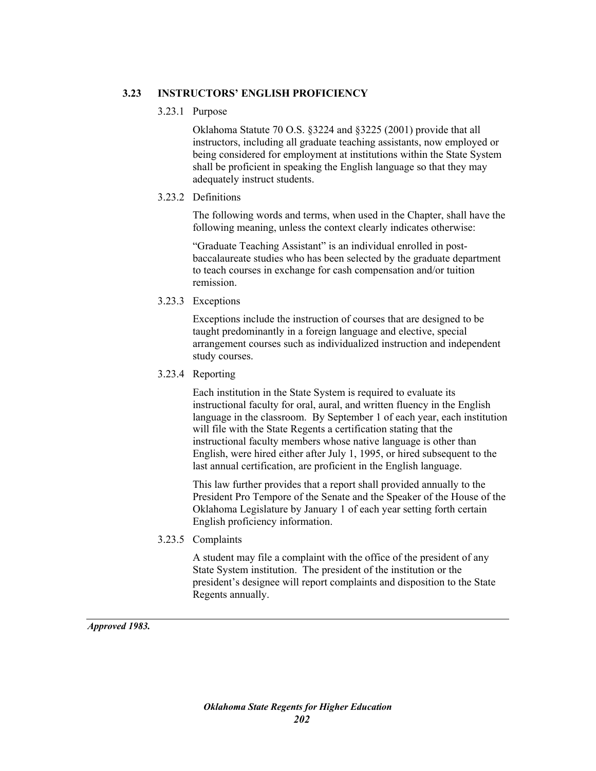## 3.23 INSTRUCTORS' ENGLISH PROFICIENCY

### 3.23.1 Purpose

Oklahoma Statute 70 O.S. §3224 and §3225 (2001) provide that all instructors, including all graduate teaching assistants, now employed or being considered for employment at institutions within the State System shall be proficient in speaking the English language so that they may adequately instruct students.

### 3.23.2 Definitions

The following words and terms, when used in the Chapter, shall have the following meaning, unless the context clearly indicates otherwise:

"Graduate Teaching Assistant" is an individual enrolled in post-baccalaureate studies who has been selected by the graduate department to teach courses in exchange for cash compensation and/or tuition remission.

### 3.23.3 Exceptions

Exceptions include the instruction of courses that are designed to be taught predominantly in a foreign language and elective, special arrangement courses such as individualized instruction and independent study courses.

### 3.23.4 Reporting

Each institution in the State System is required to evaluate its instructional faculty for oral, aural, and written fluency in the English language in the classroom. By September 1 of each year, each institution will file with the State Regents a certification stating that the instructional faculty members whose native language is other than English, were hired either after July 1, 1995, or hired subsequent to the last annual certification, are proficient in the English language.

This law further provides that a report shall provided annually to the President Pro Tempore of the Senate and the Speaker of the House of the Oklahoma Legislature by January 1 of each year setting forth certain English proficiency information.

### 3.23.5 Complaints

A student may file a complaint with the office of the president of any State System institution. The president of the institution or the president's designee will report complaints and disposition to the State Regents annually.

---

***Approved 1983.***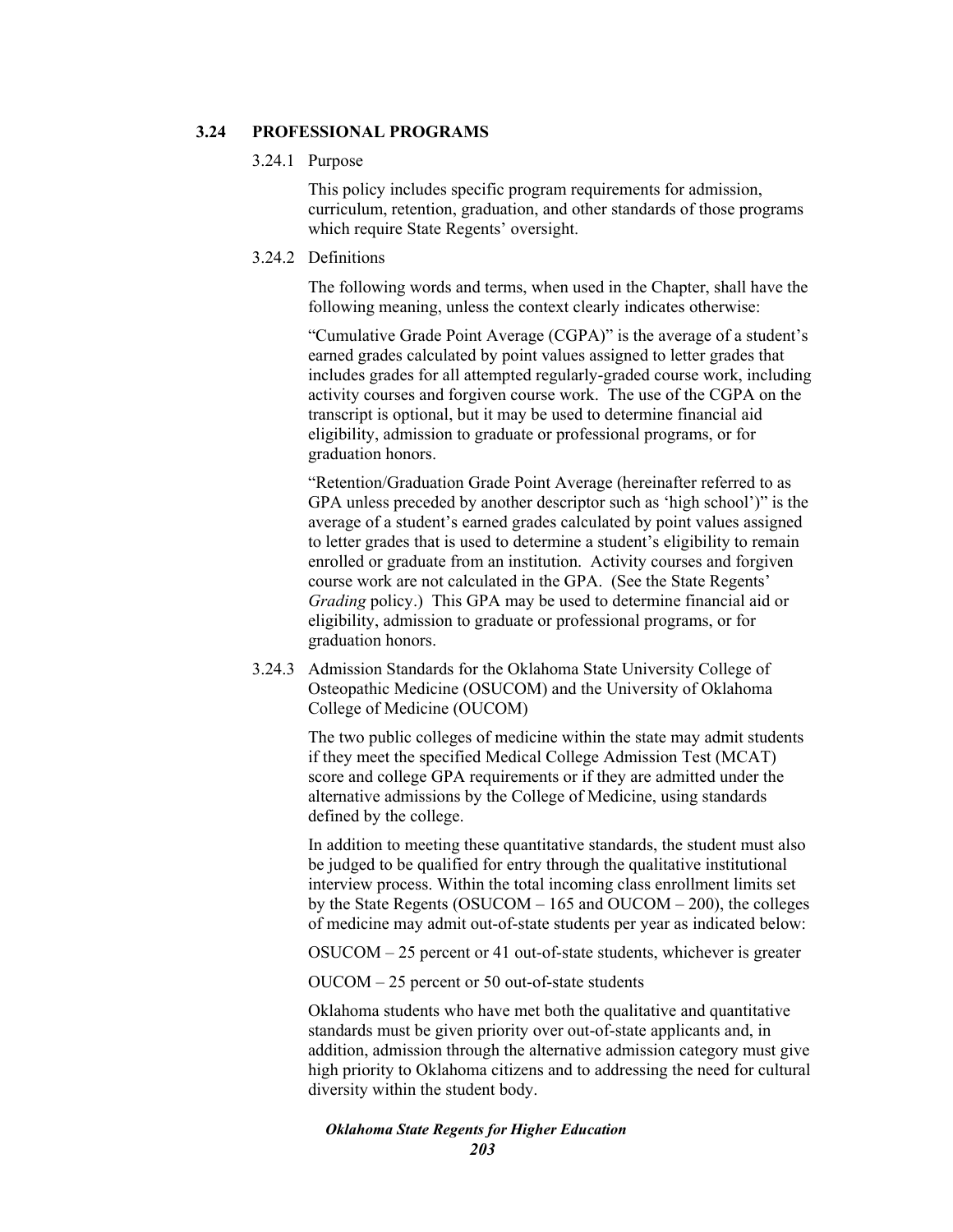## 3.24 PROFESSIONAL PROGRAMS

### 3.24.1 Purpose

This policy includes specific program requirements for admission, curriculum, retention, graduation, and other standards of those programs which require State Regents' oversight.

### 3.24.2 Definitions

The following words and terms, when used in the Chapter, shall have the following meaning, unless the context clearly indicates otherwise:

"Cumulative Grade Point Average (CGPA)" is the average of a student's earned grades calculated by point values assigned to letter grades that includes grades for all attempted regularly-graded course work, including activity courses and forgiven course work. The use of the CGPA on the transcript is optional, but it may be used to determine financial aid eligibility, admission to graduate or professional programs, or for graduation honors.

"Retention/Graduation Grade Point Average (hereinafter referred to as GPA unless preceded by another descriptor such as 'high school')" is the average of a student's earned grades calculated by point values assigned to letter grades that is used to determine a student's eligibility to remain enrolled or graduate from an institution. Activity courses and forgiven course work are not calculated in the GPA. (See the State Regents' *Grading* policy.) This GPA may be used to determine financial aid or eligibility, admission to graduate or professional programs, or for graduation honors.

### 3.24.3 Admission Standards for the Oklahoma State University College of Osteopathic Medicine (OSUCOM) and the University of Oklahoma College of Medicine (OUCOM)

The two public colleges of medicine within the state may admit students if they meet the specified Medical College Admission Test (MCAT) score and college GPA requirements or if they are admitted under the alternative admissions by the College of Medicine, using standards defined by the college.

In addition to meeting these quantitative standards, the student must also be judged to be qualified for entry through the qualitative institutional interview process. Within the total incoming class enrollment limits set by the State Regents (OSUCOM – 165 and OUCOM – 200), the colleges of medicine may admit out-of-state students per year as indicated below:

OSUCOM – 25 percent or 41 out-of-state students, whichever is greater

OUCOM – 25 percent or 50 out-of-state students

Oklahoma students who have met both the qualitative and quantitative standards must be given priority over out-of-state applicants and, in addition, admission through the alternative admission category must give high priority to Oklahoma citizens and to addressing the need for cultural diversity within the student body.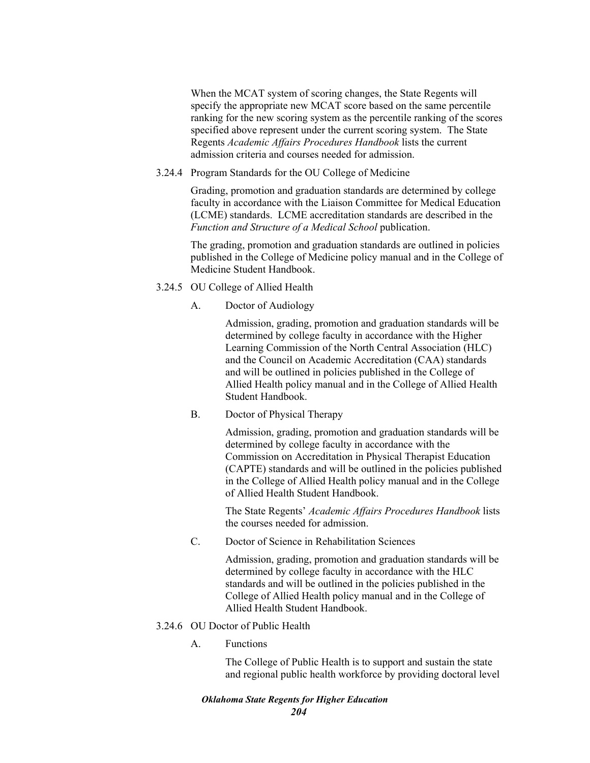When the MCAT system of scoring changes, the State Regents will specify the appropriate new MCAT score based on the same percentile ranking for the new scoring system as the percentile ranking of the scores specified above represent under the current scoring system. The State Regents *Academic Affairs Procedures Handbook* lists the current admission criteria and courses needed for admission.

3.24.4 Program Standards for the OU College of Medicine

Grading, promotion and graduation standards are determined by college faculty in accordance with the Liaison Committee for Medical Education (LCME) standards. LCME accreditation standards are described in the *Function and Structure of a Medical School* publication.

The grading, promotion and graduation standards are outlined in policies published in the College of Medicine policy manual and in the College of Medicine Student Handbook.

3.24.5 OU College of Allied Health

A. Doctor of Audiology

Admission, grading, promotion and graduation standards will be determined by college faculty in accordance with the Higher Learning Commission of the North Central Association (HLC) and the Council on Academic Accreditation (CAA) standards and will be outlined in policies published in the College of Allied Health policy manual and in the College of Allied Health Student Handbook.

B. Doctor of Physical Therapy

Admission, grading, promotion and graduation standards will be determined by college faculty in accordance with the Commission on Accreditation in Physical Therapist Education (CAPTE) standards and will be outlined in the policies published in the College of Allied Health policy manual and in the College of Allied Health Student Handbook.

The State Regents' *Academic Affairs Procedures Handbook* lists the courses needed for admission.

C. Doctor of Science in Rehabilitation Sciences

Admission, grading, promotion and graduation standards will be determined by college faculty in accordance with the HLC standards and will be outlined in the policies published in the College of Allied Health policy manual and in the College of Allied Health Student Handbook.

3.24.6 OU Doctor of Public Health

A. Functions

The College of Public Health is to support and sustain the state and regional public health workforce by providing doctoral level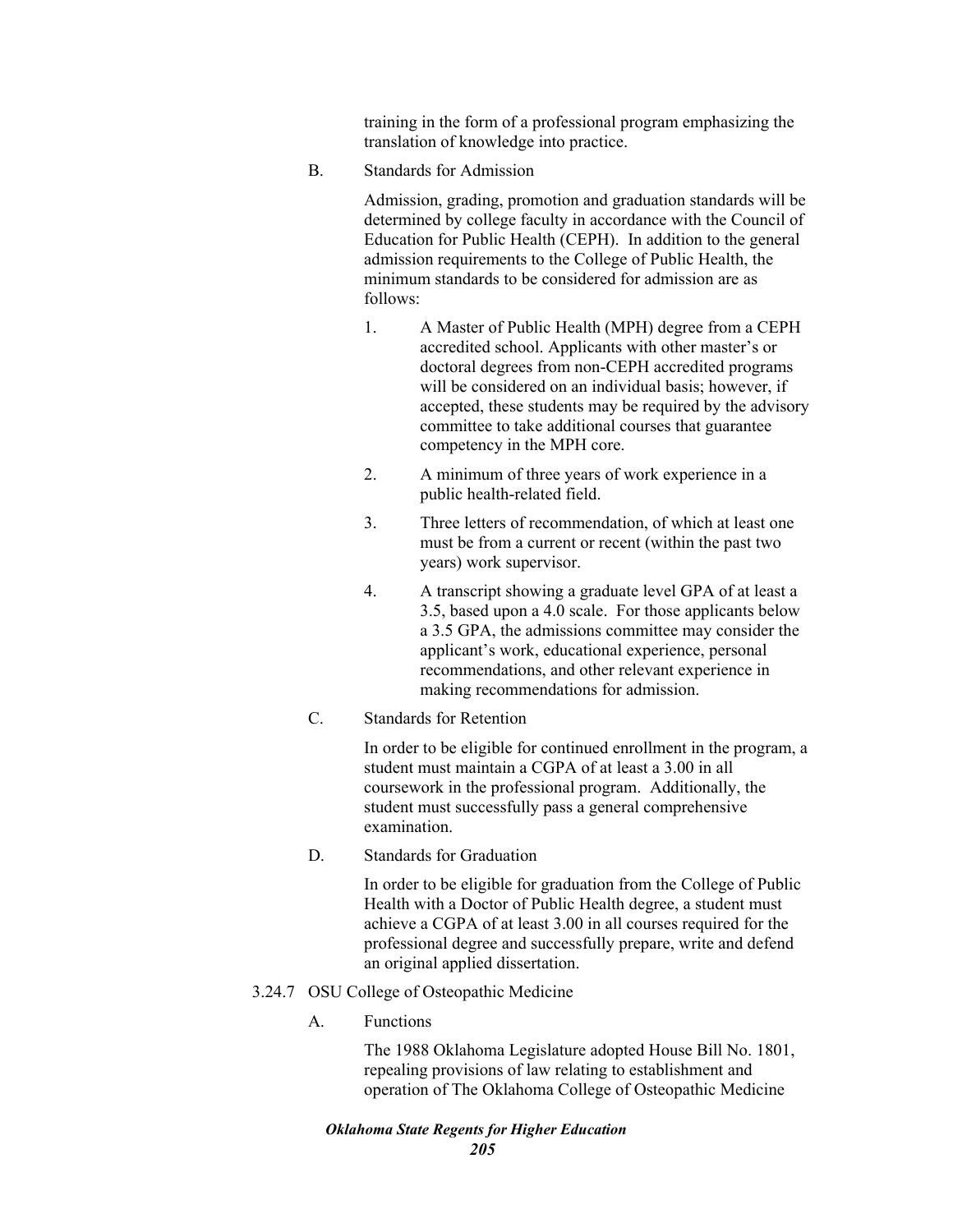training in the form of a professional program emphasizing the translation of knowledge into practice.

B. Standards for Admission

Admission, grading, promotion and graduation standards will be determined by college faculty in accordance with the Council of Education for Public Health (CEPH). In addition to the general admission requirements to the College of Public Health, the minimum standards to be considered for admission are as follows:

1. A Master of Public Health (MPH) degree from a CEPH accredited school. Applicants with other master's or doctoral degrees from non-CEPH accredited programs will be considered on an individual basis; however, if accepted, these students may be required by the advisory committee to take additional courses that guarantee competency in the MPH core.

2. A minimum of three years of work experience in a public health-related field.

3. Three letters of recommendation, of which at least one must be from a current or recent (within the past two years) work supervisor.

4. A transcript showing a graduate level GPA of at least a 3.5, based upon a 4.0 scale. For those applicants below a 3.5 GPA, the admissions committee may consider the applicant's work, educational experience, personal recommendations, and other relevant experience in making recommendations for admission.

C. Standards for Retention

In order to be eligible for continued enrollment in the program, a student must maintain a CGPA of at least a 3.00 in all coursework in the professional program. Additionally, the student must successfully pass a general comprehensive examination.

D. Standards for Graduation

In order to be eligible for graduation from the College of Public Health with a Doctor of Public Health degree, a student must achieve a CGPA of at least 3.00 in all courses required for the professional degree and successfully prepare, write and defend an original applied dissertation.

3.24.7 OSU College of Osteopathic Medicine

A. Functions

The 1988 Oklahoma Legislature adopted House Bill No. 1801, repealing provisions of law relating to establishment and operation of The Oklahoma College of Osteopathic Medicine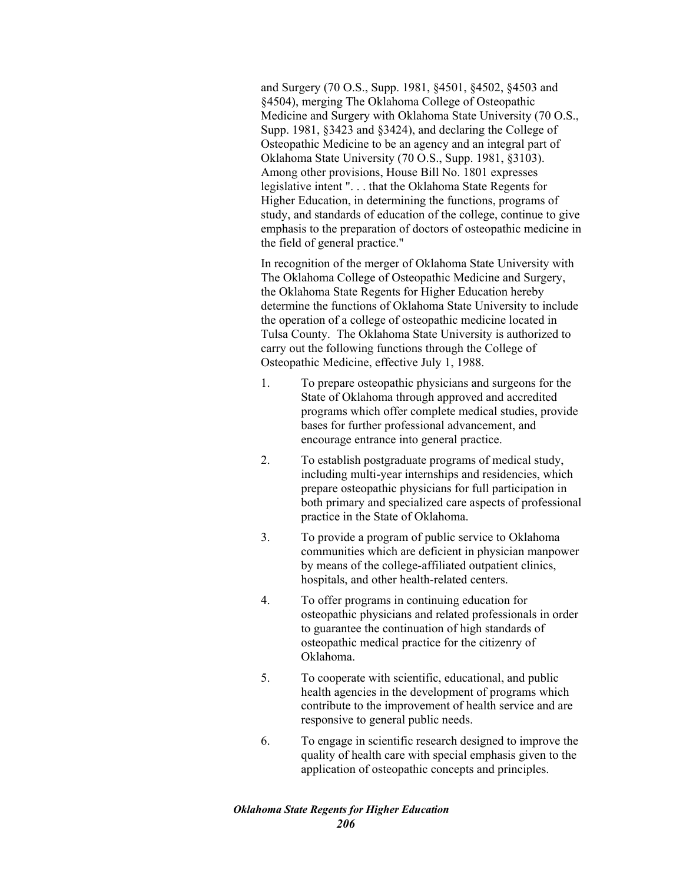and Surgery (70 O.S., Supp. 1981, §4501, §4502, §4503 and §4504), merging The Oklahoma College of Osteopathic Medicine and Surgery with Oklahoma State University (70 O.S., Supp. 1981, §3423 and §3424), and declaring the College of Osteopathic Medicine to be an agency and an integral part of Oklahoma State University (70 O.S., Supp. 1981, §3103). Among other provisions, House Bill No. 1801 expresses legislative intent ". . . that the Oklahoma State Regents for Higher Education, in determining the functions, programs of study, and standards of education of the college, continue to give emphasis to the preparation of doctors of osteopathic medicine in the field of general practice."

In recognition of the merger of Oklahoma State University with The Oklahoma College of Osteopathic Medicine and Surgery, the Oklahoma State Regents for Higher Education hereby determine the functions of Oklahoma State University to include the operation of a college of osteopathic medicine located in Tulsa County. The Oklahoma State University is authorized to carry out the following functions through the College of Osteopathic Medicine, effective July 1, 1988.

1. To prepare osteopathic physicians and surgeons for the State of Oklahoma through approved and accredited programs which offer complete medical studies, provide bases for further professional advancement, and encourage entrance into general practice.

2. To establish postgraduate programs of medical study, including multi-year internships and residencies, which prepare osteopathic physicians for full participation in both primary and specialized care aspects of professional practice in the State of Oklahoma.

3. To provide a program of public service to Oklahoma communities which are deficient in physician manpower by means of the college-affiliated outpatient clinics, hospitals, and other health-related centers.

4. To offer programs in continuing education for osteopathic physicians and related professionals in order to guarantee the continuation of high standards of osteopathic medical practice for the citizenry of Oklahoma.

5. To cooperate with scientific, educational, and public health agencies in the development of programs which contribute to the improvement of health service and are responsive to general public needs.

6. To engage in scientific research designed to improve the quality of health care with special emphasis given to the application of osteopathic concepts and principles.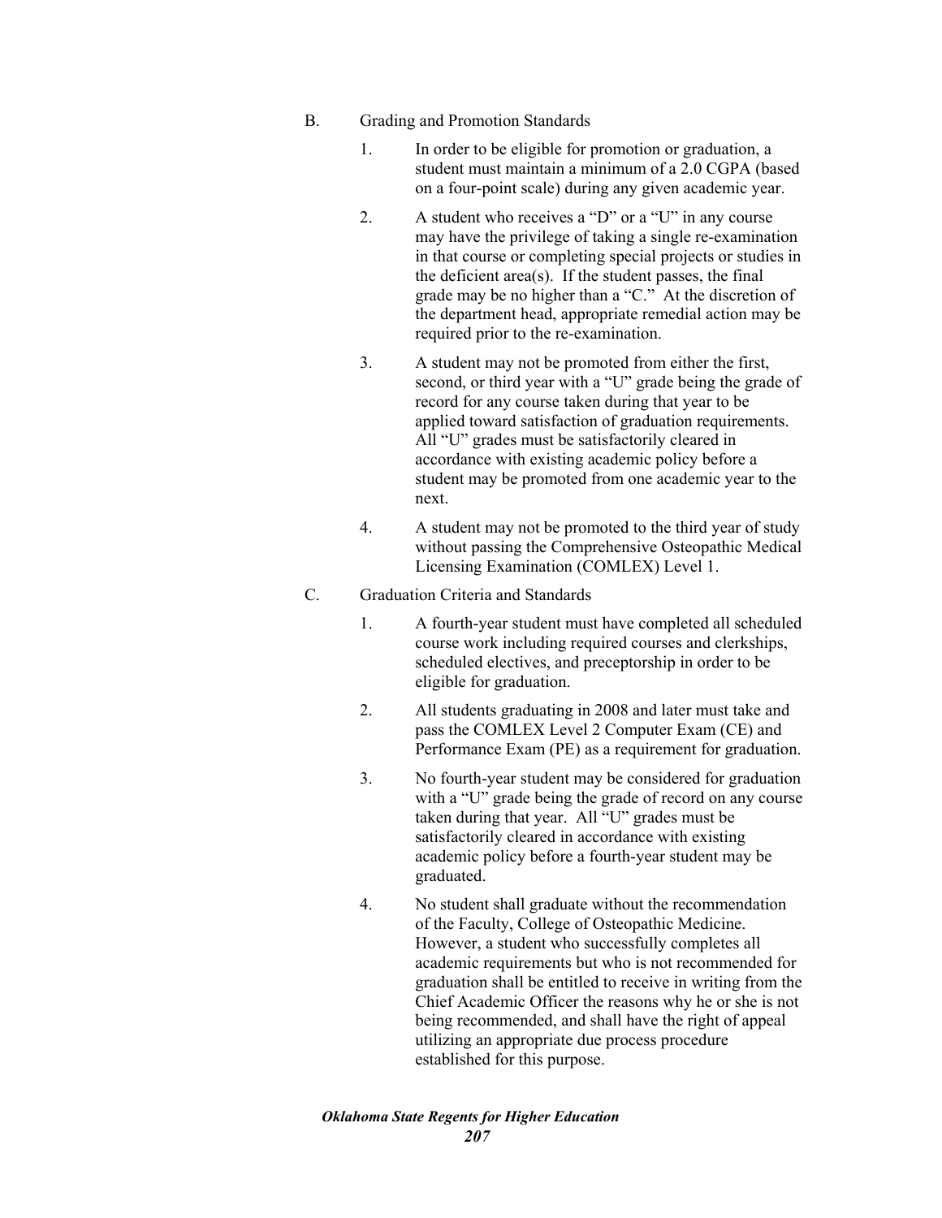B. Grading and Promotion Standards

1. In order to be eligible for promotion or graduation, a student must maintain a minimum of a 2.0 CGPA (based on a four-point scale) during any given academic year.

2. A student who receives a "D" or a "U" in any course may have the privilege of taking a single re-examination in that course or completing special projects or studies in the deficient area(s). If the student passes, the final grade may be no higher than a "C." At the discretion of the department head, appropriate remedial action may be required prior to the re-examination.

3. A student may not be promoted from either the first, second, or third year with a "U" grade being the grade of record for any course taken during that year to be applied toward satisfaction of graduation requirements. All "U" grades must be satisfactorily cleared in accordance with existing academic policy before a student may be promoted from one academic year to the next.

4. A student may not be promoted to the third year of study without passing the Comprehensive Osteopathic Medical Licensing Examination (COMLEX) Level 1.

C. Graduation Criteria and Standards

1. A fourth-year student must have completed all scheduled course work including required courses and clerkships, scheduled electives, and preceptorship in order to be eligible for graduation.

2. All students graduating in 2008 and later must take and pass the COMLEX Level 2 Computer Exam (CE) and Performance Exam (PE) as a requirement for graduation.

3. No fourth-year student may be considered for graduation with a "U" grade being the grade of record on any course taken during that year. All "U" grades must be satisfactorily cleared in accordance with existing academic policy before a fourth-year student may be graduated.

4. No student shall graduate without the recommendation of the Faculty, College of Osteopathic Medicine. However, a student who successfully completes all academic requirements but who is not recommended for graduation shall be entitled to receive in writing from the Chief Academic Officer the reasons why he or she is not being recommended, and shall have the right of appeal utilizing an appropriate due process procedure established for this purpose.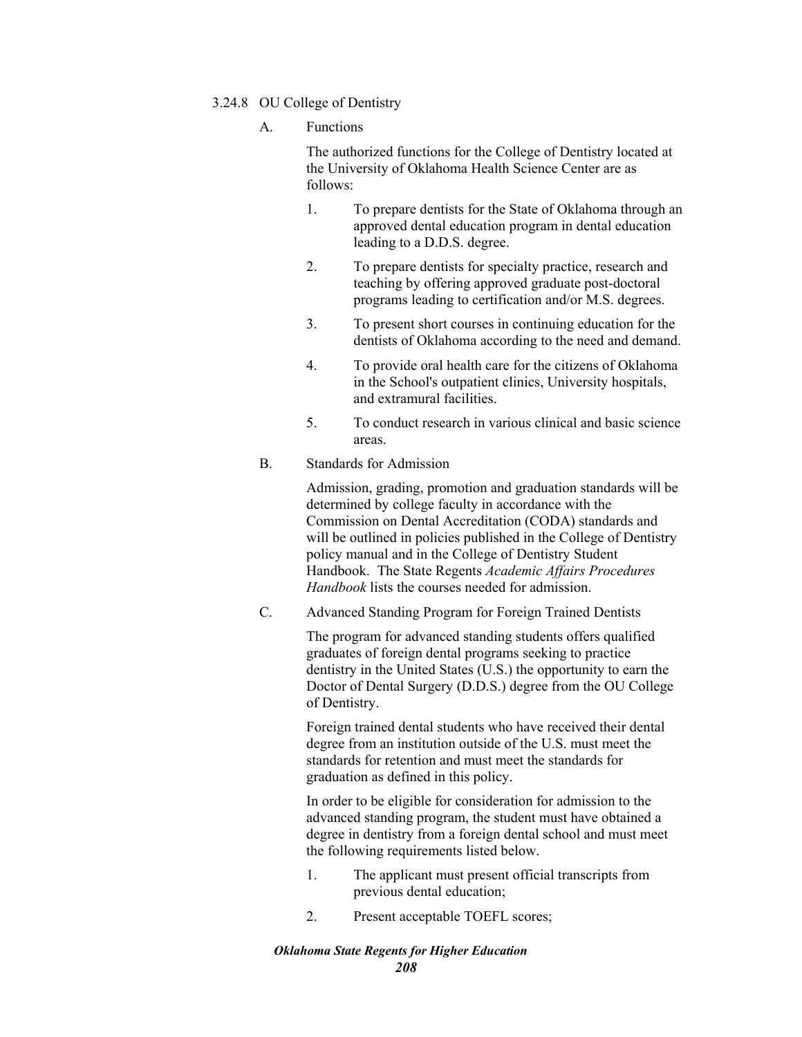### 3.24.8 OU College of Dentistry

#### A. Functions

The authorized functions for the College of Dentistry located at the University of Oklahoma Health Science Center are as follows:

1. To prepare dentists for the State of Oklahoma through an approved dental education program in dental education leading to a D.D.S. degree.
2. To prepare dentists for specialty practice, research and teaching by offering approved graduate post-doctoral programs leading to certification and/or M.S. degrees.
3. To present short courses in continuing education for the dentists of Oklahoma according to the need and demand.
4. To provide oral health care for the citizens of Oklahoma in the School's outpatient clinics, University hospitals, and extramural facilities.
5. To conduct research in various clinical and basic science areas.

#### B. Standards for Admission

Admission, grading, promotion and graduation standards will be determined by college faculty in accordance with the Commission on Dental Accreditation (CODA) standards and will be outlined in policies published in the College of Dentistry policy manual and in the College of Dentistry Student Handbook. The State Regents *Academic Affairs Procedures Handbook* lists the courses needed for admission.

#### C. Advanced Standing Program for Foreign Trained Dentists

The program for advanced standing students offers qualified graduates of foreign dental programs seeking to practice dentistry in the United States (U.S.) the opportunity to earn the Doctor of Dental Surgery (D.D.S.) degree from the OU College of Dentistry.

Foreign trained dental students who have received their dental degree from an institution outside of the U.S. must meet the standards for retention and must meet the standards for graduation as defined in this policy.

In order to be eligible for consideration for admission to the advanced standing program, the student must have obtained a degree in dentistry from a foreign dental school and must meet the following requirements listed below.

1. The applicant must present official transcripts from previous dental education;
2. Present acceptable TOEFL scores;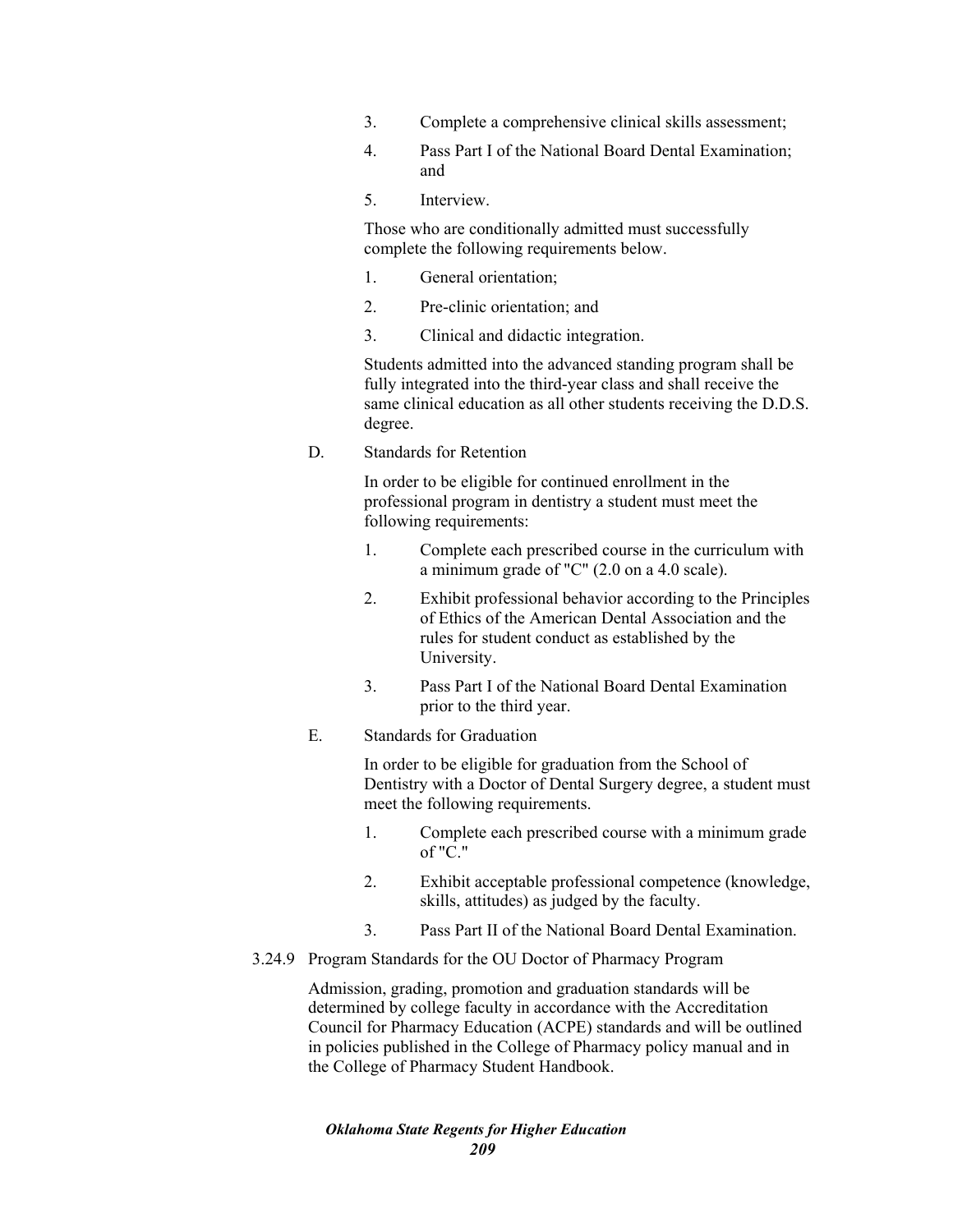3. Complete a comprehensive clinical skills assessment;
4. Pass Part I of the National Board Dental Examination; and
5. Interview.

Those who are conditionally admitted must successfully complete the following requirements below.

1. General orientation;
2. Pre-clinic orientation; and
3. Clinical and didactic integration.

Students admitted into the advanced standing program shall be fully integrated into the third-year class and shall receive the same clinical education as all other students receiving the D.D.S. degree.

D. Standards for Retention

In order to be eligible for continued enrollment in the professional program in dentistry a student must meet the following requirements:

1. Complete each prescribed course in the curriculum with a minimum grade of "C" (2.0 on a 4.0 scale).
2. Exhibit professional behavior according to the Principles of Ethics of the American Dental Association and the rules for student conduct as established by the University.
3. Pass Part I of the National Board Dental Examination prior to the third year.

E. Standards for Graduation

In order to be eligible for graduation from the School of Dentistry with a Doctor of Dental Surgery degree, a student must meet the following requirements.

1. Complete each prescribed course with a minimum grade of "C."
2. Exhibit acceptable professional competence (knowledge, skills, attitudes) as judged by the faculty.
3. Pass Part II of the National Board Dental Examination.

3.24.9 Program Standards for the OU Doctor of Pharmacy Program

Admission, grading, promotion and graduation standards will be determined by college faculty in accordance with the Accreditation Council for Pharmacy Education (ACPE) standards and will be outlined in policies published in the College of Pharmacy policy manual and in the College of Pharmacy Student Handbook.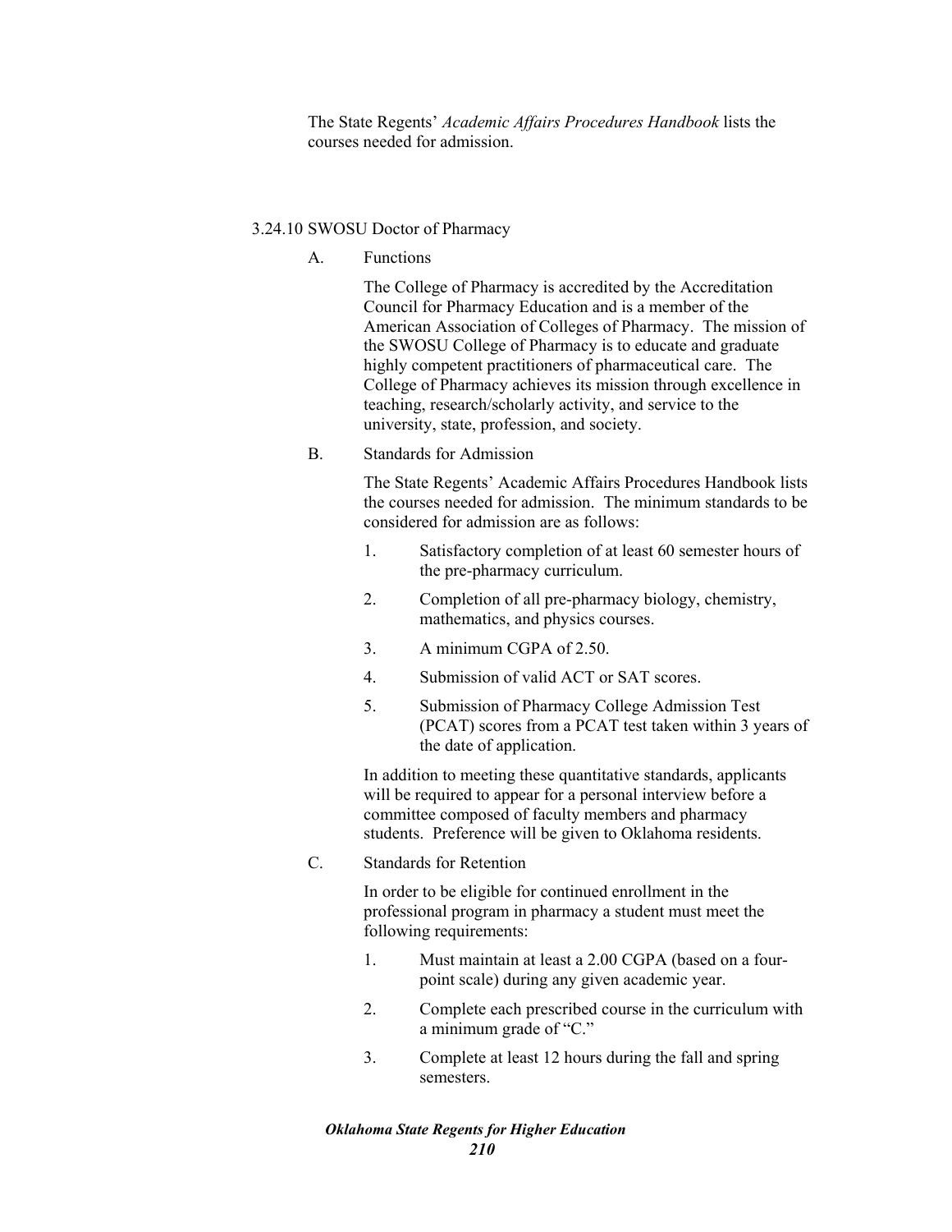The State Regents' *Academic Affairs Procedures Handbook* lists the courses needed for admission.

### 3.24.10 SWOSU Doctor of Pharmacy

A. Functions

The College of Pharmacy is accredited by the Accreditation Council for Pharmacy Education and is a member of the American Association of Colleges of Pharmacy. The mission of the SWOSU College of Pharmacy is to educate and graduate highly competent practitioners of pharmaceutical care. The College of Pharmacy achieves its mission through excellence in teaching, research/scholarly activity, and service to the university, state, profession, and society.

B. Standards for Admission

The State Regents' Academic Affairs Procedures Handbook lists the courses needed for admission. The minimum standards to be considered for admission are as follows:

1. Satisfactory completion of at least 60 semester hours of the pre-pharmacy curriculum.
2. Completion of all pre-pharmacy biology, chemistry, mathematics, and physics courses.
3. A minimum CGPA of 2.50.
4. Submission of valid ACT or SAT scores.
5. Submission of Pharmacy College Admission Test (PCAT) scores from a PCAT test taken within 3 years of the date of application.

In addition to meeting these quantitative standards, applicants will be required to appear for a personal interview before a committee composed of faculty members and pharmacy students. Preference will be given to Oklahoma residents.

C. Standards for Retention

In order to be eligible for continued enrollment in the professional program in pharmacy a student must meet the following requirements:

1. Must maintain at least a 2.00 CGPA (based on a four-point scale) during any given academic year.
2. Complete each prescribed course in the curriculum with a minimum grade of "C."
3. Complete at least 12 hours during the fall and spring semesters.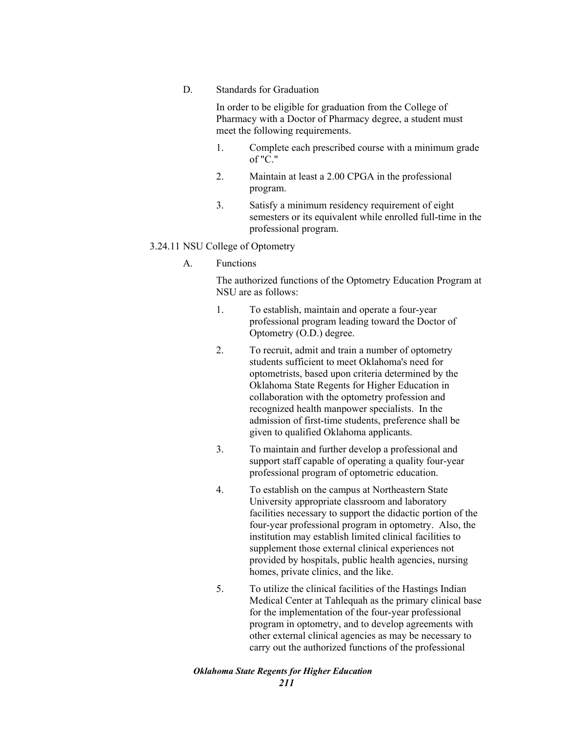D. Standards for Graduation

In order to be eligible for graduation from the College of Pharmacy with a Doctor of Pharmacy degree, a student must meet the following requirements.

1. Complete each prescribed course with a minimum grade of "C."
2. Maintain at least a 2.00 CPGA in the professional program.
3. Satisfy a minimum residency requirement of eight semesters or its equivalent while enrolled full-time in the professional program.

3.24.11 NSU College of Optometry

A. Functions

The authorized functions of the Optometry Education Program at NSU are as follows:

1. To establish, maintain and operate a four-year professional program leading toward the Doctor of Optometry (O.D.) degree.
2. To recruit, admit and train a number of optometry students sufficient to meet Oklahoma's need for optometrists, based upon criteria determined by the Oklahoma State Regents for Higher Education in collaboration with the optometry profession and recognized health manpower specialists. In the admission of first-time students, preference shall be given to qualified Oklahoma applicants.
3. To maintain and further develop a professional and support staff capable of operating a quality four-year professional program of optometric education.
4. To establish on the campus at Northeastern State University appropriate classroom and laboratory facilities necessary to support the didactic portion of the four-year professional program in optometry. Also, the institution may establish limited clinical facilities to supplement those external clinical experiences not provided by hospitals, public health agencies, nursing homes, private clinics, and the like.
5. To utilize the clinical facilities of the Hastings Indian Medical Center at Tahlequah as the primary clinical base for the implementation of the four-year professional program in optometry, and to develop agreements with other external clinical agencies as may be necessary to carry out the authorized functions of the professional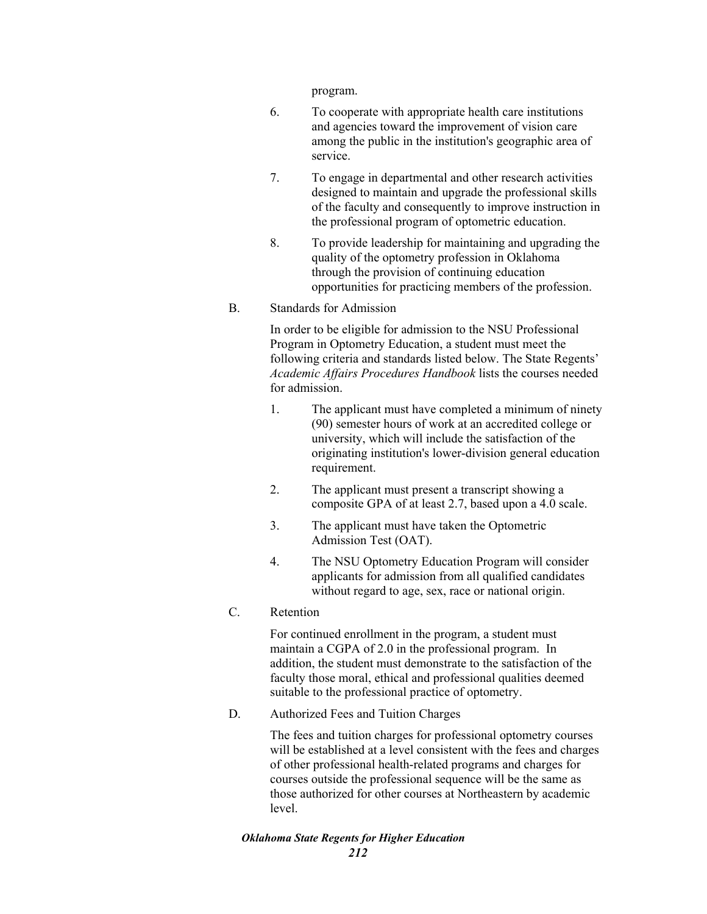program.

6. To cooperate with appropriate health care institutions and agencies toward the improvement of vision care among the public in the institution's geographic area of service.

7. To engage in departmental and other research activities designed to maintain and upgrade the professional skills of the faculty and consequently to improve instruction in the professional program of optometric education.

8. To provide leadership for maintaining and upgrading the quality of the optometry profession in Oklahoma through the provision of continuing education opportunities for practicing members of the profession.

B. Standards for Admission

In order to be eligible for admission to the NSU Professional Program in Optometry Education, a student must meet the following criteria and standards listed below. The State Regents' *Academic Affairs Procedures Handbook* lists the courses needed for admission.

1. The applicant must have completed a minimum of ninety (90) semester hours of work at an accredited college or university, which will include the satisfaction of the originating institution's lower-division general education requirement.

2. The applicant must present a transcript showing a composite GPA of at least 2.7, based upon a 4.0 scale.

3. The applicant must have taken the Optometric Admission Test (OAT).

4. The NSU Optometry Education Program will consider applicants for admission from all qualified candidates without regard to age, sex, race or national origin.

C. Retention

For continued enrollment in the program, a student must maintain a CGPA of 2.0 in the professional program. In addition, the student must demonstrate to the satisfaction of the faculty those moral, ethical and professional qualities deemed suitable to the professional practice of optometry.

D. Authorized Fees and Tuition Charges

The fees and tuition charges for professional optometry courses will be established at a level consistent with the fees and charges of other professional health-related programs and charges for courses outside the professional sequence will be the same as those authorized for other courses at Northeastern by academic level.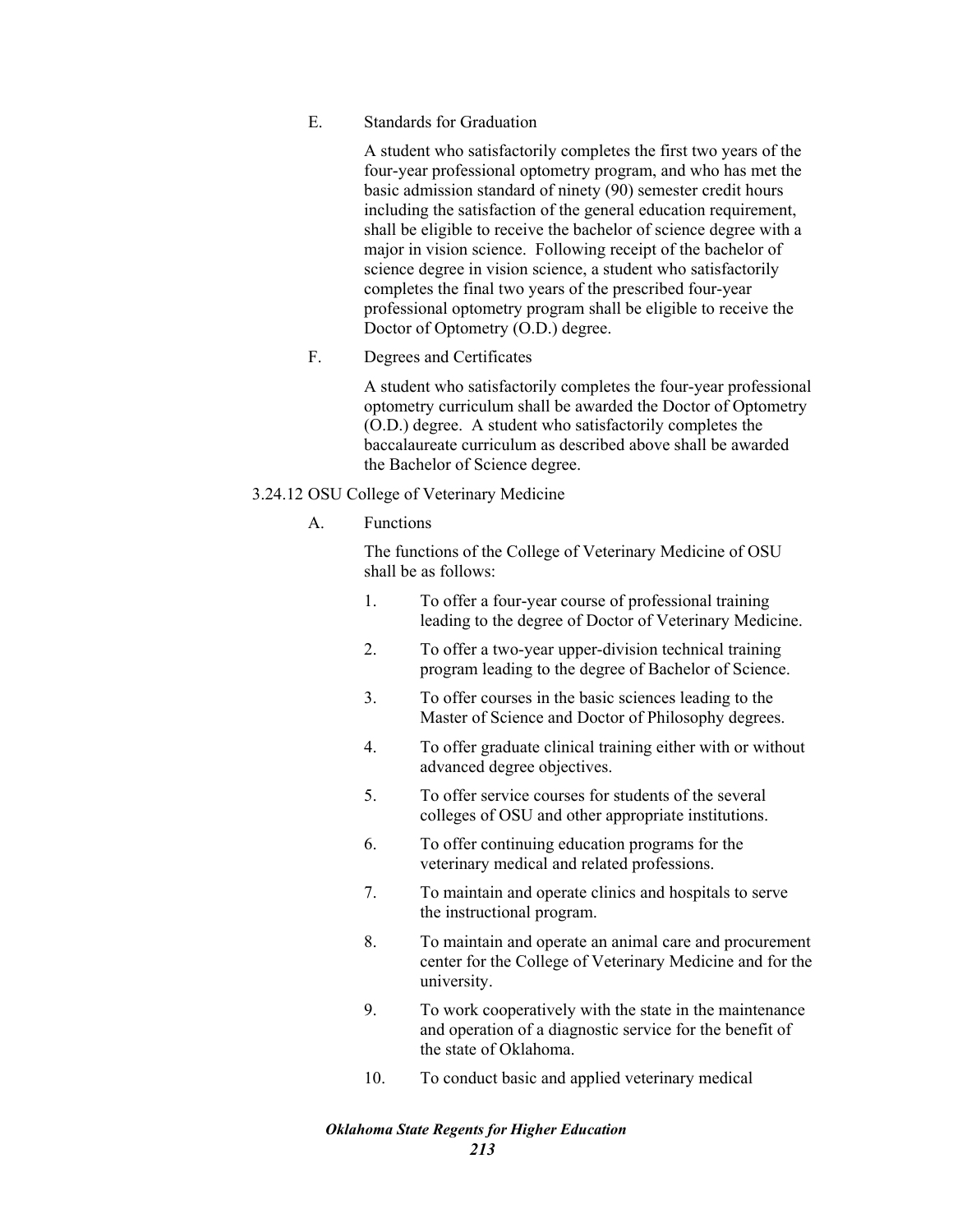E. Standards for Graduation

A student who satisfactorily completes the first two years of the four-year professional optometry program, and who has met the basic admission standard of ninety (90) semester credit hours including the satisfaction of the general education requirement, shall be eligible to receive the bachelor of science degree with a major in vision science. Following receipt of the bachelor of science degree in vision science, a student who satisfactorily completes the final two years of the prescribed four-year professional optometry program shall be eligible to receive the Doctor of Optometry (O.D.) degree.

F. Degrees and Certificates

A student who satisfactorily completes the four-year professional optometry curriculum shall be awarded the Doctor of Optometry (O.D.) degree. A student who satisfactorily completes the baccalaureate curriculum as described above shall be awarded the Bachelor of Science degree.

3.24.12 OSU College of Veterinary Medicine

A. Functions

The functions of the College of Veterinary Medicine of OSU shall be as follows:

1. To offer a four-year course of professional training leading to the degree of Doctor of Veterinary Medicine.
2. To offer a two-year upper-division technical training program leading to the degree of Bachelor of Science.
3. To offer courses in the basic sciences leading to the Master of Science and Doctor of Philosophy degrees.
4. To offer graduate clinical training either with or without advanced degree objectives.
5. To offer service courses for students of the several colleges of OSU and other appropriate institutions.
6. To offer continuing education programs for the veterinary medical and related professions.
7. To maintain and operate clinics and hospitals to serve the instructional program.
8. To maintain and operate an animal care and procurement center for the College of Veterinary Medicine and for the university.
9. To work cooperatively with the state in the maintenance and operation of a diagnostic service for the benefit of the state of Oklahoma.
10. To conduct basic and applied veterinary medical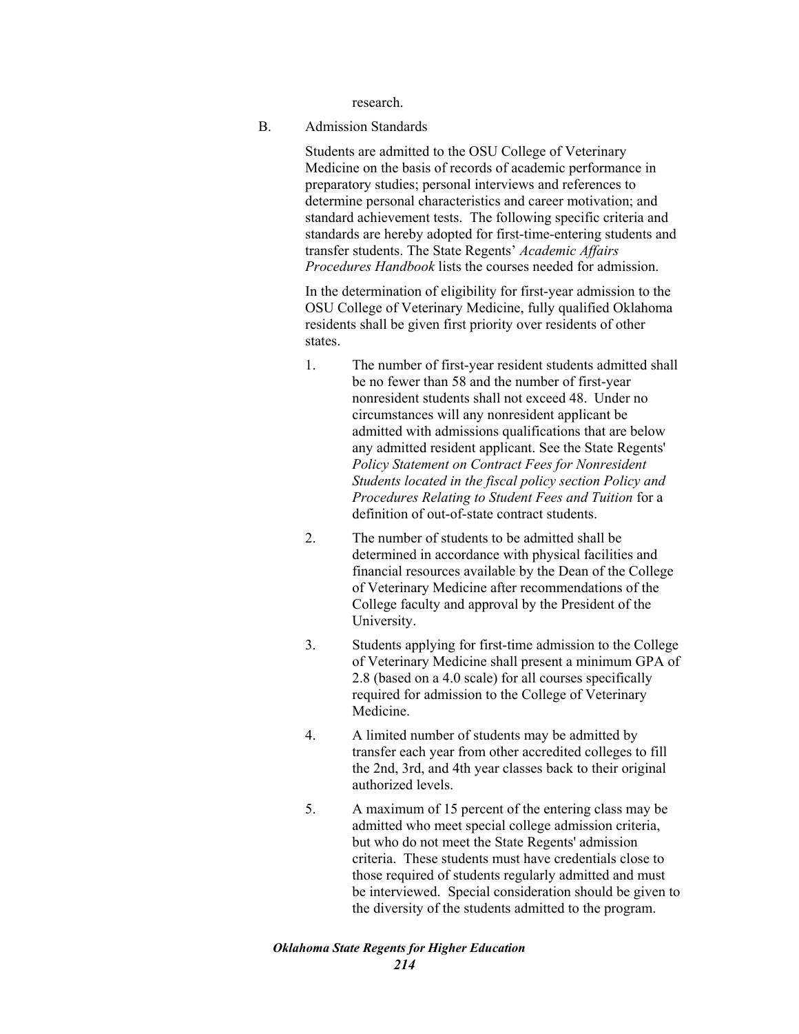research.

B. Admission Standards

Students are admitted to the OSU College of Veterinary Medicine on the basis of records of academic performance in preparatory studies; personal interviews and references to determine personal characteristics and career motivation; and standard achievement tests. The following specific criteria and standards are hereby adopted for first-time-entering students and transfer students. The State Regents' *Academic Affairs Procedures Handbook* lists the courses needed for admission.

In the determination of eligibility for first-year admission to the OSU College of Veterinary Medicine, fully qualified Oklahoma residents shall be given first priority over residents of other states.

1. The number of first-year resident students admitted shall be no fewer than 58 and the number of first-year nonresident students shall not exceed 48. Under no circumstances will any nonresident applicant be admitted with admissions qualifications that are below any admitted resident applicant. See the State Regents' *Policy Statement on Contract Fees for Nonresident Students located in the fiscal policy section Policy and Procedures Relating to Student Fees and Tuition* for a definition of out-of-state contract students.

2. The number of students to be admitted shall be determined in accordance with physical facilities and financial resources available by the Dean of the College of Veterinary Medicine after recommendations of the College faculty and approval by the President of the University.

3. Students applying for first-time admission to the College of Veterinary Medicine shall present a minimum GPA of 2.8 (based on a 4.0 scale) for all courses specifically required for admission to the College of Veterinary Medicine.

4. A limited number of students may be admitted by transfer each year from other accredited colleges to fill the 2nd, 3rd, and 4th year classes back to their original authorized levels.

5. A maximum of 15 percent of the entering class may be admitted who meet special college admission criteria, but who do not meet the State Regents' admission criteria. These students must have credentials close to those required of students regularly admitted and must be interviewed. Special consideration should be given to the diversity of the students admitted to the program.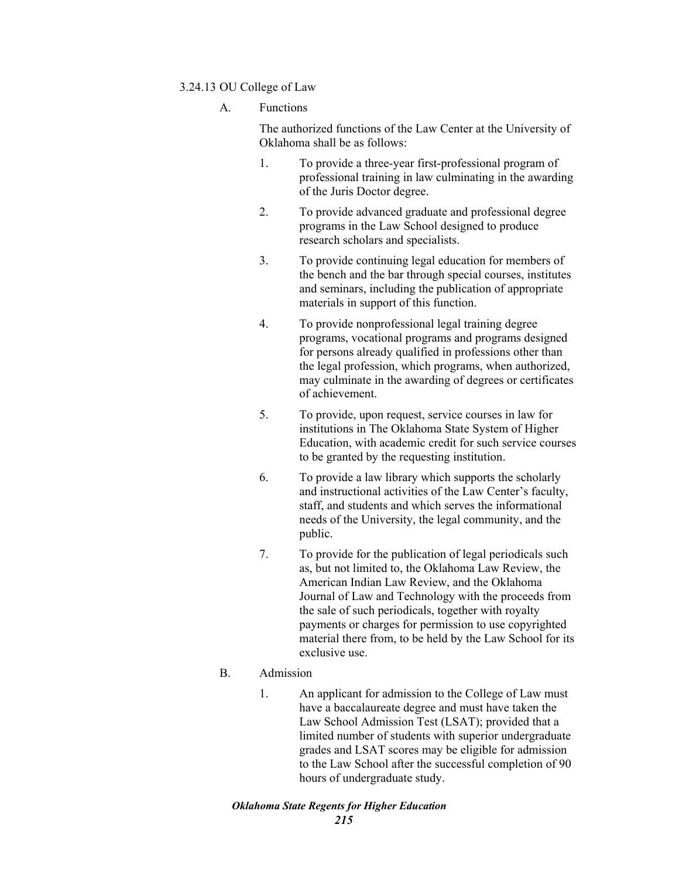### 3.24.13 OU College of Law

A. Functions

The authorized functions of the Law Center at the University of Oklahoma shall be as follows:

1. To provide a three-year first-professional program of professional training in law culminating in the awarding of the Juris Doctor degree.

2. To provide advanced graduate and professional degree programs in the Law School designed to produce research scholars and specialists.

3. To provide continuing legal education for members of the bench and the bar through special courses, institutes and seminars, including the publication of appropriate materials in support of this function.

4. To provide nonprofessional legal training degree programs, vocational programs and programs designed for persons already qualified in professions other than the legal profession, which programs, when authorized, may culminate in the awarding of degrees or certificates of achievement.

5. To provide, upon request, service courses in law for institutions in The Oklahoma State System of Higher Education, with academic credit for such service courses to be granted by the requesting institution.

6. To provide a law library which supports the scholarly and instructional activities of the Law Center's faculty, staff, and students and which serves the informational needs of the University, the legal community, and the public.

7. To provide for the publication of legal periodicals such as, but not limited to, the Oklahoma Law Review, the American Indian Law Review, and the Oklahoma Journal of Law and Technology with the proceeds from the sale of such periodicals, together with royalty payments or charges for permission to use copyrighted material there from, to be held by the Law School for its exclusive use.

B. Admission

1. An applicant for admission to the College of Law must have a baccalaureate degree and must have taken the Law School Admission Test (LSAT); provided that a limited number of students with superior undergraduate grades and LSAT scores may be eligible for admission to the Law School after the successful completion of 90 hours of undergraduate study.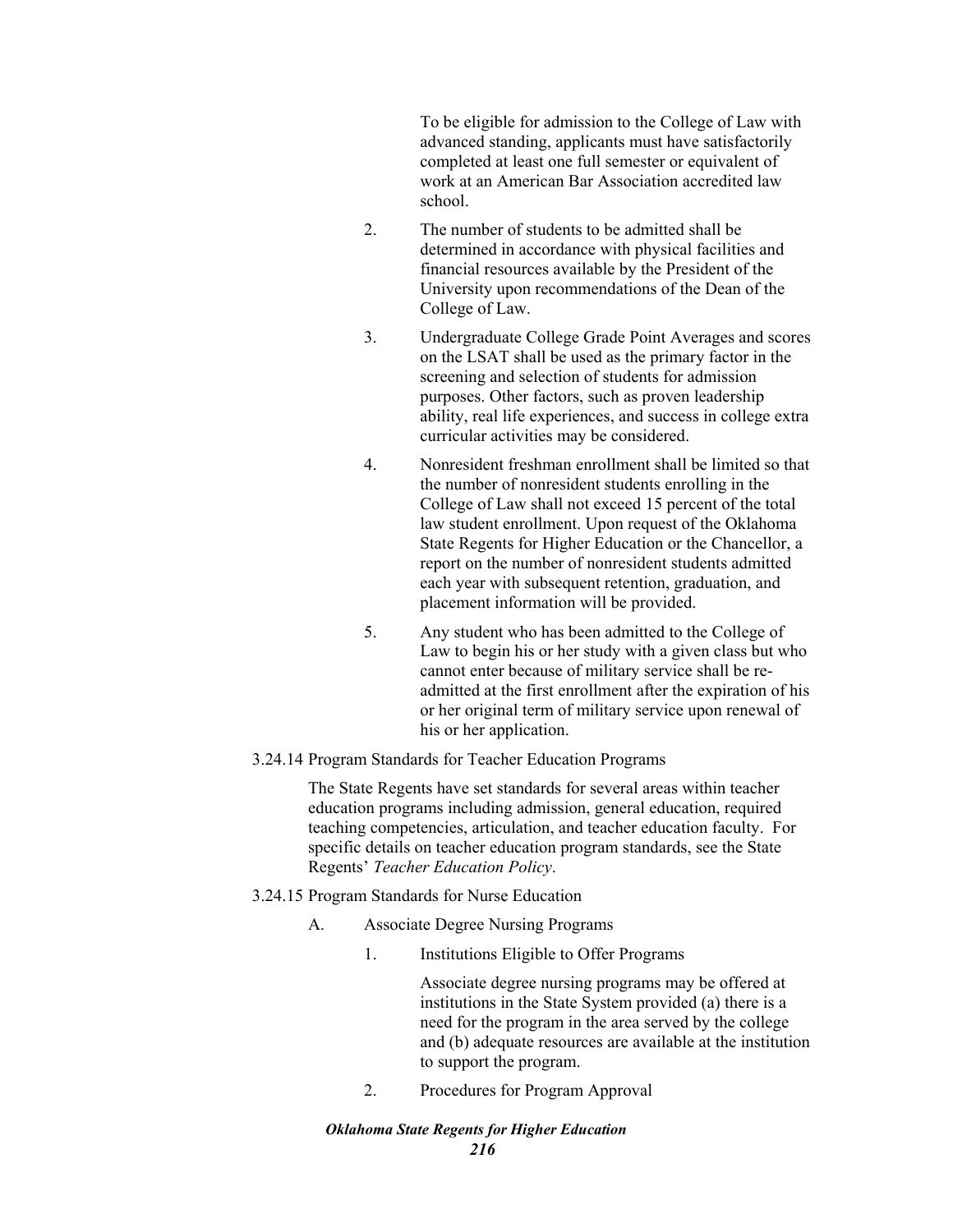To be eligible for admission to the College of Law with advanced standing, applicants must have satisfactorily completed at least one full semester or equivalent of work at an American Bar Association accredited law school.

2. The number of students to be admitted shall be determined in accordance with physical facilities and financial resources available by the President of the University upon recommendations of the Dean of the College of Law.

3. Undergraduate College Grade Point Averages and scores on the LSAT shall be used as the primary factor in the screening and selection of students for admission purposes. Other factors, such as proven leadership ability, real life experiences, and success in college extra curricular activities may be considered.

4. Nonresident freshman enrollment shall be limited so that the number of nonresident students enrolling in the College of Law shall not exceed 15 percent of the total law student enrollment. Upon request of the Oklahoma State Regents for Higher Education or the Chancellor, a report on the number of nonresident students admitted each year with subsequent retention, graduation, and placement information will be provided.

5. Any student who has been admitted to the College of Law to begin his or her study with a given class but who cannot enter because of military service shall be re-admitted at the first enrollment after the expiration of his or her original term of military service upon renewal of his or her application.

3.24.14 Program Standards for Teacher Education Programs

The State Regents have set standards for several areas within teacher education programs including admission, general education, required teaching competencies, articulation, and teacher education faculty. For specific details on teacher education program standards, see the State Regents' *Teacher Education Policy*.

3.24.15 Program Standards for Nurse Education

A. Associate Degree Nursing Programs

1. Institutions Eligible to Offer Programs

Associate degree nursing programs may be offered at institutions in the State System provided (a) there is a need for the program in the area served by the college and (b) adequate resources are available at the institution to support the program.

2. Procedures for Program Approval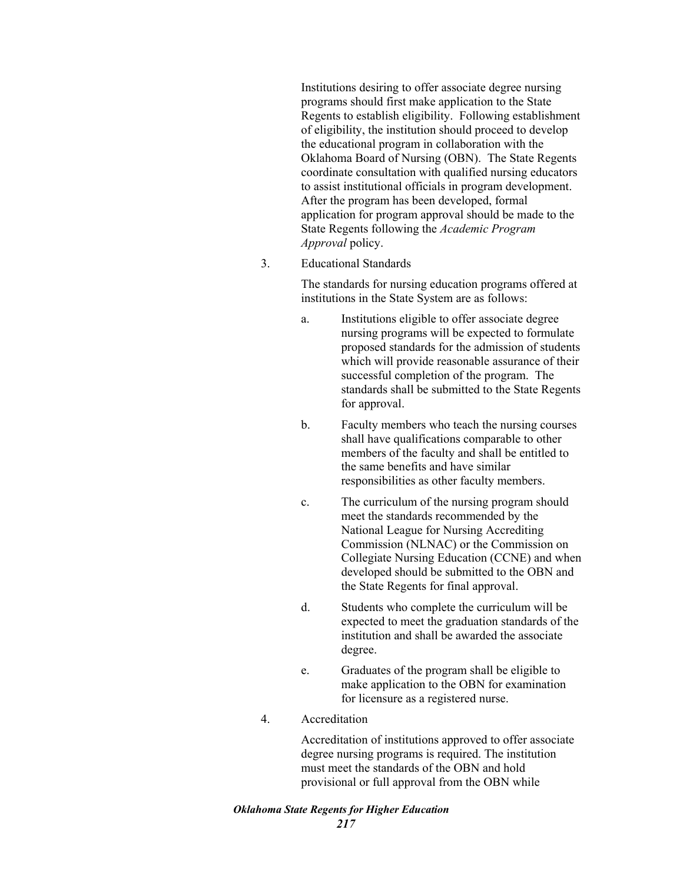Institutions desiring to offer associate degree nursing programs should first make application to the State Regents to establish eligibility. Following establishment of eligibility, the institution should proceed to develop the educational program in collaboration with the Oklahoma Board of Nursing (OBN). The State Regents coordinate consultation with qualified nursing educators to assist institutional officials in program development. After the program has been developed, formal application for program approval should be made to the State Regents following the *Academic Program Approval* policy.

3. Educational Standards

   The standards for nursing education programs offered at institutions in the State System are as follows:

   a. Institutions eligible to offer associate degree nursing programs will be expected to formulate proposed standards for the admission of students which will provide reasonable assurance of their successful completion of the program. The standards shall be submitted to the State Regents for approval.

   b. Faculty members who teach the nursing courses shall have qualifications comparable to other members of the faculty and shall be entitled to the same benefits and have similar responsibilities as other faculty members.

   c. The curriculum of the nursing program should meet the standards recommended by the National League for Nursing Accrediting Commission (NLNAC) or the Commission on Collegiate Nursing Education (CCNE) and when developed should be submitted to the OBN and the State Regents for final approval.

   d. Students who complete the curriculum will be expected to meet the graduation standards of the institution and shall be awarded the associate degree.

   e. Graduates of the program shall be eligible to make application to the OBN for examination for licensure as a registered nurse.

4. Accreditation

   Accreditation of institutions approved to offer associate degree nursing programs is required. The institution must meet the standards of the OBN and hold provisional or full approval from the OBN while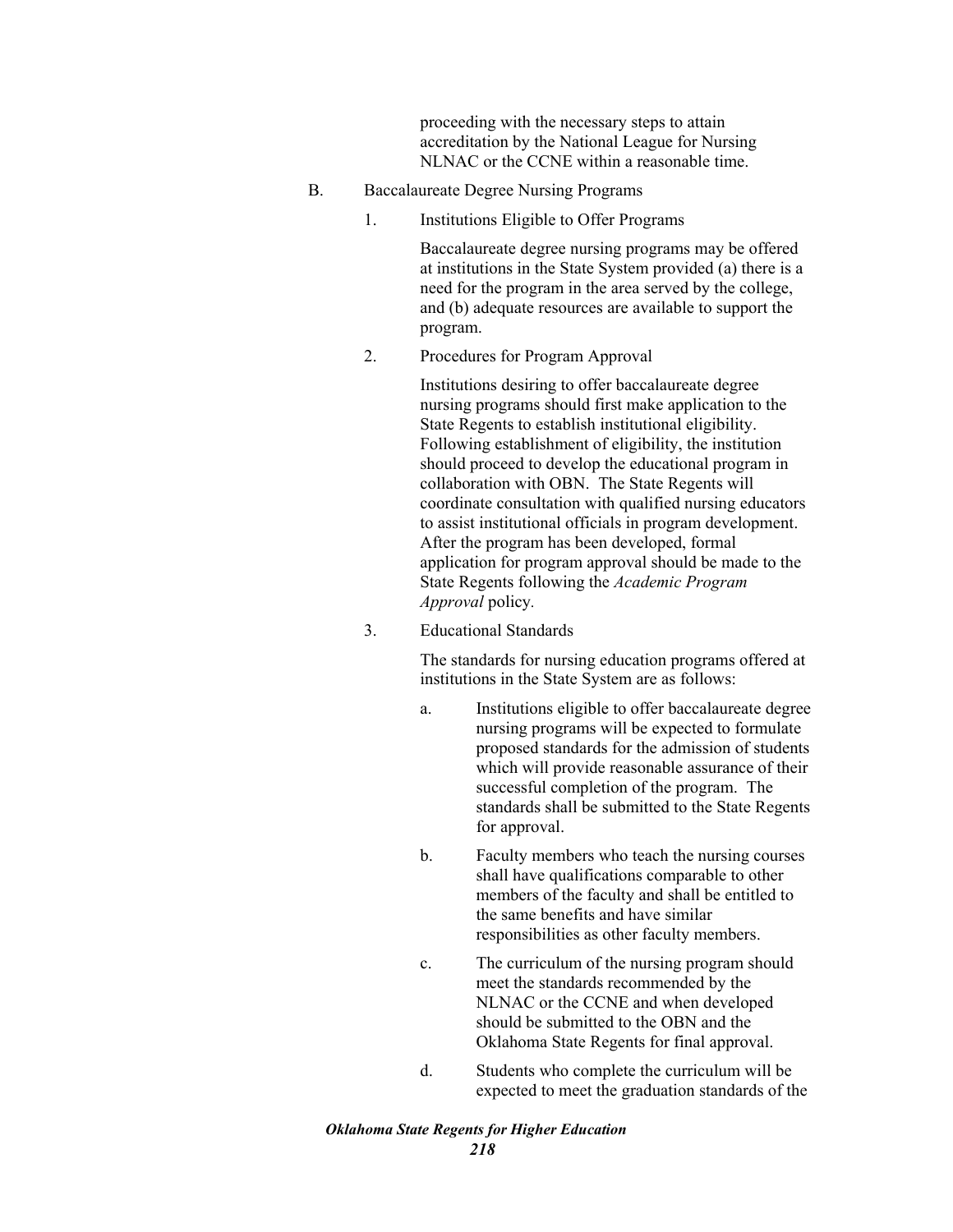proceeding with the necessary steps to attain accreditation by the National League for Nursing NLNAC or the CCNE within a reasonable time.

B. Baccalaureate Degree Nursing Programs

1. Institutions Eligible to Offer Programs

   Baccalaureate degree nursing programs may be offered at institutions in the State System provided (a) there is a need for the program in the area served by the college, and (b) adequate resources are available to support the program.

2. Procedures for Program Approval

   Institutions desiring to offer baccalaureate degree nursing programs should first make application to the State Regents to establish institutional eligibility. Following establishment of eligibility, the institution should proceed to develop the educational program in collaboration with OBN. The State Regents will coordinate consultation with qualified nursing educators to assist institutional officials in program development. After the program has been developed, formal application for program approval should be made to the State Regents following the *Academic Program Approval* policy.

3. Educational Standards

   The standards for nursing education programs offered at institutions in the State System are as follows:

   a. Institutions eligible to offer baccalaureate degree nursing programs will be expected to formulate proposed standards for the admission of students which will provide reasonable assurance of their successful completion of the program. The standards shall be submitted to the State Regents for approval.

   b. Faculty members who teach the nursing courses shall have qualifications comparable to other members of the faculty and shall be entitled to the same benefits and have similar responsibilities as other faculty members.

   c. The curriculum of the nursing program should meet the standards recommended by the NLNAC or the CCNE and when developed should be submitted to the OBN and the Oklahoma State Regents for final approval.

   d. Students who complete the curriculum will be expected to meet the graduation standards of the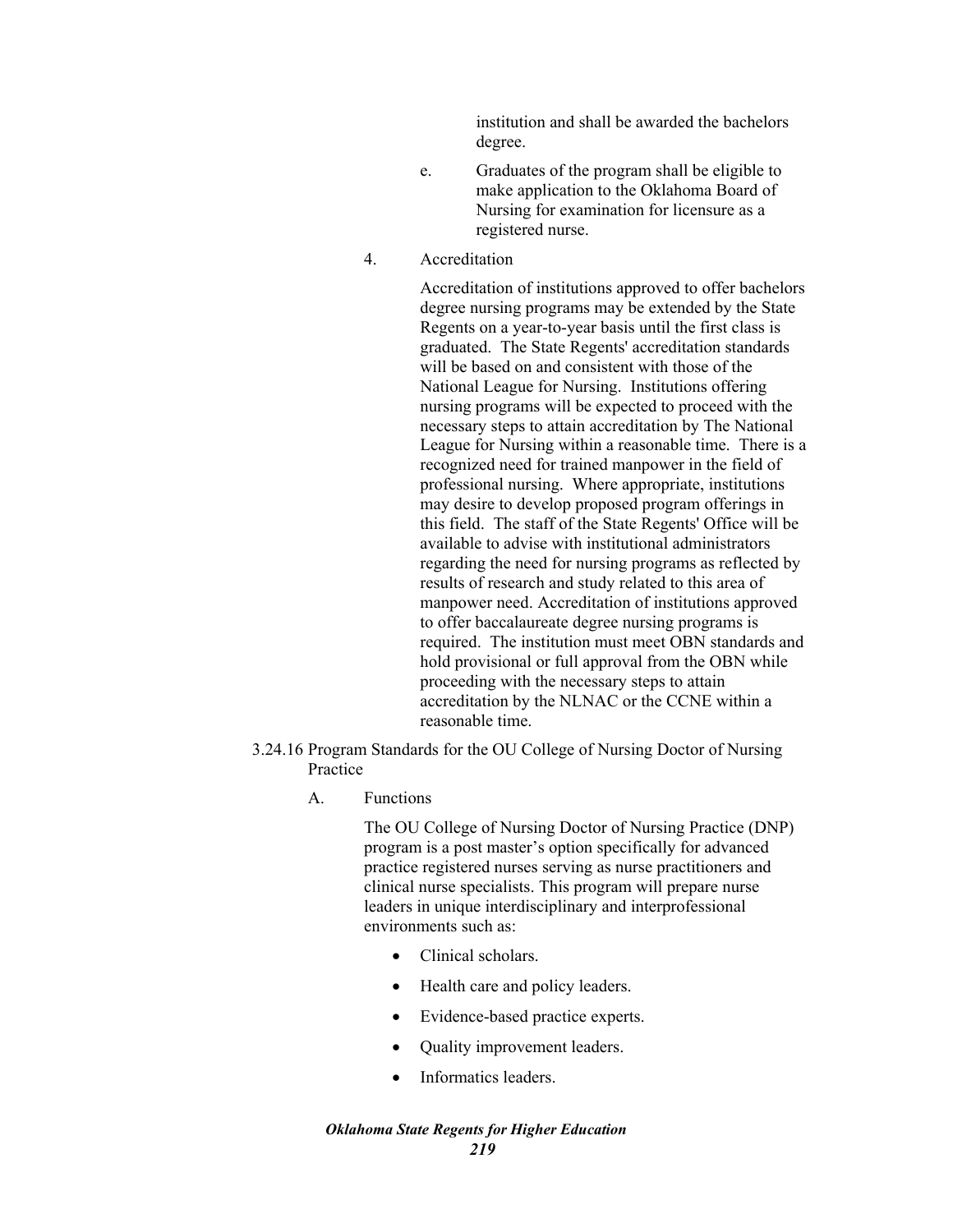institution and shall be awarded the bachelors degree.

e. Graduates of the program shall be eligible to make application to the Oklahoma Board of Nursing for examination for licensure as a registered nurse.

4. Accreditation

Accreditation of institutions approved to offer bachelors degree nursing programs may be extended by the State Regents on a year-to-year basis until the first class is graduated. The State Regents' accreditation standards will be based on and consistent with those of the National League for Nursing. Institutions offering nursing programs will be expected to proceed with the necessary steps to attain accreditation by The National League for Nursing within a reasonable time. There is a recognized need for trained manpower in the field of professional nursing. Where appropriate, institutions may desire to develop proposed program offerings in this field. The staff of the State Regents' Office will be available to advise with institutional administrators regarding the need for nursing programs as reflected by results of research and study related to this area of manpower need. Accreditation of institutions approved to offer baccalaureate degree nursing programs is required. The institution must meet OBN standards and hold provisional or full approval from the OBN while proceeding with the necessary steps to attain accreditation by the NLNAC or the CCNE within a reasonable time.

3.24.16 Program Standards for the OU College of Nursing Doctor of Nursing Practice

A. Functions

The OU College of Nursing Doctor of Nursing Practice (DNP) program is a post master's option specifically for advanced practice registered nurses serving as nurse practitioners and clinical nurse specialists. This program will prepare nurse leaders in unique interdisciplinary and interprofessional environments such as:

- Clinical scholars.
- Health care and policy leaders.
- Evidence-based practice experts.
- Quality improvement leaders.
- Informatics leaders.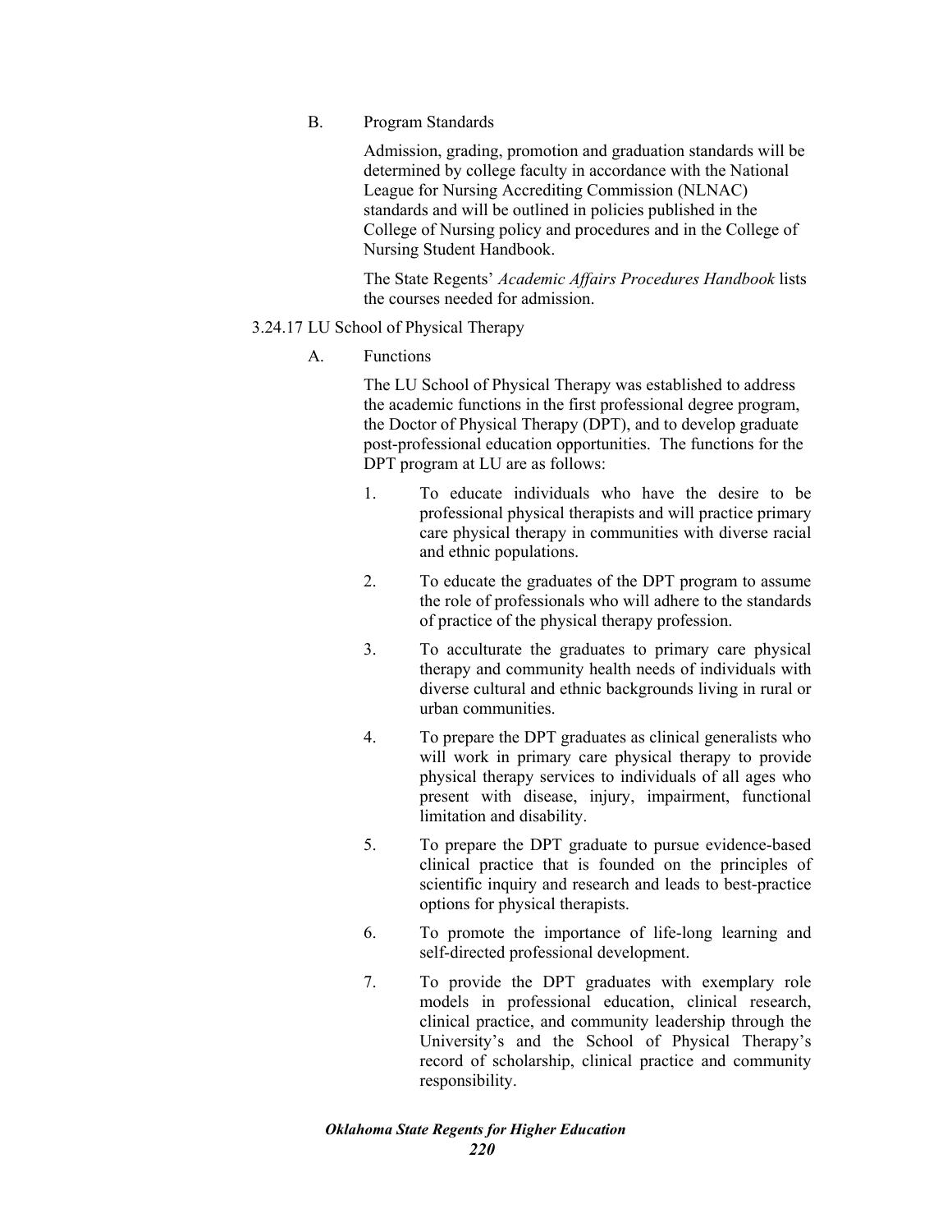B. Program Standards

Admission, grading, promotion and graduation standards will be determined by college faculty in accordance with the National League for Nursing Accrediting Commission (NLNAC) standards and will be outlined in policies published in the College of Nursing policy and procedures and in the College of Nursing Student Handbook.

The State Regents' *Academic Affairs Procedures Handbook* lists the courses needed for admission.

3.24.17 LU School of Physical Therapy

A. Functions

The LU School of Physical Therapy was established to address the academic functions in the first professional degree program, the Doctor of Physical Therapy (DPT), and to develop graduate post-professional education opportunities. The functions for the DPT program at LU are as follows:

1. To educate individuals who have the desire to be professional physical therapists and will practice primary care physical therapy in communities with diverse racial and ethnic populations.
2. To educate the graduates of the DPT program to assume the role of professionals who will adhere to the standards of practice of the physical therapy profession.
3. To acculturate the graduates to primary care physical therapy and community health needs of individuals with diverse cultural and ethnic backgrounds living in rural or urban communities.
4. To prepare the DPT graduates as clinical generalists who will work in primary care physical therapy to provide physical therapy services to individuals of all ages who present with disease, injury, impairment, functional limitation and disability.
5. To prepare the DPT graduate to pursue evidence-based clinical practice that is founded on the principles of scientific inquiry and research and leads to best-practice options for physical therapists.
6. To promote the importance of life-long learning and self-directed professional development.
7. To provide the DPT graduates with exemplary role models in professional education, clinical research, clinical practice, and community leadership through the University's and the School of Physical Therapy's record of scholarship, clinical practice and community responsibility.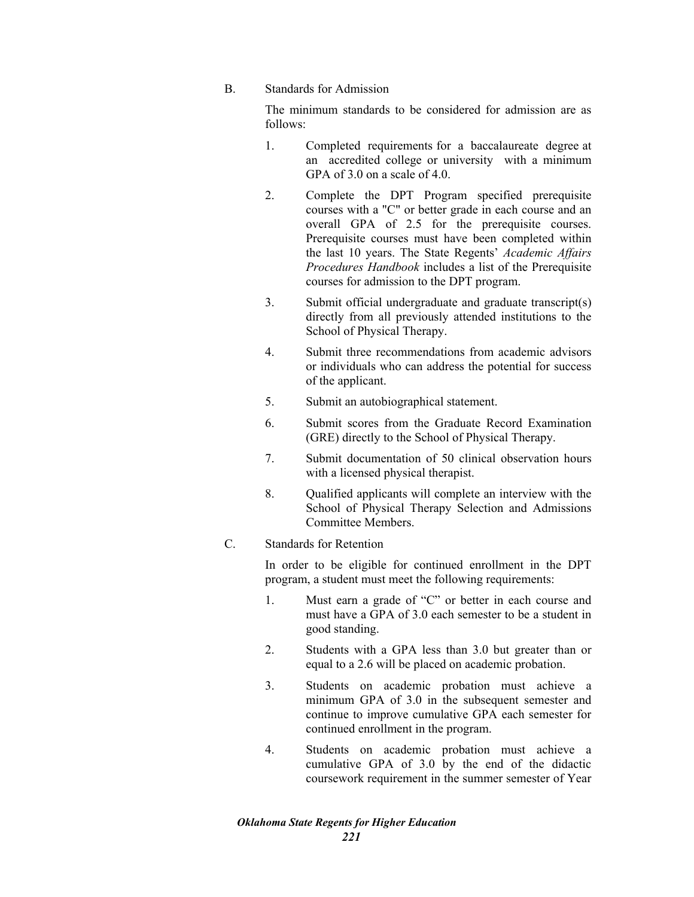B. Standards for Admission

The minimum standards to be considered for admission are as follows:

1. Completed requirements for a baccalaureate degree at an accredited college or university with a minimum GPA of 3.0 on a scale of 4.0.
2. Complete the DPT Program specified prerequisite courses with a "C" or better grade in each course and an overall GPA of 2.5 for the prerequisite courses. Prerequisite courses must have been completed within the last 10 years. The State Regents' *Academic Affairs Procedures Handbook* includes a list of the Prerequisite courses for admission to the DPT program.
3. Submit official undergraduate and graduate transcript(s) directly from all previously attended institutions to the School of Physical Therapy.
4. Submit three recommendations from academic advisors or individuals who can address the potential for success of the applicant.
5. Submit an autobiographical statement.
6. Submit scores from the Graduate Record Examination (GRE) directly to the School of Physical Therapy.
7. Submit documentation of 50 clinical observation hours with a licensed physical therapist.
8. Qualified applicants will complete an interview with the School of Physical Therapy Selection and Admissions Committee Members.

C. Standards for Retention

In order to be eligible for continued enrollment in the DPT program, a student must meet the following requirements:

1. Must earn a grade of "C" or better in each course and must have a GPA of 3.0 each semester to be a student in good standing.
2. Students with a GPA less than 3.0 but greater than or equal to a 2.6 will be placed on academic probation.
3. Students on academic probation must achieve a minimum GPA of 3.0 in the subsequent semester and continue to improve cumulative GPA each semester for continued enrollment in the program.
4. Students on academic probation must achieve a cumulative GPA of 3.0 by the end of the didactic coursework requirement in the summer semester of Year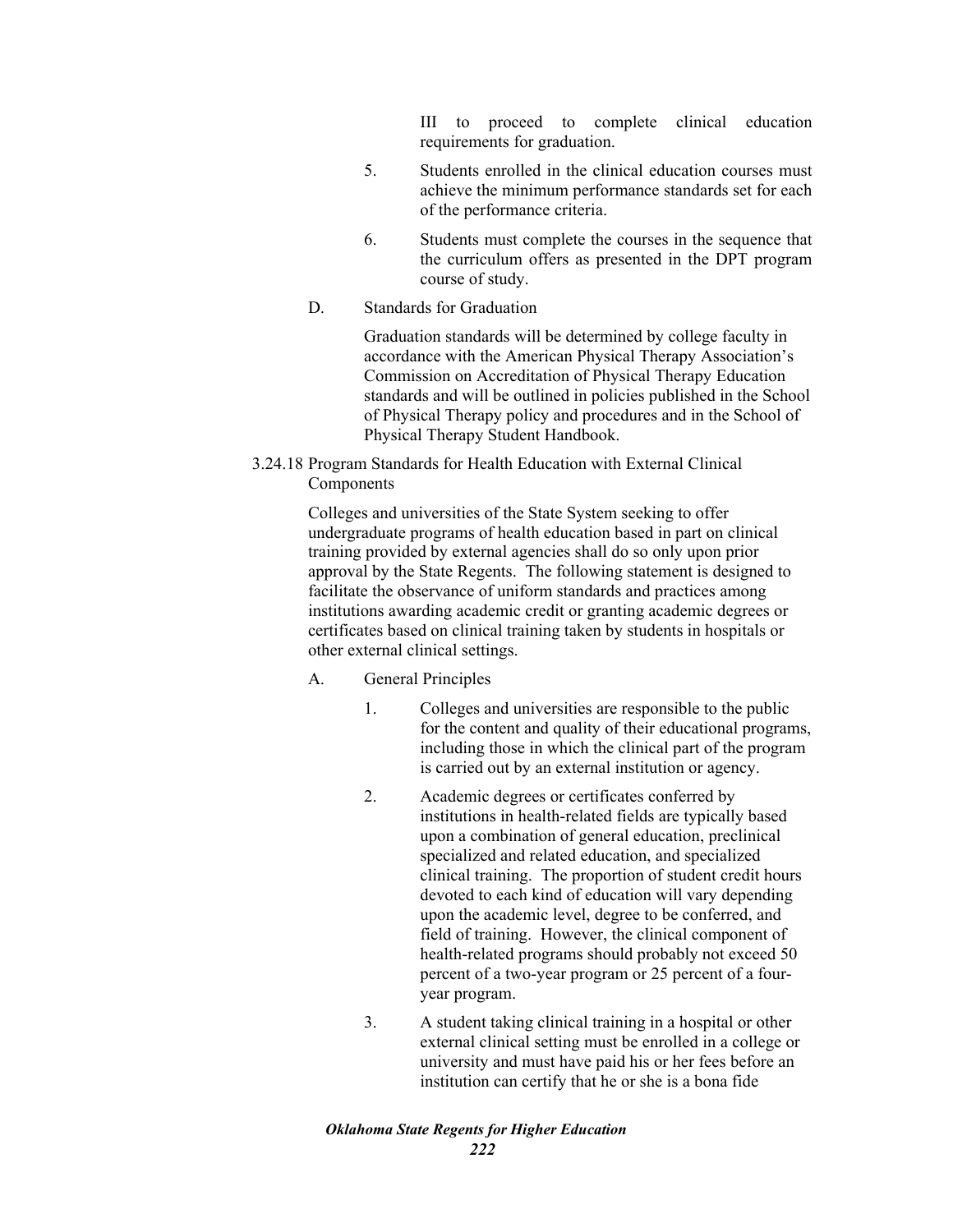III to proceed to complete clinical education requirements for graduation.

5. Students enrolled in the clinical education courses must achieve the minimum performance standards set for each of the performance criteria.

6. Students must complete the courses in the sequence that the curriculum offers as presented in the DPT program course of study.

D. Standards for Graduation

Graduation standards will be determined by college faculty in accordance with the American Physical Therapy Association's Commission on Accreditation of Physical Therapy Education standards and will be outlined in policies published in the School of Physical Therapy policy and procedures and in the School of Physical Therapy Student Handbook.

3.24.18 Program Standards for Health Education with External Clinical Components

Colleges and universities of the State System seeking to offer undergraduate programs of health education based in part on clinical training provided by external agencies shall do so only upon prior approval by the State Regents. The following statement is designed to facilitate the observance of uniform standards and practices among institutions awarding academic credit or granting academic degrees or certificates based on clinical training taken by students in hospitals or other external clinical settings.

A. General Principles

1. Colleges and universities are responsible to the public for the content and quality of their educational programs, including those in which the clinical part of the program is carried out by an external institution or agency.

2. Academic degrees or certificates conferred by institutions in health-related fields are typically based upon a combination of general education, preclinical specialized and related education, and specialized clinical training. The proportion of student credit hours devoted to each kind of education will vary depending upon the academic level, degree to be conferred, and field of training. However, the clinical component of health-related programs should probably not exceed 50 percent of a two-year program or 25 percent of a four-year program.

3. A student taking clinical training in a hospital or other external clinical setting must be enrolled in a college or university and must have paid his or her fees before an institution can certify that he or she is a bona fide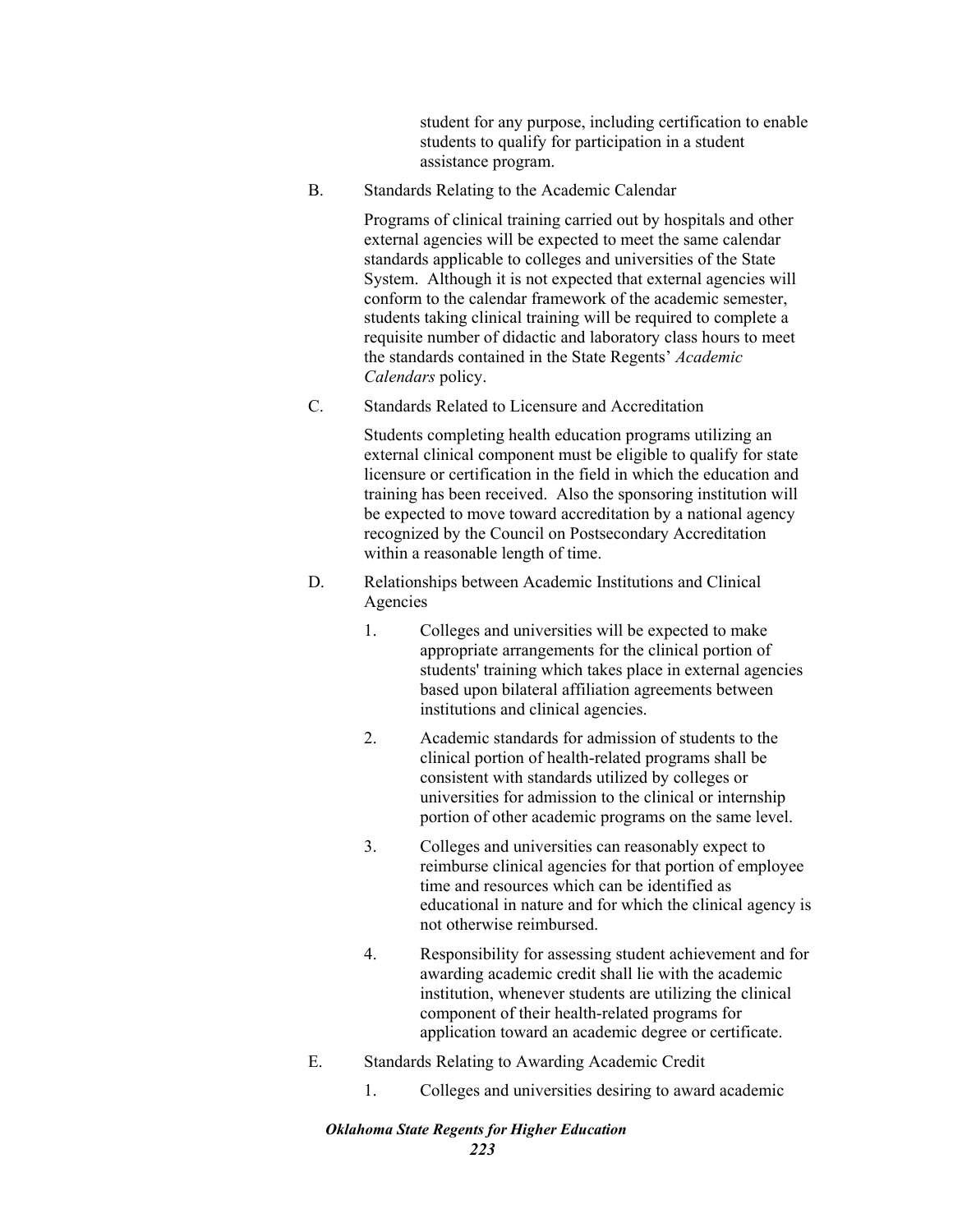student for any purpose, including certification to enable students to qualify for participation in a student assistance program.

B. Standards Relating to the Academic Calendar

Programs of clinical training carried out by hospitals and other external agencies will be expected to meet the same calendar standards applicable to colleges and universities of the State System. Although it is not expected that external agencies will conform to the calendar framework of the academic semester, students taking clinical training will be required to complete a requisite number of didactic and laboratory class hours to meet the standards contained in the State Regents' *Academic Calendars* policy.

C. Standards Related to Licensure and Accreditation

Students completing health education programs utilizing an external clinical component must be eligible to qualify for state licensure or certification in the field in which the education and training has been received. Also the sponsoring institution will be expected to move toward accreditation by a national agency recognized by the Council on Postsecondary Accreditation within a reasonable length of time.

D. Relationships between Academic Institutions and Clinical Agencies

1. Colleges and universities will be expected to make appropriate arrangements for the clinical portion of students' training which takes place in external agencies based upon bilateral affiliation agreements between institutions and clinical agencies.

2. Academic standards for admission of students to the clinical portion of health-related programs shall be consistent with standards utilized by colleges or universities for admission to the clinical or internship portion of other academic programs on the same level.

3. Colleges and universities can reasonably expect to reimburse clinical agencies for that portion of employee time and resources which can be identified as educational in nature and for which the clinical agency is not otherwise reimbursed.

4. Responsibility for assessing student achievement and for awarding academic credit shall lie with the academic institution, whenever students are utilizing the clinical component of their health-related programs for application toward an academic degree or certificate.

E. Standards Relating to Awarding Academic Credit

1. Colleges and universities desiring to award academic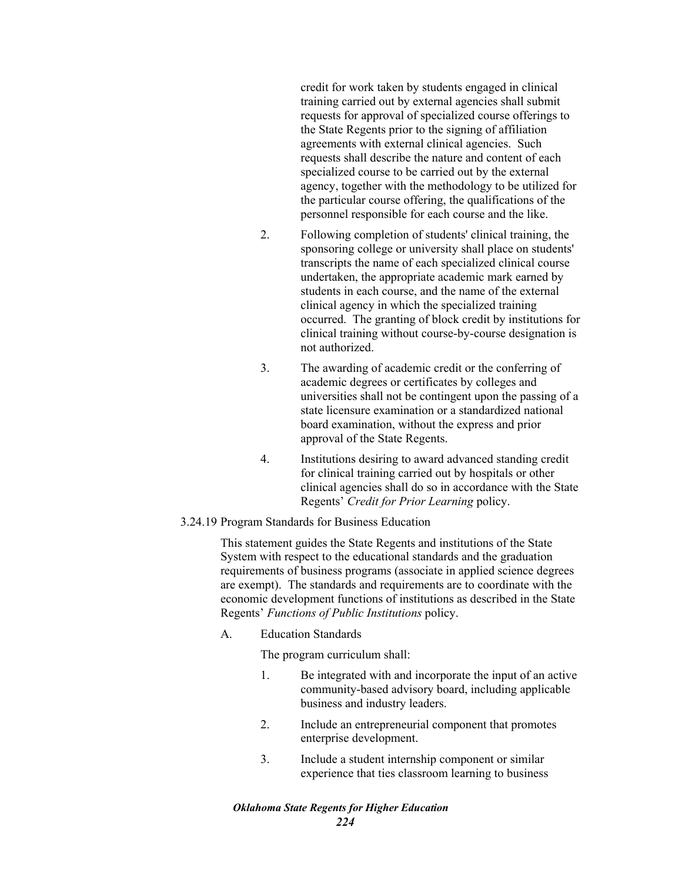credit for work taken by students engaged in clinical training carried out by external agencies shall submit requests for approval of specialized course offerings to the State Regents prior to the signing of affiliation agreements with external clinical agencies. Such requests shall describe the nature and content of each specialized course to be carried out by the external agency, together with the methodology to be utilized for the particular course offering, the qualifications of the personnel responsible for each course and the like.

2. Following completion of students' clinical training, the sponsoring college or university shall place on students' transcripts the name of each specialized clinical course undertaken, the appropriate academic mark earned by students in each course, and the name of the external clinical agency in which the specialized training occurred. The granting of block credit by institutions for clinical training without course-by-course designation is not authorized.

3. The awarding of academic credit or the conferring of academic degrees or certificates by colleges and universities shall not be contingent upon the passing of a state licensure examination or a standardized national board examination, without the express and prior approval of the State Regents.

4. Institutions desiring to award advanced standing credit for clinical training carried out by hospitals or other clinical agencies shall do so in accordance with the State Regents' *Credit for Prior Learning* policy.

3.24.19 Program Standards for Business Education

This statement guides the State Regents and institutions of the State System with respect to the educational standards and the graduation requirements of business programs (associate in applied science degrees are exempt). The standards and requirements are to coordinate with the economic development functions of institutions as described in the State Regents' *Functions of Public Institutions* policy.

A. Education Standards

The program curriculum shall:

1. Be integrated with and incorporate the input of an active community-based advisory board, including applicable business and industry leaders.

2. Include an entrepreneurial component that promotes enterprise development.

3. Include a student internship component or similar experience that ties classroom learning to business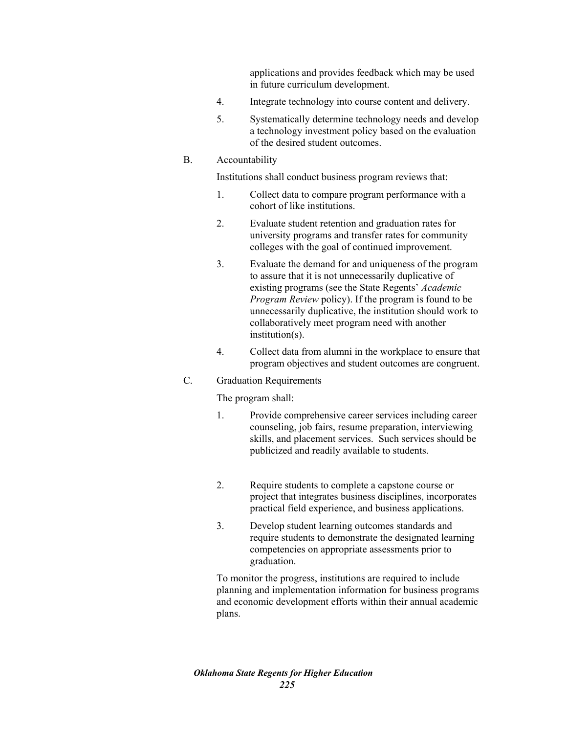applications and provides feedback which may be used in future curriculum development.

4. Integrate technology into course content and delivery.

5. Systematically determine technology needs and develop a technology investment policy based on the evaluation of the desired student outcomes.

B. Accountability

Institutions shall conduct business program reviews that:

1. Collect data to compare program performance with a cohort of like institutions.

2. Evaluate student retention and graduation rates for university programs and transfer rates for community colleges with the goal of continued improvement.

3. Evaluate the demand for and uniqueness of the program to assure that it is not unnecessarily duplicative of existing programs (see the State Regents' *Academic Program Review* policy). If the program is found to be unnecessarily duplicative, the institution should work to collaboratively meet program need with another institution(s).

4. Collect data from alumni in the workplace to ensure that program objectives and student outcomes are congruent.

C. Graduation Requirements

The program shall:

1. Provide comprehensive career services including career counseling, job fairs, resume preparation, interviewing skills, and placement services. Such services should be publicized and readily available to students.

2. Require students to complete a capstone course or project that integrates business disciplines, incorporates practical field experience, and business applications.

3. Develop student learning outcomes standards and require students to demonstrate the designated learning competencies on appropriate assessments prior to graduation.

To monitor the progress, institutions are required to include planning and implementation information for business programs and economic development efforts within their annual academic plans.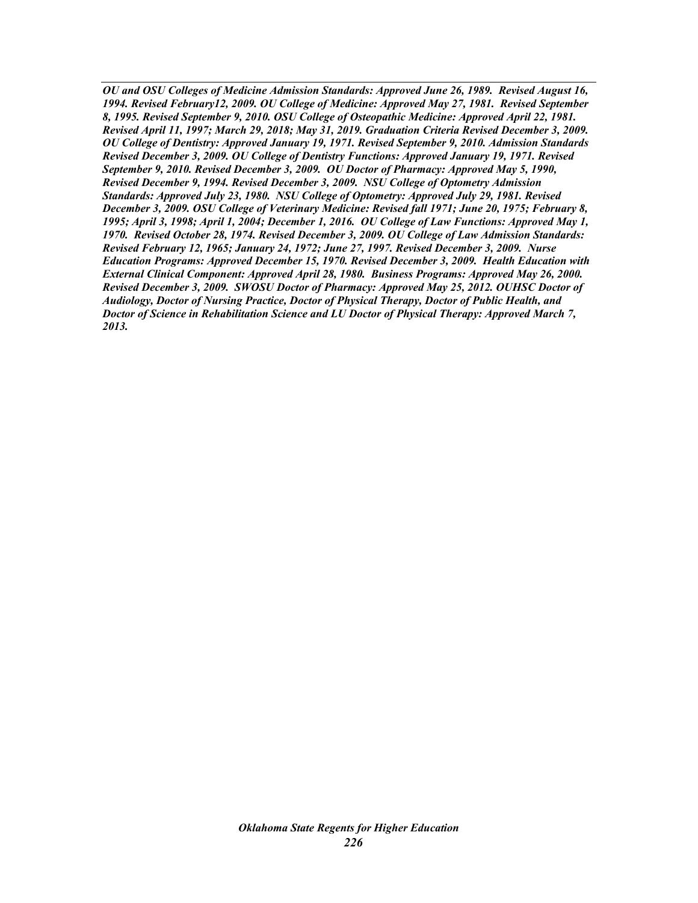---

***OU and OSU Colleges of Medicine Admission Standards: Approved June 26, 1989. Revised August 16, 1994. Revised February12, 2009. OU College of Medicine: Approved May 27, 1981. Revised September 8, 1995. Revised September 9, 2010. OSU College of Osteopathic Medicine: Approved April 22, 1981. Revised April 11, 1997; March 29, 2018; May 31, 2019. Graduation Criteria Revised December 3, 2009. OU College of Dentistry: Approved January 19, 1971. Revised September 9, 2010. Admission Standards Revised December 3, 2009. OU College of Dentistry Functions: Approved January 19, 1971. Revised September 9, 2010. Revised December 3, 2009. OU Doctor of Pharmacy: Approved May 5, 1990, Revised December 9, 1994. Revised December 3, 2009. NSU College of Optometry Admission Standards: Approved July 23, 1980. NSU College of Optometry: Approved July 29, 1981. Revised December 3, 2009. OSU College of Veterinary Medicine: Revised fall 1971; June 20, 1975; February 8, 1995; April 3, 1998; April 1, 2004; December 1, 2016. OU College of Law Functions: Approved May 1, 1970. Revised October 28, 1974. Revised December 3, 2009. OU College of Law Admission Standards: Revised February 12, 1965; January 24, 1972; June 27, 1997. Revised December 3, 2009. Nurse Education Programs: Approved December 15, 1970. Revised December 3, 2009. Health Education with External Clinical Component: Approved April 28, 1980. Business Programs: Approved May 26, 2000. Revised December 3, 2009. SWOSU Doctor of Pharmacy: Approved May 25, 2012. OUHSC Doctor of Audiology, Doctor of Nursing Practice, Doctor of Physical Therapy, Doctor of Public Health, and Doctor of Science in Rehabilitation Science and LU Doctor of Physical Therapy: Approved March 7, 2013.***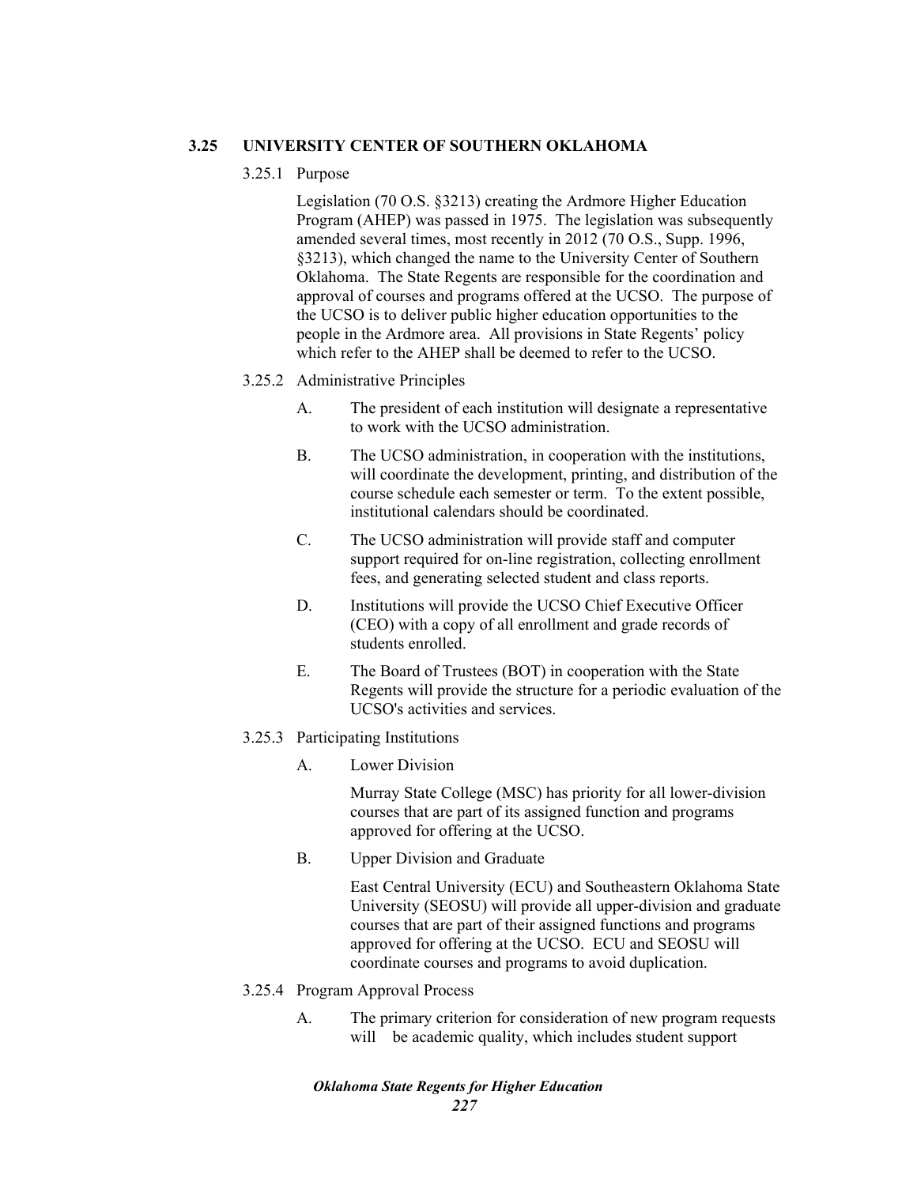### 3.25 UNIVERSITY CENTER OF SOUTHERN OKLAHOMA

3.25.1 Purpose

Legislation (70 O.S. §3213) creating the Ardmore Higher Education Program (AHEP) was passed in 1975. The legislation was subsequently amended several times, most recently in 2012 (70 O.S., Supp. 1996, §3213), which changed the name to the University Center of Southern Oklahoma. The State Regents are responsible for the coordination and approval of courses and programs offered at the UCSO. The purpose of the UCSO is to deliver public higher education opportunities to the people in the Ardmore area. All provisions in State Regents' policy which refer to the AHEP shall be deemed to refer to the UCSO.

3.25.2 Administrative Principles

A. The president of each institution will designate a representative to work with the UCSO administration.

B. The UCSO administration, in cooperation with the institutions, will coordinate the development, printing, and distribution of the course schedule each semester or term. To the extent possible, institutional calendars should be coordinated.

C. The UCSO administration will provide staff and computer support required for on-line registration, collecting enrollment fees, and generating selected student and class reports.

D. Institutions will provide the UCSO Chief Executive Officer (CEO) with a copy of all enrollment and grade records of students enrolled.

E. The Board of Trustees (BOT) in cooperation with the State Regents will provide the structure for a periodic evaluation of the UCSO's activities and services.

3.25.3 Participating Institutions

A. Lower Division

Murray State College (MSC) has priority for all lower-division courses that are part of its assigned function and programs approved for offering at the UCSO.

B. Upper Division and Graduate

East Central University (ECU) and Southeastern Oklahoma State University (SEOSU) will provide all upper-division and graduate courses that are part of their assigned functions and programs approved for offering at the UCSO. ECU and SEOSU will coordinate courses and programs to avoid duplication.

3.25.4 Program Approval Process

A. The primary criterion for consideration of new program requests will be academic quality, which includes student support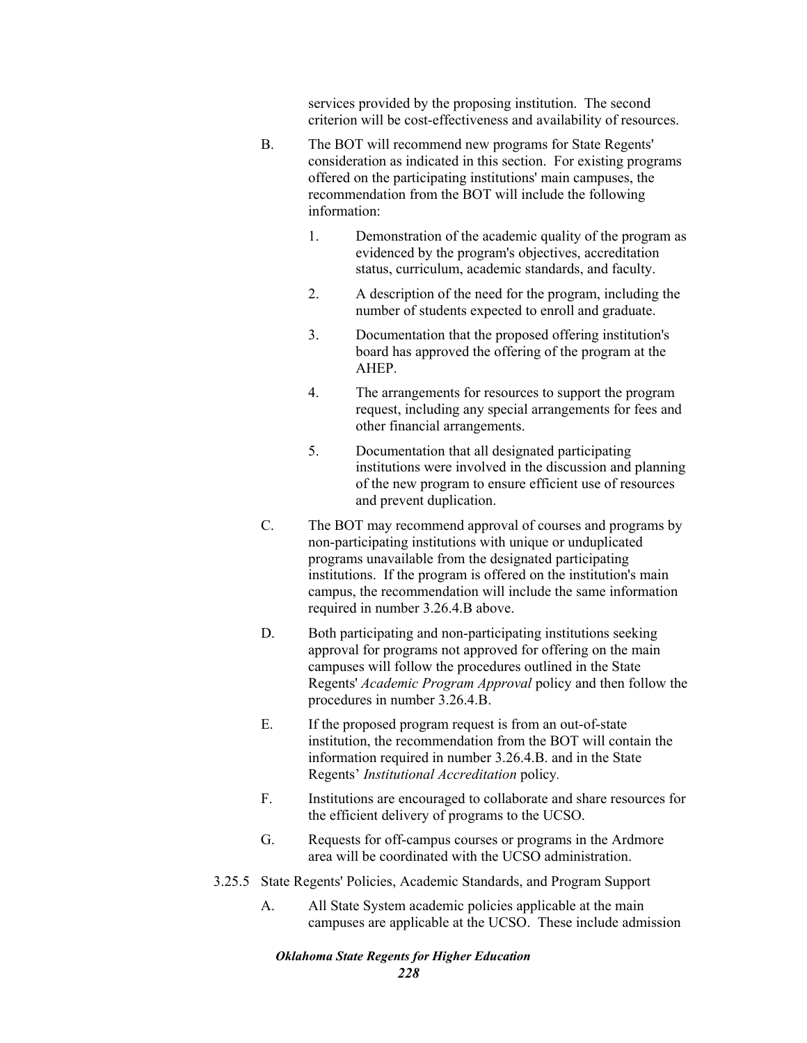services provided by the proposing institution. The second criterion will be cost-effectiveness and availability of resources.

B. The BOT will recommend new programs for State Regents' consideration as indicated in this section. For existing programs offered on the participating institutions' main campuses, the recommendation from the BOT will include the following information:

1. Demonstration of the academic quality of the program as evidenced by the program's objectives, accreditation status, curriculum, academic standards, and faculty.

2. A description of the need for the program, including the number of students expected to enroll and graduate.

3. Documentation that the proposed offering institution's board has approved the offering of the program at the AHEP.

4. The arrangements for resources to support the program request, including any special arrangements for fees and other financial arrangements.

5. Documentation that all designated participating institutions were involved in the discussion and planning of the new program to ensure efficient use of resources and prevent duplication.

C. The BOT may recommend approval of courses and programs by non-participating institutions with unique or unduplicated programs unavailable from the designated participating institutions. If the program is offered on the institution's main campus, the recommendation will include the same information required in number 3.26.4.B above.

D. Both participating and non-participating institutions seeking approval for programs not approved for offering on the main campuses will follow the procedures outlined in the State Regents' *Academic Program Approval* policy and then follow the procedures in number 3.26.4.B.

E. If the proposed program request is from an out-of-state institution, the recommendation from the BOT will contain the information required in number 3.26.4.B. and in the State Regents' *Institutional Accreditation* policy.

F. Institutions are encouraged to collaborate and share resources for the efficient delivery of programs to the UCSO.

G. Requests for off-campus courses or programs in the Ardmore area will be coordinated with the UCSO administration.

3.25.5 State Regents' Policies, Academic Standards, and Program Support

A. All State System academic policies applicable at the main campuses are applicable at the UCSO. These include admission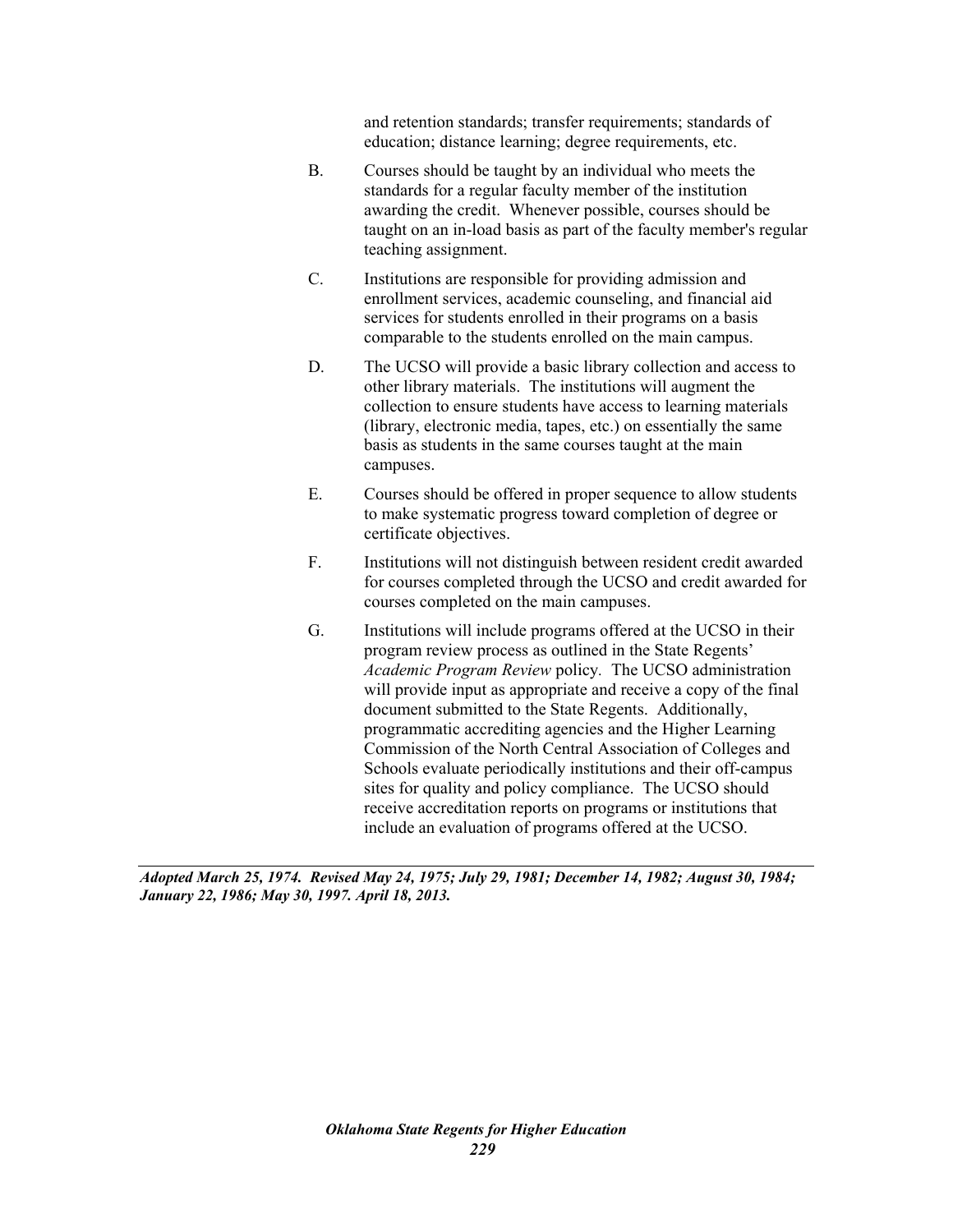and retention standards; transfer requirements; standards of education; distance learning; degree requirements, etc.

B. Courses should be taught by an individual who meets the standards for a regular faculty member of the institution awarding the credit. Whenever possible, courses should be taught on an in-load basis as part of the faculty member's regular teaching assignment.

C. Institutions are responsible for providing admission and enrollment services, academic counseling, and financial aid services for students enrolled in their programs on a basis comparable to the students enrolled on the main campus.

D. The UCSO will provide a basic library collection and access to other library materials. The institutions will augment the collection to ensure students have access to learning materials (library, electronic media, tapes, etc.) on essentially the same basis as students in the same courses taught at the main campuses.

E. Courses should be offered in proper sequence to allow students to make systematic progress toward completion of degree or certificate objectives.

F. Institutions will not distinguish between resident credit awarded for courses completed through the UCSO and credit awarded for courses completed on the main campuses.

G. Institutions will include programs offered at the UCSO in their program review process as outlined in the State Regents' *Academic Program Review* policy. The UCSO administration will provide input as appropriate and receive a copy of the final document submitted to the State Regents. Additionally, programmatic accrediting agencies and the Higher Learning Commission of the North Central Association of Colleges and Schools evaluate periodically institutions and their off-campus sites for quality and policy compliance. The UCSO should receive accreditation reports on programs or institutions that include an evaluation of programs offered at the UCSO.

---

***Adopted March 25, 1974. Revised May 24, 1975; July 29, 1981; December 14, 1982; August 30, 1984; January 22, 1986; May 30, 1997. April 18, 2013.***